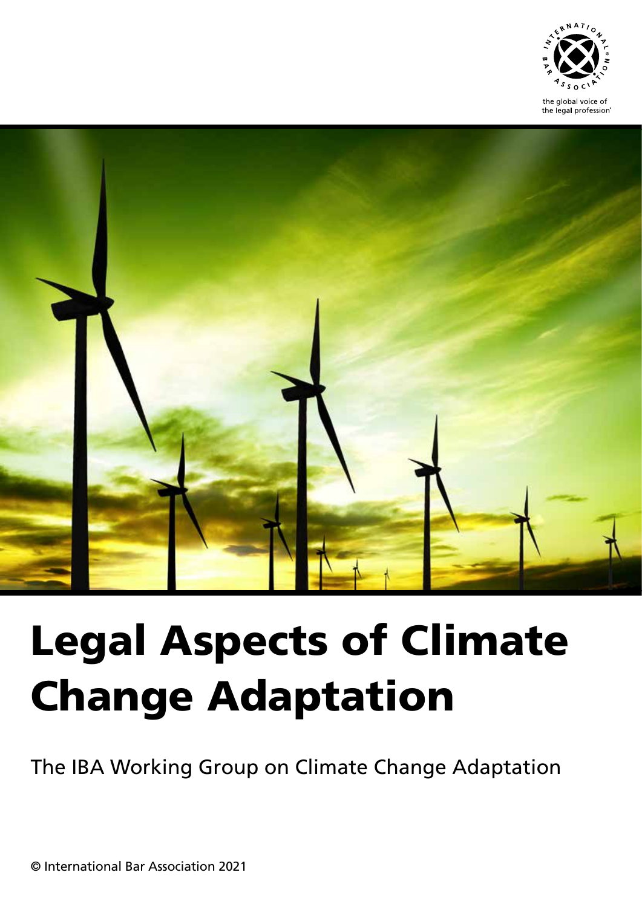the global voice of the legal profession

# Legal Aspects of Climate Change Adaptation

The IBA Working Group on Climate Change Adaptation

© International Bar Association 2021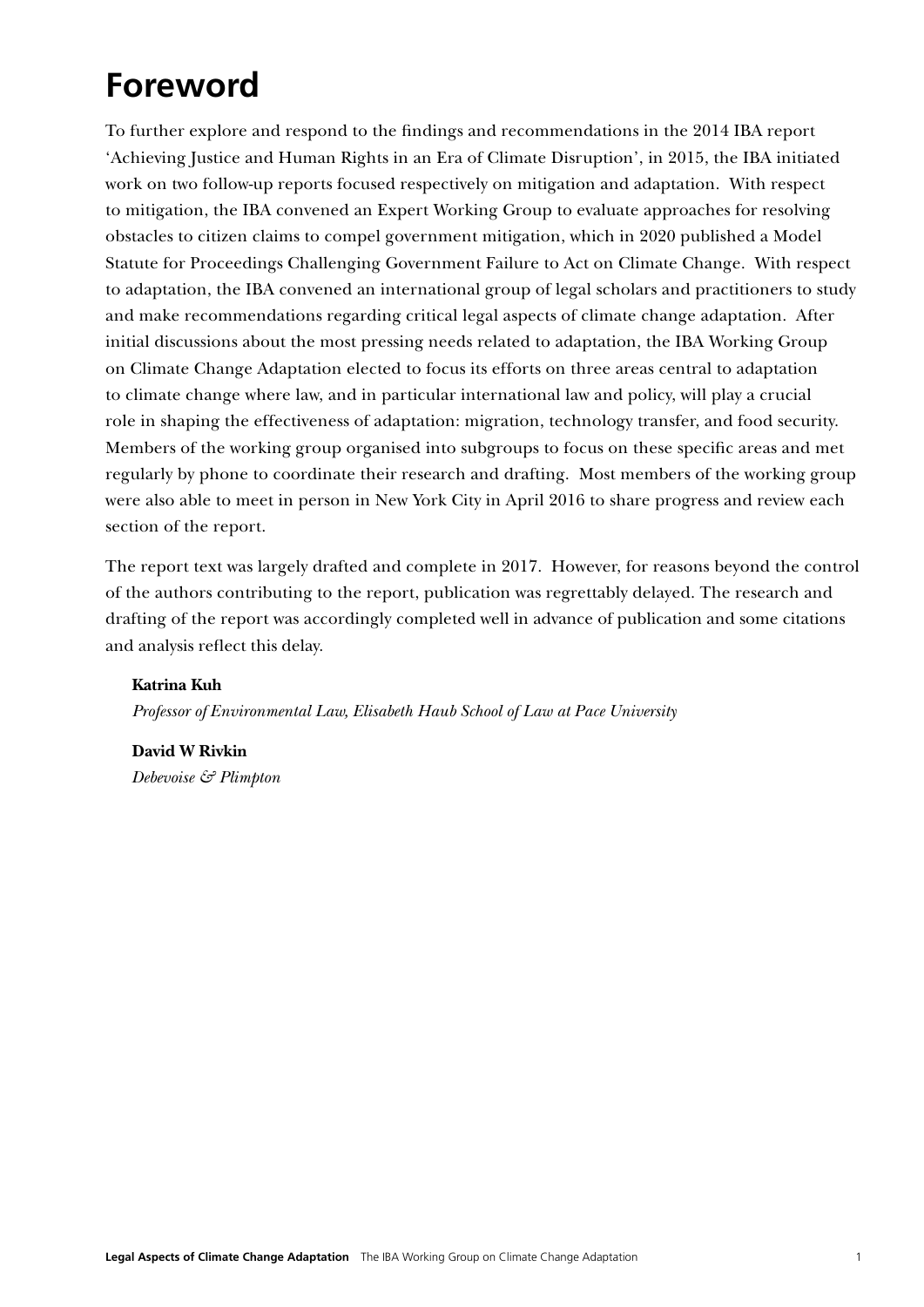# Foreword

To further explore and respond to the findings and recommendations in the 2014 IBA report 'Achieving Justice and Human Rights in an Era of Climate Disruption', in 2015, the IBA initiated work on two follow-up reports focused respectively on mitigation and adaptation. With respect to mitigation, the IBA convened an Expert Working Group to evaluate approaches for resolving obstacles to citizen claims to compel government mitigation, which in 2020 published a Model Statute for Proceedings Challenging Government Failure to Act on Climate Change. With respect to adaptation, the IBA convened an international group of legal scholars and practitioners to study and make recommendations regarding critical legal aspects of climate change adaptation. After initial discussions about the most pressing needs related to adaptation, the IBA Working Group on Climate Change Adaptation elected to focus its efforts on three areas central to adaptation to climate change where law, and in particular international law and policy, will play a crucial role in shaping the effectiveness of adaptation: migration, technology transfer, and food security. Members of the working group organised into subgroups to focus on these specific areas and met regularly by phone to coordinate their research and drafting. Most members of the working group were also able to meet in person in New York City in April 2016 to share progress and review each section of the report.

The report text was largely drafted and complete in 2017. However, for reasons beyond the control of the authors contributing to the report, publication was regrettably delayed. The research and drafting of the report was accordingly completed well in advance of publication and some citations and analysis reflect this delay.

**Katrina Kuh**
*Professor of Environmental Law, Elisabeth Haub School of Law at Pace University*

**David W Rivkin**
*Debevoise & Plimpton*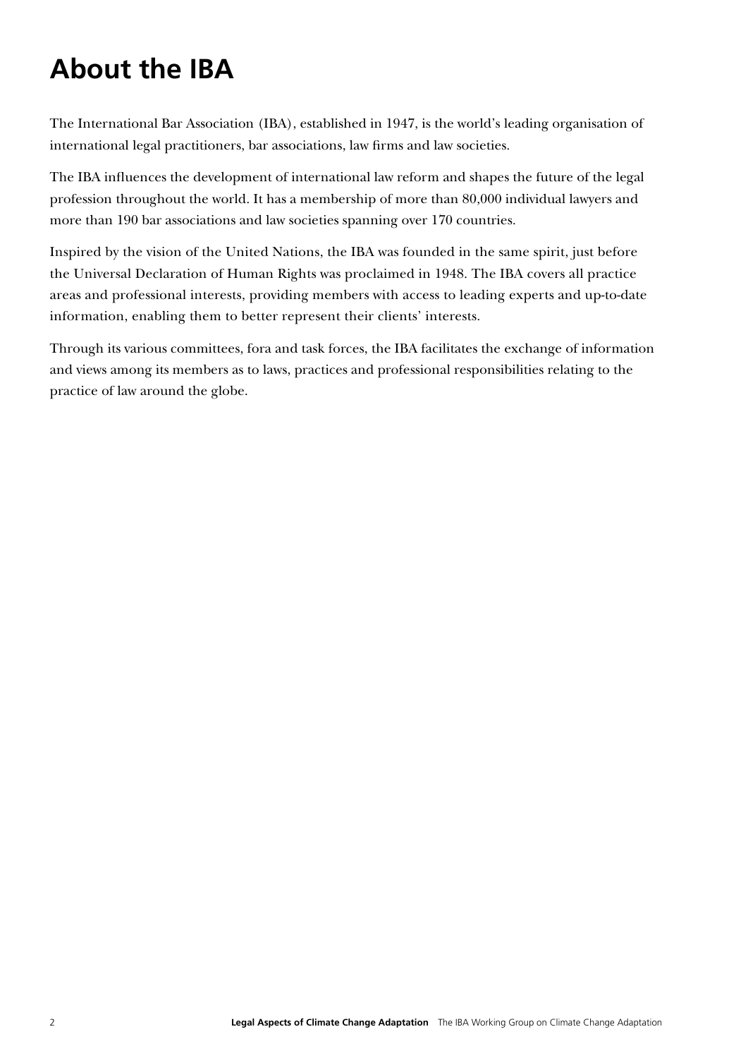# About the IBA

The International Bar Association (IBA), established in 1947, is the world's leading organisation of international legal practitioners, bar associations, law firms and law societies.

The IBA influences the development of international law reform and shapes the future of the legal profession throughout the world. It has a membership of more than 80,000 individual lawyers and more than 190 bar associations and law societies spanning over 170 countries.

Inspired by the vision of the United Nations, the IBA was founded in the same spirit, just before the Universal Declaration of Human Rights was proclaimed in 1948. The IBA covers all practice areas and professional interests, providing members with access to leading experts and up-to-date information, enabling them to better represent their clients' interests.

Through its various committees, fora and task forces, the IBA facilitates the exchange of information and views among its members as to laws, practices and professional responsibilities relating to the practice of law around the globe.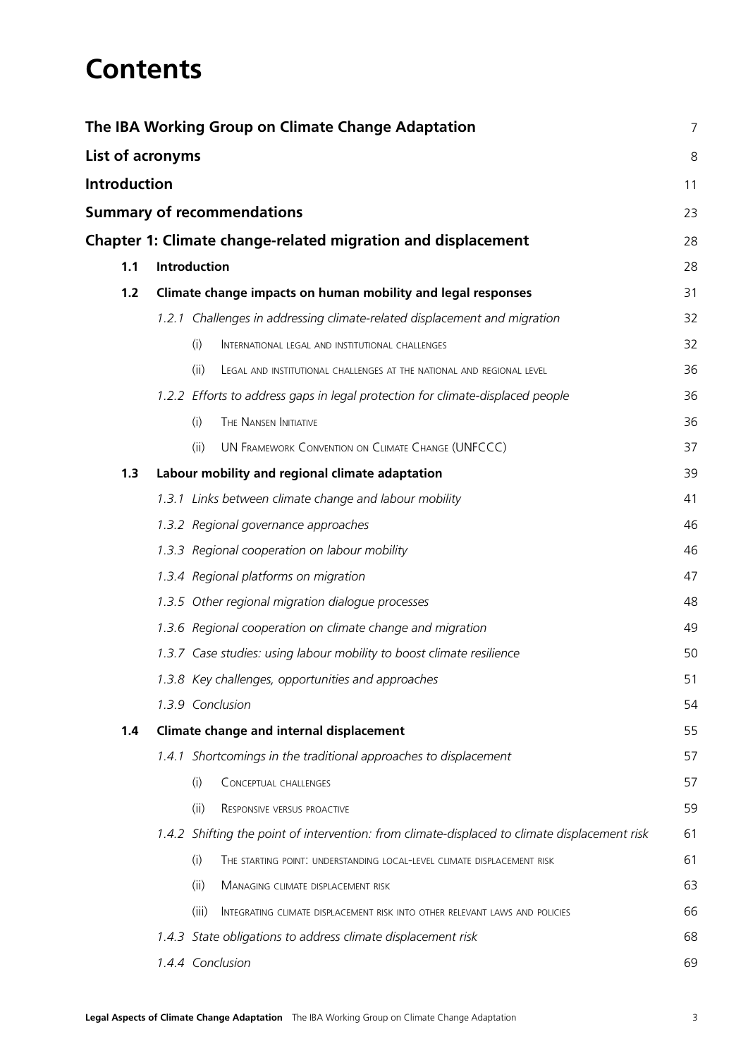# Contents

| | |
|---|---|
| **The IBA Working Group on Climate Change Adaptation** | 7 |
| **List of acronyms** | 8 |
| **Introduction** | 11 |
| **Summary of recommendations** | 23 |
| **Chapter 1: Climate change-related migration and displacement** | 28 |
| **1.1 Introduction** | 28 |
| **1.2 Climate change impacts on human mobility and legal responses** | 31 |
| *1.2.1 Challenges in addressing climate-related displacement and migration* | 32 |
| (i) International legal and institutional challenges | 32 |
| (ii) Legal and institutional challenges at the national and regional level | 36 |
| *1.2.2 Efforts to address gaps in legal protection for climate-displaced people* | 36 |
| (i) The Nansen Initiative | 36 |
| (ii) UN Framework Convention on Climate Change (UNFCCC) | 37 |
| **1.3 Labour mobility and regional climate adaptation** | 39 |
| *1.3.1 Links between climate change and labour mobility* | 41 |
| *1.3.2 Regional governance approaches* | 46 |
| *1.3.3 Regional cooperation on labour mobility* | 46 |
| *1.3.4 Regional platforms on migration* | 47 |
| *1.3.5 Other regional migration dialogue processes* | 48 |
| *1.3.6 Regional cooperation on climate change and migration* | 49 |
| *1.3.7 Case studies: using labour mobility to boost climate resilience* | 50 |
| *1.3.8 Key challenges, opportunities and approaches* | 51 |
| *1.3.9 Conclusion* | 54 |
| **1.4 Climate change and internal displacement** | 55 |
| *1.4.1 Shortcomings in the traditional approaches to displacement* | 57 |
| (i) Conceptual challenges | 57 |
| (ii) Responsive versus proactive | 59 |
| *1.4.2 Shifting the point of intervention: from climate-displaced to climate displacement risk* | 61 |
| (i) The starting point: understanding local-level climate displacement risk | 61 |
| (ii) Managing climate displacement risk | 63 |
| (iii) Integrating climate displacement risk into other relevant laws and policies | 66 |
| *1.4.3 State obligations to address climate displacement risk* | 68 |
| *1.4.4 Conclusion* | 69 |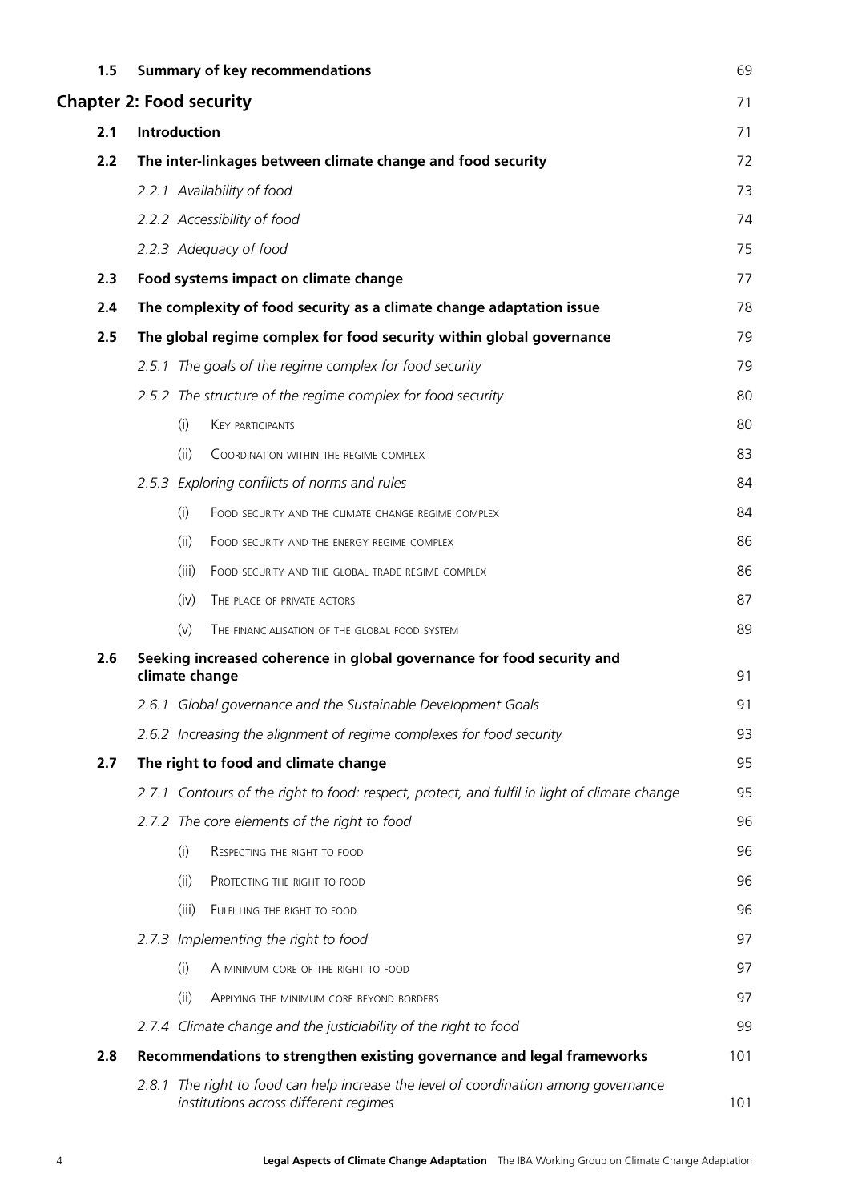| | | |
|---|---|---|
| **1.5** | **Summary of key recommendations** | 69 |
| **Chapter 2: Food security** | | 71 |
| **2.1** | **Introduction** | 71 |
| **2.2** | **The inter-linkages between climate change and food security** | 72 |
| | *2.2.1 Availability of food* | 73 |
| | *2.2.2 Accessibility of food* | 74 |
| | *2.2.3 Adequacy of food* | 75 |
| **2.3** | **Food systems impact on climate change** | 77 |
| **2.4** | **The complexity of food security as a climate change adaptation issue** | 78 |
| **2.5** | **The global regime complex for food security within global governance** | 79 |
| | *2.5.1 The goals of the regime complex for food security* | 79 |
| | *2.5.2 The structure of the regime complex for food security* | 80 |
| | (i) Key participants | 80 |
| | (ii) Coordination within the regime complex | 83 |
| | *2.5.3 Exploring conflicts of norms and rules* | 84 |
| | (i) Food security and the climate change regime complex | 84 |
| | (ii) Food security and the energy regime complex | 86 |
| | (iii) Food security and the global trade regime complex | 86 |
| | (iv) The place of private actors | 87 |
| | (v) The financialisation of the global food system | 89 |
| **2.6** | **Seeking increased coherence in global governance for food security and climate change** | 91 |
| | *2.6.1 Global governance and the Sustainable Development Goals* | 91 |
| | *2.6.2 Increasing the alignment of regime complexes for food security* | 93 |
| **2.7** | **The right to food and climate change** | 95 |
| | *2.7.1 Contours of the right to food: respect, protect, and fulfil in light of climate change* | 95 |
| | *2.7.2 The core elements of the right to food* | 96 |
| | (i) Respecting the right to food | 96 |
| | (ii) Protecting the right to food | 96 |
| | (iii) Fulfilling the right to food | 96 |
| | *2.7.3 Implementing the right to food* | 97 |
| | (i) A minimum core of the right to food | 97 |
| | (ii) Applying the minimum core beyond borders | 97 |
| | *2.7.4 Climate change and the justiciability of the right to food* | 99 |
| **2.8** | **Recommendations to strengthen existing governance and legal frameworks** | 101 |
| | *2.8.1 The right to food can help increase the level of coordination among governance institutions across different regimes* | 101 |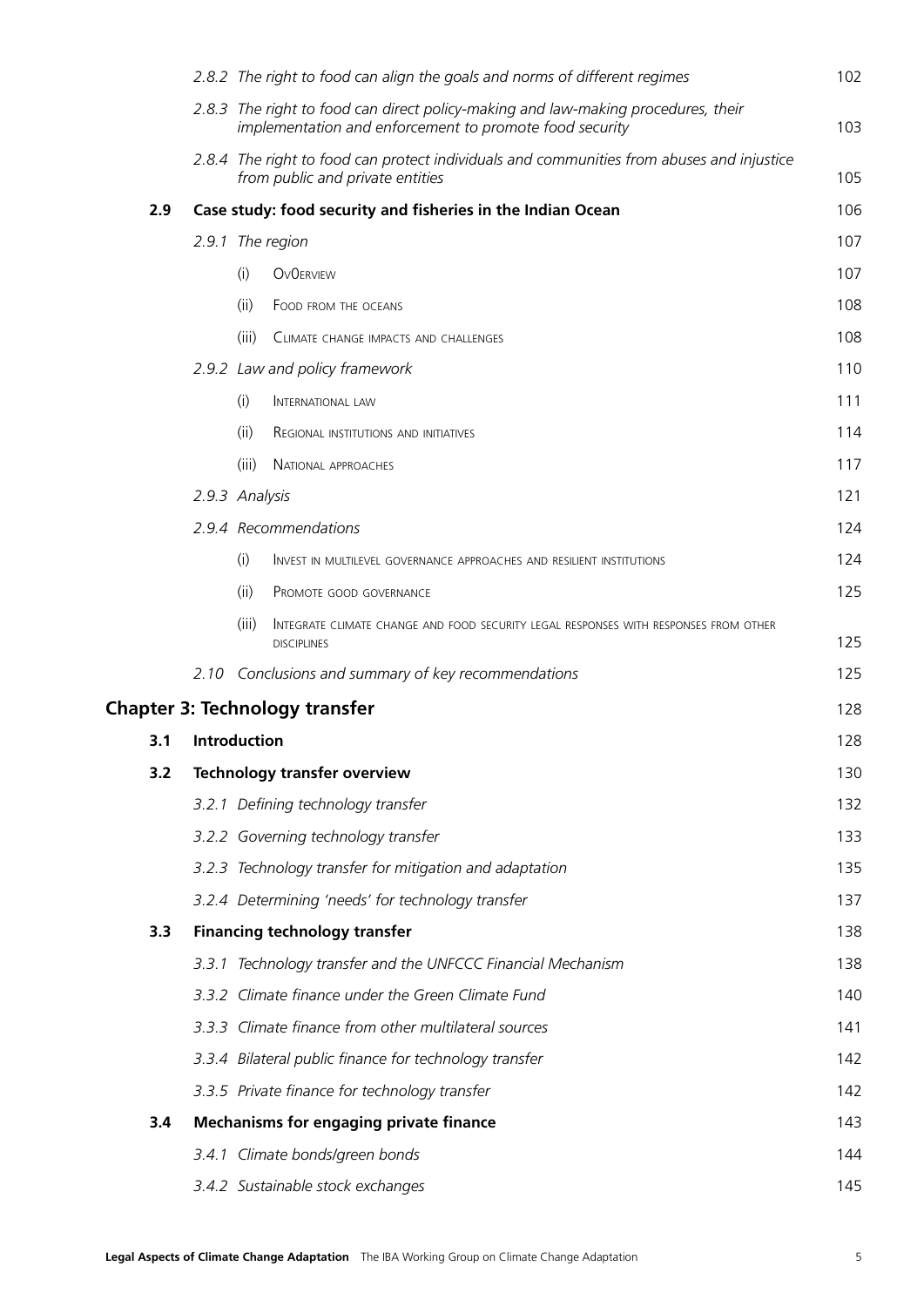| | | | | |
|---|---|---|---|---|
| | *2.8.2* | | *The right to food can align the goals and norms of different regimes* | 102 |
| | *2.8.3* | | *The right to food can direct policy-making and law-making procedures, their implementation and enforcement to promote food security* | 103 |
| | *2.8.4* | | *The right to food can protect individuals and communities from abuses and injustice from public and private entities* | 105 |
| **2.9** | **Case study: food security and fisheries in the Indian Ocean** | | | 106 |
| | *2.9.1* | | *The region* | 107 |
| | | (i) | Ov0erview | 107 |
| | | (ii) | Food from the oceans | 108 |
| | | (iii) | Climate change impacts and challenges | 108 |
| | *2.9.2* | | *Law and policy framework* | 110 |
| | | (i) | International law | 111 |
| | | (ii) | Regional institutions and initiatives | 114 |
| | | (iii) | National approaches | 117 |
| | *2.9.3* | | *Analysis* | 121 |
| | *2.9.4* | | *Recommendations* | 124 |
| | | (i) | Invest in multilevel governance approaches and resilient institutions | 124 |
| | | (ii) | Promote good governance | 125 |
| | | (iii) | Integrate climate change and food security legal responses with responses from other disciplines | 125 |
| | *2.10* | | *Conclusions and summary of key recommendations* | 125 |

## Chapter 3: Technology transfer — 128

| | | | |
|---|---|---|---|
| **3.1** | **Introduction** | | 128 |
| **3.2** | **Technology transfer overview** | | 130 |
| | *3.2.1* | *Defining technology transfer* | 132 |
| | *3.2.2* | *Governing technology transfer* | 133 |
| | *3.2.3* | *Technology transfer for mitigation and adaptation* | 135 |
| | *3.2.4* | *Determining 'needs' for technology transfer* | 137 |
| **3.3** | **Financing technology transfer** | | 138 |
| | *3.3.1* | *Technology transfer and the UNFCCC Financial Mechanism* | 138 |
| | *3.3.2* | *Climate finance under the Green Climate Fund* | 140 |
| | *3.3.3* | *Climate finance from other multilateral sources* | 141 |
| | *3.3.4* | *Bilateral public finance for technology transfer* | 142 |
| | *3.3.5* | *Private finance for technology transfer* | 142 |
| **3.4** | **Mechanisms for engaging private finance** | | 143 |
| | *3.4.1* | *Climate bonds/green bonds* | 144 |
| | *3.4.2* | *Sustainable stock exchanges* | 145 |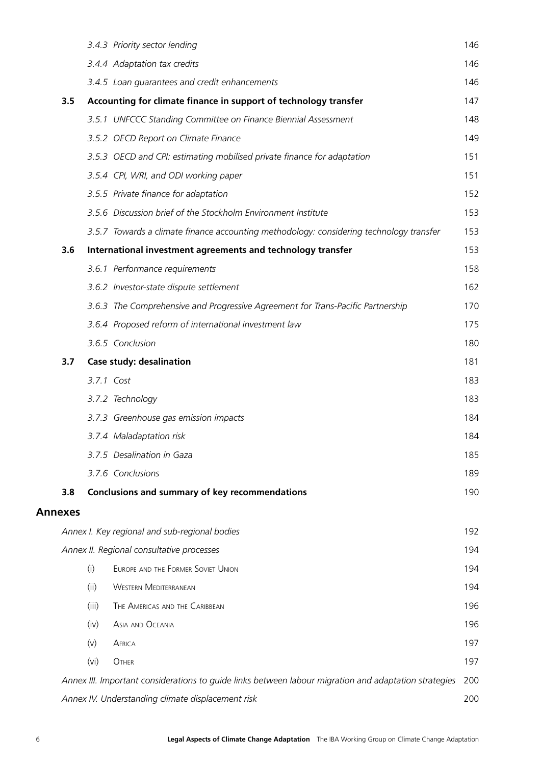*3.4.3 Priority sector lending* 146

*3.4.4 Adaptation tax credits* 146

*3.4.5 Loan guarantees and credit enhancements* 146

**3.5 Accounting for climate finance in support of technology transfer** 147

*3.5.1 UNFCCC Standing Committee on Finance Biennial Assessment* 148

*3.5.2 OECD Report on Climate Finance* 149

*3.5.3 OECD and CPI: estimating mobilised private finance for adaptation* 151

*3.5.4 CPI, WRI, and ODI working paper* 151

*3.5.5 Private finance for adaptation* 152

*3.5.6 Discussion brief of the Stockholm Environment Institute* 153

*3.5.7 Towards a climate finance accounting methodology: considering technology transfer* 153

**3.6 International investment agreements and technology transfer** 153

*3.6.1 Performance requirements* 158

*3.6.2 Investor-state dispute settlement* 162

*3.6.3 The Comprehensive and Progressive Agreement for Trans-Pacific Partnership* 170

*3.6.4 Proposed reform of international investment law* 175

*3.6.5 Conclusion* 180

**3.7 Case study: desalination** 181

*3.7.1 Cost* 183

*3.7.2 Technology* 183

*3.7.3 Greenhouse gas emission impacts* 184

*3.7.4 Maladaptation risk* 184

*3.7.5 Desalination in Gaza* 185

*3.7.6 Conclusions* 189

**3.8 Conclusions and summary of key recommendations** 190

## Annexes

*Annex I. Key regional and sub-regional bodies* 192

*Annex II. Regional consultative processes* 194

(i) Europe and the Former Soviet Union 194

(ii) Western Mediterranean 194

(iii) The Americas and the Caribbean 196

(iv) Asia and Oceania 196

(v) Africa 197

(vi) Other 197

*Annex III. Important considerations to guide links between labour migration and adaptation strategies* 200

*Annex IV. Understanding climate displacement risk* 200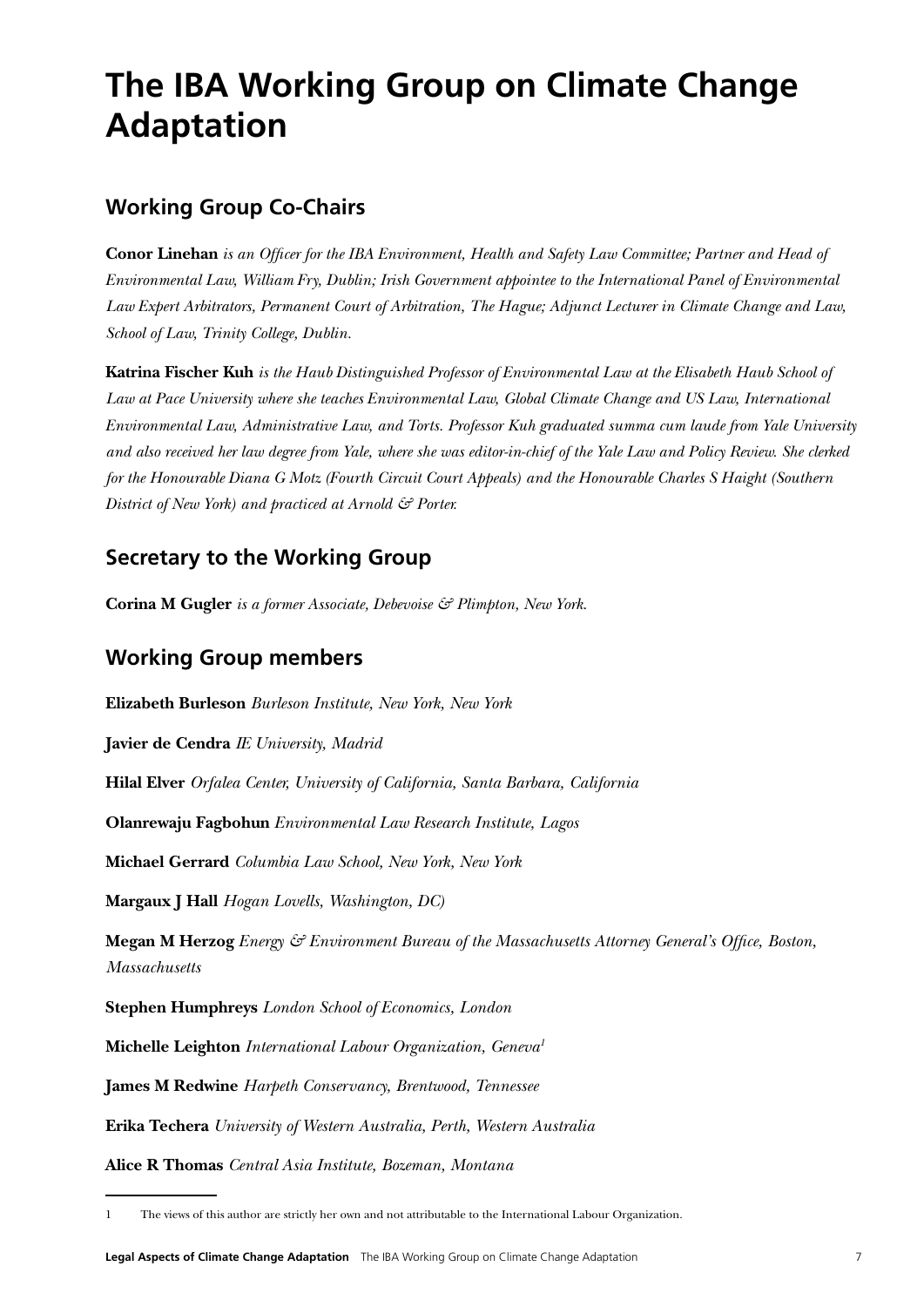# The IBA Working Group on Climate Change Adaptation

## Working Group Co-Chairs

**Conor Linehan** *is an Officer for the IBA Environment, Health and Safety Law Committee; Partner and Head of Environmental Law, William Fry, Dublin; Irish Government appointee to the International Panel of Environmental Law Expert Arbitrators, Permanent Court of Arbitration, The Hague; Adjunct Lecturer in Climate Change and Law, School of Law, Trinity College, Dublin.*

**Katrina Fischer Kuh** *is the Haub Distinguished Professor of Environmental Law at the Elisabeth Haub School of Law at Pace University where she teaches Environmental Law, Global Climate Change and US Law, International Environmental Law, Administrative Law, and Torts. Professor Kuh graduated summa cum laude from Yale University and also received her law degree from Yale, where she was editor-in-chief of the Yale Law and Policy Review. She clerked for the Honourable Diana G Motz (Fourth Circuit Court Appeals) and the Honourable Charles S Haight (Southern District of New York) and practiced at Arnold & Porter.*

## Secretary to the Working Group

**Corina M Gugler** *is a former Associate, Debevoise & Plimpton, New York.*

## Working Group members

**Elizabeth Burleson** *Burleson Institute, New York, New York*

**Javier de Cendra** *IE University, Madrid*

**Hilal Elver** *Orfalea Center, University of California, Santa Barbara, California*

**Olanrewaju Fagbohun** *Environmental Law Research Institute, Lagos*

**Michael Gerrard** *Columbia Law School, New York, New York*

**Margaux J Hall** *Hogan Lovells, Washington, DC)*

**Megan M Herzog** *Energy & Environment Bureau of the Massachusetts Attorney General's Office, Boston, Massachusetts*

**Stephen Humphreys** *London School of Economics, London*

**Michelle Leighton** *International Labour Organization, Geneva*[1]

**James M Redwine** *Harpeth Conservancy, Brentwood, Tennessee*

**Erika Techera** *University of Western Australia, Perth, Western Australia*

**Alice R Thomas** *Central Asia Institute, Bozeman, Montana*

---

1 The views of this author are strictly her own and not attributable to the International Labour Organization.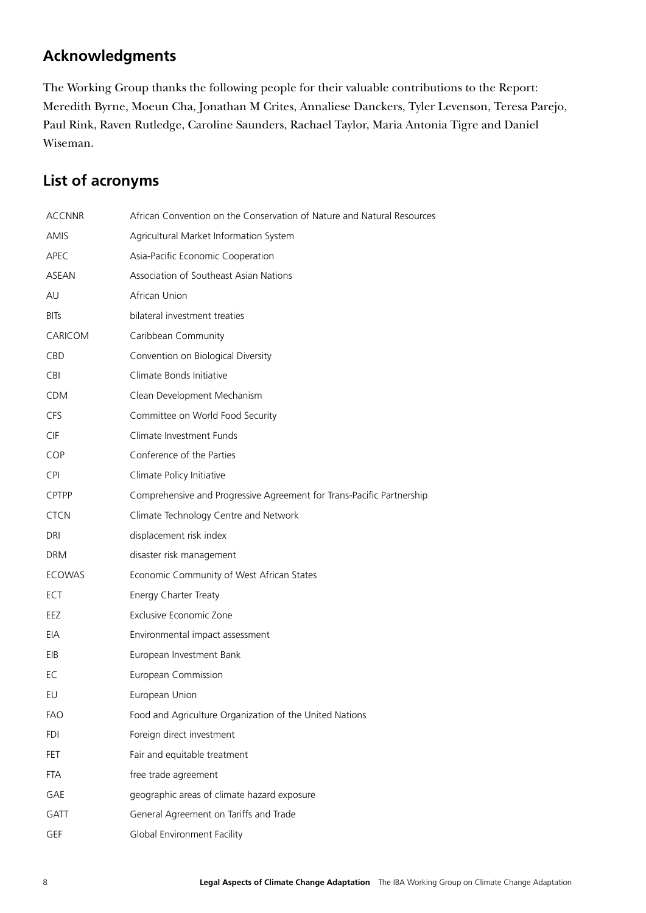## Acknowledgments

The Working Group thanks the following people for their valuable contributions to the Report: Meredith Byrne, Moeun Cha, Jonathan M Crites, Annaliese Danckers, Tyler Levenson, Teresa Parejo, Paul Rink, Raven Rutledge, Caroline Saunders, Rachael Taylor, Maria Antonia Tigre and Daniel Wiseman.

## List of acronyms

| | |
|---|---|
| ACCNNR | African Convention on the Conservation of Nature and Natural Resources |
| AMIS | Agricultural Market Information System |
| APEC | Asia-Pacific Economic Cooperation |
| ASEAN | Association of Southeast Asian Nations |
| AU | African Union |
| BITs | bilateral investment treaties |
| CARICOM | Caribbean Community |
| CBD | Convention on Biological Diversity |
| CBI | Climate Bonds Initiative |
| CDM | Clean Development Mechanism |
| CFS | Committee on World Food Security |
| CIF | Climate Investment Funds |
| COP | Conference of the Parties |
| CPI | Climate Policy Initiative |
| CPTPP | Comprehensive and Progressive Agreement for Trans-Pacific Partnership |
| CTCN | Climate Technology Centre and Network |
| DRI | displacement risk index |
| DRM | disaster risk management |
| ECOWAS | Economic Community of West African States |
| ECT | Energy Charter Treaty |
| EEZ | Exclusive Economic Zone |
| EIA | Environmental impact assessment |
| EIB | European Investment Bank |
| EC | European Commission |
| EU | European Union |
| FAO | Food and Agriculture Organization of the United Nations |
| FDI | Foreign direct investment |
| FET | Fair and equitable treatment |
| FTA | free trade agreement |
| GAE | geographic areas of climate hazard exposure |
| GATT | General Agreement on Tariffs and Trade |
| GEF | Global Environment Facility |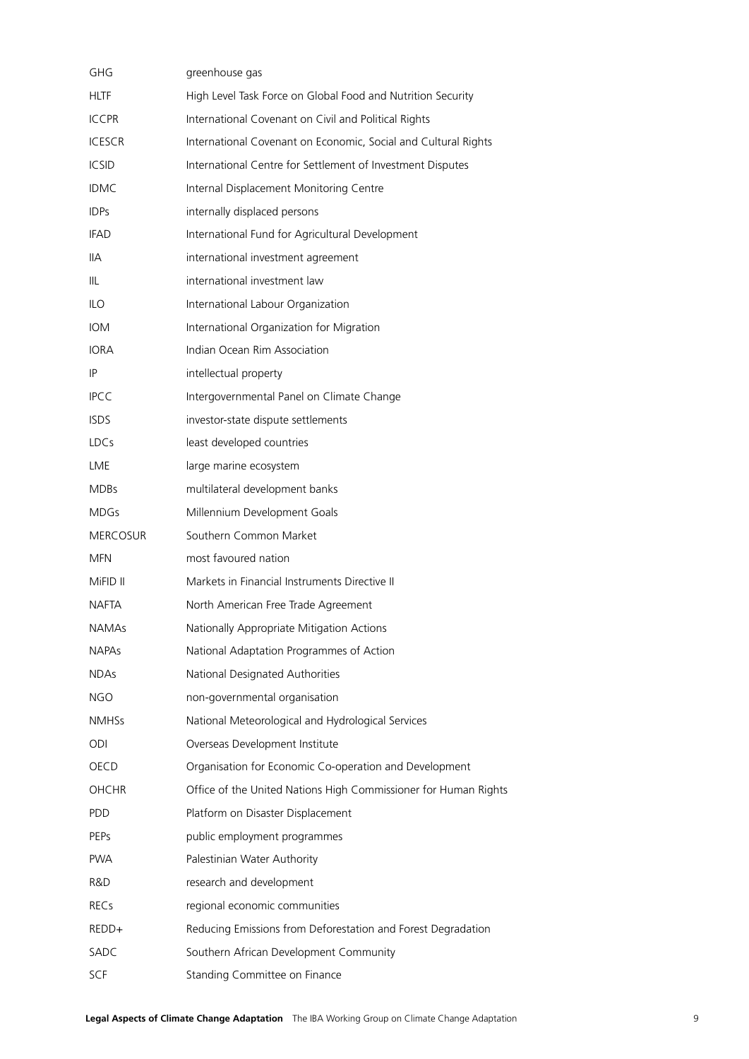| | |
|---|---|
| GHG | greenhouse gas |
| HLTF | High Level Task Force on Global Food and Nutrition Security |
| ICCPR | International Covenant on Civil and Political Rights |
| ICESCR | International Covenant on Economic, Social and Cultural Rights |
| ICSID | International Centre for Settlement of Investment Disputes |
| IDMC | Internal Displacement Monitoring Centre |
| IDPs | internally displaced persons |
| IFAD | International Fund for Agricultural Development |
| IIA | international investment agreement |
| IIL | international investment law |
| ILO | International Labour Organization |
| IOM | International Organization for Migration |
| IORA | Indian Ocean Rim Association |
| IP | intellectual property |
| IPCC | Intergovernmental Panel on Climate Change |
| ISDS | investor-state dispute settlements |
| LDCs | least developed countries |
| LME | large marine ecosystem |
| MDBs | multilateral development banks |
| MDGs | Millennium Development Goals |
| MERCOSUR | Southern Common Market |
| MFN | most favoured nation |
| MiFID II | Markets in Financial Instruments Directive II |
| NAFTA | North American Free Trade Agreement |
| NAMAs | Nationally Appropriate Mitigation Actions |
| NAPAs | National Adaptation Programmes of Action |
| NDAs | National Designated Authorities |
| NGO | non-governmental organisation |
| NMHSs | National Meteorological and Hydrological Services |
| ODI | Overseas Development Institute |
| OECD | Organisation for Economic Co-operation and Development |
| OHCHR | Office of the United Nations High Commissioner for Human Rights |
| PDD | Platform on Disaster Displacement |
| PEPs | public employment programmes |
| PWA | Palestinian Water Authority |
| R&D | research and development |
| RECs | regional economic communities |
| REDD+ | Reducing Emissions from Deforestation and Forest Degradation |
| SADC | Southern African Development Community |
| SCF | Standing Committee on Finance |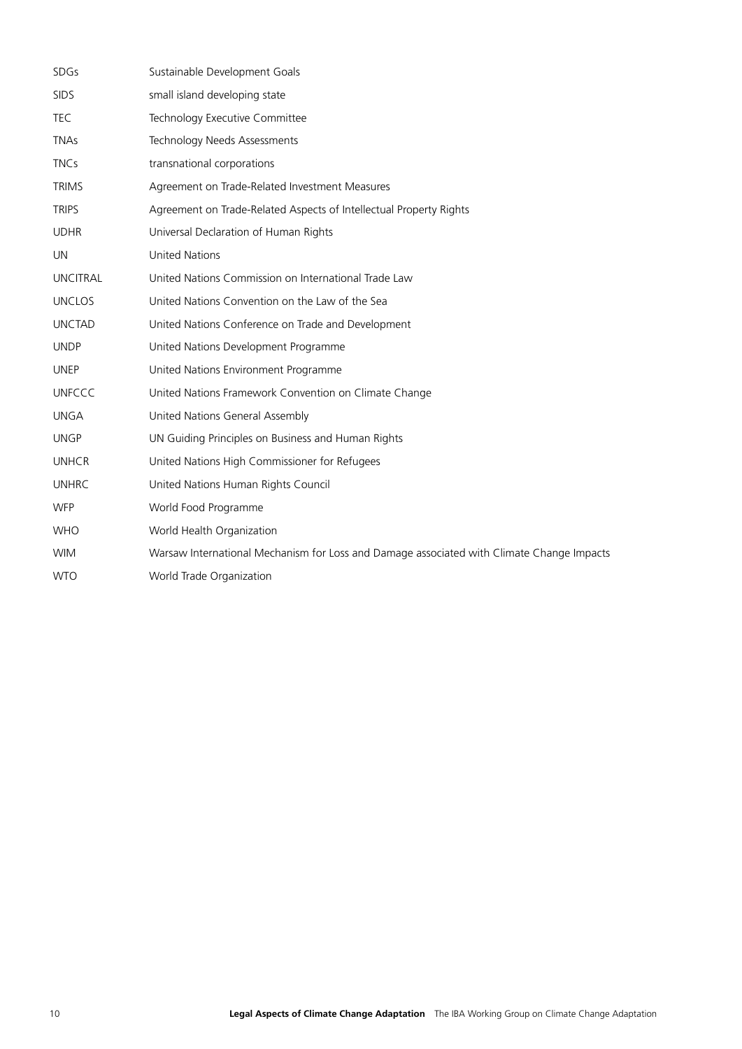| | |
|---|---|
| SDGs | Sustainable Development Goals |
| SIDS | small island developing state |
| TEC | Technology Executive Committee |
| TNAs | Technology Needs Assessments |
| TNCs | transnational corporations |
| TRIMS | Agreement on Trade-Related Investment Measures |
| TRIPS | Agreement on Trade-Related Aspects of Intellectual Property Rights |
| UDHR | Universal Declaration of Human Rights |
| UN | United Nations |
| UNCITRAL | United Nations Commission on International Trade Law |
| UNCLOS | United Nations Convention on the Law of the Sea |
| UNCTAD | United Nations Conference on Trade and Development |
| UNDP | United Nations Development Programme |
| UNEP | United Nations Environment Programme |
| UNFCCC | United Nations Framework Convention on Climate Change |
| UNGA | United Nations General Assembly |
| UNGP | UN Guiding Principles on Business and Human Rights |
| UNHCR | United Nations High Commissioner for Refugees |
| UNHRC | United Nations Human Rights Council |
| WFP | World Food Programme |
| WHO | World Health Organization |
| WIM | Warsaw International Mechanism for Loss and Damage associated with Climate Change Impacts |
| WTO | World Trade Organization |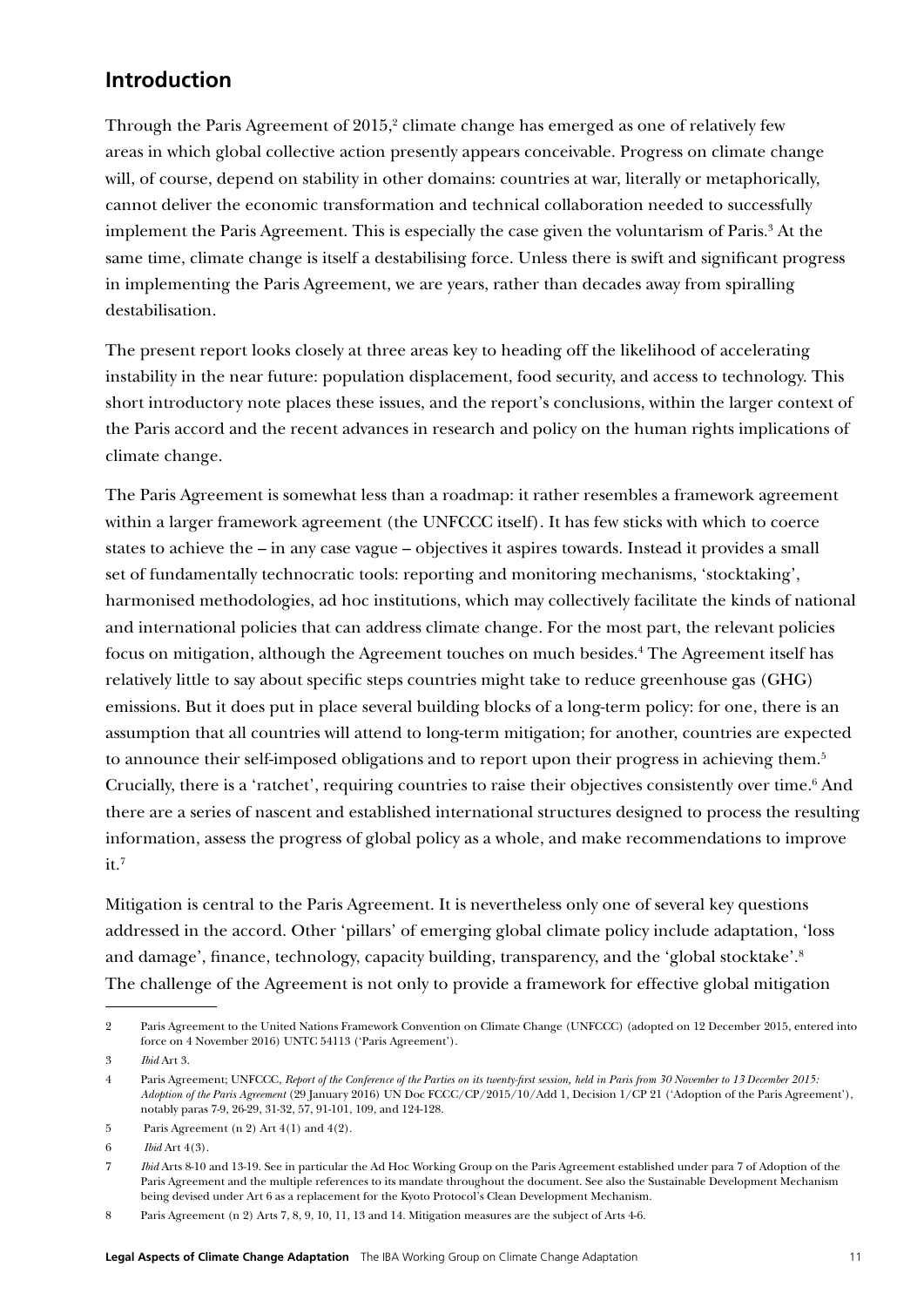## Introduction

Through the Paris Agreement of 2015,[2] climate change has emerged as one of relatively few areas in which global collective action presently appears conceivable. Progress on climate change will, of course, depend on stability in other domains: countries at war, literally or metaphorically, cannot deliver the economic transformation and technical collaboration needed to successfully implement the Paris Agreement. This is especially the case given the voluntarism of Paris.[3] At the same time, climate change is itself a destabilising force. Unless there is swift and significant progress in implementing the Paris Agreement, we are years, rather than decades away from spiralling destabilisation.

The present report looks closely at three areas key to heading off the likelihood of accelerating instability in the near future: population displacement, food security, and access to technology. This short introductory note places these issues, and the report's conclusions, within the larger context of the Paris accord and the recent advances in research and policy on the human rights implications of climate change.

The Paris Agreement is somewhat less than a roadmap: it rather resembles a framework agreement within a larger framework agreement (the UNFCCC itself). It has few sticks with which to coerce states to achieve the – in any case vague – objectives it aspires towards. Instead it provides a small set of fundamentally technocratic tools: reporting and monitoring mechanisms, 'stocktaking', harmonised methodologies, ad hoc institutions, which may collectively facilitate the kinds of national and international policies that can address climate change. For the most part, the relevant policies focus on mitigation, although the Agreement touches on much besides.[4] The Agreement itself has relatively little to say about specific steps countries might take to reduce greenhouse gas (GHG) emissions. But it does put in place several building blocks of a long-term policy: for one, there is an assumption that all countries will attend to long-term mitigation; for another, countries are expected to announce their self-imposed obligations and to report upon their progress in achieving them.[5] Crucially, there is a 'ratchet', requiring countries to raise their objectives consistently over time.[6] And there are a series of nascent and established international structures designed to process the resulting information, assess the progress of global policy as a whole, and make recommendations to improve it.[7]

Mitigation is central to the Paris Agreement. It is nevertheless only one of several key questions addressed in the accord. Other 'pillars' of emerging global climate policy include adaptation, 'loss and damage', finance, technology, capacity building, transparency, and the 'global stocktake'.[8] The challenge of the Agreement is not only to provide a framework for effective global mitigation

---

2 Paris Agreement to the United Nations Framework Convention on Climate Change (UNFCCC) (adopted on 12 December 2015, entered into force on 4 November 2016) UNTC 54113 ('Paris Agreement').

3 *Ibid* Art 3.

4 Paris Agreement; UNFCCC, *Report of the Conference of the Parties on its twenty-first session, held in Paris from 30 November to 13 December 2015: Adoption of the Paris Agreement* (29 January 2016) UN Doc FCCC/CP/2015/10/Add 1, Decision 1/CP 21 ('Adoption of the Paris Agreement'), notably paras 7-9, 26-29, 31-32, 57, 91-101, 109, and 124-128.

5 Paris Agreement (n 2) Art 4(1) and 4(2).

6 *Ibid* Art 4(3).

7 *Ibid* Arts 8-10 and 13-19. See in particular the Ad Hoc Working Group on the Paris Agreement established under para 7 of Adoption of the Paris Agreement and the multiple references to its mandate throughout the document. See also the Sustainable Development Mechanism being devised under Art 6 as a replacement for the Kyoto Protocol's Clean Development Mechanism.

8 Paris Agreement (n 2) Arts 7, 8, 9, 10, 11, 13 and 14. Mitigation measures are the subject of Arts 4-6.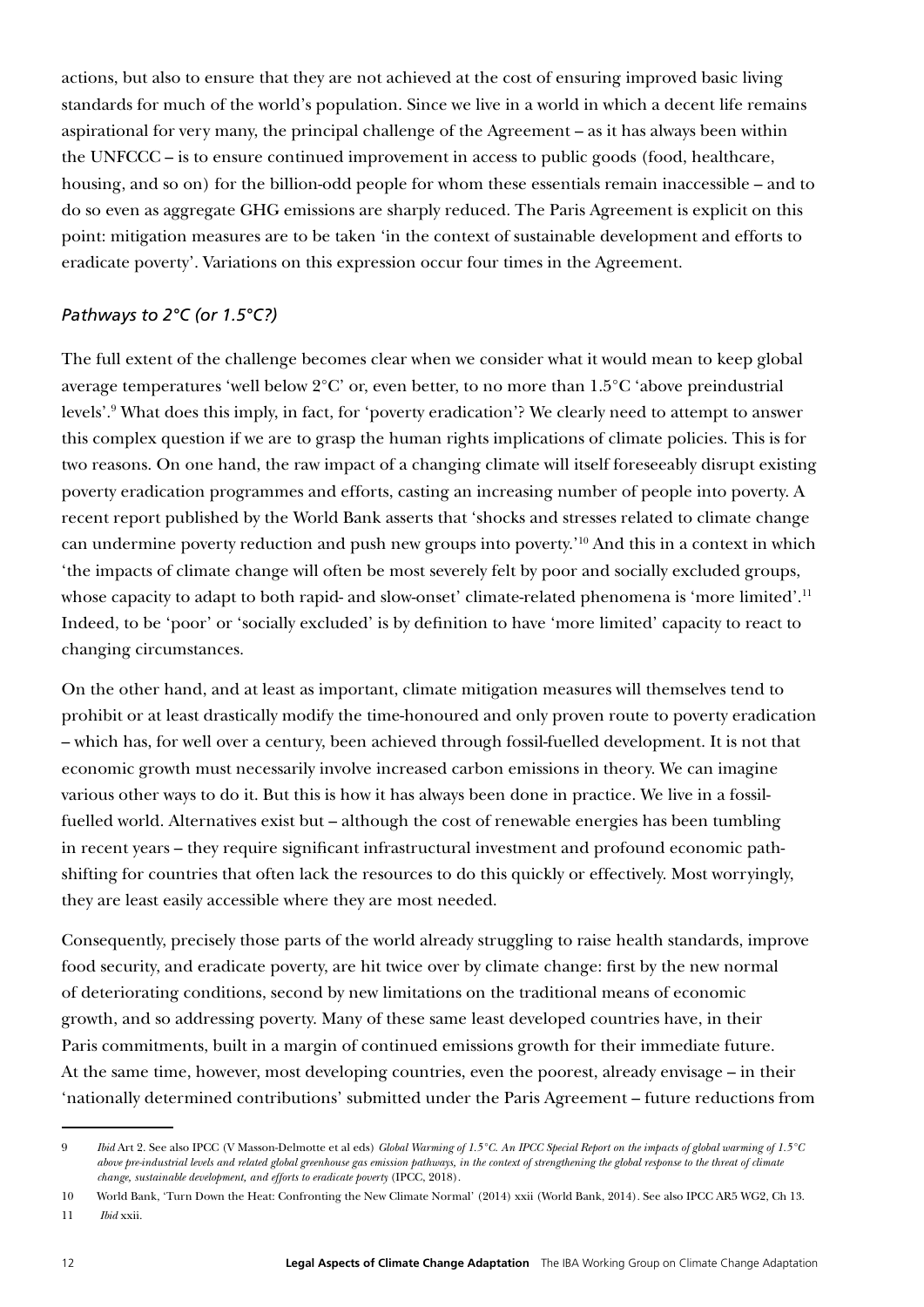actions, but also to ensure that they are not achieved at the cost of ensuring improved basic living standards for much of the world's population. Since we live in a world in which a decent life remains aspirational for very many, the principal challenge of the Agreement – as it has always been within the UNFCCC – is to ensure continued improvement in access to public goods (food, healthcare, housing, and so on) for the billion-odd people for whom these essentials remain inaccessible – and to do so even as aggregate GHG emissions are sharply reduced. The Paris Agreement is explicit on this point: mitigation measures are to be taken 'in the context of sustainable development and efforts to eradicate poverty'. Variations on this expression occur four times in the Agreement.

### *Pathways to 2°C (or 1.5°C?)*

The full extent of the challenge becomes clear when we consider what it would mean to keep global average temperatures 'well below 2°C' or, even better, to no more than 1.5°C 'above preindustrial levels'.[9] What does this imply, in fact, for 'poverty eradication'? We clearly need to attempt to answer this complex question if we are to grasp the human rights implications of climate policies. This is for two reasons. On one hand, the raw impact of a changing climate will itself foreseeably disrupt existing poverty eradication programmes and efforts, casting an increasing number of people into poverty. A recent report published by the World Bank asserts that 'shocks and stresses related to climate change can undermine poverty reduction and push new groups into poverty.'[10] And this in a context in which 'the impacts of climate change will often be most severely felt by poor and socially excluded groups, whose capacity to adapt to both rapid- and slow-onset' climate-related phenomena is 'more limited'.[11] Indeed, to be 'poor' or 'socially excluded' is by definition to have 'more limited' capacity to react to changing circumstances.

On the other hand, and at least as important, climate mitigation measures will themselves tend to prohibit or at least drastically modify the time-honoured and only proven route to poverty eradication – which has, for well over a century, been achieved through fossil-fuelled development. It is not that economic growth must necessarily involve increased carbon emissions in theory. We can imagine various other ways to do it. But this is how it has always been done in practice. We live in a fossil-fuelled world. Alternatives exist but – although the cost of renewable energies has been tumbling in recent years – they require significant infrastructural investment and profound economic path-shifting for countries that often lack the resources to do this quickly or effectively. Most worryingly, they are least easily accessible where they are most needed.

Consequently, precisely those parts of the world already struggling to raise health standards, improve food security, and eradicate poverty, are hit twice over by climate change: first by the new normal of deteriorating conditions, second by new limitations on the traditional means of economic growth, and so addressing poverty. Many of these same least developed countries have, in their Paris commitments, built in a margin of continued emissions growth for their immediate future. At the same time, however, most developing countries, even the poorest, already envisage – in their 'nationally determined contributions' submitted under the Paris Agreement – future reductions from

---

9 *Ibid* Art 2. See also IPCC (V Masson-Delmotte et al eds) *Global Warming of 1.5°C. An IPCC Special Report on the impacts of global warming of 1.5°C above pre-industrial levels and related global greenhouse gas emission pathways, in the context of strengthening the global response to the threat of climate change, sustainable development, and efforts to eradicate poverty* (IPCC, 2018).

10 World Bank, 'Turn Down the Heat: Confronting the New Climate Normal' (2014) xxii (World Bank, 2014). See also IPCC AR5 WG2, Ch 13.

11 *Ibid* xxii.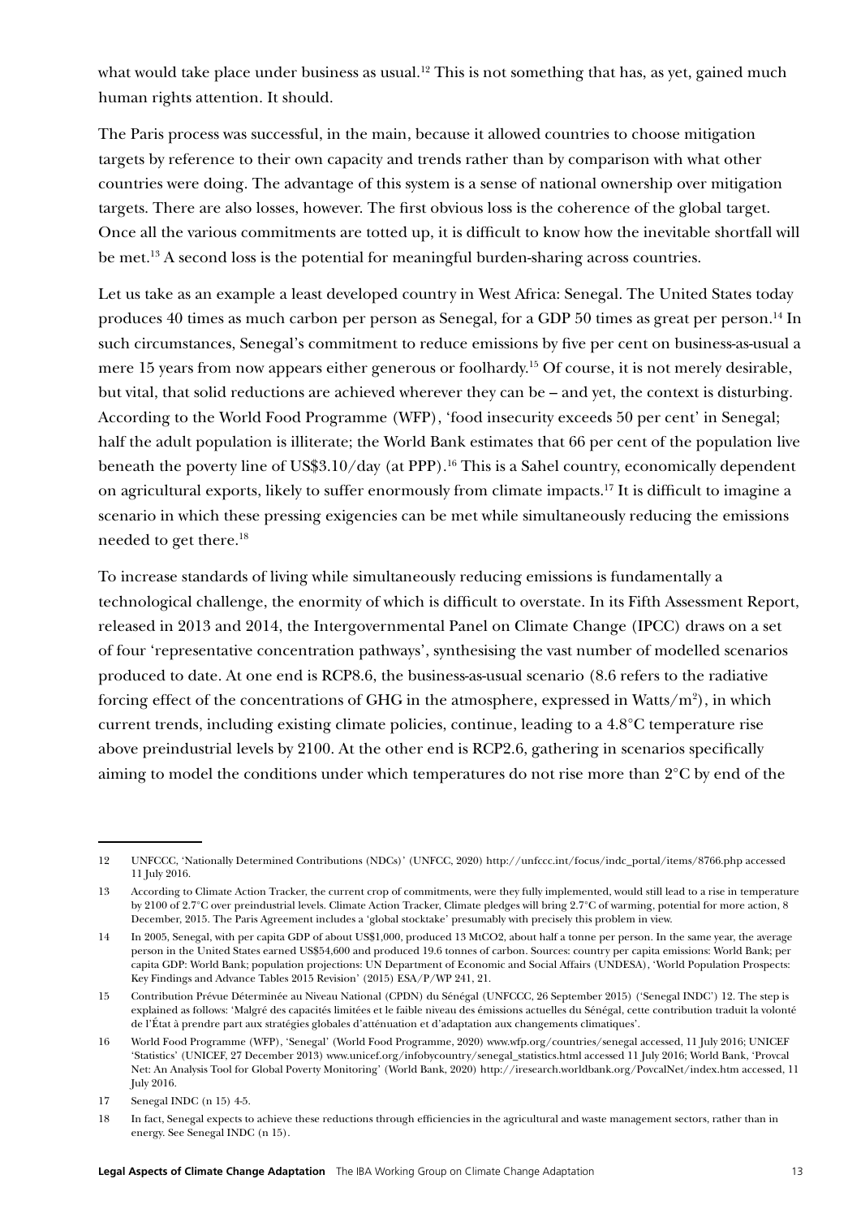what would take place under business as usual.[12] This is not something that has, as yet, gained much human rights attention. It should.

The Paris process was successful, in the main, because it allowed countries to choose mitigation targets by reference to their own capacity and trends rather than by comparison with what other countries were doing. The advantage of this system is a sense of national ownership over mitigation targets. There are also losses, however. The first obvious loss is the coherence of the global target. Once all the various commitments are totted up, it is difficult to know how the inevitable shortfall will be met.[13] A second loss is the potential for meaningful burden-sharing across countries.

Let us take as an example a least developed country in West Africa: Senegal. The United States today produces 40 times as much carbon per person as Senegal, for a GDP 50 times as great per person.[14] In such circumstances, Senegal's commitment to reduce emissions by five per cent on business-as-usual a mere 15 years from now appears either generous or foolhardy.[15] Of course, it is not merely desirable, but vital, that solid reductions are achieved wherever they can be – and yet, the context is disturbing. According to the World Food Programme (WFP), 'food insecurity exceeds 50 per cent' in Senegal; half the adult population is illiterate; the World Bank estimates that 66 per cent of the population live beneath the poverty line of US$3.10/day (at PPP).[16] This is a Sahel country, economically dependent on agricultural exports, likely to suffer enormously from climate impacts.[17] It is difficult to imagine a scenario in which these pressing exigencies can be met while simultaneously reducing the emissions needed to get there.[18]

To increase standards of living while simultaneously reducing emissions is fundamentally a technological challenge, the enormity of which is difficult to overstate. In its Fifth Assessment Report, released in 2013 and 2014, the Intergovernmental Panel on Climate Change (IPCC) draws on a set of four 'representative concentration pathways', synthesising the vast number of modelled scenarios produced to date. At one end is RCP8.6, the business-as-usual scenario (8.6 refers to the radiative forcing effect of the concentrations of GHG in the atmosphere, expressed in Watts/$m^2$), in which current trends, including existing climate policies, continue, leading to a 4.8°C temperature rise above preindustrial levels by 2100. At the other end is RCP2.6, gathering in scenarios specifically aiming to model the conditions under which temperatures do not rise more than 2°C by end of the

---

12 UNFCCC, 'Nationally Determined Contributions (NDCs)' (UNFCC, 2020) http://unfccc.int/focus/indc_portal/items/8766.php accessed 11 July 2016.

13 According to Climate Action Tracker, the current crop of commitments, were they fully implemented, would still lead to a rise in temperature by 2100 of 2.7°C over preindustrial levels. Climate Action Tracker, Climate pledges will bring 2.7°C of warming, potential for more action, 8 December, 2015. The Paris Agreement includes a 'global stocktake' presumably with precisely this problem in view.

14 In 2005, Senegal, with per capita GDP of about US$1,000, produced 13 MtCO2, about half a tonne per person. In the same year, the average person in the United States earned US$54,600 and produced 19.6 tonnes of carbon. Sources: country per capita emissions: World Bank; per capita GDP: World Bank; population projections: UN Department of Economic and Social Affairs (UNDESA), 'World Population Prospects: Key Findings and Advance Tables 2015 Revision' (2015) ESA/P/WP 241, 21.

15 Contribution Prévue Déterminée au Niveau National (CPDN) du Sénégal (UNFCCC, 26 September 2015) ('Senegal INDC') 12. The step is explained as follows: 'Malgré des capacités limitées et le faible niveau des émissions actuelles du Sénégal, cette contribution traduit la volonté de l'État à prendre part aux stratégies globales d'atténuation et d'adaptation aux changements climatiques'.

16 World Food Programme (WFP), 'Senegal' (World Food Programme, 2020) www.wfp.org/countries/senegal accessed, 11 July 2016; UNICEF 'Statistics' (UNICEF, 27 December 2013) www.unicef.org/infobycountry/senegal_statistics.html accessed 11 July 2016; World Bank, 'Provcal Net: An Analysis Tool for Global Poverty Monitoring' (World Bank, 2020) http://iresearch.worldbank.org/PovcalNet/index.htm accessed, 11 July 2016.

17 Senegal INDC (n 15) 4-5.

18 In fact, Senegal expects to achieve these reductions through efficiencies in the agricultural and waste management sectors, rather than in energy. See Senegal INDC (n 15).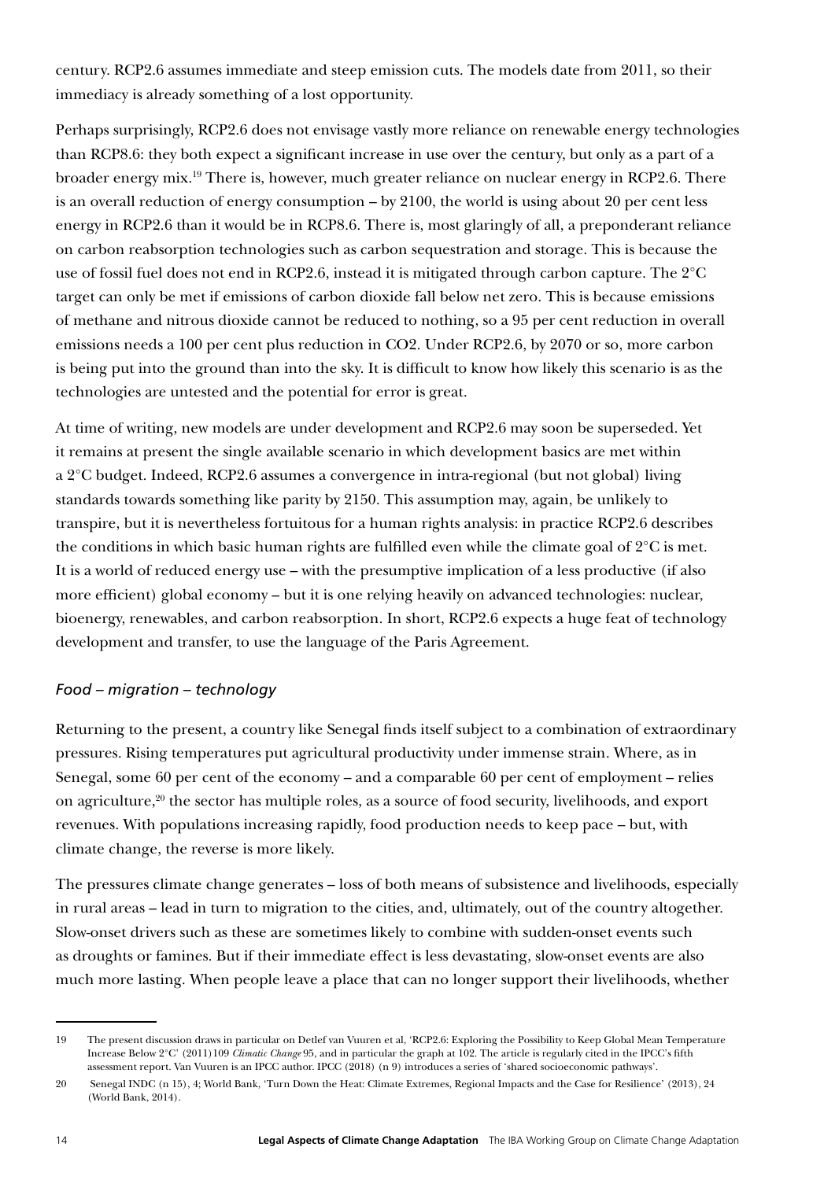century. RCP2.6 assumes immediate and steep emission cuts. The models date from 2011, so their immediacy is already something of a lost opportunity.

Perhaps surprisingly, RCP2.6 does not envisage vastly more reliance on renewable energy technologies than RCP8.6: they both expect a significant increase in use over the century, but only as a part of a broader energy mix.[19] There is, however, much greater reliance on nuclear energy in RCP2.6. There is an overall reduction of energy consumption – by 2100, the world is using about 20 per cent less energy in RCP2.6 than it would be in RCP8.6. There is, most glaringly of all, a preponderant reliance on carbon reabsorption technologies such as carbon sequestration and storage. This is because the use of fossil fuel does not end in RCP2.6, instead it is mitigated through carbon capture. The 2°C target can only be met if emissions of carbon dioxide fall below net zero. This is because emissions of methane and nitrous dioxide cannot be reduced to nothing, so a 95 per cent reduction in overall emissions needs a 100 per cent plus reduction in CO2. Under RCP2.6, by 2070 or so, more carbon is being put into the ground than into the sky. It is difficult to know how likely this scenario is as the technologies are untested and the potential for error is great.

At time of writing, new models are under development and RCP2.6 may soon be superseded. Yet it remains at present the single available scenario in which development basics are met within a 2°C budget. Indeed, RCP2.6 assumes a convergence in intra-regional (but not global) living standards towards something like parity by 2150. This assumption may, again, be unlikely to transpire, but it is nevertheless fortuitous for a human rights analysis: in practice RCP2.6 describes the conditions in which basic human rights are fulfilled even while the climate goal of 2°C is met. It is a world of reduced energy use – with the presumptive implication of a less productive (if also more efficient) global economy – but it is one relying heavily on advanced technologies: nuclear, bioenergy, renewables, and carbon reabsorption. In short, RCP2.6 expects a huge feat of technology development and transfer, to use the language of the Paris Agreement.

### *Food – migration – technology*

Returning to the present, a country like Senegal finds itself subject to a combination of extraordinary pressures. Rising temperatures put agricultural productivity under immense strain. Where, as in Senegal, some 60 per cent of the economy – and a comparable 60 per cent of employment – relies on agriculture,[20] the sector has multiple roles, as a source of food security, livelihoods, and export revenues. With populations increasing rapidly, food production needs to keep pace – but, with climate change, the reverse is more likely.

The pressures climate change generates – loss of both means of subsistence and livelihoods, especially in rural areas – lead in turn to migration to the cities, and, ultimately, out of the country altogether. Slow-onset drivers such as these are sometimes likely to combine with sudden-onset events such as droughts or famines. But if their immediate effect is less devastating, slow-onset events are also much more lasting. When people leave a place that can no longer support their livelihoods, whether

---

19 The present discussion draws in particular on Detlef van Vuuren et al, 'RCP2.6: Exploring the Possibility to Keep Global Mean Temperature Increase Below 2°C' (2011)109 *Climatic Change* 95, and in particular the graph at 102. The article is regularly cited in the IPCC's fifth assessment report. Van Vuuren is an IPCC author. IPCC (2018) (n 9) introduces a series of 'shared socioeconomic pathways'.

20 Senegal INDC (n 15), 4; World Bank, 'Turn Down the Heat: Climate Extremes, Regional Impacts and the Case for Resilience' (2013), 24 (World Bank, 2014).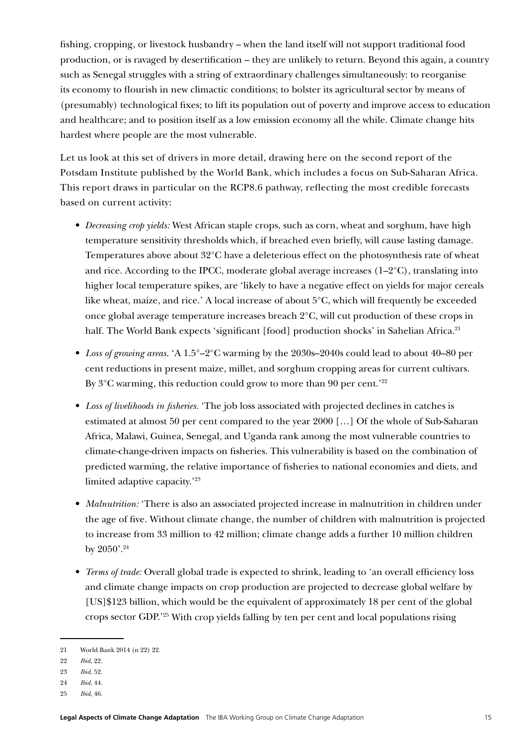fishing, cropping, or livestock husbandry – when the land itself will not support traditional food production, or is ravaged by desertification – they are unlikely to return. Beyond this again, a country such as Senegal struggles with a string of extraordinary challenges simultaneously: to reorganise its economy to flourish in new climactic conditions; to bolster its agricultural sector by means of (presumably) technological fixes; to lift its population out of poverty and improve access to education and healthcare; and to position itself as a low emission economy all the while. Climate change hits hardest where people are the most vulnerable.

Let us look at this set of drivers in more detail, drawing here on the second report of the Potsdam Institute published by the World Bank, which includes a focus on Sub-Saharan Africa. This report draws in particular on the RCP8.6 pathway, reflecting the most credible forecasts based on current activity:

- *Decreasing crop yields:* West African staple crops, such as corn, wheat and sorghum, have high temperature sensitivity thresholds which, if breached even briefly, will cause lasting damage. Temperatures above about 32°C have a deleterious effect on the photosynthesis rate of wheat and rice. According to the IPCC, moderate global average increases (1–2°C), translating into higher local temperature spikes, are 'likely to have a negative effect on yields for major cereals like wheat, maize, and rice.' A local increase of about 5°C, which will frequently be exceeded once global average temperature increases breach 2°C, will cut production of these crops in half. The World Bank expects 'significant [food] production shocks' in Sahelian Africa.[21]
- *Loss of growing areas.* 'A 1.5°–2°C warming by the 2030s–2040s could lead to about 40–80 per cent reductions in present maize, millet, and sorghum cropping areas for current cultivars. By 3°C warming, this reduction could grow to more than 90 per cent.'[22]
- *Loss of livelihoods in fisheries.* 'The job loss associated with projected declines in catches is estimated at almost 50 per cent compared to the year 2000 […] Of the whole of Sub-Saharan Africa, Malawi, Guinea, Senegal, and Uganda rank among the most vulnerable countries to climate-change-driven impacts on fisheries. This vulnerability is based on the combination of predicted warming, the relative importance of fisheries to national economies and diets, and limited adaptive capacity.'[23]
- *Malnutrition:* 'There is also an associated projected increase in malnutrition in children under the age of five. Without climate change, the number of children with malnutrition is projected to increase from 33 million to 42 million; climate change adds a further 10 million children by 2050'.[24]
- *Terms of trade:* Overall global trade is expected to shrink, leading to 'an overall efficiency loss and climate change impacts on crop production are projected to decrease global welfare by [US]$123 billion, which would be the equivalent of approximately 18 per cent of the global crops sector GDP.'[25] With crop yields falling by ten per cent and local populations rising

---

21 World Bank 2014 (n 22) 22.

22 *Ibid*, 22.

23 *Ibid*, 52.

24 *Ibid*, 44.

25 *Ibid*, 46.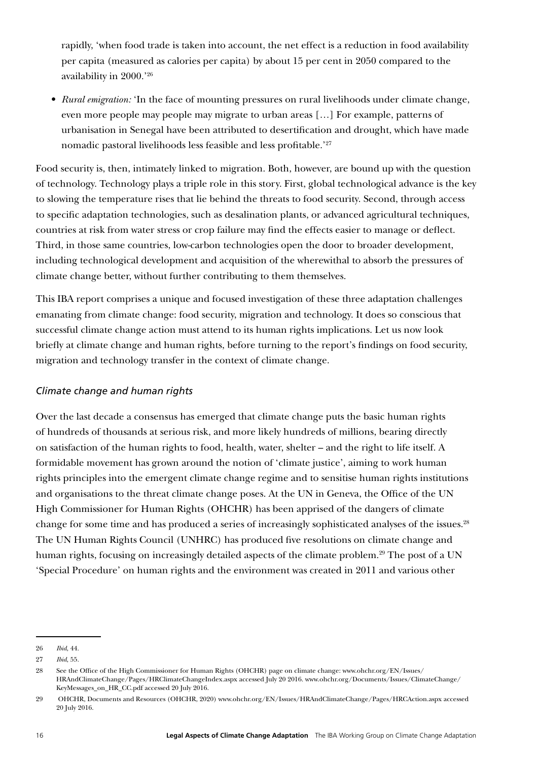rapidly, 'when food trade is taken into account, the net effect is a reduction in food availability per capita (measured as calories per capita) by about 15 per cent in 2050 compared to the availability in 2000.'[26]

- *Rural emigration:* 'In the face of mounting pressures on rural livelihoods under climate change, even more people may people may migrate to urban areas […] For example, patterns of urbanisation in Senegal have been attributed to desertification and drought, which have made nomadic pastoral livelihoods less feasible and less profitable.'[27]

Food security is, then, intimately linked to migration. Both, however, are bound up with the question of technology. Technology plays a triple role in this story. First, global technological advance is the key to slowing the temperature rises that lie behind the threats to food security. Second, through access to specific adaptation technologies, such as desalination plants, or advanced agricultural techniques, countries at risk from water stress or crop failure may find the effects easier to manage or deflect. Third, in those same countries, low-carbon technologies open the door to broader development, including technological development and acquisition of the wherewithal to absorb the pressures of climate change better, without further contributing to them themselves.

This IBA report comprises a unique and focused investigation of these three adaptation challenges emanating from climate change: food security, migration and technology. It does so conscious that successful climate change action must attend to its human rights implications. Let us now look briefly at climate change and human rights, before turning to the report's findings on food security, migration and technology transfer in the context of climate change.

### *Climate change and human rights*

Over the last decade a consensus has emerged that climate change puts the basic human rights of hundreds of thousands at serious risk, and more likely hundreds of millions, bearing directly on satisfaction of the human rights to food, health, water, shelter – and the right to life itself. A formidable movement has grown around the notion of 'climate justice', aiming to work human rights principles into the emergent climate change regime and to sensitise human rights institutions and organisations to the threat climate change poses. At the UN in Geneva, the Office of the UN High Commissioner for Human Rights (OHCHR) has been apprised of the dangers of climate change for some time and has produced a series of increasingly sophisticated analyses of the issues.[28] The UN Human Rights Council (UNHRC) has produced five resolutions on climate change and human rights, focusing on increasingly detailed aspects of the climate problem.[29] The post of a UN 'Special Procedure' on human rights and the environment was created in 2011 and various other

---

26 *Ibid*, 44.

27 *Ibid*, 55.

28 See the Office of the High Commissioner for Human Rights (OHCHR) page on climate change: www.ohchr.org/EN/Issues/HRAndClimateChange/Pages/HRClimateChangeIndex.aspx accessed July 20 2016. www.ohchr.org/Documents/Issues/ClimateChange/KeyMessages_on_HR_CC.pdf accessed 20 July 2016.

29 OHCHR, Documents and Resources (OHCHR, 2020) www.ohchr.org/EN/Issues/HRAndClimateChange/Pages/HRCAction.aspx accessed 20 July 2016.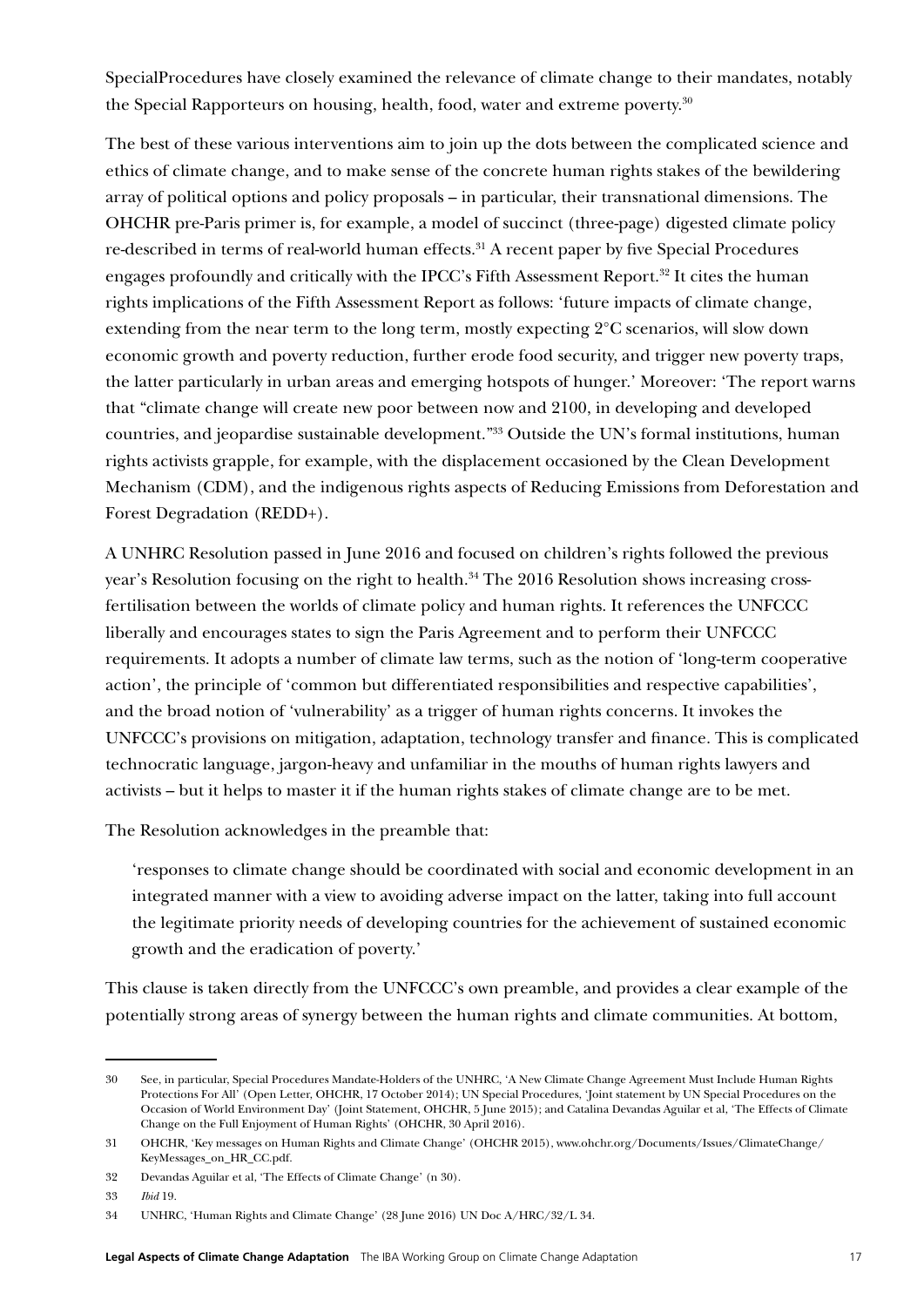SpecialProcedures have closely examined the relevance of climate change to their mandates, notably the Special Rapporteurs on housing, health, food, water and extreme poverty.[30]

The best of these various interventions aim to join up the dots between the complicated science and ethics of climate change, and to make sense of the concrete human rights stakes of the bewildering array of political options and policy proposals – in particular, their transnational dimensions. The OHCHR pre-Paris primer is, for example, a model of succinct (three-page) digested climate policy re-described in terms of real-world human effects.[31] A recent paper by five Special Procedures engages profoundly and critically with the IPCC's Fifth Assessment Report.[32] It cites the human rights implications of the Fifth Assessment Report as follows: 'future impacts of climate change, extending from the near term to the long term, mostly expecting 2°C scenarios, will slow down economic growth and poverty reduction, further erode food security, and trigger new poverty traps, the latter particularly in urban areas and emerging hotspots of hunger.' Moreover: 'The report warns that "climate change will create new poor between now and 2100, in developing and developed countries, and jeopardise sustainable development."[33] Outside the UN's formal institutions, human rights activists grapple, for example, with the displacement occasioned by the Clean Development Mechanism (CDM), and the indigenous rights aspects of Reducing Emissions from Deforestation and Forest Degradation (REDD+).

A UNHRC Resolution passed in June 2016 and focused on children's rights followed the previous year's Resolution focusing on the right to health.[34] The 2016 Resolution shows increasing cross-fertilisation between the worlds of climate policy and human rights. It references the UNFCCC liberally and encourages states to sign the Paris Agreement and to perform their UNFCCC requirements. It adopts a number of climate law terms, such as the notion of 'long-term cooperative action', the principle of 'common but differentiated responsibilities and respective capabilities', and the broad notion of 'vulnerability' as a trigger of human rights concerns. It invokes the UNFCCC's provisions on mitigation, adaptation, technology transfer and finance. This is complicated technocratic language, jargon-heavy and unfamiliar in the mouths of human rights lawyers and activists – but it helps to master it if the human rights stakes of climate change are to be met.

The Resolution acknowledges in the preamble that:

> 'responses to climate change should be coordinated with social and economic development in an integrated manner with a view to avoiding adverse impact on the latter, taking into full account the legitimate priority needs of developing countries for the achievement of sustained economic growth and the eradication of poverty.'

This clause is taken directly from the UNFCCC's own preamble, and provides a clear example of the potentially strong areas of synergy between the human rights and climate communities. At bottom,

---

30 See, in particular, Special Procedures Mandate-Holders of the UNHRC, 'A New Climate Change Agreement Must Include Human Rights Protections For All' (Open Letter, OHCHR, 17 October 2014); UN Special Procedures, 'Joint statement by UN Special Procedures on the Occasion of World Environment Day' (Joint Statement, OHCHR, 5 June 2015); and Catalina Devandas Aguilar et al, 'The Effects of Climate Change on the Full Enjoyment of Human Rights' (OHCHR, 30 April 2016).

31 OHCHR, 'Key messages on Human Rights and Climate Change' (OHCHR 2015), www.ohchr.org/Documents/Issues/ClimateChange/KeyMessages_on_HR_CC.pdf.

32 Devandas Aguilar et al, 'The Effects of Climate Change' (n 30).

33 *Ibid* 19.

34 UNHRC, 'Human Rights and Climate Change' (28 June 2016) UN Doc A/HRC/32/L 34.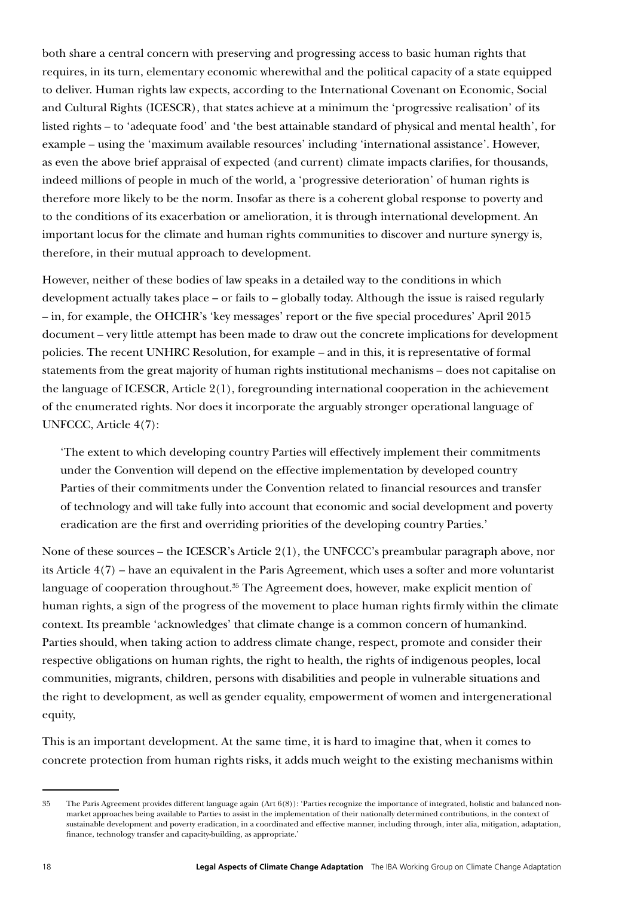both share a central concern with preserving and progressing access to basic human rights that requires, in its turn, elementary economic wherewithal and the political capacity of a state equipped to deliver. Human rights law expects, according to the International Covenant on Economic, Social and Cultural Rights (ICESCR), that states achieve at a minimum the 'progressive realisation' of its listed rights – to 'adequate food' and 'the best attainable standard of physical and mental health', for example – using the 'maximum available resources' including 'international assistance'. However, as even the above brief appraisal of expected (and current) climate impacts clarifies, for thousands, indeed millions of people in much of the world, a 'progressive deterioration' of human rights is therefore more likely to be the norm. Insofar as there is a coherent global response to poverty and to the conditions of its exacerbation or amelioration, it is through international development. An important locus for the climate and human rights communities to discover and nurture synergy is, therefore, in their mutual approach to development.

However, neither of these bodies of law speaks in a detailed way to the conditions in which development actually takes place – or fails to – globally today. Although the issue is raised regularly – in, for example, the OHCHR's 'key messages' report or the five special procedures' April 2015 document – very little attempt has been made to draw out the concrete implications for development policies. The recent UNHRC Resolution, for example – and in this, it is representative of formal statements from the great majority of human rights institutional mechanisms – does not capitalise on the language of ICESCR, Article 2(1), foregrounding international cooperation in the achievement of the enumerated rights. Nor does it incorporate the arguably stronger operational language of UNFCCC, Article 4(7):

> 'The extent to which developing country Parties will effectively implement their commitments under the Convention will depend on the effective implementation by developed country Parties of their commitments under the Convention related to financial resources and transfer of technology and will take fully into account that economic and social development and poverty eradication are the first and overriding priorities of the developing country Parties.'

None of these sources – the ICESCR's Article 2(1), the UNFCCC's preambular paragraph above, nor its Article 4(7) – have an equivalent in the Paris Agreement, which uses a softer and more voluntarist language of cooperation throughout.[35] The Agreement does, however, make explicit mention of human rights, a sign of the progress of the movement to place human rights firmly within the climate context. Its preamble 'acknowledges' that climate change is a common concern of humankind. Parties should, when taking action to address climate change, respect, promote and consider their respective obligations on human rights, the right to health, the rights of indigenous peoples, local communities, migrants, children, persons with disabilities and people in vulnerable situations and the right to development, as well as gender equality, empowerment of women and intergenerational equity,

This is an important development. At the same time, it is hard to imagine that, when it comes to concrete protection from human rights risks, it adds much weight to the existing mechanisms within

---

35 The Paris Agreement provides different language again (Art 6(8)): 'Parties recognize the importance of integrated, holistic and balanced non-market approaches being available to Parties to assist in the implementation of their nationally determined contributions, in the context of sustainable development and poverty eradication, in a coordinated and effective manner, including through, inter alia, mitigation, adaptation, finance, technology transfer and capacity-building, as appropriate.'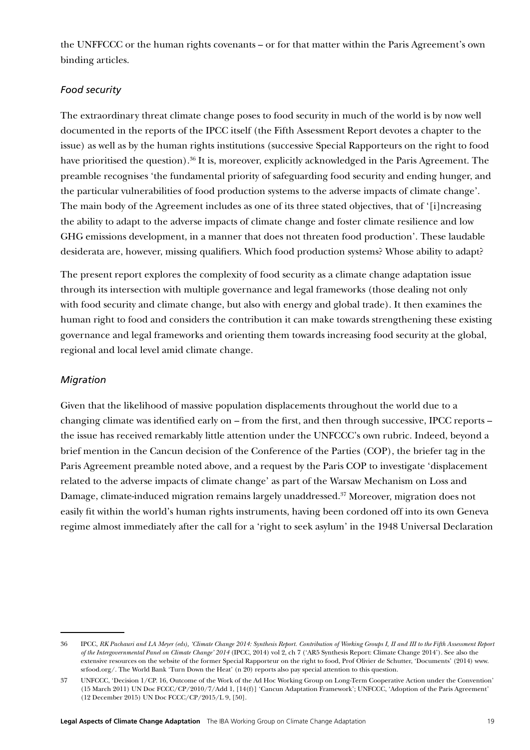the UNFFCCC or the human rights covenants – or for that matter within the Paris Agreement's own binding articles.

### *Food security*

The extraordinary threat climate change poses to food security in much of the world is by now well documented in the reports of the IPCC itself (the Fifth Assessment Report devotes a chapter to the issue) as well as by the human rights institutions (successive Special Rapporteurs on the right to food have prioritised the question).[36] It is, moreover, explicitly acknowledged in the Paris Agreement. The preamble recognises 'the fundamental priority of safeguarding food security and ending hunger, and the particular vulnerabilities of food production systems to the adverse impacts of climate change'. The main body of the Agreement includes as one of its three stated objectives, that of '[i]ncreasing the ability to adapt to the adverse impacts of climate change and foster climate resilience and low GHG emissions development, in a manner that does not threaten food production'. These laudable desiderata are, however, missing qualifiers. Which food production systems? Whose ability to adapt?

The present report explores the complexity of food security as a climate change adaptation issue through its intersection with multiple governance and legal frameworks (those dealing not only with food security and climate change, but also with energy and global trade). It then examines the human right to food and considers the contribution it can make towards strengthening these existing governance and legal frameworks and orienting them towards increasing food security at the global, regional and local level amid climate change.

### *Migration*

Given that the likelihood of massive population displacements throughout the world due to a changing climate was identified early on – from the first, and then through successive, IPCC reports – the issue has received remarkably little attention under the UNFCCC's own rubric. Indeed, beyond a brief mention in the Cancun decision of the Conference of the Parties (COP), the briefer tag in the Paris Agreement preamble noted above, and a request by the Paris COP to investigate 'displacement related to the adverse impacts of climate change' as part of the Warsaw Mechanism on Loss and Damage, climate-induced migration remains largely unaddressed.[37] Moreover, migration does not easily fit within the world's human rights instruments, having been cordoned off into its own Geneva regime almost immediately after the call for a 'right to seek asylum' in the 1948 Universal Declaration

---

36 IPCC, *RK Pachauri and LA Meyer (eds), 'Climate Change 2014: Synthesis Report. Contribution of Working Groups I, II and III to the Fifth Assessment Report of the Intergovernmental Panel on Climate Change' 2014* (IPCC, 2014) vol 2, ch 7 ('AR5 Synthesis Report: Climate Change 2014'). See also the extensive resources on the website of the former Special Rapporteur on the right to food, Prof Olivier de Schutter, 'Documents' (2014) www.srfood.org/. The World Bank 'Turn Down the Heat' (n 20) reports also pay special attention to this question.

37 UNFCCC, 'Decision 1/CP. 16, Outcome of the Work of the Ad Hoc Working Group on Long-Term Cooperative Action under the Convention' (15 March 2011) UN Doc FCCC/CP/2010/7/Add 1, [14(f)] 'Cancun Adaptation Framework'; UNFCCC, 'Adoption of the Paris Agreement' (12 December 2015) UN Doc FCCC/CP/2015/L 9, [50].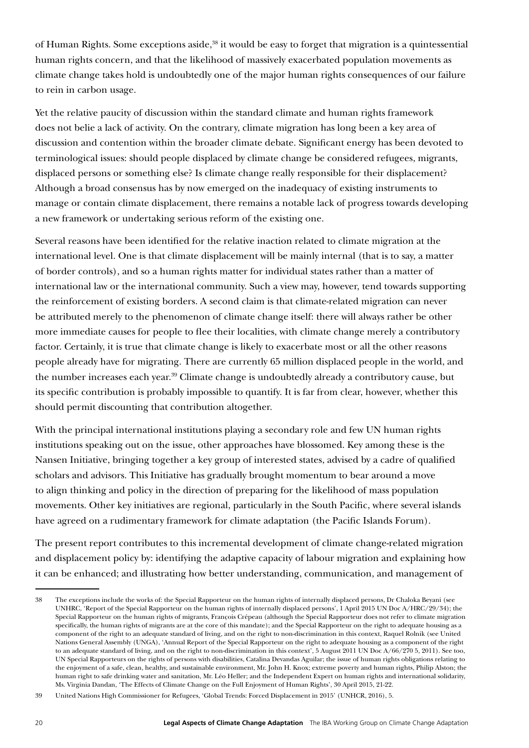of Human Rights. Some exceptions aside,[38] it would be easy to forget that migration is a quintessential human rights concern, and that the likelihood of massively exacerbated population movements as climate change takes hold is undoubtedly one of the major human rights consequences of our failure to rein in carbon usage.

Yet the relative paucity of discussion within the standard climate and human rights framework does not belie a lack of activity. On the contrary, climate migration has long been a key area of discussion and contention within the broader climate debate. Significant energy has been devoted to terminological issues: should people displaced by climate change be considered refugees, migrants, displaced persons or something else? Is climate change really responsible for their displacement? Although a broad consensus has by now emerged on the inadequacy of existing instruments to manage or contain climate displacement, there remains a notable lack of progress towards developing a new framework or undertaking serious reform of the existing one.

Several reasons have been identified for the relative inaction related to climate migration at the international level. One is that climate displacement will be mainly internal (that is to say, a matter of border controls), and so a human rights matter for individual states rather than a matter of international law or the international community. Such a view may, however, tend towards supporting the reinforcement of existing borders. A second claim is that climate-related migration can never be attributed merely to the phenomenon of climate change itself: there will always rather be other more immediate causes for people to flee their localities, with climate change merely a contributory factor. Certainly, it is true that climate change is likely to exacerbate most or all the other reasons people already have for migrating. There are currently 65 million displaced people in the world, and the number increases each year.[39] Climate change is undoubtedly already a contributory cause, but its specific contribution is probably impossible to quantify. It is far from clear, however, whether this should permit discounting that contribution altogether.

With the principal international institutions playing a secondary role and few UN human rights institutions speaking out on the issue, other approaches have blossomed. Key among these is the Nansen Initiative, bringing together a key group of interested states, advised by a cadre of qualified scholars and advisors. This Initiative has gradually brought momentum to bear around a move to align thinking and policy in the direction of preparing for the likelihood of mass population movements. Other key initiatives are regional, particularly in the South Pacific, where several islands have agreed on a rudimentary framework for climate adaptation (the Pacific Islands Forum).

The present report contributes to this incremental development of climate change-related migration and displacement policy by: identifying the adaptive capacity of labour migration and explaining how it can be enhanced; and illustrating how better understanding, communication, and management of

---

38 The exceptions include the works of: the Special Rapporteur on the human rights of internally displaced persons, Dr Chaloka Beyani (see UNHRC, 'Report of the Special Rapporteur on the human rights of internally displaced persons', 1 April 2015 UN Doc A/HRC/29/34); the Special Rapporteur on the human rights of migrants, François Crépeau (although the Special Rapporteur does not refer to climate migration specifically, the human rights of migrants are at the core of this mandate); and the Special Rapporteur on the right to adequate housing as a component of the right to an adequate standard of living, and on the right to non-discrimination in this context, Raquel Rolnik (see United Nations General Assembly (UNGA), 'Annual Report of the Special Rapporteur on the right to adequate housing as a component of the right to an adequate standard of living, and on the right to non-discrimination in this context', 5 August 2011 UN Doc A/66/270 5, 2011). See too, UN Special Rapporteurs on the rights of persons with disabilities, Catalina Devandas Aguilar; the issue of human rights obligations relating to the enjoyment of a safe, clean, healthy, and sustainable environment, Mr. John H. Knox; extreme poverty and human rights, Philip Alston; the human right to safe drinking water and sanitation, Mr. Léo Heller; and the Independent Expert on human rights and international solidarity, Ms. Virginia Dandan, 'The Effects of Climate Change on the Full Enjoyment of Human Rights', 30 April 2015, 21-22.

39 United Nations High Commissioner for Refugees, 'Global Trends: Forced Displacement in 2015' (UNHCR, 2016), 5.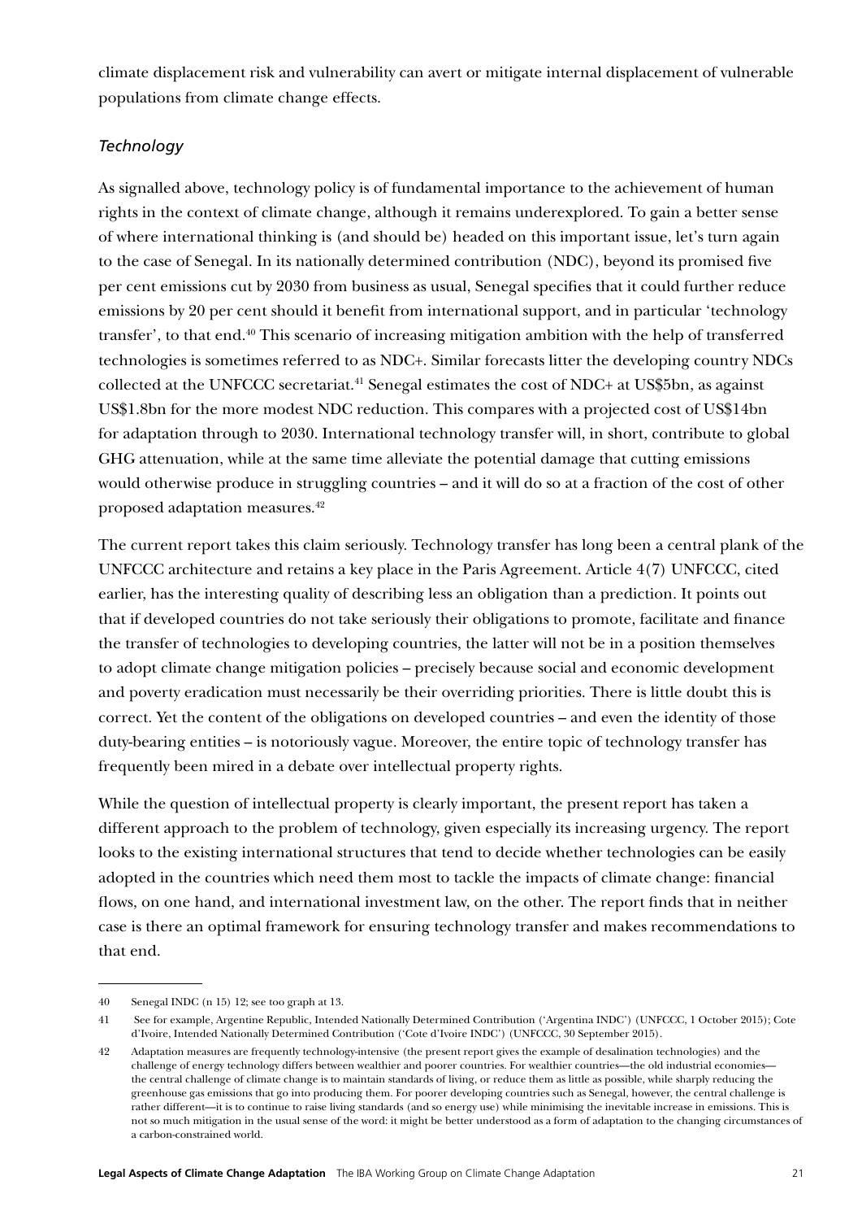climate displacement risk and vulnerability can avert or mitigate internal displacement of vulnerable populations from climate change effects.

### *Technology*

As signalled above, technology policy is of fundamental importance to the achievement of human rights in the context of climate change, although it remains underexplored. To gain a better sense of where international thinking is (and should be) headed on this important issue, let's turn again to the case of Senegal. In its nationally determined contribution (NDC), beyond its promised five per cent emissions cut by 2030 from business as usual, Senegal specifies that it could further reduce emissions by 20 per cent should it benefit from international support, and in particular 'technology transfer', to that end.[40] This scenario of increasing mitigation ambition with the help of transferred technologies is sometimes referred to as NDC+. Similar forecasts litter the developing country NDCs collected at the UNFCCC secretariat.[41] Senegal estimates the cost of NDC+ at US$5bn, as against US$1.8bn for the more modest NDC reduction. This compares with a projected cost of US$14bn for adaptation through to 2030. International technology transfer will, in short, contribute to global GHG attenuation, while at the same time alleviate the potential damage that cutting emissions would otherwise produce in struggling countries – and it will do so at a fraction of the cost of other proposed adaptation measures.[42]

The current report takes this claim seriously. Technology transfer has long been a central plank of the UNFCCC architecture and retains a key place in the Paris Agreement. Article 4(7) UNFCCC, cited earlier, has the interesting quality of describing less an obligation than a prediction. It points out that if developed countries do not take seriously their obligations to promote, facilitate and finance the transfer of technologies to developing countries, the latter will not be in a position themselves to adopt climate change mitigation policies – precisely because social and economic development and poverty eradication must necessarily be their overriding priorities. There is little doubt this is correct. Yet the content of the obligations on developed countries – and even the identity of those duty-bearing entities – is notoriously vague. Moreover, the entire topic of technology transfer has frequently been mired in a debate over intellectual property rights.

While the question of intellectual property is clearly important, the present report has taken a different approach to the problem of technology, given especially its increasing urgency. The report looks to the existing international structures that tend to decide whether technologies can be easily adopted in the countries which need them most to tackle the impacts of climate change: financial flows, on one hand, and international investment law, on the other. The report finds that in neither case is there an optimal framework for ensuring technology transfer and makes recommendations to that end.

---

40 Senegal INDC (n 15) 12; see too graph at 13.

41 See for example, Argentine Republic, Intended Nationally Determined Contribution ('Argentina INDC') (UNFCCC, 1 October 2015); Cote d'Ivoire, Intended Nationally Determined Contribution ('Cote d'Ivoire INDC') (UNFCCC, 30 September 2015).

42 Adaptation measures are frequently technology-intensive (the present report gives the example of desalination technologies) and the challenge of energy technology differs between wealthier and poorer countries. For wealthier countries—the old industrial economies—the central challenge of climate change is to maintain standards of living, or reduce them as little as possible, while sharply reducing the greenhouse gas emissions that go into producing them. For poorer developing countries such as Senegal, however, the central challenge is rather different—it is to continue to raise living standards (and so energy use) while minimising the inevitable increase in emissions. This is not so much mitigation in the usual sense of the word: it might be better understood as a form of adaptation to the changing circumstances of a carbon-constrained world.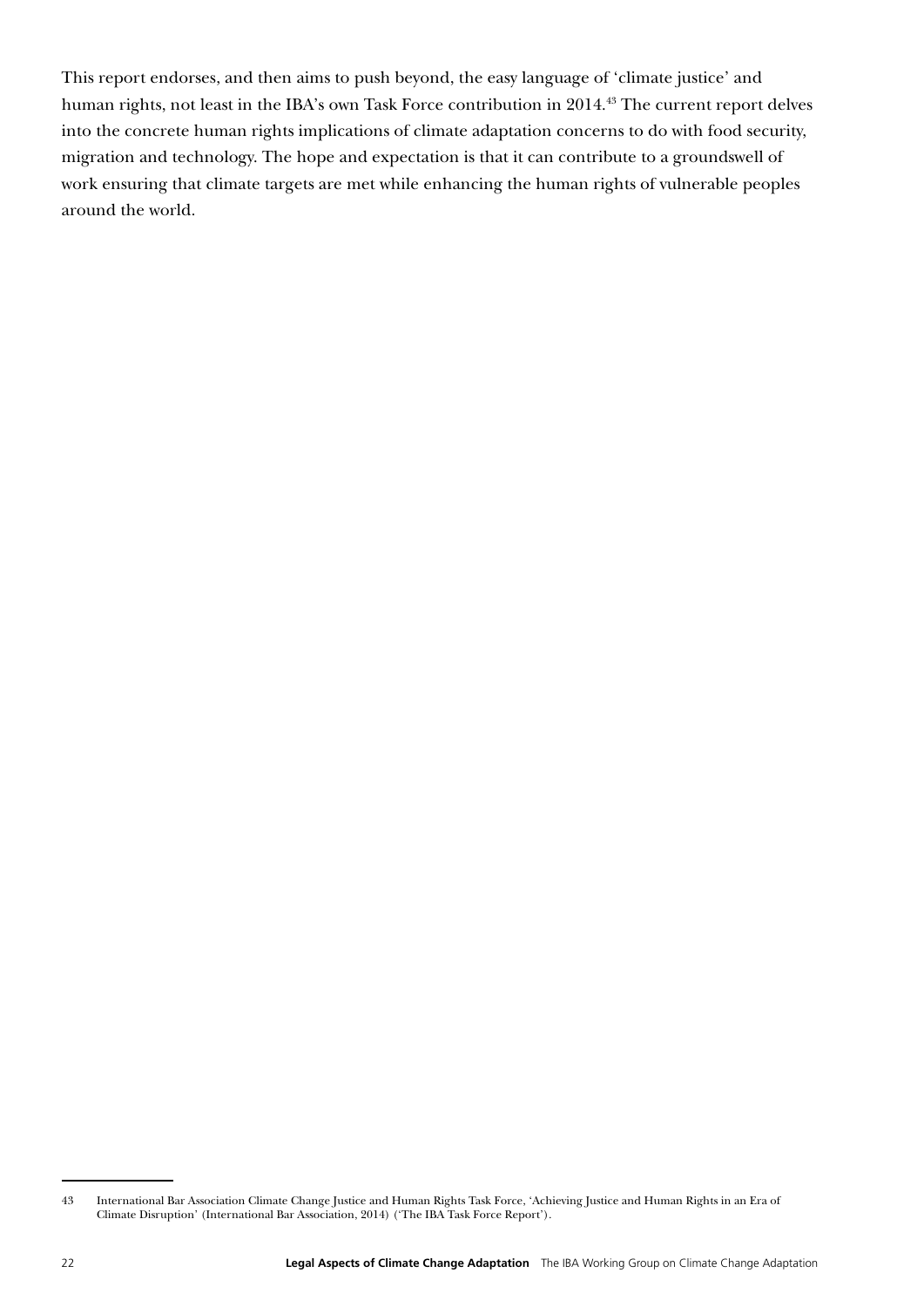This report endorses, and then aims to push beyond, the easy language of 'climate justice' and human rights, not least in the IBA's own Task Force contribution in 2014.[43] The current report delves into the concrete human rights implications of climate adaptation concerns to do with food security, migration and technology. The hope and expectation is that it can contribute to a groundswell of work ensuring that climate targets are met while enhancing the human rights of vulnerable peoples around the world.

---

43 International Bar Association Climate Change Justice and Human Rights Task Force, 'Achieving Justice and Human Rights in an Era of Climate Disruption' (International Bar Association, 2014) ('The IBA Task Force Report').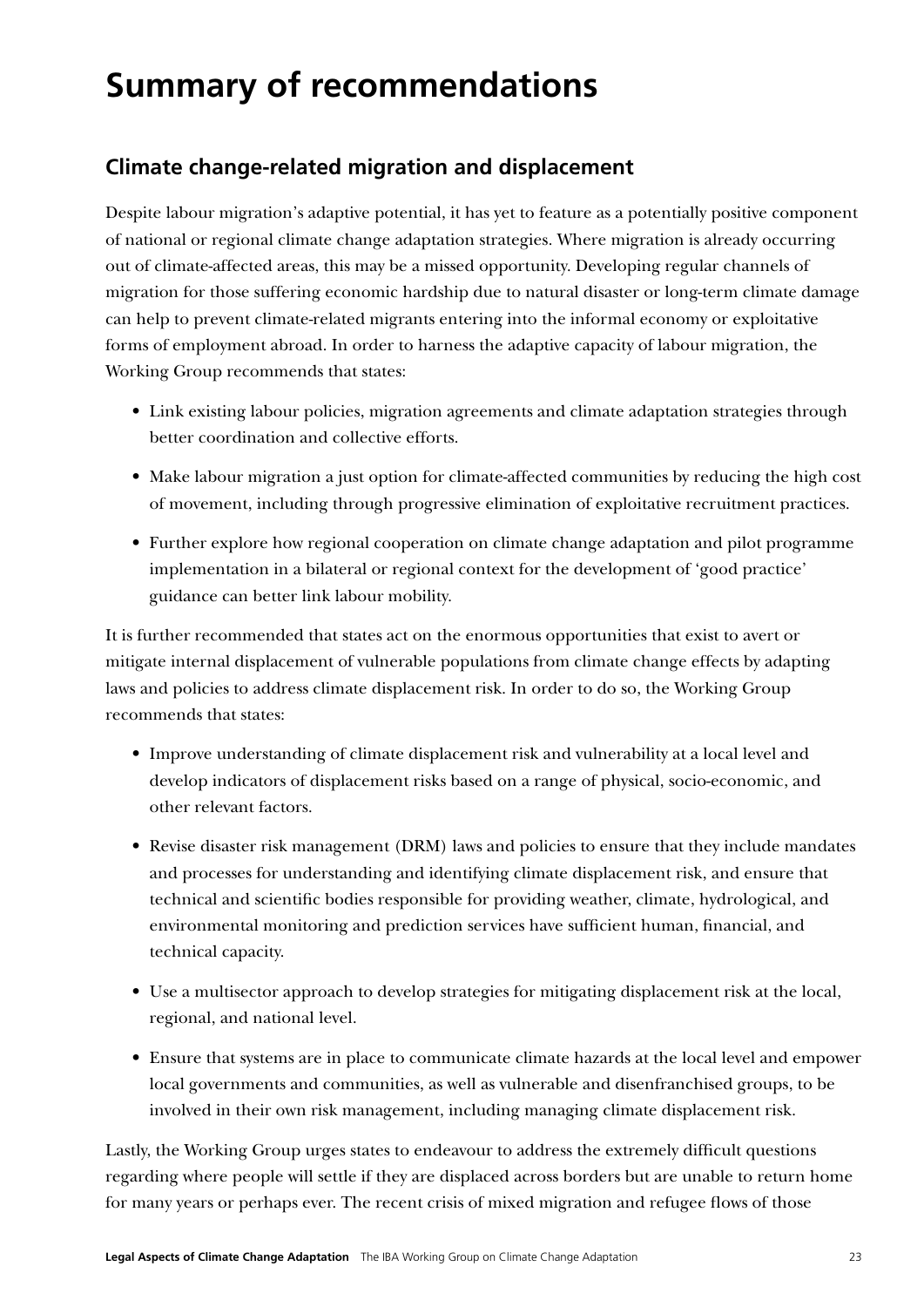# Summary of recommendations

## Climate change-related migration and displacement

Despite labour migration's adaptive potential, it has yet to feature as a potentially positive component of national or regional climate change adaptation strategies. Where migration is already occurring out of climate-affected areas, this may be a missed opportunity. Developing regular channels of migration for those suffering economic hardship due to natural disaster or long-term climate damage can help to prevent climate-related migrants entering into the informal economy or exploitative forms of employment abroad. In order to harness the adaptive capacity of labour migration, the Working Group recommends that states:

- Link existing labour policies, migration agreements and climate adaptation strategies through better coordination and collective efforts.
- Make labour migration a just option for climate-affected communities by reducing the high cost of movement, including through progressive elimination of exploitative recruitment practices.
- Further explore how regional cooperation on climate change adaptation and pilot programme implementation in a bilateral or regional context for the development of 'good practice' guidance can better link labour mobility.

It is further recommended that states act on the enormous opportunities that exist to avert or mitigate internal displacement of vulnerable populations from climate change effects by adapting laws and policies to address climate displacement risk. In order to do so, the Working Group recommends that states:

- Improve understanding of climate displacement risk and vulnerability at a local level and develop indicators of displacement risks based on a range of physical, socio-economic, and other relevant factors.
- Revise disaster risk management (DRM) laws and policies to ensure that they include mandates and processes for understanding and identifying climate displacement risk, and ensure that technical and scientific bodies responsible for providing weather, climate, hydrological, and environmental monitoring and prediction services have sufficient human, financial, and technical capacity.
- Use a multisector approach to develop strategies for mitigating displacement risk at the local, regional, and national level.
- Ensure that systems are in place to communicate climate hazards at the local level and empower local governments and communities, as well as vulnerable and disenfranchised groups, to be involved in their own risk management, including managing climate displacement risk.

Lastly, the Working Group urges states to endeavour to address the extremely difficult questions regarding where people will settle if they are displaced across borders but are unable to return home for many years or perhaps ever. The recent crisis of mixed migration and refugee flows of those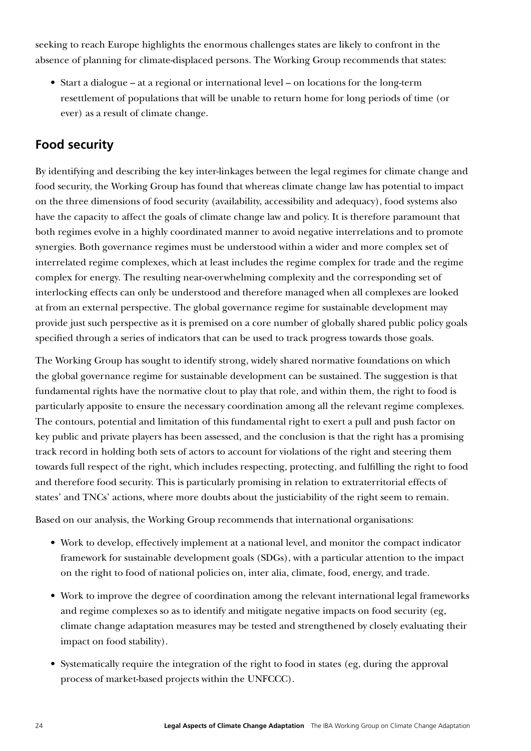seeking to reach Europe highlights the enormous challenges states are likely to confront in the absence of planning for climate-displaced persons. The Working Group recommends that states:

- Start a dialogue – at a regional or international level – on locations for the long-term resettlement of populations that will be unable to return home for long periods of time (or ever) as a result of climate change.

## Food security

By identifying and describing the key inter-linkages between the legal regimes for climate change and food security, the Working Group has found that whereas climate change law has potential to impact on the three dimensions of food security (availability, accessibility and adequacy), food systems also have the capacity to affect the goals of climate change law and policy. It is therefore paramount that both regimes evolve in a highly coordinated manner to avoid negative interrelations and to promote synergies. Both governance regimes must be understood within a wider and more complex set of interrelated regime complexes, which at least includes the regime complex for trade and the regime complex for energy. The resulting near-overwhelming complexity and the corresponding set of interlocking effects can only be understood and therefore managed when all complexes are looked at from an external perspective. The global governance regime for sustainable development may provide just such perspective as it is premised on a core number of globally shared public policy goals specified through a series of indicators that can be used to track progress towards those goals.

The Working Group has sought to identify strong, widely shared normative foundations on which the global governance regime for sustainable development can be sustained. The suggestion is that fundamental rights have the normative clout to play that role, and within them, the right to food is particularly apposite to ensure the necessary coordination among all the relevant regime complexes. The contours, potential and limitation of this fundamental right to exert a pull and push factor on key public and private players has been assessed, and the conclusion is that the right has a promising track record in holding both sets of actors to account for violations of the right and steering them towards full respect of the right, which includes respecting, protecting, and fulfilling the right to food and therefore food security. This is particularly promising in relation to extraterritorial effects of states' and TNCs' actions, where more doubts about the justiciability of the right seem to remain.

Based on our analysis, the Working Group recommends that international organisations:

- Work to develop, effectively implement at a national level, and monitor the compact indicator framework for sustainable development goals (SDGs), with a particular attention to the impact on the right to food of national policies on, inter alia, climate, food, energy, and trade.
- Work to improve the degree of coordination among the relevant international legal frameworks and regime complexes so as to identify and mitigate negative impacts on food security (eg, climate change adaptation measures may be tested and strengthened by closely evaluating their impact on food stability).
- Systematically require the integration of the right to food in states (eg, during the approval process of market-based projects within the UNFCCC).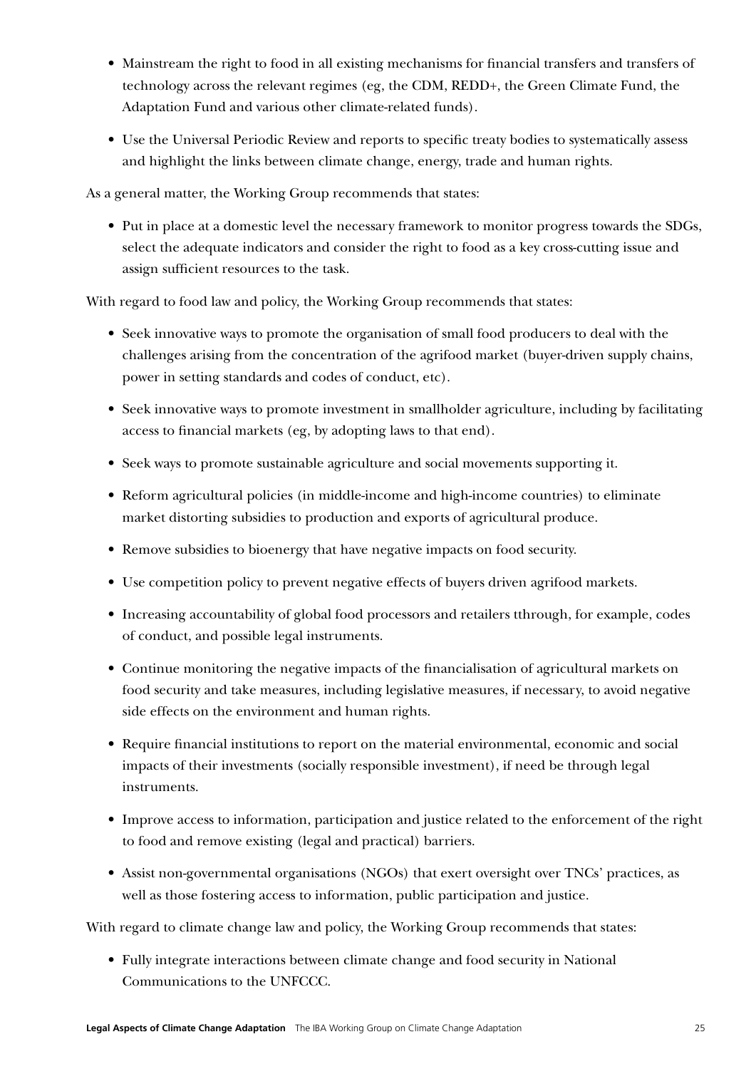- Mainstream the right to food in all existing mechanisms for financial transfers and transfers of technology across the relevant regimes (eg, the CDM, REDD+, the Green Climate Fund, the Adaptation Fund and various other climate-related funds).
- Use the Universal Periodic Review and reports to specific treaty bodies to systematically assess and highlight the links between climate change, energy, trade and human rights.

As a general matter, the Working Group recommends that states:

- Put in place at a domestic level the necessary framework to monitor progress towards the SDGs, select the adequate indicators and consider the right to food as a key cross-cutting issue and assign sufficient resources to the task.

With regard to food law and policy, the Working Group recommends that states:

- Seek innovative ways to promote the organisation of small food producers to deal with the challenges arising from the concentration of the agrifood market (buyer-driven supply chains, power in setting standards and codes of conduct, etc).
- Seek innovative ways to promote investment in smallholder agriculture, including by facilitating access to financial markets (eg, by adopting laws to that end).
- Seek ways to promote sustainable agriculture and social movements supporting it.
- Reform agricultural policies (in middle-income and high-income countries) to eliminate market distorting subsidies to production and exports of agricultural produce.
- Remove subsidies to bioenergy that have negative impacts on food security.
- Use competition policy to prevent negative effects of buyers driven agrifood markets.
- Increasing accountability of global food processors and retailers tthrough, for example, codes of conduct, and possible legal instruments.
- Continue monitoring the negative impacts of the financialisation of agricultural markets on food security and take measures, including legislative measures, if necessary, to avoid negative side effects on the environment and human rights.
- Require financial institutions to report on the material environmental, economic and social impacts of their investments (socially responsible investment), if need be through legal instruments.
- Improve access to information, participation and justice related to the enforcement of the right to food and remove existing (legal and practical) barriers.
- Assist non-governmental organisations (NGOs) that exert oversight over TNCs' practices, as well as those fostering access to information, public participation and justice.

With regard to climate change law and policy, the Working Group recommends that states:

- Fully integrate interactions between climate change and food security in National Communications to the UNFCCC.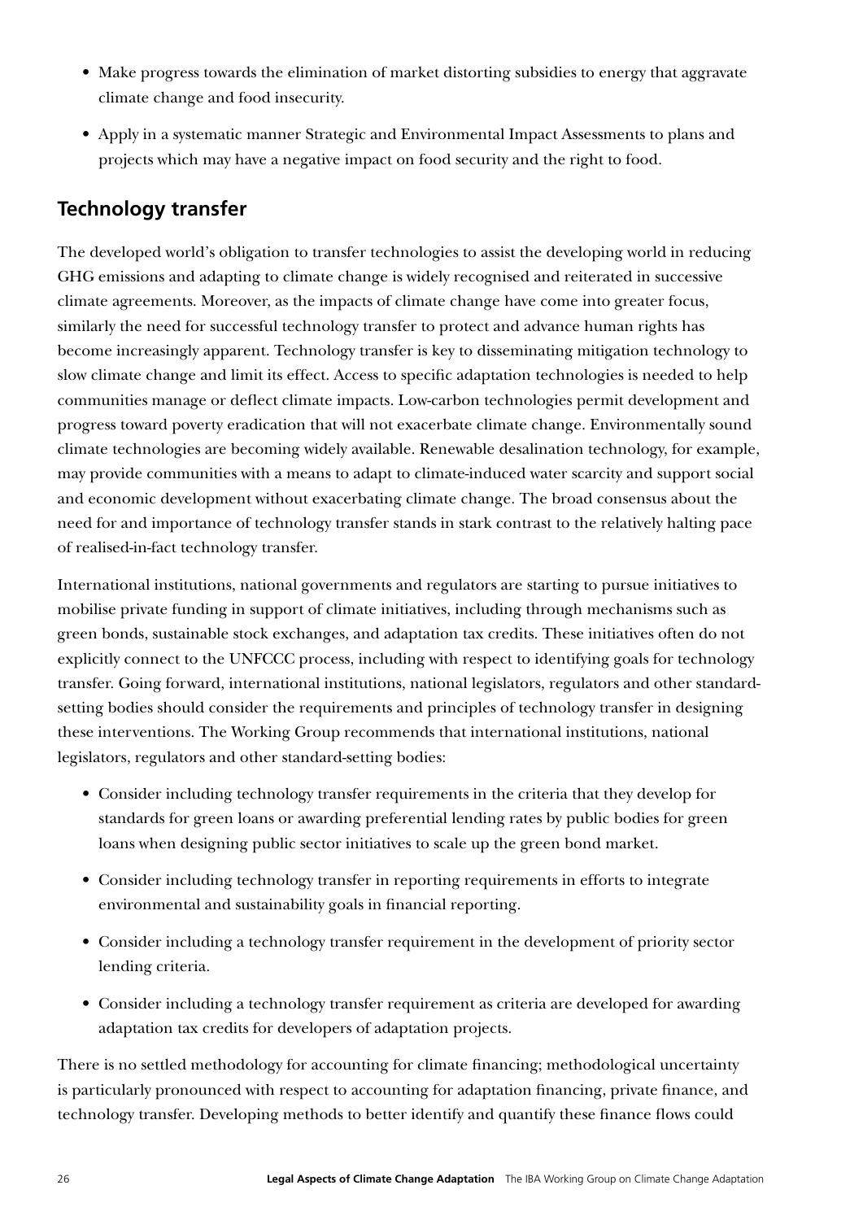- Make progress towards the elimination of market distorting subsidies to energy that aggravate climate change and food insecurity.
- Apply in a systematic manner Strategic and Environmental Impact Assessments to plans and projects which may have a negative impact on food security and the right to food.

## Technology transfer

The developed world's obligation to transfer technologies to assist the developing world in reducing GHG emissions and adapting to climate change is widely recognised and reiterated in successive climate agreements. Moreover, as the impacts of climate change have come into greater focus, similarly the need for successful technology transfer to protect and advance human rights has become increasingly apparent. Technology transfer is key to disseminating mitigation technology to slow climate change and limit its effect. Access to specific adaptation technologies is needed to help communities manage or deflect climate impacts. Low-carbon technologies permit development and progress toward poverty eradication that will not exacerbate climate change. Environmentally sound climate technologies are becoming widely available. Renewable desalination technology, for example, may provide communities with a means to adapt to climate-induced water scarcity and support social and economic development without exacerbating climate change. The broad consensus about the need for and importance of technology transfer stands in stark contrast to the relatively halting pace of realised-in-fact technology transfer.

International institutions, national governments and regulators are starting to pursue initiatives to mobilise private funding in support of climate initiatives, including through mechanisms such as green bonds, sustainable stock exchanges, and adaptation tax credits. These initiatives often do not explicitly connect to the UNFCCC process, including with respect to identifying goals for technology transfer. Going forward, international institutions, national legislators, regulators and other standard-setting bodies should consider the requirements and principles of technology transfer in designing these interventions. The Working Group recommends that international institutions, national legislators, regulators and other standard-setting bodies:

- Consider including technology transfer requirements in the criteria that they develop for standards for green loans or awarding preferential lending rates by public bodies for green loans when designing public sector initiatives to scale up the green bond market.
- Consider including technology transfer in reporting requirements in efforts to integrate environmental and sustainability goals in financial reporting.
- Consider including a technology transfer requirement in the development of priority sector lending criteria.
- Consider including a technology transfer requirement as criteria are developed for awarding adaptation tax credits for developers of adaptation projects.

There is no settled methodology for accounting for climate financing; methodological uncertainty is particularly pronounced with respect to accounting for adaptation financing, private finance, and technology transfer. Developing methods to better identify and quantify these finance flows could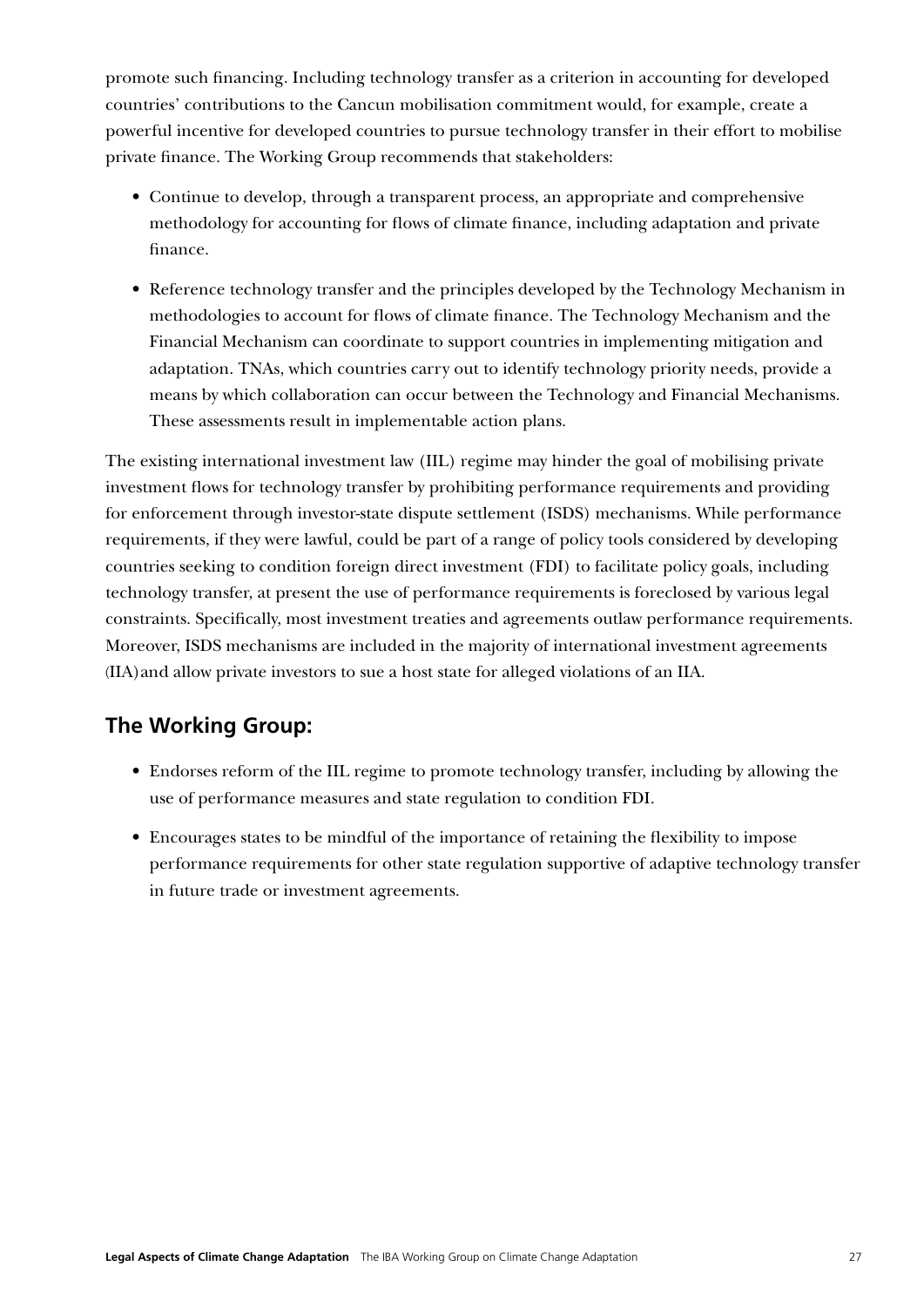promote such financing. Including technology transfer as a criterion in accounting for developed countries' contributions to the Cancun mobilisation commitment would, for example, create a powerful incentive for developed countries to pursue technology transfer in their effort to mobilise private finance. The Working Group recommends that stakeholders:

- Continue to develop, through a transparent process, an appropriate and comprehensive methodology for accounting for flows of climate finance, including adaptation and private finance.
- Reference technology transfer and the principles developed by the Technology Mechanism in methodologies to account for flows of climate finance. The Technology Mechanism and the Financial Mechanism can coordinate to support countries in implementing mitigation and adaptation. TNAs, which countries carry out to identify technology priority needs, provide a means by which collaboration can occur between the Technology and Financial Mechanisms. These assessments result in implementable action plans.

The existing international investment law (IIL) regime may hinder the goal of mobilising private investment flows for technology transfer by prohibiting performance requirements and providing for enforcement through investor-state dispute settlement (ISDS) mechanisms. While performance requirements, if they were lawful, could be part of a range of policy tools considered by developing countries seeking to condition foreign direct investment (FDI) to facilitate policy goals, including technology transfer, at present the use of performance requirements is foreclosed by various legal constraints. Specifically, most investment treaties and agreements outlaw performance requirements. Moreover, ISDS mechanisms are included in the majority of international investment agreements (IIA) and allow private investors to sue a host state for alleged violations of an IIA.

## The Working Group:

- Endorses reform of the IIL regime to promote technology transfer, including by allowing the use of performance measures and state regulation to condition FDI.
- Encourages states to be mindful of the importance of retaining the flexibility to impose performance requirements for other state regulation supportive of adaptive technology transfer in future trade or investment agreements.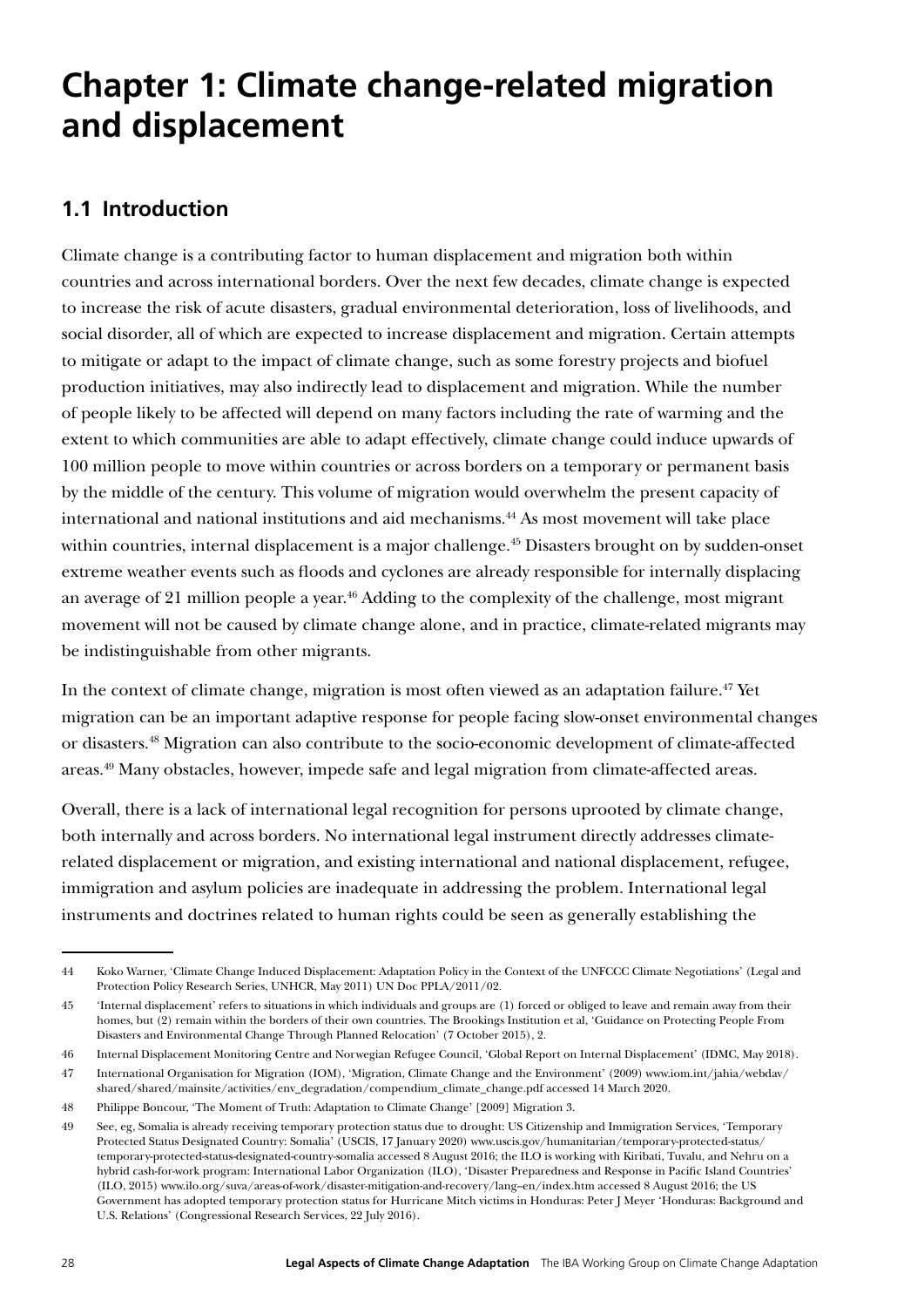# Chapter 1: Climate change-related migration and displacement

## 1.1 Introduction

Climate change is a contributing factor to human displacement and migration both within countries and across international borders. Over the next few decades, climate change is expected to increase the risk of acute disasters, gradual environmental deterioration, loss of livelihoods, and social disorder, all of which are expected to increase displacement and migration. Certain attempts to mitigate or adapt to the impact of climate change, such as some forestry projects and biofuel production initiatives, may also indirectly lead to displacement and migration. While the number of people likely to be affected will depend on many factors including the rate of warming and the extent to which communities are able to adapt effectively, climate change could induce upwards of 100 million people to move within countries or across borders on a temporary or permanent basis by the middle of the century. This volume of migration would overwhelm the present capacity of international and national institutions and aid mechanisms.[44] As most movement will take place within countries, internal displacement is a major challenge.[45] Disasters brought on by sudden-onset extreme weather events such as floods and cyclones are already responsible for internally displacing an average of 21 million people a year.[46] Adding to the complexity of the challenge, most migrant movement will not be caused by climate change alone, and in practice, climate-related migrants may be indistinguishable from other migrants.

In the context of climate change, migration is most often viewed as an adaptation failure.[47] Yet migration can be an important adaptive response for people facing slow-onset environmental changes or disasters.[48] Migration can also contribute to the socio-economic development of climate-affected areas.[49] Many obstacles, however, impede safe and legal migration from climate-affected areas.

Overall, there is a lack of international legal recognition for persons uprooted by climate change, both internally and across borders. No international legal instrument directly addresses climate-related displacement or migration, and existing international and national displacement, refugee, immigration and asylum policies are inadequate in addressing the problem. International legal instruments and doctrines related to human rights could be seen as generally establishing the

---

44 Koko Warner, 'Climate Change Induced Displacement: Adaptation Policy in the Context of the UNFCCC Climate Negotiations' (Legal and Protection Policy Research Series, UNHCR, May 2011) UN Doc PPLA/2011/02.

45 'Internal displacement' refers to situations in which individuals and groups are (1) forced or obliged to leave and remain away from their homes, but (2) remain within the borders of their own countries. The Brookings Institution et al, 'Guidance on Protecting People From Disasters and Environmental Change Through Planned Relocation' (7 October 2015), 2.

46 Internal Displacement Monitoring Centre and Norwegian Refugee Council, 'Global Report on Internal Displacement' (IDMC, May 2018).

47 International Organisation for Migration (IOM), 'Migration, Climate Change and the Environment' (2009) www.iom.int/jahia/webdav/shared/shared/mainsite/activities/env_degradation/compendium_climate_change.pdf accessed 14 March 2020.

48 Philippe Boncour, 'The Moment of Truth: Adaptation to Climate Change' [2009] Migration 3.

49 See, eg, Somalia is already receiving temporary protection status due to drought: US Citizenship and Immigration Services, 'Temporary Protected Status Designated Country: Somalia' (USCIS, 17 January 2020) www.uscis.gov/humanitarian/temporary-protected-status/temporary-protected-status-designated-country-somalia accessed 8 August 2016; the ILO is working with Kiribati, Tuvalu, and Nehru on a hybrid cash-for-work program: International Labor Organization (ILO), 'Disaster Preparedness and Response in Pacific Island Countries' (ILO, 2015) www.ilo.org/suva/areas-of-work/disaster-mitigation-and-recovery/lang--en/index.htm accessed 8 August 2016; the US Government has adopted temporary protection status for Hurricane Mitch victims in Honduras: Peter J Meyer 'Honduras: Background and U.S. Relations' (Congressional Research Services, 22 July 2016).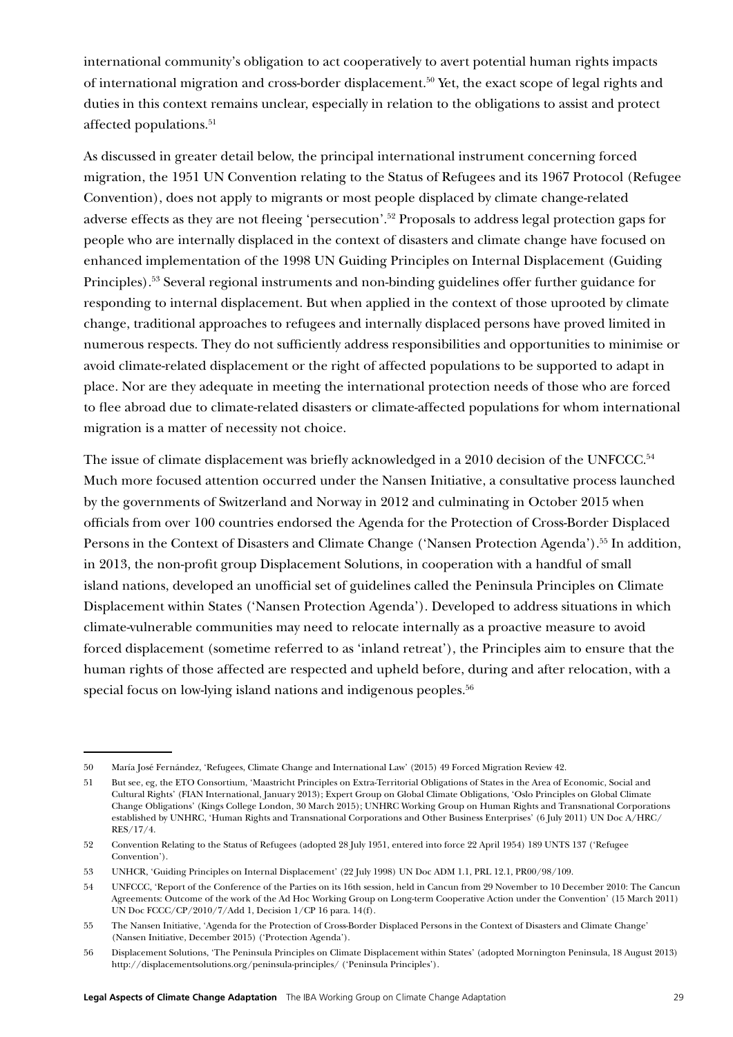international community's obligation to act cooperatively to avert potential human rights impacts of international migration and cross-border displacement.[50] Yet, the exact scope of legal rights and duties in this context remains unclear, especially in relation to the obligations to assist and protect affected populations.[51]

As discussed in greater detail below, the principal international instrument concerning forced migration, the 1951 UN Convention relating to the Status of Refugees and its 1967 Protocol (Refugee Convention), does not apply to migrants or most people displaced by climate change-related adverse effects as they are not fleeing 'persecution'.[52] Proposals to address legal protection gaps for people who are internally displaced in the context of disasters and climate change have focused on enhanced implementation of the 1998 UN Guiding Principles on Internal Displacement (Guiding Principles).[53] Several regional instruments and non-binding guidelines offer further guidance for responding to internal displacement. But when applied in the context of those uprooted by climate change, traditional approaches to refugees and internally displaced persons have proved limited in numerous respects. They do not sufficiently address responsibilities and opportunities to minimise or avoid climate-related displacement or the right of affected populations to be supported to adapt in place. Nor are they adequate in meeting the international protection needs of those who are forced to flee abroad due to climate-related disasters or climate-affected populations for whom international migration is a matter of necessity not choice.

The issue of climate displacement was briefly acknowledged in a 2010 decision of the UNFCCC.[54] Much more focused attention occurred under the Nansen Initiative, a consultative process launched by the governments of Switzerland and Norway in 2012 and culminating in October 2015 when officials from over 100 countries endorsed the Agenda for the Protection of Cross-Border Displaced Persons in the Context of Disasters and Climate Change ('Nansen Protection Agenda').[55] In addition, in 2013, the non-profit group Displacement Solutions, in cooperation with a handful of small island nations, developed an unofficial set of guidelines called the Peninsula Principles on Climate Displacement within States ('Nansen Protection Agenda'). Developed to address situations in which climate-vulnerable communities may need to relocate internally as a proactive measure to avoid forced displacement (sometime referred to as 'inland retreat'), the Principles aim to ensure that the human rights of those affected are respected and upheld before, during and after relocation, with a special focus on low-lying island nations and indigenous peoples.[56]

---

50 María José Fernández, 'Refugees, Climate Change and International Law' (2015) 49 Forced Migration Review 42.

51 But see, eg, the ETO Consortium, 'Maastricht Principles on Extra-Territorial Obligations of States in the Area of Economic, Social and Cultural Rights' (FIAN International, January 2013); Expert Group on Global Climate Obligations, 'Oslo Principles on Global Climate Change Obligations' (Kings College London, 30 March 2015); UNHRC Working Group on Human Rights and Transnational Corporations established by UNHRC, 'Human Rights and Transnational Corporations and Other Business Enterprises' (6 July 2011) UN Doc A/HRC/RES/17/4.

52 Convention Relating to the Status of Refugees (adopted 28 July 1951, entered into force 22 April 1954) 189 UNTS 137 ('Refugee Convention').

53 UNHCR, 'Guiding Principles on Internal Displacement' (22 July 1998) UN Doc ADM 1.1, PRL 12.1, PR00/98/109.

54 UNFCCC, 'Report of the Conference of the Parties on its 16th session, held in Cancun from 29 November to 10 December 2010: The Cancun Agreements: Outcome of the work of the Ad Hoc Working Group on Long-term Cooperative Action under the Convention' (15 March 2011) UN Doc FCCC/CP/2010/7/Add 1, Decision 1/CP 16 para. 14(f).

55 The Nansen Initiative, 'Agenda for the Protection of Cross-Border Displaced Persons in the Context of Disasters and Climate Change' (Nansen Initiative, December 2015) ('Protection Agenda').

56 Displacement Solutions, 'The Peninsula Principles on Climate Displacement within States' (adopted Mornington Peninsula, 18 August 2013) http://displacementsolutions.org/peninsula-principles/ ('Peninsula Principles').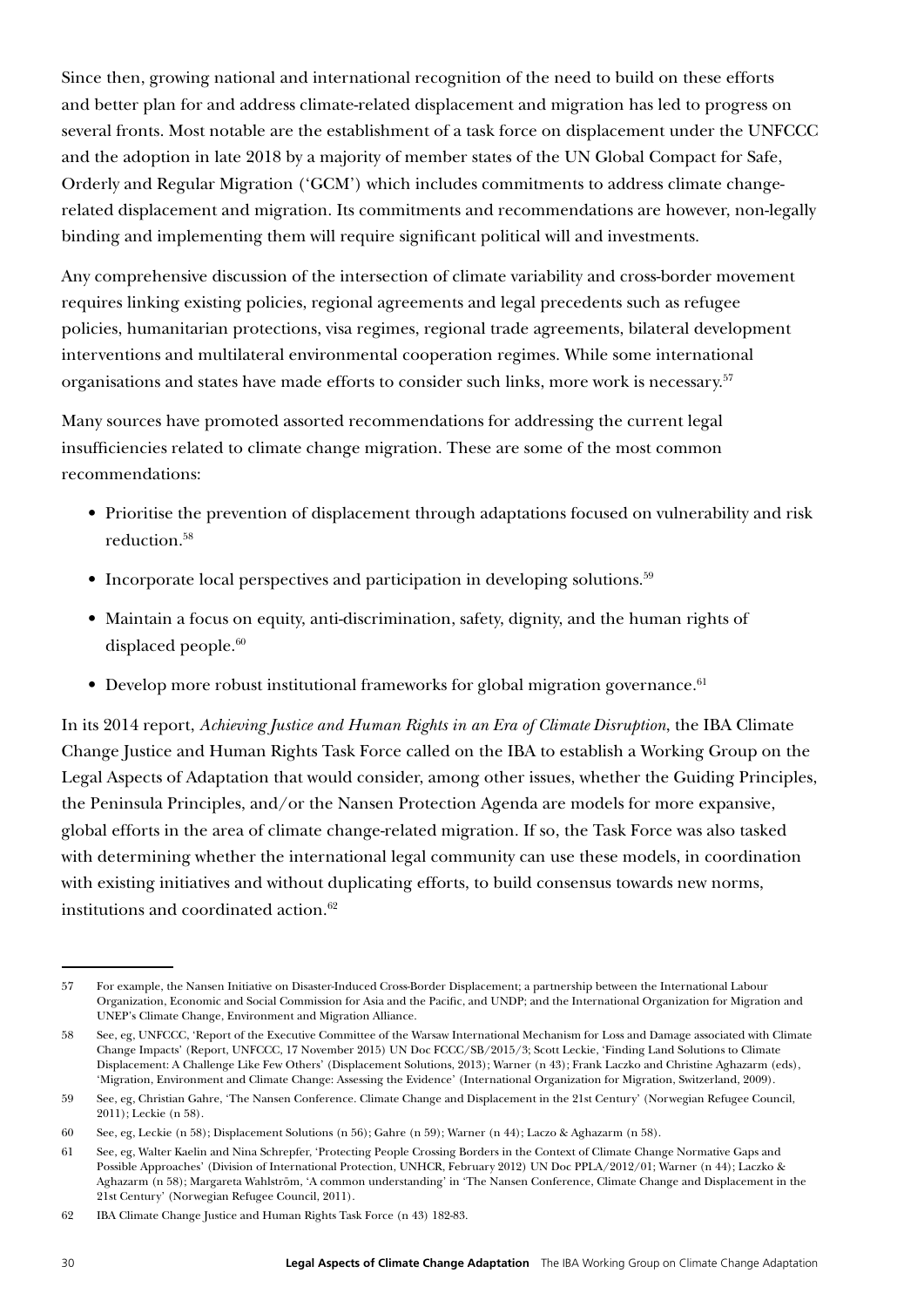Since then, growing national and international recognition of the need to build on these efforts and better plan for and address climate-related displacement and migration has led to progress on several fronts. Most notable are the establishment of a task force on displacement under the UNFCCC and the adoption in late 2018 by a majority of member states of the UN Global Compact for Safe, Orderly and Regular Migration ('GCM') which includes commitments to address climate change-related displacement and migration. Its commitments and recommendations are however, non-legally binding and implementing them will require significant political will and investments.

Any comprehensive discussion of the intersection of climate variability and cross-border movement requires linking existing policies, regional agreements and legal precedents such as refugee policies, humanitarian protections, visa regimes, regional trade agreements, bilateral development interventions and multilateral environmental cooperation regimes. While some international organisations and states have made efforts to consider such links, more work is necessary.[57]

Many sources have promoted assorted recommendations for addressing the current legal insufficiencies related to climate change migration. These are some of the most common recommendations:

- Prioritise the prevention of displacement through adaptations focused on vulnerability and risk reduction.[58]
- Incorporate local perspectives and participation in developing solutions.[59]
- Maintain a focus on equity, anti-discrimination, safety, dignity, and the human rights of displaced people.[60]
- Develop more robust institutional frameworks for global migration governance.[61]

In its 2014 report, *Achieving Justice and Human Rights in an Era of Climate Disruption*, the IBA Climate Change Justice and Human Rights Task Force called on the IBA to establish a Working Group on the Legal Aspects of Adaptation that would consider, among other issues, whether the Guiding Principles, the Peninsula Principles, and/or the Nansen Protection Agenda are models for more expansive, global efforts in the area of climate change-related migration. If so, the Task Force was also tasked with determining whether the international legal community can use these models, in coordination with existing initiatives and without duplicating efforts, to build consensus towards new norms, institutions and coordinated action.[62]

---

57 For example, the Nansen Initiative on Disaster-Induced Cross-Border Displacement; a partnership between the International Labour Organization, Economic and Social Commission for Asia and the Pacific, and UNDP; and the International Organization for Migration and UNEP's Climate Change, Environment and Migration Alliance.

58 See, eg, UNFCCC, 'Report of the Executive Committee of the Warsaw International Mechanism for Loss and Damage associated with Climate Change Impacts' (Report, UNFCCC, 17 November 2015) UN Doc FCCC/SB/2015/3; Scott Leckie, 'Finding Land Solutions to Climate Displacement: A Challenge Like Few Others' (Displacement Solutions, 2013); Warner (n 43); Frank Laczko and Christine Aghazarm (eds), 'Migration, Environment and Climate Change: Assessing the Evidence' (International Organization for Migration, Switzerland, 2009).

59 See, eg, Christian Gahre, 'The Nansen Conference. Climate Change and Displacement in the 21st Century' (Norwegian Refugee Council, 2011); Leckie (n 58).

60 See, eg, Leckie (n 58); Displacement Solutions (n 56); Gahre (n 59); Warner (n 44); Laczo & Aghazarm (n 58).

61 See, eg, Walter Kaelin and Nina Schrepfer, 'Protecting People Crossing Borders in the Context of Climate Change Normative Gaps and Possible Approaches' (Division of International Protection, UNHCR, February 2012) UN Doc PPLA/2012/01; Warner (n 44); Laczko & Aghazarm (n 58); Margareta Wahlström, 'A common understanding' in 'The Nansen Conference, Climate Change and Displacement in the 21st Century' (Norwegian Refugee Council, 2011).

62 IBA Climate Change Justice and Human Rights Task Force (n 43) 182-83.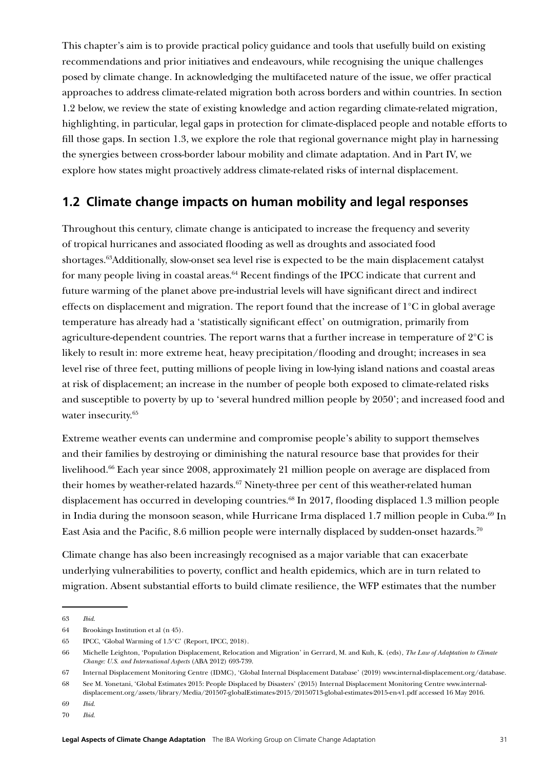This chapter's aim is to provide practical policy guidance and tools that usefully build on existing recommendations and prior initiatives and endeavours, while recognising the unique challenges posed by climate change. In acknowledging the multifaceted nature of the issue, we offer practical approaches to address climate-related migration both across borders and within countries. In section 1.2 below, we review the state of existing knowledge and action regarding climate-related migration, highlighting, in particular, legal gaps in protection for climate-displaced people and notable efforts to fill those gaps. In section 1.3, we explore the role that regional governance might play in harnessing the synergies between cross-border labour mobility and climate adaptation. And in Part IV, we explore how states might proactively address climate-related risks of internal displacement.

## 1.2 Climate change impacts on human mobility and legal responses

Throughout this century, climate change is anticipated to increase the frequency and severity of tropical hurricanes and associated flooding as well as droughts and associated food shortages.[63]Additionally, slow-onset sea level rise is expected to be the main displacement catalyst for many people living in coastal areas.[64] Recent findings of the IPCC indicate that current and future warming of the planet above pre-industrial levels will have significant direct and indirect effects on displacement and migration. The report found that the increase of 1°C in global average temperature has already had a 'statistically significant effect' on outmigration, primarily from agriculture-dependent countries. The report warns that a further increase in temperature of 2°C is likely to result in: more extreme heat, heavy precipitation/flooding and drought; increases in sea level rise of three feet, putting millions of people living in low-lying island nations and coastal areas at risk of displacement; an increase in the number of people both exposed to climate-related risks and susceptible to poverty by up to 'several hundred million people by 2050'; and increased food and water insecurity.[65]

Extreme weather events can undermine and compromise people's ability to support themselves and their families by destroying or diminishing the natural resource base that provides for their livelihood.[66] Each year since 2008, approximately 21 million people on average are displaced from their homes by weather-related hazards.[67] Ninety-three per cent of this weather-related human displacement has occurred in developing countries.[68] In 2017, flooding displaced 1.3 million people in India during the monsoon season, while Hurricane Irma displaced 1.7 million people in Cuba.[69] In East Asia and the Pacific, 8.6 million people were internally displaced by sudden-onset hazards.[70]

Climate change has also been increasingly recognised as a major variable that can exacerbate underlying vulnerabilities to poverty, conflict and health epidemics, which are in turn related to migration. Absent substantial efforts to build climate resilience, the WFP estimates that the number

---

63 *Ibid*.

64 Brookings Institution et al (n 45).

65 IPCC, 'Global Warming of 1.5°C' (Report, IPCC, 2018).

66 Michelle Leighton, 'Population Displacement, Relocation and Migration' in Gerrard, M. and Kuh, K. (eds), *The Law of Adaptation to Climate Change: U.S. and International Aspects* (ABA 2012) 693-739.

67 Internal Displacement Monitoring Centre (IDMC), 'Global Internal Displacement Database' (2019) www.internal-displacement.org/database.

68 See M. Yonetani, 'Global Estimates 2015: People Displaced by Disasters' (2015) Internal Displacement Monitoring Centre www.internal-displacement.org/assets/library/Media/201507-globalEstimates-2015/20150713-global-estimates-2015-en-v1.pdf accessed 16 May 2016.

69 *Ibid*.

70 *Ibid*.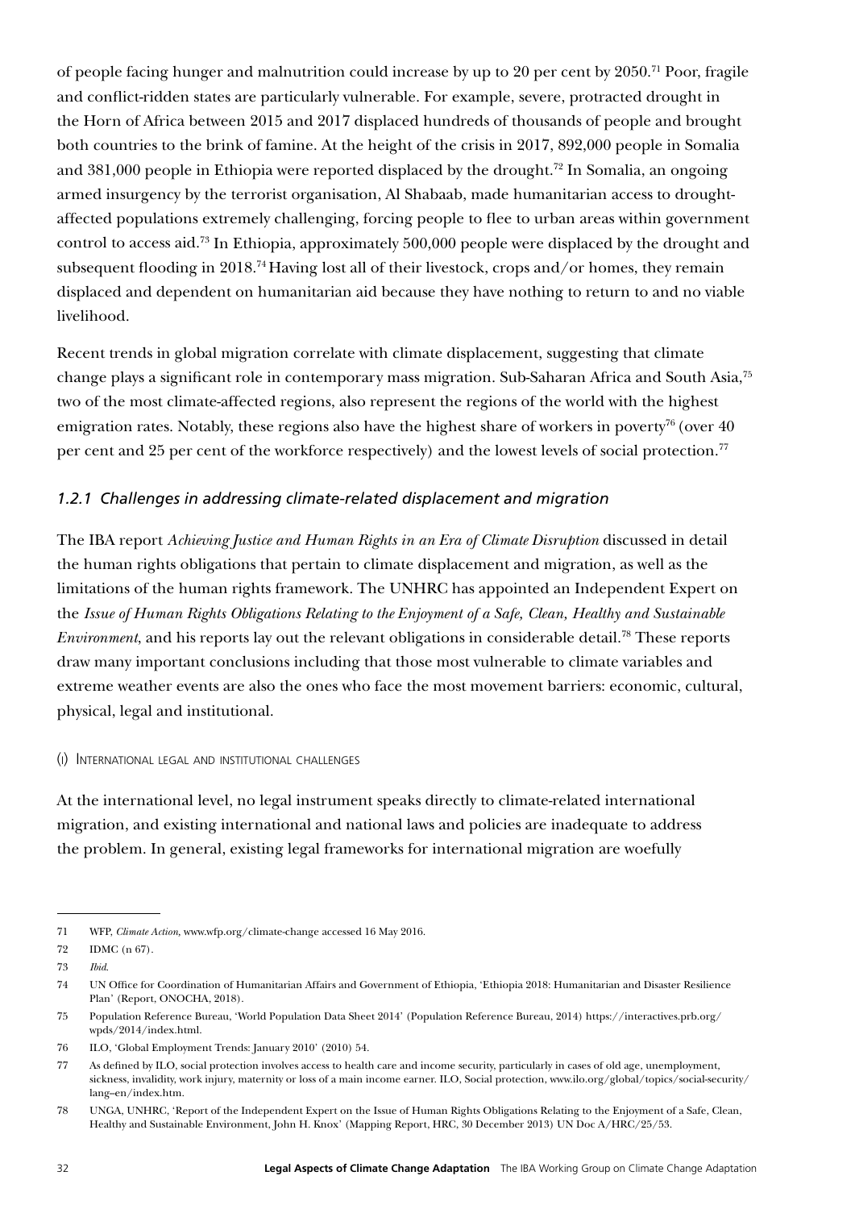of people facing hunger and malnutrition could increase by up to 20 per cent by 2050.[71] Poor, fragile and conflict-ridden states are particularly vulnerable. For example, severe, protracted drought in the Horn of Africa between 2015 and 2017 displaced hundreds of thousands of people and brought both countries to the brink of famine. At the height of the crisis in 2017, 892,000 people in Somalia and 381,000 people in Ethiopia were reported displaced by the drought.[72] In Somalia, an ongoing armed insurgency by the terrorist organisation, Al Shabaab, made humanitarian access to drought-affected populations extremely challenging, forcing people to flee to urban areas within government control to access aid.[73] In Ethiopia, approximately 500,000 people were displaced by the drought and subsequent flooding in 2018.[74] Having lost all of their livestock, crops and/or homes, they remain displaced and dependent on humanitarian aid because they have nothing to return to and no viable livelihood.

Recent trends in global migration correlate with climate displacement, suggesting that climate change plays a significant role in contemporary mass migration. Sub-Saharan Africa and South Asia,[75] two of the most climate-affected regions, also represent the regions of the world with the highest emigration rates. Notably, these regions also have the highest share of workers in poverty[76] (over 40 per cent and 25 per cent of the workforce respectively) and the lowest levels of social protection.[77]

### *1.2.1 Challenges in addressing climate-related displacement and migration*

The IBA report *Achieving Justice and Human Rights in an Era of Climate Disruption* discussed in detail the human rights obligations that pertain to climate displacement and migration, as well as the limitations of the human rights framework. The UNHRC has appointed an Independent Expert on the *Issue of Human Rights Obligations Relating to the Enjoyment of a Safe, Clean, Healthy and Sustainable Environment*, and his reports lay out the relevant obligations in considerable detail.[78] These reports draw many important conclusions including that those most vulnerable to climate variables and extreme weather events are also the ones who face the most movement barriers: economic, cultural, physical, legal and institutional.

#### (i) International legal and institutional challenges

At the international level, no legal instrument speaks directly to climate-related international migration, and existing international and national laws and policies are inadequate to address the problem. In general, existing legal frameworks for international migration are woefully

---

71 WFP, *Climate Action*, www.wfp.org/climate-change accessed 16 May 2016.

72 IDMC (n 67).

73 *Ibid*.

74 UN Office for Coordination of Humanitarian Affairs and Government of Ethiopia, 'Ethiopia 2018: Humanitarian and Disaster Resilience Plan' (Report, ONOCHA, 2018).

75 Population Reference Bureau, 'World Population Data Sheet 2014' (Population Reference Bureau, 2014) https://interactives.prb.org/wpds/2014/index.html.

76 ILO, 'Global Employment Trends: January 2010' (2010) 54.

77 As defined by ILO, social protection involves access to health care and income security, particularly in cases of old age, unemployment, sickness, invalidity, work injury, maternity or loss of a main income earner. ILO, Social protection, www.ilo.org/global/topics/social-security/lang--en/index.htm.

78 UNGA, UNHRC, 'Report of the Independent Expert on the Issue of Human Rights Obligations Relating to the Enjoyment of a Safe, Clean, Healthy and Sustainable Environment, John H. Knox' (Mapping Report, HRC, 30 December 2013) UN Doc A/HRC/25/53.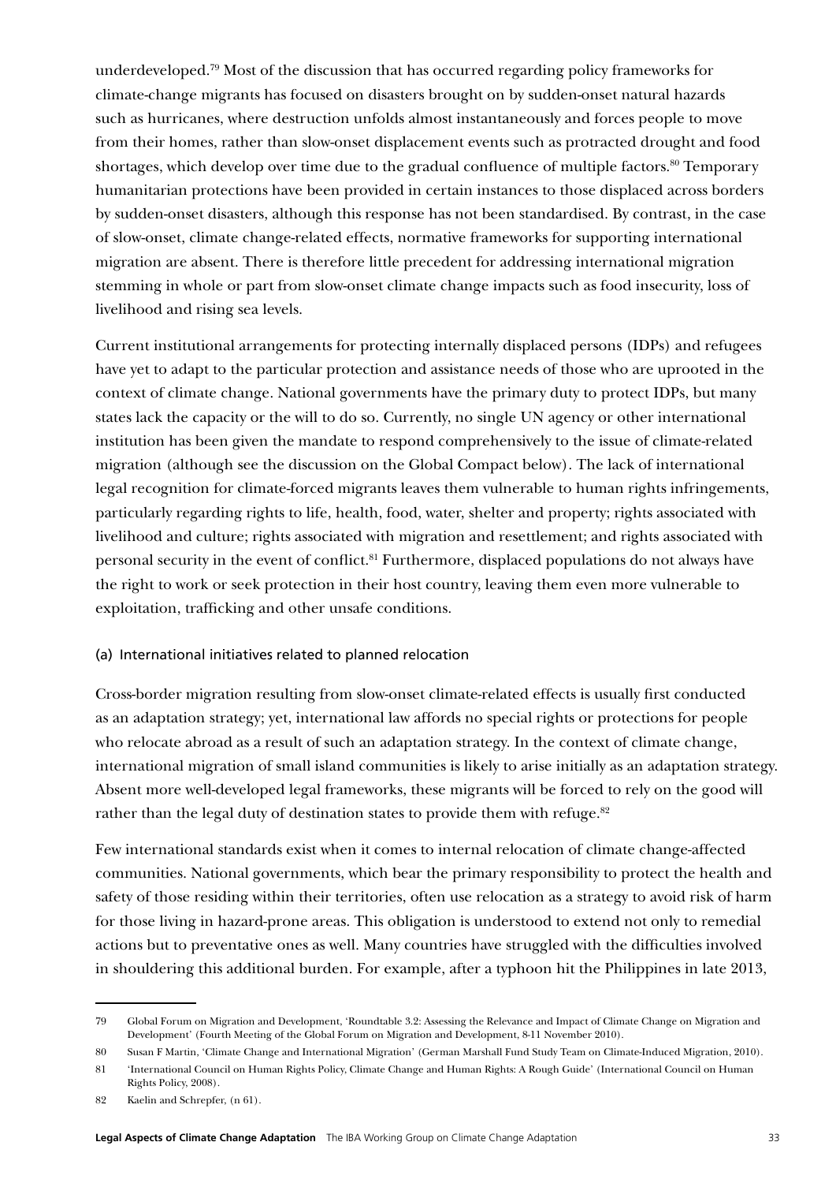underdeveloped.[79] Most of the discussion that has occurred regarding policy frameworks for climate-change migrants has focused on disasters brought on by sudden-onset natural hazards such as hurricanes, where destruction unfolds almost instantaneously and forces people to move from their homes, rather than slow-onset displacement events such as protracted drought and food shortages, which develop over time due to the gradual confluence of multiple factors.[80] Temporary humanitarian protections have been provided in certain instances to those displaced across borders by sudden-onset disasters, although this response has not been standardised. By contrast, in the case of slow-onset, climate change-related effects, normative frameworks for supporting international migration are absent. There is therefore little precedent for addressing international migration stemming in whole or part from slow-onset climate change impacts such as food insecurity, loss of livelihood and rising sea levels.

Current institutional arrangements for protecting internally displaced persons (IDPs) and refugees have yet to adapt to the particular protection and assistance needs of those who are uprooted in the context of climate change. National governments have the primary duty to protect IDPs, but many states lack the capacity or the will to do so. Currently, no single UN agency or other international institution has been given the mandate to respond comprehensively to the issue of climate-related migration (although see the discussion on the Global Compact below). The lack of international legal recognition for climate-forced migrants leaves them vulnerable to human rights infringements, particularly regarding rights to life, health, food, water, shelter and property; rights associated with livelihood and culture; rights associated with migration and resettlement; and rights associated with personal security in the event of conflict.[81] Furthermore, displaced populations do not always have the right to work or seek protection in their host country, leaving them even more vulnerable to exploitation, trafficking and other unsafe conditions.

### (a) International initiatives related to planned relocation

Cross-border migration resulting from slow-onset climate-related effects is usually first conducted as an adaptation strategy; yet, international law affords no special rights or protections for people who relocate abroad as a result of such an adaptation strategy. In the context of climate change, international migration of small island communities is likely to arise initially as an adaptation strategy. Absent more well-developed legal frameworks, these migrants will be forced to rely on the good will rather than the legal duty of destination states to provide them with refuge.[82]

Few international standards exist when it comes to internal relocation of climate change-affected communities. National governments, which bear the primary responsibility to protect the health and safety of those residing within their territories, often use relocation as a strategy to avoid risk of harm for those living in hazard-prone areas. This obligation is understood to extend not only to remedial actions but to preventative ones as well. Many countries have struggled with the difficulties involved in shouldering this additional burden. For example, after a typhoon hit the Philippines in late 2013,

---

79 Global Forum on Migration and Development, 'Roundtable 3.2: Assessing the Relevance and Impact of Climate Change on Migration and Development' (Fourth Meeting of the Global Forum on Migration and Development, 8-11 November 2010).

80 Susan F Martin, 'Climate Change and International Migration' (German Marshall Fund Study Team on Climate-Induced Migration, 2010).

81 'International Council on Human Rights Policy, Climate Change and Human Rights: A Rough Guide' (International Council on Human Rights Policy, 2008).

82 Kaelin and Schrepfer, (n 61).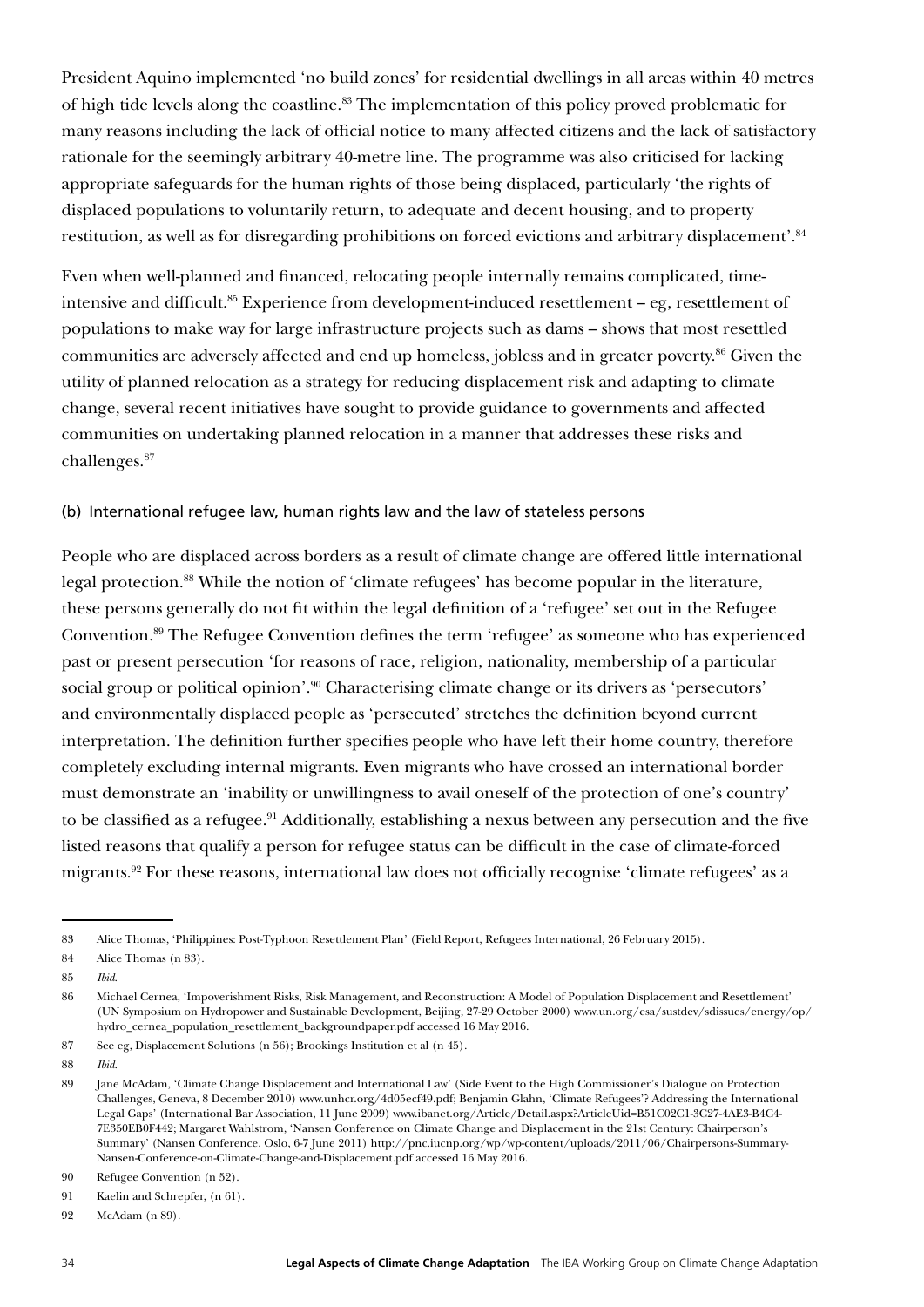President Aquino implemented 'no build zones' for residential dwellings in all areas within 40 metres of high tide levels along the coastline.[83] The implementation of this policy proved problematic for many reasons including the lack of official notice to many affected citizens and the lack of satisfactory rationale for the seemingly arbitrary 40-metre line. The programme was also criticised for lacking appropriate safeguards for the human rights of those being displaced, particularly 'the rights of displaced populations to voluntarily return, to adequate and decent housing, and to property restitution, as well as for disregarding prohibitions on forced evictions and arbitrary displacement'.[84]

Even when well-planned and financed, relocating people internally remains complicated, time-intensive and difficult.[85] Experience from development-induced resettlement – eg, resettlement of populations to make way for large infrastructure projects such as dams – shows that most resettled communities are adversely affected and end up homeless, jobless and in greater poverty.[86] Given the utility of planned relocation as a strategy for reducing displacement risk and adapting to climate change, several recent initiatives have sought to provide guidance to governments and affected communities on undertaking planned relocation in a manner that addresses these risks and challenges.[87]

### (b) International refugee law, human rights law and the law of stateless persons

People who are displaced across borders as a result of climate change are offered little international legal protection.[88] While the notion of 'climate refugees' has become popular in the literature, these persons generally do not fit within the legal definition of a 'refugee' set out in the Refugee Convention.[89] The Refugee Convention defines the term 'refugee' as someone who has experienced past or present persecution 'for reasons of race, religion, nationality, membership of a particular social group or political opinion'.[90] Characterising climate change or its drivers as 'persecutors' and environmentally displaced people as 'persecuted' stretches the definition beyond current interpretation. The definition further specifies people who have left their home country, therefore completely excluding internal migrants. Even migrants who have crossed an international border must demonstrate an 'inability or unwillingness to avail oneself of the protection of one's country' to be classified as a refugee.[91] Additionally, establishing a nexus between any persecution and the five listed reasons that qualify a person for refugee status can be difficult in the case of climate-forced migrants.[92] For these reasons, international law does not officially recognise 'climate refugees' as a

---

83 Alice Thomas, 'Philippines: Post-Typhoon Resettlement Plan' (Field Report, Refugees International, 26 February 2015).

84 Alice Thomas (n 83).

85 *Ibid*.

86 Michael Cernea, 'Impoverishment Risks, Risk Management, and Reconstruction: A Model of Population Displacement and Resettlement' (UN Symposium on Hydropower and Sustainable Development, Beijing, 27-29 October 2000) www.un.org/esa/sustdev/sdissues/energy/op/hydro_cernea_population_resettlement_backgroundpaper.pdf accessed 16 May 2016.

87 See eg, Displacement Solutions (n 56); Brookings Institution et al (n 45).

88 *Ibid*.

89 Jane McAdam, 'Climate Change Displacement and International Law' (Side Event to the High Commissioner's Dialogue on Protection Challenges, Geneva, 8 December 2010) www.unhcr.org/4d05ecf49.pdf; Benjamin Glahn, 'Climate Refugees'? Addressing the International Legal Gaps' (International Bar Association, 11 June 2009) www.ibanet.org/Article/Detail.aspx?ArticleUid=B51C02C1-3C27-4AE3-B4C4-7E350EB0F442; Margaret Wahlstrom, 'Nansen Conference on Climate Change and Displacement in the 21st Century: Chairperson's Summary' (Nansen Conference, Oslo, 6-7 June 2011) http://pnc.iucnp.org/wp/wp-content/uploads/2011/06/Chairpersons-Summary-Nansen-Conference-on-Climate-Change-and-Displacement.pdf accessed 16 May 2016.

90 Refugee Convention (n 52).

91 Kaelin and Schrepfer, (n 61).

92 McAdam (n 89).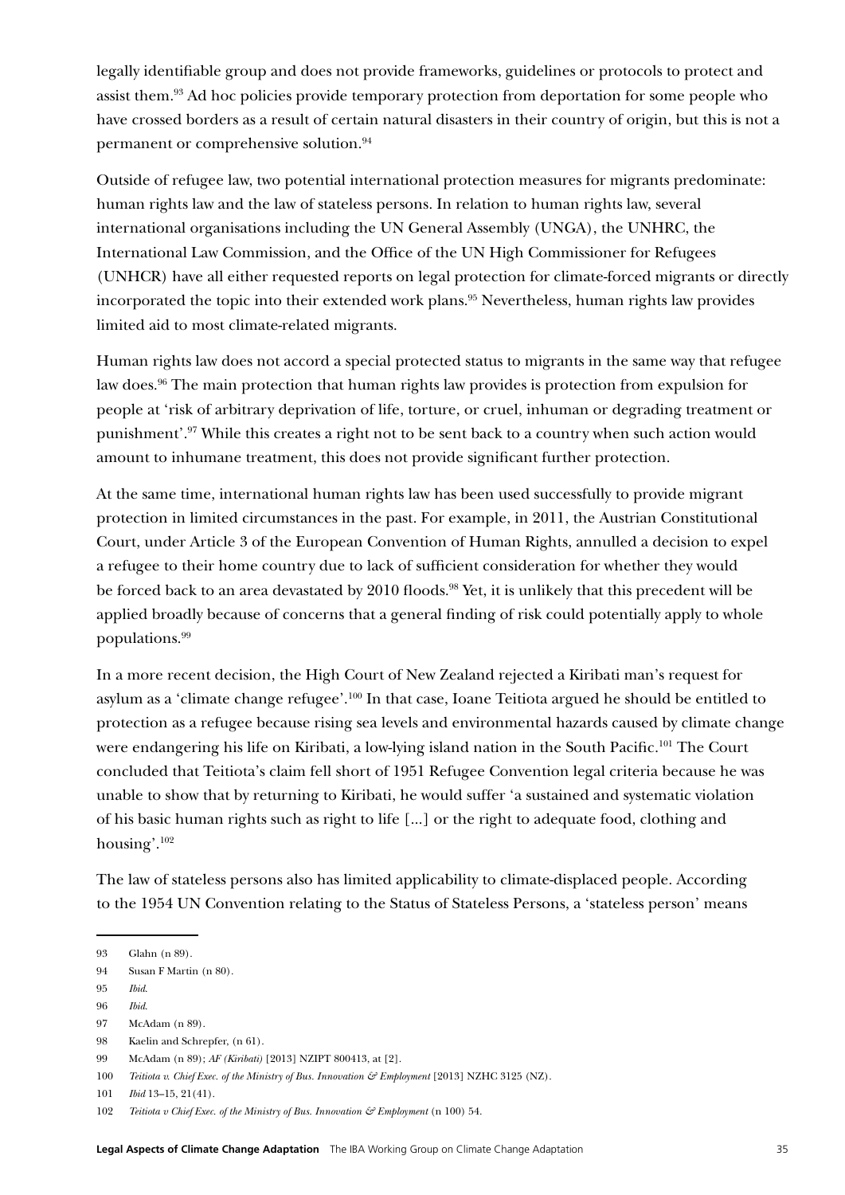legally identifiable group and does not provide frameworks, guidelines or protocols to protect and assist them.[93] Ad hoc policies provide temporary protection from deportation for some people who have crossed borders as a result of certain natural disasters in their country of origin, but this is not a permanent or comprehensive solution.[94]

Outside of refugee law, two potential international protection measures for migrants predominate: human rights law and the law of stateless persons. In relation to human rights law, several international organisations including the UN General Assembly (UNGA), the UNHRC, the International Law Commission, and the Office of the UN High Commissioner for Refugees (UNHCR) have all either requested reports on legal protection for climate-forced migrants or directly incorporated the topic into their extended work plans.[95] Nevertheless, human rights law provides limited aid to most climate-related migrants.

Human rights law does not accord a special protected status to migrants in the same way that refugee law does.[96] The main protection that human rights law provides is protection from expulsion for people at 'risk of arbitrary deprivation of life, torture, or cruel, inhuman or degrading treatment or punishment'.[97] While this creates a right not to be sent back to a country when such action would amount to inhumane treatment, this does not provide significant further protection.

At the same time, international human rights law has been used successfully to provide migrant protection in limited circumstances in the past. For example, in 2011, the Austrian Constitutional Court, under Article 3 of the European Convention of Human Rights, annulled a decision to expel a refugee to their home country due to lack of sufficient consideration for whether they would be forced back to an area devastated by 2010 floods.[98] Yet, it is unlikely that this precedent will be applied broadly because of concerns that a general finding of risk could potentially apply to whole populations.[99]

In a more recent decision, the High Court of New Zealand rejected a Kiribati man's request for asylum as a 'climate change refugee'.[100] In that case, Ioane Teitiota argued he should be entitled to protection as a refugee because rising sea levels and environmental hazards caused by climate change were endangering his life on Kiribati, a low-lying island nation in the South Pacific.[101] The Court concluded that Teitiota's claim fell short of 1951 Refugee Convention legal criteria because he was unable to show that by returning to Kiribati, he would suffer 'a sustained and systematic violation of his basic human rights such as right to life [...] or the right to adequate food, clothing and housing'.[102]

The law of stateless persons also has limited applicability to climate-displaced people. According to the 1954 UN Convention relating to the Status of Stateless Persons, a 'stateless person' means

---

93 Glahn (n 89).

94 Susan F Martin (n 80).

95 *Ibid*.

96 *Ibid*.

97 McAdam (n 89).

98 Kaelin and Schrepfer, (n 61).

99 McAdam (n 89); *AF (Kiribati)* [2013] NZIPT 800413, at [2].

100 *Teitiota v. Chief Exec. of the Ministry of Bus. Innovation & Employment* [2013] NZHC 3125 (NZ).

101 *Ibid* 13–15, 21(41).

102 *Teitiota v Chief Exec. of the Ministry of Bus. Innovation & Employment* (n 100) 54.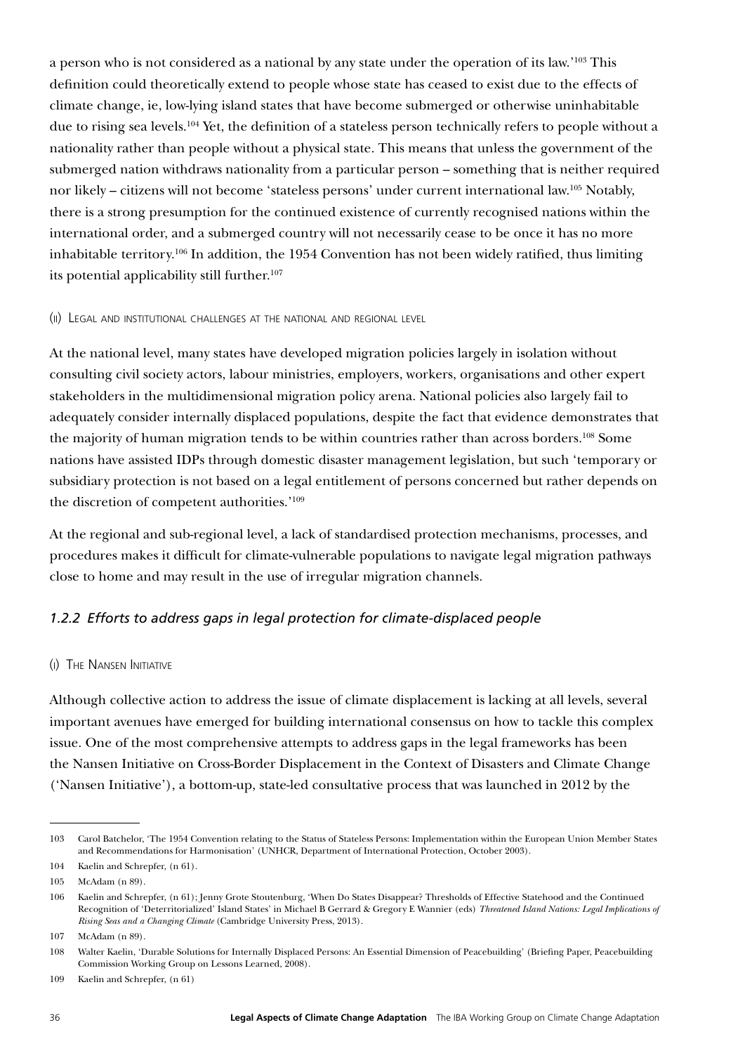a person who is not considered as a national by any state under the operation of its law.'[103] This definition could theoretically extend to people whose state has ceased to exist due to the effects of climate change, ie, low-lying island states that have become submerged or otherwise uninhabitable due to rising sea levels.[104] Yet, the definition of a stateless person technically refers to people without a nationality rather than people without a physical state. This means that unless the government of the submerged nation withdraws nationality from a particular person – something that is neither required nor likely – citizens will not become 'stateless persons' under current international law.[105] Notably, there is a strong presumption for the continued existence of currently recognised nations within the international order, and a submerged country will not necessarily cease to be once it has no more inhabitable territory.[106] In addition, the 1954 Convention has not been widely ratified, thus limiting its potential applicability still further.[107]

#### (ii) Legal and institutional challenges at the national and regional level

At the national level, many states have developed migration policies largely in isolation without consulting civil society actors, labour ministries, employers, workers, organisations and other expert stakeholders in the multidimensional migration policy arena. National policies also largely fail to adequately consider internally displaced populations, despite the fact that evidence demonstrates that the majority of human migration tends to be within countries rather than across borders.[108] Some nations have assisted IDPs through domestic disaster management legislation, but such 'temporary or subsidiary protection is not based on a legal entitlement of persons concerned but rather depends on the discretion of competent authorities.'[109]

At the regional and sub-regional level, a lack of standardised protection mechanisms, processes, and procedures makes it difficult for climate-vulnerable populations to navigate legal migration pathways close to home and may result in the use of irregular migration channels.

### *1.2.2 Efforts to address gaps in legal protection for climate-displaced people*

#### (i) The Nansen Initiative

Although collective action to address the issue of climate displacement is lacking at all levels, several important avenues have emerged for building international consensus on how to tackle this complex issue. One of the most comprehensive attempts to address gaps in the legal frameworks has been the Nansen Initiative on Cross-Border Displacement in the Context of Disasters and Climate Change ('Nansen Initiative'), a bottom-up, state-led consultative process that was launched in 2012 by the

---

103 Carol Batchelor, 'The 1954 Convention relating to the Status of Stateless Persons: Implementation within the European Union Member States and Recommendations for Harmonisation' (UNHCR, Department of International Protection, October 2003).

104 Kaelin and Schrepfer, (n 61).

105 McAdam (n 89).

106 Kaelin and Schrepfer, (n 61); Jenny Grote Stoutenburg, 'When Do States Disappear? Thresholds of Effective Statehood and the Continued Recognition of 'Deterritorialized' Island States' in Michael B Gerrard & Gregory E Wannier (eds) *Threatened Island Nations: Legal Implications of Rising Seas and a Changing Climate* (Cambridge University Press, 2013).

107 McAdam (n 89).

108 Walter Kaelin, 'Durable Solutions for Internally Displaced Persons: An Essential Dimension of Peacebuilding' (Briefing Paper, Peacebuilding Commission Working Group on Lessons Learned, 2008).

109 Kaelin and Schrepfer, (n 61)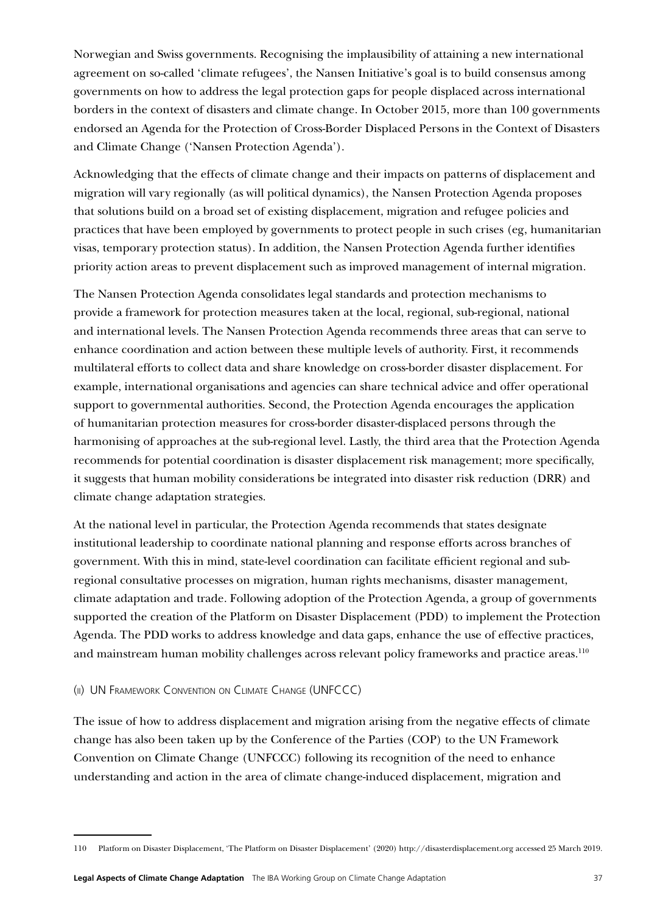Norwegian and Swiss governments. Recognising the implausibility of attaining a new international agreement on so-called 'climate refugees', the Nansen Initiative's goal is to build consensus among governments on how to address the legal protection gaps for people displaced across international borders in the context of disasters and climate change. In October 2015, more than 100 governments endorsed an Agenda for the Protection of Cross-Border Displaced Persons in the Context of Disasters and Climate Change ('Nansen Protection Agenda').

Acknowledging that the effects of climate change and their impacts on patterns of displacement and migration will vary regionally (as will political dynamics), the Nansen Protection Agenda proposes that solutions build on a broad set of existing displacement, migration and refugee policies and practices that have been employed by governments to protect people in such crises (eg, humanitarian visas, temporary protection status). In addition, the Nansen Protection Agenda further identifies priority action areas to prevent displacement such as improved management of internal migration.

The Nansen Protection Agenda consolidates legal standards and protection mechanisms to provide a framework for protection measures taken at the local, regional, sub-regional, national and international levels. The Nansen Protection Agenda recommends three areas that can serve to enhance coordination and action between these multiple levels of authority. First, it recommends multilateral efforts to collect data and share knowledge on cross-border disaster displacement. For example, international organisations and agencies can share technical advice and offer operational support to governmental authorities. Second, the Protection Agenda encourages the application of humanitarian protection measures for cross-border disaster-displaced persons through the harmonising of approaches at the sub-regional level. Lastly, the third area that the Protection Agenda recommends for potential coordination is disaster displacement risk management; more specifically, it suggests that human mobility considerations be integrated into disaster risk reduction (DRR) and climate change adaptation strategies.

At the national level in particular, the Protection Agenda recommends that states designate institutional leadership to coordinate national planning and response efforts across branches of government. With this in mind, state-level coordination can facilitate efficient regional and sub-regional consultative processes on migration, human rights mechanisms, disaster management, climate adaptation and trade. Following adoption of the Protection Agenda, a group of governments supported the creation of the Platform on Disaster Displacement (PDD) to implement the Protection Agenda. The PDD works to address knowledge and data gaps, enhance the use of effective practices, and mainstream human mobility challenges across relevant policy frameworks and practice areas.[110]

#### (ii) UN Framework Convention on Climate Change (UNFCCC)

The issue of how to address displacement and migration arising from the negative effects of climate change has also been taken up by the Conference of the Parties (COP) to the UN Framework Convention on Climate Change (UNFCCC) following its recognition of the need to enhance understanding and action in the area of climate change-induced displacement, migration and

---

110 Platform on Disaster Displacement, 'The Platform on Disaster Displacement' (2020) http://disasterdisplacement.org accessed 25 March 2019.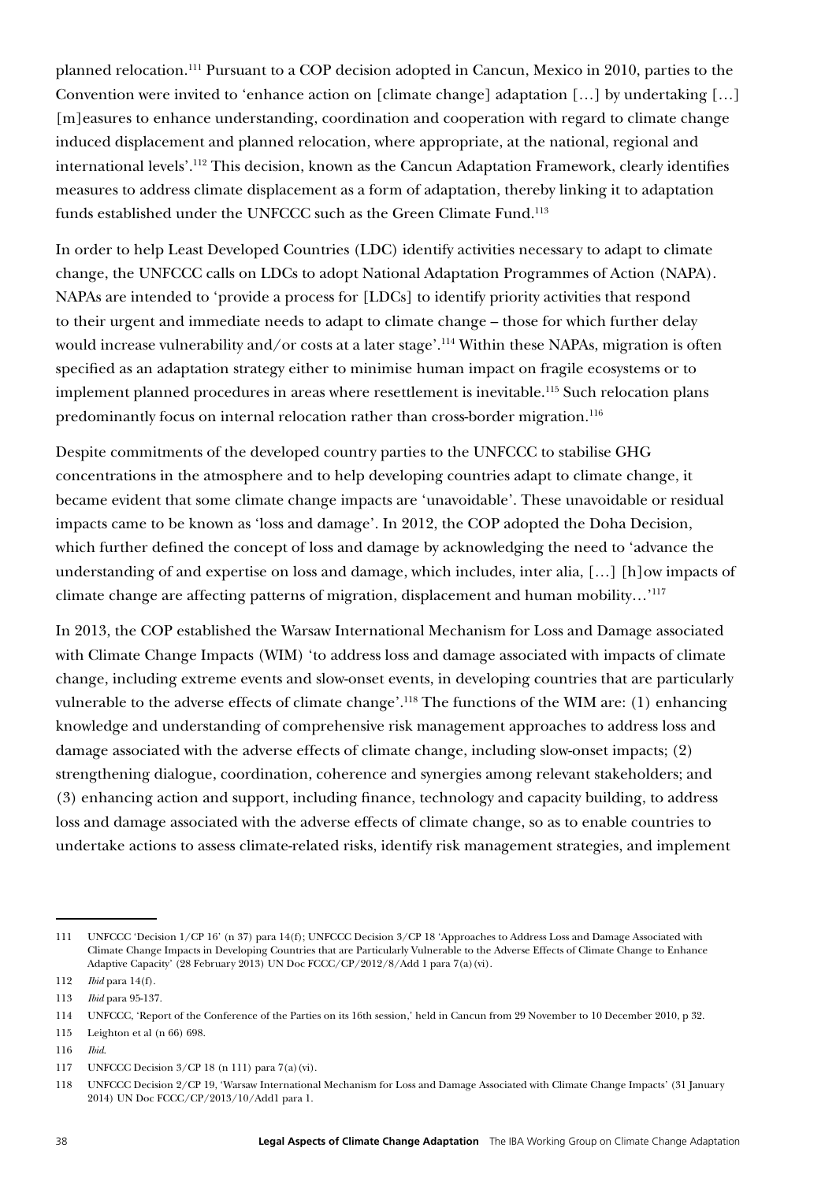planned relocation.[111] Pursuant to a COP decision adopted in Cancun, Mexico in 2010, parties to the Convention were invited to 'enhance action on [climate change] adaptation […] by undertaking […] [m]easures to enhance understanding, coordination and cooperation with regard to climate change induced displacement and planned relocation, where appropriate, at the national, regional and international levels'.[112] This decision, known as the Cancun Adaptation Framework, clearly identifies measures to address climate displacement as a form of adaptation, thereby linking it to adaptation funds established under the UNFCCC such as the Green Climate Fund.[113]

In order to help Least Developed Countries (LDC) identify activities necessary to adapt to climate change, the UNFCCC calls on LDCs to adopt National Adaptation Programmes of Action (NAPA). NAPAs are intended to 'provide a process for [LDCs] to identify priority activities that respond to their urgent and immediate needs to adapt to climate change – those for which further delay would increase vulnerability and/or costs at a later stage'.[114] Within these NAPAs, migration is often specified as an adaptation strategy either to minimise human impact on fragile ecosystems or to implement planned procedures in areas where resettlement is inevitable.[115] Such relocation plans predominantly focus on internal relocation rather than cross-border migration.[116]

Despite commitments of the developed country parties to the UNFCCC to stabilise GHG concentrations in the atmosphere and to help developing countries adapt to climate change, it became evident that some climate change impacts are 'unavoidable'. These unavoidable or residual impacts came to be known as 'loss and damage'. In 2012, the COP adopted the Doha Decision, which further defined the concept of loss and damage by acknowledging the need to 'advance the understanding of and expertise on loss and damage, which includes, inter alia, […] [h]ow impacts of climate change are affecting patterns of migration, displacement and human mobility…'[117]

In 2013, the COP established the Warsaw International Mechanism for Loss and Damage associated with Climate Change Impacts (WIM) 'to address loss and damage associated with impacts of climate change, including extreme events and slow-onset events, in developing countries that are particularly vulnerable to the adverse effects of climate change'.[118] The functions of the WIM are: (1) enhancing knowledge and understanding of comprehensive risk management approaches to address loss and damage associated with the adverse effects of climate change, including slow-onset impacts; (2) strengthening dialogue, coordination, coherence and synergies among relevant stakeholders; and (3) enhancing action and support, including finance, technology and capacity building, to address loss and damage associated with the adverse effects of climate change, so as to enable countries to undertake actions to assess climate-related risks, identify risk management strategies, and implement

---

111 UNFCCC 'Decision 1/CP 16' (n 37) para 14(f); UNFCCC Decision 3/CP 18 'Approaches to Address Loss and Damage Associated with Climate Change Impacts in Developing Countries that are Particularly Vulnerable to the Adverse Effects of Climate Change to Enhance Adaptive Capacity' (28 February 2013) UN Doc FCCC/CP/2012/8/Add 1 para 7(a)(vi).

112 *Ibid* para 14(f).

113 *Ibid* para 95-137.

114 UNFCCC, 'Report of the Conference of the Parties on its 16th session,' held in Cancun from 29 November to 10 December 2010, p 32.

115 Leighton et al (n 66) 698.

116 *Ibid*.

117 UNFCCC Decision 3/CP 18 (n 111) para 7(a)(vi).

118 UNFCCC Decision 2/CP 19, 'Warsaw International Mechanism for Loss and Damage Associated with Climate Change Impacts' (31 January 2014) UN Doc FCCC/CP/2013/10/Add1 para 1.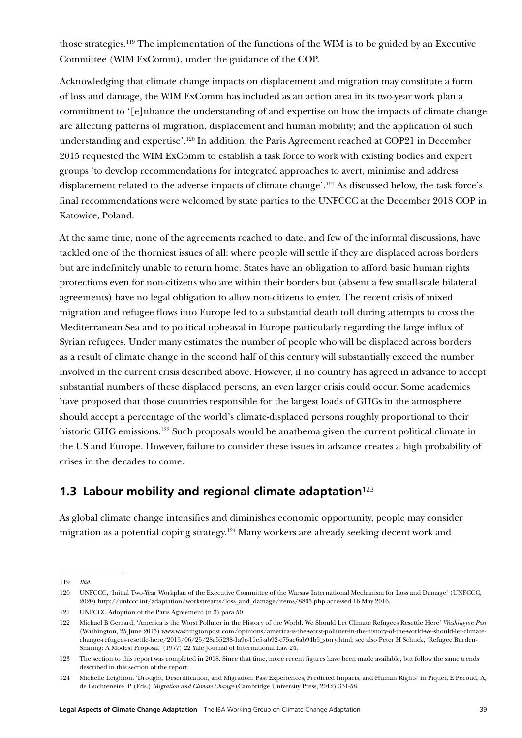those strategies.[119] The implementation of the functions of the WIM is to be guided by an Executive Committee (WIM ExComm), under the guidance of the COP.

Acknowledging that climate change impacts on displacement and migration may constitute a form of loss and damage, the WIM ExComm has included as an action area in its two-year work plan a commitment to '[e]nhance the understanding of and expertise on how the impacts of climate change are affecting patterns of migration, displacement and human mobility; and the application of such understanding and expertise'.[120] In addition, the Paris Agreement reached at COP21 in December 2015 requested the WIM ExComm to establish a task force to work with existing bodies and expert groups 'to develop recommendations for integrated approaches to avert, minimise and address displacement related to the adverse impacts of climate change'.[121] As discussed below, the task force's final recommendations were welcomed by state parties to the UNFCCC at the December 2018 COP in Katowice, Poland.

At the same time, none of the agreements reached to date, and few of the informal discussions, have tackled one of the thorniest issues of all: where people will settle if they are displaced across borders but are indefinitely unable to return home. States have an obligation to afford basic human rights protections even for non-citizens who are within their borders but (absent a few small-scale bilateral agreements) have no legal obligation to allow non-citizens to enter. The recent crisis of mixed migration and refugee flows into Europe led to a substantial death toll during attempts to cross the Mediterranean Sea and to political upheaval in Europe particularly regarding the large influx of Syrian refugees. Under many estimates the number of people who will be displaced across borders as a result of climate change in the second half of this century will substantially exceed the number involved in the current crisis described above. However, if no country has agreed in advance to accept substantial numbers of these displaced persons, an even larger crisis could occur. Some academics have proposed that those countries responsible for the largest loads of GHGs in the atmosphere should accept a percentage of the world's climate-displaced persons roughly proportional to their historic GHG emissions.[122] Such proposals would be anathema given the current political climate in the US and Europe. However, failure to consider these issues in advance creates a high probability of crises in the decades to come.

## 1.3 Labour mobility and regional climate adaptation[123]

As global climate change intensifies and diminishes economic opportunity, people may consider migration as a potential coping strategy.[124] Many workers are already seeking decent work and

---

119 *Ibid*.

120 UNFCCC, 'Initial Two-Year Workplan of the Executive Committee of the Warsaw International Mechanism for Loss and Damage' (UNFCCC, 2020) http://unfccc.int/adaptation/workstreams/loss_and_damage/items/8805.php accessed 16 May 2016.

121 UNFCCC Adoption of the Paris Agreement (n 3) para 50.

122 Michael B Gerrard, 'America is the Worst Polluter in the History of the World. We Should Let Climate Refugees Resettle Here' *Washington Post* (Washington, 25 June 2015) www.washingtonpost.com/opinions/america-is-the-worst-polluter-in-the-history-of-the-world-we-should-let-climate-change-refugees-resettle-here/2015/06/25/28a55238-1a9c-11e5-ab92-c75ae6ab94b5_story.html; see also Peter H Schuck, 'Refugee Burden-Sharing: A Modest Proposal' (1977) 22 Yale Journal of International Law 24.

123 The section to this report was completed in 2018. Since that time, more recent figures have been made available, but follow the same trends described in this section of the report.

124 Michelle Leighton, 'Drought, Desertification, and Migration: Past Experiences, Predicted Impacts, and Human Rights' in Piquet, E Pecoud, A, de Guchteneire, P (Eds.) *Migration and Climate Change* (Cambridge University Press, 2012) 331-58.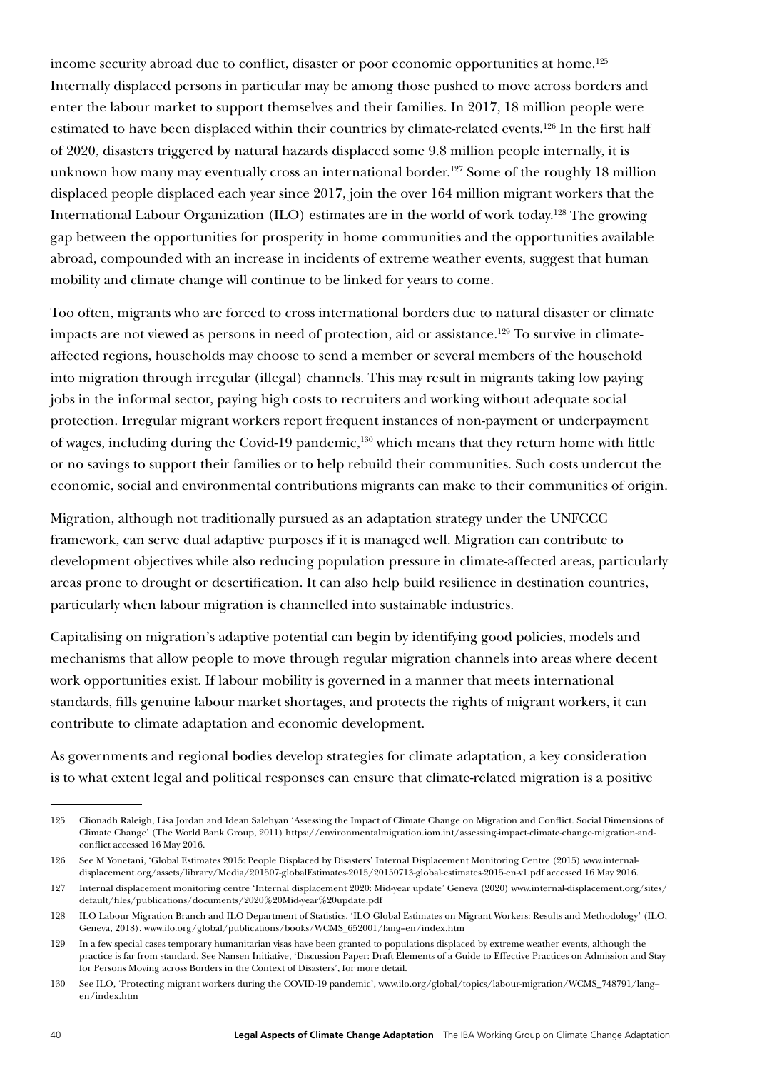income security abroad due to conflict, disaster or poor economic opportunities at home.[125] Internally displaced persons in particular may be among those pushed to move across borders and enter the labour market to support themselves and their families. In 2017, 18 million people were estimated to have been displaced within their countries by climate-related events.[126] In the first half of 2020, disasters triggered by natural hazards displaced some 9.8 million people internally, it is unknown how many may eventually cross an international border.[127] Some of the roughly 18 million displaced people displaced each year since 2017, join the over 164 million migrant workers that the International Labour Organization (ILO) estimates are in the world of work today.[128] The growing gap between the opportunities for prosperity in home communities and the opportunities available abroad, compounded with an increase in incidents of extreme weather events, suggest that human mobility and climate change will continue to be linked for years to come.

Too often, migrants who are forced to cross international borders due to natural disaster or climate impacts are not viewed as persons in need of protection, aid or assistance.[129] To survive in climate-affected regions, households may choose to send a member or several members of the household into migration through irregular (illegal) channels. This may result in migrants taking low paying jobs in the informal sector, paying high costs to recruiters and working without adequate social protection. Irregular migrant workers report frequent instances of non-payment or underpayment of wages, including during the Covid-19 pandemic,[130] which means that they return home with little or no savings to support their families or to help rebuild their communities. Such costs undercut the economic, social and environmental contributions migrants can make to their communities of origin.

Migration, although not traditionally pursued as an adaptation strategy under the UNFCCC framework, can serve dual adaptive purposes if it is managed well. Migration can contribute to development objectives while also reducing population pressure in climate-affected areas, particularly areas prone to drought or desertification. It can also help build resilience in destination countries, particularly when labour migration is channelled into sustainable industries.

Capitalising on migration's adaptive potential can begin by identifying good policies, models and mechanisms that allow people to move through regular migration channels into areas where decent work opportunities exist. If labour mobility is governed in a manner that meets international standards, fills genuine labour market shortages, and protects the rights of migrant workers, it can contribute to climate adaptation and economic development.

As governments and regional bodies develop strategies for climate adaptation, a key consideration is to what extent legal and political responses can ensure that climate-related migration is a positive

---

125 Clionadh Raleigh, Lisa Jordan and Idean Salehyan 'Assessing the Impact of Climate Change on Migration and Conflict. Social Dimensions of Climate Change' (The World Bank Group, 2011) https://environmentalmigration.iom.int/assessing-impact-climate-change-migration-and-conflict accessed 16 May 2016.

126 See M Yonetani, 'Global Estimates 2015: People Displaced by Disasters' Internal Displacement Monitoring Centre (2015) www.internal-displacement.org/assets/library/Media/201507-globalEstimates-2015/20150713-global-estimates-2015-en-v1.pdf accessed 16 May 2016.

127 Internal displacement monitoring centre 'Internal displacement 2020: Mid-year update' Geneva (2020) www.internal-displacement.org/sites/default/files/publications/documents/2020%20Mid-year%20update.pdf

128 ILO Labour Migration Branch and ILO Department of Statistics, 'ILO Global Estimates on Migrant Workers: Results and Methodology' (ILO, Geneva, 2018). www.ilo.org/global/publications/books/WCMS_652001/lang--en/index.htm

129 In a few special cases temporary humanitarian visas have been granted to populations displaced by extreme weather events, although the practice is far from standard. See Nansen Initiative, 'Discussion Paper: Draft Elements of a Guide to Effective Practices on Admission and Stay for Persons Moving across Borders in the Context of Disasters', for more detail.

130 See ILO, 'Protecting migrant workers during the COVID-19 pandemic', www.ilo.org/global/topics/labour-migration/WCMS_748791/lang--en/index.htm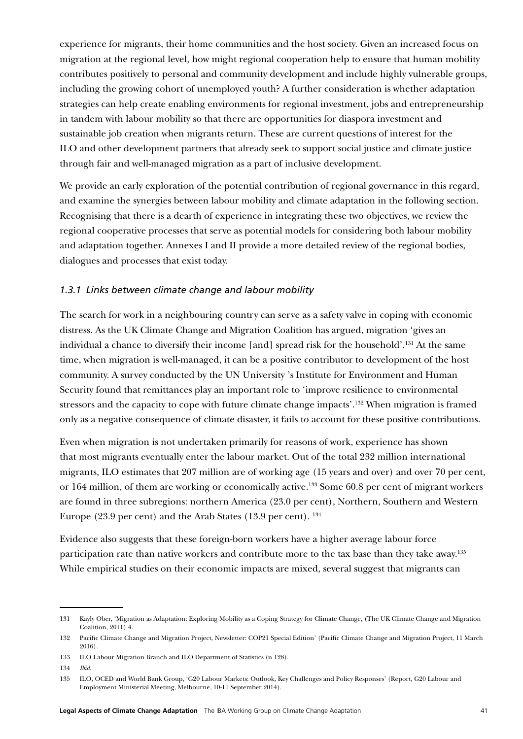experience for migrants, their home communities and the host society. Given an increased focus on migration at the regional level, how might regional cooperation help to ensure that human mobility contributes positively to personal and community development and include highly vulnerable groups, including the growing cohort of unemployed youth? A further consideration is whether adaptation strategies can help create enabling environments for regional investment, jobs and entrepreneurship in tandem with labour mobility so that there are opportunities for diaspora investment and sustainable job creation when migrants return. These are current questions of interest for the ILO and other development partners that already seek to support social justice and climate justice through fair and well-managed migration as a part of inclusive development.

We provide an early exploration of the potential contribution of regional governance in this regard, and examine the synergies between labour mobility and climate adaptation in the following section. Recognising that there is a dearth of experience in integrating these two objectives, we review the regional cooperative processes that serve as potential models for considering both labour mobility and adaptation together. Annexes I and II provide a more detailed review of the regional bodies, dialogues and processes that exist today.

### *1.3.1 Links between climate change and labour mobility*

The search for work in a neighbouring country can serve as a safety valve in coping with economic distress. As the UK Climate Change and Migration Coalition has argued, migration 'gives an individual a chance to diversify their income [and] spread risk for the household'.[131] At the same time, when migration is well-managed, it can be a positive contributor to development of the host community. A survey conducted by the UN University 's Institute for Environment and Human Security found that remittances play an important role to 'improve resilience to environmental stressors and the capacity to cope with future climate change impacts'.[132] When migration is framed only as a negative consequence of climate disaster, it fails to account for these positive contributions.

Even when migration is not undertaken primarily for reasons of work, experience has shown that most migrants eventually enter the labour market. Out of the total 232 million international migrants, ILO estimates that 207 million are of working age (15 years and over) and over 70 per cent, or 164 million, of them are working or economically active.[133] Some 60.8 per cent of migrant workers are found in three subregions: northern America (23.0 per cent), Northern, Southern and Western Europe (23.9 per cent) and the Arab States (13.9 per cent). [134]

Evidence also suggests that these foreign-born workers have a higher average labour force participation rate than native workers and contribute more to the tax base than they take away.[135] While empirical studies on their economic impacts are mixed, several suggest that migrants can

---

131 Kayly Ober, 'Migration as Adaptation: Exploring Mobility as a Coping Strategy for Climate Change, (The UK Climate Change and Migration Coalition, 2011) 4.

132 Pacific Climate Change and Migration Project, Newsletter: COP21 Special Edition' (Pacific Climate Change and Migration Project, 11 March 2016).

133 ILO Labour Migration Branch and ILO Department of Statistics (n 128).

134 *Ibid*.

135 ILO, OCED and World Bank Group, 'G20 Labour Markets: Outlook, Key Challenges and Policy Responses' (Report, G20 Labour and Employment Ministerial Meeting, Melbourne, 10-11 September 2014).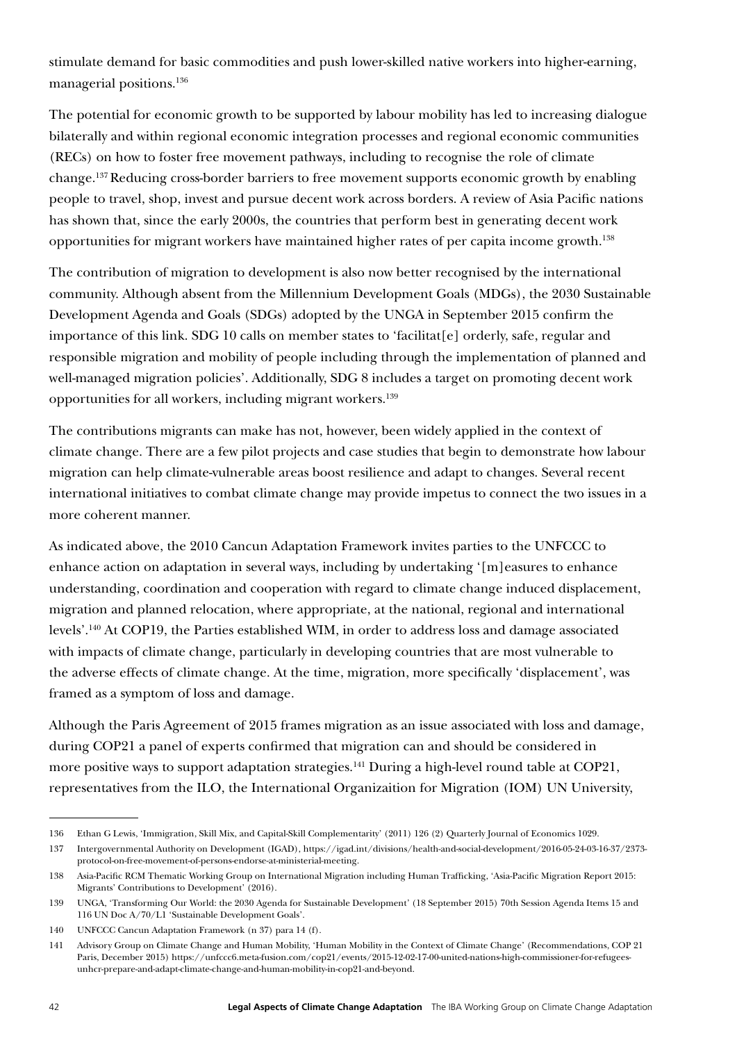stimulate demand for basic commodities and push lower-skilled native workers into higher-earning, managerial positions.[136]

The potential for economic growth to be supported by labour mobility has led to increasing dialogue bilaterally and within regional economic integration processes and regional economic communities (RECs) on how to foster free movement pathways, including to recognise the role of climate change.[137] Reducing cross-border barriers to free movement supports economic growth by enabling people to travel, shop, invest and pursue decent work across borders. A review of Asia Pacific nations has shown that, since the early 2000s, the countries that perform best in generating decent work opportunities for migrant workers have maintained higher rates of per capita income growth.[138]

The contribution of migration to development is also now better recognised by the international community. Although absent from the Millennium Development Goals (MDGs), the 2030 Sustainable Development Agenda and Goals (SDGs) adopted by the UNGA in September 2015 confirm the importance of this link. SDG 10 calls on member states to 'facilitat[e] orderly, safe, regular and responsible migration and mobility of people including through the implementation of planned and well-managed migration policies'. Additionally, SDG 8 includes a target on promoting decent work opportunities for all workers, including migrant workers.[139]

The contributions migrants can make has not, however, been widely applied in the context of climate change. There are a few pilot projects and case studies that begin to demonstrate how labour migration can help climate-vulnerable areas boost resilience and adapt to changes. Several recent international initiatives to combat climate change may provide impetus to connect the two issues in a more coherent manner.

As indicated above, the 2010 Cancun Adaptation Framework invites parties to the UNFCCC to enhance action on adaptation in several ways, including by undertaking '[m]easures to enhance understanding, coordination and cooperation with regard to climate change induced displacement, migration and planned relocation, where appropriate, at the national, regional and international levels'.[140] At COP19, the Parties established WIM, in order to address loss and damage associated with impacts of climate change, particularly in developing countries that are most vulnerable to the adverse effects of climate change. At the time, migration, more specifically 'displacement', was framed as a symptom of loss and damage.

Although the Paris Agreement of 2015 frames migration as an issue associated with loss and damage, during COP21 a panel of experts confirmed that migration can and should be considered in more positive ways to support adaptation strategies.[141] During a high-level round table at COP21, representatives from the ILO, the International Organizaition for Migration (IOM) UN University,

---

136 Ethan G Lewis, 'Immigration, Skill Mix, and Capital-Skill Complementarity' (2011) 126 (2) Quarterly Journal of Economics 1029.

137 Intergovernmental Authority on Development (IGAD), https://igad.int/divisions/health-and-social-development/2016-05-24-03-16-37/2373-protocol-on-free-movement-of-persons-endorse-at-ministerial-meeting.

138 Asia-Pacific RCM Thematic Working Group on International Migration including Human Trafficking, 'Asia-Pacific Migration Report 2015: Migrants' Contributions to Development' (2016).

139 UNGA, 'Transforming Our World: the 2030 Agenda for Sustainable Development' (18 September 2015) 70th Session Agenda Items 15 and 116 UN Doc A/70/L1 'Sustainable Development Goals'.

140 UNFCCC Cancun Adaptation Framework (n 37) para 14 (f).

141 Advisory Group on Climate Change and Human Mobility, 'Human Mobility in the Context of Climate Change' (Recommendations, COP 21 Paris, December 2015) https://unfccc6.meta-fusion.com/cop21/events/2015-12-02-17-00-united-nations-high-commissioner-for-refugees-unhcr-prepare-and-adapt-climate-change-and-human-mobility-in-cop21-and-beyond.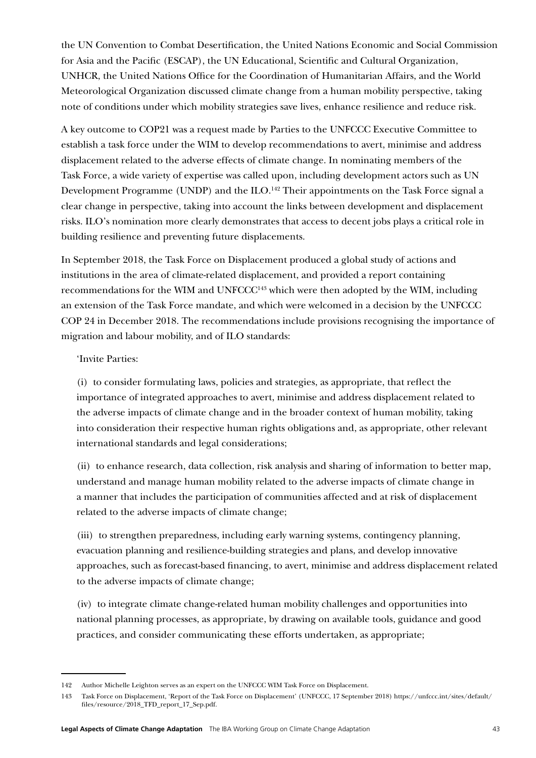the UN Convention to Combat Desertification, the United Nations Economic and Social Commission for Asia and the Pacific (ESCAP), the UN Educational, Scientific and Cultural Organization, UNHCR, the United Nations Office for the Coordination of Humanitarian Affairs, and the World Meteorological Organization discussed climate change from a human mobility perspective, taking note of conditions under which mobility strategies save lives, enhance resilience and reduce risk.

A key outcome to COP21 was a request made by Parties to the UNFCCC Executive Committee to establish a task force under the WIM to develop recommendations to avert, minimise and address displacement related to the adverse effects of climate change. In nominating members of the Task Force, a wide variety of expertise was called upon, including development actors such as UN Development Programme (UNDP) and the ILO.[142] Their appointments on the Task Force signal a clear change in perspective, taking into account the links between development and displacement risks. ILO's nomination more clearly demonstrates that access to decent jobs plays a critical role in building resilience and preventing future displacements.

In September 2018, the Task Force on Displacement produced a global study of actions and institutions in the area of climate-related displacement, and provided a report containing recommendations for the WIM and UNFCCC[143] which were then adopted by the WIM, including an extension of the Task Force mandate, and which were welcomed in a decision by the UNFCCC COP 24 in December 2018. The recommendations include provisions recognising the importance of migration and labour mobility, and of ILO standards:

> 'Invite Parties:
>
> (i) to consider formulating laws, policies and strategies, as appropriate, that reflect the importance of integrated approaches to avert, minimise and address displacement related to the adverse impacts of climate change and in the broader context of human mobility, taking into consideration their respective human rights obligations and, as appropriate, other relevant international standards and legal considerations;
>
> (ii) to enhance research, data collection, risk analysis and sharing of information to better map, understand and manage human mobility related to the adverse impacts of climate change in a manner that includes the participation of communities affected and at risk of displacement related to the adverse impacts of climate change;
>
> (iii) to strengthen preparedness, including early warning systems, contingency planning, evacuation planning and resilience-building strategies and plans, and develop innovative approaches, such as forecast-based financing, to avert, minimise and address displacement related to the adverse impacts of climate change;
>
> (iv) to integrate climate change-related human mobility challenges and opportunities into national planning processes, as appropriate, by drawing on available tools, guidance and good practices, and consider communicating these efforts undertaken, as appropriate;

---

142 Author Michelle Leighton serves as an expert on the UNFCCC WIM Task Force on Displacement.

143 Task Force on Displacement, 'Report of the Task Force on Displacement' (UNFCCC, 17 September 2018) https://unfccc.int/sites/default/files/resource/2018_TFD_report_17_Sep.pdf.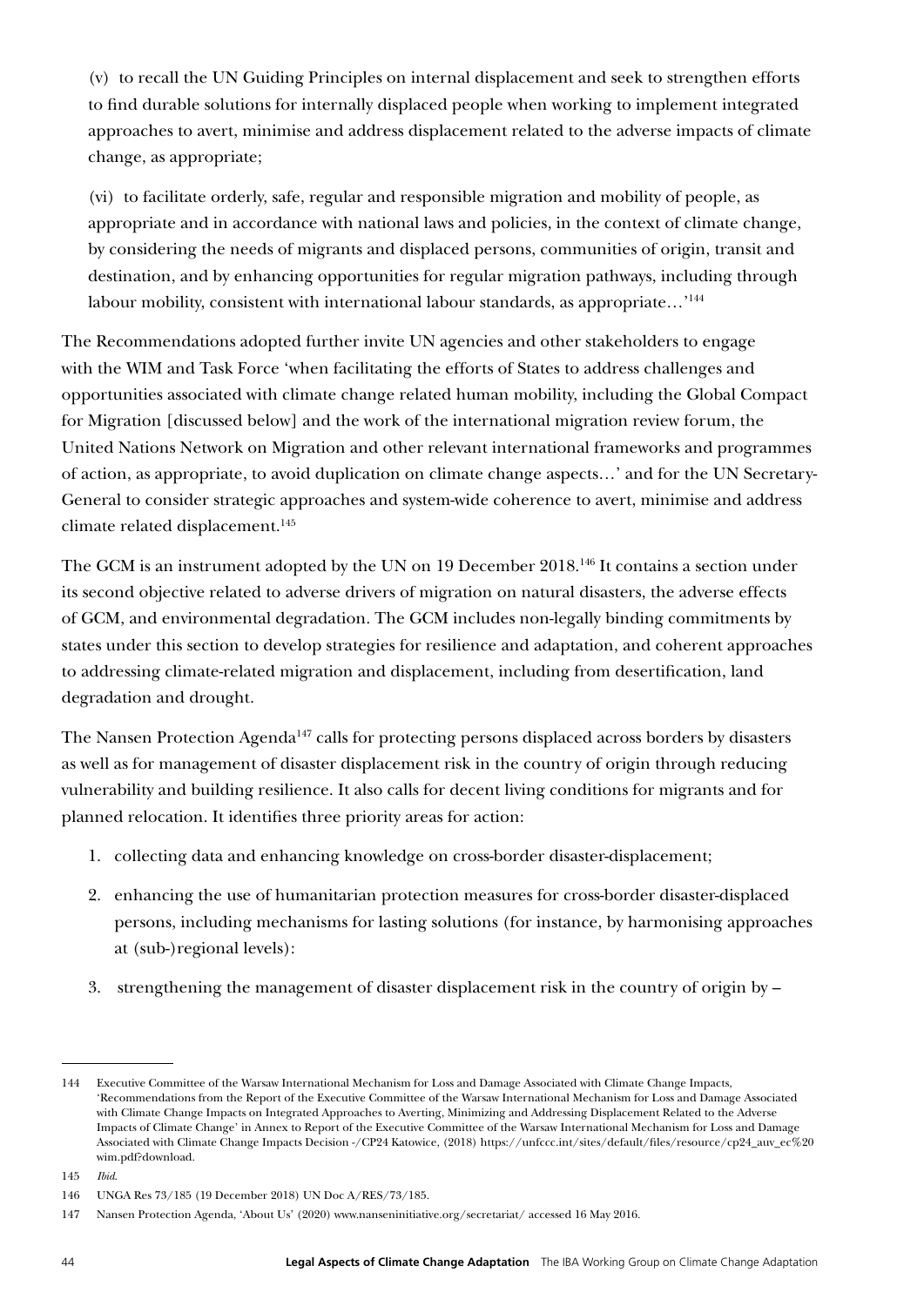(v) to recall the UN Guiding Principles on internal displacement and seek to strengthen efforts to find durable solutions for internally displaced people when working to implement integrated approaches to avert, minimise and address displacement related to the adverse impacts of climate change, as appropriate;

(vi) to facilitate orderly, safe, regular and responsible migration and mobility of people, as appropriate and in accordance with national laws and policies, in the context of climate change, by considering the needs of migrants and displaced persons, communities of origin, transit and destination, and by enhancing opportunities for regular migration pathways, including through labour mobility, consistent with international labour standards, as appropriate…'[144]

The Recommendations adopted further invite UN agencies and other stakeholders to engage with the WIM and Task Force 'when facilitating the efforts of States to address challenges and opportunities associated with climate change related human mobility, including the Global Compact for Migration [discussed below] and the work of the international migration review forum, the United Nations Network on Migration and other relevant international frameworks and programmes of action, as appropriate, to avoid duplication on climate change aspects…' and for the UN Secretary-General to consider strategic approaches and system-wide coherence to avert, minimise and address climate related displacement.[145]

The GCM is an instrument adopted by the UN on 19 December 2018.[146] It contains a section under its second objective related to adverse drivers of migration on natural disasters, the adverse effects of GCM, and environmental degradation. The GCM includes non-legally binding commitments by states under this section to develop strategies for resilience and adaptation, and coherent approaches to addressing climate-related migration and displacement, including from desertification, land degradation and drought.

The Nansen Protection Agenda[147] calls for protecting persons displaced across borders by disasters as well as for management of disaster displacement risk in the country of origin through reducing vulnerability and building resilience. It also calls for decent living conditions for migrants and for planned relocation. It identifies three priority areas for action:

1. collecting data and enhancing knowledge on cross-border disaster-displacement;
2. enhancing the use of humanitarian protection measures for cross-border disaster-displaced persons, including mechanisms for lasting solutions (for instance, by harmonising approaches at (sub-)regional levels):
3. strengthening the management of disaster displacement risk in the country of origin by –

---

144 Executive Committee of the Warsaw International Mechanism for Loss and Damage Associated with Climate Change Impacts, 'Recommendations from the Report of the Executive Committee of the Warsaw International Mechanism for Loss and Damage Associated with Climate Change Impacts on Integrated Approaches to Averting, Minimizing and Addressing Displacement Related to the Adverse Impacts of Climate Change' in Annex to Report of the Executive Committee of the Warsaw International Mechanism for Loss and Damage Associated with Climate Change Impacts Decision -/CP24 Katowice, (2018) https://unfccc.int/sites/default/files/resource/cp24_auv_ec%20wim.pdf?download.

145 *Ibid*.

146 UNGA Res 73/185 (19 December 2018) UN Doc A/RES/73/185.

147 Nansen Protection Agenda, 'About Us' (2020) www.nanseninitiative.org/secretariat/ accessed 16 May 2016.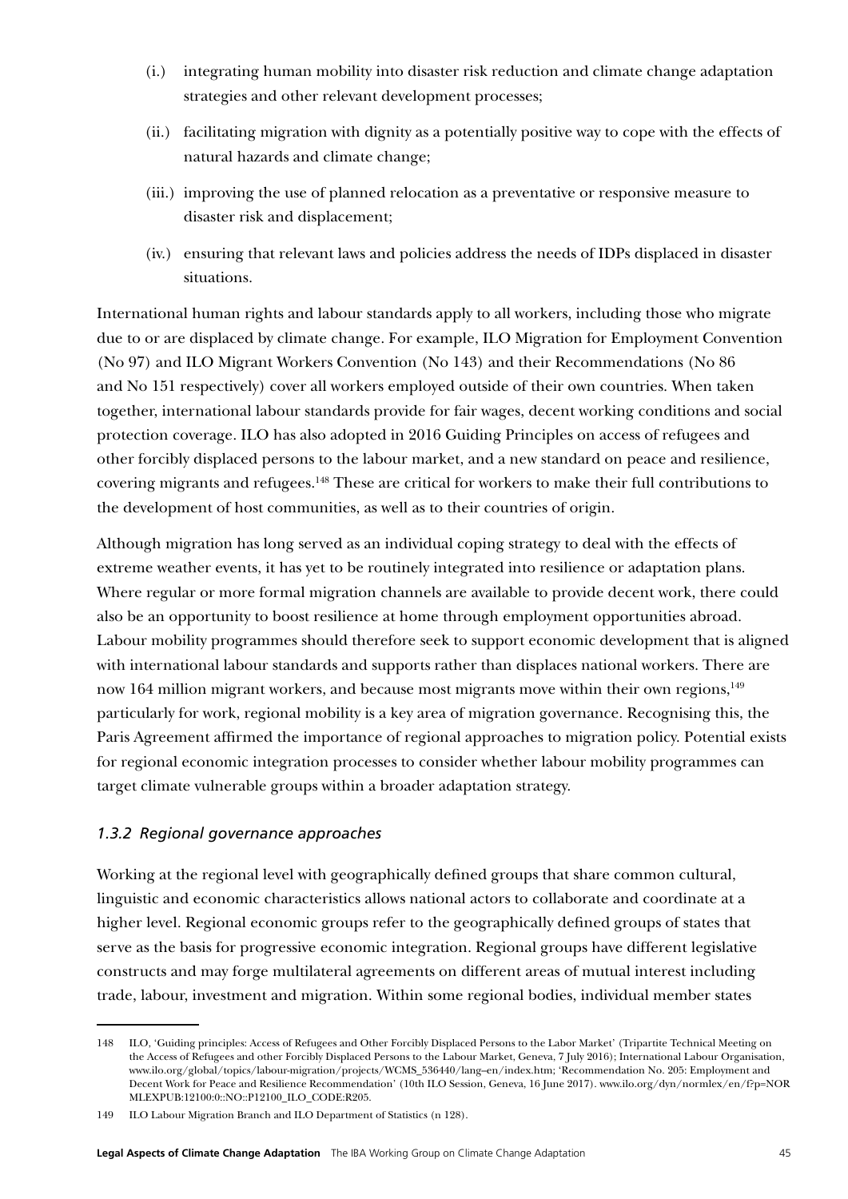(i.) integrating human mobility into disaster risk reduction and climate change adaptation strategies and other relevant development processes;

(ii.) facilitating migration with dignity as a potentially positive way to cope with the effects of natural hazards and climate change;

(iii.) improving the use of planned relocation as a preventative or responsive measure to disaster risk and displacement;

(iv.) ensuring that relevant laws and policies address the needs of IDPs displaced in disaster situations.

International human rights and labour standards apply to all workers, including those who migrate due to or are displaced by climate change. For example, ILO Migration for Employment Convention (No 97) and ILO Migrant Workers Convention (No 143) and their Recommendations (No 86 and No 151 respectively) cover all workers employed outside of their own countries. When taken together, international labour standards provide for fair wages, decent working conditions and social protection coverage. ILO has also adopted in 2016 Guiding Principles on access of refugees and other forcibly displaced persons to the labour market, and a new standard on peace and resilience, covering migrants and refugees.[148] These are critical for workers to make their full contributions to the development of host communities, as well as to their countries of origin.

Although migration has long served as an individual coping strategy to deal with the effects of extreme weather events, it has yet to be routinely integrated into resilience or adaptation plans. Where regular or more formal migration channels are available to provide decent work, there could also be an opportunity to boost resilience at home through employment opportunities abroad. Labour mobility programmes should therefore seek to support economic development that is aligned with international labour standards and supports rather than displaces national workers. There are now 164 million migrant workers, and because most migrants move within their own regions,[149] particularly for work, regional mobility is a key area of migration governance. Recognising this, the Paris Agreement affirmed the importance of regional approaches to migration policy. Potential exists for regional economic integration processes to consider whether labour mobility programmes can target climate vulnerable groups within a broader adaptation strategy.

### *1.3.2 Regional governance approaches*

Working at the regional level with geographically defined groups that share common cultural, linguistic and economic characteristics allows national actors to collaborate and coordinate at a higher level. Regional economic groups refer to the geographically defined groups of states that serve as the basis for progressive economic integration. Regional groups have different legislative constructs and may forge multilateral agreements on different areas of mutual interest including trade, labour, investment and migration. Within some regional bodies, individual member states

---

148 ILO, 'Guiding principles: Access of Refugees and Other Forcibly Displaced Persons to the Labor Market' (Tripartite Technical Meeting on the Access of Refugees and other Forcibly Displaced Persons to the Labour Market, Geneva, 7 July 2016); International Labour Organisation, www.ilo.org/global/topics/labour-migration/projects/WCMS_536440/lang--en/index.htm; 'Recommendation No. 205: Employment and Decent Work for Peace and Resilience Recommendation' (10th ILO Session, Geneva, 16 June 2017). www.ilo.org/dyn/normlex/en/f?p=NORMLEXPUB:12100:0::NO::P12100_ILO_CODE:R205.

149 ILO Labour Migration Branch and ILO Department of Statistics (n 128).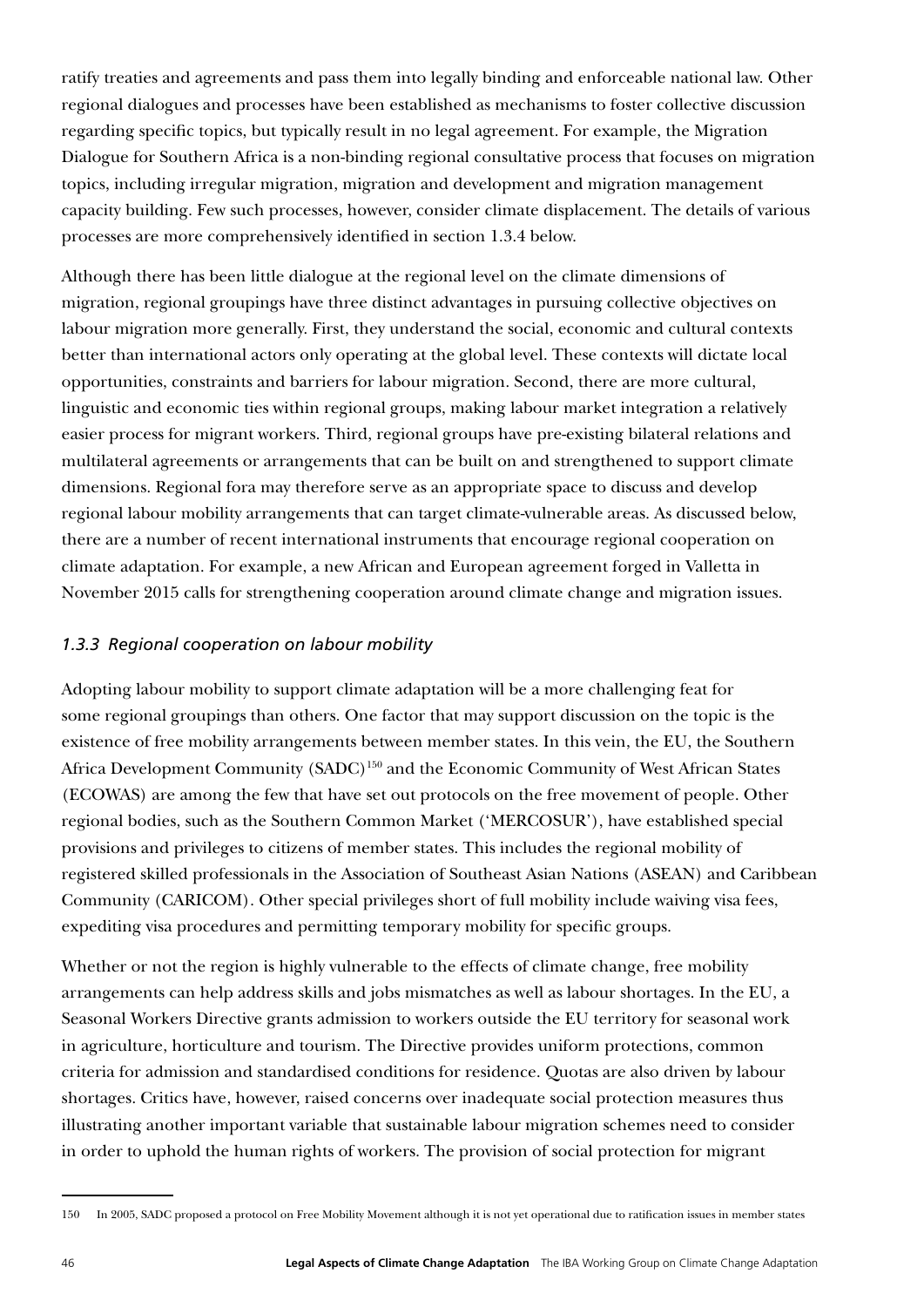ratify treaties and agreements and pass them into legally binding and enforceable national law. Other regional dialogues and processes have been established as mechanisms to foster collective discussion regarding specific topics, but typically result in no legal agreement. For example, the Migration Dialogue for Southern Africa is a non-binding regional consultative process that focuses on migration topics, including irregular migration, migration and development and migration management capacity building. Few such processes, however, consider climate displacement. The details of various processes are more comprehensively identified in section 1.3.4 below.

Although there has been little dialogue at the regional level on the climate dimensions of migration, regional groupings have three distinct advantages in pursuing collective objectives on labour migration more generally. First, they understand the social, economic and cultural contexts better than international actors only operating at the global level. These contexts will dictate local opportunities, constraints and barriers for labour migration. Second, there are more cultural, linguistic and economic ties within regional groups, making labour market integration a relatively easier process for migrant workers. Third, regional groups have pre-existing bilateral relations and multilateral agreements or arrangements that can be built on and strengthened to support climate dimensions. Regional fora may therefore serve as an appropriate space to discuss and develop regional labour mobility arrangements that can target climate-vulnerable areas. As discussed below, there are a number of recent international instruments that encourage regional cooperation on climate adaptation. For example, a new African and European agreement forged in Valletta in November 2015 calls for strengthening cooperation around climate change and migration issues.

### *1.3.3 Regional cooperation on labour mobility*

Adopting labour mobility to support climate adaptation will be a more challenging feat for some regional groupings than others. One factor that may support discussion on the topic is the existence of free mobility arrangements between member states. In this vein, the EU, the Southern Africa Development Community (SADC)[150] and the Economic Community of West African States (ECOWAS) are among the few that have set out protocols on the free movement of people. Other regional bodies, such as the Southern Common Market ('MERCOSUR'), have established special provisions and privileges to citizens of member states. This includes the regional mobility of registered skilled professionals in the Association of Southeast Asian Nations (ASEAN) and Caribbean Community (CARICOM). Other special privileges short of full mobility include waiving visa fees, expediting visa procedures and permitting temporary mobility for specific groups.

Whether or not the region is highly vulnerable to the effects of climate change, free mobility arrangements can help address skills and jobs mismatches as well as labour shortages. In the EU, a Seasonal Workers Directive grants admission to workers outside the EU territory for seasonal work in agriculture, horticulture and tourism. The Directive provides uniform protections, common criteria for admission and standardised conditions for residence. Quotas are also driven by labour shortages. Critics have, however, raised concerns over inadequate social protection measures thus illustrating another important variable that sustainable labour migration schemes need to consider in order to uphold the human rights of workers. The provision of social protection for migrant

---

150 In 2005, SADC proposed a protocol on Free Mobility Movement although it is not yet operational due to ratification issues in member states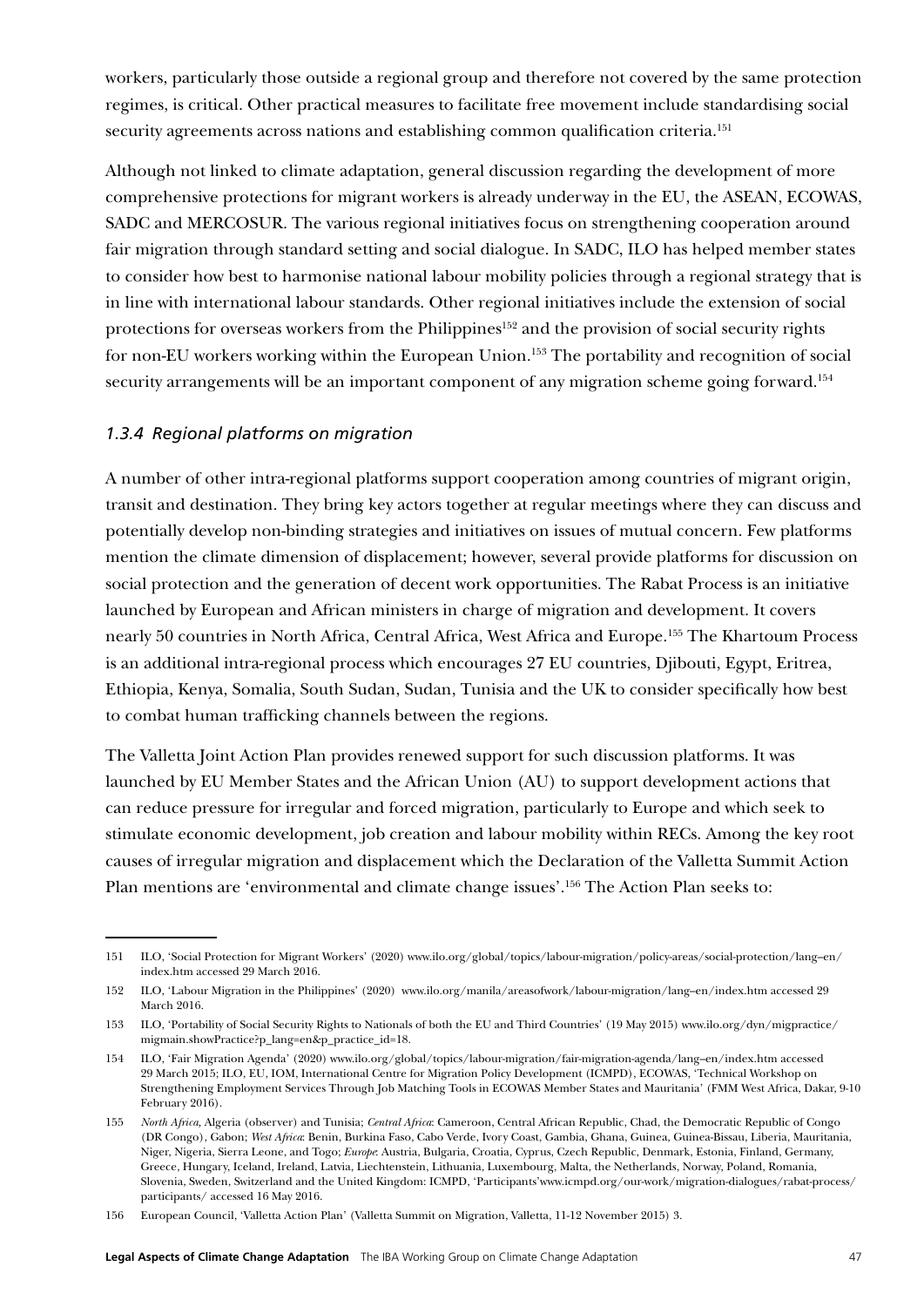workers, particularly those outside a regional group and therefore not covered by the same protection regimes, is critical. Other practical measures to facilitate free movement include standardising social security agreements across nations and establishing common qualification criteria.[151]

Although not linked to climate adaptation, general discussion regarding the development of more comprehensive protections for migrant workers is already underway in the EU, the ASEAN, ECOWAS, SADC and MERCOSUR. The various regional initiatives focus on strengthening cooperation around fair migration through standard setting and social dialogue. In SADC, ILO has helped member states to consider how best to harmonise national labour mobility policies through a regional strategy that is in line with international labour standards. Other regional initiatives include the extension of social protections for overseas workers from the Philippines[152] and the provision of social security rights for non-EU workers working within the European Union.[153] The portability and recognition of social security arrangements will be an important component of any migration scheme going forward.[154]

### *1.3.4 Regional platforms on migration*

A number of other intra-regional platforms support cooperation among countries of migrant origin, transit and destination. They bring key actors together at regular meetings where they can discuss and potentially develop non-binding strategies and initiatives on issues of mutual concern. Few platforms mention the climate dimension of displacement; however, several provide platforms for discussion on social protection and the generation of decent work opportunities. The Rabat Process is an initiative launched by European and African ministers in charge of migration and development. It covers nearly 50 countries in North Africa, Central Africa, West Africa and Europe.[155] The Khartoum Process is an additional intra-regional process which encourages 27 EU countries, Djibouti, Egypt, Eritrea, Ethiopia, Kenya, Somalia, South Sudan, Sudan, Tunisia and the UK to consider specifically how best to combat human trafficking channels between the regions.

The Valletta Joint Action Plan provides renewed support for such discussion platforms. It was launched by EU Member States and the African Union (AU) to support development actions that can reduce pressure for irregular and forced migration, particularly to Europe and which seek to stimulate economic development, job creation and labour mobility within RECs. Among the key root causes of irregular migration and displacement which the Declaration of the Valletta Summit Action Plan mentions are 'environmental and climate change issues'.[156] The Action Plan seeks to:

---

151 ILO, 'Social Protection for Migrant Workers' (2020) www.ilo.org/global/topics/labour-migration/policy-areas/social-protection/lang--en/index.htm accessed 29 March 2016.

152 ILO, 'Labour Migration in the Philippines' (2020) www.ilo.org/manila/areasofwork/labour-migration/lang--en/index.htm accessed 29 March 2016.

153 ILO, 'Portability of Social Security Rights to Nationals of both the EU and Third Countries' (19 May 2015) www.ilo.org/dyn/migpractice/migmain.showPractice?p_lang=en&p_practice_id=18.

154 ILO, 'Fair Migration Agenda' (2020) www.ilo.org/global/topics/labour-migration/fair-migration-agenda/lang--en/index.htm accessed 29 March 2015; ILO, EU, IOM, International Centre for Migration Policy Development (ICMPD), ECOWAS, 'Technical Workshop on Strengthening Employment Services Through Job Matching Tools in ECOWAS Member States and Mauritania' (FMM West Africa, Dakar, 9-10 February 2016).

155 *North Africa*, Algeria (observer) and Tunisia; *Central Africa*: Cameroon, Central African Republic, Chad, the Democratic Republic of Congo (DR Congo), Gabon; *West Africa*: Benin, Burkina Faso, Cabo Verde, Ivory Coast, Gambia, Ghana, Guinea, Guinea-Bissau, Liberia, Mauritania, Niger, Nigeria, Sierra Leone, and Togo; *Europe*: Austria, Bulgaria, Croatia, Cyprus, Czech Republic, Denmark, Estonia, Finland, Germany, Greece, Hungary, Iceland, Ireland, Latvia, Liechtenstein, Lithuania, Luxembourg, Malta, the Netherlands, Norway, Poland, Romania, Slovenia, Sweden, Switzerland and the United Kingdom: ICMPD, 'Participants'www.icmpd.org/our-work/migration-dialogues/rabat-process/participants/ accessed 16 May 2016.

156 European Council, 'Valletta Action Plan' (Valletta Summit on Migration, Valletta, 11-12 November 2015) 3.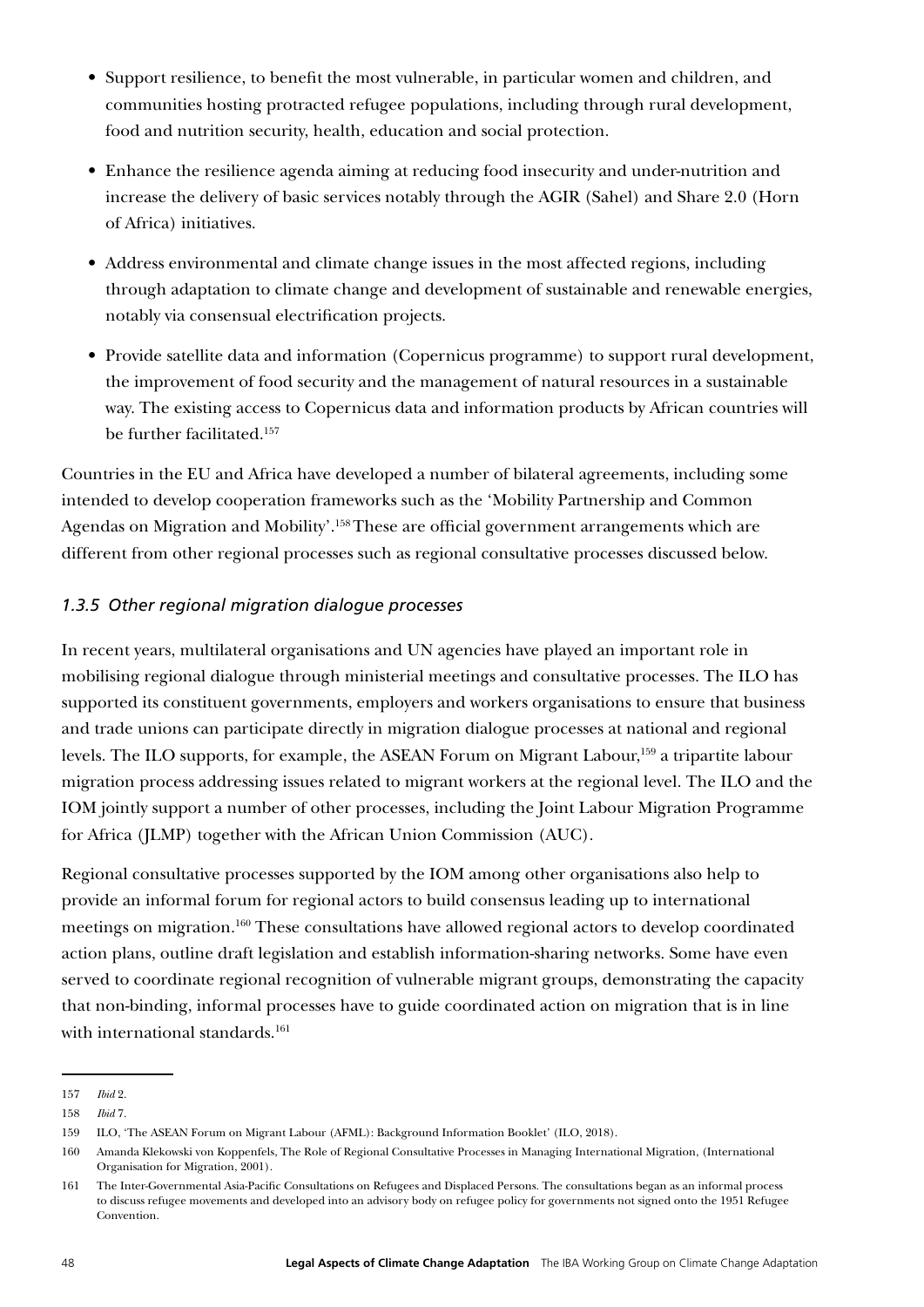- Support resilience, to benefit the most vulnerable, in particular women and children, and communities hosting protracted refugee populations, including through rural development, food and nutrition security, health, education and social protection.
- Enhance the resilience agenda aiming at reducing food insecurity and under-nutrition and increase the delivery of basic services notably through the AGIR (Sahel) and Share 2.0 (Horn of Africa) initiatives.
- Address environmental and climate change issues in the most affected regions, including through adaptation to climate change and development of sustainable and renewable energies, notably via consensual electrification projects.
- Provide satellite data and information (Copernicus programme) to support rural development, the improvement of food security and the management of natural resources in a sustainable way. The existing access to Copernicus data and information products by African countries will be further facilitated.[157]

Countries in the EU and Africa have developed a number of bilateral agreements, including some intended to develop cooperation frameworks such as the 'Mobility Partnership and Common Agendas on Migration and Mobility'.[158] These are official government arrangements which are different from other regional processes such as regional consultative processes discussed below.

### *1.3.5 Other regional migration dialogue processes*

In recent years, multilateral organisations and UN agencies have played an important role in mobilising regional dialogue through ministerial meetings and consultative processes. The ILO has supported its constituent governments, employers and workers organisations to ensure that business and trade unions can participate directly in migration dialogue processes at national and regional levels. The ILO supports, for example, the ASEAN Forum on Migrant Labour,[159] a tripartite labour migration process addressing issues related to migrant workers at the regional level. The ILO and the IOM jointly support a number of other processes, including the Joint Labour Migration Programme for Africa (JLMP) together with the African Union Commission (AUC).

Regional consultative processes supported by the IOM among other organisations also help to provide an informal forum for regional actors to build consensus leading up to international meetings on migration.[160] These consultations have allowed regional actors to develop coordinated action plans, outline draft legislation and establish information-sharing networks. Some have even served to coordinate regional recognition of vulnerable migrant groups, demonstrating the capacity that non-binding, informal processes have to guide coordinated action on migration that is in line with international standards.[161]

---

157 *Ibid* 2.

158 *Ibid* 7.

159 ILO, 'The ASEAN Forum on Migrant Labour (AFML): Background Information Booklet' (ILO, 2018).

160 Amanda Klekowski von Koppenfels, The Role of Regional Consultative Processes in Managing International Migration, (International Organisation for Migration, 2001).

161 The Inter-Governmental Asia-Pacific Consultations on Refugees and Displaced Persons. The consultations began as an informal process to discuss refugee movements and developed into an advisory body on refugee policy for governments not signed onto the 1951 Refugee Convention.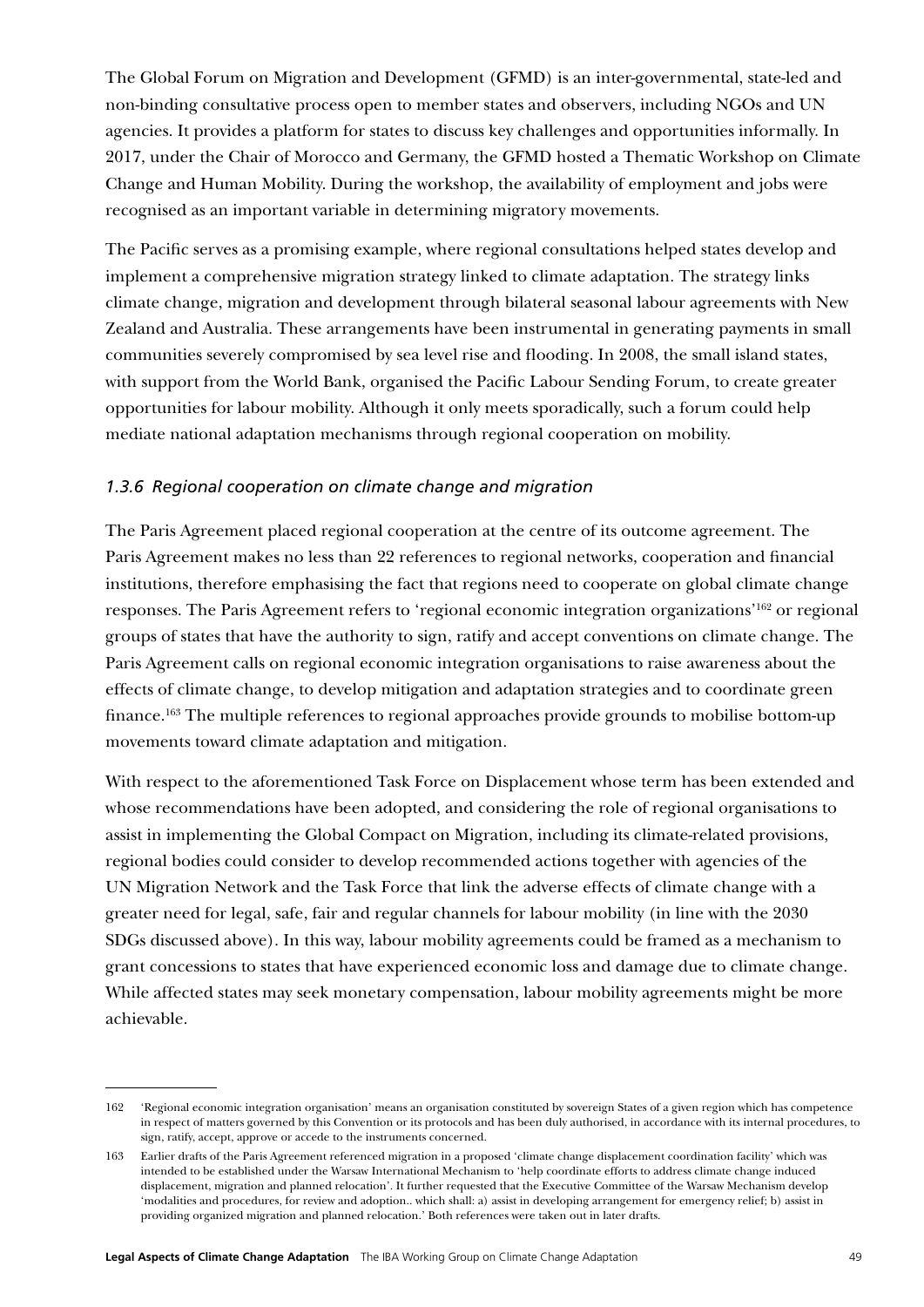The Global Forum on Migration and Development (GFMD) is an inter-governmental, state-led and non-binding consultative process open to member states and observers, including NGOs and UN agencies. It provides a platform for states to discuss key challenges and opportunities informally. In 2017, under the Chair of Morocco and Germany, the GFMD hosted a Thematic Workshop on Climate Change and Human Mobility. During the workshop, the availability of employment and jobs were recognised as an important variable in determining migratory movements.

The Pacific serves as a promising example, where regional consultations helped states develop and implement a comprehensive migration strategy linked to climate adaptation. The strategy links climate change, migration and development through bilateral seasonal labour agreements with New Zealand and Australia. These arrangements have been instrumental in generating payments in small communities severely compromised by sea level rise and flooding. In 2008, the small island states, with support from the World Bank, organised the Pacific Labour Sending Forum, to create greater opportunities for labour mobility. Although it only meets sporadically, such a forum could help mediate national adaptation mechanisms through regional cooperation on mobility.

### *1.3.6 Regional cooperation on climate change and migration*

The Paris Agreement placed regional cooperation at the centre of its outcome agreement. The Paris Agreement makes no less than 22 references to regional networks, cooperation and financial institutions, therefore emphasising the fact that regions need to cooperate on global climate change responses. The Paris Agreement refers to 'regional economic integration organizations'[162] or regional groups of states that have the authority to sign, ratify and accept conventions on climate change. The Paris Agreement calls on regional economic integration organisations to raise awareness about the effects of climate change, to develop mitigation and adaptation strategies and to coordinate green finance.[163] The multiple references to regional approaches provide grounds to mobilise bottom-up movements toward climate adaptation and mitigation.

With respect to the aforementioned Task Force on Displacement whose term has been extended and whose recommendations have been adopted, and considering the role of regional organisations to assist in implementing the Global Compact on Migration, including its climate-related provisions, regional bodies could consider to develop recommended actions together with agencies of the UN Migration Network and the Task Force that link the adverse effects of climate change with a greater need for legal, safe, fair and regular channels for labour mobility (in line with the 2030 SDGs discussed above). In this way, labour mobility agreements could be framed as a mechanism to grant concessions to states that have experienced economic loss and damage due to climate change. While affected states may seek monetary compensation, labour mobility agreements might be more achievable.

---

162 'Regional economic integration organisation' means an organisation constituted by sovereign States of a given region which has competence in respect of matters governed by this Convention or its protocols and has been duly authorised, in accordance with its internal procedures, to sign, ratify, accept, approve or accede to the instruments concerned.

163 Earlier drafts of the Paris Agreement referenced migration in a proposed 'climate change displacement coordination facility' which was intended to be established under the Warsaw International Mechanism to 'help coordinate efforts to address climate change induced displacement, migration and planned relocation'. It further requested that the Executive Committee of the Warsaw Mechanism develop 'modalities and procedures, for review and adoption.. which shall: a) assist in developing arrangement for emergency relief; b) assist in providing organized migration and planned relocation.' Both references were taken out in later drafts.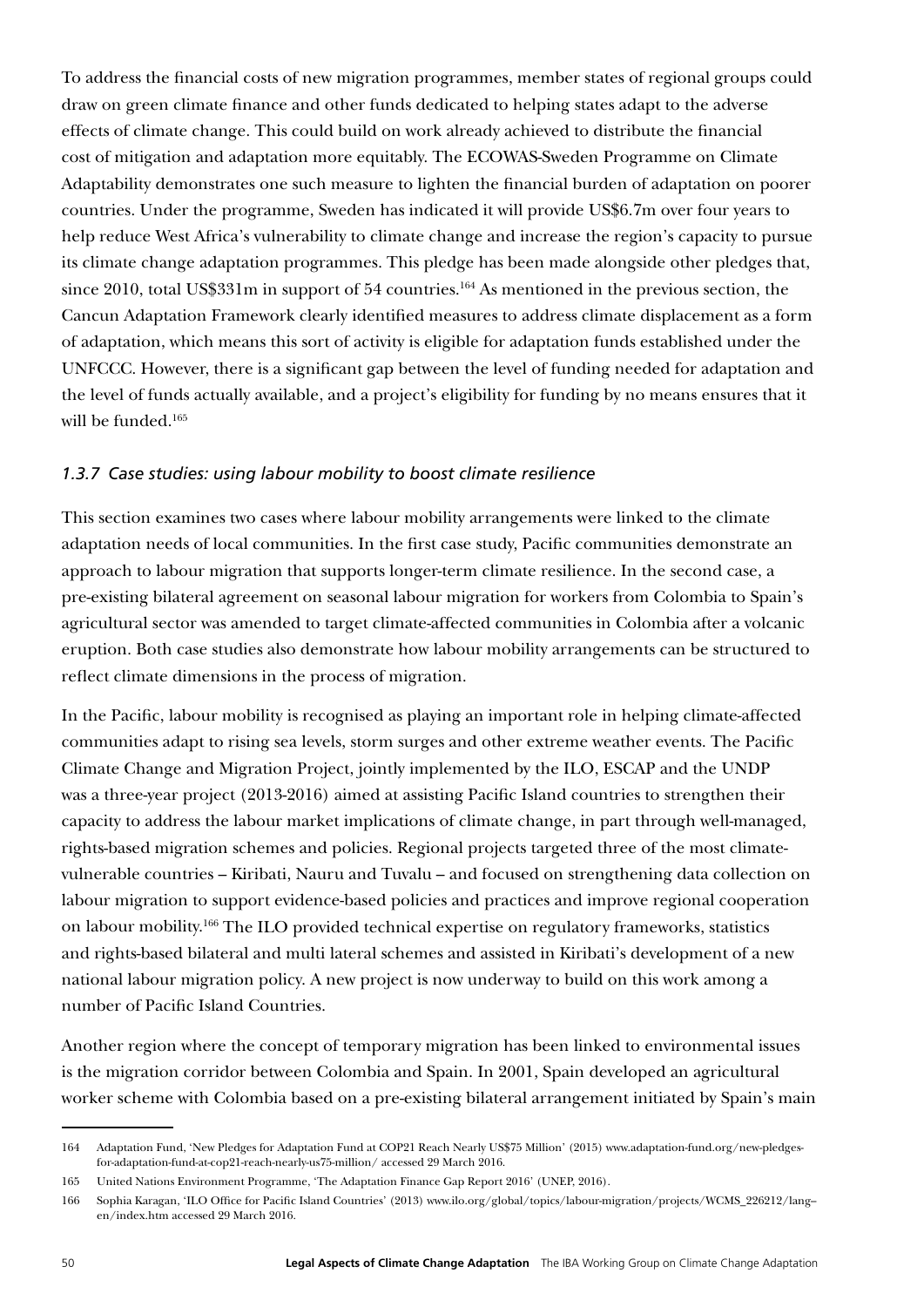To address the financial costs of new migration programmes, member states of regional groups could draw on green climate finance and other funds dedicated to helping states adapt to the adverse effects of climate change. This could build on work already achieved to distribute the financial cost of mitigation and adaptation more equitably. The ECOWAS-Sweden Programme on Climate Adaptability demonstrates one such measure to lighten the financial burden of adaptation on poorer countries. Under the programme, Sweden has indicated it will provide US$6.7m over four years to help reduce West Africa's vulnerability to climate change and increase the region's capacity to pursue its climate change adaptation programmes. This pledge has been made alongside other pledges that, since 2010, total US$331m in support of 54 countries.[164] As mentioned in the previous section, the Cancun Adaptation Framework clearly identified measures to address climate displacement as a form of adaptation, which means this sort of activity is eligible for adaptation funds established under the UNFCCC. However, there is a significant gap between the level of funding needed for adaptation and the level of funds actually available, and a project's eligibility for funding by no means ensures that it will be funded.[165]

### *1.3.7 Case studies: using labour mobility to boost climate resilience*

This section examines two cases where labour mobility arrangements were linked to the climate adaptation needs of local communities. In the first case study, Pacific communities demonstrate an approach to labour migration that supports longer-term climate resilience. In the second case, a pre-existing bilateral agreement on seasonal labour migration for workers from Colombia to Spain's agricultural sector was amended to target climate-affected communities in Colombia after a volcanic eruption. Both case studies also demonstrate how labour mobility arrangements can be structured to reflect climate dimensions in the process of migration.

In the Pacific, labour mobility is recognised as playing an important role in helping climate-affected communities adapt to rising sea levels, storm surges and other extreme weather events. The Pacific Climate Change and Migration Project, jointly implemented by the ILO, ESCAP and the UNDP was a three-year project (2013-2016) aimed at assisting Pacific Island countries to strengthen their capacity to address the labour market implications of climate change, in part through well-managed, rights-based migration schemes and policies. Regional projects targeted three of the most climate-vulnerable countries – Kiribati, Nauru and Tuvalu – and focused on strengthening data collection on labour migration to support evidence-based policies and practices and improve regional cooperation on labour mobility.[166] The ILO provided technical expertise on regulatory frameworks, statistics and rights-based bilateral and multi lateral schemes and assisted in Kiribati's development of a new national labour migration policy. A new project is now underway to build on this work among a number of Pacific Island Countries.

Another region where the concept of temporary migration has been linked to environmental issues is the migration corridor between Colombia and Spain. In 2001, Spain developed an agricultural worker scheme with Colombia based on a pre-existing bilateral arrangement initiated by Spain's main

---

164 Adaptation Fund, 'New Pledges for Adaptation Fund at COP21 Reach Nearly US$75 Million' (2015) www.adaptation-fund.org/new-pledges-for-adaptation-fund-at-cop21-reach-nearly-us75-million/ accessed 29 March 2016.

165 United Nations Environment Programme, 'The Adaptation Finance Gap Report 2016' (UNEP, 2016).

166 Sophia Karagan, 'ILO Office for Pacific Island Countries' (2013) www.ilo.org/global/topics/labour-migration/projects/WCMS_226212/lang--en/index.htm accessed 29 March 2016.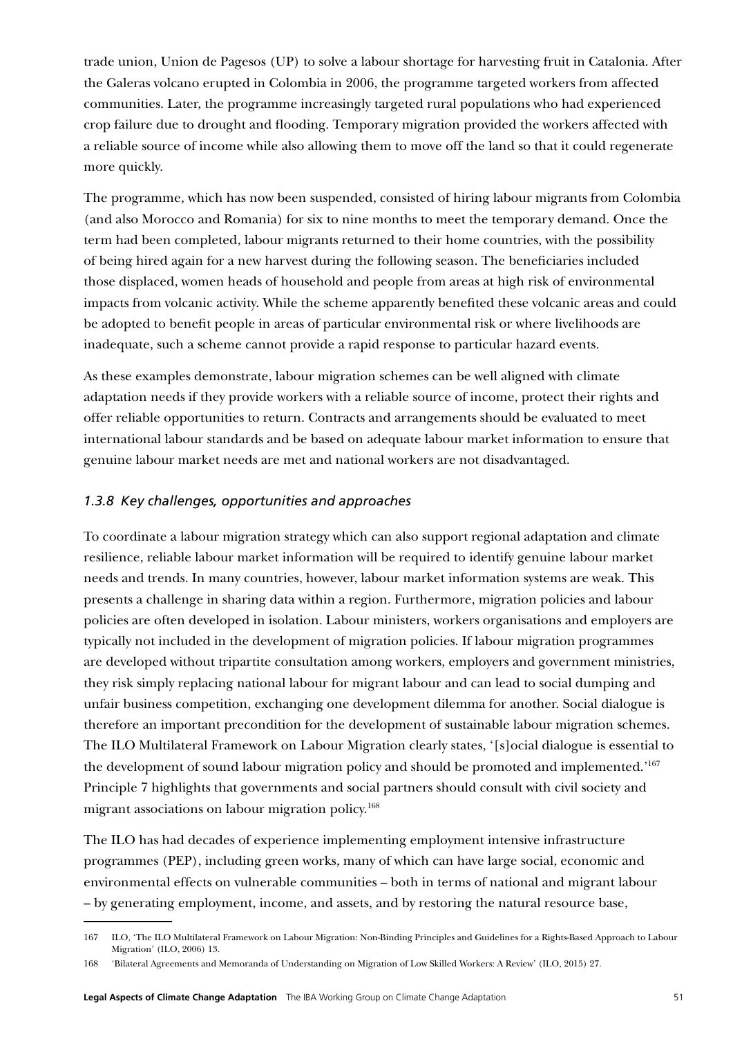trade union, Union de Pagesos (UP) to solve a labour shortage for harvesting fruit in Catalonia. After the Galeras volcano erupted in Colombia in 2006, the programme targeted workers from affected communities. Later, the programme increasingly targeted rural populations who had experienced crop failure due to drought and flooding. Temporary migration provided the workers affected with a reliable source of income while also allowing them to move off the land so that it could regenerate more quickly.

The programme, which has now been suspended, consisted of hiring labour migrants from Colombia (and also Morocco and Romania) for six to nine months to meet the temporary demand. Once the term had been completed, labour migrants returned to their home countries, with the possibility of being hired again for a new harvest during the following season. The beneficiaries included those displaced, women heads of household and people from areas at high risk of environmental impacts from volcanic activity. While the scheme apparently benefited these volcanic areas and could be adopted to benefit people in areas of particular environmental risk or where livelihoods are inadequate, such a scheme cannot provide a rapid response to particular hazard events.

As these examples demonstrate, labour migration schemes can be well aligned with climate adaptation needs if they provide workers with a reliable source of income, protect their rights and offer reliable opportunities to return. Contracts and arrangements should be evaluated to meet international labour standards and be based on adequate labour market information to ensure that genuine labour market needs are met and national workers are not disadvantaged.

### *1.3.8 Key challenges, opportunities and approaches*

To coordinate a labour migration strategy which can also support regional adaptation and climate resilience, reliable labour market information will be required to identify genuine labour market needs and trends. In many countries, however, labour market information systems are weak. This presents a challenge in sharing data within a region. Furthermore, migration policies and labour policies are often developed in isolation. Labour ministers, workers organisations and employers are typically not included in the development of migration policies. If labour migration programmes are developed without tripartite consultation among workers, employers and government ministries, they risk simply replacing national labour for migrant labour and can lead to social dumping and unfair business competition, exchanging one development dilemma for another. Social dialogue is therefore an important precondition for the development of sustainable labour migration schemes. The ILO Multilateral Framework on Labour Migration clearly states, '[s]ocial dialogue is essential to the development of sound labour migration policy and should be promoted and implemented.'[167] Principle 7 highlights that governments and social partners should consult with civil society and migrant associations on labour migration policy.[168]

The ILO has had decades of experience implementing employment intensive infrastructure programmes (PEP), including green works, many of which can have large social, economic and environmental effects on vulnerable communities – both in terms of national and migrant labour – by generating employment, income, and assets, and by restoring the natural resource base,

---

167 ILO, 'The ILO Multilateral Framework on Labour Migration: Non-Binding Principles and Guidelines for a Rights-Based Approach to Labour Migration' (ILO, 2006) 13.

168 'Bilateral Agreements and Memoranda of Understanding on Migration of Low Skilled Workers: A Review' (ILO, 2015) 27.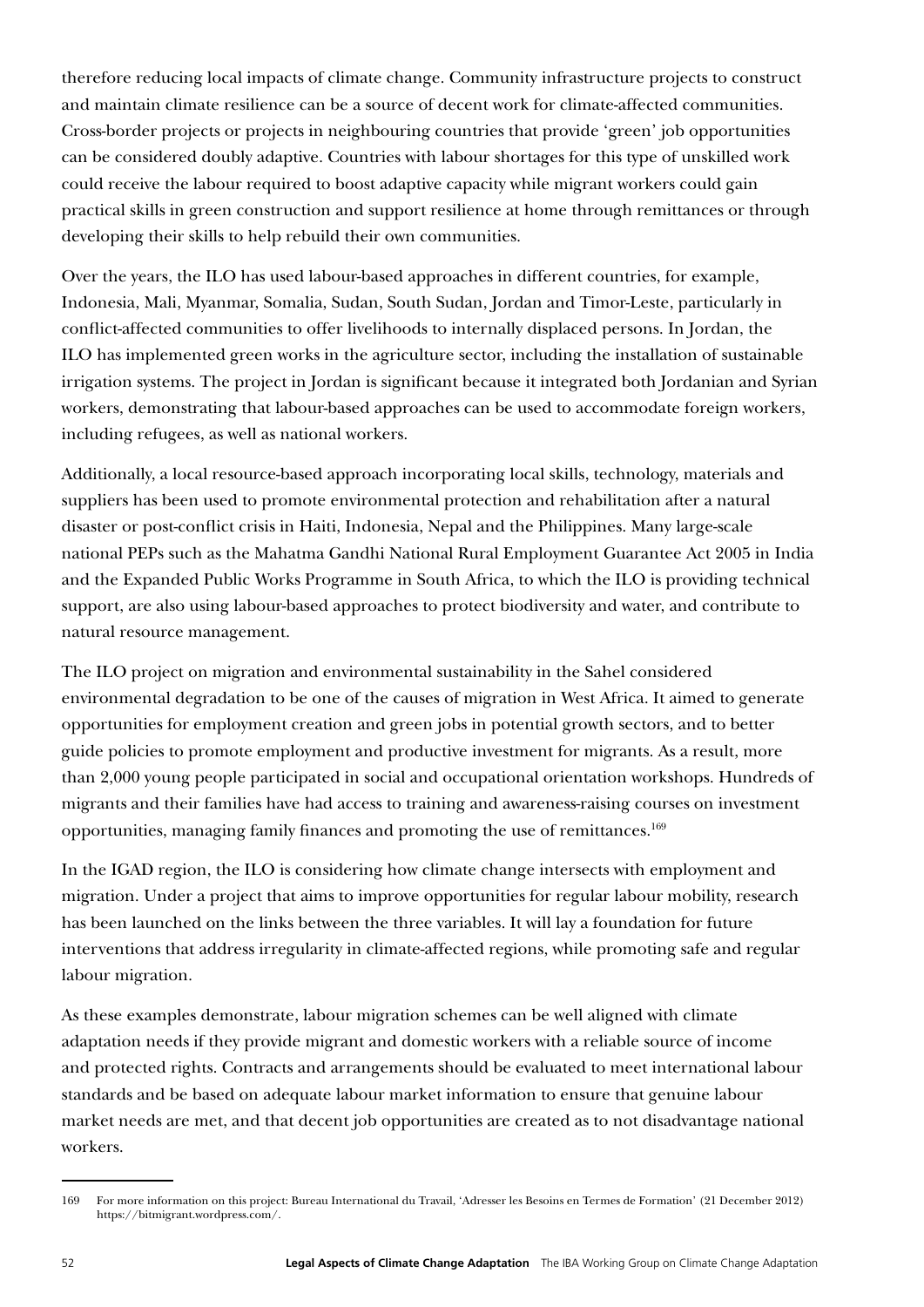therefore reducing local impacts of climate change. Community infrastructure projects to construct and maintain climate resilience can be a source of decent work for climate-affected communities. Cross-border projects or projects in neighbouring countries that provide 'green' job opportunities can be considered doubly adaptive. Countries with labour shortages for this type of unskilled work could receive the labour required to boost adaptive capacity while migrant workers could gain practical skills in green construction and support resilience at home through remittances or through developing their skills to help rebuild their own communities.

Over the years, the ILO has used labour-based approaches in different countries, for example, Indonesia, Mali, Myanmar, Somalia, Sudan, South Sudan, Jordan and Timor-Leste, particularly in conflict-affected communities to offer livelihoods to internally displaced persons. In Jordan, the ILO has implemented green works in the agriculture sector, including the installation of sustainable irrigation systems. The project in Jordan is significant because it integrated both Jordanian and Syrian workers, demonstrating that labour-based approaches can be used to accommodate foreign workers, including refugees, as well as national workers.

Additionally, a local resource-based approach incorporating local skills, technology, materials and suppliers has been used to promote environmental protection and rehabilitation after a natural disaster or post-conflict crisis in Haiti, Indonesia, Nepal and the Philippines. Many large-scale national PEPs such as the Mahatma Gandhi National Rural Employment Guarantee Act 2005 in India and the Expanded Public Works Programme in South Africa, to which the ILO is providing technical support, are also using labour-based approaches to protect biodiversity and water, and contribute to natural resource management.

The ILO project on migration and environmental sustainability in the Sahel considered environmental degradation to be one of the causes of migration in West Africa. It aimed to generate opportunities for employment creation and green jobs in potential growth sectors, and to better guide policies to promote employment and productive investment for migrants. As a result, more than 2,000 young people participated in social and occupational orientation workshops. Hundreds of migrants and their families have had access to training and awareness-raising courses on investment opportunities, managing family finances and promoting the use of remittances.[169]

In the IGAD region, the ILO is considering how climate change intersects with employment and migration. Under a project that aims to improve opportunities for regular labour mobility, research has been launched on the links between the three variables. It will lay a foundation for future interventions that address irregularity in climate-affected regions, while promoting safe and regular labour migration.

As these examples demonstrate, labour migration schemes can be well aligned with climate adaptation needs if they provide migrant and domestic workers with a reliable source of income and protected rights. Contracts and arrangements should be evaluated to meet international labour standards and be based on adequate labour market information to ensure that genuine labour market needs are met, and that decent job opportunities are created as to not disadvantage national workers.

---

169 For more information on this project: Bureau International du Travail, 'Adresser les Besoins en Termes de Formation' (21 December 2012) https://bitmigrant.wordpress.com/.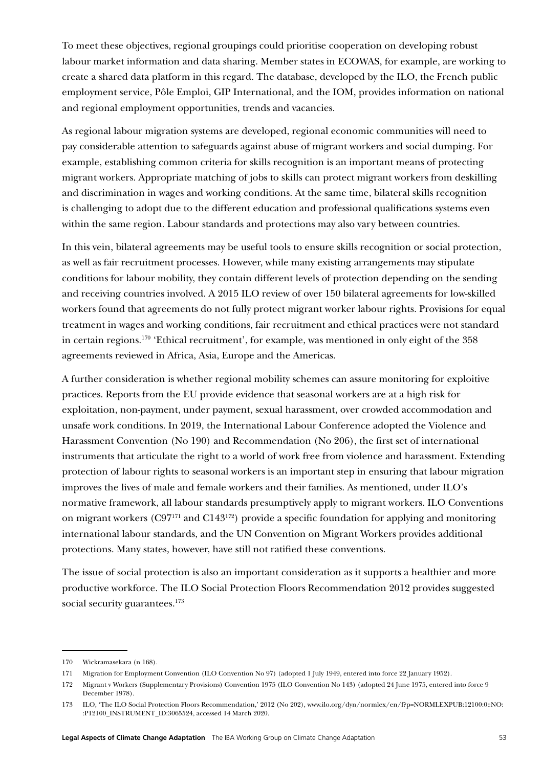To meet these objectives, regional groupings could prioritise cooperation on developing robust labour market information and data sharing. Member states in ECOWAS, for example, are working to create a shared data platform in this regard. The database, developed by the ILO, the French public employment service, Pôle Emploi, GIP International, and the IOM, provides information on national and regional employment opportunities, trends and vacancies.

As regional labour migration systems are developed, regional economic communities will need to pay considerable attention to safeguards against abuse of migrant workers and social dumping. For example, establishing common criteria for skills recognition is an important means of protecting migrant workers. Appropriate matching of jobs to skills can protect migrant workers from deskilling and discrimination in wages and working conditions. At the same time, bilateral skills recognition is challenging to adopt due to the different education and professional qualifications systems even within the same region. Labour standards and protections may also vary between countries.

In this vein, bilateral agreements may be useful tools to ensure skills recognition or social protection, as well as fair recruitment processes. However, while many existing arrangements may stipulate conditions for labour mobility, they contain different levels of protection depending on the sending and receiving countries involved. A 2015 ILO review of over 150 bilateral agreements for low-skilled workers found that agreements do not fully protect migrant worker labour rights. Provisions for equal treatment in wages and working conditions, fair recruitment and ethical practices were not standard in certain regions.[170] 'Ethical recruitment', for example, was mentioned in only eight of the 358 agreements reviewed in Africa, Asia, Europe and the Americas.

A further consideration is whether regional mobility schemes can assure monitoring for exploitive practices. Reports from the EU provide evidence that seasonal workers are at a high risk for exploitation, non-payment, under payment, sexual harassment, over crowded accommodation and unsafe work conditions. In 2019, the International Labour Conference adopted the Violence and Harassment Convention (No 190) and Recommendation (No 206), the first set of international instruments that articulate the right to a world of work free from violence and harassment. Extending protection of labour rights to seasonal workers is an important step in ensuring that labour migration improves the lives of male and female workers and their families. As mentioned, under ILO's normative framework, all labour standards presumptively apply to migrant workers. ILO Conventions on migrant workers (C97[171] and C143[172]) provide a specific foundation for applying and monitoring international labour standards, and the UN Convention on Migrant Workers provides additional protections. Many states, however, have still not ratified these conventions.

The issue of social protection is also an important consideration as it supports a healthier and more productive workforce. The ILO Social Protection Floors Recommendation 2012 provides suggested social security guarantees.[173]

---

170 Wickramasekara (n 168).

171 Migration for Employment Convention (ILO Convention No 97) (adopted 1 July 1949, entered into force 22 January 1952).

172 Migrant v Workers (Supplementary Provisions) Convention 1975 (ILO Convention No 143) (adopted 24 June 1975, entered into force 9 December 1978).

173 ILO, 'The ILO Social Protection Floors Recommendation,' 2012 (No 202), www.ilo.org/dyn/normlex/en/f?p=NORMLEXPUB:12100:0::NO::P12100_INSTRUMENT_ID:3065524, accessed 14 March 2020.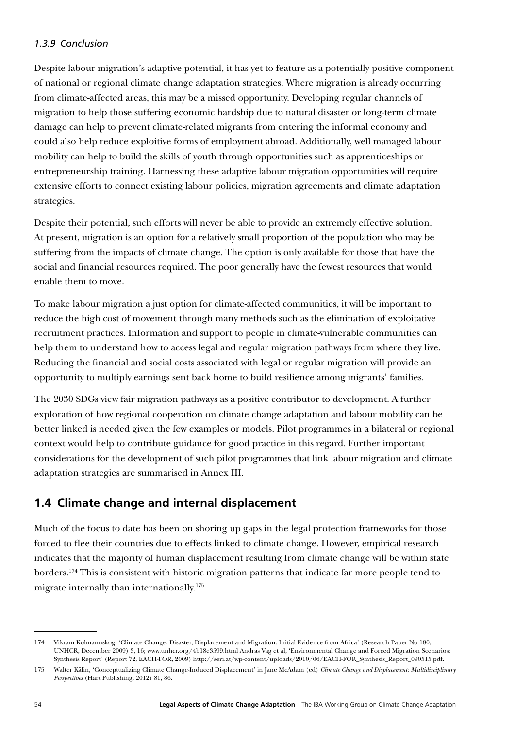*1.3.9 Conclusion*

Despite labour migration's adaptive potential, it has yet to feature as a potentially positive component of national or regional climate change adaptation strategies. Where migration is already occurring from climate-affected areas, this may be a missed opportunity. Developing regular channels of migration to help those suffering economic hardship due to natural disaster or long-term climate damage can help to prevent climate-related migrants from entering the informal economy and could also help reduce exploitive forms of employment abroad. Additionally, well managed labour mobility can help to build the skills of youth through opportunities such as apprenticeships or entrepreneurship training. Harnessing these adaptive labour migration opportunities will require extensive efforts to connect existing labour policies, migration agreements and climate adaptation strategies.

Despite their potential, such efforts will never be able to provide an extremely effective solution. At present, migration is an option for a relatively small proportion of the population who may be suffering from the impacts of climate change. The option is only available for those that have the social and financial resources required. The poor generally have the fewest resources that would enable them to move.

To make labour migration a just option for climate-affected communities, it will be important to reduce the high cost of movement through many methods such as the elimination of exploitative recruitment practices. Information and support to people in climate-vulnerable communities can help them to understand how to access legal and regular migration pathways from where they live. Reducing the financial and social costs associated with legal or regular migration will provide an opportunity to multiply earnings sent back home to build resilience among migrants' families.

The 2030 SDGs view fair migration pathways as a positive contributor to development. A further exploration of how regional cooperation on climate change adaptation and labour mobility can be better linked is needed given the few examples or models. Pilot programmes in a bilateral or regional context would help to contribute guidance for good practice in this regard. Further important considerations for the development of such pilot programmes that link labour migration and climate adaptation strategies are summarised in Annex III.

## 1.4 Climate change and internal displacement

Much of the focus to date has been on shoring up gaps in the legal protection frameworks for those forced to flee their countries due to effects linked to climate change. However, empirical research indicates that the majority of human displacement resulting from climate change will be within state borders.[174] This is consistent with historic migration patterns that indicate far more people tend to migrate internally than internationally.[175]

---

174 Vikram Kolmannskog, 'Climate Change, Disaster, Displacement and Migration: Initial Evidence from Africa' (Research Paper No 180, UNHCR, December 2009) 3, 16; www.unhcr.org/4b18e3599.html Andras Vag et al, 'Environmental Change and Forced Migration Scenarios: Synthesis Report' (Report 72, EACH-FOR, 2009) http://seri.at/wp-content/uploads/2010/06/EACH-FOR_Synthesis_Report_090515.pdf.

175 Walter Kälin, 'Conceptualizing Climate Change-Induced Displacement' in Jane McAdam (ed) *Climate Change and Displacement: Multidisciplinary Perspectives* (Hart Publishing, 2012) 81, 86.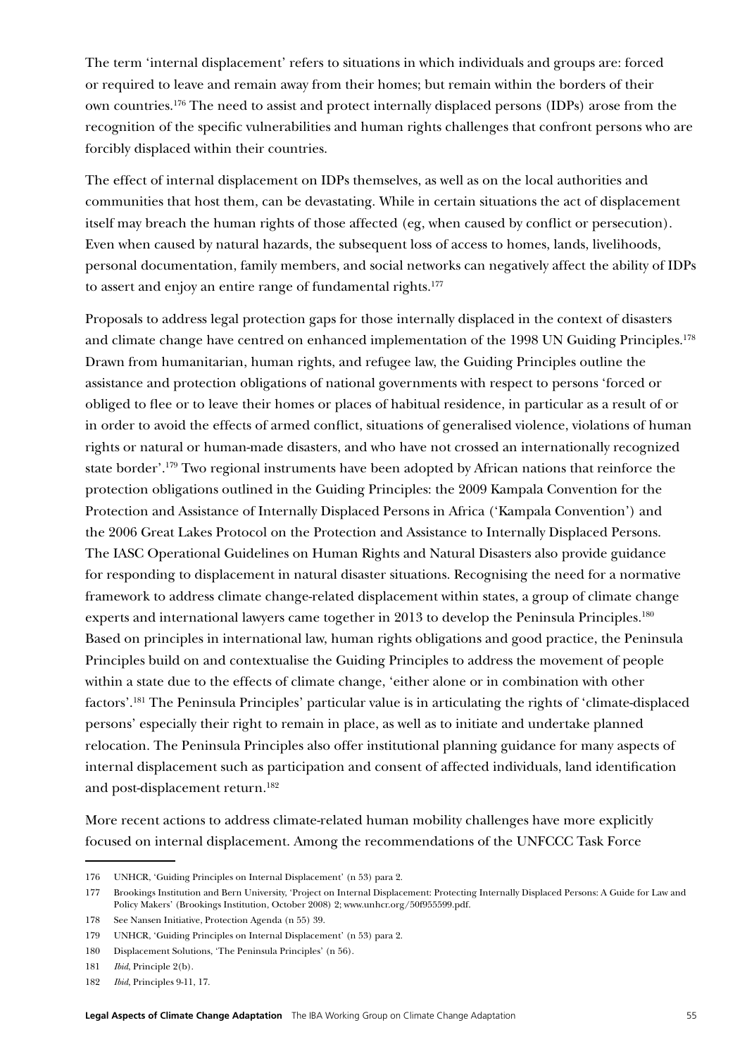The term 'internal displacement' refers to situations in which individuals and groups are: forced or required to leave and remain away from their homes; but remain within the borders of their own countries.[176] The need to assist and protect internally displaced persons (IDPs) arose from the recognition of the specific vulnerabilities and human rights challenges that confront persons who are forcibly displaced within their countries.

The effect of internal displacement on IDPs themselves, as well as on the local authorities and communities that host them, can be devastating. While in certain situations the act of displacement itself may breach the human rights of those affected (eg, when caused by conflict or persecution). Even when caused by natural hazards, the subsequent loss of access to homes, lands, livelihoods, personal documentation, family members, and social networks can negatively affect the ability of IDPs to assert and enjoy an entire range of fundamental rights.[177]

Proposals to address legal protection gaps for those internally displaced in the context of disasters and climate change have centred on enhanced implementation of the 1998 UN Guiding Principles.[178] Drawn from humanitarian, human rights, and refugee law, the Guiding Principles outline the assistance and protection obligations of national governments with respect to persons 'forced or obliged to flee or to leave their homes or places of habitual residence, in particular as a result of or in order to avoid the effects of armed conflict, situations of generalised violence, violations of human rights or natural or human-made disasters, and who have not crossed an internationally recognized state border'.[179] Two regional instruments have been adopted by African nations that reinforce the protection obligations outlined in the Guiding Principles: the 2009 Kampala Convention for the Protection and Assistance of Internally Displaced Persons in Africa ('Kampala Convention') and the 2006 Great Lakes Protocol on the Protection and Assistance to Internally Displaced Persons. The IASC Operational Guidelines on Human Rights and Natural Disasters also provide guidance for responding to displacement in natural disaster situations. Recognising the need for a normative framework to address climate change-related displacement within states, a group of climate change experts and international lawyers came together in 2013 to develop the Peninsula Principles.[180] Based on principles in international law, human rights obligations and good practice, the Peninsula Principles build on and contextualise the Guiding Principles to address the movement of people within a state due to the effects of climate change, 'either alone or in combination with other factors'.[181] The Peninsula Principles' particular value is in articulating the rights of 'climate-displaced persons' especially their right to remain in place, as well as to initiate and undertake planned relocation. The Peninsula Principles also offer institutional planning guidance for many aspects of internal displacement such as participation and consent of affected individuals, land identification and post-displacement return.[182]

More recent actions to address climate-related human mobility challenges have more explicitly focused on internal displacement. Among the recommendations of the UNFCCC Task Force

---

176 UNHCR, 'Guiding Principles on Internal Displacement' (n 53) para 2.

177 Brookings Institution and Bern University, 'Project on Internal Displacement: Protecting Internally Displaced Persons: A Guide for Law and Policy Makers' (Brookings Institution, October 2008) 2; www.unhcr.org/50f955599.pdf.

178 See Nansen Initiative, Protection Agenda (n 55) 39.

179 UNHCR, 'Guiding Principles on Internal Displacement' (n 53) para 2.

180 Displacement Solutions, 'The Peninsula Principles' (n 56).

181 *Ibid*, Principle 2(b).

182 *Ibid*, Principles 9-11, 17.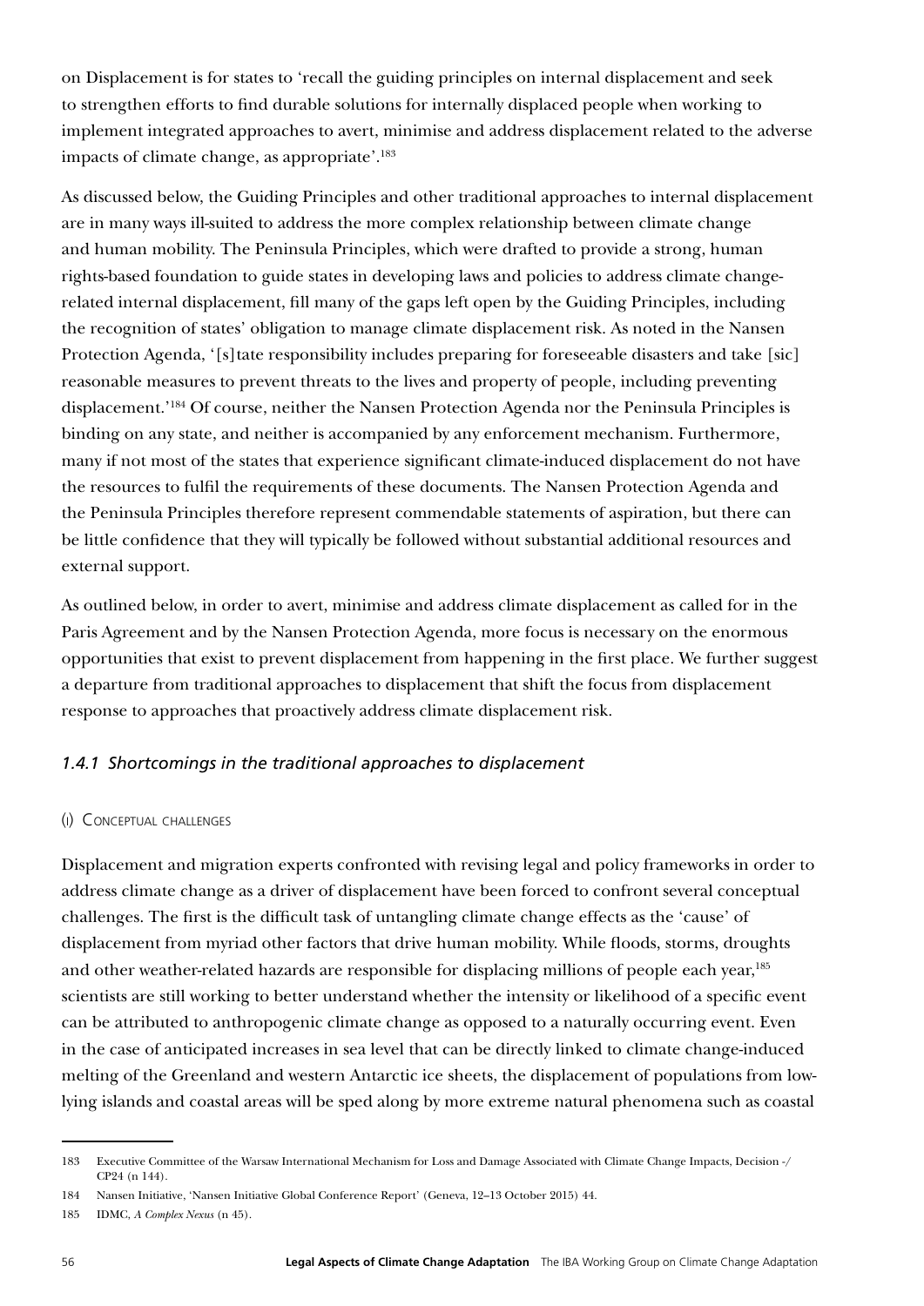on Displacement is for states to 'recall the guiding principles on internal displacement and seek to strengthen efforts to find durable solutions for internally displaced people when working to implement integrated approaches to avert, minimise and address displacement related to the adverse impacts of climate change, as appropriate'.[183]

As discussed below, the Guiding Principles and other traditional approaches to internal displacement are in many ways ill-suited to address the more complex relationship between climate change and human mobility. The Peninsula Principles, which were drafted to provide a strong, human rights-based foundation to guide states in developing laws and policies to address climate change-related internal displacement, fill many of the gaps left open by the Guiding Principles, including the recognition of states' obligation to manage climate displacement risk. As noted in the Nansen Protection Agenda, '[s]tate responsibility includes preparing for foreseeable disasters and take [sic] reasonable measures to prevent threats to the lives and property of people, including preventing displacement.'[184] Of course, neither the Nansen Protection Agenda nor the Peninsula Principles is binding on any state, and neither is accompanied by any enforcement mechanism. Furthermore, many if not most of the states that experience significant climate-induced displacement do not have the resources to fulfil the requirements of these documents. The Nansen Protection Agenda and the Peninsula Principles therefore represent commendable statements of aspiration, but there can be little confidence that they will typically be followed without substantial additional resources and external support.

As outlined below, in order to avert, minimise and address climate displacement as called for in the Paris Agreement and by the Nansen Protection Agenda, more focus is necessary on the enormous opportunities that exist to prevent displacement from happening in the first place. We further suggest a departure from traditional approaches to displacement that shift the focus from displacement response to approaches that proactively address climate displacement risk.

### *1.4.1 Shortcomings in the traditional approaches to displacement*

#### (I) Conceptual challenges

Displacement and migration experts confronted with revising legal and policy frameworks in order to address climate change as a driver of displacement have been forced to confront several conceptual challenges. The first is the difficult task of untangling climate change effects as the 'cause' of displacement from myriad other factors that drive human mobility. While floods, storms, droughts and other weather-related hazards are responsible for displacing millions of people each year,[185] scientists are still working to better understand whether the intensity or likelihood of a specific event can be attributed to anthropogenic climate change as opposed to a naturally occurring event. Even in the case of anticipated increases in sea level that can be directly linked to climate change-induced melting of the Greenland and western Antarctic ice sheets, the displacement of populations from low-lying islands and coastal areas will be sped along by more extreme natural phenomena such as coastal

---

183 Executive Committee of the Warsaw International Mechanism for Loss and Damage Associated with Climate Change Impacts, Decision -/CP24 (n 144).

184 Nansen Initiative, 'Nansen Initiative Global Conference Report' (Geneva, 12–13 October 2015) 44.

185 IDMC, *A Complex Nexus* (n 45).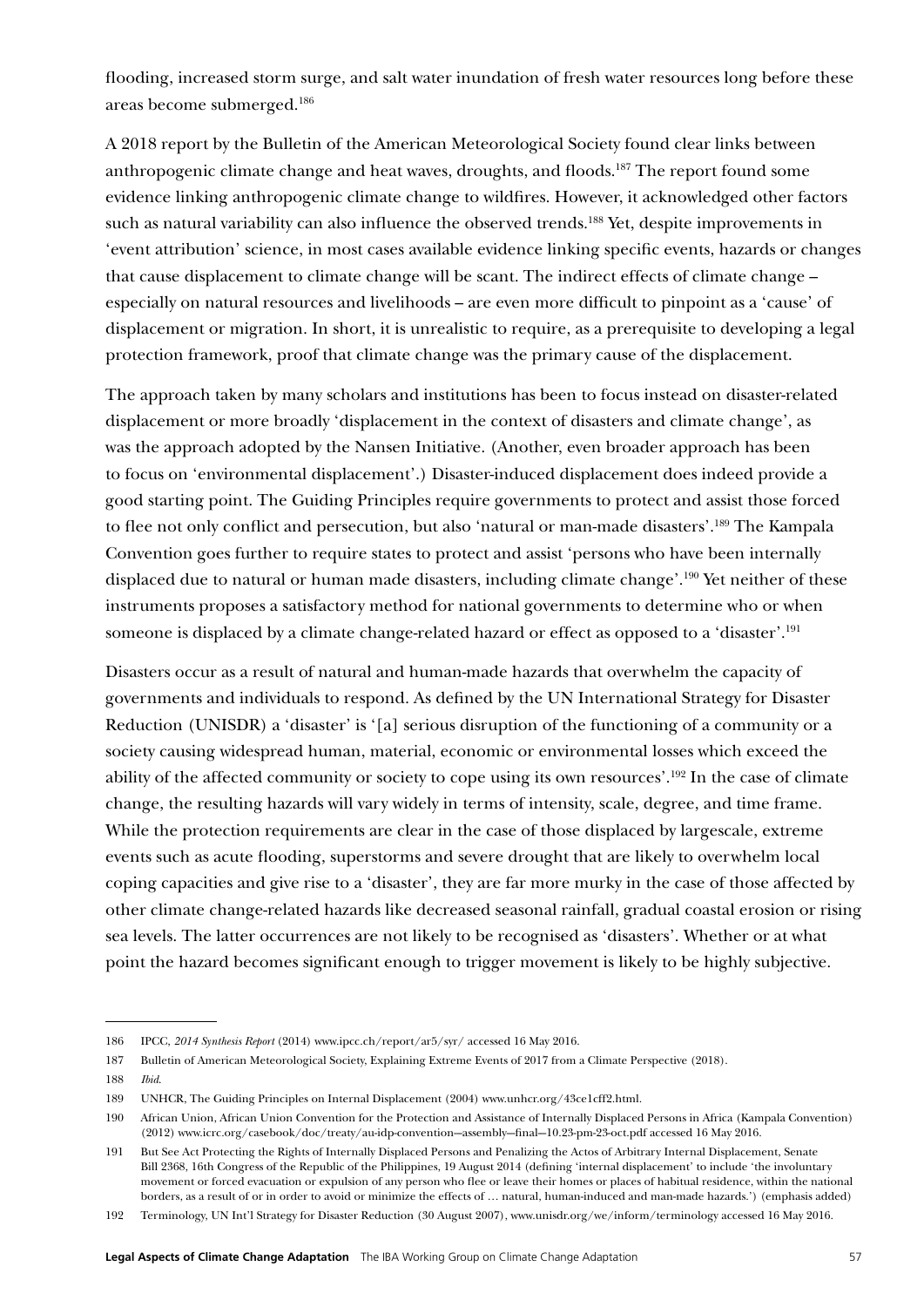flooding, increased storm surge, and salt water inundation of fresh water resources long before these areas become submerged.[186]

A 2018 report by the Bulletin of the American Meteorological Society found clear links between anthropogenic climate change and heat waves, droughts, and floods.[187] The report found some evidence linking anthropogenic climate change to wildfires. However, it acknowledged other factors such as natural variability can also influence the observed trends.[188] Yet, despite improvements in 'event attribution' science, in most cases available evidence linking specific events, hazards or changes that cause displacement to climate change will be scant. The indirect effects of climate change – especially on natural resources and livelihoods – are even more difficult to pinpoint as a 'cause' of displacement or migration. In short, it is unrealistic to require, as a prerequisite to developing a legal protection framework, proof that climate change was the primary cause of the displacement.

The approach taken by many scholars and institutions has been to focus instead on disaster-related displacement or more broadly 'displacement in the context of disasters and climate change', as was the approach adopted by the Nansen Initiative. (Another, even broader approach has been to focus on 'environmental displacement'.) Disaster-induced displacement does indeed provide a good starting point. The Guiding Principles require governments to protect and assist those forced to flee not only conflict and persecution, but also 'natural or man-made disasters'.[189] The Kampala Convention goes further to require states to protect and assist 'persons who have been internally displaced due to natural or human made disasters, including climate change'.[190] Yet neither of these instruments proposes a satisfactory method for national governments to determine who or when someone is displaced by a climate change-related hazard or effect as opposed to a 'disaster'.[191]

Disasters occur as a result of natural and human-made hazards that overwhelm the capacity of governments and individuals to respond. As defined by the UN International Strategy for Disaster Reduction (UNISDR) a 'disaster' is '[a] serious disruption of the functioning of a community or a society causing widespread human, material, economic or environmental losses which exceed the ability of the affected community or society to cope using its own resources'.[192] In the case of climate change, the resulting hazards will vary widely in terms of intensity, scale, degree, and time frame. While the protection requirements are clear in the case of those displaced by largescale, extreme events such as acute flooding, superstorms and severe drought that are likely to overwhelm local coping capacities and give rise to a 'disaster', they are far more murky in the case of those affected by other climate change-related hazards like decreased seasonal rainfall, gradual coastal erosion or rising sea levels. The latter occurrences are not likely to be recognised as 'disasters'. Whether or at what point the hazard becomes significant enough to trigger movement is likely to be highly subjective.

---

186 IPCC, *2014 Synthesis Report* (2014) www.ipcc.ch/report/ar5/syr/ accessed 16 May 2016.

187 Bulletin of American Meteorological Society, Explaining Extreme Events of 2017 from a Climate Perspective (2018).

188 *Ibid*.

189 UNHCR, The Guiding Principles on Internal Displacement (2004) www.unhcr.org/43ce1cff2.html.

190 African Union, African Union Convention for the Protection and Assistance of Internally Displaced Persons in Africa (Kampala Convention) (2012) www.icrc.org/casebook/doc/treaty/au-idp-convention--assembly--final--10.23-pm-23-oct.pdf accessed 16 May 2016.

191 But See Act Protecting the Rights of Internally Displaced Persons and Penalizing the Actos of Arbitrary Internal Displacement, Senate Bill 2368, 16th Congress of the Republic of the Philippines, 19 August 2014 (defining 'internal displacement' to include 'the involuntary movement or forced evacuation or expulsion of any person who flee or leave their homes or places of habitual residence, within the national borders, as a result of or in order to avoid or minimize the effects of … natural, human-induced and man-made hazards.') (emphasis added)

192 Terminology, UN Int'l Strategy for Disaster Reduction (30 August 2007), www.unisdr.org/we/inform/terminology accessed 16 May 2016.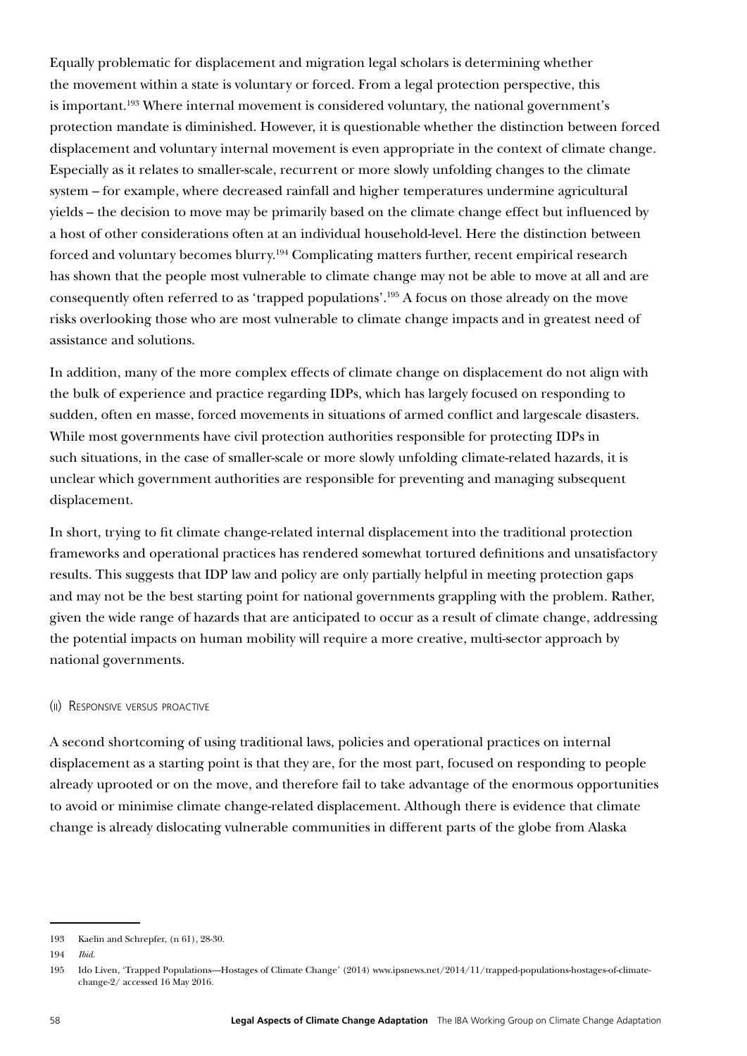Equally problematic for displacement and migration legal scholars is determining whether the movement within a state is voluntary or forced. From a legal protection perspective, this is important.[193] Where internal movement is considered voluntary, the national government's protection mandate is diminished. However, it is questionable whether the distinction between forced displacement and voluntary internal movement is even appropriate in the context of climate change. Especially as it relates to smaller-scale, recurrent or more slowly unfolding changes to the climate system – for example, where decreased rainfall and higher temperatures undermine agricultural yields – the decision to move may be primarily based on the climate change effect but influenced by a host of other considerations often at an individual household-level. Here the distinction between forced and voluntary becomes blurry.[194] Complicating matters further, recent empirical research has shown that the people most vulnerable to climate change may not be able to move at all and are consequently often referred to as 'trapped populations'.[195] A focus on those already on the move risks overlooking those who are most vulnerable to climate change impacts and in greatest need of assistance and solutions.

In addition, many of the more complex effects of climate change on displacement do not align with the bulk of experience and practice regarding IDPs, which has largely focused on responding to sudden, often en masse, forced movements in situations of armed conflict and largescale disasters. While most governments have civil protection authorities responsible for protecting IDPs in such situations, in the case of smaller-scale or more slowly unfolding climate-related hazards, it is unclear which government authorities are responsible for preventing and managing subsequent displacement.

In short, trying to fit climate change-related internal displacement into the traditional protection frameworks and operational practices has rendered somewhat tortured definitions and unsatisfactory results. This suggests that IDP law and policy are only partially helpful in meeting protection gaps and may not be the best starting point for national governments grappling with the problem. Rather, given the wide range of hazards that are anticipated to occur as a result of climate change, addressing the potential impacts on human mobility will require a more creative, multi-sector approach by national governments.

#### (ii) Responsive versus proactive

A second shortcoming of using traditional laws, policies and operational practices on internal displacement as a starting point is that they are, for the most part, focused on responding to people already uprooted or on the move, and therefore fail to take advantage of the enormous opportunities to avoid or minimise climate change-related displacement. Although there is evidence that climate change is already dislocating vulnerable communities in different parts of the globe from Alaska

---

193 Kaelin and Schrepfer, (n 61), 28-30.

194 *Ibid.*

195 Ido Liven, 'Trapped Populations—Hostages of Climate Change' (2014) www.ipsnews.net/2014/11/trapped-populations-hostages-of-climate-change-2/ accessed 16 May 2016.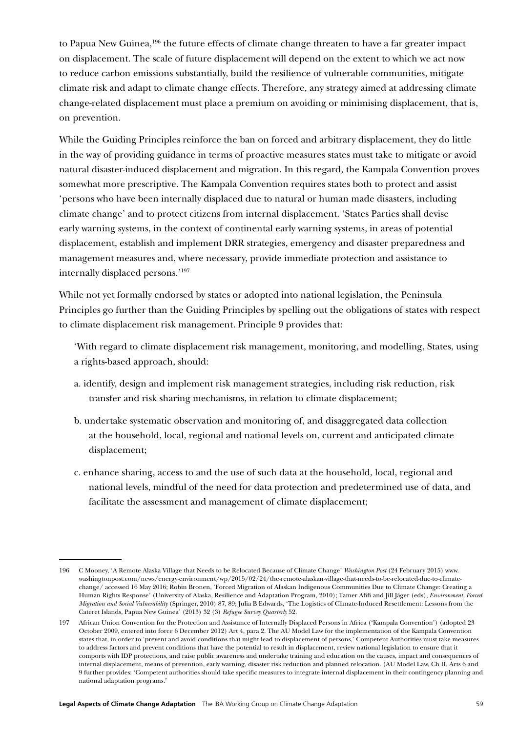to Papua New Guinea,[196] the future effects of climate change threaten to have a far greater impact on displacement. The scale of future displacement will depend on the extent to which we act now to reduce carbon emissions substantially, build the resilience of vulnerable communities, mitigate climate risk and adapt to climate change effects. Therefore, any strategy aimed at addressing climate change-related displacement must place a premium on avoiding or minimising displacement, that is, on prevention.

While the Guiding Principles reinforce the ban on forced and arbitrary displacement, they do little in the way of providing guidance in terms of proactive measures states must take to mitigate or avoid natural disaster-induced displacement and migration. In this regard, the Kampala Convention proves somewhat more prescriptive. The Kampala Convention requires states both to protect and assist 'persons who have been internally displaced due to natural or human made disasters, including climate change' and to protect citizens from internal displacement. 'States Parties shall devise early warning systems, in the context of continental early warning systems, in areas of potential displacement, establish and implement DRR strategies, emergency and disaster preparedness and management measures and, where necessary, provide immediate protection and assistance to internally displaced persons.'[197]

While not yet formally endorsed by states or adopted into national legislation, the Peninsula Principles go further than the Guiding Principles by spelling out the obligations of states with respect to climate displacement risk management. Principle 9 provides that:

> 'With regard to climate displacement risk management, monitoring, and modelling, States, using a rights-based approach, should:
>
> a. identify, design and implement risk management strategies, including risk reduction, risk transfer and risk sharing mechanisms, in relation to climate displacement;
>
> b. undertake systematic observation and monitoring of, and disaggregated data collection at the household, local, regional and national levels on, current and anticipated climate displacement;
>
> c. enhance sharing, access to and the use of such data at the household, local, regional and national levels, mindful of the need for data protection and predetermined use of data, and facilitate the assessment and management of climate displacement;

---

196 C Mooney, 'A Remote Alaska Village that Needs to be Relocated Because of Climate Change' *Washington Post* (24 February 2015) www.washingtonpost.com/news/energy-environment/wp/2015/02/24/the-remote-alaskan-village-that-needs-to-be-relocated-due-to-climate-change/ accessed 16 May 2016; Robin Bronen, 'Forced Migration of Alaskan Indigenous Communities Due to Climate Change: Creating a Human Rights Response' (University of Alaska, Resilience and Adaptation Program, 2010); Tamer Afifi and Jill Jäger (eds), *Environment, Forced Migration and Social Vulnerability* (Springer, 2010) 87, 89; Julia B Edwards, 'The Logistics of Climate-Induced Resettlement: Lessons from the Cateret Islands, Papua New Guinea' (2013) 32 (3) *Refugee Survey Quarterly* 52.

197 African Union Convention for the Protection and Assistance of Internally Displaced Persons in Africa ('Kampala Convention') (adopted 23 October 2009, entered into force 6 December 2012) Art 4, para 2. The AU Model Law for the implementation of the Kampala Convention states that, in order to 'prevent and avoid conditions that might lead to displacement of persons,' Competent Authorities must take measures to address factors and prevent conditions that have the potential to result in displacement, review national legislation to ensure that it comports with IDP protections, and raise public awareness and undertake training and education on the causes, impact and consequences of internal displacement, means of prevention, early warning, disaster risk reduction and planned relocation. (AU Model Law, Ch II, Arts 6 and 9 further provides: 'Competent authorities should take specific measures to integrate internal displacement in their contingency planning and national adaptation programs.'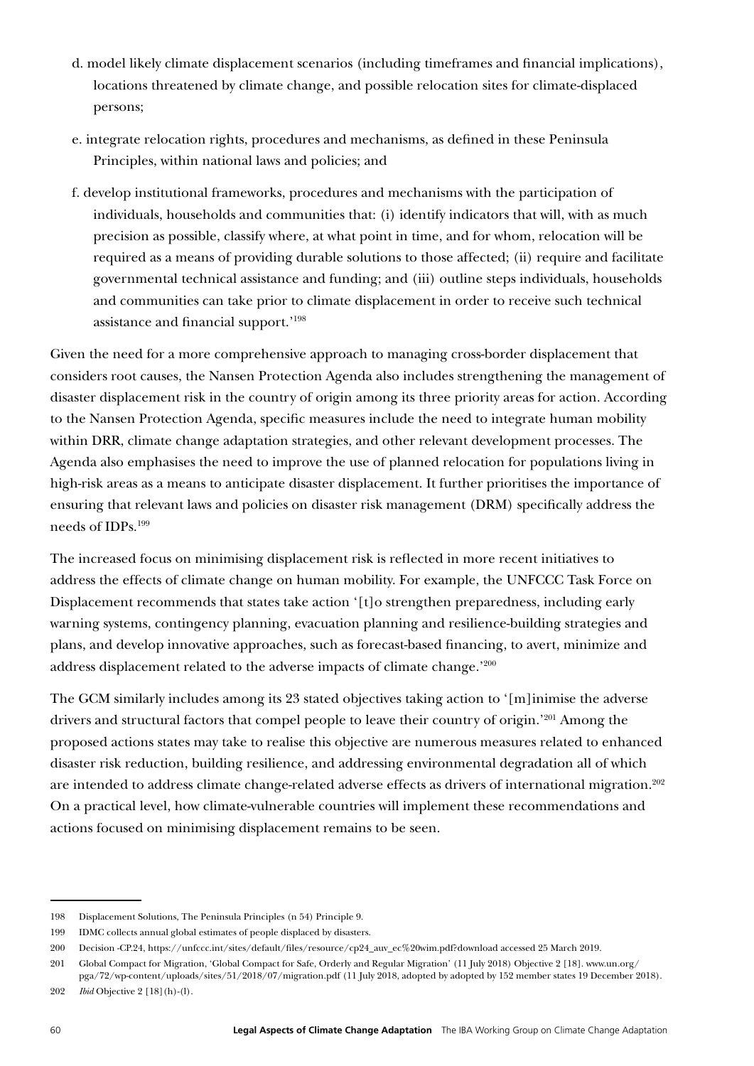d. model likely climate displacement scenarios (including timeframes and financial implications), locations threatened by climate change, and possible relocation sites for climate-displaced persons;

e. integrate relocation rights, procedures and mechanisms, as defined in these Peninsula Principles, within national laws and policies; and

f. develop institutional frameworks, procedures and mechanisms with the participation of individuals, households and communities that: (i) identify indicators that will, with as much precision as possible, classify where, at what point in time, and for whom, relocation will be required as a means of providing durable solutions to those affected; (ii) require and facilitate governmental technical assistance and funding; and (iii) outline steps individuals, households and communities can take prior to climate displacement in order to receive such technical assistance and financial support.'[198]

Given the need for a more comprehensive approach to managing cross-border displacement that considers root causes, the Nansen Protection Agenda also includes strengthening the management of disaster displacement risk in the country of origin among its three priority areas for action. According to the Nansen Protection Agenda, specific measures include the need to integrate human mobility within DRR, climate change adaptation strategies, and other relevant development processes. The Agenda also emphasises the need to improve the use of planned relocation for populations living in high-risk areas as a means to anticipate disaster displacement. It further prioritises the importance of ensuring that relevant laws and policies on disaster risk management (DRM) specifically address the needs of IDPs.[199]

The increased focus on minimising displacement risk is reflected in more recent initiatives to address the effects of climate change on human mobility. For example, the UNFCCC Task Force on Displacement recommends that states take action '[t]o strengthen preparedness, including early warning systems, contingency planning, evacuation planning and resilience-building strategies and plans, and develop innovative approaches, such as forecast-based financing, to avert, minimize and address displacement related to the adverse impacts of climate change.'[200]

The GCM similarly includes among its 23 stated objectives taking action to '[m]inimise the adverse drivers and structural factors that compel people to leave their country of origin.'[201] Among the proposed actions states may take to realise this objective are numerous measures related to enhanced disaster risk reduction, building resilience, and addressing environmental degradation all of which are intended to address climate change-related adverse effects as drivers of international migration.[202] On a practical level, how climate-vulnerable countries will implement these recommendations and actions focused on minimising displacement remains to be seen.

---

198 Displacement Solutions, The Peninsula Principles (n 54) Principle 9.

199 IDMC collects annual global estimates of people displaced by disasters.

200 Decision -CP.24, https://unfccc.int/sites/default/files/resource/cp24_auv_ec%20wim.pdf?download accessed 25 March 2019.

201 Global Compact for Migration, 'Global Compact for Safe, Orderly and Regular Migration' (11 July 2018) Objective 2 [18]. www.un.org/pga/72/wp-content/uploads/sites/51/2018/07/migration.pdf (11 July 2018, adopted by adopted by 152 member states 19 December 2018).

202 *Ibid* Objective 2 [18](h)-(l).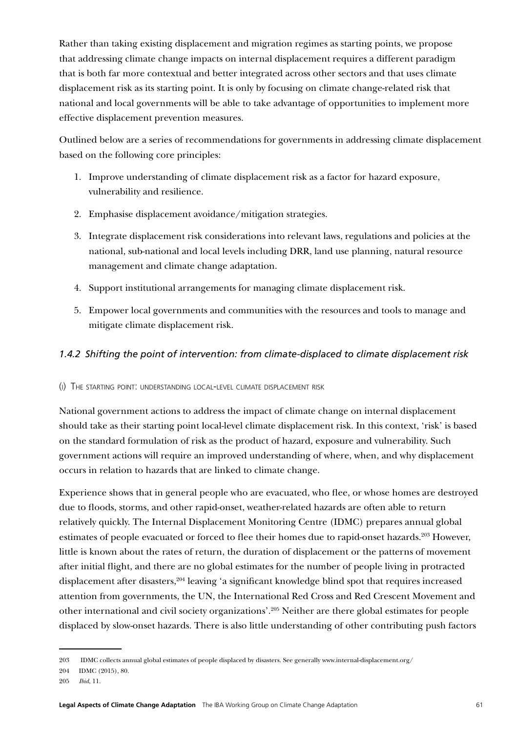Rather than taking existing displacement and migration regimes as starting points, we propose that addressing climate change impacts on internal displacement requires a different paradigm that is both far more contextual and better integrated across other sectors and that uses climate displacement risk as its starting point. It is only by focusing on climate change-related risk that national and local governments will be able to take advantage of opportunities to implement more effective displacement prevention measures.

Outlined below are a series of recommendations for governments in addressing climate displacement based on the following core principles:

1. Improve understanding of climate displacement risk as a factor for hazard exposure, vulnerability and resilience.
2. Emphasise displacement avoidance/mitigation strategies.
3. Integrate displacement risk considerations into relevant laws, regulations and policies at the national, sub-national and local levels including DRR, land use planning, natural resource management and climate change adaptation.
4. Support institutional arrangements for managing climate displacement risk.
5. Empower local governments and communities with the resources and tools to manage and mitigate climate displacement risk.

### *1.4.2 Shifting the point of intervention: from climate-displaced to climate displacement risk*

#### (i) The starting point: understanding local-level climate displacement risk

National government actions to address the impact of climate change on internal displacement should take as their starting point local-level climate displacement risk. In this context, 'risk' is based on the standard formulation of risk as the product of hazard, exposure and vulnerability. Such government actions will require an improved understanding of where, when, and why displacement occurs in relation to hazards that are linked to climate change.

Experience shows that in general people who are evacuated, who flee, or whose homes are destroyed due to floods, storms, and other rapid-onset, weather-related hazards are often able to return relatively quickly. The Internal Displacement Monitoring Centre (IDMC) prepares annual global estimates of people evacuated or forced to flee their homes due to rapid-onset hazards.[203] However, little is known about the rates of return, the duration of displacement or the patterns of movement after initial flight, and there are no global estimates for the number of people living in protracted displacement after disasters,[204] leaving 'a significant knowledge blind spot that requires increased attention from governments, the UN, the International Red Cross and Red Crescent Movement and other international and civil society organizations'.[205] Neither are there global estimates for people displaced by slow-onset hazards. There is also little understanding of other contributing push factors

---

203 IDMC collects annual global estimates of people displaced by disasters. See generally www.internal-displacement.org/

204 IDMC (2015), 80.

205 *Ibid*, 11.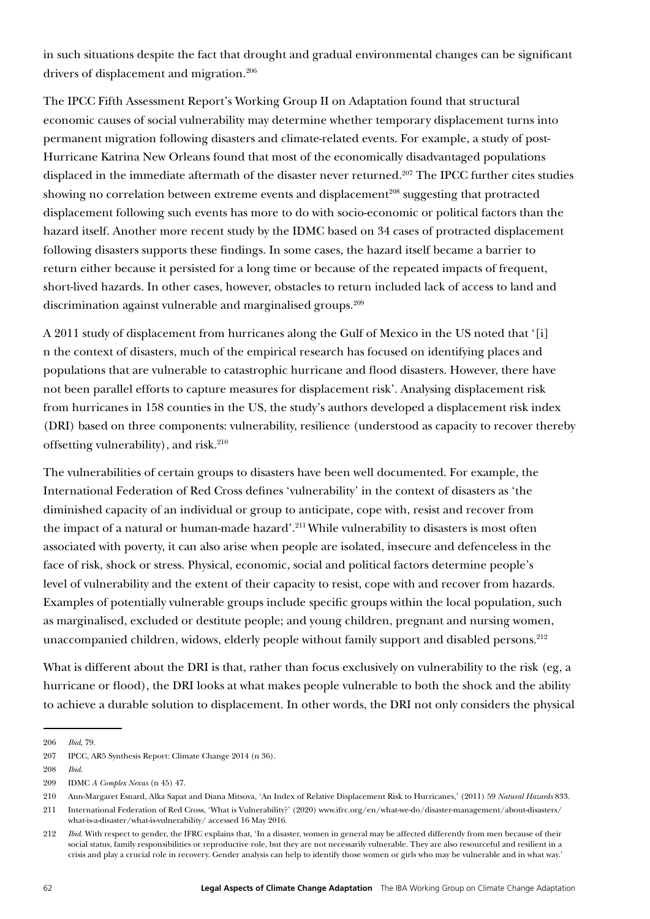in such situations despite the fact that drought and gradual environmental changes can be significant drivers of displacement and migration.[206]

The IPCC Fifth Assessment Report's Working Group II on Adaptation found that structural economic causes of social vulnerability may determine whether temporary displacement turns into permanent migration following disasters and climate-related events. For example, a study of post-Hurricane Katrina New Orleans found that most of the economically disadvantaged populations displaced in the immediate aftermath of the disaster never returned.[207] The IPCC further cites studies showing no correlation between extreme events and displacement[208] suggesting that protracted displacement following such events has more to do with socio-economic or political factors than the hazard itself. Another more recent study by the IDMC based on 34 cases of protracted displacement following disasters supports these findings. In some cases, the hazard itself became a barrier to return either because it persisted for a long time or because of the repeated impacts of frequent, short-lived hazards. In other cases, however, obstacles to return included lack of access to land and discrimination against vulnerable and marginalised groups.[209]

A 2011 study of displacement from hurricanes along the Gulf of Mexico in the US noted that '[i]n the context of disasters, much of the empirical research has focused on identifying places and populations that are vulnerable to catastrophic hurricane and flood disasters. However, there have not been parallel efforts to capture measures for displacement risk'. Analysing displacement risk from hurricanes in 158 counties in the US, the study's authors developed a displacement risk index (DRI) based on three components: vulnerability, resilience (understood as capacity to recover thereby offsetting vulnerability), and risk.[210]

The vulnerabilities of certain groups to disasters have been well documented. For example, the International Federation of Red Cross defines 'vulnerability' in the context of disasters as 'the diminished capacity of an individual or group to anticipate, cope with, resist and recover from the impact of a natural or human-made hazard'.[211] While vulnerability to disasters is most often associated with poverty, it can also arise when people are isolated, insecure and defenceless in the face of risk, shock or stress. Physical, economic, social and political factors determine people's level of vulnerability and the extent of their capacity to resist, cope with and recover from hazards. Examples of potentially vulnerable groups include specific groups within the local population, such as marginalised, excluded or destitute people; and young children, pregnant and nursing women, unaccompanied children, widows, elderly people without family support and disabled persons.[212]

What is different about the DRI is that, rather than focus exclusively on vulnerability to the risk (eg, a hurricane or flood), the DRI looks at what makes people vulnerable to both the shock and the ability to achieve a durable solution to displacement. In other words, the DRI not only considers the physical

---

206 *Ibid*, 79.

207 IPCC, AR5 Synthesis Report: Climate Change 2014 (n 36).

208 *Ibid*.

209 IDMC *A Complex Nexus* (n 45) 47.

210 Ann-Margaret Esnard, Alka Sapat and Diana Mitsova, 'An Index of Relative Displacement Risk to Hurricanes,' (2011) 59 *Natural Hazards* 833.

211 International Federation of Red Cross, 'What is Vulnerability?' (2020) www.ifrc.org/en/what-we-do/disaster-management/about-disasters/what-is-a-disaster/what-is-vulnerability/ accessed 16 May 2016.

212 *Ibid*. With respect to gender, the IFRC explains that, 'In a disaster, women in general may be affected differently from men because of their social status, family responsibilities or reproductive role, but they are not necessarily vulnerable. They are also resourceful and resilient in a crisis and play a crucial role in recovery. Gender analysis can help to identify those women or girls who may be vulnerable and in what way.'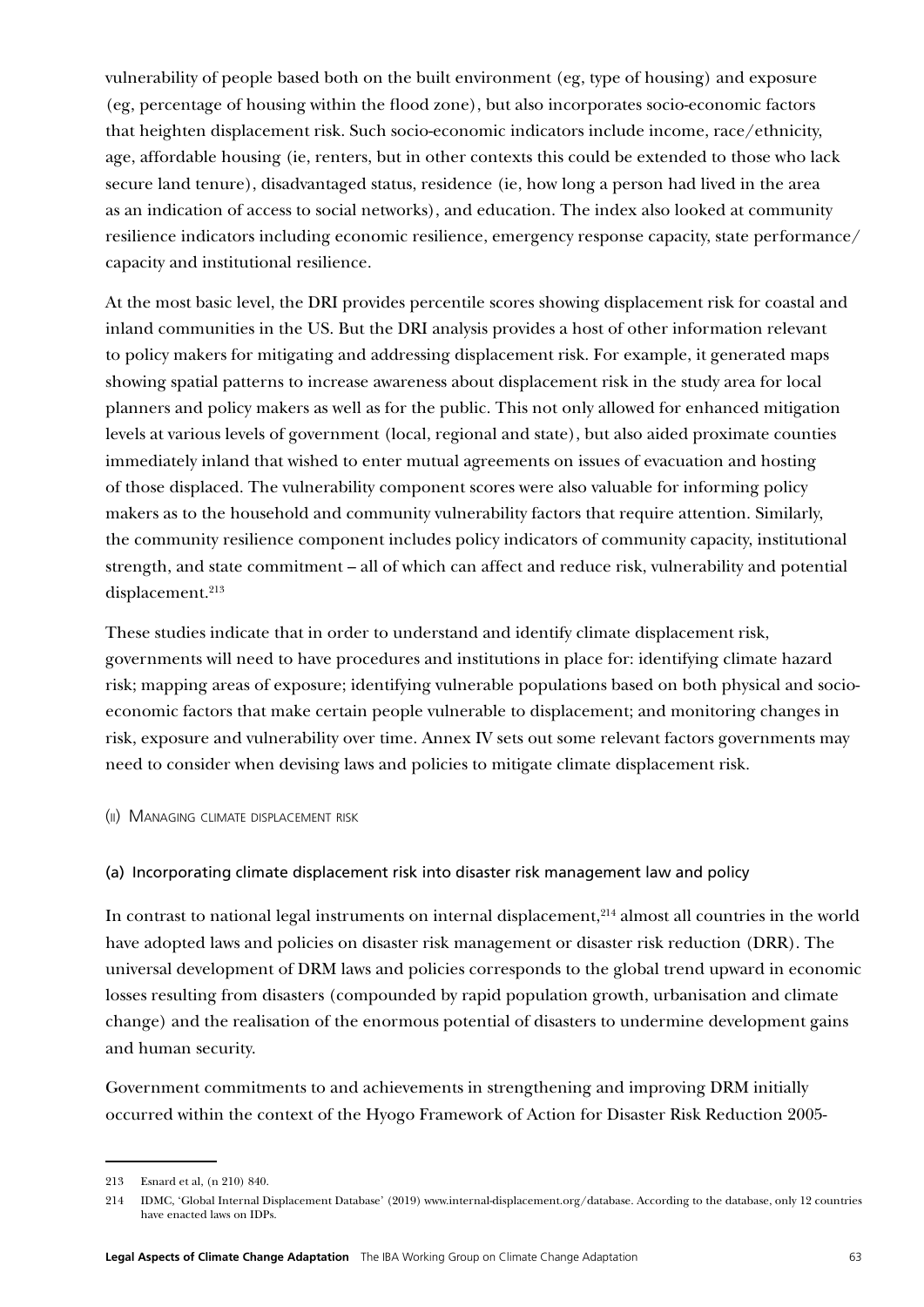vulnerability of people based both on the built environment (eg, type of housing) and exposure (eg, percentage of housing within the flood zone), but also incorporates socio-economic factors that heighten displacement risk. Such socio-economic indicators include income, race/ethnicity, age, affordable housing (ie, renters, but in other contexts this could be extended to those who lack secure land tenure), disadvantaged status, residence (ie, how long a person had lived in the area as an indication of access to social networks), and education. The index also looked at community resilience indicators including economic resilience, emergency response capacity, state performance/capacity and institutional resilience.

At the most basic level, the DRI provides percentile scores showing displacement risk for coastal and inland communities in the US. But the DRI analysis provides a host of other information relevant to policy makers for mitigating and addressing displacement risk. For example, it generated maps showing spatial patterns to increase awareness about displacement risk in the study area for local planners and policy makers as well as for the public. This not only allowed for enhanced mitigation levels at various levels of government (local, regional and state), but also aided proximate counties immediately inland that wished to enter mutual agreements on issues of evacuation and hosting of those displaced. The vulnerability component scores were also valuable for informing policy makers as to the household and community vulnerability factors that require attention. Similarly, the community resilience component includes policy indicators of community capacity, institutional strength, and state commitment – all of which can affect and reduce risk, vulnerability and potential displacement.[213]

These studies indicate that in order to understand and identify climate displacement risk, governments will need to have procedures and institutions in place for: identifying climate hazard risk; mapping areas of exposure; identifying vulnerable populations based on both physical and socio-economic factors that make certain people vulnerable to displacement; and monitoring changes in risk, exposure and vulnerability over time. Annex IV sets out some relevant factors governments may need to consider when devising laws and policies to mitigate climate displacement risk.

### (ii) Managing climate displacement risk

#### (a) Incorporating climate displacement risk into disaster risk management law and policy

In contrast to national legal instruments on internal displacement,[214] almost all countries in the world have adopted laws and policies on disaster risk management or disaster risk reduction (DRR). The universal development of DRM laws and policies corresponds to the global trend upward in economic losses resulting from disasters (compounded by rapid population growth, urbanisation and climate change) and the realisation of the enormous potential of disasters to undermine development gains and human security.

Government commitments to and achievements in strengthening and improving DRM initially occurred within the context of the Hyogo Framework of Action for Disaster Risk Reduction 2005-

---

213 Esnard et al, (n 210) 840.

214 IDMC, 'Global Internal Displacement Database' (2019) www.internal-displacement.org/database. According to the database, only 12 countries have enacted laws on IDPs.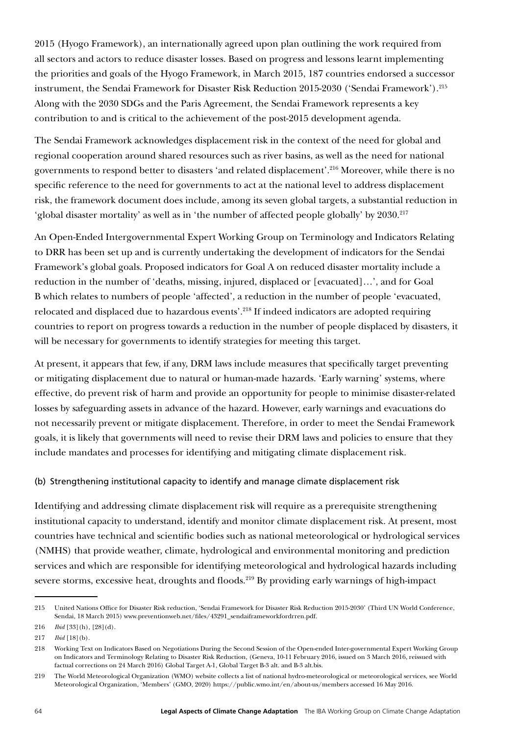2015 (Hyogo Framework), an internationally agreed upon plan outlining the work required from all sectors and actors to reduce disaster losses. Based on progress and lessons learnt implementing the priorities and goals of the Hyogo Framework, in March 2015, 187 countries endorsed a successor instrument, the Sendai Framework for Disaster Risk Reduction 2015-2030 ('Sendai Framework').[215] Along with the 2030 SDGs and the Paris Agreement, the Sendai Framework represents a key contribution to and is critical to the achievement of the post-2015 development agenda.

The Sendai Framework acknowledges displacement risk in the context of the need for global and regional cooperation around shared resources such as river basins, as well as the need for national governments to respond better to disasters 'and related displacement'.[216] Moreover, while there is no specific reference to the need for governments to act at the national level to address displacement risk, the framework document does include, among its seven global targets, a substantial reduction in 'global disaster mortality' as well as in 'the number of affected people globally' by 2030.[217]

An Open-Ended Intergovernmental Expert Working Group on Terminology and Indicators Relating to DRR has been set up and is currently undertaking the development of indicators for the Sendai Framework's global goals. Proposed indicators for Goal A on reduced disaster mortality include a reduction in the number of 'deaths, missing, injured, displaced or [evacuated]…', and for Goal B which relates to numbers of people 'affected', a reduction in the number of people 'evacuated, relocated and displaced due to hazardous events'.[218] If indeed indicators are adopted requiring countries to report on progress towards a reduction in the number of people displaced by disasters, it will be necessary for governments to identify strategies for meeting this target.

At present, it appears that few, if any, DRM laws include measures that specifically target preventing or mitigating displacement due to natural or human-made hazards. 'Early warning' systems, where effective, do prevent risk of harm and provide an opportunity for people to minimise disaster-related losses by safeguarding assets in advance of the hazard. However, early warnings and evacuations do not necessarily prevent or mitigate displacement. Therefore, in order to meet the Sendai Framework goals, it is likely that governments will need to revise their DRM laws and policies to ensure that they include mandates and processes for identifying and mitigating climate displacement risk.

### (b) Strengthening institutional capacity to identify and manage climate displacement risk

Identifying and addressing climate displacement risk will require as a prerequisite strengthening institutional capacity to understand, identify and monitor climate displacement risk. At present, most countries have technical and scientific bodies such as national meteorological or hydrological services (NMHS) that provide weather, climate, hydrological and environmental monitoring and prediction services and which are responsible for identifying meteorological and hydrological hazards including severe storms, excessive heat, droughts and floods.[219] By providing early warnings of high-impact

---

215 United Nations Office for Disaster Risk reduction, 'Sendai Framework for Disaster Risk Reduction 2015-2030' (Third UN World Conference, Sendai, 18 March 2015) www.preventionweb.net/files/43291_sendaiframeworkfordrren.pdf.

216 *Ibid* [33](h), [28](d).

217 *Ibid* [18](b).

218 Working Text on Indicators Based on Negotiations During the Second Session of the Open-ended Inter-governmental Expert Working Group on Indicators and Terminology Relating to Disaster Risk Reduction, (Geneva, 10-11 February 2016, issued on 3 March 2016, reissued with factual corrections on 24 March 2016) Global Target A-1, Global Target B-3 alt. and B-3 alt.bis.

219 The World Meteorological Organization (WMO) website collects a list of national hydro-meteorological or meteorological services, see World Meteorological Organization, 'Members' (GMO, 2020) https://public.wmo.int/en/about-us/members accessed 16 May 2016.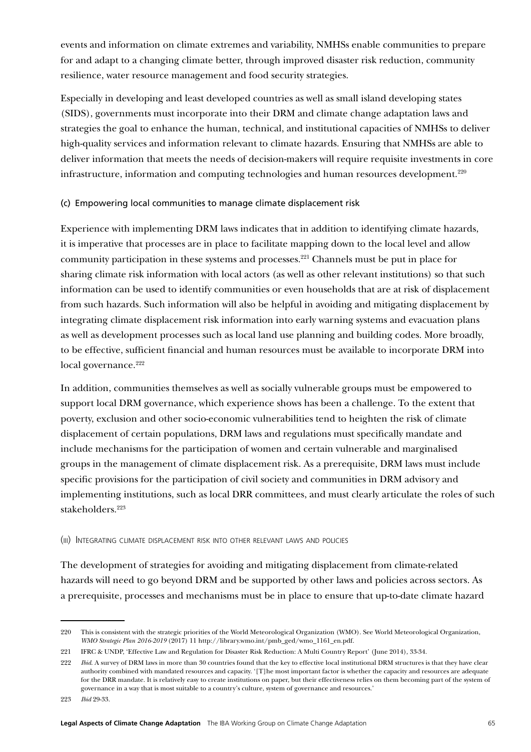events and information on climate extremes and variability, NMHSs enable communities to prepare for and adapt to a changing climate better, through improved disaster risk reduction, community resilience, water resource management and food security strategies.

Especially in developing and least developed countries as well as small island developing states (SIDS), governments must incorporate into their DRM and climate change adaptation laws and strategies the goal to enhance the human, technical, and institutional capacities of NMHSs to deliver high-quality services and information relevant to climate hazards. Ensuring that NMHSs are able to deliver information that meets the needs of decision-makers will require requisite investments in core infrastructure, information and computing technologies and human resources development.[220]

#### (c) Empowering local communities to manage climate displacement risk

Experience with implementing DRM laws indicates that in addition to identifying climate hazards, it is imperative that processes are in place to facilitate mapping down to the local level and allow community participation in these systems and processes.[221] Channels must be put in place for sharing climate risk information with local actors (as well as other relevant institutions) so that such information can be used to identify communities or even households that are at risk of displacement from such hazards. Such information will also be helpful in avoiding and mitigating displacement by integrating climate displacement risk information into early warning systems and evacuation plans as well as development processes such as local land use planning and building codes. More broadly, to be effective, sufficient financial and human resources must be available to incorporate DRM into local governance.[222]

In addition, communities themselves as well as socially vulnerable groups must be empowered to support local DRM governance, which experience shows has been a challenge. To the extent that poverty, exclusion and other socio-economic vulnerabilities tend to heighten the risk of climate displacement of certain populations, DRM laws and regulations must specifically mandate and include mechanisms for the participation of women and certain vulnerable and marginalised groups in the management of climate displacement risk. As a prerequisite, DRM laws must include specific provisions for the participation of civil society and communities in DRM advisory and implementing institutions, such as local DRR committees, and must clearly articulate the roles of such stakeholders.[223]

### (iii) Integrating climate displacement risk into other relevant laws and policies

The development of strategies for avoiding and mitigating displacement from climate-related hazards will need to go beyond DRM and be supported by other laws and policies across sectors. As a prerequisite, processes and mechanisms must be in place to ensure that up-to-date climate hazard

---

220 This is consistent with the strategic priorities of the World Meteorological Organization (WMO). See World Meteorological Organization, *WMO Strategic Plan 2016-2019* (2017) 11 http://library.wmo.int/pmb_ged/wmo_1161_en.pdf.

221 IFRC & UNDP, 'Effective Law and Regulation for Disaster Risk Reduction: A Multi Country Report' (June 2014), 33-34.

222 *Ibid*. A survey of DRM laws in more than 30 countries found that the key to effective local institutional DRM structures is that they have clear authority combined with mandated resources and capacity. '[T]he most important factor is whether the capacity and resources are adequate for the DRR mandate. It is relatively easy to create institutions on paper, but their effectiveness relies on them becoming part of the system of governance in a way that is most suitable to a country's culture, system of governance and resources.'

223 *Ibid* 29-33.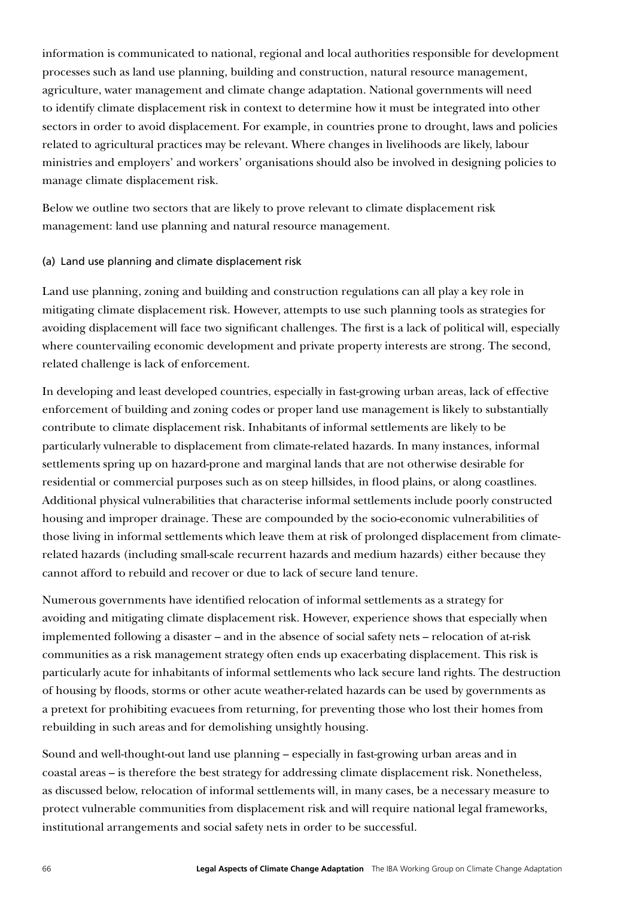information is communicated to national, regional and local authorities responsible for development processes such as land use planning, building and construction, natural resource management, agriculture, water management and climate change adaptation. National governments will need to identify climate displacement risk in context to determine how it must be integrated into other sectors in order to avoid displacement. For example, in countries prone to drought, laws and policies related to agricultural practices may be relevant. Where changes in livelihoods are likely, labour ministries and employers' and workers' organisations should also be involved in designing policies to manage climate displacement risk.

Below we outline two sectors that are likely to prove relevant to climate displacement risk management: land use planning and natural resource management.

### (a) Land use planning and climate displacement risk

Land use planning, zoning and building and construction regulations can all play a key role in mitigating climate displacement risk. However, attempts to use such planning tools as strategies for avoiding displacement will face two significant challenges. The first is a lack of political will, especially where countervailing economic development and private property interests are strong. The second, related challenge is lack of enforcement.

In developing and least developed countries, especially in fast-growing urban areas, lack of effective enforcement of building and zoning codes or proper land use management is likely to substantially contribute to climate displacement risk. Inhabitants of informal settlements are likely to be particularly vulnerable to displacement from climate-related hazards. In many instances, informal settlements spring up on hazard-prone and marginal lands that are not otherwise desirable for residential or commercial purposes such as on steep hillsides, in flood plains, or along coastlines. Additional physical vulnerabilities that characterise informal settlements include poorly constructed housing and improper drainage. These are compounded by the socio-economic vulnerabilities of those living in informal settlements which leave them at risk of prolonged displacement from climate-related hazards (including small-scale recurrent hazards and medium hazards) either because they cannot afford to rebuild and recover or due to lack of secure land tenure.

Numerous governments have identified relocation of informal settlements as a strategy for avoiding and mitigating climate displacement risk. However, experience shows that especially when implemented following a disaster – and in the absence of social safety nets – relocation of at-risk communities as a risk management strategy often ends up exacerbating displacement. This risk is particularly acute for inhabitants of informal settlements who lack secure land rights. The destruction of housing by floods, storms or other acute weather-related hazards can be used by governments as a pretext for prohibiting evacuees from returning, for preventing those who lost their homes from rebuilding in such areas and for demolishing unsightly housing.

Sound and well-thought-out land use planning – especially in fast-growing urban areas and in coastal areas – is therefore the best strategy for addressing climate displacement risk. Nonetheless, as discussed below, relocation of informal settlements will, in many cases, be a necessary measure to protect vulnerable communities from displacement risk and will require national legal frameworks, institutional arrangements and social safety nets in order to be successful.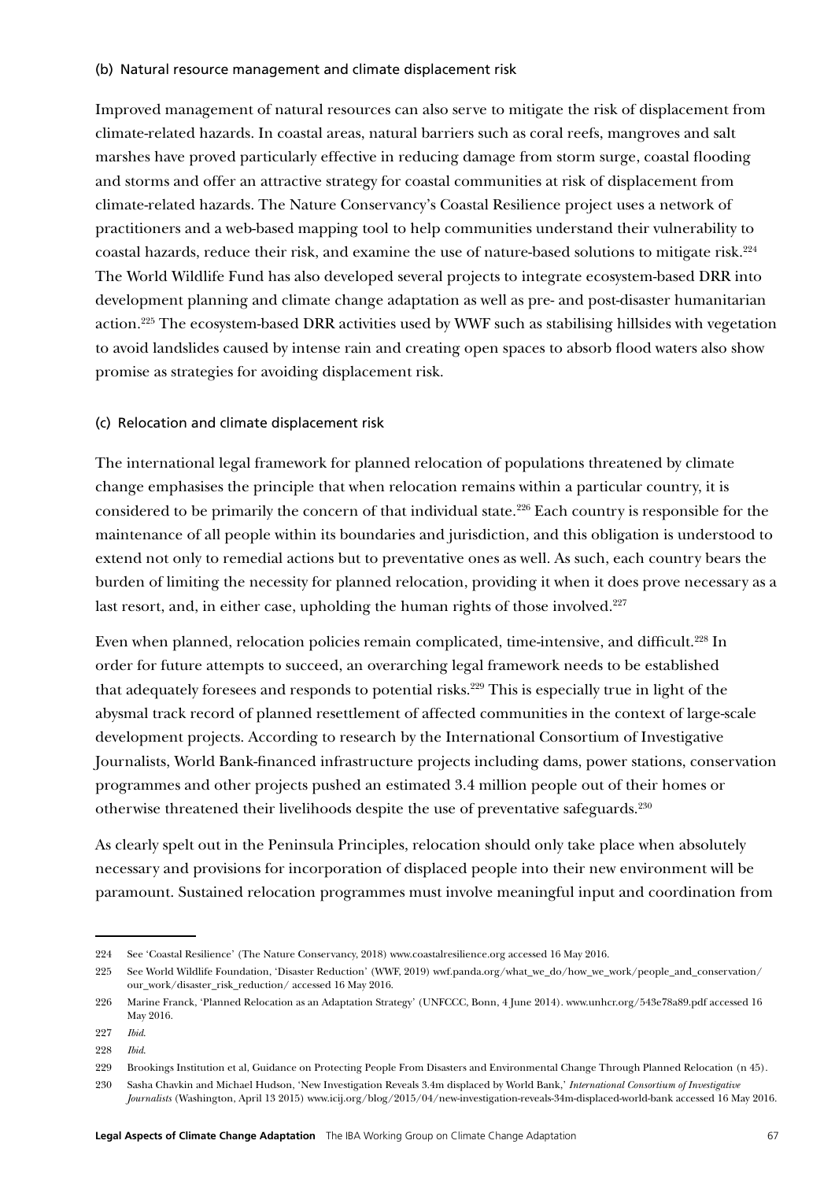#### (b) Natural resource management and climate displacement risk

Improved management of natural resources can also serve to mitigate the risk of displacement from climate-related hazards. In coastal areas, natural barriers such as coral reefs, mangroves and salt marshes have proved particularly effective in reducing damage from storm surge, coastal flooding and storms and offer an attractive strategy for coastal communities at risk of displacement from climate-related hazards. The Nature Conservancy's Coastal Resilience project uses a network of practitioners and a web-based mapping tool to help communities understand their vulnerability to coastal hazards, reduce their risk, and examine the use of nature-based solutions to mitigate risk.[224] The World Wildlife Fund has also developed several projects to integrate ecosystem-based DRR into development planning and climate change adaptation as well as pre- and post-disaster humanitarian action.[225] The ecosystem-based DRR activities used by WWF such as stabilising hillsides with vegetation to avoid landslides caused by intense rain and creating open spaces to absorb flood waters also show promise as strategies for avoiding displacement risk.

#### (c) Relocation and climate displacement risk

The international legal framework for planned relocation of populations threatened by climate change emphasises the principle that when relocation remains within a particular country, it is considered to be primarily the concern of that individual state.[226] Each country is responsible for the maintenance of all people within its boundaries and jurisdiction, and this obligation is understood to extend not only to remedial actions but to preventative ones as well. As such, each country bears the burden of limiting the necessity for planned relocation, providing it when it does prove necessary as a last resort, and, in either case, upholding the human rights of those involved.[227]

Even when planned, relocation policies remain complicated, time-intensive, and difficult.[228] In order for future attempts to succeed, an overarching legal framework needs to be established that adequately foresees and responds to potential risks.[229] This is especially true in light of the abysmal track record of planned resettlement of affected communities in the context of large-scale development projects. According to research by the International Consortium of Investigative Journalists, World Bank-financed infrastructure projects including dams, power stations, conservation programmes and other projects pushed an estimated 3.4 million people out of their homes or otherwise threatened their livelihoods despite the use of preventative safeguards.[230]

As clearly spelt out in the Peninsula Principles, relocation should only take place when absolutely necessary and provisions for incorporation of displaced people into their new environment will be paramount. Sustained relocation programmes must involve meaningful input and coordination from

---

224 See 'Coastal Resilience' (The Nature Conservancy, 2018) www.coastalresilience.org accessed 16 May 2016.

225 See World Wildlife Foundation, 'Disaster Reduction' (WWF, 2019) wwf.panda.org/what_we_do/how_we_work/people_and_conservation/our_work/disaster_risk_reduction/ accessed 16 May 2016.

226 Marine Franck, 'Planned Relocation as an Adaptation Strategy' (UNFCCC, Bonn, 4 June 2014). www.unhcr.org/543e78a89.pdf accessed 16 May 2016.

227 *Ibid*.

228 *Ibid*.

229 Brookings Institution et al, Guidance on Protecting People From Disasters and Environmental Change Through Planned Relocation (n 45).

230 Sasha Chavkin and Michael Hudson, 'New Investigation Reveals 3.4m displaced by World Bank,' *International Consortium of Investigative Journalists* (Washington, April 13 2015) www.icij.org/blog/2015/04/new-investigation-reveals-34m-displaced-world-bank accessed 16 May 2016.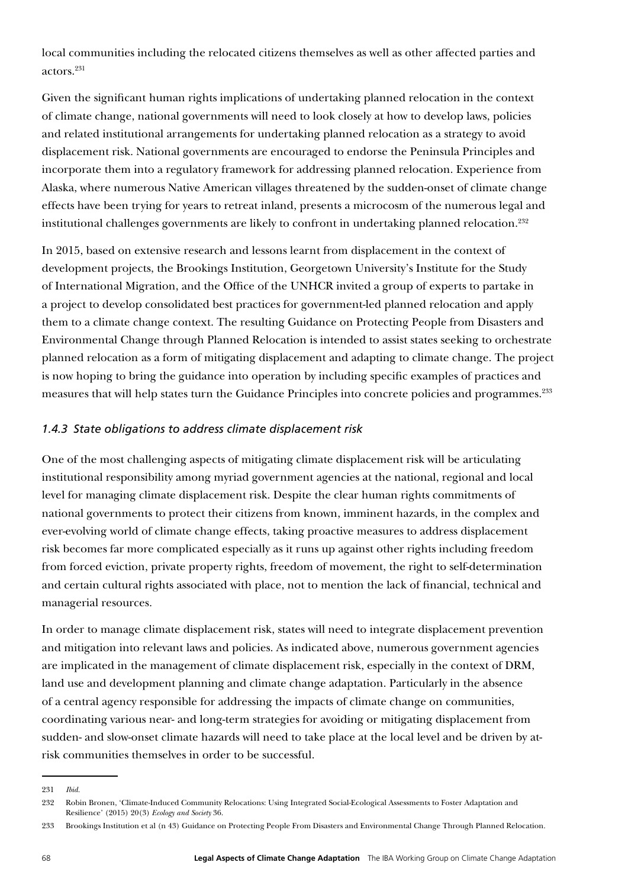local communities including the relocated citizens themselves as well as other affected parties and actors.[231]

Given the significant human rights implications of undertaking planned relocation in the context of climate change, national governments will need to look closely at how to develop laws, policies and related institutional arrangements for undertaking planned relocation as a strategy to avoid displacement risk. National governments are encouraged to endorse the Peninsula Principles and incorporate them into a regulatory framework for addressing planned relocation. Experience from Alaska, where numerous Native American villages threatened by the sudden-onset of climate change effects have been trying for years to retreat inland, presents a microcosm of the numerous legal and institutional challenges governments are likely to confront in undertaking planned relocation.[232]

In 2015, based on extensive research and lessons learnt from displacement in the context of development projects, the Brookings Institution, Georgetown University's Institute for the Study of International Migration, and the Office of the UNHCR invited a group of experts to partake in a project to develop consolidated best practices for government-led planned relocation and apply them to a climate change context. The resulting Guidance on Protecting People from Disasters and Environmental Change through Planned Relocation is intended to assist states seeking to orchestrate planned relocation as a form of mitigating displacement and adapting to climate change. The project is now hoping to bring the guidance into operation by including specific examples of practices and measures that will help states turn the Guidance Principles into concrete policies and programmes.[233]

### *1.4.3 State obligations to address climate displacement risk*

One of the most challenging aspects of mitigating climate displacement risk will be articulating institutional responsibility among myriad government agencies at the national, regional and local level for managing climate displacement risk. Despite the clear human rights commitments of national governments to protect their citizens from known, imminent hazards, in the complex and ever-evolving world of climate change effects, taking proactive measures to address displacement risk becomes far more complicated especially as it runs up against other rights including freedom from forced eviction, private property rights, freedom of movement, the right to self-determination and certain cultural rights associated with place, not to mention the lack of financial, technical and managerial resources.

In order to manage climate displacement risk, states will need to integrate displacement prevention and mitigation into relevant laws and policies. As indicated above, numerous government agencies are implicated in the management of climate displacement risk, especially in the context of DRM, land use and development planning and climate change adaptation. Particularly in the absence of a central agency responsible for addressing the impacts of climate change on communities, coordinating various near- and long-term strategies for avoiding or mitigating displacement from sudden- and slow-onset climate hazards will need to take place at the local level and be driven by at-risk communities themselves in order to be successful.

---

231 *Ibid.*

232 Robin Bronen, 'Climate-Induced Community Relocations: Using Integrated Social-Ecological Assessments to Foster Adaptation and Resilience' (2015) 20(3) *Ecology and Society* 36.

233 Brookings Institution et al (n 43) Guidance on Protecting People From Disasters and Environmental Change Through Planned Relocation.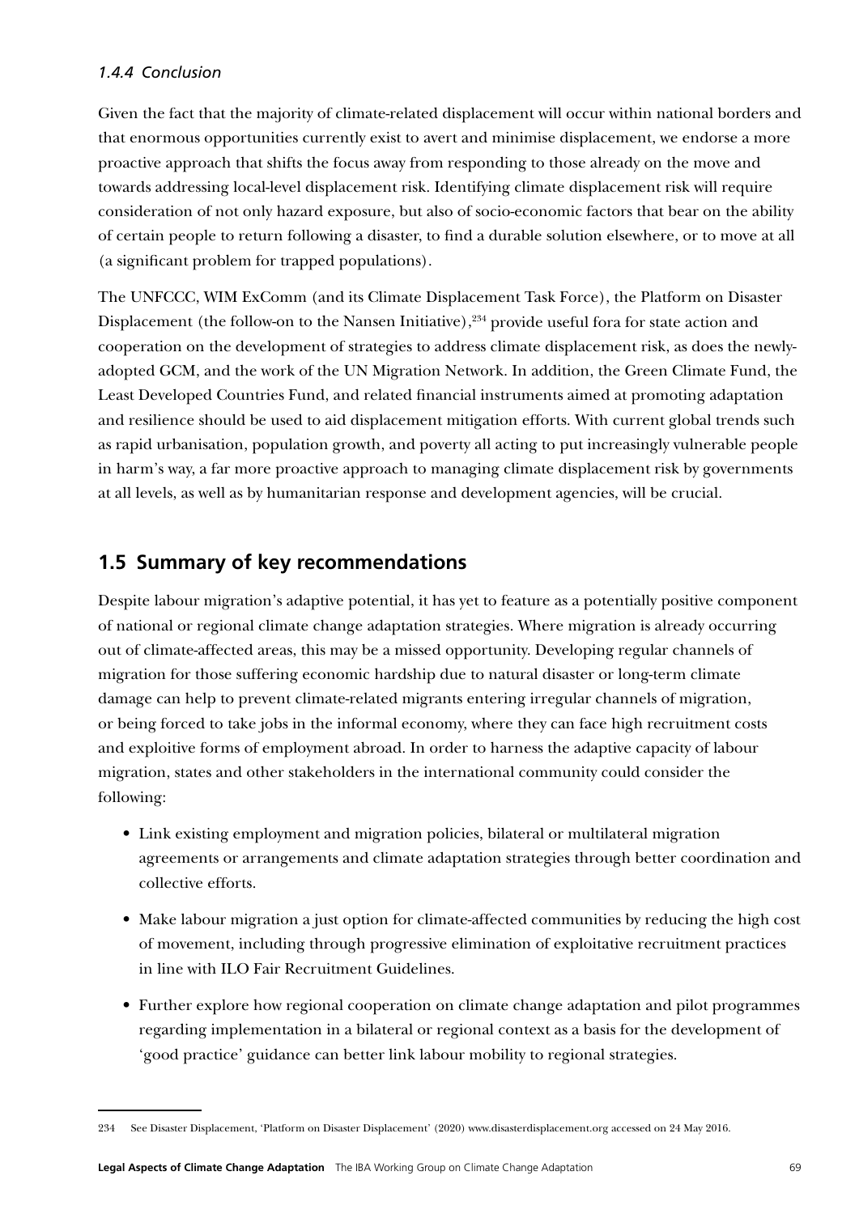#### *1.4.4 Conclusion*

Given the fact that the majority of climate-related displacement will occur within national borders and that enormous opportunities currently exist to avert and minimise displacement, we endorse a more proactive approach that shifts the focus away from responding to those already on the move and towards addressing local-level displacement risk. Identifying climate displacement risk will require consideration of not only hazard exposure, but also of socio-economic factors that bear on the ability of certain people to return following a disaster, to find a durable solution elsewhere, or to move at all (a significant problem for trapped populations).

The UNFCCC, WIM ExComm (and its Climate Displacement Task Force), the Platform on Disaster Displacement (the follow-on to the Nansen Initiative),[234] provide useful fora for state action and cooperation on the development of strategies to address climate displacement risk, as does the newly-adopted GCM, and the work of the UN Migration Network. In addition, the Green Climate Fund, the Least Developed Countries Fund, and related financial instruments aimed at promoting adaptation and resilience should be used to aid displacement mitigation efforts. With current global trends such as rapid urbanisation, population growth, and poverty all acting to put increasingly vulnerable people in harm's way, a far more proactive approach to managing climate displacement risk by governments at all levels, as well as by humanitarian response and development agencies, will be crucial.

## 1.5 Summary of key recommendations

Despite labour migration's adaptive potential, it has yet to feature as a potentially positive component of national or regional climate change adaptation strategies. Where migration is already occurring out of climate-affected areas, this may be a missed opportunity. Developing regular channels of migration for those suffering economic hardship due to natural disaster or long-term climate damage can help to prevent climate-related migrants entering irregular channels of migration, or being forced to take jobs in the informal economy, where they can face high recruitment costs and exploitive forms of employment abroad. In order to harness the adaptive capacity of labour migration, states and other stakeholders in the international community could consider the following:

- Link existing employment and migration policies, bilateral or multilateral migration agreements or arrangements and climate adaptation strategies through better coordination and collective efforts.
- Make labour migration a just option for climate-affected communities by reducing the high cost of movement, including through progressive elimination of exploitative recruitment practices in line with ILO Fair Recruitment Guidelines.
- Further explore how regional cooperation on climate change adaptation and pilot programmes regarding implementation in a bilateral or regional context as a basis for the development of 'good practice' guidance can better link labour mobility to regional strategies.

---

234 See Disaster Displacement, 'Platform on Disaster Displacement' (2020) www.disasterdisplacement.org accessed on 24 May 2016.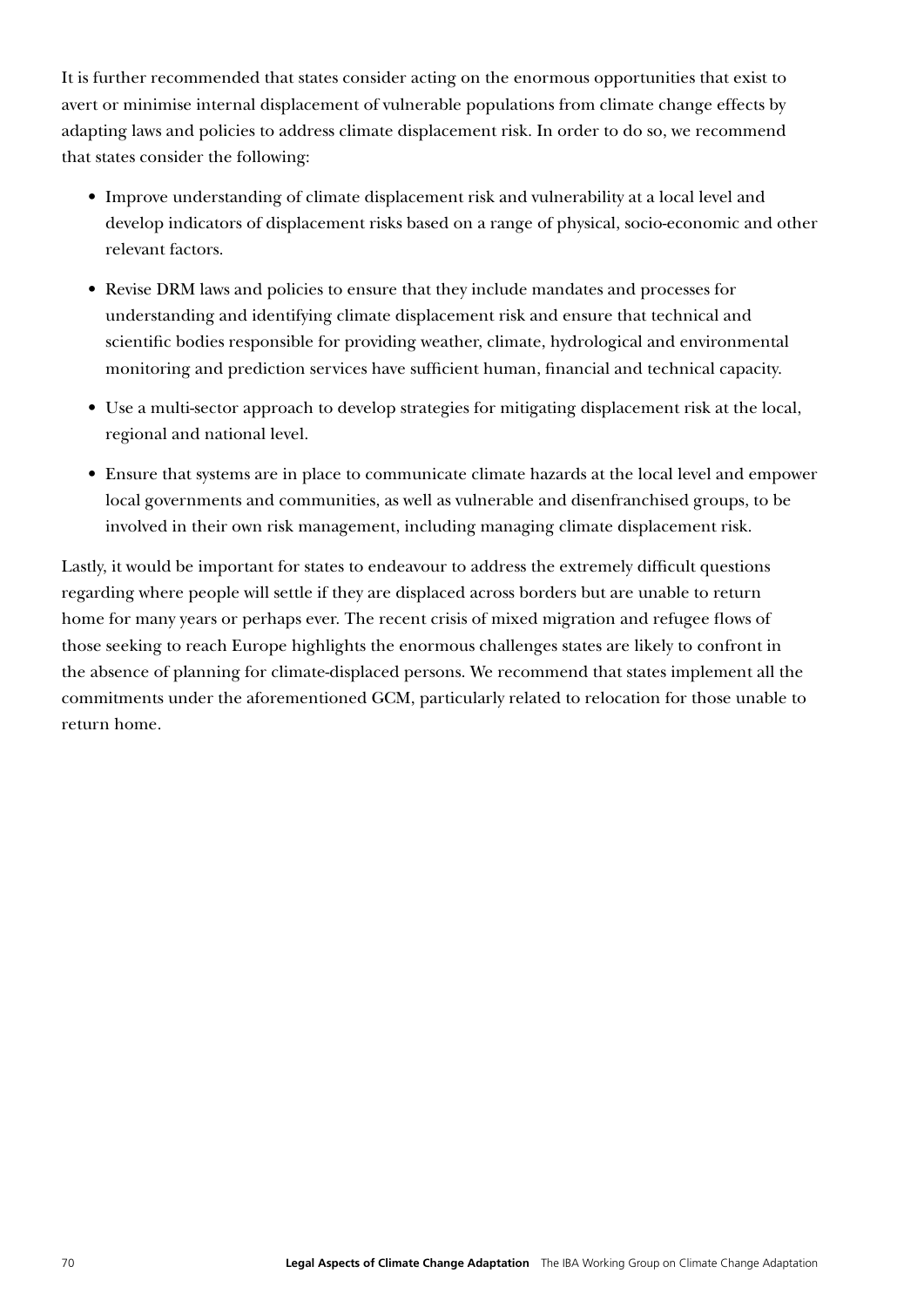It is further recommended that states consider acting on the enormous opportunities that exist to avert or minimise internal displacement of vulnerable populations from climate change effects by adapting laws and policies to address climate displacement risk. In order to do so, we recommend that states consider the following:

- Improve understanding of climate displacement risk and vulnerability at a local level and develop indicators of displacement risks based on a range of physical, socio-economic and other relevant factors.
- Revise DRM laws and policies to ensure that they include mandates and processes for understanding and identifying climate displacement risk and ensure that technical and scientific bodies responsible for providing weather, climate, hydrological and environmental monitoring and prediction services have sufficient human, financial and technical capacity.
- Use a multi-sector approach to develop strategies for mitigating displacement risk at the local, regional and national level.
- Ensure that systems are in place to communicate climate hazards at the local level and empower local governments and communities, as well as vulnerable and disenfranchised groups, to be involved in their own risk management, including managing climate displacement risk.

Lastly, it would be important for states to endeavour to address the extremely difficult questions regarding where people will settle if they are displaced across borders but are unable to return home for many years or perhaps ever. The recent crisis of mixed migration and refugee flows of those seeking to reach Europe highlights the enormous challenges states are likely to confront in the absence of planning for climate-displaced persons. We recommend that states implement all the commitments under the aforementioned GCM, particularly related to relocation for those unable to return home.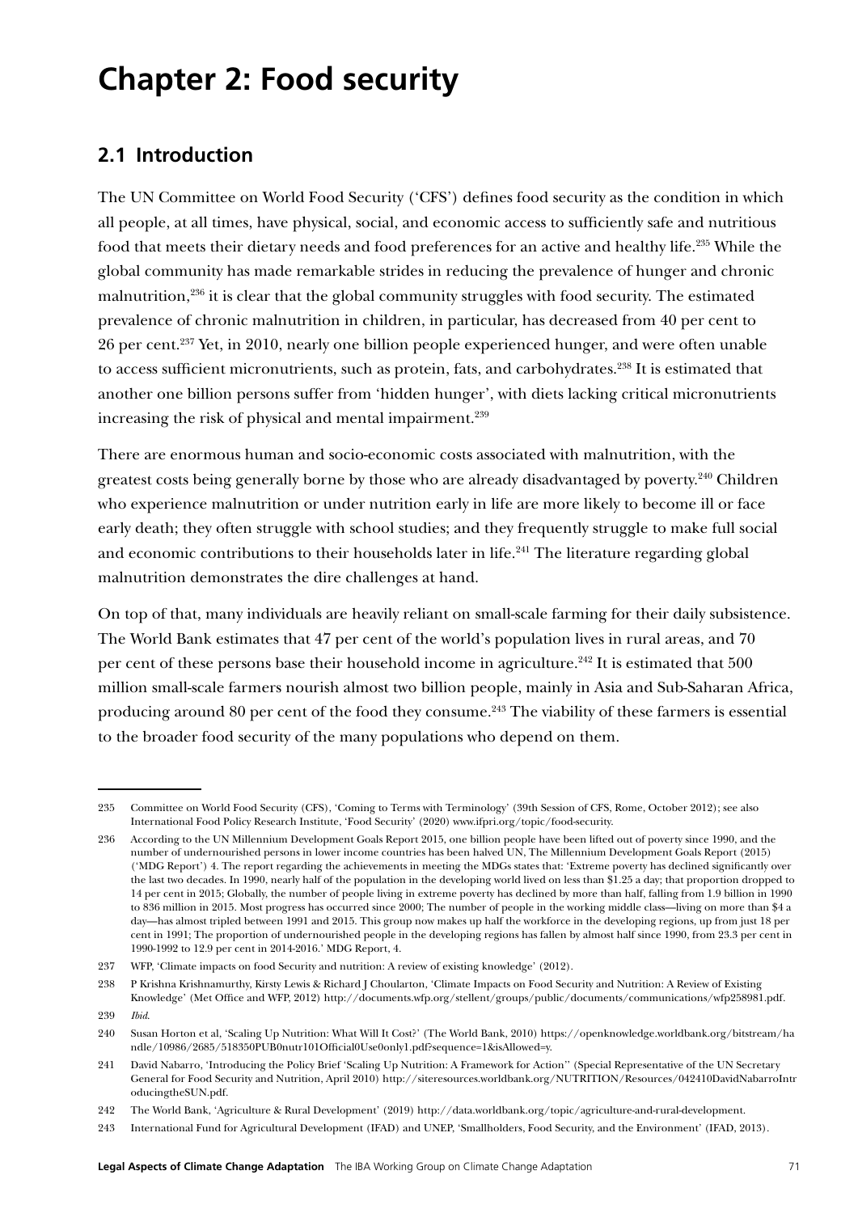# Chapter 2: Food security

## 2.1 Introduction

The UN Committee on World Food Security ('CFS') defines food security as the condition in which all people, at all times, have physical, social, and economic access to sufficiently safe and nutritious food that meets their dietary needs and food preferences for an active and healthy life.[235] While the global community has made remarkable strides in reducing the prevalence of hunger and chronic malnutrition,[236] it is clear that the global community struggles with food security. The estimated prevalence of chronic malnutrition in children, in particular, has decreased from 40 per cent to 26 per cent.[237] Yet, in 2010, nearly one billion people experienced hunger, and were often unable to access sufficient micronutrients, such as protein, fats, and carbohydrates.[238] It is estimated that another one billion persons suffer from 'hidden hunger', with diets lacking critical micronutrients increasing the risk of physical and mental impairment.[239]

There are enormous human and socio-economic costs associated with malnutrition, with the greatest costs being generally borne by those who are already disadvantaged by poverty.[240] Children who experience malnutrition or under nutrition early in life are more likely to become ill or face early death; they often struggle with school studies; and they frequently struggle to make full social and economic contributions to their households later in life.[241] The literature regarding global malnutrition demonstrates the dire challenges at hand.

On top of that, many individuals are heavily reliant on small-scale farming for their daily subsistence. The World Bank estimates that 47 per cent of the world's population lives in rural areas, and 70 per cent of these persons base their household income in agriculture.[242] It is estimated that 500 million small-scale farmers nourish almost two billion people, mainly in Asia and Sub-Saharan Africa, producing around 80 per cent of the food they consume.[243] The viability of these farmers is essential to the broader food security of the many populations who depend on them.

---

235 Committee on World Food Security (CFS), 'Coming to Terms with Terminology' (39th Session of CFS, Rome, October 2012); see also International Food Policy Research Institute, 'Food Security' (2020) www.ifpri.org/topic/food-security.

236 According to the UN Millennium Development Goals Report 2015, one billion people have been lifted out of poverty since 1990, and the number of undernourished persons in lower income countries has been halved UN, The Millennium Development Goals Report (2015) ('MDG Report') 4. The report regarding the achievements in meeting the MDGs states that: 'Extreme poverty has declined significantly over the last two decades. In 1990, nearly half of the population in the developing world lived on less than $1.25 a day; that proportion dropped to 14 per cent in 2015; Globally, the number of people living in extreme poverty has declined by more than half, falling from 1.9 billion in 1990 to 836 million in 2015. Most progress has occurred since 2000; The number of people in the working middle class—living on more than $4 a day—has almost tripled between 1991 and 2015. This group now makes up half the workforce in the developing regions, up from just 18 per cent in 1991; The proportion of undernourished people in the developing regions has fallen by almost half since 1990, from 23.3 per cent in 1990-1992 to 12.9 per cent in 2014-2016.' MDG Report, 4.

237 WFP, 'Climate impacts on food Security and nutrition: A review of existing knowledge' (2012).

238 P Krishna Krishnamurthy, Kirsty Lewis & Richard J Choularton, 'Climate Impacts on Food Security and Nutrition: A Review of Existing Knowledge' (Met Office and WFP, 2012) http://documents.wfp.org/stellent/groups/public/documents/communications/wfp258981.pdf.

239 *Ibid*.

240 Susan Horton et al, 'Scaling Up Nutrition: What Will It Cost?' (The World Bank, 2010) https://openknowledge.worldbank.org/bitstream/handle/10986/2685/518350PUB0nutr101Official0Use0only1.pdf?sequence=1&isAllowed=y.

241 David Nabarro, 'Introducing the Policy Brief 'Scaling Up Nutrition: A Framework for Action'' (Special Representative of the UN Secretary General for Food Security and Nutrition, April 2010) http://siteresources.worldbank.org/NUTRITION/Resources/042410DavidNabarroIntroducingtheSUN.pdf.

242 The World Bank, 'Agriculture & Rural Development' (2019) http://data.worldbank.org/topic/agriculture-and-rural-development.

243 International Fund for Agricultural Development (IFAD) and UNEP, 'Smallholders, Food Security, and the Environment' (IFAD, 2013).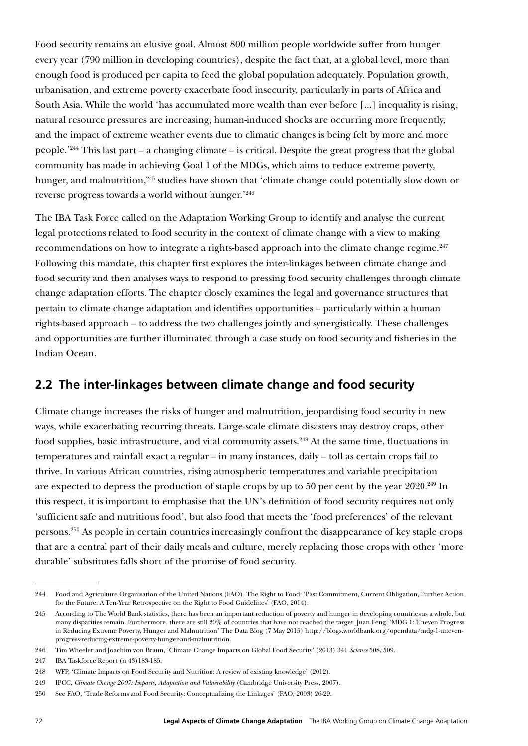Food security remains an elusive goal. Almost 800 million people worldwide suffer from hunger every year (790 million in developing countries), despite the fact that, at a global level, more than enough food is produced per capita to feed the global population adequately. Population growth, urbanisation, and extreme poverty exacerbate food insecurity, particularly in parts of Africa and South Asia. While the world 'has accumulated more wealth than ever before [...] inequality is rising, natural resource pressures are increasing, human-induced shocks are occurring more frequently, and the impact of extreme weather events due to climatic changes is being felt by more and more people.'[244] This last part – a changing climate – is critical. Despite the great progress that the global community has made in achieving Goal 1 of the MDGs, which aims to reduce extreme poverty, hunger, and malnutrition,[245] studies have shown that 'climate change could potentially slow down or reverse progress towards a world without hunger.'[246]

The IBA Task Force called on the Adaptation Working Group to identify and analyse the current legal protections related to food security in the context of climate change with a view to making recommendations on how to integrate a rights-based approach into the climate change regime.[247] Following this mandate, this chapter first explores the inter-linkages between climate change and food security and then analyses ways to respond to pressing food security challenges through climate change adaptation efforts. The chapter closely examines the legal and governance structures that pertain to climate change adaptation and identifies opportunities – particularly within a human rights-based approach – to address the two challenges jointly and synergistically. These challenges and opportunities are further illuminated through a case study on food security and fisheries in the Indian Ocean.

## 2.2 The inter-linkages between climate change and food security

Climate change increases the risks of hunger and malnutrition, jeopardising food security in new ways, while exacerbating recurring threats. Large-scale climate disasters may destroy crops, other food supplies, basic infrastructure, and vital community assets.[248] At the same time, fluctuations in temperatures and rainfall exact a regular – in many instances, daily – toll as certain crops fail to thrive. In various African countries, rising atmospheric temperatures and variable precipitation are expected to depress the production of staple crops by up to 50 per cent by the year 2020.[249] In this respect, it is important to emphasise that the UN's definition of food security requires not only 'sufficient safe and nutritious food', but also food that meets the 'food preferences' of the relevant persons.[250] As people in certain countries increasingly confront the disappearance of key staple crops that are a central part of their daily meals and culture, merely replacing those crops with other 'more durable' substitutes falls short of the promise of food security.

---

244 Food and Agriculture Organisation of the United Nations (FAO), The Right to Food: 'Past Commitment, Current Obligation, Further Action for the Future: A Ten-Year Retrospective on the Right to Food Guidelines' (FAO, 2014).

245 According to The World Bank statistics, there has been an important reduction of poverty and hunger in developing countries as a whole, but many disparities remain. Furthermore, there are still 20% of countries that have not reached the target. Juan Feng, 'MDG 1: Uneven Progress in Reducing Extreme Poverty, Hunger and Malnutrition' The Data Blog (7 May 2015) http://blogs.worldbank.org/opendata/mdg-1-uneven-progress-reducing-extreme-poverty-hunger-and-malnutrition.

246 Tim Wheeler and Joachim von Braun, 'Climate Change Impacts on Global Food Security' (2013) 341 *Science* 508, 509.

247 IBA Taskforce Report (n 43)183-185.

248 WFP, 'Climate Impacts on Food Security and Nutrition: A review of existing knowledge' (2012).

249 IPCC, *Climate Change 2007: Impacts, Adaptation and Vulnerability* (Cambridge University Press, 2007).

250 See FAO, 'Trade Reforms and Food Security: Conceptualizing the Linkages' (FAO, 2003) 26-29.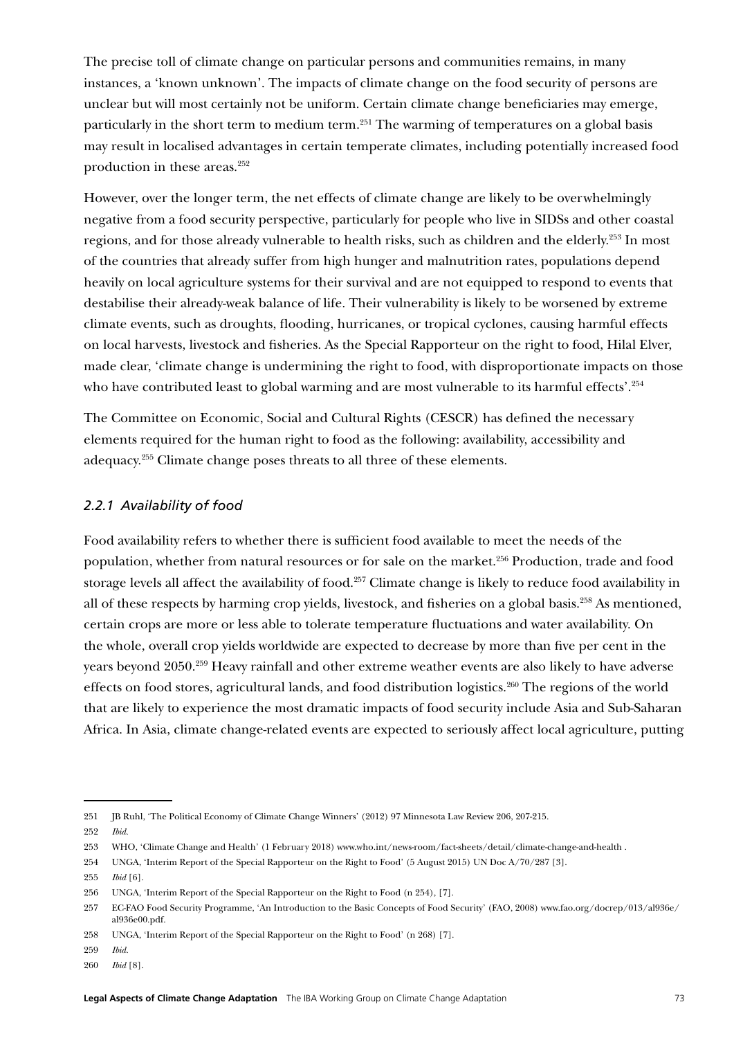The precise toll of climate change on particular persons and communities remains, in many instances, a 'known unknown'. The impacts of climate change on the food security of persons are unclear but will most certainly not be uniform. Certain climate change beneficiaries may emerge, particularly in the short term to medium term.[251] The warming of temperatures on a global basis may result in localised advantages in certain temperate climates, including potentially increased food production in these areas.[252]

However, over the longer term, the net effects of climate change are likely to be overwhelmingly negative from a food security perspective, particularly for people who live in SIDSs and other coastal regions, and for those already vulnerable to health risks, such as children and the elderly.[253] In most of the countries that already suffer from high hunger and malnutrition rates, populations depend heavily on local agriculture systems for their survival and are not equipped to respond to events that destabilise their already-weak balance of life. Their vulnerability is likely to be worsened by extreme climate events, such as droughts, flooding, hurricanes, or tropical cyclones, causing harmful effects on local harvests, livestock and fisheries. As the Special Rapporteur on the right to food, Hilal Elver, made clear, 'climate change is undermining the right to food, with disproportionate impacts on those who have contributed least to global warming and are most vulnerable to its harmful effects'.[254]

The Committee on Economic, Social and Cultural Rights (CESCR) has defined the necessary elements required for the human right to food as the following: availability, accessibility and adequacy.[255] Climate change poses threats to all three of these elements.

### *2.2.1 Availability of food*

Food availability refers to whether there is sufficient food available to meet the needs of the population, whether from natural resources or for sale on the market.[256] Production, trade and food storage levels all affect the availability of food.[257] Climate change is likely to reduce food availability in all of these respects by harming crop yields, livestock, and fisheries on a global basis.[258] As mentioned, certain crops are more or less able to tolerate temperature fluctuations and water availability. On the whole, overall crop yields worldwide are expected to decrease by more than five per cent in the years beyond 2050.[259] Heavy rainfall and other extreme weather events are also likely to have adverse effects on food stores, agricultural lands, and food distribution logistics.[260] The regions of the world that are likely to experience the most dramatic impacts of food security include Asia and Sub-Saharan Africa. In Asia, climate change-related events are expected to seriously affect local agriculture, putting

---

251 JB Ruhl, 'The Political Economy of Climate Change Winners' (2012) 97 Minnesota Law Review 206, 207-215.

252 *Ibid.*

253 WHO, 'Climate Change and Health' (1 February 2018) www.who.int/news-room/fact-sheets/detail/climate-change-and-health .

254 UNGA, 'Interim Report of the Special Rapporteur on the Right to Food' (5 August 2015) UN Doc A/70/287 [3].

255 *Ibid* [6].

256 UNGA, 'Interim Report of the Special Rapporteur on the Right to Food (n 254), [7].

257 EC-FAO Food Security Programme, 'An Introduction to the Basic Concepts of Food Security' (FAO, 2008) www.fao.org/docrep/013/al936e/al936e00.pdf.

258 UNGA, 'Interim Report of the Special Rapporteur on the Right to Food' (n 268) [7].

259 *Ibid.*

260 *Ibid* [8].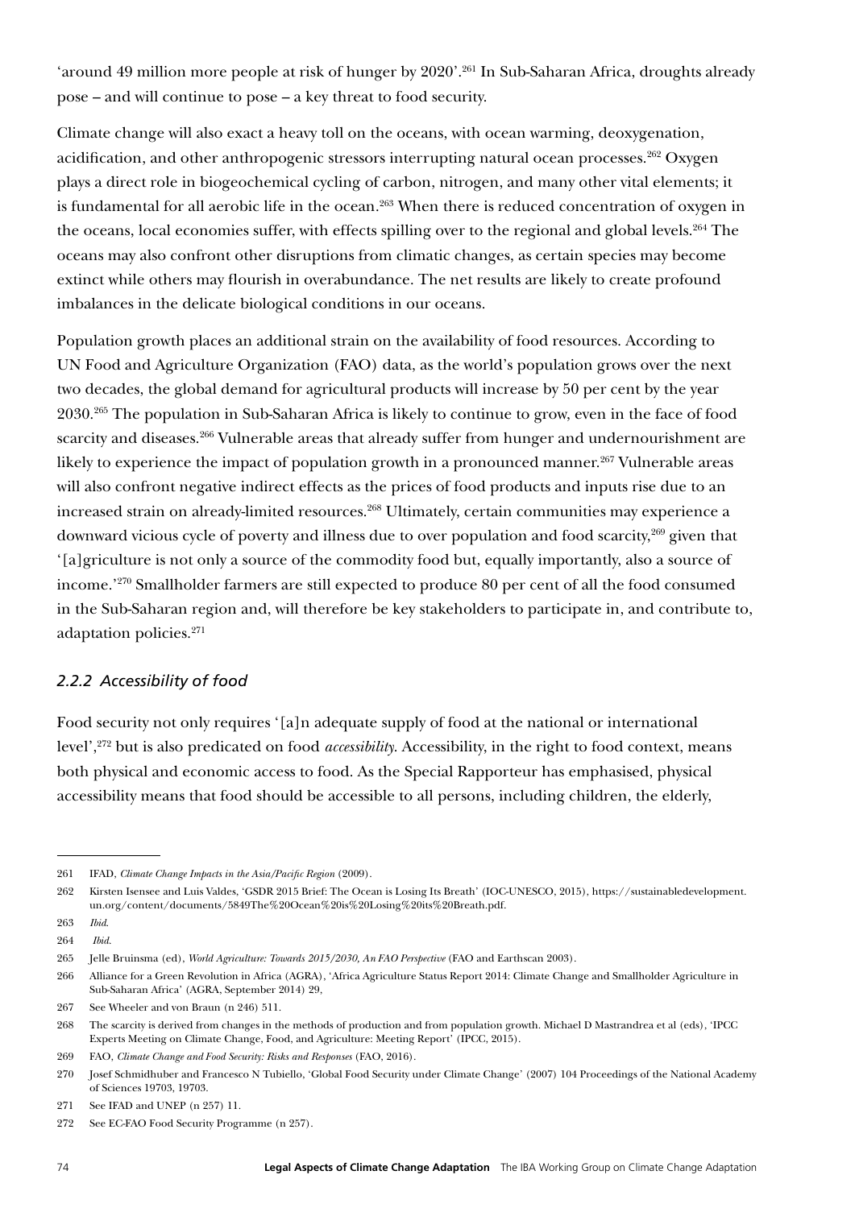'around 49 million more people at risk of hunger by 2020'.[261] In Sub-Saharan Africa, droughts already pose – and will continue to pose – a key threat to food security.

Climate change will also exact a heavy toll on the oceans, with ocean warming, deoxygenation, acidification, and other anthropogenic stressors interrupting natural ocean processes.[262] Oxygen plays a direct role in biogeochemical cycling of carbon, nitrogen, and many other vital elements; it is fundamental for all aerobic life in the ocean.[263] When there is reduced concentration of oxygen in the oceans, local economies suffer, with effects spilling over to the regional and global levels.[264] The oceans may also confront other disruptions from climatic changes, as certain species may become extinct while others may flourish in overabundance. The net results are likely to create profound imbalances in the delicate biological conditions in our oceans.

Population growth places an additional strain on the availability of food resources. According to UN Food and Agriculture Organization (FAO) data, as the world's population grows over the next two decades, the global demand for agricultural products will increase by 50 per cent by the year 2030.[265] The population in Sub-Saharan Africa is likely to continue to grow, even in the face of food scarcity and diseases.[266] Vulnerable areas that already suffer from hunger and undernourishment are likely to experience the impact of population growth in a pronounced manner.[267] Vulnerable areas will also confront negative indirect effects as the prices of food products and inputs rise due to an increased strain on already-limited resources.[268] Ultimately, certain communities may experience a downward vicious cycle of poverty and illness due to over population and food scarcity,[269] given that '[a]griculture is not only a source of the commodity food but, equally importantly, also a source of income.'[270] Smallholder farmers are still expected to produce 80 per cent of all the food consumed in the Sub-Saharan region and, will therefore be key stakeholders to participate in, and contribute to, adaptation policies.[271]

### *2.2.2 Accessibility of food*

Food security not only requires '[a]n adequate supply of food at the national or international level',[272] but is also predicated on food *accessibility*. Accessibility, in the right to food context, means both physical and economic access to food. As the Special Rapporteur has emphasised, physical accessibility means that food should be accessible to all persons, including children, the elderly,

---

261 IFAD, *Climate Change Impacts in the Asia/Pacific Region* (2009).

262 Kirsten Isensee and Luis Valdes, 'GSDR 2015 Brief: The Ocean is Losing Its Breath' (IOC-UNESCO, 2015), https://sustainabledevelopment.un.org/content/documents/5849The%20Ocean%20is%20Losing%20its%20Breath.pdf.

263 *Ibid*.

264 *Ibid*.

265 Jelle Bruinsma (ed), *World Agriculture: Towards 2015/2030, An FAO Perspective* (FAO and Earthscan 2003).

266 Alliance for a Green Revolution in Africa (AGRA), 'Africa Agriculture Status Report 2014: Climate Change and Smallholder Agriculture in Sub-Saharan Africa' (AGRA, September 2014) 29,

267 See Wheeler and von Braun (n 246) 511.

268 The scarcity is derived from changes in the methods of production and from population growth. Michael D Mastrandrea et al (eds), 'IPCC Experts Meeting on Climate Change, Food, and Agriculture: Meeting Report' (IPCC, 2015).

269 FAO, *Climate Change and Food Security: Risks and Responses* (FAO, 2016).

270 Josef Schmidhuber and Francesco N Tubiello, 'Global Food Security under Climate Change' (2007) 104 Proceedings of the National Academy of Sciences 19703, 19703.

271 See IFAD and UNEP (n 257) 11.

272 See EC-FAO Food Security Programme (n 257).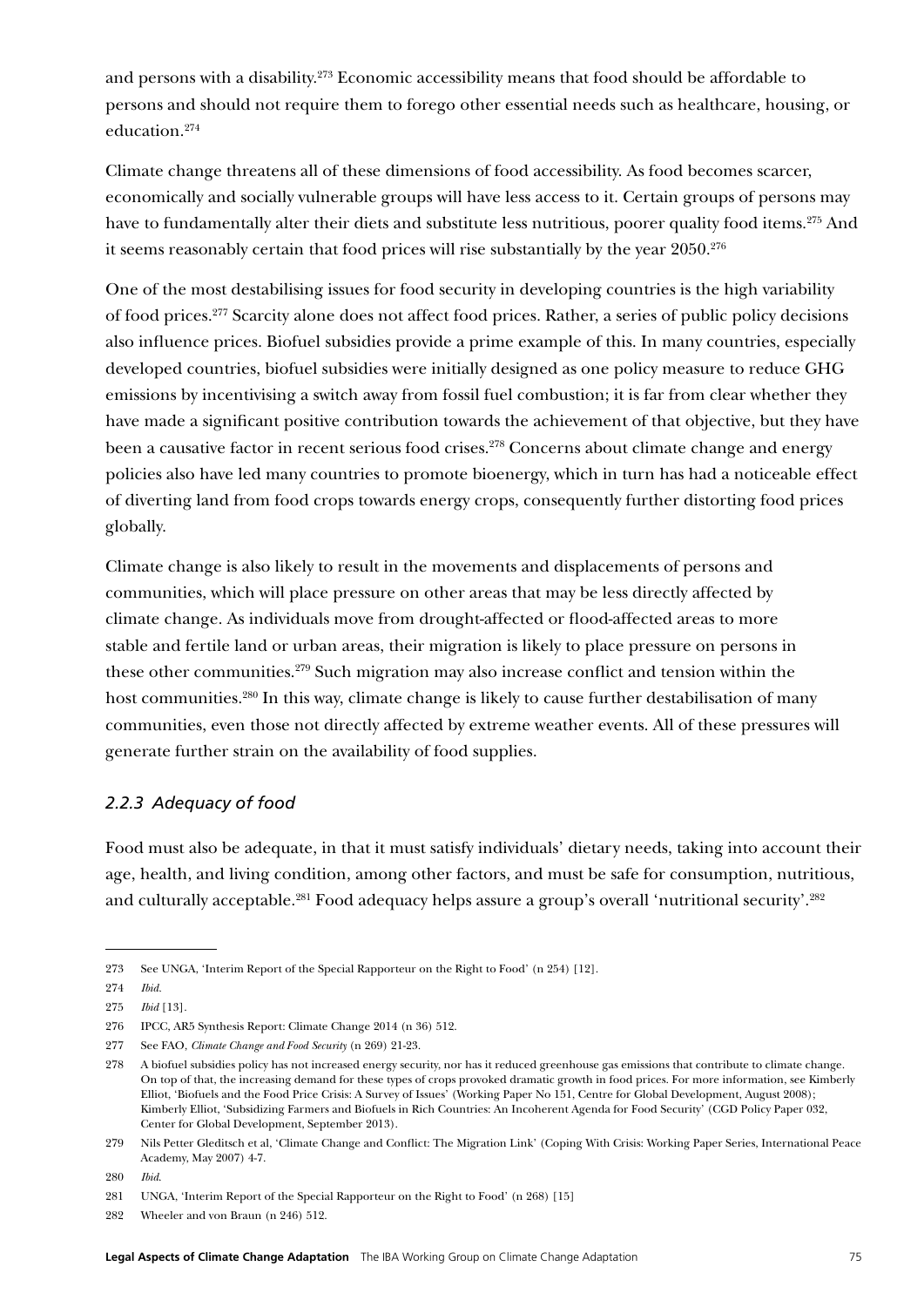and persons with a disability.[273] Economic accessibility means that food should be affordable to persons and should not require them to forego other essential needs such as healthcare, housing, or education.[274]

Climate change threatens all of these dimensions of food accessibility. As food becomes scarcer, economically and socially vulnerable groups will have less access to it. Certain groups of persons may have to fundamentally alter their diets and substitute less nutritious, poorer quality food items.[275] And it seems reasonably certain that food prices will rise substantially by the year 2050.[276]

One of the most destabilising issues for food security in developing countries is the high variability of food prices.[277] Scarcity alone does not affect food prices. Rather, a series of public policy decisions also influence prices. Biofuel subsidies provide a prime example of this. In many countries, especially developed countries, biofuel subsidies were initially designed as one policy measure to reduce GHG emissions by incentivising a switch away from fossil fuel combustion; it is far from clear whether they have made a significant positive contribution towards the achievement of that objective, but they have been a causative factor in recent serious food crises.[278] Concerns about climate change and energy policies also have led many countries to promote bioenergy, which in turn has had a noticeable effect of diverting land from food crops towards energy crops, consequently further distorting food prices globally.

Climate change is also likely to result in the movements and displacements of persons and communities, which will place pressure on other areas that may be less directly affected by climate change. As individuals move from drought-affected or flood-affected areas to more stable and fertile land or urban areas, their migration is likely to place pressure on persons in these other communities.[279] Such migration may also increase conflict and tension within the host communities.[280] In this way, climate change is likely to cause further destabilisation of many communities, even those not directly affected by extreme weather events. All of these pressures will generate further strain on the availability of food supplies.

### *2.2.3 Adequacy of food*

Food must also be adequate, in that it must satisfy individuals' dietary needs, taking into account their age, health, and living condition, among other factors, and must be safe for consumption, nutritious, and culturally acceptable.[281] Food adequacy helps assure a group's overall 'nutritional security'.[282]

---

273 See UNGA, 'Interim Report of the Special Rapporteur on the Right to Food' (n 254) [12].

274 *Ibid.*

275 *Ibid* [13].

276 IPCC, AR5 Synthesis Report: Climate Change 2014 (n 36) 512.

277 See FAO, *Climate Change and Food Security* (n 269) 21-23.

278 A biofuel subsidies policy has not increased energy security, nor has it reduced greenhouse gas emissions that contribute to climate change. On top of that, the increasing demand for these types of crops provoked dramatic growth in food prices. For more information, see Kimberly Elliot, 'Biofuels and the Food Price Crisis: A Survey of Issues' (Working Paper No 151, Centre for Global Development, August 2008); Kimberly Elliot, 'Subsidizing Farmers and Biofuels in Rich Countries: An Incoherent Agenda for Food Security' (CGD Policy Paper 032, Center for Global Development, September 2013).

279 Nils Petter Gleditsch et al, 'Climate Change and Conflict: The Migration Link' (Coping With Crisis: Working Paper Series, International Peace Academy, May 2007) 4-7.

280 *Ibid.*

281 UNGA, 'Interim Report of the Special Rapporteur on the Right to Food' (n 268) [15]

282 Wheeler and von Braun (n 246) 512.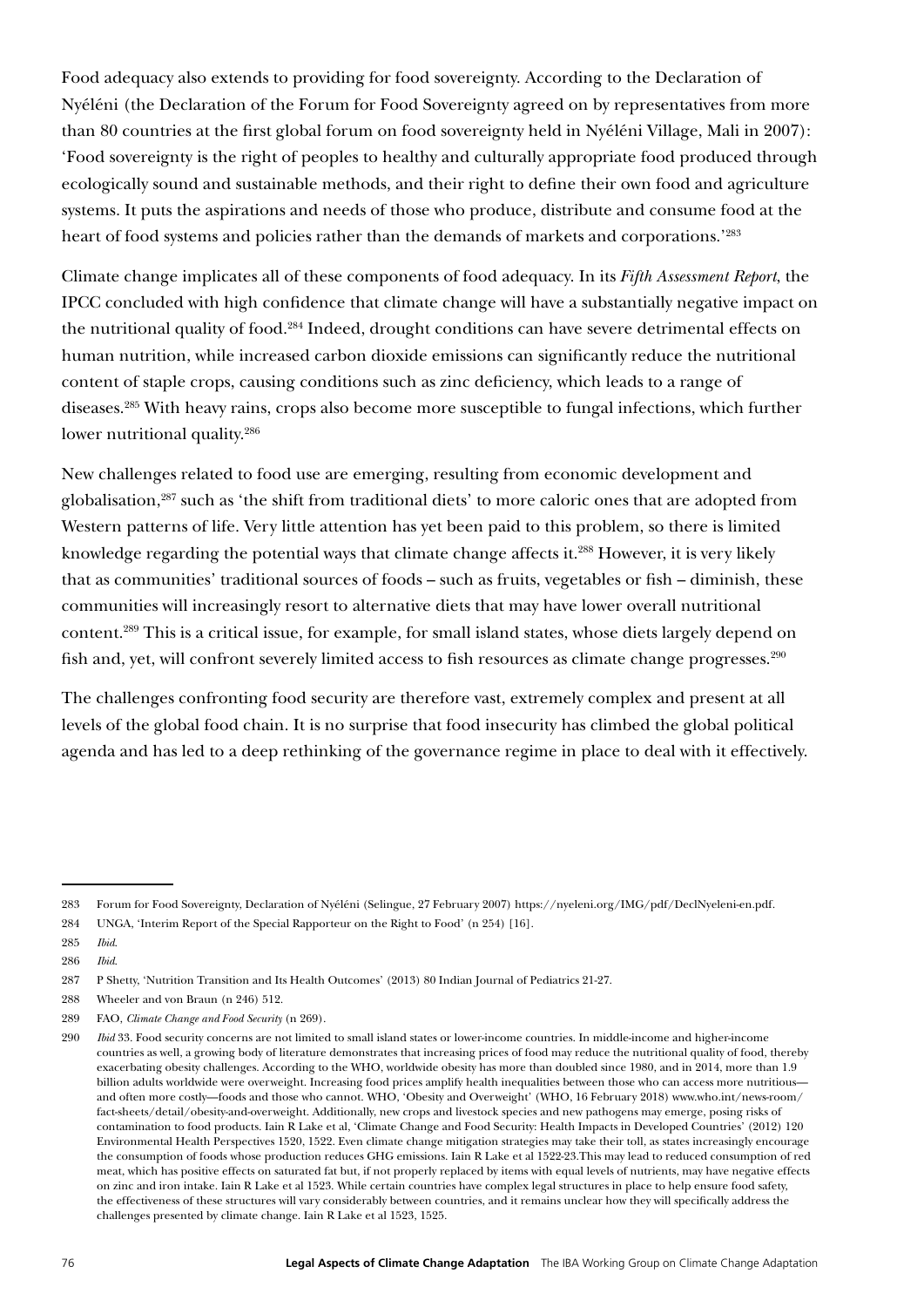Food adequacy also extends to providing for food sovereignty. According to the Declaration of Nyéléni (the Declaration of the Forum for Food Sovereignty agreed on by representatives from more than 80 countries at the first global forum on food sovereignty held in Nyéléni Village, Mali in 2007): 'Food sovereignty is the right of peoples to healthy and culturally appropriate food produced through ecologically sound and sustainable methods, and their right to define their own food and agriculture systems. It puts the aspirations and needs of those who produce, distribute and consume food at the heart of food systems and policies rather than the demands of markets and corporations.'[283]

Climate change implicates all of these components of food adequacy. In its *Fifth Assessment Report*, the IPCC concluded with high confidence that climate change will have a substantially negative impact on the nutritional quality of food.[284] Indeed, drought conditions can have severe detrimental effects on human nutrition, while increased carbon dioxide emissions can significantly reduce the nutritional content of staple crops, causing conditions such as zinc deficiency, which leads to a range of diseases.[285] With heavy rains, crops also become more susceptible to fungal infections, which further lower nutritional quality.[286]

New challenges related to food use are emerging, resulting from economic development and globalisation,[287] such as 'the shift from traditional diets' to more caloric ones that are adopted from Western patterns of life. Very little attention has yet been paid to this problem, so there is limited knowledge regarding the potential ways that climate change affects it.[288] However, it is very likely that as communities' traditional sources of foods – such as fruits, vegetables or fish – diminish, these communities will increasingly resort to alternative diets that may have lower overall nutritional content.[289] This is a critical issue, for example, for small island states, whose diets largely depend on fish and, yet, will confront severely limited access to fish resources as climate change progresses.[290]

The challenges confronting food security are therefore vast, extremely complex and present at all levels of the global food chain. It is no surprise that food insecurity has climbed the global political agenda and has led to a deep rethinking of the governance regime in place to deal with it effectively.

---

283 Forum for Food Sovereignty, Declaration of Nyéléni (Selingue, 27 February 2007) https://nyeleni.org/IMG/pdf/DeclNyeleni-en.pdf.

284 UNGA, 'Interim Report of the Special Rapporteur on the Right to Food' (n 254) [16].

285 *Ibid*.

286 *Ibid*.

287 P Shetty, 'Nutrition Transition and Its Health Outcomes' (2013) 80 Indian Journal of Pediatrics 21-27.

288 Wheeler and von Braun (n 246) 512.

289 FAO, *Climate Change and Food Security* (n 269).

290 *Ibid* 33. Food security concerns are not limited to small island states or lower-income countries. In middle-income and higher-income countries as well, a growing body of literature demonstrates that increasing prices of food may reduce the nutritional quality of food, thereby exacerbating obesity challenges. According to the WHO, worldwide obesity has more than doubled since 1980, and in 2014, more than 1.9 billion adults worldwide were overweight. Increasing food prices amplify health inequalities between those who can access more nutritious—and often more costly—foods and those who cannot. WHO, 'Obesity and Overweight' (WHO, 16 February 2018) www.who.int/news-room/fact-sheets/detail/obesity-and-overweight. Additionally, new crops and livestock species and new pathogens may emerge, posing risks of contamination to food products. Iain R Lake et al, 'Climate Change and Food Security: Health Impacts in Developed Countries' (2012) 120 Environmental Health Perspectives 1520, 1522. Even climate change mitigation strategies may take their toll, as states increasingly encourage the consumption of foods whose production reduces GHG emissions. Iain R Lake et al 1522-23.This may lead to reduced consumption of red meat, which has positive effects on saturated fat but, if not properly replaced by items with equal levels of nutrients, may have negative effects on zinc and iron intake. Iain R Lake et al 1523. While certain countries have complex legal structures in place to help ensure food safety, the effectiveness of these structures will vary considerably between countries, and it remains unclear how they will specifically address the challenges presented by climate change. Iain R Lake et al 1523, 1525.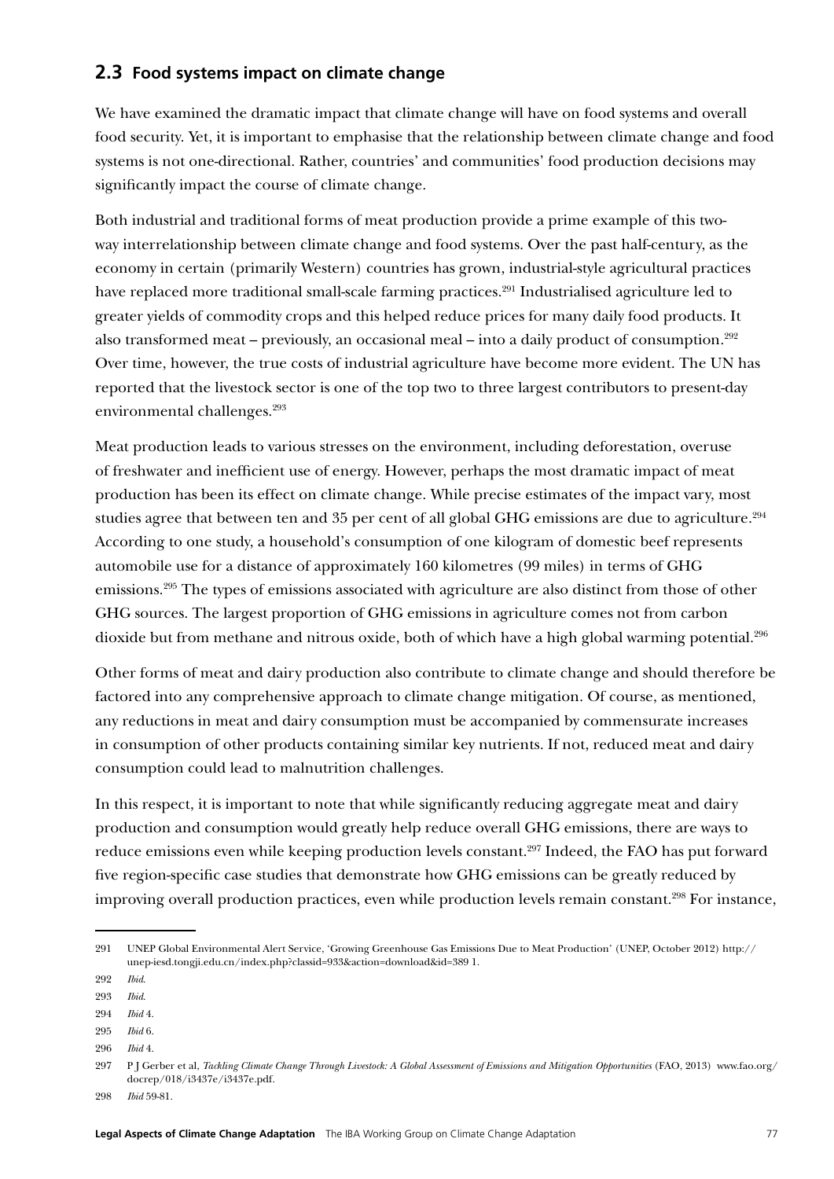## 2.3 Food systems impact on climate change

We have examined the dramatic impact that climate change will have on food systems and overall food security. Yet, it is important to emphasise that the relationship between climate change and food systems is not one-directional. Rather, countries' and communities' food production decisions may significantly impact the course of climate change.

Both industrial and traditional forms of meat production provide a prime example of this two-way interrelationship between climate change and food systems. Over the past half-century, as the economy in certain (primarily Western) countries has grown, industrial-style agricultural practices have replaced more traditional small-scale farming practices.[291] Industrialised agriculture led to greater yields of commodity crops and this helped reduce prices for many daily food products. It also transformed meat – previously, an occasional meal – into a daily product of consumption.[292] Over time, however, the true costs of industrial agriculture have become more evident. The UN has reported that the livestock sector is one of the top two to three largest contributors to present-day environmental challenges.[293]

Meat production leads to various stresses on the environment, including deforestation, overuse of freshwater and inefficient use of energy. However, perhaps the most dramatic impact of meat production has been its effect on climate change. While precise estimates of the impact vary, most studies agree that between ten and 35 per cent of all global GHG emissions are due to agriculture.[294] According to one study, a household's consumption of one kilogram of domestic beef represents automobile use for a distance of approximately 160 kilometres (99 miles) in terms of GHG emissions.[295] The types of emissions associated with agriculture are also distinct from those of other GHG sources. The largest proportion of GHG emissions in agriculture comes not from carbon dioxide but from methane and nitrous oxide, both of which have a high global warming potential.[296]

Other forms of meat and dairy production also contribute to climate change and should therefore be factored into any comprehensive approach to climate change mitigation. Of course, as mentioned, any reductions in meat and dairy consumption must be accompanied by commensurate increases in consumption of other products containing similar key nutrients. If not, reduced meat and dairy consumption could lead to malnutrition challenges.

In this respect, it is important to note that while significantly reducing aggregate meat and dairy production and consumption would greatly help reduce overall GHG emissions, there are ways to reduce emissions even while keeping production levels constant.[297] Indeed, the FAO has put forward five region-specific case studies that demonstrate how GHG emissions can be greatly reduced by improving overall production practices, even while production levels remain constant.[298] For instance,

---

291 UNEP Global Environmental Alert Service, 'Growing Greenhouse Gas Emissions Due to Meat Production' (UNEP, October 2012) http://unep-iesd.tongji.edu.cn/index.php?classid=933&action=download&id=389 1.

292 *Ibid.*

293 *Ibid.*

294 *Ibid* 4.

295 *Ibid* 6.

296 *Ibid* 4.

297 P J Gerber et al, *Tackling Climate Change Through Livestock: A Global Assessment of Emissions and Mitigation Opportunities* (FAO, 2013) www.fao.org/docrep/018/i3437e/i3437e.pdf.

298 *Ibid* 59-81.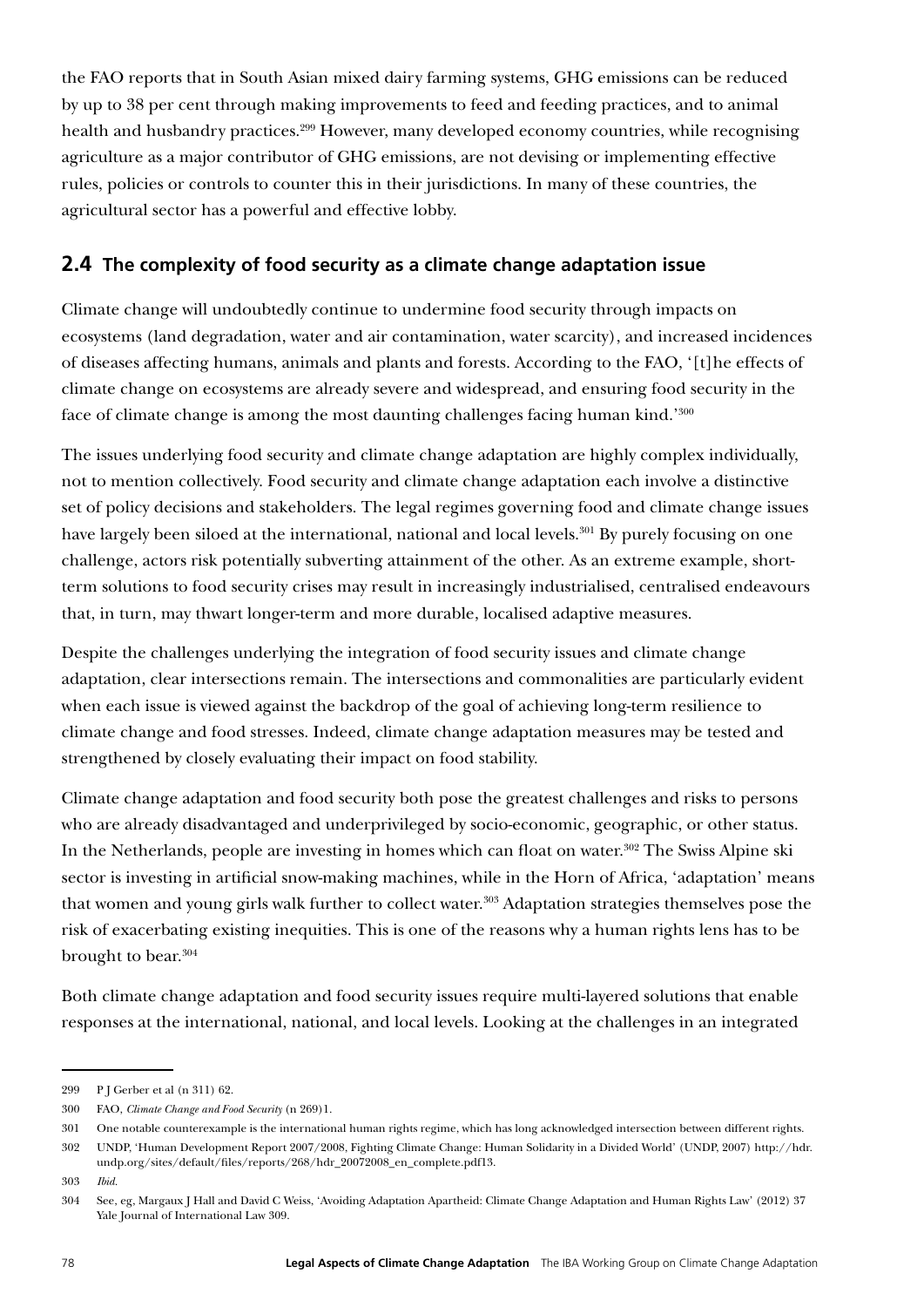the FAO reports that in South Asian mixed dairy farming systems, GHG emissions can be reduced by up to 38 per cent through making improvements to feed and feeding practices, and to animal health and husbandry practices.[299] However, many developed economy countries, while recognising agriculture as a major contributor of GHG emissions, are not devising or implementing effective rules, policies or controls to counter this in their jurisdictions. In many of these countries, the agricultural sector has a powerful and effective lobby.

## 2.4 The complexity of food security as a climate change adaptation issue

Climate change will undoubtedly continue to undermine food security through impacts on ecosystems (land degradation, water and air contamination, water scarcity), and increased incidences of diseases affecting humans, animals and plants and forests. According to the FAO, '[t]he effects of climate change on ecosystems are already severe and widespread, and ensuring food security in the face of climate change is among the most daunting challenges facing human kind.'[300]

The issues underlying food security and climate change adaptation are highly complex individually, not to mention collectively. Food security and climate change adaptation each involve a distinctive set of policy decisions and stakeholders. The legal regimes governing food and climate change issues have largely been siloed at the international, national and local levels.[301] By purely focusing on one challenge, actors risk potentially subverting attainment of the other. As an extreme example, short-term solutions to food security crises may result in increasingly industrialised, centralised endeavours that, in turn, may thwart longer-term and more durable, localised adaptive measures.

Despite the challenges underlying the integration of food security issues and climate change adaptation, clear intersections remain. The intersections and commonalities are particularly evident when each issue is viewed against the backdrop of the goal of achieving long-term resilience to climate change and food stresses. Indeed, climate change adaptation measures may be tested and strengthened by closely evaluating their impact on food stability.

Climate change adaptation and food security both pose the greatest challenges and risks to persons who are already disadvantaged and underprivileged by socio-economic, geographic, or other status. In the Netherlands, people are investing in homes which can float on water.[302] The Swiss Alpine ski sector is investing in artificial snow-making machines, while in the Horn of Africa, 'adaptation' means that women and young girls walk further to collect water.[303] Adaptation strategies themselves pose the risk of exacerbating existing inequities. This is one of the reasons why a human rights lens has to be brought to bear.[304]

Both climate change adaptation and food security issues require multi-layered solutions that enable responses at the international, national, and local levels. Looking at the challenges in an integrated

---

299 P J Gerber et al (n 311) 62.

300 FAO, *Climate Change and Food Security* (n 269)1.

301 One notable counterexample is the international human rights regime, which has long acknowledged intersection between different rights.

302 UNDP, 'Human Development Report 2007/2008, Fighting Climate Change: Human Solidarity in a Divided World' (UNDP, 2007) http://hdr.undp.org/sites/default/files/reports/268/hdr_20072008_en_complete.pdf13.

303 *Ibid.*

304 See, eg, Margaux J Hall and David C Weiss, 'Avoiding Adaptation Apartheid: Climate Change Adaptation and Human Rights Law' (2012) 37 Yale Journal of International Law 309.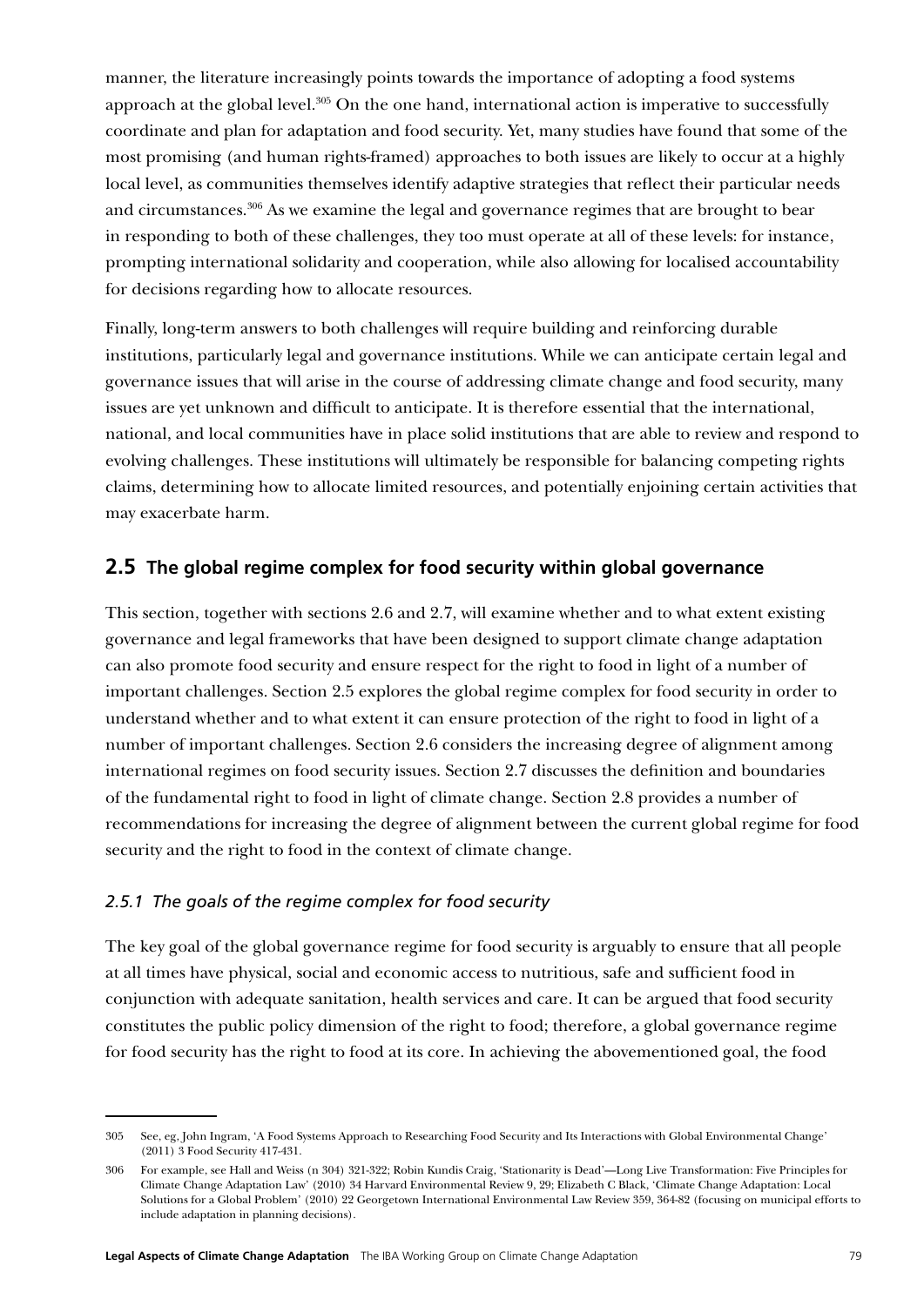manner, the literature increasingly points towards the importance of adopting a food systems approach at the global level.[305] On the one hand, international action is imperative to successfully coordinate and plan for adaptation and food security. Yet, many studies have found that some of the most promising (and human rights-framed) approaches to both issues are likely to occur at a highly local level, as communities themselves identify adaptive strategies that reflect their particular needs and circumstances.[306] As we examine the legal and governance regimes that are brought to bear in responding to both of these challenges, they too must operate at all of these levels: for instance, prompting international solidarity and cooperation, while also allowing for localised accountability for decisions regarding how to allocate resources.

Finally, long-term answers to both challenges will require building and reinforcing durable institutions, particularly legal and governance institutions. While we can anticipate certain legal and governance issues that will arise in the course of addressing climate change and food security, many issues are yet unknown and difficult to anticipate. It is therefore essential that the international, national, and local communities have in place solid institutions that are able to review and respond to evolving challenges. These institutions will ultimately be responsible for balancing competing rights claims, determining how to allocate limited resources, and potentially enjoining certain activities that may exacerbate harm.

## 2.5 The global regime complex for food security within global governance

This section, together with sections 2.6 and 2.7, will examine whether and to what extent existing governance and legal frameworks that have been designed to support climate change adaptation can also promote food security and ensure respect for the right to food in light of a number of important challenges. Section 2.5 explores the global regime complex for food security in order to understand whether and to what extent it can ensure protection of the right to food in light of a number of important challenges. Section 2.6 considers the increasing degree of alignment among international regimes on food security issues. Section 2.7 discusses the definition and boundaries of the fundamental right to food in light of climate change. Section 2.8 provides a number of recommendations for increasing the degree of alignment between the current global regime for food security and the right to food in the context of climate change.

### *2.5.1 The goals of the regime complex for food security*

The key goal of the global governance regime for food security is arguably to ensure that all people at all times have physical, social and economic access to nutritious, safe and sufficient food in conjunction with adequate sanitation, health services and care. It can be argued that food security constitutes the public policy dimension of the right to food; therefore, a global governance regime for food security has the right to food at its core. In achieving the abovementioned goal, the food

---

305 See, eg, John Ingram, 'A Food Systems Approach to Researching Food Security and Its Interactions with Global Environmental Change' (2011) 3 Food Security 417-431.

306 For example, see Hall and Weiss (n 304) 321-322; Robin Kundis Craig, 'Stationarity is Dead'—Long Live Transformation: Five Principles for Climate Change Adaptation Law' (2010) 34 Harvard Environmental Review 9, 29; Elizabeth C Black, 'Climate Change Adaptation: Local Solutions for a Global Problem' (2010) 22 Georgetown International Environmental Law Review 359, 364-82 (focusing on municipal efforts to include adaptation in planning decisions).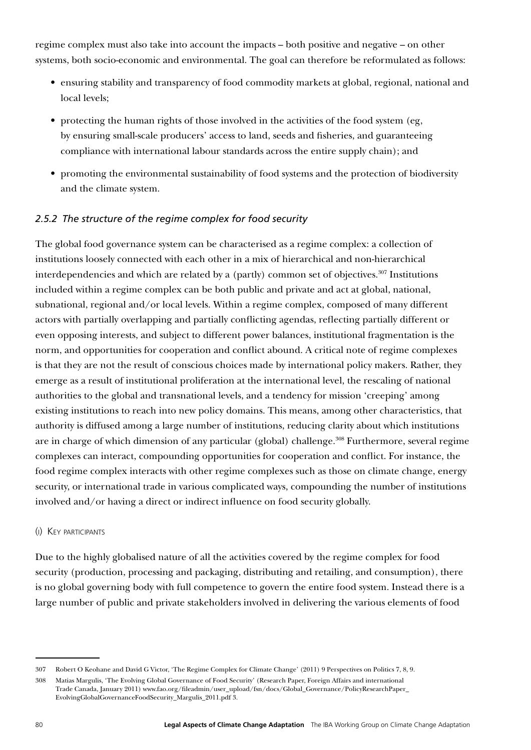regime complex must also take into account the impacts – both positive and negative – on other systems, both socio-economic and environmental. The goal can therefore be reformulated as follows:

- ensuring stability and transparency of food commodity markets at global, regional, national and local levels;
- protecting the human rights of those involved in the activities of the food system (eg, by ensuring small-scale producers' access to land, seeds and fisheries, and guaranteeing compliance with international labour standards across the entire supply chain); and
- promoting the environmental sustainability of food systems and the protection of biodiversity and the climate system.

### *2.5.2 The structure of the regime complex for food security*

The global food governance system can be characterised as a regime complex: a collection of institutions loosely connected with each other in a mix of hierarchical and non-hierarchical interdependencies and which are related by a (partly) common set of objectives.[307] Institutions included within a regime complex can be both public and private and act at global, national, subnational, regional and/or local levels. Within a regime complex, composed of many different actors with partially overlapping and partially conflicting agendas, reflecting partially different or even opposing interests, and subject to different power balances, institutional fragmentation is the norm, and opportunities for cooperation and conflict abound. A critical note of regime complexes is that they are not the result of conscious choices made by international policy makers. Rather, they emerge as a result of institutional proliferation at the international level, the rescaling of national authorities to the global and transnational levels, and a tendency for mission 'creeping' among existing institutions to reach into new policy domains. This means, among other characteristics, that authority is diffused among a large number of institutions, reducing clarity about which institutions are in charge of which dimension of any particular (global) challenge.[308] Furthermore, several regime complexes can interact, compounding opportunities for cooperation and conflict. For instance, the food regime complex interacts with other regime complexes such as those on climate change, energy security, or international trade in various complicated ways, compounding the number of institutions involved and/or having a direct or indirect influence on food security globally.

#### (I) Key participants

Due to the highly globalised nature of all the activities covered by the regime complex for food security (production, processing and packaging, distributing and retailing, and consumption), there is no global governing body with full competence to govern the entire food system. Instead there is a large number of public and private stakeholders involved in delivering the various elements of food

---

307 Robert O Keohane and David G Victor, 'The Regime Complex for Climate Change' (2011) 9 Perspectives on Politics 7, 8, 9.

308 Matias Margulis, 'The Evolving Global Governance of Food Security' (Research Paper, Foreign Affairs and international Trade Canada, January 2011) www.fao.org/fileadmin/user_upload/fsn/docs/Global_Governance/PolicyResearchPaper_EvolvingGlobalGovernanceFoodSecurity_Margulis_2011.pdf 3.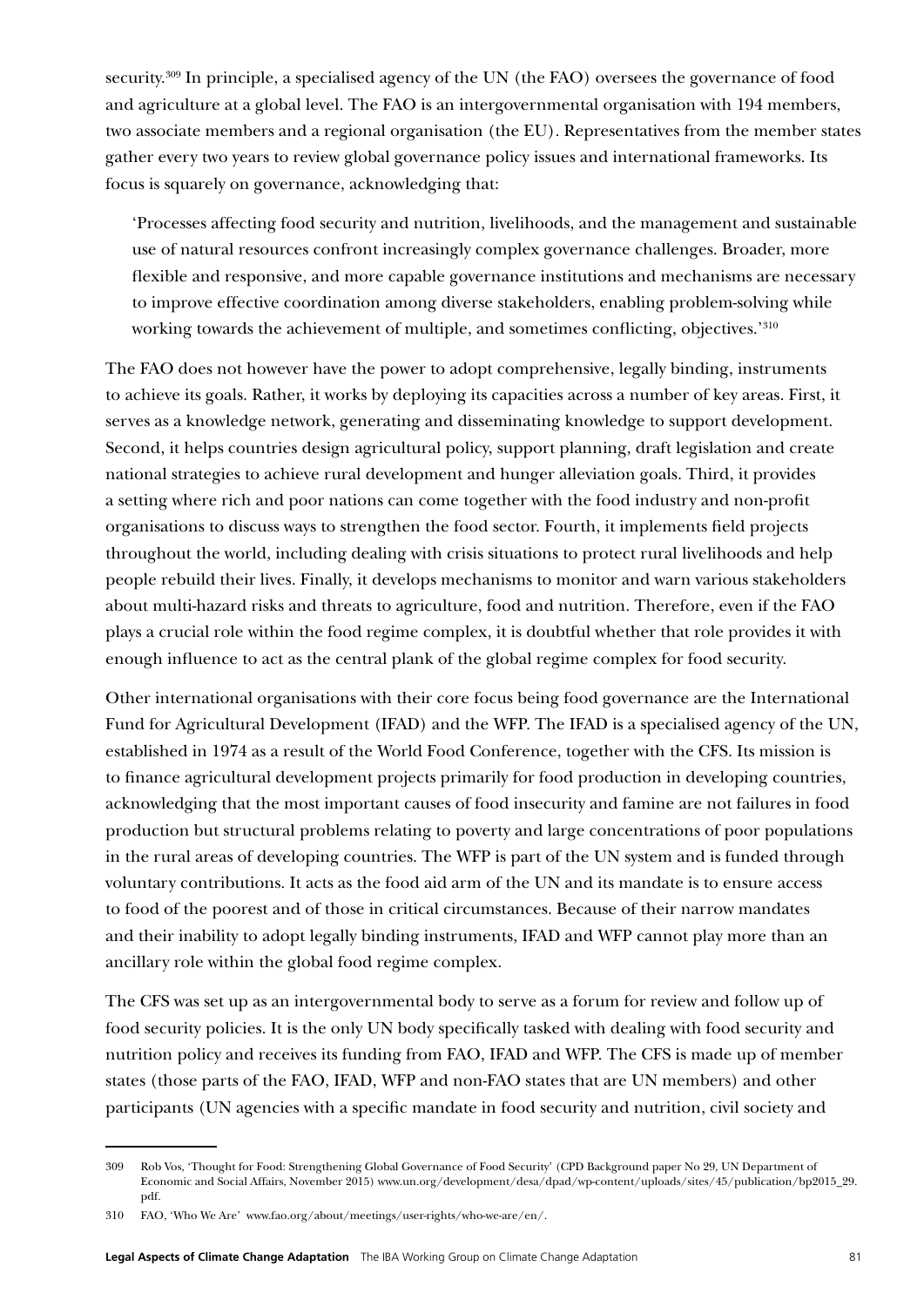security.[309] In principle, a specialised agency of the UN (the FAO) oversees the governance of food and agriculture at a global level. The FAO is an intergovernmental organisation with 194 members, two associate members and a regional organisation (the EU). Representatives from the member states gather every two years to review global governance policy issues and international frameworks. Its focus is squarely on governance, acknowledging that:

> 'Processes affecting food security and nutrition, livelihoods, and the management and sustainable use of natural resources confront increasingly complex governance challenges. Broader, more flexible and responsive, and more capable governance institutions and mechanisms are necessary to improve effective coordination among diverse stakeholders, enabling problem-solving while working towards the achievement of multiple, and sometimes conflicting, objectives.'[310]

The FAO does not however have the power to adopt comprehensive, legally binding, instruments to achieve its goals. Rather, it works by deploying its capacities across a number of key areas. First, it serves as a knowledge network, generating and disseminating knowledge to support development. Second, it helps countries design agricultural policy, support planning, draft legislation and create national strategies to achieve rural development and hunger alleviation goals. Third, it provides a setting where rich and poor nations can come together with the food industry and non-profit organisations to discuss ways to strengthen the food sector. Fourth, it implements field projects throughout the world, including dealing with crisis situations to protect rural livelihoods and help people rebuild their lives. Finally, it develops mechanisms to monitor and warn various stakeholders about multi-hazard risks and threats to agriculture, food and nutrition. Therefore, even if the FAO plays a crucial role within the food regime complex, it is doubtful whether that role provides it with enough influence to act as the central plank of the global regime complex for food security.

Other international organisations with their core focus being food governance are the International Fund for Agricultural Development (IFAD) and the WFP. The IFAD is a specialised agency of the UN, established in 1974 as a result of the World Food Conference, together with the CFS. Its mission is to finance agricultural development projects primarily for food production in developing countries, acknowledging that the most important causes of food insecurity and famine are not failures in food production but structural problems relating to poverty and large concentrations of poor populations in the rural areas of developing countries. The WFP is part of the UN system and is funded through voluntary contributions. It acts as the food aid arm of the UN and its mandate is to ensure access to food of the poorest and of those in critical circumstances. Because of their narrow mandates and their inability to adopt legally binding instruments, IFAD and WFP cannot play more than an ancillary role within the global food regime complex.

The CFS was set up as an intergovernmental body to serve as a forum for review and follow up of food security policies. It is the only UN body specifically tasked with dealing with food security and nutrition policy and receives its funding from FAO, IFAD and WFP. The CFS is made up of member states (those parts of the FAO, IFAD, WFP and non-FAO states that are UN members) and other participants (UN agencies with a specific mandate in food security and nutrition, civil society and

---

309 Rob Vos, 'Thought for Food: Strengthening Global Governance of Food Security' (CPD Background paper No 29, UN Department of Economic and Social Affairs, November 2015) www.un.org/development/desa/dpad/wp-content/uploads/sites/45/publication/bp2015_29.pdf.

310 FAO, 'Who We Are' www.fao.org/about/meetings/user-rights/who-we-are/en/.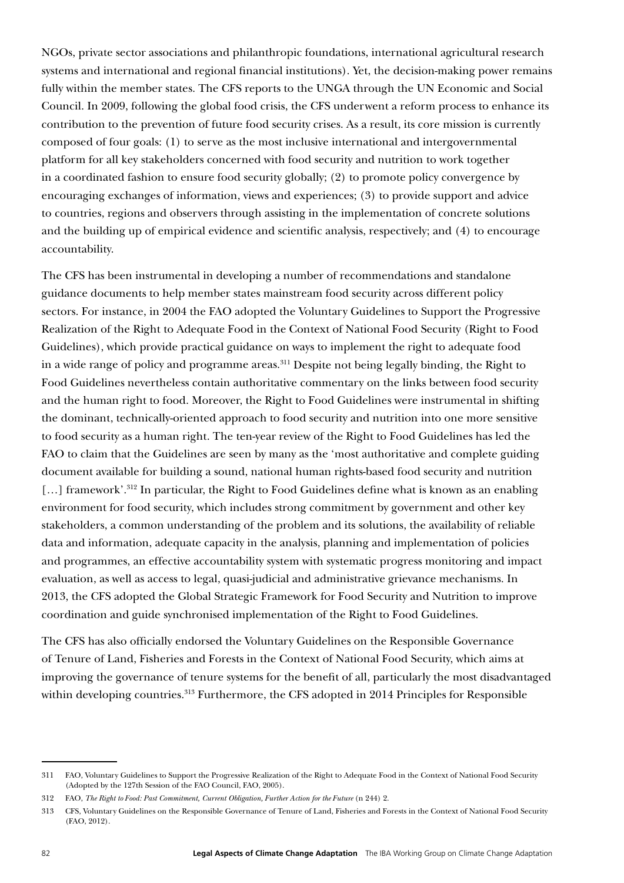NGOs, private sector associations and philanthropic foundations, international agricultural research systems and international and regional financial institutions). Yet, the decision-making power remains fully within the member states. The CFS reports to the UNGA through the UN Economic and Social Council. In 2009, following the global food crisis, the CFS underwent a reform process to enhance its contribution to the prevention of future food security crises. As a result, its core mission is currently composed of four goals: (1) to serve as the most inclusive international and intergovernmental platform for all key stakeholders concerned with food security and nutrition to work together in a coordinated fashion to ensure food security globally; (2) to promote policy convergence by encouraging exchanges of information, views and experiences; (3) to provide support and advice to countries, regions and observers through assisting in the implementation of concrete solutions and the building up of empirical evidence and scientific analysis, respectively; and (4) to encourage accountability.

The CFS has been instrumental in developing a number of recommendations and standalone guidance documents to help member states mainstream food security across different policy sectors. For instance, in 2004 the FAO adopted the Voluntary Guidelines to Support the Progressive Realization of the Right to Adequate Food in the Context of National Food Security (Right to Food Guidelines), which provide practical guidance on ways to implement the right to adequate food in a wide range of policy and programme areas.[311] Despite not being legally binding, the Right to Food Guidelines nevertheless contain authoritative commentary on the links between food security and the human right to food. Moreover, the Right to Food Guidelines were instrumental in shifting the dominant, technically-oriented approach to food security and nutrition into one more sensitive to food security as a human right. The ten-year review of the Right to Food Guidelines has led the FAO to claim that the Guidelines are seen by many as the 'most authoritative and complete guiding document available for building a sound, national human rights-based food security and nutrition […] framework'.[312] In particular, the Right to Food Guidelines define what is known as an enabling environment for food security, which includes strong commitment by government and other key stakeholders, a common understanding of the problem and its solutions, the availability of reliable data and information, adequate capacity in the analysis, planning and implementation of policies and programmes, an effective accountability system with systematic progress monitoring and impact evaluation, as well as access to legal, quasi-judicial and administrative grievance mechanisms. In 2013, the CFS adopted the Global Strategic Framework for Food Security and Nutrition to improve coordination and guide synchronised implementation of the Right to Food Guidelines.

The CFS has also officially endorsed the Voluntary Guidelines on the Responsible Governance of Tenure of Land, Fisheries and Forests in the Context of National Food Security, which aims at improving the governance of tenure systems for the benefit of all, particularly the most disadvantaged within developing countries.[313] Furthermore, the CFS adopted in 2014 Principles for Responsible

---

311 FAO, Voluntary Guidelines to Support the Progressive Realization of the Right to Adequate Food in the Context of National Food Security (Adopted by the 127th Session of the FAO Council, FAO, 2005).

312 FAO, *The Right to Food: Past Commitment, Current Obligation, Further Action for the Future* (n 244) 2.

313 CFS, Voluntary Guidelines on the Responsible Governance of Tenure of Land, Fisheries and Forests in the Context of National Food Security (FAO, 2012).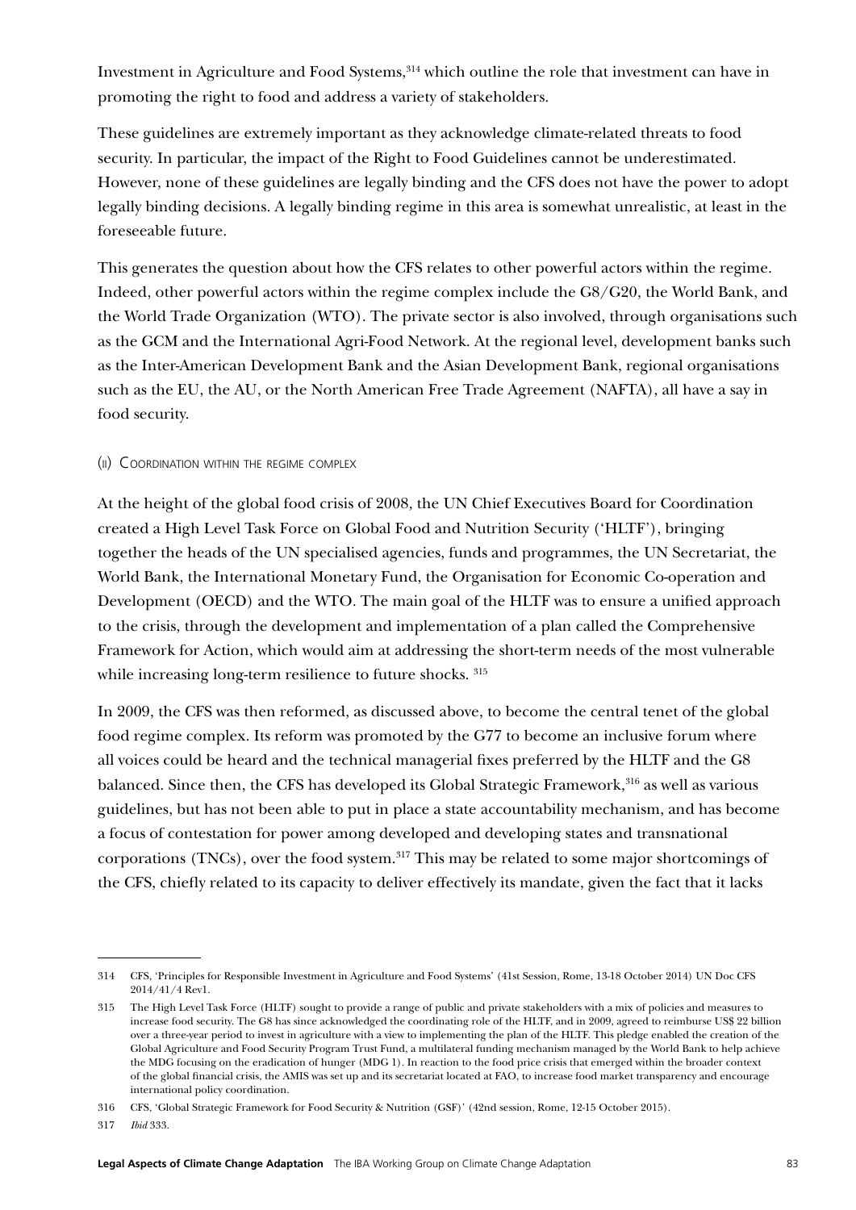Investment in Agriculture and Food Systems,[314] which outline the role that investment can have in promoting the right to food and address a variety of stakeholders.

These guidelines are extremely important as they acknowledge climate-related threats to food security. In particular, the impact of the Right to Food Guidelines cannot be underestimated. However, none of these guidelines are legally binding and the CFS does not have the power to adopt legally binding decisions. A legally binding regime in this area is somewhat unrealistic, at least in the foreseeable future.

This generates the question about how the CFS relates to other powerful actors within the regime. Indeed, other powerful actors within the regime complex include the G8/G20, the World Bank, and the World Trade Organization (WTO). The private sector is also involved, through organisations such as the GCM and the International Agri-Food Network. At the regional level, development banks such as the Inter-American Development Bank and the Asian Development Bank, regional organisations such as the EU, the AU, or the North American Free Trade Agreement (NAFTA), all have a say in food security.

#### (ii) Coordination within the regime complex

At the height of the global food crisis of 2008, the UN Chief Executives Board for Coordination created a High Level Task Force on Global Food and Nutrition Security ('HLTF'), bringing together the heads of the UN specialised agencies, funds and programmes, the UN Secretariat, the World Bank, the International Monetary Fund, the Organisation for Economic Co-operation and Development (OECD) and the WTO. The main goal of the HLTF was to ensure a unified approach to the crisis, through the development and implementation of a plan called the Comprehensive Framework for Action, which would aim at addressing the short-term needs of the most vulnerable while increasing long-term resilience to future shocks. [315]

In 2009, the CFS was then reformed, as discussed above, to become the central tenet of the global food regime complex. Its reform was promoted by the G77 to become an inclusive forum where all voices could be heard and the technical managerial fixes preferred by the HLTF and the G8 balanced. Since then, the CFS has developed its Global Strategic Framework,[316] as well as various guidelines, but has not been able to put in place a state accountability mechanism, and has become a focus of contestation for power among developed and developing states and transnational corporations (TNCs), over the food system.[317] This may be related to some major shortcomings of the CFS, chiefly related to its capacity to deliver effectively its mandate, given the fact that it lacks

---

314 CFS, 'Principles for Responsible Investment in Agriculture and Food Systems' (41st Session, Rome, 13-18 October 2014) UN Doc CFS 2014/41/4 Rev1.

315 The High Level Task Force (HLTF) sought to provide a range of public and private stakeholders with a mix of policies and measures to increase food security. The G8 has since acknowledged the coordinating role of the HLTF, and in 2009, agreed to reimburse US$ 22 billion over a three-year period to invest in agriculture with a view to implementing the plan of the HLTF. This pledge enabled the creation of the Global Agriculture and Food Security Program Trust Fund, a multilateral funding mechanism managed by the World Bank to help achieve the MDG focusing on the eradication of hunger (MDG 1). In reaction to the food price crisis that emerged within the broader context of the global financial crisis, the AMIS was set up and its secretariat located at FAO, to increase food market transparency and encourage international policy coordination.

316 CFS, 'Global Strategic Framework for Food Security & Nutrition (GSF)' (42nd session, Rome, 12-15 October 2015).

317 *Ibid* 333.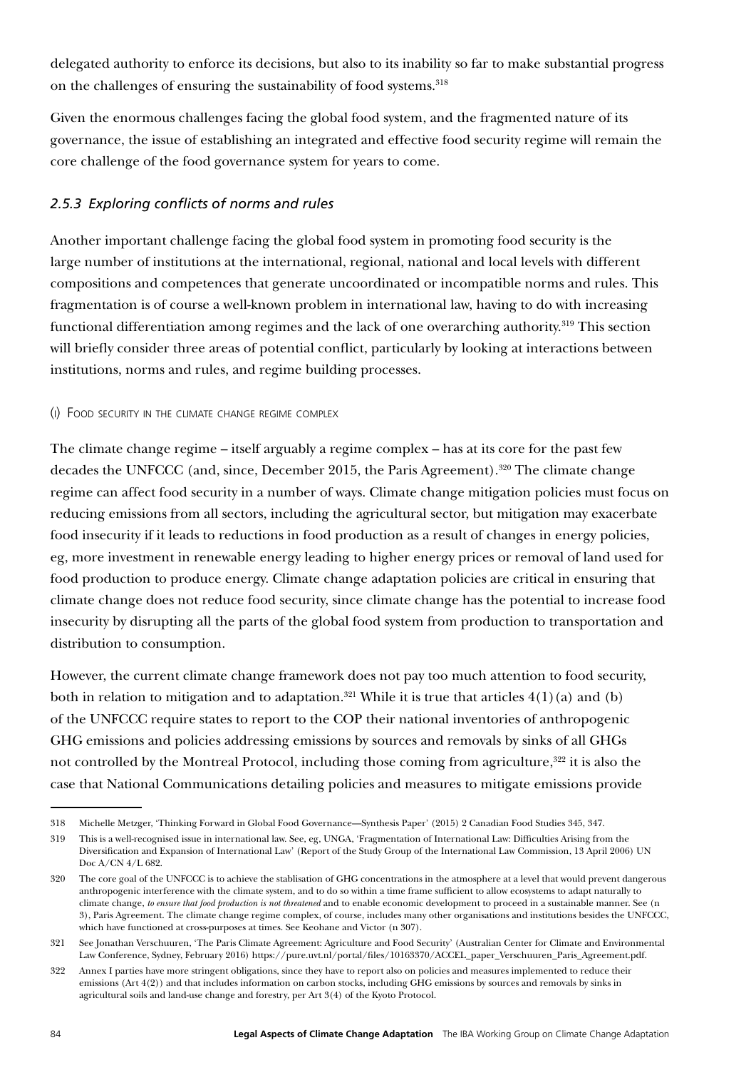delegated authority to enforce its decisions, but also to its inability so far to make substantial progress on the challenges of ensuring the sustainability of food systems.[318]

Given the enormous challenges facing the global food system, and the fragmented nature of its governance, the issue of establishing an integrated and effective food security regime will remain the core challenge of the food governance system for years to come.

### *2.5.3 Exploring conflicts of norms and rules*

Another important challenge facing the global food system in promoting food security is the large number of institutions at the international, regional, national and local levels with different compositions and competences that generate uncoordinated or incompatible norms and rules. This fragmentation is of course a well-known problem in international law, having to do with increasing functional differentiation among regimes and the lack of one overarching authority.[319] This section will briefly consider three areas of potential conflict, particularly by looking at interactions between institutions, norms and rules, and regime building processes.

#### (i) Food security in the climate change regime complex

The climate change regime – itself arguably a regime complex – has at its core for the past few decades the UNFCCC (and, since, December 2015, the Paris Agreement).[320] The climate change regime can affect food security in a number of ways. Climate change mitigation policies must focus on reducing emissions from all sectors, including the agricultural sector, but mitigation may exacerbate food insecurity if it leads to reductions in food production as a result of changes in energy policies, eg, more investment in renewable energy leading to higher energy prices or removal of land used for food production to produce energy. Climate change adaptation policies are critical in ensuring that climate change does not reduce food security, since climate change has the potential to increase food insecurity by disrupting all the parts of the global food system from production to transportation and distribution to consumption.

However, the current climate change framework does not pay too much attention to food security, both in relation to mitigation and to adaptation.[321] While it is true that articles 4(1)(a) and (b) of the UNFCCC require states to report to the COP their national inventories of anthropogenic GHG emissions and policies addressing emissions by sources and removals by sinks of all GHGs not controlled by the Montreal Protocol, including those coming from agriculture,[322] it is also the case that National Communications detailing policies and measures to mitigate emissions provide

---

318 Michelle Metzger, 'Thinking Forward in Global Food Governance—Synthesis Paper' (2015) 2 Canadian Food Studies 345, 347.

319 This is a well-recognised issue in international law. See, eg, UNGA, 'Fragmentation of International Law: Difficulties Arising from the Diversification and Expansion of International Law' (Report of the Study Group of the International Law Commission, 13 April 2006) UN Doc A/CN 4/L 682.

320 The core goal of the UNFCCC is to achieve the stablisation of GHG concentrations in the atmosphere at a level that would prevent dangerous anthropogenic interference with the climate system, and to do so within a time frame sufficient to allow ecosystems to adapt naturally to climate change, *to ensure that food production is not threatened* and to enable economic development to proceed in a sustainable manner. See (n 3), Paris Agreement. The climate change regime complex, of course, includes many other organisations and institutions besides the UNFCCC, which have functioned at cross-purposes at times. See Keohane and Victor (n 307).

321 See Jonathan Verschuuren, 'The Paris Climate Agreement: Agriculture and Food Security' (Australian Center for Climate and Environmental Law Conference, Sydney, February 2016) https://pure.uvt.nl/portal/files/10163370/ACCEL_paper_Verschuuren_Paris_Agreement.pdf.

322 Annex I parties have more stringent obligations, since they have to report also on policies and measures implemented to reduce their emissions (Art 4(2)) and that includes information on carbon stocks, including GHG emissions by sources and removals by sinks in agricultural soils and land-use change and forestry, per Art 3(4) of the Kyoto Protocol.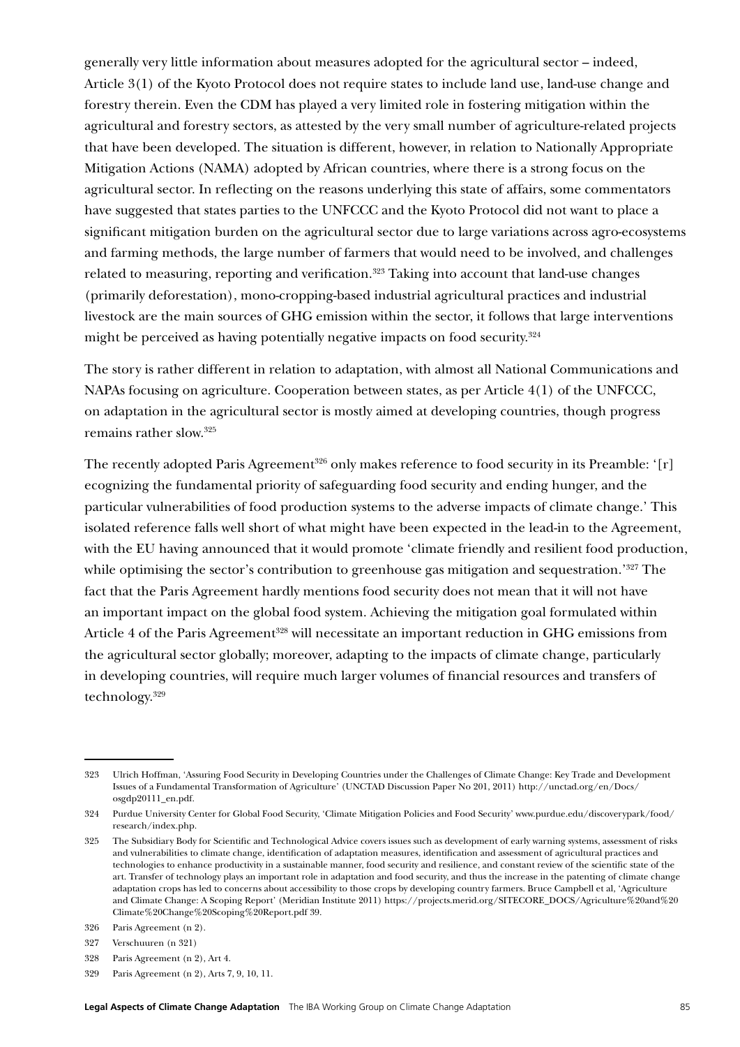generally very little information about measures adopted for the agricultural sector – indeed, Article 3(1) of the Kyoto Protocol does not require states to include land use, land-use change and forestry therein. Even the CDM has played a very limited role in fostering mitigation within the agricultural and forestry sectors, as attested by the very small number of agriculture-related projects that have been developed. The situation is different, however, in relation to Nationally Appropriate Mitigation Actions (NAMA) adopted by African countries, where there is a strong focus on the agricultural sector. In reflecting on the reasons underlying this state of affairs, some commentators have suggested that states parties to the UNFCCC and the Kyoto Protocol did not want to place a significant mitigation burden on the agricultural sector due to large variations across agro-ecosystems and farming methods, the large number of farmers that would need to be involved, and challenges related to measuring, reporting and verification.[323] Taking into account that land-use changes (primarily deforestation), mono-cropping-based industrial agricultural practices and industrial livestock are the main sources of GHG emission within the sector, it follows that large interventions might be perceived as having potentially negative impacts on food security.[324]

The story is rather different in relation to adaptation, with almost all National Communications and NAPAs focusing on agriculture. Cooperation between states, as per Article 4(1) of the UNFCCC, on adaptation in the agricultural sector is mostly aimed at developing countries, though progress remains rather slow.[325]

The recently adopted Paris Agreement[326] only makes reference to food security in its Preamble: '[r]ecognizing the fundamental priority of safeguarding food security and ending hunger, and the particular vulnerabilities of food production systems to the adverse impacts of climate change.' This isolated reference falls well short of what might have been expected in the lead-in to the Agreement, with the EU having announced that it would promote 'climate friendly and resilient food production, while optimising the sector's contribution to greenhouse gas mitigation and sequestration.'[327] The fact that the Paris Agreement hardly mentions food security does not mean that it will not have an important impact on the global food system. Achieving the mitigation goal formulated within Article 4 of the Paris Agreement[328] will necessitate an important reduction in GHG emissions from the agricultural sector globally; moreover, adapting to the impacts of climate change, particularly in developing countries, will require much larger volumes of financial resources and transfers of technology.[329]

---

323 Ulrich Hoffman, 'Assuring Food Security in Developing Countries under the Challenges of Climate Change: Key Trade and Development Issues of a Fundamental Transformation of Agriculture' (UNCTAD Discussion Paper No 201, 2011) http://unctad.org/en/Docs/osgdp20111_en.pdf.

324 Purdue University Center for Global Food Security, 'Climate Mitigation Policies and Food Security' www.purdue.edu/discoverypark/food/research/index.php.

325 The Subsidiary Body for Scientific and Technological Advice covers issues such as development of early warning systems, assessment of risks and vulnerabilities to climate change, identification of adaptation measures, identification and assessment of agricultural practices and technologies to enhance productivity in a sustainable manner, food security and resilience, and constant review of the scientific state of the art. Transfer of technology plays an important role in adaptation and food security, and thus the increase in the patenting of climate change adaptation crops has led to concerns about accessibility to those crops by developing country farmers. Bruce Campbell et al, 'Agriculture and Climate Change: A Scoping Report' (Meridian Institute 2011) https://projects.merid.org/SITECORE_DOCS/Agriculture%20and%20Climate%20Change%20Scoping%20Report.pdf 39.

326 Paris Agreement (n 2).

327 Verschuuren (n 321)

328 Paris Agreement (n 2), Art 4.

329 Paris Agreement (n 2), Arts 7, 9, 10, 11.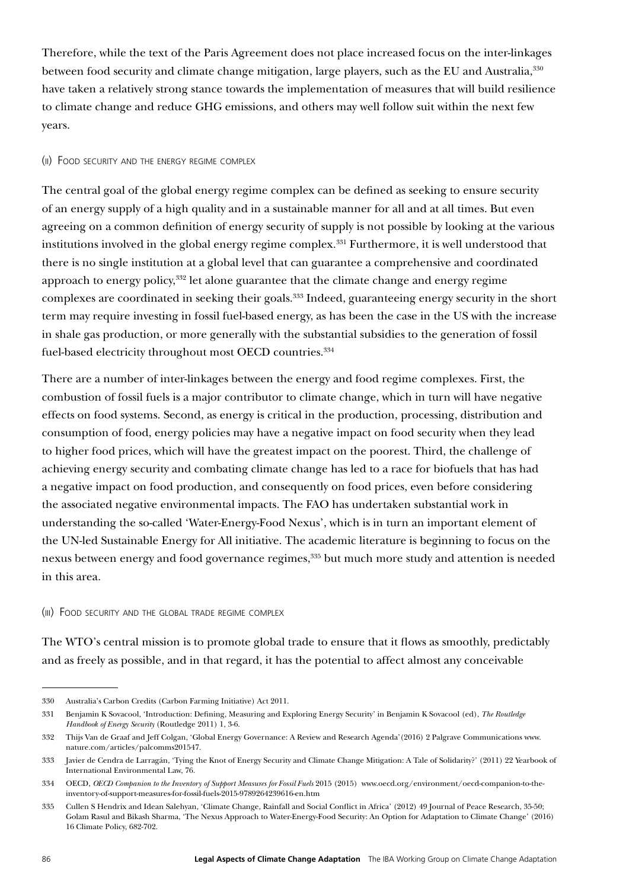Therefore, while the text of the Paris Agreement does not place increased focus on the inter-linkages between food security and climate change mitigation, large players, such as the EU and Australia,[330] have taken a relatively strong stance towards the implementation of measures that will build resilience to climate change and reduce GHG emissions, and others may well follow suit within the next few years.

#### (ii) Food security and the energy regime complex

The central goal of the global energy regime complex can be defined as seeking to ensure security of an energy supply of a high quality and in a sustainable manner for all and at all times. But even agreeing on a common definition of energy security of supply is not possible by looking at the various institutions involved in the global energy regime complex.[331] Furthermore, it is well understood that there is no single institution at a global level that can guarantee a comprehensive and coordinated approach to energy policy,[332] let alone guarantee that the climate change and energy regime complexes are coordinated in seeking their goals.[333] Indeed, guaranteeing energy security in the short term may require investing in fossil fuel-based energy, as has been the case in the US with the increase in shale gas production, or more generally with the substantial subsidies to the generation of fossil fuel-based electricity throughout most OECD countries.[334]

There are a number of inter-linkages between the energy and food regime complexes. First, the combustion of fossil fuels is a major contributor to climate change, which in turn will have negative effects on food systems. Second, as energy is critical in the production, processing, distribution and consumption of food, energy policies may have a negative impact on food security when they lead to higher food prices, which will have the greatest impact on the poorest. Third, the challenge of achieving energy security and combating climate change has led to a race for biofuels that has had a negative impact on food production, and consequently on food prices, even before considering the associated negative environmental impacts. The FAO has undertaken substantial work in understanding the so-called 'Water-Energy-Food Nexus', which is in turn an important element of the UN-led Sustainable Energy for All initiative. The academic literature is beginning to focus on the nexus between energy and food governance regimes,[335] but much more study and attention is needed in this area.

#### (iii) Food security and the global trade regime complex

The WTO's central mission is to promote global trade to ensure that it flows as smoothly, predictably and as freely as possible, and in that regard, it has the potential to affect almost any conceivable

---

330 Australia's Carbon Credits (Carbon Farming Initiative) Act 2011.

331 Benjamin K Sovacool, 'Introduction: Defining, Measuring and Exploring Energy Security' in Benjamin K Sovacool (ed), *The Routledge Handbook of Energy Security* (Routledge 2011) 1, 3-6.

332 Thijs Van de Graaf and Jeff Colgan, 'Global Energy Governance: A Review and Research Agenda' (2016) 2 Palgrave Communications www.nature.com/articles/palcomms201547.

333 Javier de Cendra de Larragán, 'Tying the Knot of Energy Security and Climate Change Mitigation: A Tale of Solidarity?' (2011) 22 Yearbook of International Environmental Law, 76.

334 OECD, *OECD Companion to the Inventory of Support Measures for Fossil Fuels* 2015 (2015) www.oecd.org/environment/oecd-companion-to-the-inventory-of-support-measures-for-fossil-fuels-2015-9789264239616-en.htm

335 Cullen S Hendrix and Idean Salehyan, 'Climate Change, Rainfall and Social Conflict in Africa' (2012) 49 Journal of Peace Research, 35-50; Golam Rasul and Bikash Sharma, 'The Nexus Approach to Water-Energy-Food Security: An Option for Adaptation to Climate Change' (2016) 16 Climate Policy, 682-702.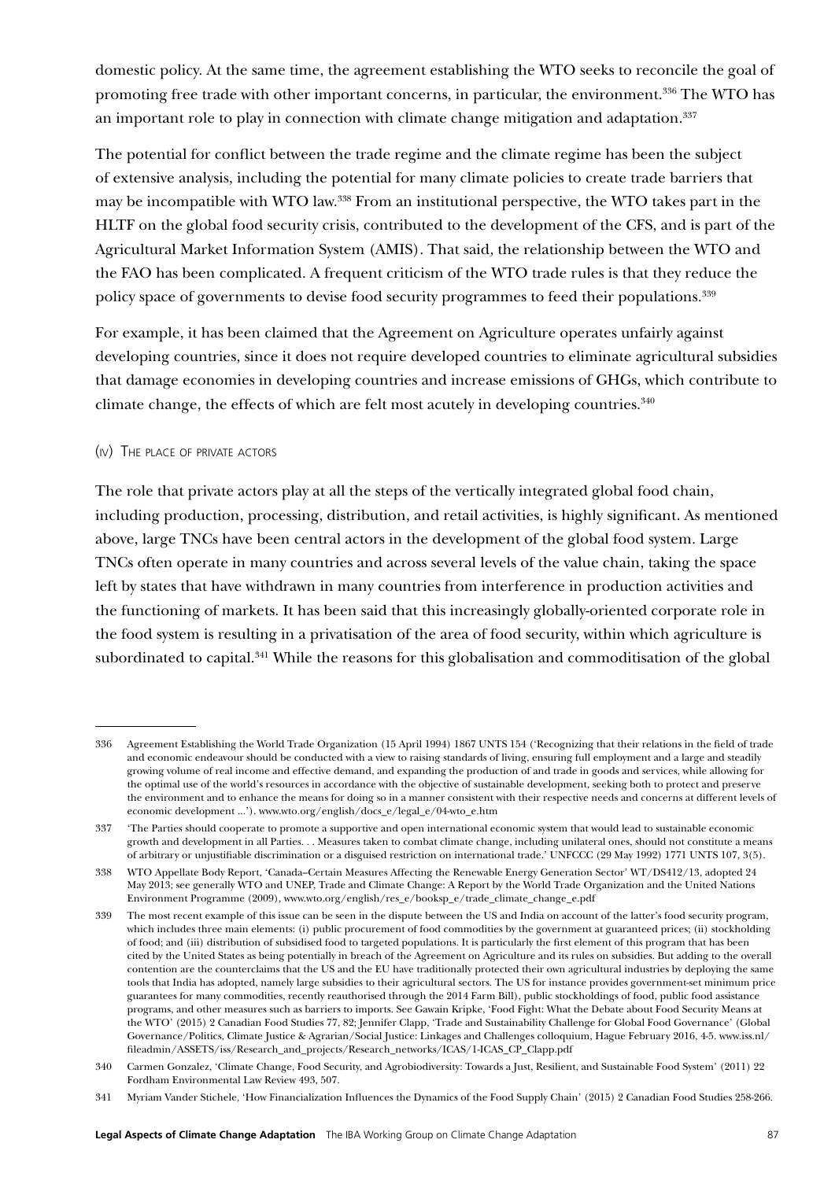domestic policy. At the same time, the agreement establishing the WTO seeks to reconcile the goal of promoting free trade with other important concerns, in particular, the environment.[336] The WTO has an important role to play in connection with climate change mitigation and adaptation.[337]

The potential for conflict between the trade regime and the climate regime has been the subject of extensive analysis, including the potential for many climate policies to create trade barriers that may be incompatible with WTO law.[338] From an institutional perspective, the WTO takes part in the HLTF on the global food security crisis, contributed to the development of the CFS, and is part of the Agricultural Market Information System (AMIS). That said, the relationship between the WTO and the FAO has been complicated. A frequent criticism of the WTO trade rules is that they reduce the policy space of governments to devise food security programmes to feed their populations.[339]

For example, it has been claimed that the Agreement on Agriculture operates unfairly against developing countries, since it does not require developed countries to eliminate agricultural subsidies that damage economies in developing countries and increase emissions of GHGs, which contribute to climate change, the effects of which are felt most acutely in developing countries.[340]

#### (iv) The place of private actors

The role that private actors play at all the steps of the vertically integrated global food chain, including production, processing, distribution, and retail activities, is highly significant. As mentioned above, large TNCs have been central actors in the development of the global food system. Large TNCs often operate in many countries and across several levels of the value chain, taking the space left by states that have withdrawn in many countries from interference in production activities and the functioning of markets. It has been said that this increasingly globally-oriented corporate role in the food system is resulting in a privatisation of the area of food security, within which agriculture is subordinated to capital.[341] While the reasons for this globalisation and commoditisation of the global

---

336 Agreement Establishing the World Trade Organization (15 April 1994) 1867 UNTS 154 ('Recognizing that their relations in the field of trade and economic endeavour should be conducted with a view to raising standards of living, ensuring full employment and a large and steadily growing volume of real income and effective demand, and expanding the production of and trade in goods and services, while allowing for the optimal use of the world's resources in accordance with the objective of sustainable development, seeking both to protect and preserve the environment and to enhance the means for doing so in a manner consistent with their respective needs and concerns at different levels of economic development ...'). www.wto.org/english/docs_e/legal_e/04-wto_e.htm

337 'The Parties should cooperate to promote a supportive and open international economic system that would lead to sustainable economic growth and development in all Parties. . . Measures taken to combat climate change, including unilateral ones, should not constitute a means of arbitrary or unjustifiable discrimination or a disguised restriction on international trade.' UNFCCC (29 May 1992) 1771 UNTS 107, 3(5).

338 WTO Appellate Body Report, 'Canada–Certain Measures Affecting the Renewable Energy Generation Sector' WT/DS412/13, adopted 24 May 2013; see generally WTO and UNEP, Trade and Climate Change: A Report by the World Trade Organization and the United Nations Environment Programme (2009), www.wto.org/english/res_e/booksp_e/trade_climate_change_e.pdf

339 The most recent example of this issue can be seen in the dispute between the US and India on account of the latter's food security program, which includes three main elements: (i) public procurement of food commodities by the government at guaranteed prices; (ii) stockholding of food; and (iii) distribution of subsidised food to targeted populations. It is particularly the first element of this program that has been cited by the United States as being potentially in breach of the Agreement on Agriculture and its rules on subsidies. But adding to the overall contention are the counterclaims that the US and the EU have traditionally protected their own agricultural industries by deploying the same tools that India has adopted, namely large subsidies to their agricultural sectors. The US for instance provides government-set minimum price guarantees for many commodities, recently reauthorised through the 2014 Farm Bill), public stockholdings of food, public food assistance programs, and other measures such as barriers to imports. See Gawain Kripke, 'Food Fight: What the Debate about Food Security Means at the WTO' (2015) 2 Canadian Food Studies 77, 82; Jennifer Clapp, 'Trade and Sustainability Challenge for Global Food Governance' (Global Governance/Politics, Climate Justice & Agrarian/Social Justice: Linkages and Challenges colloquium, Hague February 2016, 4-5. www.iss.nl/fileadmin/ASSETS/iss/Research_and_projects/Research_networks/ICAS/1-ICAS_CP_Clapp.pdf

340 Carmen Gonzalez, 'Climate Change, Food Security, and Agrobiodiversity: Towards a Just, Resilient, and Sustainable Food System' (2011) 22 Fordham Environmental Law Review 493, 507.

341 Myriam Vander Stichele, 'How Financialization Influences the Dynamics of the Food Supply Chain' (2015) 2 Canadian Food Studies 258-266.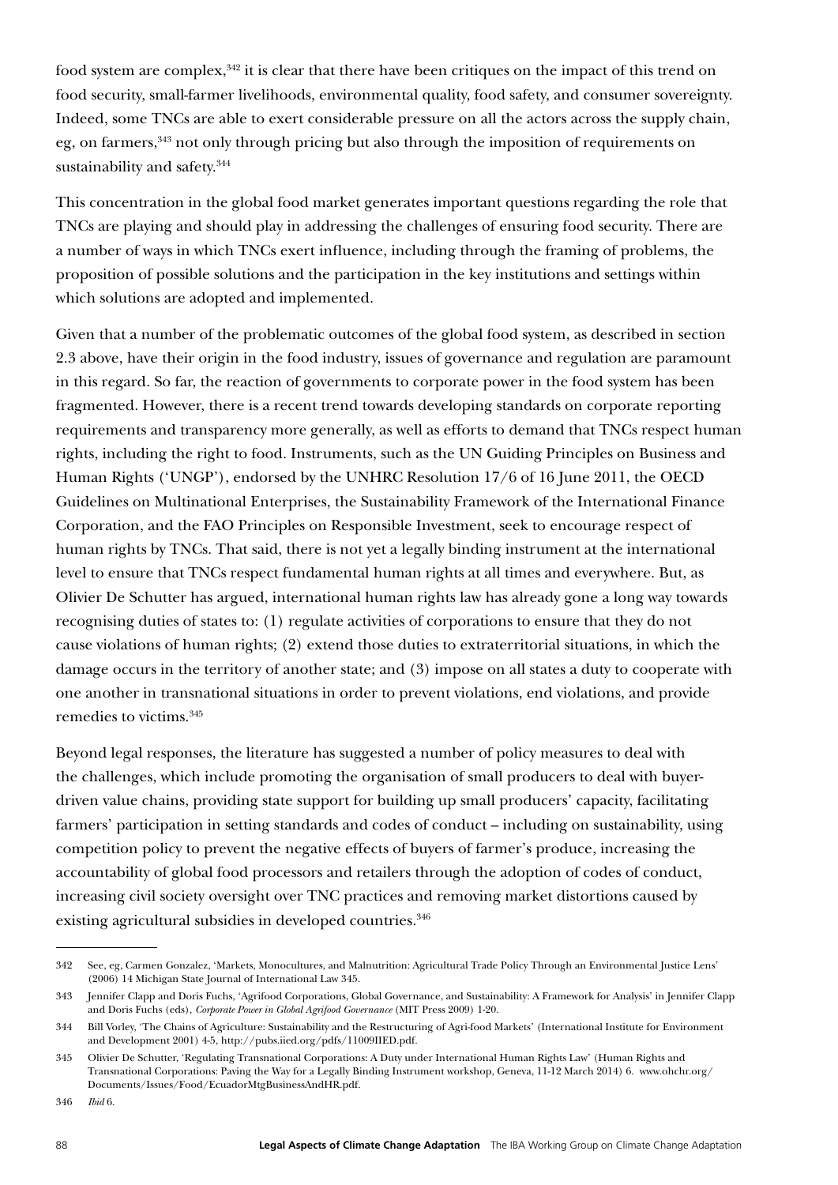food system are complex,[342] it is clear that there have been critiques on the impact of this trend on food security, small-farmer livelihoods, environmental quality, food safety, and consumer sovereignty. Indeed, some TNCs are able to exert considerable pressure on all the actors across the supply chain, eg, on farmers,[343] not only through pricing but also through the imposition of requirements on sustainability and safety.[344]

This concentration in the global food market generates important questions regarding the role that TNCs are playing and should play in addressing the challenges of ensuring food security. There are a number of ways in which TNCs exert influence, including through the framing of problems, the proposition of possible solutions and the participation in the key institutions and settings within which solutions are adopted and implemented.

Given that a number of the problematic outcomes of the global food system, as described in section 2.3 above, have their origin in the food industry, issues of governance and regulation are paramount in this regard. So far, the reaction of governments to corporate power in the food system has been fragmented. However, there is a recent trend towards developing standards on corporate reporting requirements and transparency more generally, as well as efforts to demand that TNCs respect human rights, including the right to food. Instruments, such as the UN Guiding Principles on Business and Human Rights ('UNGP'), endorsed by the UNHRC Resolution 17/6 of 16 June 2011, the OECD Guidelines on Multinational Enterprises, the Sustainability Framework of the International Finance Corporation, and the FAO Principles on Responsible Investment, seek to encourage respect of human rights by TNCs. That said, there is not yet a legally binding instrument at the international level to ensure that TNCs respect fundamental human rights at all times and everywhere. But, as Olivier De Schutter has argued, international human rights law has already gone a long way towards recognising duties of states to: (1) regulate activities of corporations to ensure that they do not cause violations of human rights; (2) extend those duties to extraterritorial situations, in which the damage occurs in the territory of another state; and (3) impose on all states a duty to cooperate with one another in transnational situations in order to prevent violations, end violations, and provide remedies to victims.[345]

Beyond legal responses, the literature has suggested a number of policy measures to deal with the challenges, which include promoting the organisation of small producers to deal with buyer-driven value chains, providing state support for building up small producers' capacity, facilitating farmers' participation in setting standards and codes of conduct – including on sustainability, using competition policy to prevent the negative effects of buyers of farmer's produce, increasing the accountability of global food processors and retailers through the adoption of codes of conduct, increasing civil society oversight over TNC practices and removing market distortions caused by existing agricultural subsidies in developed countries.[346]

---

342 See, eg, Carmen Gonzalez, 'Markets, Monocultures, and Malnutrition: Agricultural Trade Policy Through an Environmental Justice Lens' (2006) 14 Michigan State Journal of International Law 345.

343 Jennifer Clapp and Doris Fuchs, 'Agrifood Corporations, Global Governance, and Sustainability: A Framework for Analysis' in Jennifer Clapp and Doris Fuchs (eds), *Corporate Power in Global Agrifood Governance* (MIT Press 2009) 1-20.

344 Bill Vorley, 'The Chains of Agriculture: Sustainability and the Restructuring of Agri-food Markets' (International Institute for Environment and Development 2001) 4-5, http://pubs.iied.org/pdfs/11009IIED.pdf.

345 Olivier De Schutter, 'Regulating Transnational Corporations: A Duty under International Human Rights Law' (Human Rights and Transnational Corporations: Paving the Way for a Legally Binding Instrument workshop, Geneva, 11-12 March 2014) 6. www.ohchr.org/Documents/Issues/Food/EcuadorMtgBusinessAndHR.pdf.

346 *Ibid* 6.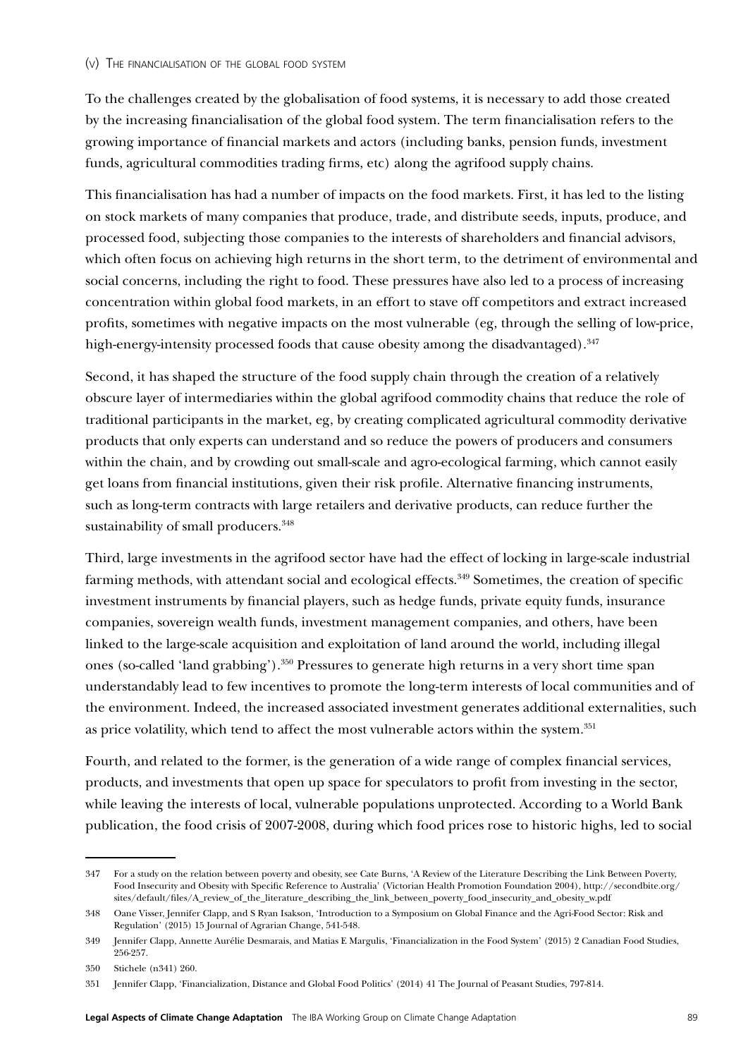#### (v) The financialisation of the global food system

To the challenges created by the globalisation of food systems, it is necessary to add those created by the increasing financialisation of the global food system. The term financialisation refers to the growing importance of financial markets and actors (including banks, pension funds, investment funds, agricultural commodities trading firms, etc) along the agrifood supply chains.

This financialisation has had a number of impacts on the food markets. First, it has led to the listing on stock markets of many companies that produce, trade, and distribute seeds, inputs, produce, and processed food, subjecting those companies to the interests of shareholders and financial advisors, which often focus on achieving high returns in the short term, to the detriment of environmental and social concerns, including the right to food. These pressures have also led to a process of increasing concentration within global food markets, in an effort to stave off competitors and extract increased profits, sometimes with negative impacts on the most vulnerable (eg, through the selling of low-price, high-energy-intensity processed foods that cause obesity among the disadvantaged).[347]

Second, it has shaped the structure of the food supply chain through the creation of a relatively obscure layer of intermediaries within the global agrifood commodity chains that reduce the role of traditional participants in the market, eg, by creating complicated agricultural commodity derivative products that only experts can understand and so reduce the powers of producers and consumers within the chain, and by crowding out small-scale and agro-ecological farming, which cannot easily get loans from financial institutions, given their risk profile. Alternative financing instruments, such as long-term contracts with large retailers and derivative products, can reduce further the sustainability of small producers.[348]

Third, large investments in the agrifood sector have had the effect of locking in large-scale industrial farming methods, with attendant social and ecological effects.[349] Sometimes, the creation of specific investment instruments by financial players, such as hedge funds, private equity funds, insurance companies, sovereign wealth funds, investment management companies, and others, have been linked to the large-scale acquisition and exploitation of land around the world, including illegal ones (so-called 'land grabbing').[350] Pressures to generate high returns in a very short time span understandably lead to few incentives to promote the long-term interests of local communities and of the environment. Indeed, the increased associated investment generates additional externalities, such as price volatility, which tend to affect the most vulnerable actors within the system.[351]

Fourth, and related to the former, is the generation of a wide range of complex financial services, products, and investments that open up space for speculators to profit from investing in the sector, while leaving the interests of local, vulnerable populations unprotected. According to a World Bank publication, the food crisis of 2007-2008, during which food prices rose to historic highs, led to social

---

347 For a study on the relation between poverty and obesity, see Cate Burns, 'A Review of the Literature Describing the Link Between Poverty, Food Insecurity and Obesity with Specific Reference to Australia' (Victorian Health Promotion Foundation 2004), http://secondbite.org/sites/default/files/A_review_of_the_literature_describing_the_link_between_poverty_food_insecurity_and_obesity_w.pdf

348 Oane Visser, Jennifer Clapp, and S Ryan Isakson, 'Introduction to a Symposium on Global Finance and the Agri-Food Sector: Risk and Regulation' (2015) 15 Journal of Agrarian Change, 541-548.

349 Jennifer Clapp, Annette Aurélie Desmarais, and Matias E Margulis, 'Financialization in the Food System' (2015) 2 Canadian Food Studies, 256-257.

350 Stichele (n341) 260.

351 Jennifer Clapp, 'Financialization, Distance and Global Food Politics' (2014) 41 The Journal of Peasant Studies, 797-814.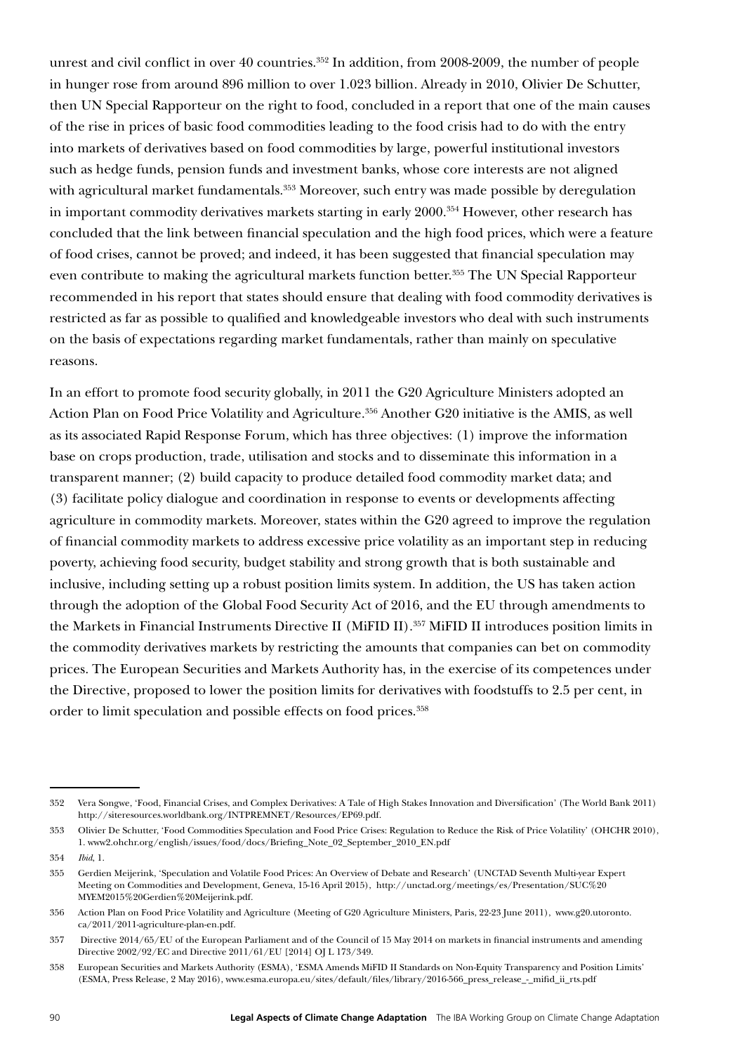unrest and civil conflict in over 40 countries.[352] In addition, from 2008-2009, the number of people in hunger rose from around 896 million to over 1.023 billion. Already in 2010, Olivier De Schutter, then UN Special Rapporteur on the right to food, concluded in a report that one of the main causes of the rise in prices of basic food commodities leading to the food crisis had to do with the entry into markets of derivatives based on food commodities by large, powerful institutional investors such as hedge funds, pension funds and investment banks, whose core interests are not aligned with agricultural market fundamentals.[353] Moreover, such entry was made possible by deregulation in important commodity derivatives markets starting in early 2000.[354] However, other research has concluded that the link between financial speculation and the high food prices, which were a feature of food crises, cannot be proved; and indeed, it has been suggested that financial speculation may even contribute to making the agricultural markets function better.[355] The UN Special Rapporteur recommended in his report that states should ensure that dealing with food commodity derivatives is restricted as far as possible to qualified and knowledgeable investors who deal with such instruments on the basis of expectations regarding market fundamentals, rather than mainly on speculative reasons.

In an effort to promote food security globally, in 2011 the G20 Agriculture Ministers adopted an Action Plan on Food Price Volatility and Agriculture.[356] Another G20 initiative is the AMIS, as well as its associated Rapid Response Forum, which has three objectives: (1) improve the information base on crops production, trade, utilisation and stocks and to disseminate this information in a transparent manner; (2) build capacity to produce detailed food commodity market data; and (3) facilitate policy dialogue and coordination in response to events or developments affecting agriculture in commodity markets. Moreover, states within the G20 agreed to improve the regulation of financial commodity markets to address excessive price volatility as an important step in reducing poverty, achieving food security, budget stability and strong growth that is both sustainable and inclusive, including setting up a robust position limits system. In addition, the US has taken action through the adoption of the Global Food Security Act of 2016, and the EU through amendments to the Markets in Financial Instruments Directive II (MiFID II).[357] MiFID II introduces position limits in the commodity derivatives markets by restricting the amounts that companies can bet on commodity prices. The European Securities and Markets Authority has, in the exercise of its competences under the Directive, proposed to lower the position limits for derivatives with foodstuffs to 2.5 per cent, in order to limit speculation and possible effects on food prices.[358]

---

352 Vera Songwe, 'Food, Financial Crises, and Complex Derivatives: A Tale of High Stakes Innovation and Diversification' (The World Bank 2011) http://siteresources.worldbank.org/INTPREMNET/Resources/EP69.pdf.

353 Olivier De Schutter, 'Food Commodities Speculation and Food Price Crises: Regulation to Reduce the Risk of Price Volatility' (OHCHR 2010), 1. www2.ohchr.org/english/issues/food/docs/Briefing_Note_02_September_2010_EN.pdf

354 *Ibid*, 1.

355 Gerdien Meijerink, 'Speculation and Volatile Food Prices: An Overview of Debate and Research' (UNCTAD Seventh Multi-year Expert Meeting on Commodities and Development, Geneva, 15-16 April 2015), http://unctad.org/meetings/es/Presentation/SUC%20MYEM2015%20Gerdien%20Meijerink.pdf.

356 Action Plan on Food Price Volatility and Agriculture (Meeting of G20 Agriculture Ministers, Paris, 22-23 June 2011), www.g20.utoronto.ca/2011/2011-agriculture-plan-en.pdf.

357 Directive 2014/65/EU of the European Parliament and of the Council of 15 May 2014 on markets in financial instruments and amending Directive 2002/92/EC and Directive 2011/61/EU [2014] OJ L 173/349.

358 European Securities and Markets Authority (ESMA), 'ESMA Amends MiFID II Standards on Non-Equity Transparency and Position Limits' (ESMA, Press Release, 2 May 2016), www.esma.europa.eu/sites/default/files/library/2016-566_press_release_-_mifid_ii_rts.pdf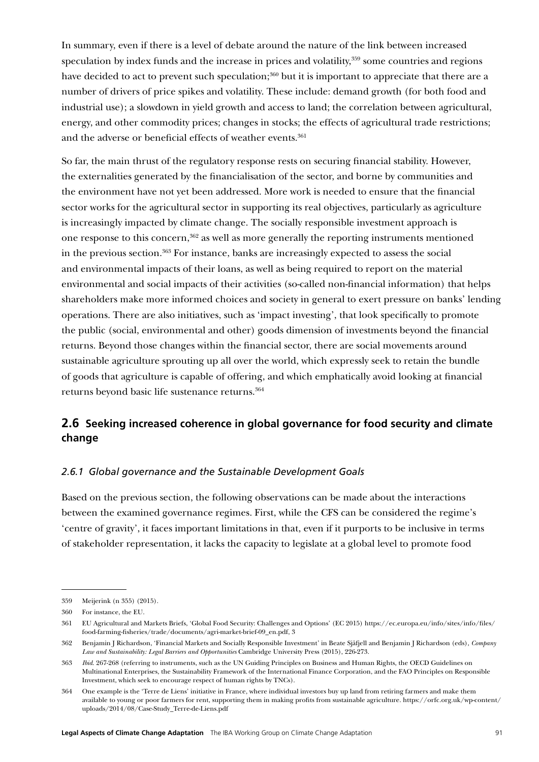In summary, even if there is a level of debate around the nature of the link between increased speculation by index funds and the increase in prices and volatility,[359] some countries and regions have decided to act to prevent such speculation;[360] but it is important to appreciate that there are a number of drivers of price spikes and volatility. These include: demand growth (for both food and industrial use); a slowdown in yield growth and access to land; the correlation between agricultural, energy, and other commodity prices; changes in stocks; the effects of agricultural trade restrictions; and the adverse or beneficial effects of weather events.[361]

So far, the main thrust of the regulatory response rests on securing financial stability. However, the externalities generated by the financialisation of the sector, and borne by communities and the environment have not yet been addressed. More work is needed to ensure that the financial sector works for the agricultural sector in supporting its real objectives, particularly as agriculture is increasingly impacted by climate change. The socially responsible investment approach is one response to this concern,[362] as well as more generally the reporting instruments mentioned in the previous section.[363] For instance, banks are increasingly expected to assess the social and environmental impacts of their loans, as well as being required to report on the material environmental and social impacts of their activities (so-called non-financial information) that helps shareholders make more informed choices and society in general to exert pressure on banks' lending operations. There are also initiatives, such as 'impact investing', that look specifically to promote the public (social, environmental and other) goods dimension of investments beyond the financial returns. Beyond those changes within the financial sector, there are social movements around sustainable agriculture sprouting up all over the world, which expressly seek to retain the bundle of goods that agriculture is capable of offering, and which emphatically avoid looking at financial returns beyond basic life sustenance returns.[364]

## 2.6 Seeking increased coherence in global governance for food security and climate change

### *2.6.1 Global governance and the Sustainable Development Goals*

Based on the previous section, the following observations can be made about the interactions between the examined governance regimes. First, while the CFS can be considered the regime's 'centre of gravity', it faces important limitations in that, even if it purports to be inclusive in terms of stakeholder representation, it lacks the capacity to legislate at a global level to promote food

---

359 Meijerink (n 355) (2015).

360 For instance, the EU.

361 EU Agricultural and Markets Briefs, 'Global Food Security: Challenges and Options' (EC 2015) https://ec.europa.eu/info/sites/info/files/food-farming-fisheries/trade/documents/agri-market-brief-09_en.pdf, 3

362 Benjamin J Richardson, 'Financial Markets and Socially Responsible Investment' in Beate Sjåfjell and Benjamin J Richardson (eds), *Company Law and Sustainability: Legal Barriers and Opportunities* Cambridge University Press (2015), 226-273.

363 *Ibid*. 267-268 (referring to instruments, such as the UN Guiding Principles on Business and Human Rights, the OECD Guidelines on Multinational Enterprises, the Sustainability Framework of the International Finance Corporation, and the FAO Principles on Responsible Investment, which seek to encourage respect of human rights by TNCs).

364 One example is the 'Terre de Liens' initiative in France, where individual investors buy up land from retiring farmers and make them available to young or poor farmers for rent, supporting them in making profits from sustainable agriculture. https://orfc.org.uk/wp-content/uploads/2014/08/Case-Study_Terre-de-Liens.pdf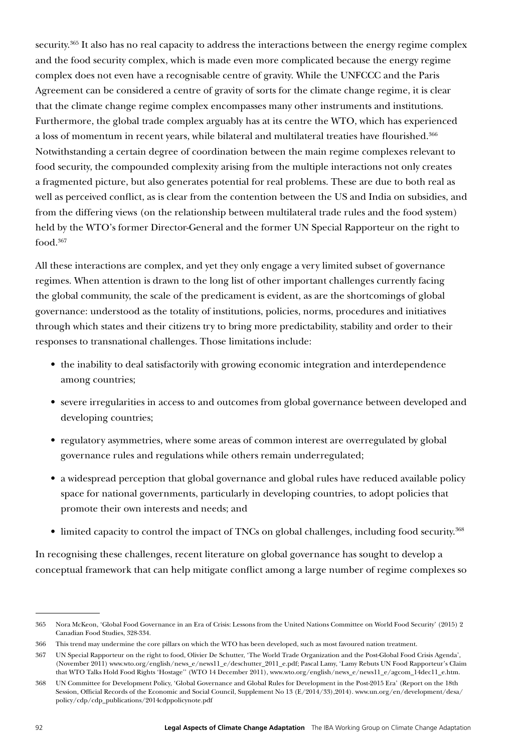security.[365] It also has no real capacity to address the interactions between the energy regime complex and the food security complex, which is made even more complicated because the energy regime complex does not even have a recognisable centre of gravity. While the UNFCCC and the Paris Agreement can be considered a centre of gravity of sorts for the climate change regime, it is clear that the climate change regime complex encompasses many other instruments and institutions. Furthermore, the global trade complex arguably has at its centre the WTO, which has experienced a loss of momentum in recent years, while bilateral and multilateral treaties have flourished.[366] Notwithstanding a certain degree of coordination between the main regime complexes relevant to food security, the compounded complexity arising from the multiple interactions not only creates a fragmented picture, but also generates potential for real problems. These are due to both real as well as perceived conflict, as is clear from the contention between the US and India on subsidies, and from the differing views (on the relationship between multilateral trade rules and the food system) held by the WTO's former Director-General and the former UN Special Rapporteur on the right to food.[367]

All these interactions are complex, and yet they only engage a very limited subset of governance regimes. When attention is drawn to the long list of other important challenges currently facing the global community, the scale of the predicament is evident, as are the shortcomings of global governance: understood as the totality of institutions, policies, norms, procedures and initiatives through which states and their citizens try to bring more predictability, stability and order to their responses to transnational challenges. Those limitations include:

- the inability to deal satisfactorily with growing economic integration and interdependence among countries;
- severe irregularities in access to and outcomes from global governance between developed and developing countries;
- regulatory asymmetries, where some areas of common interest are overregulated by global governance rules and regulations while others remain underregulated;
- a widespread perception that global governance and global rules have reduced available policy space for national governments, particularly in developing countries, to adopt policies that promote their own interests and needs; and
- limited capacity to control the impact of TNCs on global challenges, including food security.[368]

In recognising these challenges, recent literature on global governance has sought to develop a conceptual framework that can help mitigate conflict among a large number of regime complexes so

---

365 Nora McKeon, 'Global Food Governance in an Era of Crisis: Lessons from the United Nations Committee on World Food Security' (2015) 2 Canadian Food Studies, 328-334.

366 This trend may undermine the core pillars on which the WTO has been developed, such as most favoured nation treatment.

367 UN Special Rapporteur on the right to food, Olivier De Schutter, 'The World Trade Organization and the Post-Global Food Crisis Agenda', (November 2011) www.wto.org/english/news_e/news11_e/deschutter_2011_e.pdf; Pascal Lamy, 'Lamy Rebuts UN Food Rapporteur's Claim that WTO Talks Hold Food Rights 'Hostage'' (WTO 14 December 2011), www.wto.org/english/news_e/news11_e/agcom_14dec11_e.htm.

368 UN Committee for Development Policy, 'Global Governance and Global Rules for Development in the Post-2015 Era' (Report on the 18th Session, Official Records of the Economic and Social Council, Supplement No 13 (E/2014/33),2014). www.un.org/en/development/desa/policy/cdp/cdp_publications/2014cdppolicynote.pdf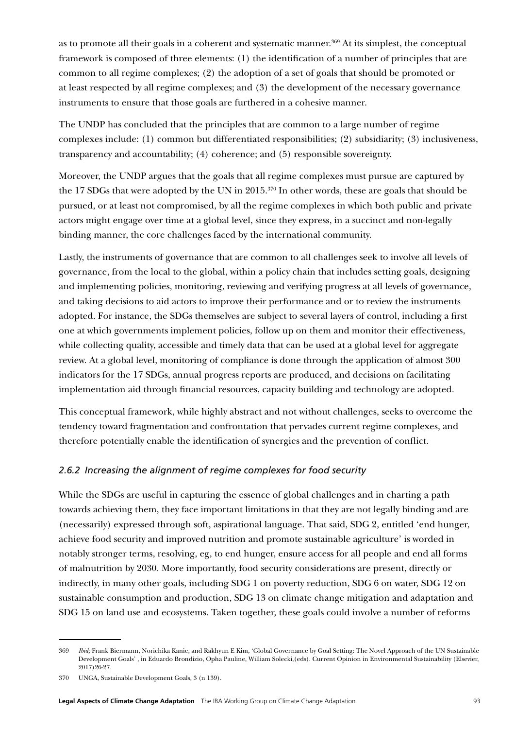as to promote all their goals in a coherent and systematic manner.[369] At its simplest, the conceptual framework is composed of three elements: (1) the identification of a number of principles that are common to all regime complexes; (2) the adoption of a set of goals that should be promoted or at least respected by all regime complexes; and (3) the development of the necessary governance instruments to ensure that those goals are furthered in a cohesive manner.

The UNDP has concluded that the principles that are common to a large number of regime complexes include: (1) common but differentiated responsibilities; (2) subsidiarity; (3) inclusiveness, transparency and accountability; (4) coherence; and (5) responsible sovereignty.

Moreover, the UNDP argues that the goals that all regime complexes must pursue are captured by the 17 SDGs that were adopted by the UN in 2015.[370] In other words, these are goals that should be pursued, or at least not compromised, by all the regime complexes in which both public and private actors might engage over time at a global level, since they express, in a succinct and non-legally binding manner, the core challenges faced by the international community.

Lastly, the instruments of governance that are common to all challenges seek to involve all levels of governance, from the local to the global, within a policy chain that includes setting goals, designing and implementing policies, monitoring, reviewing and verifying progress at all levels of governance, and taking decisions to aid actors to improve their performance and or to review the instruments adopted. For instance, the SDGs themselves are subject to several layers of control, including a first one at which governments implement policies, follow up on them and monitor their effectiveness, while collecting quality, accessible and timely data that can be used at a global level for aggregate review. At a global level, monitoring of compliance is done through the application of almost 300 indicators for the 17 SDGs, annual progress reports are produced, and decisions on facilitating implementation aid through financial resources, capacity building and technology are adopted.

This conceptual framework, while highly abstract and not without challenges, seeks to overcome the tendency toward fragmentation and confrontation that pervades current regime complexes, and therefore potentially enable the identification of synergies and the prevention of conflict.

### *2.6.2 Increasing the alignment of regime complexes for food security*

While the SDGs are useful in capturing the essence of global challenges and in charting a path towards achieving them, they face important limitations in that they are not legally binding and are (necessarily) expressed through soft, aspirational language. That said, SDG 2, entitled 'end hunger, achieve food security and improved nutrition and promote sustainable agriculture' is worded in notably stronger terms, resolving, eg, to end hunger, ensure access for all people and end all forms of malnutrition by 2030. More importantly, food security considerations are present, directly or indirectly, in many other goals, including SDG 1 on poverty reduction, SDG 6 on water, SDG 12 on sustainable consumption and production, SDG 13 on climate change mitigation and adaptation and SDG 15 on land use and ecosystems. Taken together, these goals could involve a number of reforms

---

369 *Ibid;* Frank Biermann, Norichika Kanie, and Rakhyun E Kim, 'Global Governance by Goal Setting: The Novel Approach of the UN Sustainable Development Goals' , in Eduardo Brondizio, Opha Pauline, William Solecki,(eds). Current Opinion in Environmental Sustainability (Elsevier, 2017)26-27.

370 UNGA, Sustainable Development Goals, 3 (n 139).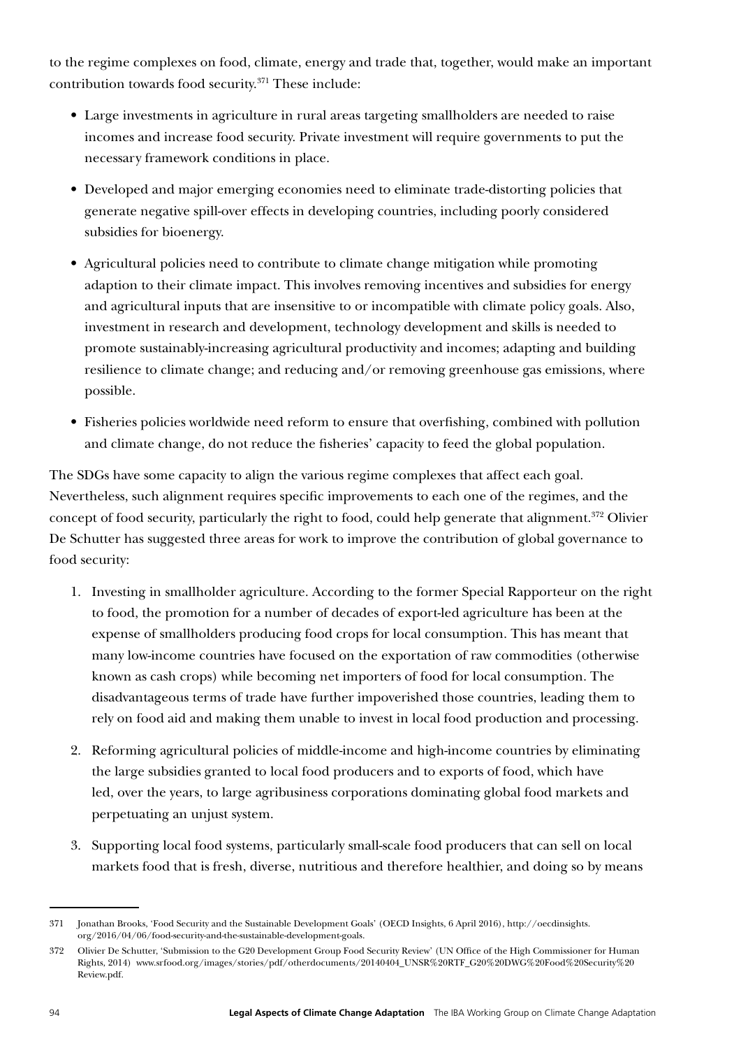to the regime complexes on food, climate, energy and trade that, together, would make an important contribution towards food security.[371] These include:

- Large investments in agriculture in rural areas targeting smallholders are needed to raise incomes and increase food security. Private investment will require governments to put the necessary framework conditions in place.
- Developed and major emerging economies need to eliminate trade-distorting policies that generate negative spill-over effects in developing countries, including poorly considered subsidies for bioenergy.
- Agricultural policies need to contribute to climate change mitigation while promoting adaption to their climate impact. This involves removing incentives and subsidies for energy and agricultural inputs that are insensitive to or incompatible with climate policy goals. Also, investment in research and development, technology development and skills is needed to promote sustainably-increasing agricultural productivity and incomes; adapting and building resilience to climate change; and reducing and/or removing greenhouse gas emissions, where possible.
- Fisheries policies worldwide need reform to ensure that overfishing, combined with pollution and climate change, do not reduce the fisheries' capacity to feed the global population.

The SDGs have some capacity to align the various regime complexes that affect each goal. Nevertheless, such alignment requires specific improvements to each one of the regimes, and the concept of food security, particularly the right to food, could help generate that alignment.[372] Olivier De Schutter has suggested three areas for work to improve the contribution of global governance to food security:

1. Investing in smallholder agriculture. According to the former Special Rapporteur on the right to food, the promotion for a number of decades of export-led agriculture has been at the expense of smallholders producing food crops for local consumption. This has meant that many low-income countries have focused on the exportation of raw commodities (otherwise known as cash crops) while becoming net importers of food for local consumption. The disadvantageous terms of trade have further impoverished those countries, leading them to rely on food aid and making them unable to invest in local food production and processing.
2. Reforming agricultural policies of middle-income and high-income countries by eliminating the large subsidies granted to local food producers and to exports of food, which have led, over the years, to large agribusiness corporations dominating global food markets and perpetuating an unjust system.
3. Supporting local food systems, particularly small-scale food producers that can sell on local markets food that is fresh, diverse, nutritious and therefore healthier, and doing so by means

---

371 Jonathan Brooks, 'Food Security and the Sustainable Development Goals' (OECD Insights, 6 April 2016), http://oecdinsights.org/2016/04/06/food-security-and-the-sustainable-development-goals.

372 Olivier De Schutter, 'Submission to the G20 Development Group Food Security Review' (UN Office of the High Commissioner for Human Rights, 2014) www.srfood.org/images/stories/pdf/otherdocuments/20140404_UNSR%20RTF_G20%20DWG%20Food%20Security%20Review.pdf.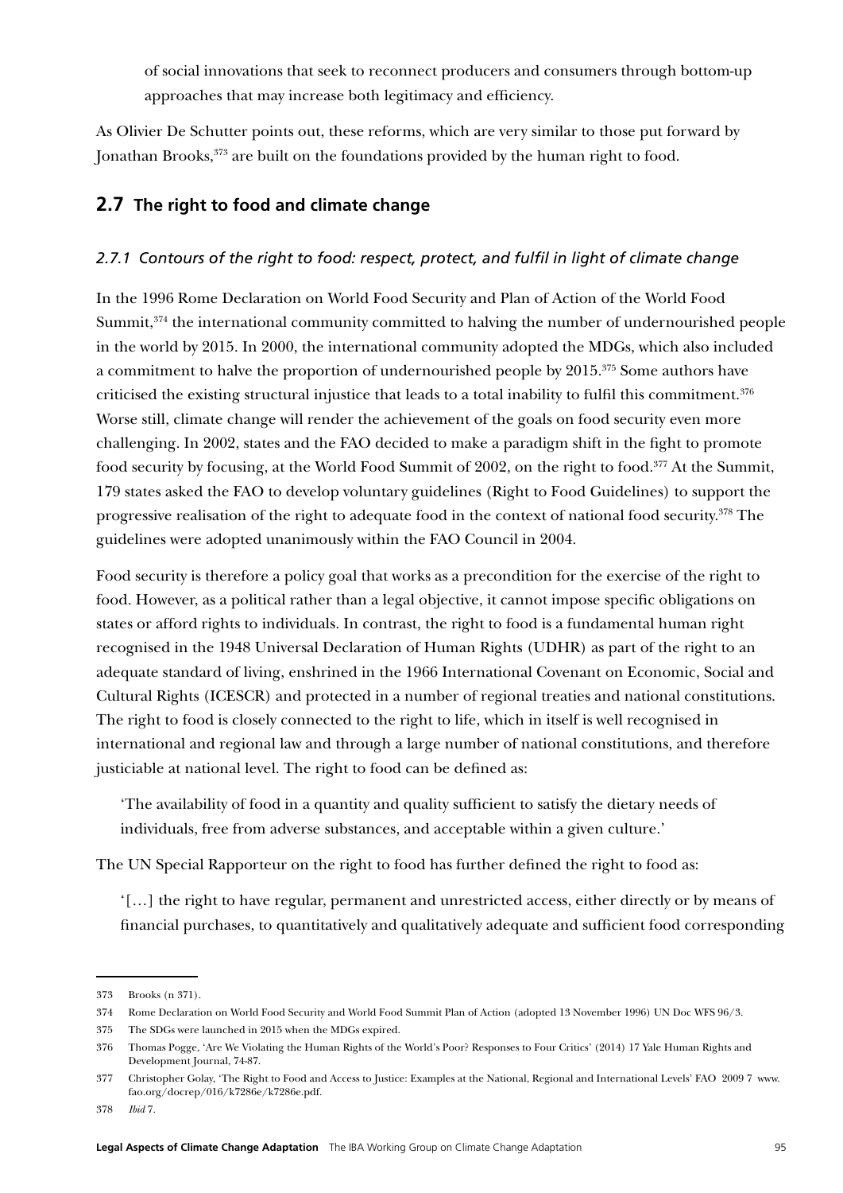of social innovations that seek to reconnect producers and consumers through bottom-up approaches that may increase both legitimacy and efficiency.

As Olivier De Schutter points out, these reforms, which are very similar to those put forward by Jonathan Brooks,[373] are built on the foundations provided by the human right to food.

## 2.7 The right to food and climate change

### *2.7.1 Contours of the right to food: respect, protect, and fulfil in light of climate change*

In the 1996 Rome Declaration on World Food Security and Plan of Action of the World Food Summit,[374] the international community committed to halving the number of undernourished people in the world by 2015. In 2000, the international community adopted the MDGs, which also included a commitment to halve the proportion of undernourished people by 2015.[375] Some authors have criticised the existing structural injustice that leads to a total inability to fulfil this commitment.[376] Worse still, climate change will render the achievement of the goals on food security even more challenging. In 2002, states and the FAO decided to make a paradigm shift in the fight to promote food security by focusing, at the World Food Summit of 2002, on the right to food.[377] At the Summit, 179 states asked the FAO to develop voluntary guidelines (Right to Food Guidelines) to support the progressive realisation of the right to adequate food in the context of national food security.[378] The guidelines were adopted unanimously within the FAO Council in 2004.

Food security is therefore a policy goal that works as a precondition for the exercise of the right to food. However, as a political rather than a legal objective, it cannot impose specific obligations on states or afford rights to individuals. In contrast, the right to food is a fundamental human right recognised in the 1948 Universal Declaration of Human Rights (UDHR) as part of the right to an adequate standard of living, enshrined in the 1966 International Covenant on Economic, Social and Cultural Rights (ICESCR) and protected in a number of regional treaties and national constitutions. The right to food is closely connected to the right to life, which in itself is well recognised in international and regional law and through a large number of national constitutions, and therefore justiciable at national level. The right to food can be defined as:

> 'The availability of food in a quantity and quality sufficient to satisfy the dietary needs of individuals, free from adverse substances, and acceptable within a given culture.'

The UN Special Rapporteur on the right to food has further defined the right to food as:

> '[…] the right to have regular, permanent and unrestricted access, either directly or by means of financial purchases, to quantitatively and qualitatively adequate and sufficient food corresponding

---

373 Brooks (n 371).

374 Rome Declaration on World Food Security and World Food Summit Plan of Action (adopted 13 November 1996) UN Doc WFS 96/3.

375 The SDGs were launched in 2015 when the MDGs expired.

376 Thomas Pogge, 'Are We Violating the Human Rights of the World's Poor? Responses to Four Critics' (2014) 17 Yale Human Rights and Development Journal, 74-87.

377 Christopher Golay, 'The Right to Food and Access to Justice: Examples at the National, Regional and International Levels' FAO 2009 7 www.fao.org/docrep/016/k7286e/k7286e.pdf.

378 *Ibid* 7.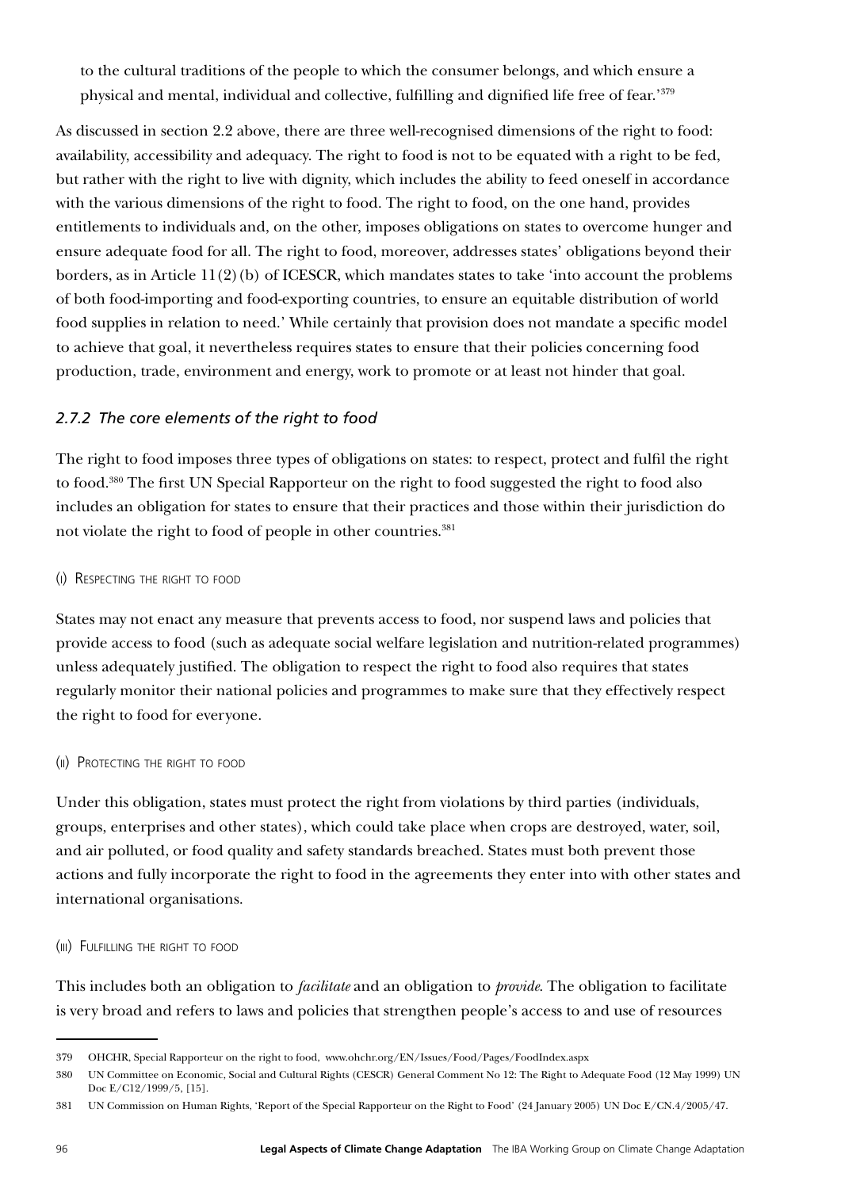to the cultural traditions of the people to which the consumer belongs, and which ensure a physical and mental, individual and collective, fulfilling and dignified life free of fear.'[379]

As discussed in section 2.2 above, there are three well-recognised dimensions of the right to food: availability, accessibility and adequacy. The right to food is not to be equated with a right to be fed, but rather with the right to live with dignity, which includes the ability to feed oneself in accordance with the various dimensions of the right to food. The right to food, on the one hand, provides entitlements to individuals and, on the other, imposes obligations on states to overcome hunger and ensure adequate food for all. The right to food, moreover, addresses states' obligations beyond their borders, as in Article 11(2)(b) of ICESCR, which mandates states to take 'into account the problems of both food-importing and food-exporting countries, to ensure an equitable distribution of world food supplies in relation to need.' While certainly that provision does not mandate a specific model to achieve that goal, it nevertheless requires states to ensure that their policies concerning food production, trade, environment and energy, work to promote or at least not hinder that goal.

### *2.7.2 The core elements of the right to food*

The right to food imposes three types of obligations on states: to respect, protect and fulfil the right to food.[380] The first UN Special Rapporteur on the right to food suggested the right to food also includes an obligation for states to ensure that their practices and those within their jurisdiction do not violate the right to food of people in other countries.[381]

#### (i) Respecting the right to food

States may not enact any measure that prevents access to food, nor suspend laws and policies that provide access to food (such as adequate social welfare legislation and nutrition-related programmes) unless adequately justified. The obligation to respect the right to food also requires that states regularly monitor their national policies and programmes to make sure that they effectively respect the right to food for everyone.

#### (ii) Protecting the right to food

Under this obligation, states must protect the right from violations by third parties (individuals, groups, enterprises and other states), which could take place when crops are destroyed, water, soil, and air polluted, or food quality and safety standards breached. States must both prevent those actions and fully incorporate the right to food in the agreements they enter into with other states and international organisations.

#### (iii) Fulfilling the right to food

This includes both an obligation to *facilitate* and an obligation to *provide*. The obligation to facilitate is very broad and refers to laws and policies that strengthen people's access to and use of resources

---

379 OHCHR, Special Rapporteur on the right to food, www.ohchr.org/EN/Issues/Food/Pages/FoodIndex.aspx

380 UN Committee on Economic, Social and Cultural Rights (CESCR) General Comment No 12: The Right to Adequate Food (12 May 1999) UN Doc E/C12/1999/5, [15].

381 UN Commission on Human Rights, 'Report of the Special Rapporteur on the Right to Food' (24 January 2005) UN Doc E/CN.4/2005/47.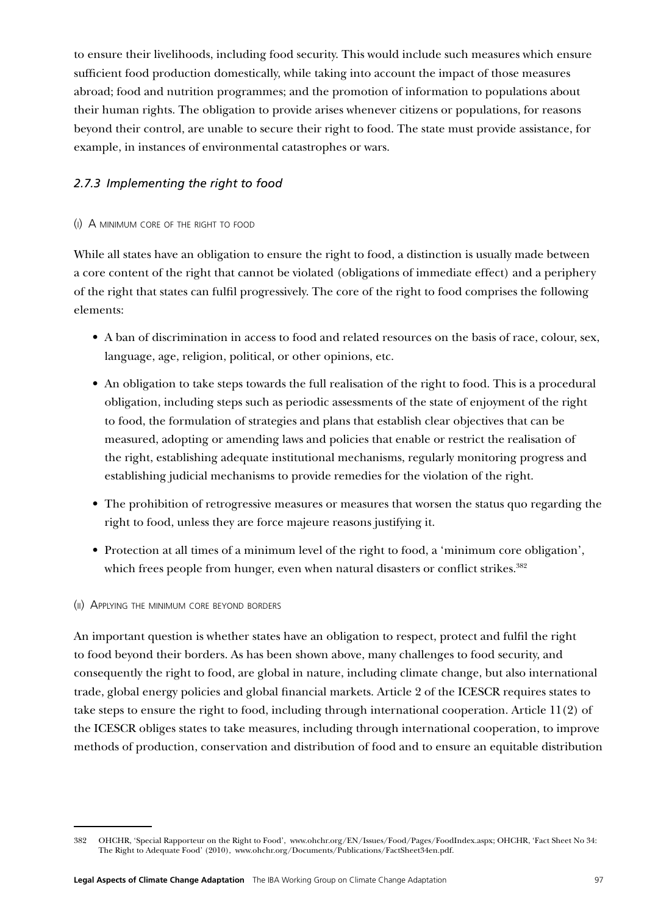to ensure their livelihoods, including food security. This would include such measures which ensure sufficient food production domestically, while taking into account the impact of those measures abroad; food and nutrition programmes; and the promotion of information to populations about their human rights. The obligation to provide arises whenever citizens or populations, for reasons beyond their control, are unable to secure their right to food. The state must provide assistance, for example, in instances of environmental catastrophes or wars.

### *2.7.3 Implementing the right to food*

#### (i) A minimum core of the right to food

While all states have an obligation to ensure the right to food, a distinction is usually made between a core content of the right that cannot be violated (obligations of immediate effect) and a periphery of the right that states can fulfil progressively. The core of the right to food comprises the following elements:

- A ban of discrimination in access to food and related resources on the basis of race, colour, sex, language, age, religion, political, or other opinions, etc.
- An obligation to take steps towards the full realisation of the right to food. This is a procedural obligation, including steps such as periodic assessments of the state of enjoyment of the right to food, the formulation of strategies and plans that establish clear objectives that can be measured, adopting or amending laws and policies that enable or restrict the realisation of the right, establishing adequate institutional mechanisms, regularly monitoring progress and establishing judicial mechanisms to provide remedies for the violation of the right.
- The prohibition of retrogressive measures or measures that worsen the status quo regarding the right to food, unless they are force majeure reasons justifying it.
- Protection at all times of a minimum level of the right to food, a 'minimum core obligation', which frees people from hunger, even when natural disasters or conflict strikes.[382]

#### (ii) Applying the minimum core beyond borders

An important question is whether states have an obligation to respect, protect and fulfil the right to food beyond their borders. As has been shown above, many challenges to food security, and consequently the right to food, are global in nature, including climate change, but also international trade, global energy policies and global financial markets. Article 2 of the ICESCR requires states to take steps to ensure the right to food, including through international cooperation. Article 11(2) of the ICESCR obliges states to take measures, including through international cooperation, to improve methods of production, conservation and distribution of food and to ensure an equitable distribution

---

382 OHCHR, 'Special Rapporteur on the Right to Food', www.ohchr.org/EN/Issues/Food/Pages/FoodIndex.aspx; OHCHR, 'Fact Sheet No 34: The Right to Adequate Food' (2010), www.ohchr.org/Documents/Publications/FactSheet34en.pdf.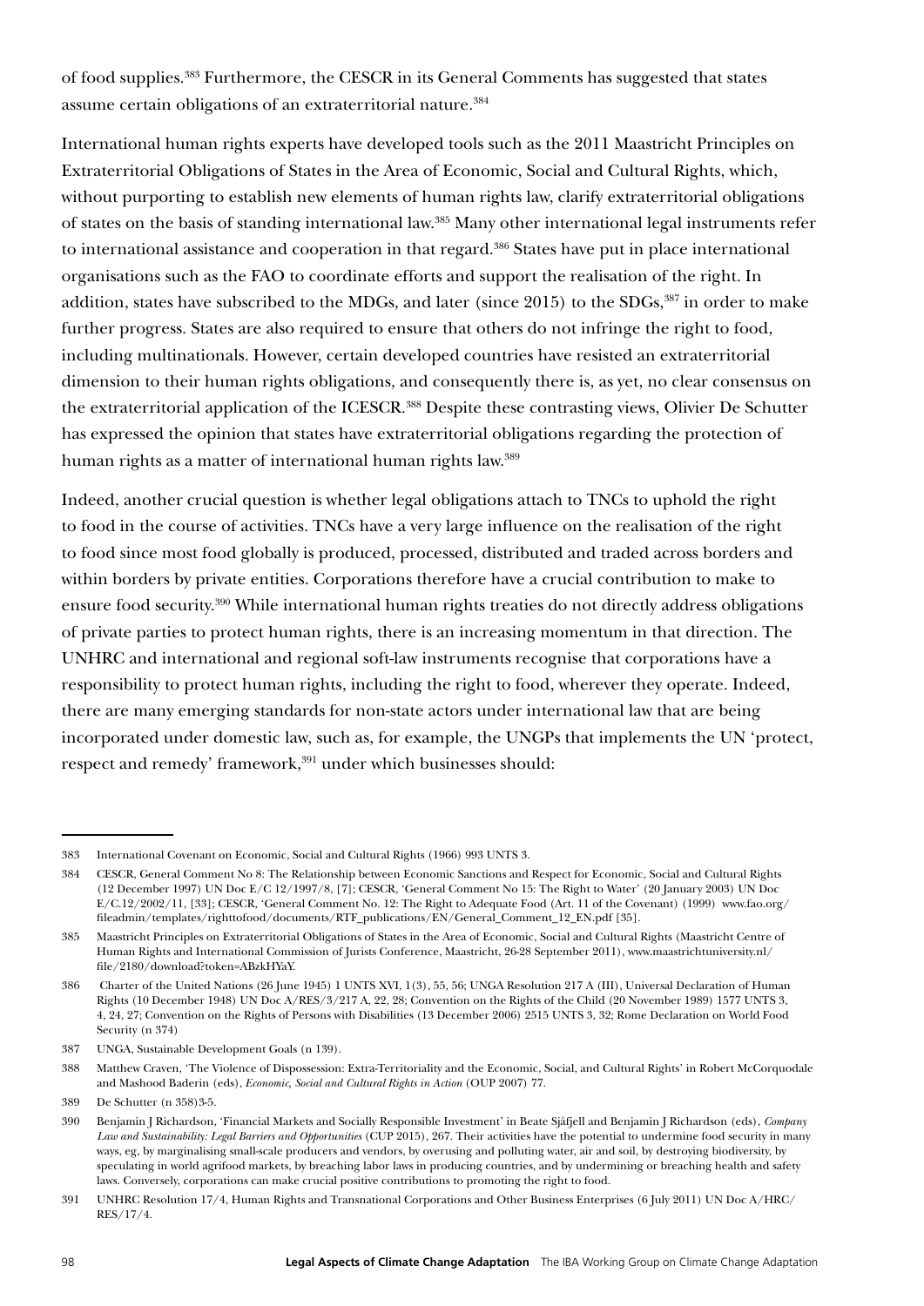of food supplies.[383] Furthermore, the CESCR in its General Comments has suggested that states assume certain obligations of an extraterritorial nature.[384]

International human rights experts have developed tools such as the 2011 Maastricht Principles on Extraterritorial Obligations of States in the Area of Economic, Social and Cultural Rights, which, without purporting to establish new elements of human rights law, clarify extraterritorial obligations of states on the basis of standing international law.[385] Many other international legal instruments refer to international assistance and cooperation in that regard.[386] States have put in place international organisations such as the FAO to coordinate efforts and support the realisation of the right. In addition, states have subscribed to the MDGs, and later (since 2015) to the SDGs,[387] in order to make further progress. States are also required to ensure that others do not infringe the right to food, including multinationals. However, certain developed countries have resisted an extraterritorial dimension to their human rights obligations, and consequently there is, as yet, no clear consensus on the extraterritorial application of the ICESCR.[388] Despite these contrasting views, Olivier De Schutter has expressed the opinion that states have extraterritorial obligations regarding the protection of human rights as a matter of international human rights law.[389]

Indeed, another crucial question is whether legal obligations attach to TNCs to uphold the right to food in the course of activities. TNCs have a very large influence on the realisation of the right to food since most food globally is produced, processed, distributed and traded across borders and within borders by private entities. Corporations therefore have a crucial contribution to make to ensure food security.[390] While international human rights treaties do not directly address obligations of private parties to protect human rights, there is an increasing momentum in that direction. The UNHRC and international and regional soft-law instruments recognise that corporations have a responsibility to protect human rights, including the right to food, wherever they operate. Indeed, there are many emerging standards for non-state actors under international law that are being incorporated under domestic law, such as, for example, the UNGPs that implements the UN 'protect, respect and remedy' framework,[391] under which businesses should:

---

383 International Covenant on Economic, Social and Cultural Rights (1966) 993 UNTS 3.

384 CESCR, General Comment No 8: The Relationship between Economic Sanctions and Respect for Economic, Social and Cultural Rights (12 December 1997) UN Doc E/C 12/1997/8, [7]; CESCR, 'General Comment No 15: The Right to Water' (20 January 2003) UN Doc E/C.12/2002/11, [33]; CESCR, 'General Comment No. 12: The Right to Adequate Food (Art. 11 of the Covenant) (1999) www.fao.org/fileadmin/templates/righttofood/documents/RTF_publications/EN/General_Comment_12_EN.pdf [35].

385 Maastricht Principles on Extraterritorial Obligations of States in the Area of Economic, Social and Cultural Rights (Maastricht Centre of Human Rights and International Commission of Jurists Conference, Maastricht, 26-28 September 2011), www.maastrichtuniversity.nl/file/2180/download?token=ABzkHYaY.

386 Charter of the United Nations (26 June 1945) 1 UNTS XVI, 1(3), 55, 56; UNGA Resolution 217 A (III), Universal Declaration of Human Rights (10 December 1948) UN Doc A/RES/3/217 A, 22, 28; Convention on the Rights of the Child (20 November 1989) 1577 UNTS 3, 4, 24, 27; Convention on the Rights of Persons with Disabilities (13 December 2006) 2515 UNTS 3, 32; Rome Declaration on World Food Security (n 374)

387 UNGA, Sustainable Development Goals (n 139).

388 Matthew Craven, 'The Violence of Dispossession: Extra-Territoriality and the Economic, Social, and Cultural Rights' in Robert McCorquodale and Mashood Baderin (eds), *Economic, Social and Cultural Rights in Action* (OUP 2007) 77.

389 De Schutter (n 358)3-5.

390 Benjamin J Richardson, 'Financial Markets and Socially Responsible Investment' in Beate Sjåfjell and Benjamin J Richardson (eds), *Company Law and Sustainability: Legal Barriers and Opportunities* (CUP 2015), 267. Their activities have the potential to undermine food security in many ways, eg, by marginalising small-scale producers and vendors, by overusing and polluting water, air and soil, by destroying biodiversity, by speculating in world agrifood markets, by breaching labor laws in producing countries, and by undermining or breaching health and safety laws. Conversely, corporations can make crucial positive contributions to promoting the right to food.

391 UNHRC Resolution 17/4, Human Rights and Transnational Corporations and Other Business Enterprises (6 July 2011) UN Doc A/HRC/RES/17/4.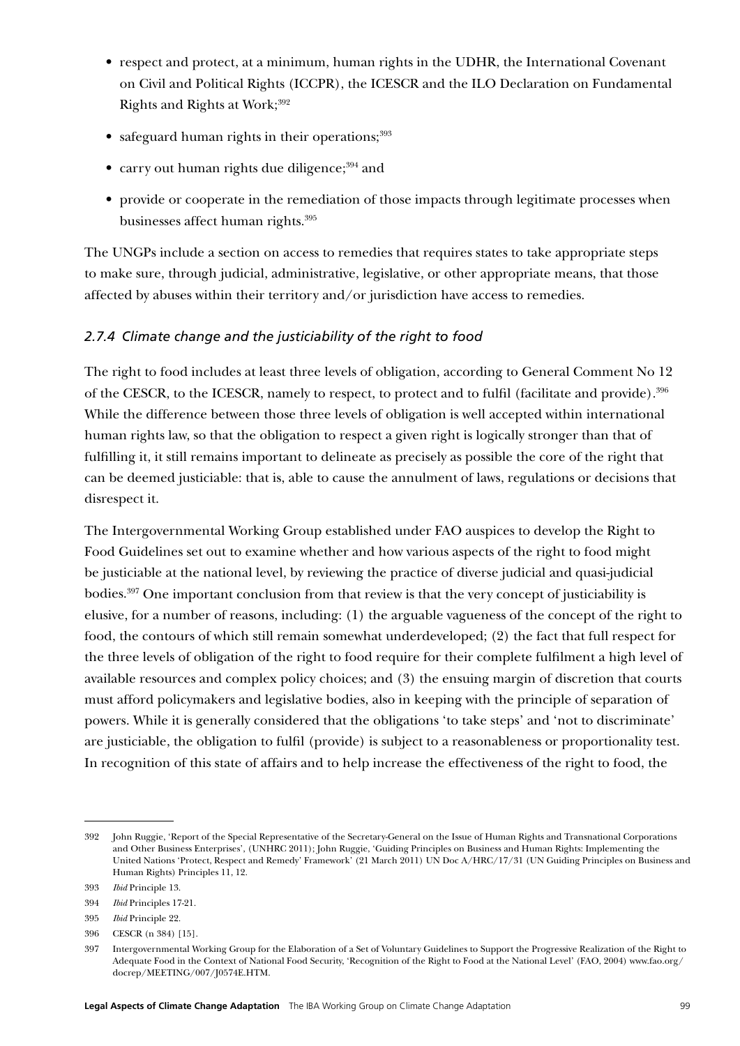- respect and protect, at a minimum, human rights in the UDHR, the International Covenant on Civil and Political Rights (ICCPR), the ICESCR and the ILO Declaration on Fundamental Rights and Rights at Work;[392]
- safeguard human rights in their operations;[393]
- carry out human rights due diligence;[394] and
- provide or cooperate in the remediation of those impacts through legitimate processes when businesses affect human rights.[395]

The UNGPs include a section on access to remedies that requires states to take appropriate steps to make sure, through judicial, administrative, legislative, or other appropriate means, that those affected by abuses within their territory and/or jurisdiction have access to remedies.

### *2.7.4 Climate change and the justiciability of the right to food*

The right to food includes at least three levels of obligation, according to General Comment No 12 of the CESCR, to the ICESCR, namely to respect, to protect and to fulfil (facilitate and provide).[396] While the difference between those three levels of obligation is well accepted within international human rights law, so that the obligation to respect a given right is logically stronger than that of fulfilling it, it still remains important to delineate as precisely as possible the core of the right that can be deemed justiciable: that is, able to cause the annulment of laws, regulations or decisions that disrespect it.

The Intergovernmental Working Group established under FAO auspices to develop the Right to Food Guidelines set out to examine whether and how various aspects of the right to food might be justiciable at the national level, by reviewing the practice of diverse judicial and quasi-judicial bodies.[397] One important conclusion from that review is that the very concept of justiciability is elusive, for a number of reasons, including: (1) the arguable vagueness of the concept of the right to food, the contours of which still remain somewhat underdeveloped; (2) the fact that full respect for the three levels of obligation of the right to food require for their complete fulfilment a high level of available resources and complex policy choices; and (3) the ensuing margin of discretion that courts must afford policymakers and legislative bodies, also in keeping with the principle of separation of powers. While it is generally considered that the obligations 'to take steps' and 'not to discriminate' are justiciable, the obligation to fulfil (provide) is subject to a reasonableness or proportionality test. In recognition of this state of affairs and to help increase the effectiveness of the right to food, the

---

392 John Ruggie, 'Report of the Special Representative of the Secretary-General on the Issue of Human Rights and Transnational Corporations and Other Business Enterprises', (UNHRC 2011); John Ruggie, 'Guiding Principles on Business and Human Rights: Implementing the United Nations 'Protect, Respect and Remedy' Framework' (21 March 2011) UN Doc A/HRC/17/31 (UN Guiding Principles on Business and Human Rights) Principles 11, 12.

393 *Ibid* Principle 13.

394 *Ibid* Principles 17-21.

395 *Ibid* Principle 22.

396 CESCR (n 384) [15].

397 Intergovernmental Working Group for the Elaboration of a Set of Voluntary Guidelines to Support the Progressive Realization of the Right to Adequate Food in the Context of National Food Security, 'Recognition of the Right to Food at the National Level' (FAO, 2004) www.fao.org/docrep/MEETING/007/J0574E.HTM.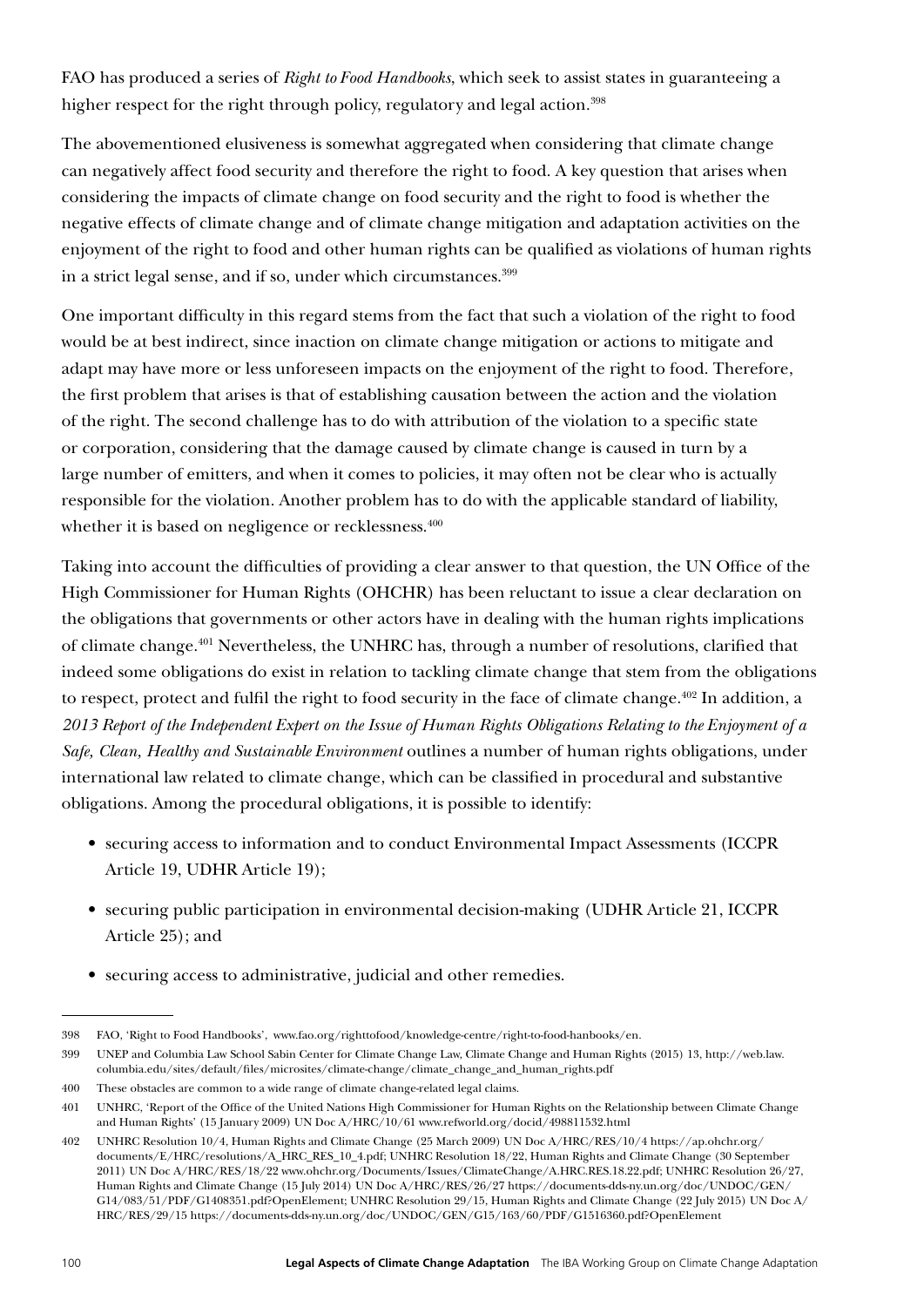FAO has produced a series of *Right to Food Handbooks*, which seek to assist states in guaranteeing a higher respect for the right through policy, regulatory and legal action.[398]

The abovementioned elusiveness is somewhat aggregated when considering that climate change can negatively affect food security and therefore the right to food. A key question that arises when considering the impacts of climate change on food security and the right to food is whether the negative effects of climate change and of climate change mitigation and adaptation activities on the enjoyment of the right to food and other human rights can be qualified as violations of human rights in a strict legal sense, and if so, under which circumstances.[399]

One important difficulty in this regard stems from the fact that such a violation of the right to food would be at best indirect, since inaction on climate change mitigation or actions to mitigate and adapt may have more or less unforeseen impacts on the enjoyment of the right to food. Therefore, the first problem that arises is that of establishing causation between the action and the violation of the right. The second challenge has to do with attribution of the violation to a specific state or corporation, considering that the damage caused by climate change is caused in turn by a large number of emitters, and when it comes to policies, it may often not be clear who is actually responsible for the violation. Another problem has to do with the applicable standard of liability, whether it is based on negligence or recklessness.[400]

Taking into account the difficulties of providing a clear answer to that question, the UN Office of the High Commissioner for Human Rights (OHCHR) has been reluctant to issue a clear declaration on the obligations that governments or other actors have in dealing with the human rights implications of climate change.[401] Nevertheless, the UNHRC has, through a number of resolutions, clarified that indeed some obligations do exist in relation to tackling climate change that stem from the obligations to respect, protect and fulfil the right to food security in the face of climate change.[402] In addition, a *2013 Report of the Independent Expert on the Issue of Human Rights Obligations Relating to the Enjoyment of a Safe, Clean, Healthy and Sustainable Environment* outlines a number of human rights obligations, under international law related to climate change, which can be classified in procedural and substantive obligations. Among the procedural obligations, it is possible to identify:

- securing access to information and to conduct Environmental Impact Assessments (ICCPR Article 19, UDHR Article 19);
- securing public participation in environmental decision-making (UDHR Article 21, ICCPR Article 25); and
- securing access to administrative, judicial and other remedies.

---

398 FAO, 'Right to Food Handbooks', www.fao.org/righttofood/knowledge-centre/right-to-food-hanbooks/en.

399 UNEP and Columbia Law School Sabin Center for Climate Change Law, Climate Change and Human Rights (2015) 13, http://web.law.columbia.edu/sites/default/files/microsites/climate-change/climate_change_and_human_rights.pdf

400 These obstacles are common to a wide range of climate change-related legal claims.

401 UNHRC, 'Report of the Office of the United Nations High Commissioner for Human Rights on the Relationship between Climate Change and Human Rights' (15 January 2009) UN Doc A/HRC/10/61 www.refworld.org/docid/498811532.html

402 UNHRC Resolution 10/4, Human Rights and Climate Change (25 March 2009) UN Doc A/HRC/RES/10/4 https://ap.ohchr.org/documents/E/HRC/resolutions/A_HRC_RES_10_4.pdf; UNHRC Resolution 18/22, Human Rights and Climate Change (30 September 2011) UN Doc A/HRC/RES/18/22 www.ohchr.org/Documents/Issues/ClimateChange/A.HRC.RES.18.22.pdf; UNHRC Resolution 26/27, Human Rights and Climate Change (15 July 2014) UN Doc A/HRC/RES/26/27 https://documents-dds-ny.un.org/doc/UNDOC/GEN/G14/083/51/PDF/G1408351.pdf?OpenElement; UNHRC Resolution 29/15, Human Rights and Climate Change (22 July 2015) UN Doc A/HRC/RES/29/15 https://documents-dds-ny.un.org/doc/UNDOC/GEN/G15/163/60/PDF/G1516360.pdf?OpenElement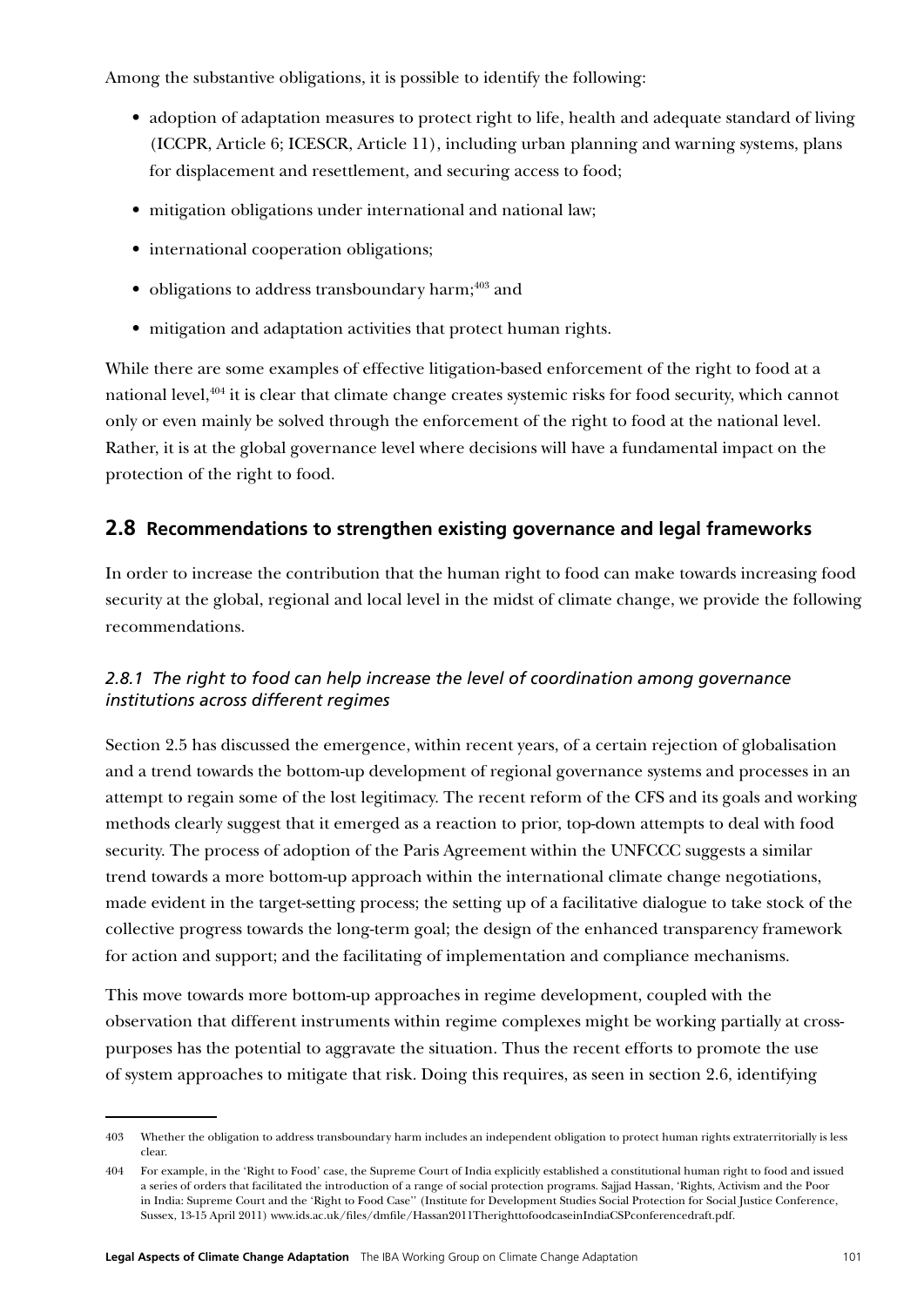Among the substantive obligations, it is possible to identify the following:

- adoption of adaptation measures to protect right to life, health and adequate standard of living (ICCPR, Article 6; ICESCR, Article 11), including urban planning and warning systems, plans for displacement and resettlement, and securing access to food;
- mitigation obligations under international and national law;
- international cooperation obligations;
- obligations to address transboundary harm;[403] and
- mitigation and adaptation activities that protect human rights.

While there are some examples of effective litigation-based enforcement of the right to food at a national level,[404] it is clear that climate change creates systemic risks for food security, which cannot only or even mainly be solved through the enforcement of the right to food at the national level. Rather, it is at the global governance level where decisions will have a fundamental impact on the protection of the right to food.

## 2.8 Recommendations to strengthen existing governance and legal frameworks

In order to increase the contribution that the human right to food can make towards increasing food security at the global, regional and local level in the midst of climate change, we provide the following recommendations.

### *2.8.1 The right to food can help increase the level of coordination among governance institutions across different regimes*

Section 2.5 has discussed the emergence, within recent years, of a certain rejection of globalisation and a trend towards the bottom-up development of regional governance systems and processes in an attempt to regain some of the lost legitimacy. The recent reform of the CFS and its goals and working methods clearly suggest that it emerged as a reaction to prior, top-down attempts to deal with food security. The process of adoption of the Paris Agreement within the UNFCCC suggests a similar trend towards a more bottom-up approach within the international climate change negotiations, made evident in the target-setting process; the setting up of a facilitative dialogue to take stock of the collective progress towards the long-term goal; the design of the enhanced transparency framework for action and support; and the facilitating of implementation and compliance mechanisms.

This move towards more bottom-up approaches in regime development, coupled with the observation that different instruments within regime complexes might be working partially at cross-purposes has the potential to aggravate the situation. Thus the recent efforts to promote the use of system approaches to mitigate that risk. Doing this requires, as seen in section 2.6, identifying

---

403 Whether the obligation to address transboundary harm includes an independent obligation to protect human rights extraterritorially is less clear.

404 For example, in the 'Right to Food' case, the Supreme Court of India explicitly established a constitutional human right to food and issued a series of orders that facilitated the introduction of a range of social protection programs. Sajjad Hassan, 'Rights, Activism and the Poor in India: Supreme Court and the 'Right to Food Case'' (Institute for Development Studies Social Protection for Social Justice Conference, Sussex, 13-15 April 2011) www.ids.ac.uk/files/dmfile/Hassan2011TherighttofoodcaseinIndiaCSPconferencedraft.pdf.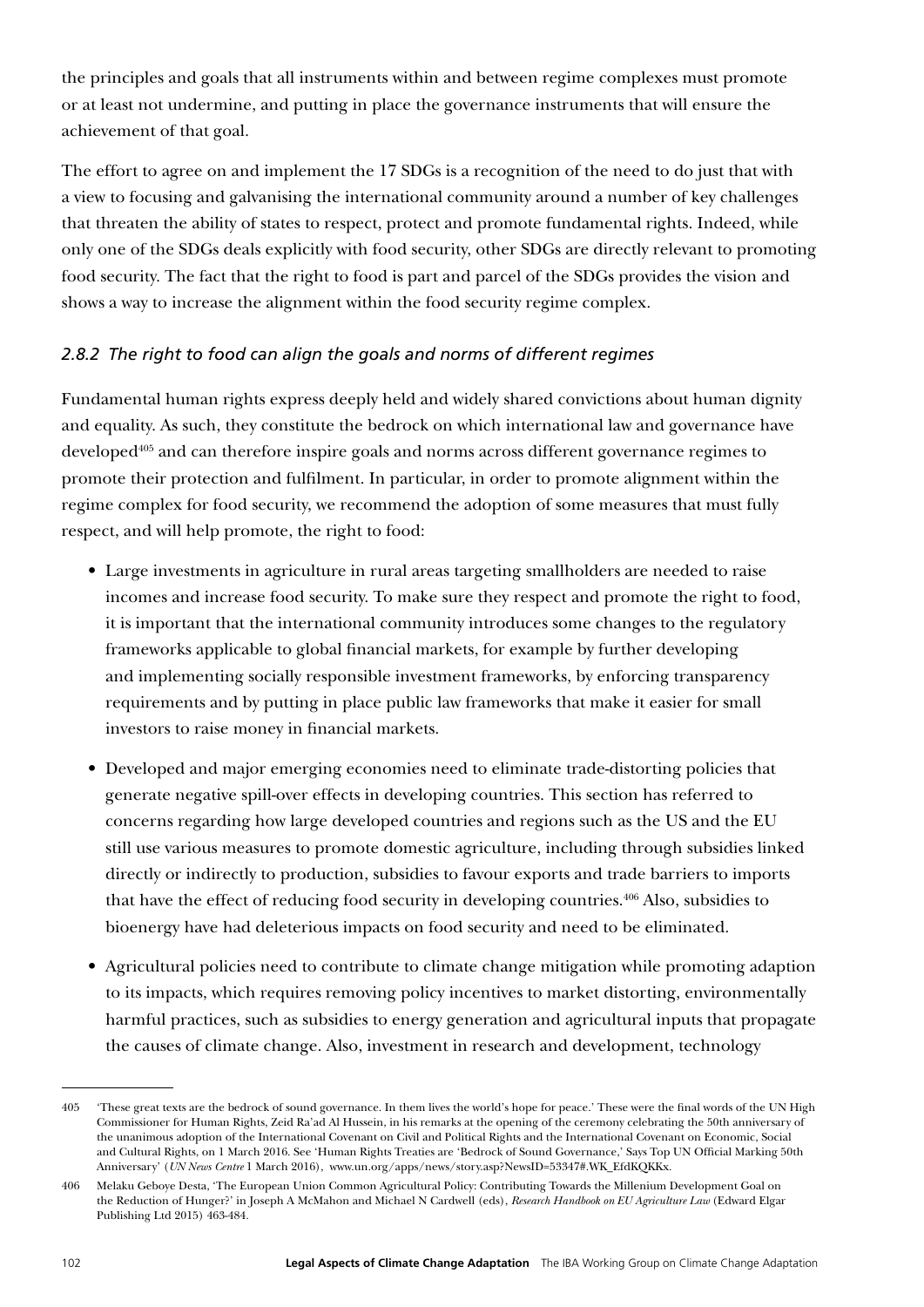the principles and goals that all instruments within and between regime complexes must promote or at least not undermine, and putting in place the governance instruments that will ensure the achievement of that goal.

The effort to agree on and implement the 17 SDGs is a recognition of the need to do just that with a view to focusing and galvanising the international community around a number of key challenges that threaten the ability of states to respect, protect and promote fundamental rights. Indeed, while only one of the SDGs deals explicitly with food security, other SDGs are directly relevant to promoting food security. The fact that the right to food is part and parcel of the SDGs provides the vision and shows a way to increase the alignment within the food security regime complex.

### *2.8.2 The right to food can align the goals and norms of different regimes*

Fundamental human rights express deeply held and widely shared convictions about human dignity and equality. As such, they constitute the bedrock on which international law and governance have developed[405] and can therefore inspire goals and norms across different governance regimes to promote their protection and fulfilment. In particular, in order to promote alignment within the regime complex for food security, we recommend the adoption of some measures that must fully respect, and will help promote, the right to food:

- Large investments in agriculture in rural areas targeting smallholders are needed to raise incomes and increase food security. To make sure they respect and promote the right to food, it is important that the international community introduces some changes to the regulatory frameworks applicable to global financial markets, for example by further developing and implementing socially responsible investment frameworks, by enforcing transparency requirements and by putting in place public law frameworks that make it easier for small investors to raise money in financial markets.
- Developed and major emerging economies need to eliminate trade-distorting policies that generate negative spill-over effects in developing countries. This section has referred to concerns regarding how large developed countries and regions such as the US and the EU still use various measures to promote domestic agriculture, including through subsidies linked directly or indirectly to production, subsidies to favour exports and trade barriers to imports that have the effect of reducing food security in developing countries.[406] Also, subsidies to bioenergy have had deleterious impacts on food security and need to be eliminated.
- Agricultural policies need to contribute to climate change mitigation while promoting adaption to its impacts, which requires removing policy incentives to market distorting, environmentally harmful practices, such as subsidies to energy generation and agricultural inputs that propagate the causes of climate change. Also, investment in research and development, technology

---

405 'These great texts are the bedrock of sound governance. In them lives the world's hope for peace.' These were the final words of the UN High Commissioner for Human Rights, Zeid Ra'ad Al Hussein, in his remarks at the opening of the ceremony celebrating the 50th anniversary of the unanimous adoption of the International Covenant on Civil and Political Rights and the International Covenant on Economic, Social and Cultural Rights, on 1 March 2016. See 'Human Rights Treaties are 'Bedrock of Sound Governance,' Says Top UN Official Marking 50th Anniversary' (*UN News Centre* 1 March 2016), www.un.org/apps/news/story.asp?NewsID=53347#.WK_EfdKQKKx.

406 Melaku Geboye Desta, 'The European Union Common Agricultural Policy: Contributing Towards the Millenium Development Goal on the Reduction of Hunger?' in Joseph A McMahon and Michael N Cardwell (eds), *Research Handbook on EU Agriculture Law* (Edward Elgar Publishing Ltd 2015) 463-484.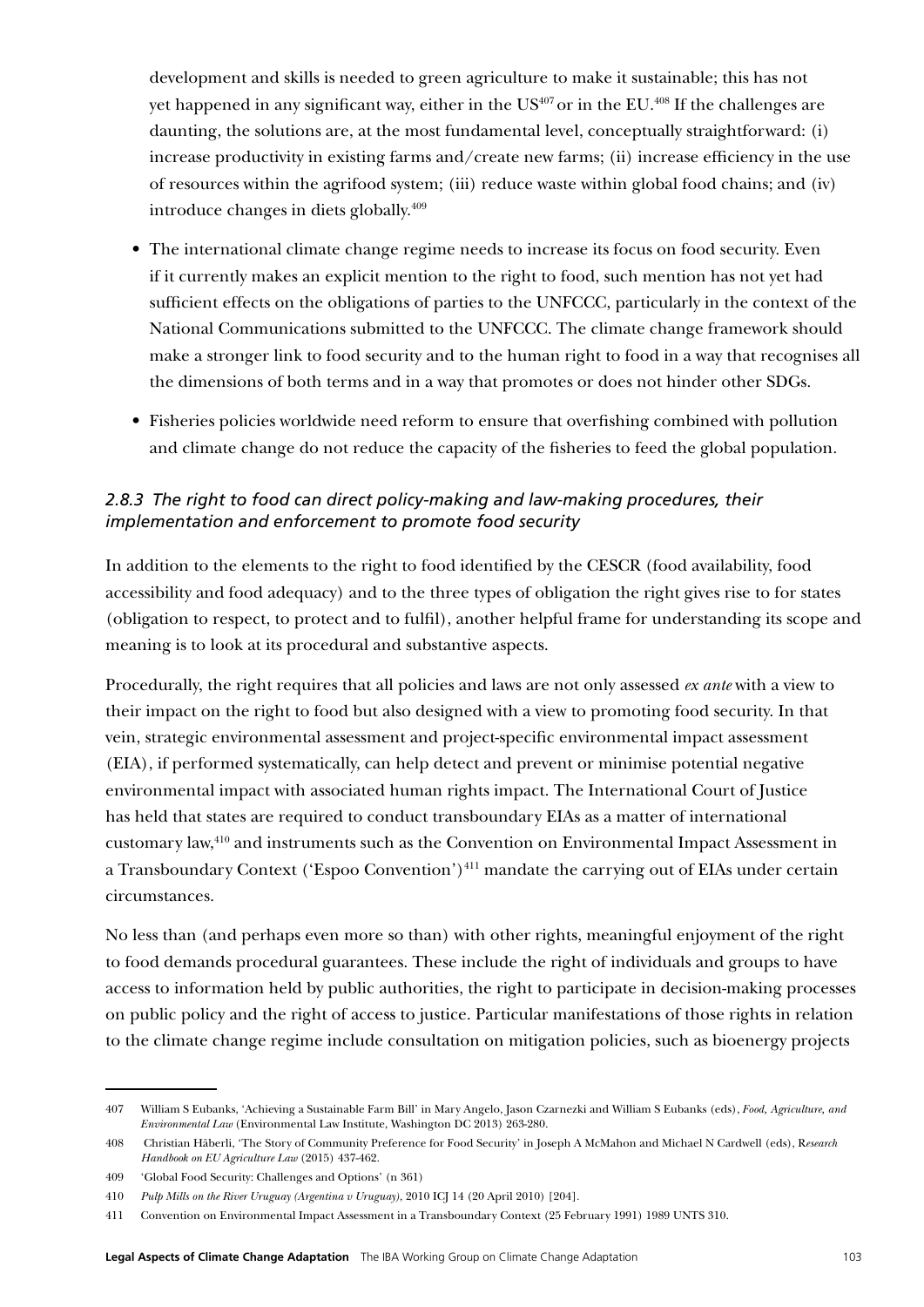development and skills is needed to green agriculture to make it sustainable; this has not yet happened in any significant way, either in the US[407] or in the EU.[408] If the challenges are daunting, the solutions are, at the most fundamental level, conceptually straightforward: (i) increase productivity in existing farms and/create new farms; (ii) increase efficiency in the use of resources within the agrifood system; (iii) reduce waste within global food chains; and (iv) introduce changes in diets globally.[409]

- The international climate change regime needs to increase its focus on food security. Even if it currently makes an explicit mention to the right to food, such mention has not yet had sufficient effects on the obligations of parties to the UNFCCC, particularly in the context of the National Communications submitted to the UNFCCC. The climate change framework should make a stronger link to food security and to the human right to food in a way that recognises all the dimensions of both terms and in a way that promotes or does not hinder other SDGs.
- Fisheries policies worldwide need reform to ensure that overfishing combined with pollution and climate change do not reduce the capacity of the fisheries to feed the global population.

### *2.8.3 The right to food can direct policy-making and law-making procedures, their implementation and enforcement to promote food security*

In addition to the elements to the right to food identified by the CESCR (food availability, food accessibility and food adequacy) and to the three types of obligation the right gives rise to for states (obligation to respect, to protect and to fulfil), another helpful frame for understanding its scope and meaning is to look at its procedural and substantive aspects.

Procedurally, the right requires that all policies and laws are not only assessed *ex ante* with a view to their impact on the right to food but also designed with a view to promoting food security. In that vein, strategic environmental assessment and project-specific environmental impact assessment (EIA), if performed systematically, can help detect and prevent or minimise potential negative environmental impact with associated human rights impact. The International Court of Justice has held that states are required to conduct transboundary EIAs as a matter of international customary law,[410] and instruments such as the Convention on Environmental Impact Assessment in a Transboundary Context ('Espoo Convention')[411] mandate the carrying out of EIAs under certain circumstances.

No less than (and perhaps even more so than) with other rights, meaningful enjoyment of the right to food demands procedural guarantees. These include the right of individuals and groups to have access to information held by public authorities, the right to participate in decision-making processes on public policy and the right of access to justice. Particular manifestations of those rights in relation to the climate change regime include consultation on mitigation policies, such as bioenergy projects

---

407 William S Eubanks, 'Achieving a Sustainable Farm Bill' in Mary Angelo, Jason Czarnezki and William S Eubanks (eds), *Food, Agriculture, and Environmental Law* (Environmental Law Institute, Washington DC 2013) 263-280.

408 Christian Häberli, 'The Story of Community Preference for Food Security' in Joseph A McMahon and Michael N Cardwell (eds), *Research Handbook on EU Agriculture Law* (2015) 437-462.

409 'Global Food Security: Challenges and Options' (n 361)

410 *Pulp Mills on the River Uruguay (Argentina v Uruguay)*, 2010 ICJ 14 (20 April 2010) [204].

411 Convention on Environmental Impact Assessment in a Transboundary Context (25 February 1991) 1989 UNTS 310.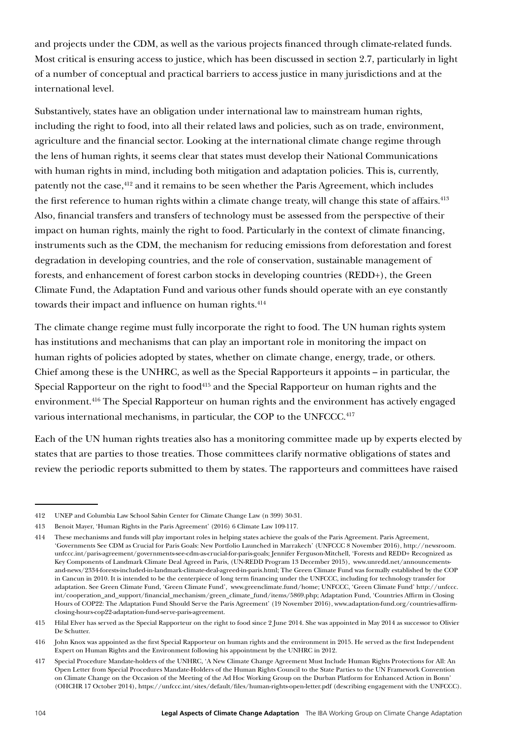and projects under the CDM, as well as the various projects financed through climate-related funds. Most critical is ensuring access to justice, which has been discussed in section 2.7, particularly in light of a number of conceptual and practical barriers to access justice in many jurisdictions and at the international level.

Substantively, states have an obligation under international law to mainstream human rights, including the right to food, into all their related laws and policies, such as on trade, environment, agriculture and the financial sector. Looking at the international climate change regime through the lens of human rights, it seems clear that states must develop their National Communications with human rights in mind, including both mitigation and adaptation policies. This is, currently, patently not the case,[412] and it remains to be seen whether the Paris Agreement, which includes the first reference to human rights within a climate change treaty, will change this state of affairs.[413] Also, financial transfers and transfers of technology must be assessed from the perspective of their impact on human rights, mainly the right to food. Particularly in the context of climate financing, instruments such as the CDM, the mechanism for reducing emissions from deforestation and forest degradation in developing countries, and the role of conservation, sustainable management of forests, and enhancement of forest carbon stocks in developing countries (REDD+), the Green Climate Fund, the Adaptation Fund and various other funds should operate with an eye constantly towards their impact and influence on human rights.[414]

The climate change regime must fully incorporate the right to food. The UN human rights system has institutions and mechanisms that can play an important role in monitoring the impact on human rights of policies adopted by states, whether on climate change, energy, trade, or others. Chief among these is the UNHRC, as well as the Special Rapporteurs it appoints – in particular, the Special Rapporteur on the right to food[415] and the Special Rapporteur on human rights and the environment.[416] The Special Rapporteur on human rights and the environment has actively engaged various international mechanisms, in particular, the COP to the UNFCCC.[417]

Each of the UN human rights treaties also has a monitoring committee made up by experts elected by states that are parties to those treaties. Those committees clarify normative obligations of states and review the periodic reports submitted to them by states. The rapporteurs and committees have raised

---

412 UNEP and Columbia Law School Sabin Center for Climate Change Law (n 399) 30-31.

413 Benoit Mayer, 'Human Rights in the Paris Agreement' (2016) 6 Climate Law 109-117.

414 These mechanisms and funds will play important roles in helping states achieve the goals of the Paris Agreement. Paris Agreement, 'Governments See CDM as Crucial for Paris Goals: New Portfolio Launched in Marrakech' (UNFCCC 8 November 2016), http://newsroom.unfccc.int/paris-agreement/governments-see-cdm-as-crucial-for-paris-goals; Jennifer Ferguson-Mitchell, 'Forests and REDD+ Recognized as Key Components of Landmark Climate Deal Agreed in Paris, (UN-REDD Program 13 December 2015), www.unredd.net/announcements-and-news/2334-forests-included-in-landmark-climate-deal-agreed-in-paris.html; The Green Climate Fund was formally established by the COP in Cancun in 2010. It is intended to be the centerpiece of long term financing under the UNFCCC, including for technology transfer for adaptation. See Green Climate Fund, 'Green Climate Fund', www.greenclimate.fund/home; UNFCCC, 'Green Climate Fund' http://unfccc.int/cooperation_and_support/financial_mechanism/green_climate_fund/items/5869.php; Adaptation Fund, 'Countries Affirm in Closing Hours of COP22: The Adaptation Fund Should Serve the Paris Agreement' (19 November 2016), www.adaptation-fund.org/countries-affirm-closing-hours-cop22-adaptation-fund-serve-paris-agreement.

415 Hilal Elver has served as the Special Rapporteur on the right to food since 2 June 2014. She was appointed in May 2014 as successor to Olivier De Schutter.

416 John Knox was appointed as the first Special Rapporteur on human rights and the environment in 2015. He served as the first Independent Expert on Human Rights and the Environment following his appointment by the UNHRC in 2012.

417 Special Procedure Mandate-holders of the UNHRC, 'A New Climate Change Agreement Must Include Human Rights Protections for All: An Open Letter from Special Procedures Mandate-Holders of the Human Rights Council to the State Parties to the UN Framework Convention on Climate Change on the Occasion of the Meeting of the Ad Hoc Working Group on the Durban Platform for Enhanced Action in Bonn' (OHCHR 17 October 2014), https://unfccc.int/sites/default/files/human-rights-open-letter.pdf (describing engagement with the UNFCCC).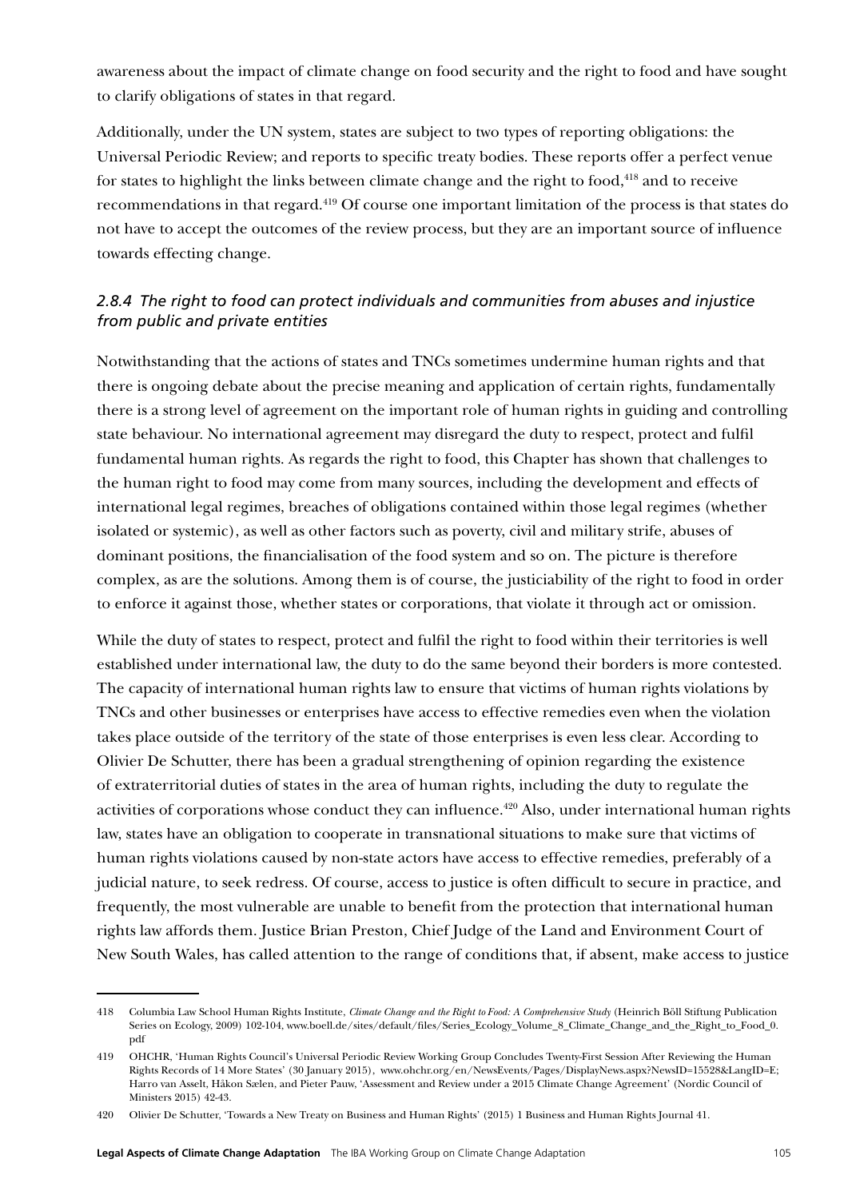awareness about the impact of climate change on food security and the right to food and have sought to clarify obligations of states in that regard.

Additionally, under the UN system, states are subject to two types of reporting obligations: the Universal Periodic Review; and reports to specific treaty bodies. These reports offer a perfect venue for states to highlight the links between climate change and the right to food,[418] and to receive recommendations in that regard.[419] Of course one important limitation of the process is that states do not have to accept the outcomes of the review process, but they are an important source of influence towards effecting change.

### *2.8.4 The right to food can protect individuals and communities from abuses and injustice from public and private entities*

Notwithstanding that the actions of states and TNCs sometimes undermine human rights and that there is ongoing debate about the precise meaning and application of certain rights, fundamentally there is a strong level of agreement on the important role of human rights in guiding and controlling state behaviour. No international agreement may disregard the duty to respect, protect and fulfil fundamental human rights. As regards the right to food, this Chapter has shown that challenges to the human right to food may come from many sources, including the development and effects of international legal regimes, breaches of obligations contained within those legal regimes (whether isolated or systemic), as well as other factors such as poverty, civil and military strife, abuses of dominant positions, the financialisation of the food system and so on. The picture is therefore complex, as are the solutions. Among them is of course, the justiciability of the right to food in order to enforce it against those, whether states or corporations, that violate it through act or omission.

While the duty of states to respect, protect and fulfil the right to food within their territories is well established under international law, the duty to do the same beyond their borders is more contested. The capacity of international human rights law to ensure that victims of human rights violations by TNCs and other businesses or enterprises have access to effective remedies even when the violation takes place outside of the territory of the state of those enterprises is even less clear. According to Olivier De Schutter, there has been a gradual strengthening of opinion regarding the existence of extraterritorial duties of states in the area of human rights, including the duty to regulate the activities of corporations whose conduct they can influence.[420] Also, under international human rights law, states have an obligation to cooperate in transnational situations to make sure that victims of human rights violations caused by non-state actors have access to effective remedies, preferably of a judicial nature, to seek redress. Of course, access to justice is often difficult to secure in practice, and frequently, the most vulnerable are unable to benefit from the protection that international human rights law affords them. Justice Brian Preston, Chief Judge of the Land and Environment Court of New South Wales, has called attention to the range of conditions that, if absent, make access to justice

---

418 Columbia Law School Human Rights Institute, *Climate Change and the Right to Food: A Comprehensive Study* (Heinrich Böll Stiftung Publication Series on Ecology, 2009) 102-104, www.boell.de/sites/default/files/Series_Ecology_Volume_8_Climate_Change_and_the_Right_to_Food_0.pdf

419 OHCHR, 'Human Rights Council's Universal Periodic Review Working Group Concludes Twenty-First Session After Reviewing the Human Rights Records of 14 More States' (30 January 2015), www.ohchr.org/en/NewsEvents/Pages/DisplayNews.aspx?NewsID=15528&LangID=E; Harro van Asselt, Håkon Sælen, and Pieter Pauw, 'Assessment and Review under a 2015 Climate Change Agreement' (Nordic Council of Ministers 2015) 42-43.

420 Olivier De Schutter, 'Towards a New Treaty on Business and Human Rights' (2015) 1 Business and Human Rights Journal 41.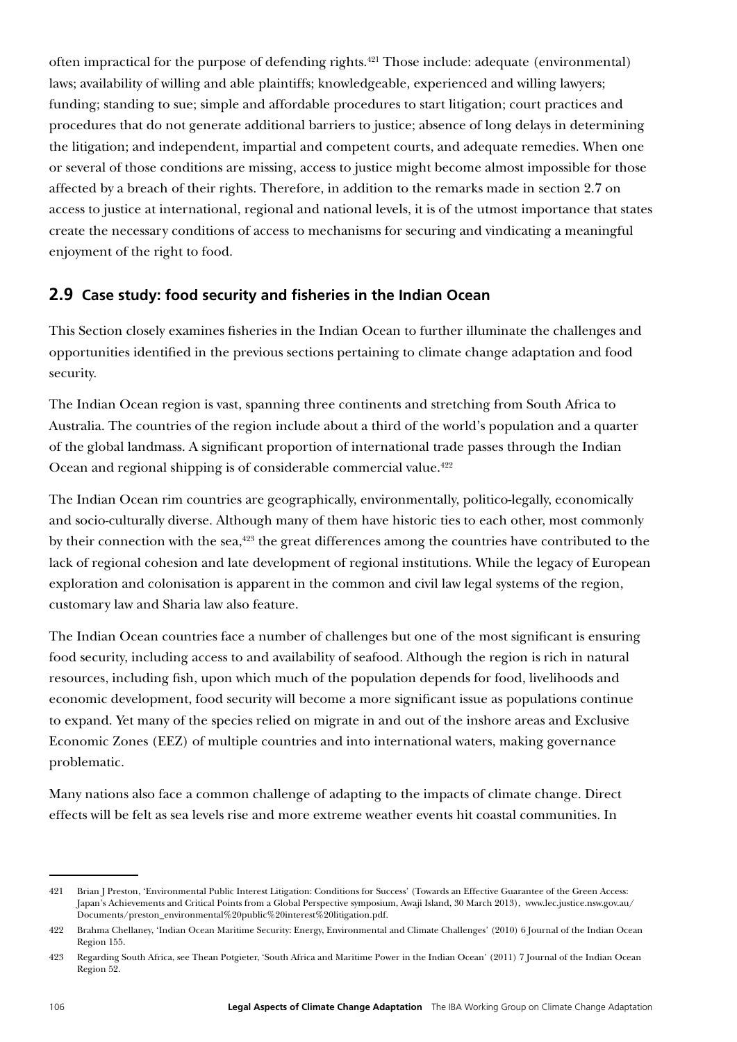often impractical for the purpose of defending rights.[421] Those include: adequate (environmental) laws; availability of willing and able plaintiffs; knowledgeable, experienced and willing lawyers; funding; standing to sue; simple and affordable procedures to start litigation; court practices and procedures that do not generate additional barriers to justice; absence of long delays in determining the litigation; and independent, impartial and competent courts, and adequate remedies. When one or several of those conditions are missing, access to justice might become almost impossible for those affected by a breach of their rights. Therefore, in addition to the remarks made in section 2.7 on access to justice at international, regional and national levels, it is of the utmost importance that states create the necessary conditions of access to mechanisms for securing and vindicating a meaningful enjoyment of the right to food.

## 2.9 Case study: food security and fisheries in the Indian Ocean

This Section closely examines fisheries in the Indian Ocean to further illuminate the challenges and opportunities identified in the previous sections pertaining to climate change adaptation and food security.

The Indian Ocean region is vast, spanning three continents and stretching from South Africa to Australia. The countries of the region include about a third of the world's population and a quarter of the global landmass. A significant proportion of international trade passes through the Indian Ocean and regional shipping is of considerable commercial value.[422]

The Indian Ocean rim countries are geographically, environmentally, politico-legally, economically and socio-culturally diverse. Although many of them have historic ties to each other, most commonly by their connection with the sea,[423] the great differences among the countries have contributed to the lack of regional cohesion and late development of regional institutions. While the legacy of European exploration and colonisation is apparent in the common and civil law legal systems of the region, customary law and Sharia law also feature.

The Indian Ocean countries face a number of challenges but one of the most significant is ensuring food security, including access to and availability of seafood. Although the region is rich in natural resources, including fish, upon which much of the population depends for food, livelihoods and economic development, food security will become a more significant issue as populations continue to expand. Yet many of the species relied on migrate in and out of the inshore areas and Exclusive Economic Zones (EEZ) of multiple countries and into international waters, making governance problematic.

Many nations also face a common challenge of adapting to the impacts of climate change. Direct effects will be felt as sea levels rise and more extreme weather events hit coastal communities. In

---

421 Brian J Preston, 'Environmental Public Interest Litigation: Conditions for Success' (Towards an Effective Guarantee of the Green Access: Japan's Achievements and Critical Points from a Global Perspective symposium, Awaji Island, 30 March 2013), www.lec.justice.nsw.gov.au/Documents/preston_environmental%20public%20interest%20litigation.pdf.

422 Brahma Chellaney, 'Indian Ocean Maritime Security: Energy, Environmental and Climate Challenges' (2010) 6 Journal of the Indian Ocean Region 155.

423 Regarding South Africa, see Thean Potgieter, 'South Africa and Maritime Power in the Indian Ocean' (2011) 7 Journal of the Indian Ocean Region 52.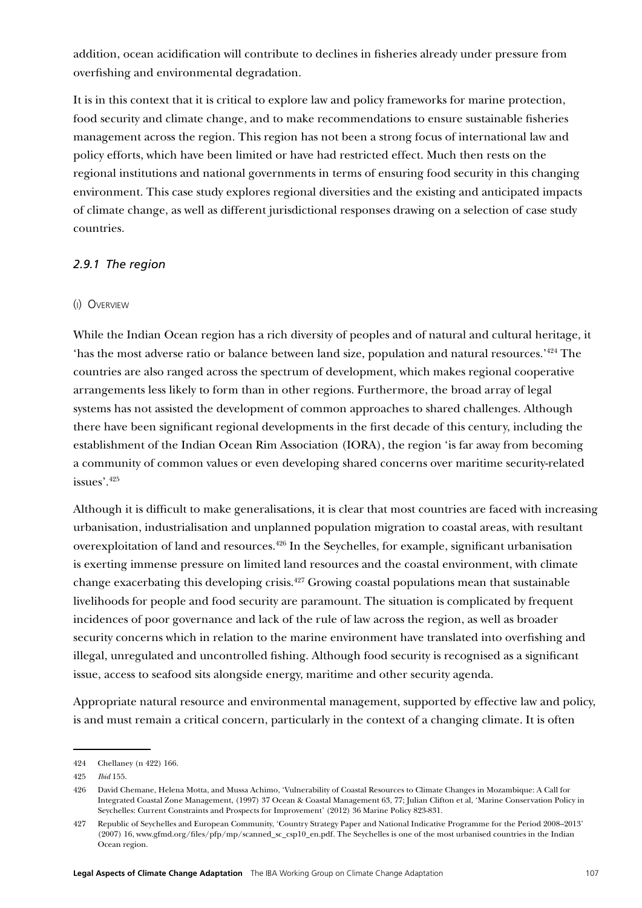addition, ocean acidification will contribute to declines in fisheries already under pressure from overfishing and environmental degradation.

It is in this context that it is critical to explore law and policy frameworks for marine protection, food security and climate change, and to make recommendations to ensure sustainable fisheries management across the region. This region has not been a strong focus of international law and policy efforts, which have been limited or have had restricted effect. Much then rests on the regional institutions and national governments in terms of ensuring food security in this changing environment. This case study explores regional diversities and the existing and anticipated impacts of climate change, as well as different jurisdictional responses drawing on a selection of case study countries.

### *2.9.1 The region*

#### (i) Overview

While the Indian Ocean region has a rich diversity of peoples and of natural and cultural heritage, it 'has the most adverse ratio or balance between land size, population and natural resources.'[424] The countries are also ranged across the spectrum of development, which makes regional cooperative arrangements less likely to form than in other regions. Furthermore, the broad array of legal systems has not assisted the development of common approaches to shared challenges. Although there have been significant regional developments in the first decade of this century, including the establishment of the Indian Ocean Rim Association (IORA), the region 'is far away from becoming a community of common values or even developing shared concerns over maritime security-related issues'.[425]

Although it is difficult to make generalisations, it is clear that most countries are faced with increasing urbanisation, industrialisation and unplanned population migration to coastal areas, with resultant overexploitation of land and resources.[426] In the Seychelles, for example, significant urbanisation is exerting immense pressure on limited land resources and the coastal environment, with climate change exacerbating this developing crisis.[427] Growing coastal populations mean that sustainable livelihoods for people and food security are paramount. The situation is complicated by frequent incidences of poor governance and lack of the rule of law across the region, as well as broader security concerns which in relation to the marine environment have translated into overfishing and illegal, unregulated and uncontrolled fishing. Although food security is recognised as a significant issue, access to seafood sits alongside energy, maritime and other security agenda.

Appropriate natural resource and environmental management, supported by effective law and policy, is and must remain a critical concern, particularly in the context of a changing climate. It is often

---

424 Chellaney (n 422) 166.

425 *Ibid* 155.

426 David Chemane, Helena Motta, and Mussa Achimo, 'Vulnerability of Coastal Resources to Climate Changes in Mozambique: A Call for Integrated Coastal Zone Management, (1997) 37 Ocean & Coastal Management 63, 77; Julian Clifton et al, 'Marine Conservation Policy in Seychelles: Current Constraints and Prospects for Improvement' (2012) 36 Marine Policy 823-831.

427 Republic of Seychelles and European Community, 'Country Strategy Paper and National Indicative Programme for the Period 2008–2013' (2007) 16, www.gfmd.org/files/pfp/mp/scanned_sc_csp10_en.pdf. The Seychelles is one of the most urbanised countries in the Indian Ocean region.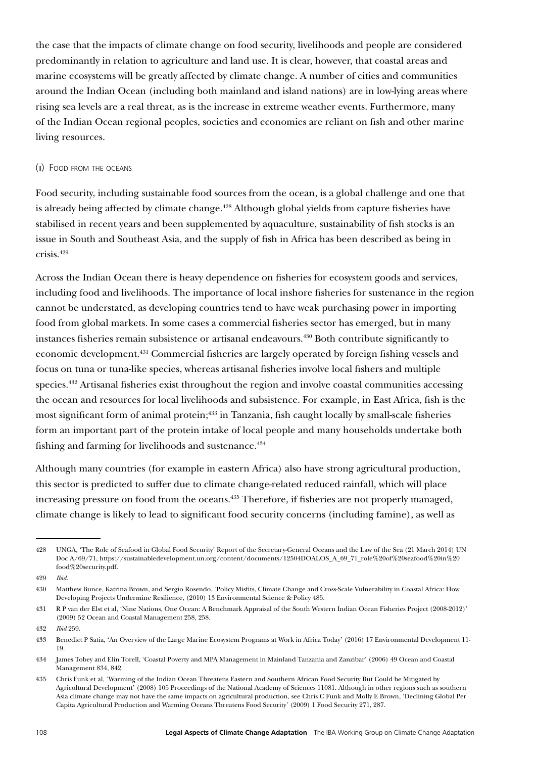the case that the impacts of climate change on food security, livelihoods and people are considered predominantly in relation to agriculture and land use. It is clear, however, that coastal areas and marine ecosystems will be greatly affected by climate change. A number of cities and communities around the Indian Ocean (including both mainland and island nations) are in low-lying areas where rising sea levels are a real threat, as is the increase in extreme weather events. Furthermore, many of the Indian Ocean regional peoples, societies and economies are reliant on fish and other marine living resources.

#### (ii) Food from the oceans

Food security, including sustainable food sources from the ocean, is a global challenge and one that is already being affected by climate change.[428] Although global yields from capture fisheries have stabilised in recent years and been supplemented by aquaculture, sustainability of fish stocks is an issue in South and Southeast Asia, and the supply of fish in Africa has been described as being in crisis.[429]

Across the Indian Ocean there is heavy dependence on fisheries for ecosystem goods and services, including food and livelihoods. The importance of local inshore fisheries for sustenance in the region cannot be understated, as developing countries tend to have weak purchasing power in importing food from global markets. In some cases a commercial fisheries sector has emerged, but in many instances fisheries remain subsistence or artisanal endeavours.[430] Both contribute significantly to economic development.[431] Commercial fisheries are largely operated by foreign fishing vessels and focus on tuna or tuna-like species, whereas artisanal fisheries involve local fishers and multiple species.[432] Artisanal fisheries exist throughout the region and involve coastal communities accessing the ocean and resources for local livelihoods and subsistence. For example, in East Africa, fish is the most significant form of animal protein;[433] in Tanzania, fish caught locally by small-scale fisheries form an important part of the protein intake of local people and many households undertake both fishing and farming for livelihoods and sustenance.[434]

Although many countries (for example in eastern Africa) also have strong agricultural production, this sector is predicted to suffer due to climate change-related reduced rainfall, which will place increasing pressure on food from the oceans.[435] Therefore, if fisheries are not properly managed, climate change is likely to lead to significant food security concerns (including famine), as well as

---

428 UNGA, 'The Role of Seafood in Global Food Security' Report of the Secretary-General Oceans and the Law of the Sea (21 March 2014) UN Doc A/69/71, https://sustainabledevelopment.un.org/content/documents/12504DOALOS_A_69_71_role%20of%20seafood%20in%20food%20security.pdf.

429 *Ibid*.

430 Matthew Bunce, Katrina Brown, and Sergio Rosendo, 'Policy Misfits, Climate Change and Cross-Scale Vulnerability in Coastal Africa: How Developing Projects Undermine Resilience, (2010) 13 Environmental Science & Policy 485.

431 R P van der Elst et al, 'Nine Nations, One Ocean: A Benchmark Appraisal of the South Western Indian Ocean Fisheries Project (2008-2012)' (2009) 52 Ocean and Coastal Management 258, 258.

432 *Ibid* 259.

433 Benedict P Satia, 'An Overview of the Large Marine Ecosystem Programs at Work in Africa Today' (2016) 17 Environmental Development 11-19.

434 James Tobey and Elin Torell, 'Coastal Poverty and MPA Management in Mainland Tanzania and Zanzibar' (2006) 49 Ocean and Coastal Management 834, 842.

435 Chris Funk et al, 'Warming of the Indian Ocean Threatens Eastern and Southern African Food Security But Could be Mitigated by Agricultural Development' (2008) 105 Proceedings of the National Academy of Sciences 11081. Although in other regions such as southern Asia climate change may not have the same impacts on agricultural production, see Chris C Funk and Molly E Brown, 'Declining Global Per Capita Agricultural Production and Warming Oceans Threatens Food Security' (2009) 1 Food Security 271, 287.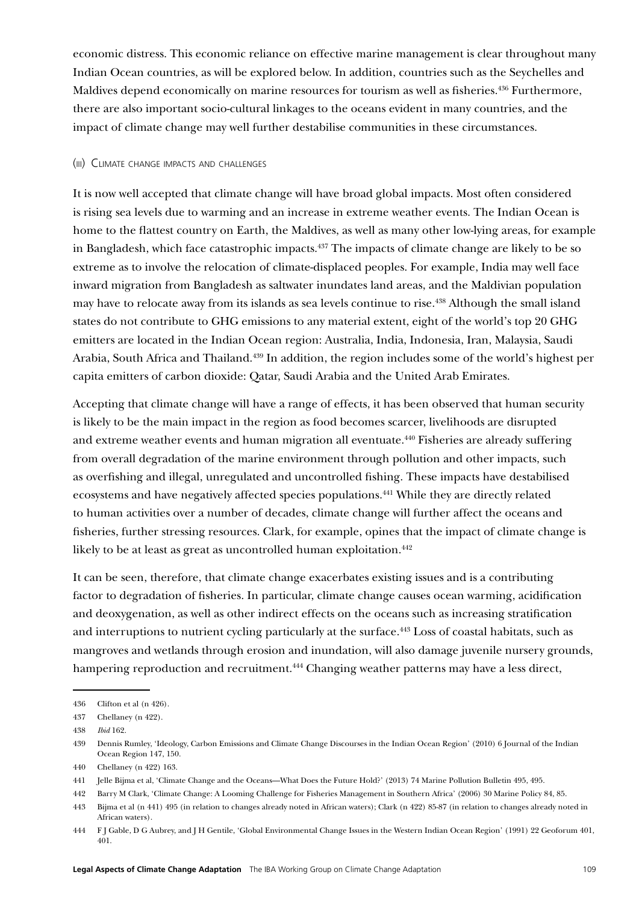economic distress. This economic reliance on effective marine management is clear throughout many Indian Ocean countries, as will be explored below. In addition, countries such as the Seychelles and Maldives depend economically on marine resources for tourism as well as fisheries.[436] Furthermore, there are also important socio-cultural linkages to the oceans evident in many countries, and the impact of climate change may well further destabilise communities in these circumstances.

#### (iii) Climate change impacts and challenges

It is now well accepted that climate change will have broad global impacts. Most often considered is rising sea levels due to warming and an increase in extreme weather events. The Indian Ocean is home to the flattest country on Earth, the Maldives, as well as many other low-lying areas, for example in Bangladesh, which face catastrophic impacts.[437] The impacts of climate change are likely to be so extreme as to involve the relocation of climate-displaced peoples. For example, India may well face inward migration from Bangladesh as saltwater inundates land areas, and the Maldivian population may have to relocate away from its islands as sea levels continue to rise.[438] Although the small island states do not contribute to GHG emissions to any material extent, eight of the world's top 20 GHG emitters are located in the Indian Ocean region: Australia, India, Indonesia, Iran, Malaysia, Saudi Arabia, South Africa and Thailand.[439] In addition, the region includes some of the world's highest per capita emitters of carbon dioxide: Qatar, Saudi Arabia and the United Arab Emirates.

Accepting that climate change will have a range of effects, it has been observed that human security is likely to be the main impact in the region as food becomes scarcer, livelihoods are disrupted and extreme weather events and human migration all eventuate.[440] Fisheries are already suffering from overall degradation of the marine environment through pollution and other impacts, such as overfishing and illegal, unregulated and uncontrolled fishing. These impacts have destabilised ecosystems and have negatively affected species populations.[441] While they are directly related to human activities over a number of decades, climate change will further affect the oceans and fisheries, further stressing resources. Clark, for example, opines that the impact of climate change is likely to be at least as great as uncontrolled human exploitation.[442]

It can be seen, therefore, that climate change exacerbates existing issues and is a contributing factor to degradation of fisheries. In particular, climate change causes ocean warming, acidification and deoxygenation, as well as other indirect effects on the oceans such as increasing stratification and interruptions to nutrient cycling particularly at the surface.[443] Loss of coastal habitats, such as mangroves and wetlands through erosion and inundation, will also damage juvenile nursery grounds, hampering reproduction and recruitment.[444] Changing weather patterns may have a less direct,

---

436 Clifton et al (n 426).

437 Chellaney (n 422).

438 *Ibid* 162.

439 Dennis Rumley, 'Ideology, Carbon Emissions and Climate Change Discourses in the Indian Ocean Region' (2010) 6 Journal of the Indian Ocean Region 147, 150.

440 Chellaney (n 422) 163.

441 Jelle Bijma et al, 'Climate Change and the Oceans—What Does the Future Hold?' (2013) 74 Marine Pollution Bulletin 495, 495.

442 Barry M Clark, 'Climate Change: A Looming Challenge for Fisheries Management in Southern Africa' (2006) 30 Marine Policy 84, 85.

443 Bijma et al (n 441) 495 (in relation to changes already noted in African waters); Clark (n 422) 85-87 (in relation to changes already noted in African waters).

444 F J Gable, D G Aubrey, and J H Gentile, 'Global Environmental Change Issues in the Western Indian Ocean Region' (1991) 22 Geoforum 401, 401.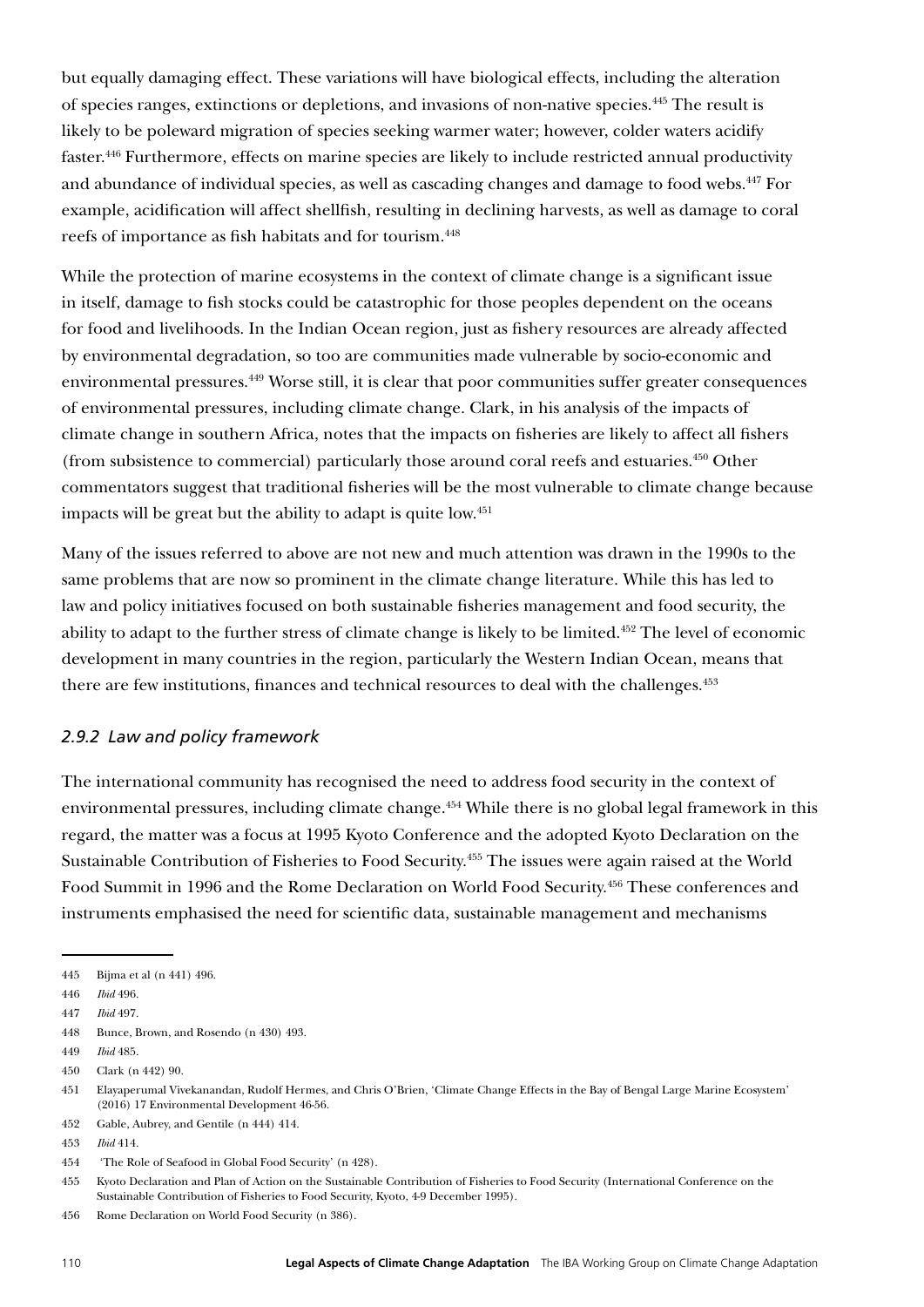but equally damaging effect. These variations will have biological effects, including the alteration of species ranges, extinctions or depletions, and invasions of non-native species.[445] The result is likely to be poleward migration of species seeking warmer water; however, colder waters acidify faster.[446] Furthermore, effects on marine species are likely to include restricted annual productivity and abundance of individual species, as well as cascading changes and damage to food webs.[447] For example, acidification will affect shellfish, resulting in declining harvests, as well as damage to coral reefs of importance as fish habitats and for tourism.[448]

While the protection of marine ecosystems in the context of climate change is a significant issue in itself, damage to fish stocks could be catastrophic for those peoples dependent on the oceans for food and livelihoods. In the Indian Ocean region, just as fishery resources are already affected by environmental degradation, so too are communities made vulnerable by socio-economic and environmental pressures.[449] Worse still, it is clear that poor communities suffer greater consequences of environmental pressures, including climate change. Clark, in his analysis of the impacts of climate change in southern Africa, notes that the impacts on fisheries are likely to affect all fishers (from subsistence to commercial) particularly those around coral reefs and estuaries.[450] Other commentators suggest that traditional fisheries will be the most vulnerable to climate change because impacts will be great but the ability to adapt is quite low.[451]

Many of the issues referred to above are not new and much attention was drawn in the 1990s to the same problems that are now so prominent in the climate change literature. While this has led to law and policy initiatives focused on both sustainable fisheries management and food security, the ability to adapt to the further stress of climate change is likely to be limited.[452] The level of economic development in many countries in the region, particularly the Western Indian Ocean, means that there are few institutions, finances and technical resources to deal with the challenges.[453]

### *2.9.2 Law and policy framework*

The international community has recognised the need to address food security in the context of environmental pressures, including climate change.[454] While there is no global legal framework in this regard, the matter was a focus at 1995 Kyoto Conference and the adopted Kyoto Declaration on the Sustainable Contribution of Fisheries to Food Security.[455] The issues were again raised at the World Food Summit in 1996 and the Rome Declaration on World Food Security.[456] These conferences and instruments emphasised the need for scientific data, sustainable management and mechanisms

---

445 Bijma et al (n 441) 496.

446 *Ibid* 496.

447 *Ibid* 497.

448 Bunce, Brown, and Rosendo (n 430) 493.

449 *Ibid* 485.

450 Clark (n 442) 90.

451 Elayaperumal Vivekanandan, Rudolf Hermes, and Chris O'Brien, 'Climate Change Effects in the Bay of Bengal Large Marine Ecosystem' (2016) 17 Environmental Development 46-56.

452 Gable, Aubrey, and Gentile (n 444) 414.

453 *Ibid* 414.

454 'The Role of Seafood in Global Food Security' (n 428).

455 Kyoto Declaration and Plan of Action on the Sustainable Contribution of Fisheries to Food Security (International Conference on the Sustainable Contribution of Fisheries to Food Security, Kyoto, 4-9 December 1995).

456 Rome Declaration on World Food Security (n 386).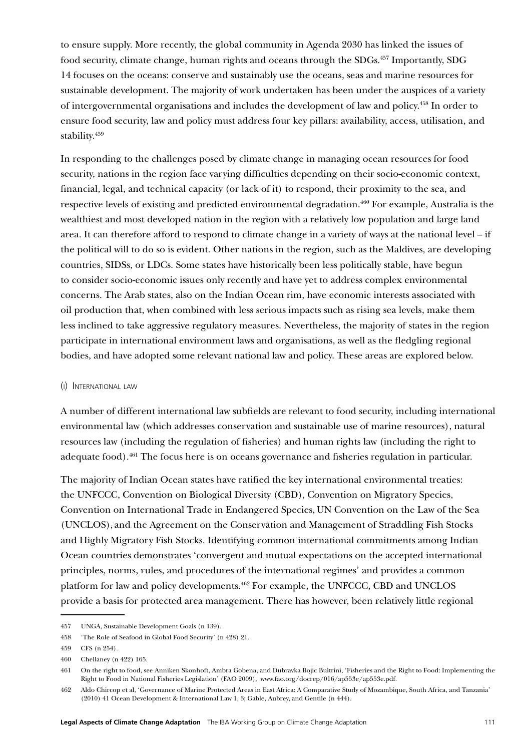to ensure supply. More recently, the global community in Agenda 2030 has linked the issues of food security, climate change, human rights and oceans through the SDGs.[457] Importantly, SDG 14 focuses on the oceans: conserve and sustainably use the oceans, seas and marine resources for sustainable development. The majority of work undertaken has been under the auspices of a variety of intergovernmental organisations and includes the development of law and policy.[458] In order to ensure food security, law and policy must address four key pillars: availability, access, utilisation, and stability.[459]

In responding to the challenges posed by climate change in managing ocean resources for food security, nations in the region face varying difficulties depending on their socio-economic context, financial, legal, and technical capacity (or lack of it) to respond, their proximity to the sea, and respective levels of existing and predicted environmental degradation.[460] For example, Australia is the wealthiest and most developed nation in the region with a relatively low population and large land area. It can therefore afford to respond to climate change in a variety of ways at the national level – if the political will to do so is evident. Other nations in the region, such as the Maldives, are developing countries, SIDSs, or LDCs. Some states have historically been less politically stable, have begun to consider socio-economic issues only recently and have yet to address complex environmental concerns. The Arab states, also on the Indian Ocean rim, have economic interests associated with oil production that, when combined with less serious impacts such as rising sea levels, make them less inclined to take aggressive regulatory measures. Nevertheless, the majority of states in the region participate in international environment laws and organisations, as well as the fledgling regional bodies, and have adopted some relevant national law and policy. These areas are explored below.

(i) International law

A number of different international law subfields are relevant to food security, including international environmental law (which addresses conservation and sustainable use of marine resources), natural resources law (including the regulation of fisheries) and human rights law (including the right to adequate food).[461] The focus here is on oceans governance and fisheries regulation in particular.

The majority of Indian Ocean states have ratified the key international environmental treaties: the UNFCCC, Convention on Biological Diversity (CBD), Convention on Migratory Species, Convention on International Trade in Endangered Species, UN Convention on the Law of the Sea (UNCLOS), and the Agreement on the Conservation and Management of Straddling Fish Stocks and Highly Migratory Fish Stocks. Identifying common international commitments among Indian Ocean countries demonstrates 'convergent and mutual expectations on the accepted international principles, norms, rules, and procedures of the international regimes' and provides a common platform for law and policy developments.[462] For example, the UNFCCC, CBD and UNCLOS provide a basis for protected area management. There has however, been relatively little regional

457 UNGA, Sustainable Development Goals (n 139).

458 'The Role of Seafood in Global Food Security' (n 428) 21.

459 CFS (n 254).

460 Chellaney (n 422) 165.

461 On the right to food, see Anniken Skonhoft, Ambra Gobena, and Dubravka Bojic Bultrini, 'Fisheries and the Right to Food: Implementing the Right to Food in National Fisheries Legislation' (FAO 2009), www.fao.org/docrep/016/ap553e/ap553e.pdf.

462 Aldo Chircop et al, 'Governance of Marine Protected Areas in East Africa: A Comparative Study of Mozambique, South Africa, and Tanzania' (2010) 41 Ocean Development & International Law 1, 3; Gable, Aubrey, and Gentile (n 444).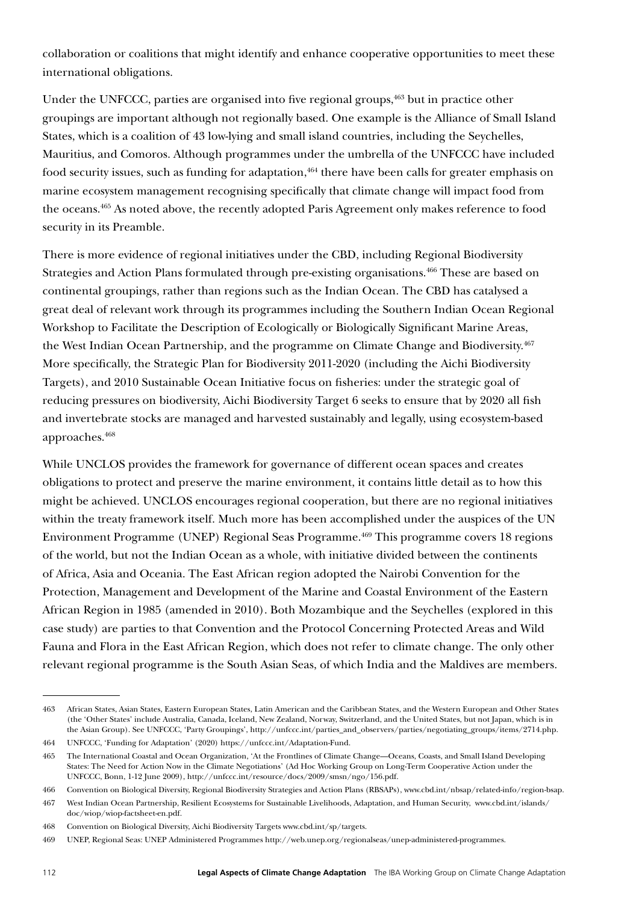collaboration or coalitions that might identify and enhance cooperative opportunities to meet these international obligations.

Under the UNFCCC, parties are organised into five regional groups,[463] but in practice other groupings are important although not regionally based. One example is the Alliance of Small Island States, which is a coalition of 43 low-lying and small island countries, including the Seychelles, Mauritius, and Comoros. Although programmes under the umbrella of the UNFCCC have included food security issues, such as funding for adaptation,[464] there have been calls for greater emphasis on marine ecosystem management recognising specifically that climate change will impact food from the oceans.[465] As noted above, the recently adopted Paris Agreement only makes reference to food security in its Preamble.

There is more evidence of regional initiatives under the CBD, including Regional Biodiversity Strategies and Action Plans formulated through pre-existing organisations.[466] These are based on continental groupings, rather than regions such as the Indian Ocean. The CBD has catalysed a great deal of relevant work through its programmes including the Southern Indian Ocean Regional Workshop to Facilitate the Description of Ecologically or Biologically Significant Marine Areas, the West Indian Ocean Partnership, and the programme on Climate Change and Biodiversity.[467] More specifically, the Strategic Plan for Biodiversity 2011-2020 (including the Aichi Biodiversity Targets), and 2010 Sustainable Ocean Initiative focus on fisheries: under the strategic goal of reducing pressures on biodiversity, Aichi Biodiversity Target 6 seeks to ensure that by 2020 all fish and invertebrate stocks are managed and harvested sustainably and legally, using ecosystem-based approaches.[468]

While UNCLOS provides the framework for governance of different ocean spaces and creates obligations to protect and preserve the marine environment, it contains little detail as to how this might be achieved. UNCLOS encourages regional cooperation, but there are no regional initiatives within the treaty framework itself. Much more has been accomplished under the auspices of the UN Environment Programme (UNEP) Regional Seas Programme.[469] This programme covers 18 regions of the world, but not the Indian Ocean as a whole, with initiative divided between the continents of Africa, Asia and Oceania. The East African region adopted the Nairobi Convention for the Protection, Management and Development of the Marine and Coastal Environment of the Eastern African Region in 1985 (amended in 2010). Both Mozambique and the Seychelles (explored in this case study) are parties to that Convention and the Protocol Concerning Protected Areas and Wild Fauna and Flora in the East African Region, which does not refer to climate change. The only other relevant regional programme is the South Asian Seas, of which India and the Maldives are members.

---

463 African States, Asian States, Eastern European States, Latin American and the Caribbean States, and the Western European and Other States (the 'Other States' include Australia, Canada, Iceland, New Zealand, Norway, Switzerland, and the United States, but not Japan, which is in the Asian Group). See UNFCCC, 'Party Groupings', http://unfccc.int/parties_and_observers/parties/negotiating_groups/items/2714.php.

464 UNFCCC, 'Funding for Adaptation' (2020) https://unfccc.int/Adaptation-Fund.

465 The International Coastal and Ocean Organization, 'At the Frontlines of Climate Change—Oceans, Coasts, and Small Island Developing States: The Need for Action Now in the Climate Negotiations' (Ad Hoc Working Group on Long-Term Cooperative Action under the UNFCCC, Bonn, 1-12 June 2009), http://unfccc.int/resource/docs/2009/smsn/ngo/156.pdf.

466 Convention on Biological Diversity, Regional Biodiversity Strategies and Action Plans (RBSAPs), www.cbd.int/nbsap/related-info/region-bsap.

467 West Indian Ocean Partnership, Resilient Ecosystems for Sustainable Livelihoods, Adaptation, and Human Security, www.cbd.int/islands/doc/wiop/wiop-factsheet-en.pdf.

468 Convention on Biological Diversity, Aichi Biodiversity Targets www.cbd.int/sp/targets.

469 UNEP, Regional Seas: UNEP Administered Programmes http://web.unep.org/regionalseas/unep-administered-programmes.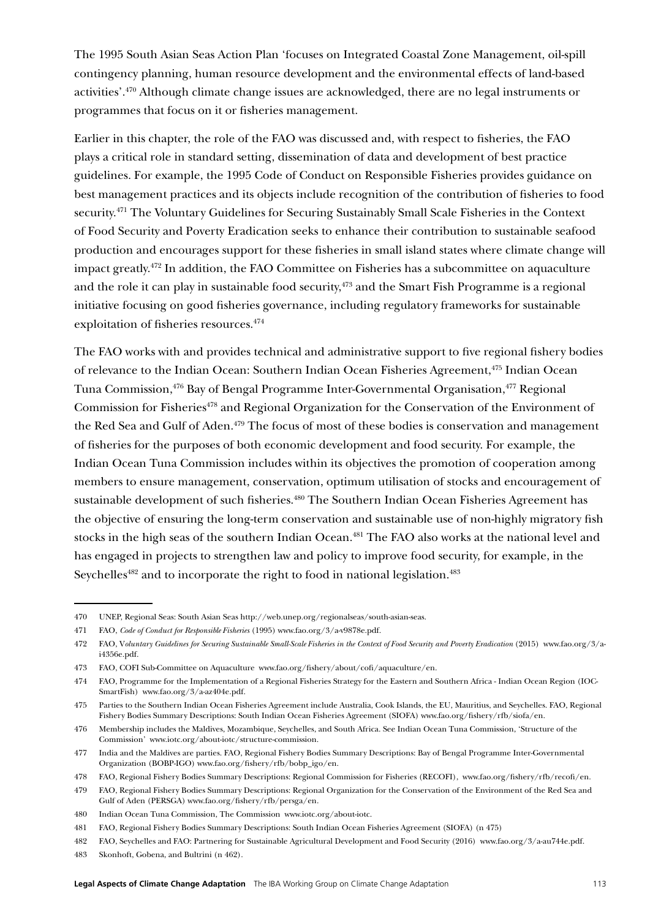The 1995 South Asian Seas Action Plan 'focuses on Integrated Coastal Zone Management, oil-spill contingency planning, human resource development and the environmental effects of land-based activities'.[470] Although climate change issues are acknowledged, there are no legal instruments or programmes that focus on it or fisheries management.

Earlier in this chapter, the role of the FAO was discussed and, with respect to fisheries, the FAO plays a critical role in standard setting, dissemination of data and development of best practice guidelines. For example, the 1995 Code of Conduct on Responsible Fisheries provides guidance on best management practices and its objects include recognition of the contribution of fisheries to food security.[471] The Voluntary Guidelines for Securing Sustainably Small Scale Fisheries in the Context of Food Security and Poverty Eradication seeks to enhance their contribution to sustainable seafood production and encourages support for these fisheries in small island states where climate change will impact greatly.[472] In addition, the FAO Committee on Fisheries has a subcommittee on aquaculture and the role it can play in sustainable food security,[473] and the Smart Fish Programme is a regional initiative focusing on good fisheries governance, including regulatory frameworks for sustainable exploitation of fisheries resources.[474]

The FAO works with and provides technical and administrative support to five regional fishery bodies of relevance to the Indian Ocean: Southern Indian Ocean Fisheries Agreement,[475] Indian Ocean Tuna Commission,[476] Bay of Bengal Programme Inter-Governmental Organisation,[477] Regional Commission for Fisheries[478] and Regional Organization for the Conservation of the Environment of the Red Sea and Gulf of Aden.[479] The focus of most of these bodies is conservation and management of fisheries for the purposes of both economic development and food security. For example, the Indian Ocean Tuna Commission includes within its objectives the promotion of cooperation among members to ensure management, conservation, optimum utilisation of stocks and encouragement of sustainable development of such fisheries.[480] The Southern Indian Ocean Fisheries Agreement has the objective of ensuring the long-term conservation and sustainable use of non-highly migratory fish stocks in the high seas of the southern Indian Ocean.[481] The FAO also works at the national level and has engaged in projects to strengthen law and policy to improve food security, for example, in the Seychelles[482] and to incorporate the right to food in national legislation.[483]

---

470 UNEP, Regional Seas: South Asian Seas http://web.unep.org/regionalseas/south-asian-seas.

471 FAO, *Code of Conduct for Responsible Fisheries* (1995) www.fao.org/3/a-v9878e.pdf.

472 FAO, *Voluntary Guidelines for Securing Sustainable Small-Scale Fisheries in the Context of Food Security and Poverty Eradication* (2015) www.fao.org/3/a-i4356e.pdf.

473 FAO, COFI Sub-Committee on Aquaculture www.fao.org/fishery/about/cofi/aquaculture/en.

474 FAO, Programme for the Implementation of a Regional Fisheries Strategy for the Eastern and Southern Africa - Indian Ocean Region (IOC-SmartFish) www.fao.org/3/a-az404e.pdf.

475 Parties to the Southern Indian Ocean Fisheries Agreement include Australia, Cook Islands, the EU, Mauritius, and Seychelles. FAO, Regional Fishery Bodies Summary Descriptions: South Indian Ocean Fisheries Agreement (SIOFA) www.fao.org/fishery/rfb/siofa/en.

476 Membership includes the Maldives, Mozambique, Seychelles, and South Africa. See Indian Ocean Tuna Commission, 'Structure of the Commission' www.iotc.org/about-iotc/structure-commission.

477 India and the Maldives are parties. FAO, Regional Fishery Bodies Summary Descriptions: Bay of Bengal Programme Inter-Governmental Organization (BOBP-IGO) www.fao.org/fishery/rfb/bobp_igo/en.

478 FAO, Regional Fishery Bodies Summary Descriptions: Regional Commission for Fisheries (RECOFI), www.fao.org/fishery/rfb/recofi/en.

479 FAO, Regional Fishery Bodies Summary Descriptions: Regional Organization for the Conservation of the Environment of the Red Sea and Gulf of Aden (PERSGA) www.fao.org/fishery/rfb/persga/en.

480 Indian Ocean Tuna Commission, The Commission www.iotc.org/about-iotc.

481 FAO, Regional Fishery Bodies Summary Descriptions: South Indian Ocean Fisheries Agreement (SIOFA) (n 475)

482 FAO, Seychelles and FAO: Partnering for Sustainable Agricultural Development and Food Security (2016) www.fao.org/3/a-au744e.pdf.

483 Skonhoft, Gobena, and Bultrini (n 462).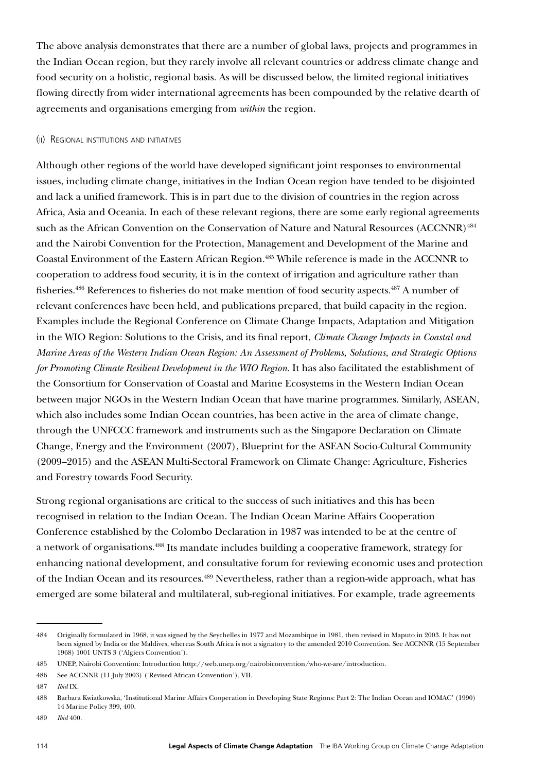The above analysis demonstrates that there are a number of global laws, projects and programmes in the Indian Ocean region, but they rarely involve all relevant countries or address climate change and food security on a holistic, regional basis. As will be discussed below, the limited regional initiatives flowing directly from wider international agreements has been compounded by the relative dearth of agreements and organisations emerging from *within* the region.

### (ii) Regional institutions and initiatives

Although other regions of the world have developed significant joint responses to environmental issues, including climate change, initiatives in the Indian Ocean region have tended to be disjointed and lack a unified framework. This is in part due to the division of countries in the region across Africa, Asia and Oceania. In each of these relevant regions, there are some early regional agreements such as the African Convention on the Conservation of Nature and Natural Resources (ACCNNR)[484] and the Nairobi Convention for the Protection, Management and Development of the Marine and Coastal Environment of the Eastern African Region.[485] While reference is made in the ACCNNR to cooperation to address food security, it is in the context of irrigation and agriculture rather than fisheries.[486] References to fisheries do not make mention of food security aspects.[487] A number of relevant conferences have been held, and publications prepared, that build capacity in the region. Examples include the Regional Conference on Climate Change Impacts, Adaptation and Mitigation in the WIO Region: Solutions to the Crisis, and its final report, *Climate Change Impacts in Coastal and Marine Areas of the Western Indian Ocean Region: An Assessment of Problems, Solutions, and Strategic Options for Promoting Climate Resilient Development in the WIO Region*. It has also facilitated the establishment of the Consortium for Conservation of Coastal and Marine Ecosystems in the Western Indian Ocean between major NGOs in the Western Indian Ocean that have marine programmes. Similarly, ASEAN, which also includes some Indian Ocean countries, has been active in the area of climate change, through the UNFCCC framework and instruments such as the Singapore Declaration on Climate Change, Energy and the Environment (2007), Blueprint for the ASEAN Socio-Cultural Community (2009–2015) and the ASEAN Multi-Sectoral Framework on Climate Change: Agriculture, Fisheries and Forestry towards Food Security.

Strong regional organisations are critical to the success of such initiatives and this has been recognised in relation to the Indian Ocean. The Indian Ocean Marine Affairs Cooperation Conference established by the Colombo Declaration in 1987 was intended to be at the centre of a network of organisations.[488] Its mandate includes building a cooperative framework, strategy for enhancing national development, and consultative forum for reviewing economic uses and protection of the Indian Ocean and its resources.[489] Nevertheless, rather than a region-wide approach, what has emerged are some bilateral and multilateral, sub-regional initiatives. For example, trade agreements

---

484 Originally formulated in 1968, it was signed by the Seychelles in 1977 and Mozambique in 1981, then revised in Maputo in 2003. It has not been signed by India or the Maldives, whereas South Africa is not a signatory to the amended 2010 Convention. See ACCNNR (15 September 1968) 1001 UNTS 3 ('Algiers Convention').

485 UNEP, Nairobi Convention: Introduction http://web.unep.org/nairobiconvention/who-we-are/introduction.

486 See ACCNNR (11 July 2003) ('Revised African Convention'), VII.

487 *Ibid* IX.

488 Barbara Kwiatkowska, 'Institutional Marine Affairs Cooperation in Developing State Regions: Part 2: The Indian Ocean and IOMAC' (1990) 14 Marine Policy 399, 400.

489 *Ibid* 400.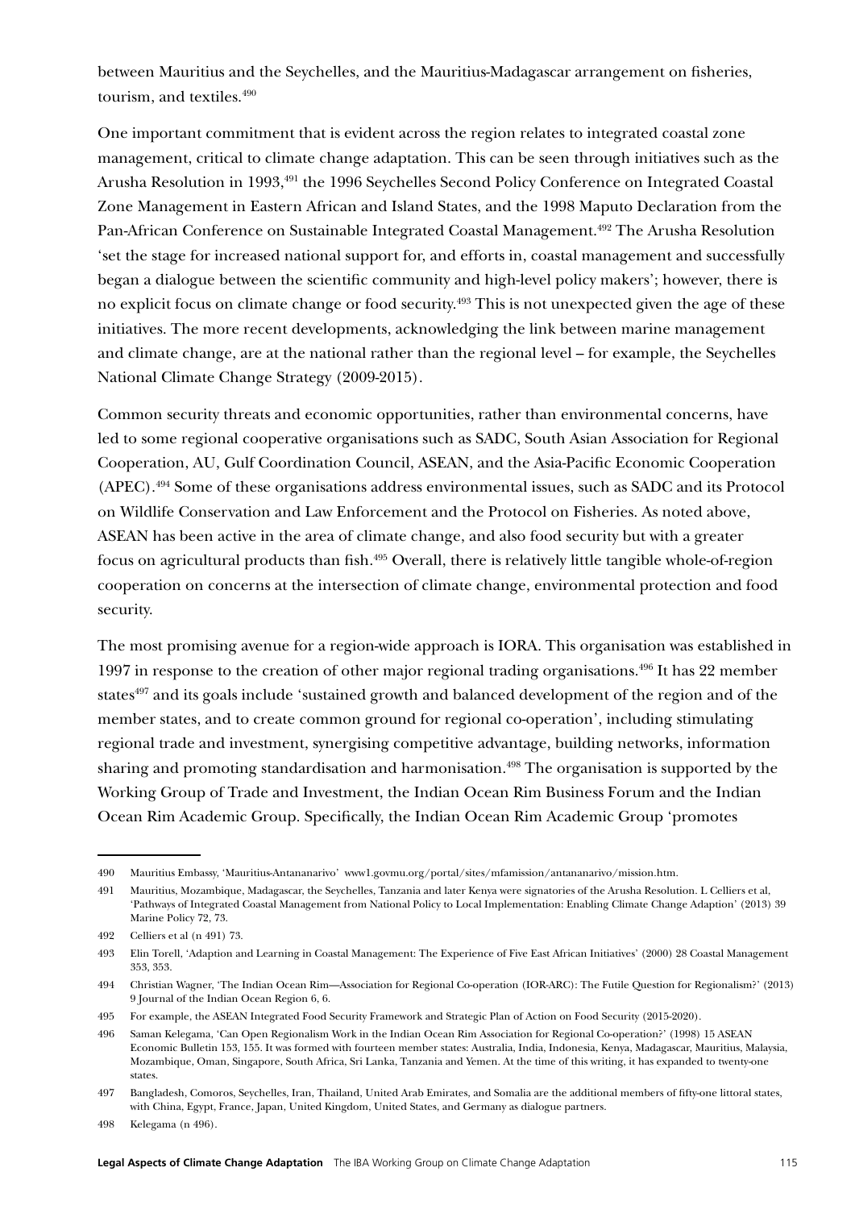between Mauritius and the Seychelles, and the Mauritius-Madagascar arrangement on fisheries, tourism, and textiles.[490]

One important commitment that is evident across the region relates to integrated coastal zone management, critical to climate change adaptation. This can be seen through initiatives such as the Arusha Resolution in 1993,[491] the 1996 Seychelles Second Policy Conference on Integrated Coastal Zone Management in Eastern African and Island States, and the 1998 Maputo Declaration from the Pan-African Conference on Sustainable Integrated Coastal Management.[492] The Arusha Resolution 'set the stage for increased national support for, and efforts in, coastal management and successfully began a dialogue between the scientific community and high-level policy makers'; however, there is no explicit focus on climate change or food security.[493] This is not unexpected given the age of these initiatives. The more recent developments, acknowledging the link between marine management and climate change, are at the national rather than the regional level – for example, the Seychelles National Climate Change Strategy (2009-2015).

Common security threats and economic opportunities, rather than environmental concerns, have led to some regional cooperative organisations such as SADC, South Asian Association for Regional Cooperation, AU, Gulf Coordination Council, ASEAN, and the Asia-Pacific Economic Cooperation (APEC).[494] Some of these organisations address environmental issues, such as SADC and its Protocol on Wildlife Conservation and Law Enforcement and the Protocol on Fisheries. As noted above, ASEAN has been active in the area of climate change, and also food security but with a greater focus on agricultural products than fish.[495] Overall, there is relatively little tangible whole-of-region cooperation on concerns at the intersection of climate change, environmental protection and food security.

The most promising avenue for a region-wide approach is IORA. This organisation was established in 1997 in response to the creation of other major regional trading organisations.[496] It has 22 member states[497] and its goals include 'sustained growth and balanced development of the region and of the member states, and to create common ground for regional co-operation', including stimulating regional trade and investment, synergising competitive advantage, building networks, information sharing and promoting standardisation and harmonisation.[498] The organisation is supported by the Working Group of Trade and Investment, the Indian Ocean Rim Business Forum and the Indian Ocean Rim Academic Group. Specifically, the Indian Ocean Rim Academic Group 'promotes

---

490 Mauritius Embassy, 'Mauritius-Antananarivo' www1.govmu.org/portal/sites/mfamission/antananarivo/mission.htm.

491 Mauritius, Mozambique, Madagascar, the Seychelles, Tanzania and later Kenya were signatories of the Arusha Resolution. L Celliers et al, 'Pathways of Integrated Coastal Management from National Policy to Local Implementation: Enabling Climate Change Adaption' (2013) 39 Marine Policy 72, 73.

492 Celliers et al (n 491) 73.

493 Elin Torell, 'Adaption and Learning in Coastal Management: The Experience of Five East African Initiatives' (2000) 28 Coastal Management 353, 353.

494 Christian Wagner, 'The Indian Ocean Rim—Association for Regional Co-operation (IOR-ARC): The Futile Question for Regionalism?' (2013) 9 Journal of the Indian Ocean Region 6, 6.

495 For example, the ASEAN Integrated Food Security Framework and Strategic Plan of Action on Food Security (2015-2020).

496 Saman Kelegama, 'Can Open Regionalism Work in the Indian Ocean Rim Association for Regional Co-operation?' (1998) 15 ASEAN Economic Bulletin 153, 155. It was formed with fourteen member states: Australia, India, Indonesia, Kenya, Madagascar, Mauritius, Malaysia, Mozambique, Oman, Singapore, South Africa, Sri Lanka, Tanzania and Yemen. At the time of this writing, it has expanded to twenty-one states.

497 Bangladesh, Comoros, Seychelles, Iran, Thailand, United Arab Emirates, and Somalia are the additional members of fifty-one littoral states, with China, Egypt, France, Japan, United Kingdom, United States, and Germany as dialogue partners.

498 Kelegama (n 496).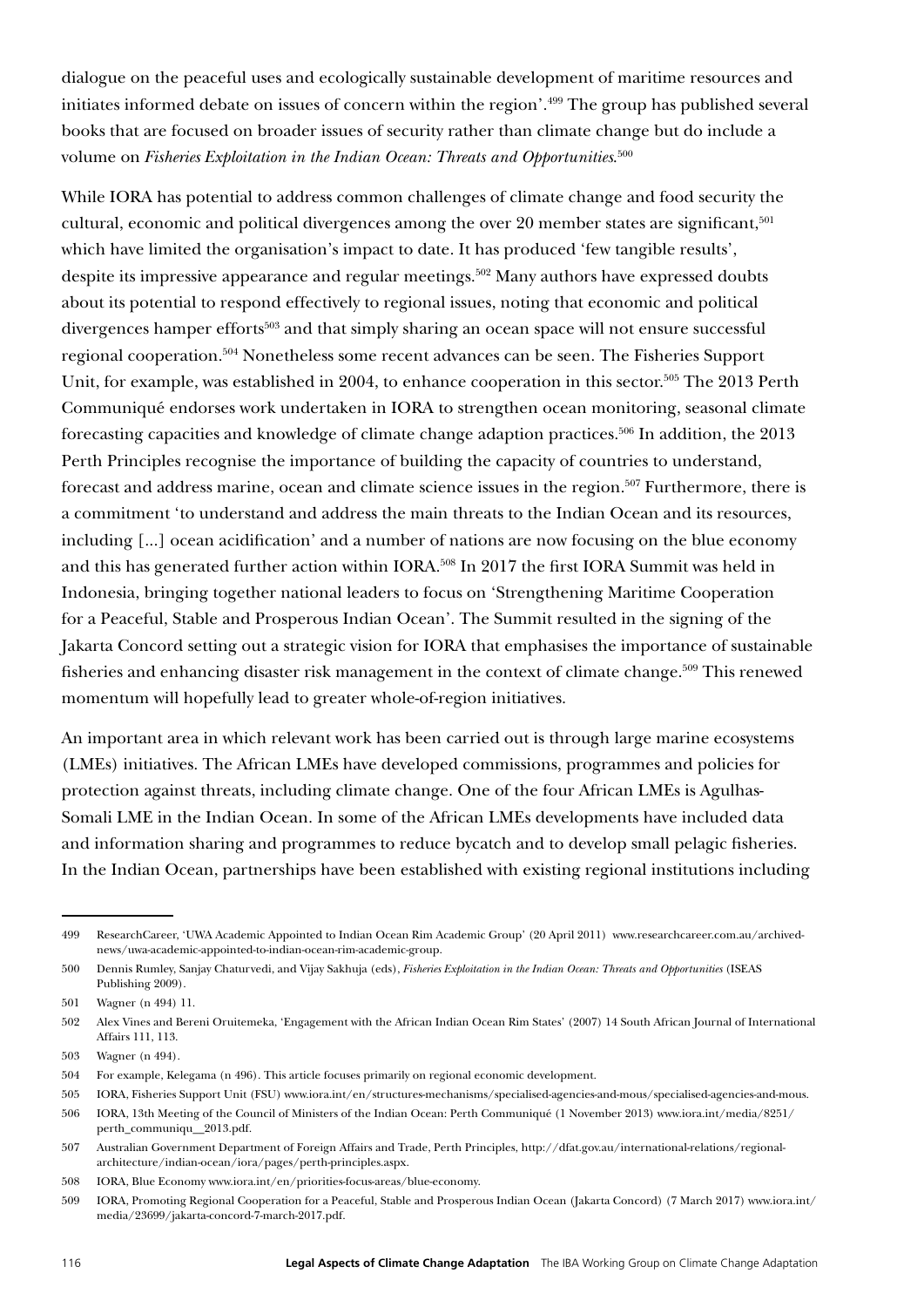dialogue on the peaceful uses and ecologically sustainable development of maritime resources and initiates informed debate on issues of concern within the region'.[499] The group has published several books that are focused on broader issues of security rather than climate change but do include a volume on *Fisheries Exploitation in the Indian Ocean: Threats and Opportunities*.[500]

While IORA has potential to address common challenges of climate change and food security the cultural, economic and political divergences among the over 20 member states are significant,[501] which have limited the organisation's impact to date. It has produced 'few tangible results', despite its impressive appearance and regular meetings.[502] Many authors have expressed doubts about its potential to respond effectively to regional issues, noting that economic and political divergences hamper efforts[503] and that simply sharing an ocean space will not ensure successful regional cooperation.[504] Nonetheless some recent advances can be seen. The Fisheries Support Unit, for example, was established in 2004, to enhance cooperation in this sector.[505] The 2013 Perth Communiqué endorses work undertaken in IORA to strengthen ocean monitoring, seasonal climate forecasting capacities and knowledge of climate change adaption practices.[506] In addition, the 2013 Perth Principles recognise the importance of building the capacity of countries to understand, forecast and address marine, ocean and climate science issues in the region.[507] Furthermore, there is a commitment 'to understand and address the main threats to the Indian Ocean and its resources, including [...] ocean acidification' and a number of nations are now focusing on the blue economy and this has generated further action within IORA.[508] In 2017 the first IORA Summit was held in Indonesia, bringing together national leaders to focus on 'Strengthening Maritime Cooperation for a Peaceful, Stable and Prosperous Indian Ocean'. The Summit resulted in the signing of the Jakarta Concord setting out a strategic vision for IORA that emphasises the importance of sustainable fisheries and enhancing disaster risk management in the context of climate change.[509] This renewed momentum will hopefully lead to greater whole-of-region initiatives.

An important area in which relevant work has been carried out is through large marine ecosystems (LMEs) initiatives. The African LMEs have developed commissions, programmes and policies for protection against threats, including climate change. One of the four African LMEs is Agulhas-Somali LME in the Indian Ocean. In some of the African LMEs developments have included data and information sharing and programmes to reduce bycatch and to develop small pelagic fisheries. In the Indian Ocean, partnerships have been established with existing regional institutions including

---

499 ResearchCareer, 'UWA Academic Appointed to Indian Ocean Rim Academic Group' (20 April 2011) www.researchcareer.com.au/archived-news/uwa-academic-appointed-to-indian-ocean-rim-academic-group.

500 Dennis Rumley, Sanjay Chaturvedi, and Vijay Sakhuja (eds), *Fisheries Exploitation in the Indian Ocean: Threats and Opportunities* (ISEAS Publishing 2009).

501 Wagner (n 494) 11.

502 Alex Vines and Bereni Oruitemeka, 'Engagement with the African Indian Ocean Rim States' (2007) 14 South African Journal of International Affairs 111, 113.

503 Wagner (n 494).

504 For example, Kelegama (n 496). This article focuses primarily on regional economic development.

505 IORA, Fisheries Support Unit (FSU) www.iora.int/en/structures-mechanisms/specialised-agencies-and-mous/specialised-agencies-and-mous.

506 IORA, 13th Meeting of the Council of Ministers of the Indian Ocean: Perth Communiqué (1 November 2013) www.iora.int/media/8251/perth_communiqu__2013.pdf.

507 Australian Government Department of Foreign Affairs and Trade, Perth Principles, http://dfat.gov.au/international-relations/regional-architecture/indian-ocean/iora/pages/perth-principles.aspx.

508 IORA, Blue Economy www.iora.int/en/priorities-focus-areas/blue-economy.

509 IORA, Promoting Regional Cooperation for a Peaceful, Stable and Prosperous Indian Ocean (Jakarta Concord) (7 March 2017) www.iora.int/media/23699/jakarta-concord-7-march-2017.pdf.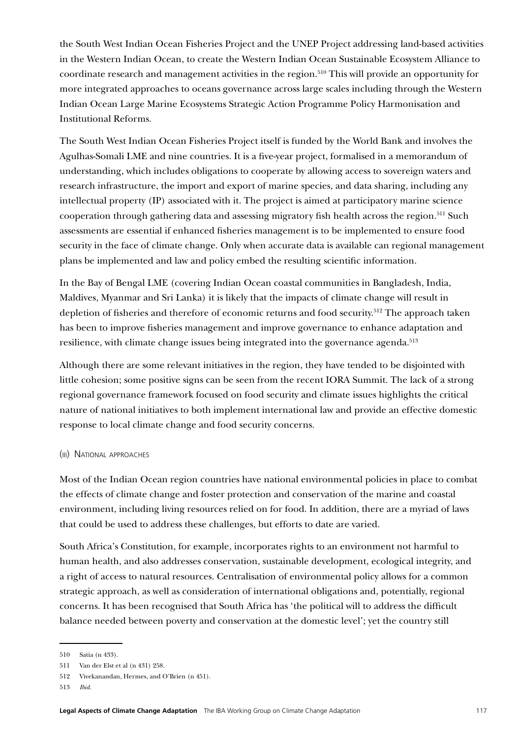the South West Indian Ocean Fisheries Project and the UNEP Project addressing land-based activities in the Western Indian Ocean, to create the Western Indian Ocean Sustainable Ecosystem Alliance to coordinate research and management activities in the region.[510] This will provide an opportunity for more integrated approaches to oceans governance across large scales including through the Western Indian Ocean Large Marine Ecosystems Strategic Action Programme Policy Harmonisation and Institutional Reforms.

The South West Indian Ocean Fisheries Project itself is funded by the World Bank and involves the Agulhas-Somali LME and nine countries. It is a five-year project, formalised in a memorandum of understanding, which includes obligations to cooperate by allowing access to sovereign waters and research infrastructure, the import and export of marine species, and data sharing, including any intellectual property (IP) associated with it. The project is aimed at participatory marine science cooperation through gathering data and assessing migratory fish health across the region.[511] Such assessments are essential if enhanced fisheries management is to be implemented to ensure food security in the face of climate change. Only when accurate data is available can regional management plans be implemented and law and policy embed the resulting scientific information.

In the Bay of Bengal LME (covering Indian Ocean coastal communities in Bangladesh, India, Maldives, Myanmar and Sri Lanka) it is likely that the impacts of climate change will result in depletion of fisheries and therefore of economic returns and food security.[512] The approach taken has been to improve fisheries management and improve governance to enhance adaptation and resilience, with climate change issues being integrated into the governance agenda.[513]

Although there are some relevant initiatives in the region, they have tended to be disjointed with little cohesion; some positive signs can be seen from the recent IORA Summit. The lack of a strong regional governance framework focused on food security and climate issues highlights the critical nature of national initiatives to both implement international law and provide an effective domestic response to local climate change and food security concerns.

#### (iii) National approaches

Most of the Indian Ocean region countries have national environmental policies in place to combat the effects of climate change and foster protection and conservation of the marine and coastal environment, including living resources relied on for food. In addition, there are a myriad of laws that could be used to address these challenges, but efforts to date are varied.

South Africa's Constitution, for example, incorporates rights to an environment not harmful to human health, and also addresses conservation, sustainable development, ecological integrity, and a right of access to natural resources. Centralisation of environmental policy allows for a common strategic approach, as well as consideration of international obligations and, potentially, regional concerns. It has been recognised that South Africa has 'the political will to address the difficult balance needed between poverty and conservation at the domestic level'; yet the country still

---

510 Satia (n 433).

511 Van der Elst et al (n 431) 258.

512 Vivekanandan, Hermes, and O'Brien (n 451).

513 *Ibid.*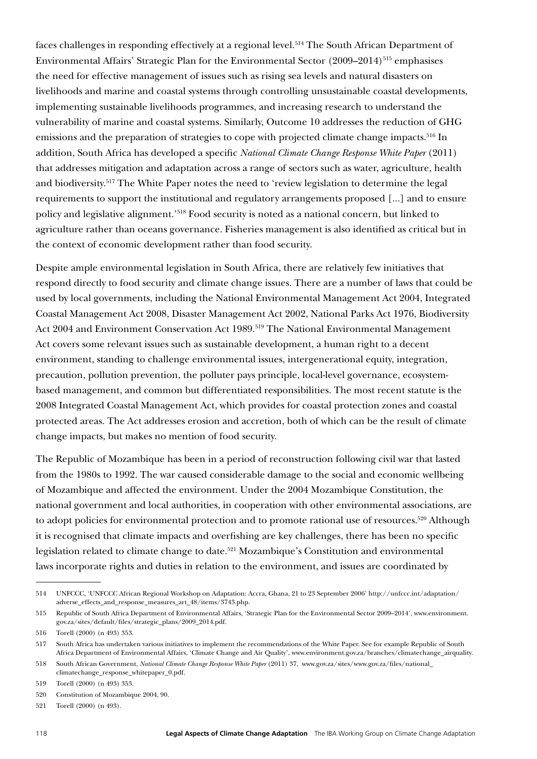faces challenges in responding effectively at a regional level.[514] The South African Department of Environmental Affairs' Strategic Plan for the Environmental Sector (2009–2014)[515] emphasises the need for effective management of issues such as rising sea levels and natural disasters on livelihoods and marine and coastal systems through controlling unsustainable coastal developments, implementing sustainable livelihoods programmes, and increasing research to understand the vulnerability of marine and coastal systems. Similarly, Outcome 10 addresses the reduction of GHG emissions and the preparation of strategies to cope with projected climate change impacts.[516] In addition, South Africa has developed a specific *National Climate Change Response White Paper* (2011) that addresses mitigation and adaptation across a range of sectors such as water, agriculture, health and biodiversity.[517] The White Paper notes the need to 'review legislation to determine the legal requirements to support the institutional and regulatory arrangements proposed [...] and to ensure policy and legislative alignment.'[518] Food security is noted as a national concern, but linked to agriculture rather than oceans governance. Fisheries management is also identified as critical but in the context of economic development rather than food security.

Despite ample environmental legislation in South Africa, there are relatively few initiatives that respond directly to food security and climate change issues. There are a number of laws that could be used by local governments, including the National Environmental Management Act 2004, Integrated Coastal Management Act 2008, Disaster Management Act 2002, National Parks Act 1976, Biodiversity Act 2004 and Environment Conservation Act 1989.[519] The National Environmental Management Act covers some relevant issues such as sustainable development, a human right to a decent environment, standing to challenge environmental issues, intergenerational equity, integration, precaution, pollution prevention, the polluter pays principle, local-level governance, ecosystem-based management, and common but differentiated responsibilities. The most recent statute is the 2008 Integrated Coastal Management Act, which provides for coastal protection zones and coastal protected areas. The Act addresses erosion and accretion, both of which can be the result of climate change impacts, but makes no mention of food security.

The Republic of Mozambique has been in a period of reconstruction following civil war that lasted from the 1980s to 1992. The war caused considerable damage to the social and economic wellbeing of Mozambique and affected the environment. Under the 2004 Mozambique Constitution, the national government and local authorities, in cooperation with other environmental associations, are to adopt policies for environmental protection and to promote rational use of resources.[520] Although it is recognised that climate impacts and overfishing are key challenges, there has been no specific legislation related to climate change to date.[521] Mozambique's Constitution and environmental laws incorporate rights and duties in relation to the environment, and issues are coordinated by

---

514 UNFCCC, 'UNFCCC African Regional Workshop on Adaptation: Accra, Ghana, 21 to 23 September 2006' http://unfccc.int/adaptation/adverse_effects_and_response_measures_art_48/items/3743.php.

515 Republic of South Africa Department of Environmental Affairs, 'Strategic Plan for the Environmental Sector 2009–2014', www.environment.gov.za/sites/default/files/strategic_plans/2009_2014.pdf.

516 Torell (2000) (n 493) 353.

517 South Africa has undertaken various initiatives to implement the recommendations of the White Paper. See for example Republic of South Africa Department of Environmental Affairs, 'Climate Change and Air Quality', www.environment.gov.za/branches/climatechange_airquality.

518 South African Government, *National Climate Change Response White Paper* (2011) 37, www.gov.za/sites/www.gov.za/files/national_climatechange_response_whitepaper_0.pdf.

519 Torell (2000) (n 493) 353.

520 Constitution of Mozambique 2004, 90.

521 Torell (2000) (n 493).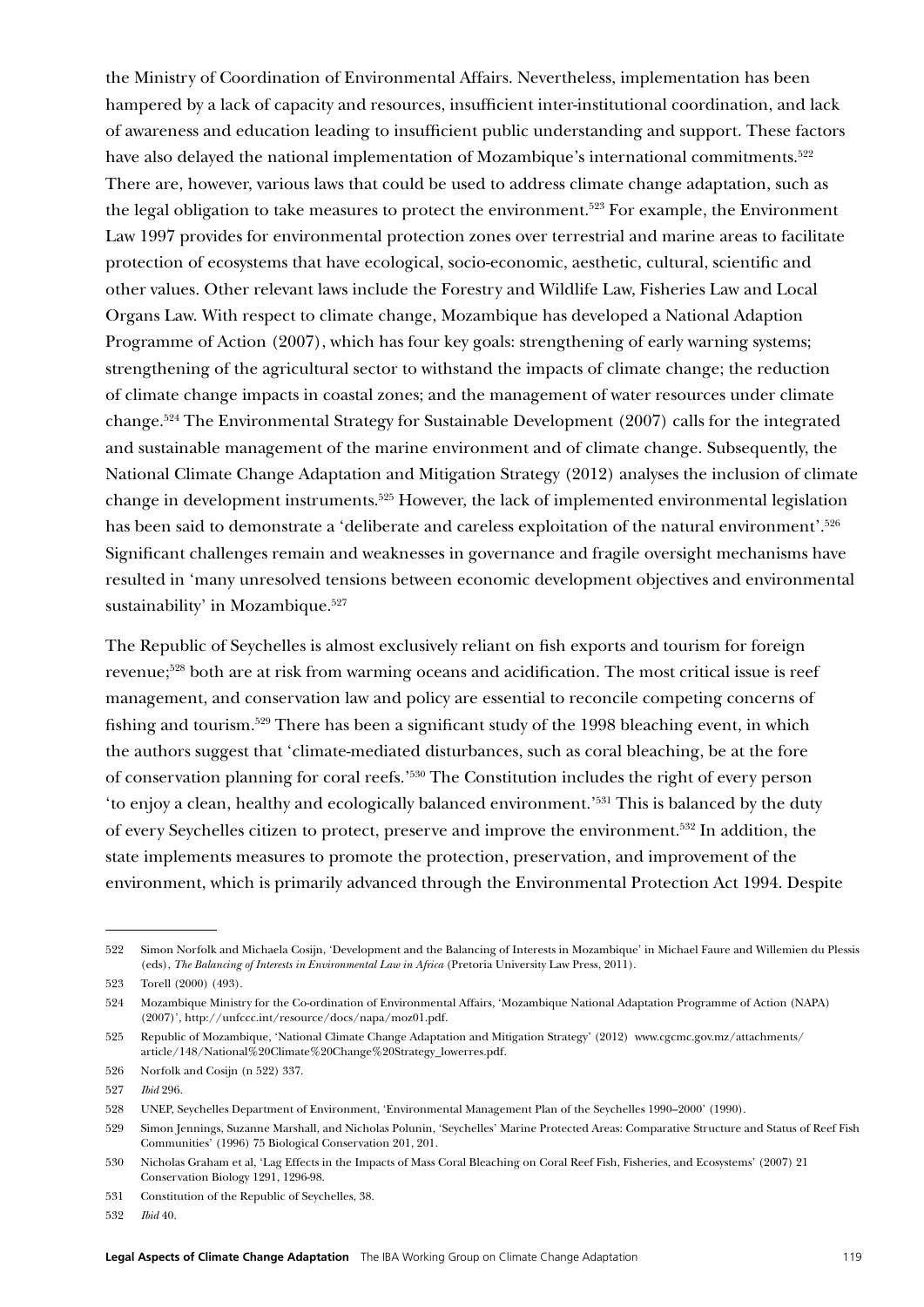the Ministry of Coordination of Environmental Affairs. Nevertheless, implementation has been hampered by a lack of capacity and resources, insufficient inter-institutional coordination, and lack of awareness and education leading to insufficient public understanding and support. These factors have also delayed the national implementation of Mozambique's international commitments.[522] There are, however, various laws that could be used to address climate change adaptation, such as the legal obligation to take measures to protect the environment.[523] For example, the Environment Law 1997 provides for environmental protection zones over terrestrial and marine areas to facilitate protection of ecosystems that have ecological, socio-economic, aesthetic, cultural, scientific and other values. Other relevant laws include the Forestry and Wildlife Law, Fisheries Law and Local Organs Law. With respect to climate change, Mozambique has developed a National Adaption Programme of Action (2007), which has four key goals: strengthening of early warning systems; strengthening of the agricultural sector to withstand the impacts of climate change; the reduction of climate change impacts in coastal zones; and the management of water resources under climate change.[524] The Environmental Strategy for Sustainable Development (2007) calls for the integrated and sustainable management of the marine environment and of climate change. Subsequently, the National Climate Change Adaptation and Mitigation Strategy (2012) analyses the inclusion of climate change in development instruments.[525] However, the lack of implemented environmental legislation has been said to demonstrate a 'deliberate and careless exploitation of the natural environment'.[526] Significant challenges remain and weaknesses in governance and fragile oversight mechanisms have resulted in 'many unresolved tensions between economic development objectives and environmental sustainability' in Mozambique.[527]

The Republic of Seychelles is almost exclusively reliant on fish exports and tourism for foreign revenue;[528] both are at risk from warming oceans and acidification. The most critical issue is reef management, and conservation law and policy are essential to reconcile competing concerns of fishing and tourism.[529] There has been a significant study of the 1998 bleaching event, in which the authors suggest that 'climate-mediated disturbances, such as coral bleaching, be at the fore of conservation planning for coral reefs.'[530] The Constitution includes the right of every person 'to enjoy a clean, healthy and ecologically balanced environment.'[531] This is balanced by the duty of every Seychelles citizen to protect, preserve and improve the environment.[532] In addition, the state implements measures to promote the protection, preservation, and improvement of the environment, which is primarily advanced through the Environmental Protection Act 1994. Despite

---

522 Simon Norfolk and Michaela Cosijn, 'Development and the Balancing of Interests in Mozambique' in Michael Faure and Willemien du Plessis (eds), *The Balancing of Interests in Environmental Law in Africa* (Pretoria University Law Press, 2011).

523 Torell (2000) (493).

524 Mozambique Ministry for the Co-ordination of Environmental Affairs, 'Mozambique National Adaptation Programme of Action (NAPA) (2007)', http://unfccc.int/resource/docs/napa/moz01.pdf.

525 Republic of Mozambique, 'National Climate Change Adaptation and Mitigation Strategy' (2012) www.cgcmc.gov.mz/attachments/article/148/National%20Climate%20Change%20Strategy_lowerres.pdf.

526 Norfolk and Cosijn (n 522) 337.

527 *Ibid* 296.

528 UNEP, Seychelles Department of Environment, 'Environmental Management Plan of the Seychelles 1990–2000' (1990).

529 Simon Jennings, Suzanne Marshall, and Nicholas Polunin, 'Seychelles' Marine Protected Areas: Comparative Structure and Status of Reef Fish Communities' (1996) 75 Biological Conservation 201, 201.

530 Nicholas Graham et al, 'Lag Effects in the Impacts of Mass Coral Bleaching on Coral Reef Fish, Fisheries, and Ecosystems' (2007) 21 Conservation Biology 1291, 1296-98.

531 Constitution of the Republic of Seychelles, 38.

532 *Ibid* 40.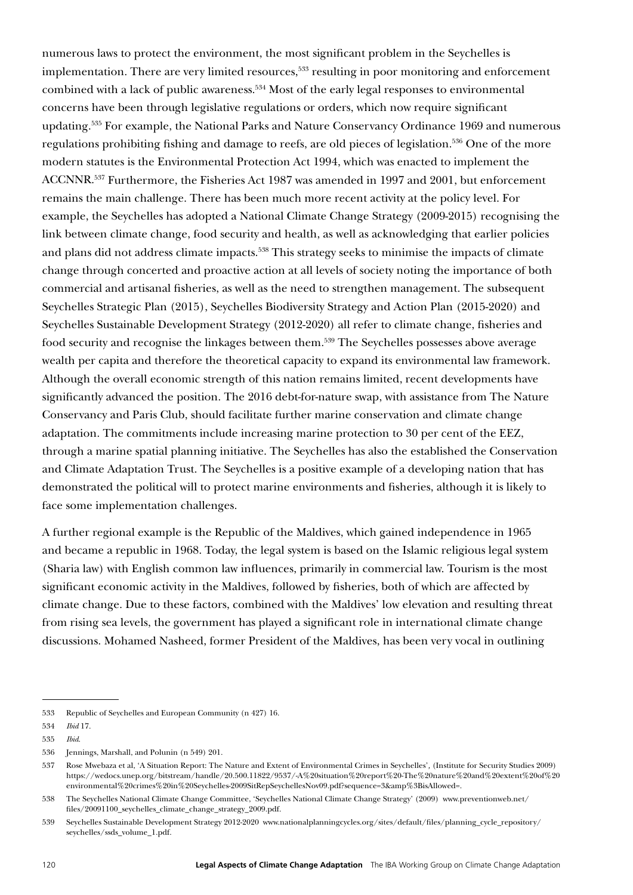numerous laws to protect the environment, the most significant problem in the Seychelles is implementation. There are very limited resources,[533] resulting in poor monitoring and enforcement combined with a lack of public awareness.[534] Most of the early legal responses to environmental concerns have been through legislative regulations or orders, which now require significant updating.[535] For example, the National Parks and Nature Conservancy Ordinance 1969 and numerous regulations prohibiting fishing and damage to reefs, are old pieces of legislation.[536] One of the more modern statutes is the Environmental Protection Act 1994, which was enacted to implement the ACCNNR.[537] Furthermore, the Fisheries Act 1987 was amended in 1997 and 2001, but enforcement remains the main challenge. There has been much more recent activity at the policy level. For example, the Seychelles has adopted a National Climate Change Strategy (2009-2015) recognising the link between climate change, food security and health, as well as acknowledging that earlier policies and plans did not address climate impacts.[538] This strategy seeks to minimise the impacts of climate change through concerted and proactive action at all levels of society noting the importance of both commercial and artisanal fisheries, as well as the need to strengthen management. The subsequent Seychelles Strategic Plan (2015), Seychelles Biodiversity Strategy and Action Plan (2015-2020) and Seychelles Sustainable Development Strategy (2012-2020) all refer to climate change, fisheries and food security and recognise the linkages between them.[539] The Seychelles possesses above average wealth per capita and therefore the theoretical capacity to expand its environmental law framework. Although the overall economic strength of this nation remains limited, recent developments have significantly advanced the position. The 2016 debt-for-nature swap, with assistance from The Nature Conservancy and Paris Club, should facilitate further marine conservation and climate change adaptation. The commitments include increasing marine protection to 30 per cent of the EEZ, through a marine spatial planning initiative. The Seychelles has also the established the Conservation and Climate Adaptation Trust. The Seychelles is a positive example of a developing nation that has demonstrated the political will to protect marine environments and fisheries, although it is likely to face some implementation challenges.

A further regional example is the Republic of the Maldives, which gained independence in 1965 and became a republic in 1968. Today, the legal system is based on the Islamic religious legal system (Sharia law) with English common law influences, primarily in commercial law. Tourism is the most significant economic activity in the Maldives, followed by fisheries, both of which are affected by climate change. Due to these factors, combined with the Maldives' low elevation and resulting threat from rising sea levels, the government has played a significant role in international climate change discussions. Mohamed Nasheed, former President of the Maldives, has been very vocal in outlining

---

533 Republic of Seychelles and European Community (n 427) 16.

534 *Ibid* 17.

535 *Ibid*.

536 Jennings, Marshall, and Polunin (n 549) 201.

537 Rose Mwebaza et al, 'A Situation Report: The Nature and Extent of Environmental Crimes in Seychelles', (Institute for Security Studies 2009) https://wedocs.unep.org/bitstream/handle/20.500.11822/9537/-A%20situation%20report%20-The%20nature%20and%20extent%20of%20environmental%20crimes%20in%20Seychelles-2009SitRepSeychellesNov09.pdf?sequence=3&amp%3BisAllowed=.

538 The Seychelles National Climate Change Committee, 'Seychelles National Climate Change Strategy' (2009) www.preventionweb.net/files/20091100_seychelles_climate_change_strategy_2009.pdf.

539 Seychelles Sustainable Development Strategy 2012-2020 www.nationalplanningcycles.org/sites/default/files/planning_cycle_repository/seychelles/ssds_volume_1.pdf.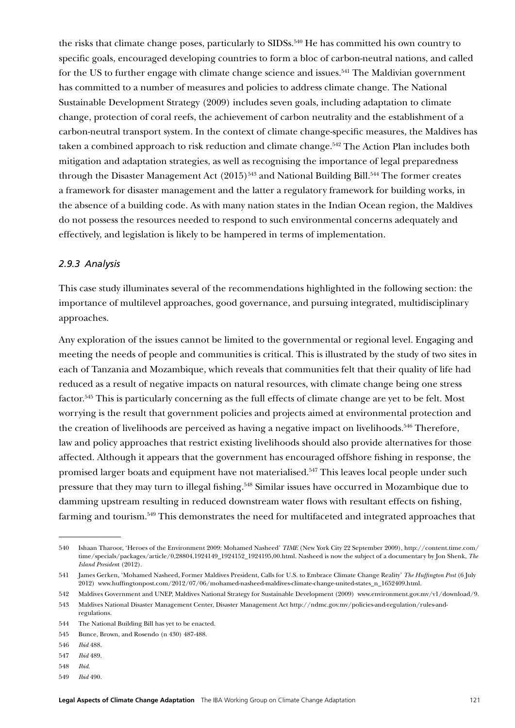the risks that climate change poses, particularly to SIDSs.[540] He has committed his own country to specific goals, encouraged developing countries to form a bloc of carbon-neutral nations, and called for the US to further engage with climate change science and issues.[541] The Maldivian government has committed to a number of measures and policies to address climate change. The National Sustainable Development Strategy (2009) includes seven goals, including adaptation to climate change, protection of coral reefs, the achievement of carbon neutrality and the establishment of a carbon-neutral transport system. In the context of climate change-specific measures, the Maldives has taken a combined approach to risk reduction and climate change.[542] The Action Plan includes both mitigation and adaptation strategies, as well as recognising the importance of legal preparedness through the Disaster Management Act (2015)[543] and National Building Bill.[544] The former creates a framework for disaster management and the latter a regulatory framework for building works, in the absence of a building code. As with many nation states in the Indian Ocean region, the Maldives do not possess the resources needed to respond to such environmental concerns adequately and effectively, and legislation is likely to be hampered in terms of implementation.

### *2.9.3 Analysis*

This case study illuminates several of the recommendations highlighted in the following section: the importance of multilevel approaches, good governance, and pursuing integrated, multidisciplinary approaches.

Any exploration of the issues cannot be limited to the governmental or regional level. Engaging and meeting the needs of people and communities is critical. This is illustrated by the study of two sites in each of Tanzania and Mozambique, which reveals that communities felt that their quality of life had reduced as a result of negative impacts on natural resources, with climate change being one stress factor.[545] This is particularly concerning as the full effects of climate change are yet to be felt. Most worrying is the result that government policies and projects aimed at environmental protection and the creation of livelihoods are perceived as having a negative impact on livelihoods.[546] Therefore, law and policy approaches that restrict existing livelihoods should also provide alternatives for those affected. Although it appears that the government has encouraged offshore fishing in response, the promised larger boats and equipment have not materialised.[547] This leaves local people under such pressure that they may turn to illegal fishing.[548] Similar issues have occurred in Mozambique due to damming upstream resulting in reduced downstream water flows with resultant effects on fishing, farming and tourism.[549] This demonstrates the need for multifaceted and integrated approaches that

---

540 Ishaan Tharoor, 'Heroes of the Environment 2009: Mohamed Nasheed' *TIME* (New York City 22 September 2009), http://content.time.com/time/specials/packages/article/0,28804,1924149_1924152_1924195,00.html. Nasheed is now the subject of a documentary by Jon Shenk, *The Island President* (2012).

541 James Gerken, 'Mohamed Nasheed, Former Maldives President, Calls for U.S. to Embrace Climate Change Reality' *The Huffington Post* (6 July 2012) www.huffingtonpost.com/2012/07/06/mohamed-nasheed-maldives-climate-change-united-states_n_1652409.html.

542 Maldives Government and UNEP, Maldives National Strategy for Sustainable Development (2009) www.environment.gov.mv/v1/download/9.

543 Maldives National Disaster Management Center, Disaster Management Act http://ndmc.gov.mv/policies-and-regulation/rules-and-regulations.

544 The National Building Bill has yet to be enacted.

545 Bunce, Brown, and Rosendo (n 430) 487-488.

546 *Ibid* 488.

547 *Ibid* 489.

548 *Ibid*.

549 *Ibid* 490.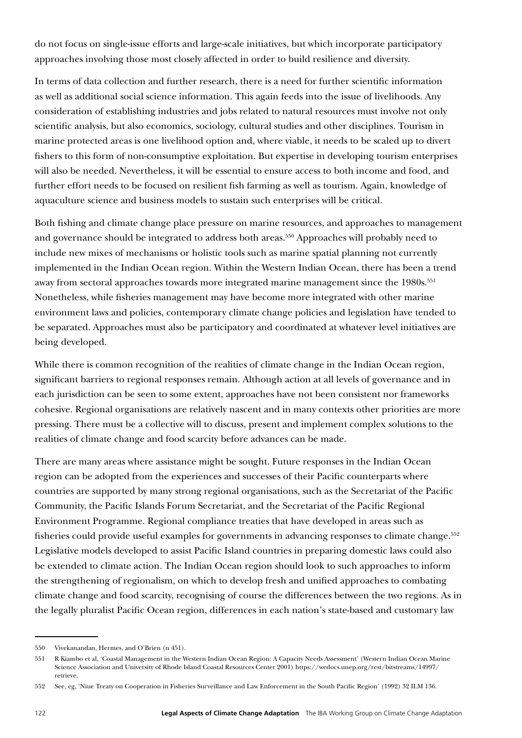do not focus on single-issue efforts and large-scale initiatives, but which incorporate participatory approaches involving those most closely affected in order to build resilience and diversity.

In terms of data collection and further research, there is a need for further scientific information as well as additional social science information. This again feeds into the issue of livelihoods. Any consideration of establishing industries and jobs related to natural resources must involve not only scientific analysis, but also economics, sociology, cultural studies and other disciplines. Tourism in marine protected areas is one livelihood option and, where viable, it needs to be scaled up to divert fishers to this form of non-consumptive exploitation. But expertise in developing tourism enterprises will also be needed. Nevertheless, it will be essential to ensure access to both income and food, and further effort needs to be focused on resilient fish farming as well as tourism. Again, knowledge of aquaculture science and business models to sustain such enterprises will be critical.

Both fishing and climate change place pressure on marine resources, and approaches to management and governance should be integrated to address both areas.[550] Approaches will probably need to include new mixes of mechanisms or holistic tools such as marine spatial planning not currently implemented in the Indian Ocean region. Within the Western Indian Ocean, there has been a trend away from sectoral approaches towards more integrated marine management since the 1980s.[551] Nonetheless, while fisheries management may have become more integrated with other marine environment laws and policies, contemporary climate change policies and legislation have tended to be separated. Approaches must also be participatory and coordinated at whatever level initiatives are being developed.

While there is common recognition of the realities of climate change in the Indian Ocean region, significant barriers to regional responses remain. Although action at all levels of governance and in each jurisdiction can be seen to some extent, approaches have not been consistent nor frameworks cohesive. Regional organisations are relatively nascent and in many contexts other priorities are more pressing. There must be a collective will to discuss, present and implement complex solutions to the realities of climate change and food scarcity before advances can be made.

There are many areas where assistance might be sought. Future responses in the Indian Ocean region can be adopted from the experiences and successes of their Pacific counterparts where countries are supported by many strong regional organisations, such as the Secretariat of the Pacific Community, the Pacific Islands Forum Secretariat, and the Secretariat of the Pacific Regional Environment Programme. Regional compliance treaties that have developed in areas such as fisheries could provide useful examples for governments in advancing responses to climate change.[552] Legislative models developed to assist Pacific Island countries in preparing domestic laws could also be extended to climate action. The Indian Ocean region should look to such approaches to inform the strengthening of regionalism, on which to develop fresh and unified approaches to combating climate change and food scarcity, recognising of course the differences between the two regions. As in the legally pluralist Pacific Ocean region, differences in each nation's state-based and customary law

---

550 Vivekanandan, Hermes, and O'Brien (n 451).

551 R Kiambo et al, 'Coastal Management in the Western Indian Ocean Region: A Capacity Needs Assessment' (Western Indian Ocean Marine Science Association and University of Rhode Island Coastal Resources Center 2001) https://wedocs.unep.org/rest/bitstreams/14997/retrieve.

552 See, eg, 'Niue Treaty on Cooperation in Fisheries Surveillance and Law Enforcement in the South Pacific Region' (1992) 32 ILM 136.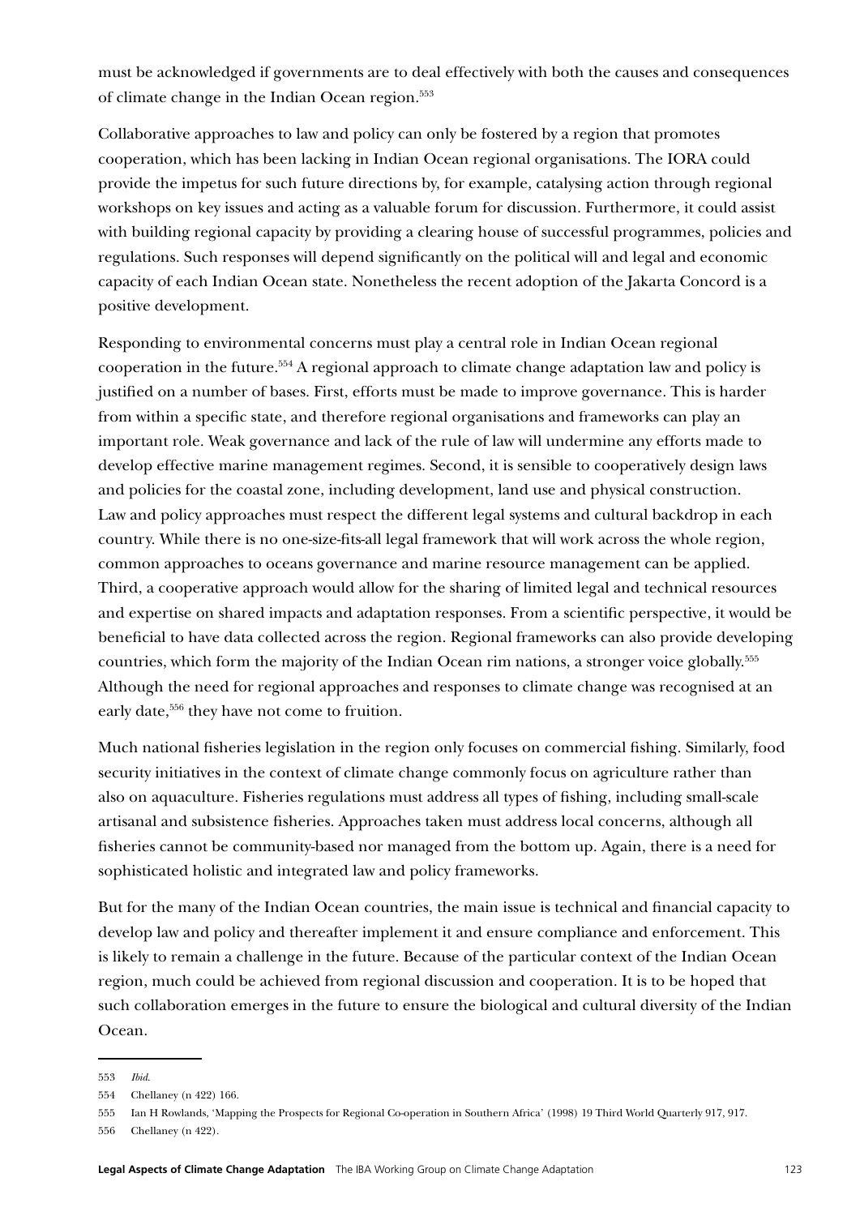must be acknowledged if governments are to deal effectively with both the causes and consequences of climate change in the Indian Ocean region.[553]

Collaborative approaches to law and policy can only be fostered by a region that promotes cooperation, which has been lacking in Indian Ocean regional organisations. The IORA could provide the impetus for such future directions by, for example, catalysing action through regional workshops on key issues and acting as a valuable forum for discussion. Furthermore, it could assist with building regional capacity by providing a clearing house of successful programmes, policies and regulations. Such responses will depend significantly on the political will and legal and economic capacity of each Indian Ocean state. Nonetheless the recent adoption of the Jakarta Concord is a positive development.

Responding to environmental concerns must play a central role in Indian Ocean regional cooperation in the future.[554] A regional approach to climate change adaptation law and policy is justified on a number of bases. First, efforts must be made to improve governance. This is harder from within a specific state, and therefore regional organisations and frameworks can play an important role. Weak governance and lack of the rule of law will undermine any efforts made to develop effective marine management regimes. Second, it is sensible to cooperatively design laws and policies for the coastal zone, including development, land use and physical construction. Law and policy approaches must respect the different legal systems and cultural backdrop in each country. While there is no one-size-fits-all legal framework that will work across the whole region, common approaches to oceans governance and marine resource management can be applied. Third, a cooperative approach would allow for the sharing of limited legal and technical resources and expertise on shared impacts and adaptation responses. From a scientific perspective, it would be beneficial to have data collected across the region. Regional frameworks can also provide developing countries, which form the majority of the Indian Ocean rim nations, a stronger voice globally.[555] Although the need for regional approaches and responses to climate change was recognised at an early date,[556] they have not come to fruition.

Much national fisheries legislation in the region only focuses on commercial fishing. Similarly, food security initiatives in the context of climate change commonly focus on agriculture rather than also on aquaculture. Fisheries regulations must address all types of fishing, including small-scale artisanal and subsistence fisheries. Approaches taken must address local concerns, although all fisheries cannot be community-based nor managed from the bottom up. Again, there is a need for sophisticated holistic and integrated law and policy frameworks.

But for the many of the Indian Ocean countries, the main issue is technical and financial capacity to develop law and policy and thereafter implement it and ensure compliance and enforcement. This is likely to remain a challenge in the future. Because of the particular context of the Indian Ocean region, much could be achieved from regional discussion and cooperation. It is to be hoped that such collaboration emerges in the future to ensure the biological and cultural diversity of the Indian Ocean.

---

553 *Ibid*.

554 Chellaney (n 422) 166.

555 Ian H Rowlands, 'Mapping the Prospects for Regional Co-operation in Southern Africa' (1998) 19 Third World Quarterly 917, 917.

556 Chellaney (n 422).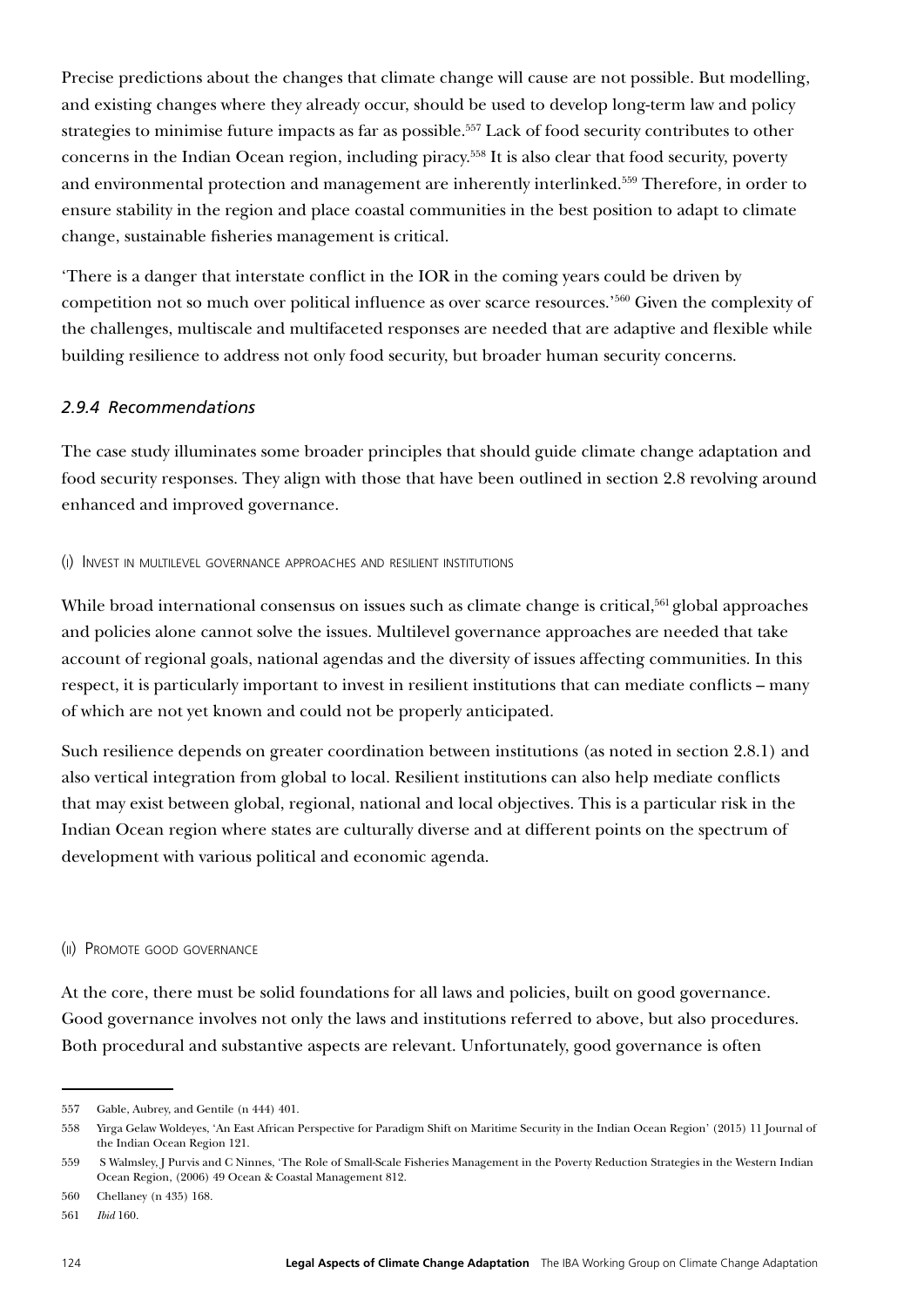Precise predictions about the changes that climate change will cause are not possible. But modelling, and existing changes where they already occur, should be used to develop long-term law and policy strategies to minimise future impacts as far as possible.[557] Lack of food security contributes to other concerns in the Indian Ocean region, including piracy.[558] It is also clear that food security, poverty and environmental protection and management are inherently interlinked.[559] Therefore, in order to ensure stability in the region and place coastal communities in the best position to adapt to climate change, sustainable fisheries management is critical.

'There is a danger that interstate conflict in the IOR in the coming years could be driven by competition not so much over political influence as over scarce resources.'[560] Given the complexity of the challenges, multiscale and multifaceted responses are needed that are adaptive and flexible while building resilience to address not only food security, but broader human security concerns.

### *2.9.4 Recommendations*

The case study illuminates some broader principles that should guide climate change adaptation and food security responses. They align with those that have been outlined in section 2.8 revolving around enhanced and improved governance.

#### (i) Invest in multilevel governance approaches and resilient institutions

While broad international consensus on issues such as climate change is critical,[561] global approaches and policies alone cannot solve the issues. Multilevel governance approaches are needed that take account of regional goals, national agendas and the diversity of issues affecting communities. In this respect, it is particularly important to invest in resilient institutions that can mediate conflicts – many of which are not yet known and could not be properly anticipated.

Such resilience depends on greater coordination between institutions (as noted in section 2.8.1) and also vertical integration from global to local. Resilient institutions can also help mediate conflicts that may exist between global, regional, national and local objectives. This is a particular risk in the Indian Ocean region where states are culturally diverse and at different points on the spectrum of development with various political and economic agenda.

#### (ii) Promote good governance

At the core, there must be solid foundations for all laws and policies, built on good governance. Good governance involves not only the laws and institutions referred to above, but also procedures. Both procedural and substantive aspects are relevant. Unfortunately, good governance is often

---

557 Gable, Aubrey, and Gentile (n 444) 401.

558 Yirga Gelaw Woldeyes, 'An East African Perspective for Paradigm Shift on Maritime Security in the Indian Ocean Region' (2015) 11 Journal of the Indian Ocean Region 121.

559 S Walmsley, J Purvis and C Ninnes, 'The Role of Small-Scale Fisheries Management in the Poverty Reduction Strategies in the Western Indian Ocean Region, (2006) 49 Ocean & Coastal Management 812.

560 Chellaney (n 435) 168.

561 *Ibid* 160.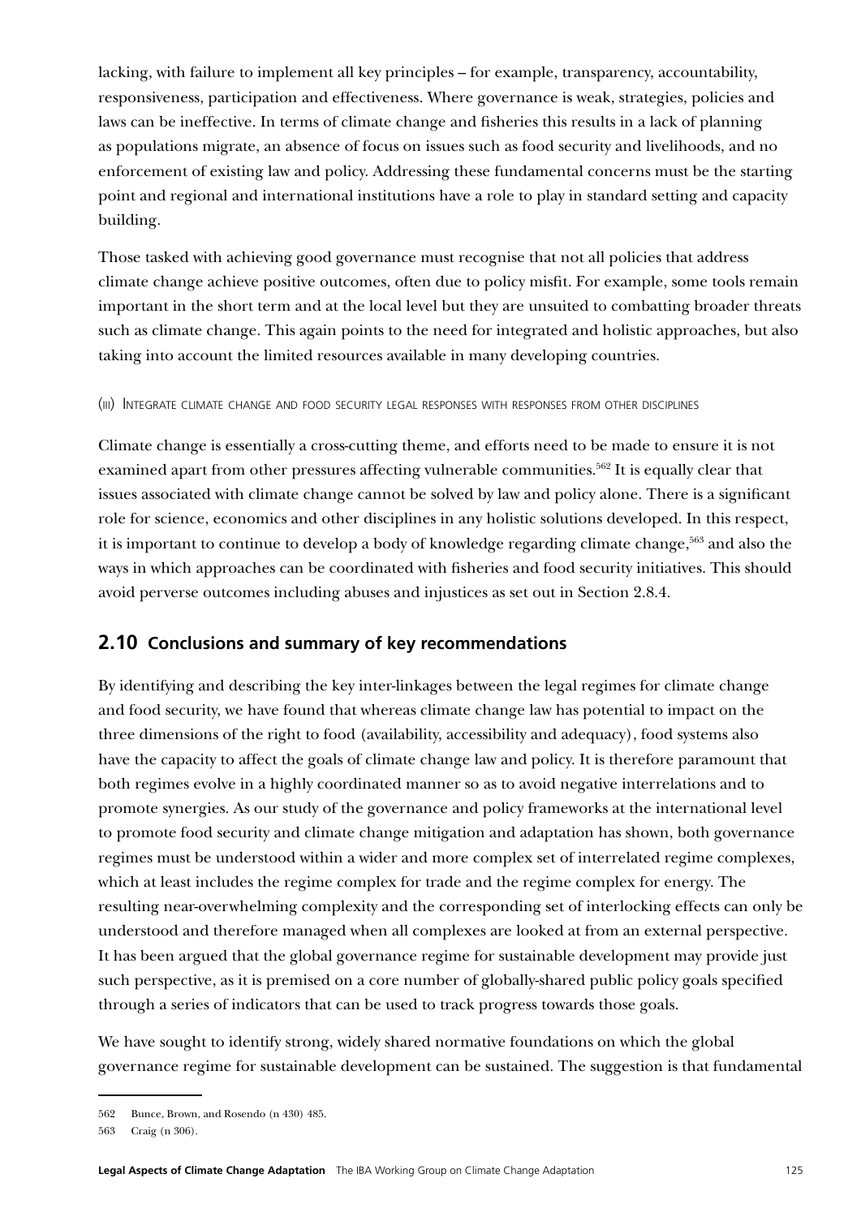lacking, with failure to implement all key principles – for example, transparency, accountability, responsiveness, participation and effectiveness. Where governance is weak, strategies, policies and laws can be ineffective. In terms of climate change and fisheries this results in a lack of planning as populations migrate, an absence of focus on issues such as food security and livelihoods, and no enforcement of existing law and policy. Addressing these fundamental concerns must be the starting point and regional and international institutions have a role to play in standard setting and capacity building.

Those tasked with achieving good governance must recognise that not all policies that address climate change achieve positive outcomes, often due to policy misfit. For example, some tools remain important in the short term and at the local level but they are unsuited to combatting broader threats such as climate change. This again points to the need for integrated and holistic approaches, but also taking into account the limited resources available in many developing countries.

(iii) Integrate climate change and food security legal responses with responses from other disciplines

Climate change is essentially a cross-cutting theme, and efforts need to be made to ensure it is not examined apart from other pressures affecting vulnerable communities.[562] It is equally clear that issues associated with climate change cannot be solved by law and policy alone. There is a significant role for science, economics and other disciplines in any holistic solutions developed. In this respect, it is important to continue to develop a body of knowledge regarding climate change,[563] and also the ways in which approaches can be coordinated with fisheries and food security initiatives. This should avoid perverse outcomes including abuses and injustices as set out in Section 2.8.4.

## 2.10 Conclusions and summary of key recommendations

By identifying and describing the key inter-linkages between the legal regimes for climate change and food security, we have found that whereas climate change law has potential to impact on the three dimensions of the right to food (availability, accessibility and adequacy), food systems also have the capacity to affect the goals of climate change law and policy. It is therefore paramount that both regimes evolve in a highly coordinated manner so as to avoid negative interrelations and to promote synergies. As our study of the governance and policy frameworks at the international level to promote food security and climate change mitigation and adaptation has shown, both governance regimes must be understood within a wider and more complex set of interrelated regime complexes, which at least includes the regime complex for trade and the regime complex for energy. The resulting near-overwhelming complexity and the corresponding set of interlocking effects can only be understood and therefore managed when all complexes are looked at from an external perspective. It has been argued that the global governance regime for sustainable development may provide just such perspective, as it is premised on a core number of globally-shared public policy goals specified through a series of indicators that can be used to track progress towards those goals.

We have sought to identify strong, widely shared normative foundations on which the global governance regime for sustainable development can be sustained. The suggestion is that fundamental

---

562 Bunce, Brown, and Rosendo (n 430) 485.

563 Craig (n 306).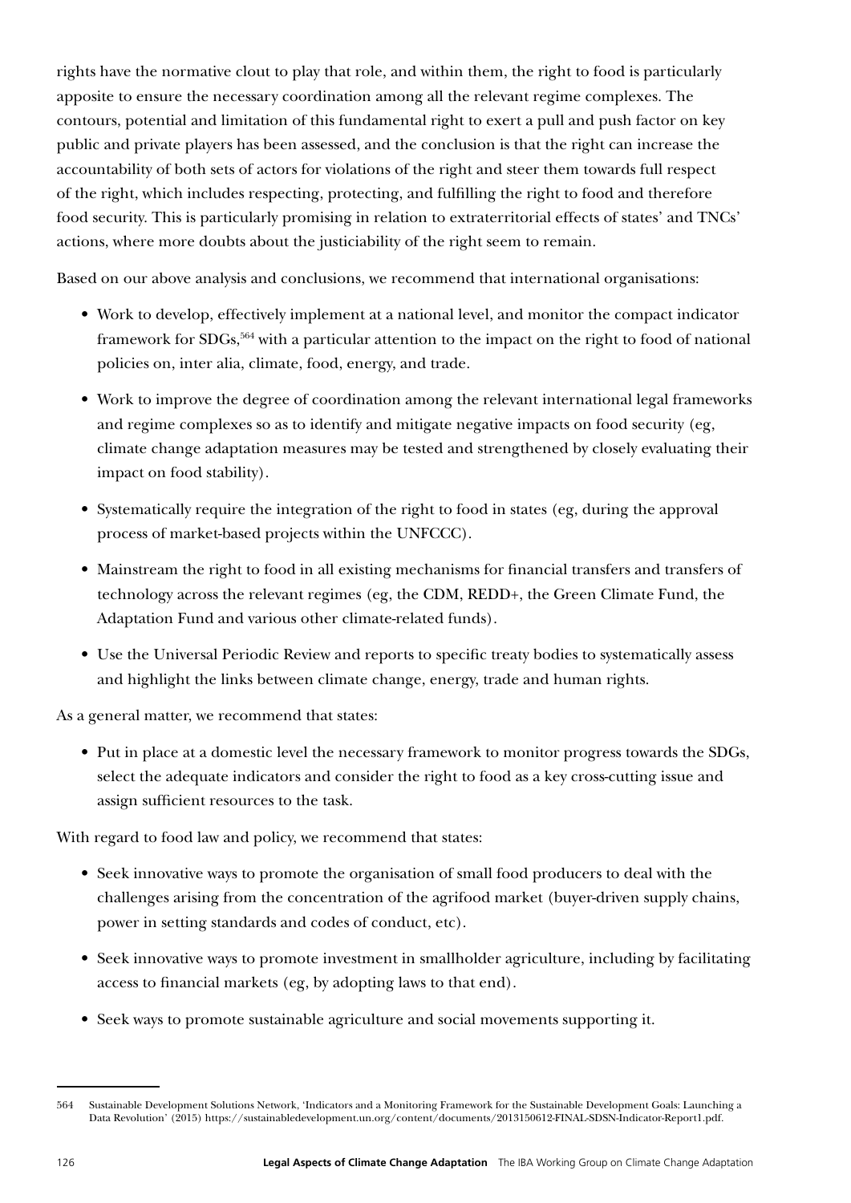rights have the normative clout to play that role, and within them, the right to food is particularly apposite to ensure the necessary coordination among all the relevant regime complexes. The contours, potential and limitation of this fundamental right to exert a pull and push factor on key public and private players has been assessed, and the conclusion is that the right can increase the accountability of both sets of actors for violations of the right and steer them towards full respect of the right, which includes respecting, protecting, and fulfilling the right to food and therefore food security. This is particularly promising in relation to extraterritorial effects of states' and TNCs' actions, where more doubts about the justiciability of the right seem to remain.

Based on our above analysis and conclusions, we recommend that international organisations:

- Work to develop, effectively implement at a national level, and monitor the compact indicator framework for SDGs,[564] with a particular attention to the impact on the right to food of national policies on, inter alia, climate, food, energy, and trade.
- Work to improve the degree of coordination among the relevant international legal frameworks and regime complexes so as to identify and mitigate negative impacts on food security (eg, climate change adaptation measures may be tested and strengthened by closely evaluating their impact on food stability).
- Systematically require the integration of the right to food in states (eg, during the approval process of market-based projects within the UNFCCC).
- Mainstream the right to food in all existing mechanisms for financial transfers and transfers of technology across the relevant regimes (eg, the CDM, REDD+, the Green Climate Fund, the Adaptation Fund and various other climate-related funds).
- Use the Universal Periodic Review and reports to specific treaty bodies to systematically assess and highlight the links between climate change, energy, trade and human rights.

As a general matter, we recommend that states:

- Put in place at a domestic level the necessary framework to monitor progress towards the SDGs, select the adequate indicators and consider the right to food as a key cross-cutting issue and assign sufficient resources to the task.

With regard to food law and policy, we recommend that states:

- Seek innovative ways to promote the organisation of small food producers to deal with the challenges arising from the concentration of the agrifood market (buyer-driven supply chains, power in setting standards and codes of conduct, etc).
- Seek innovative ways to promote investment in smallholder agriculture, including by facilitating access to financial markets (eg, by adopting laws to that end).
- Seek ways to promote sustainable agriculture and social movements supporting it.

---

564 Sustainable Development Solutions Network, 'Indicators and a Monitoring Framework for the Sustainable Development Goals: Launching a Data Revolution' (2015) https://sustainabledevelopment.un.org/content/documents/2013150612-FINAL-SDSN-Indicator-Report1.pdf.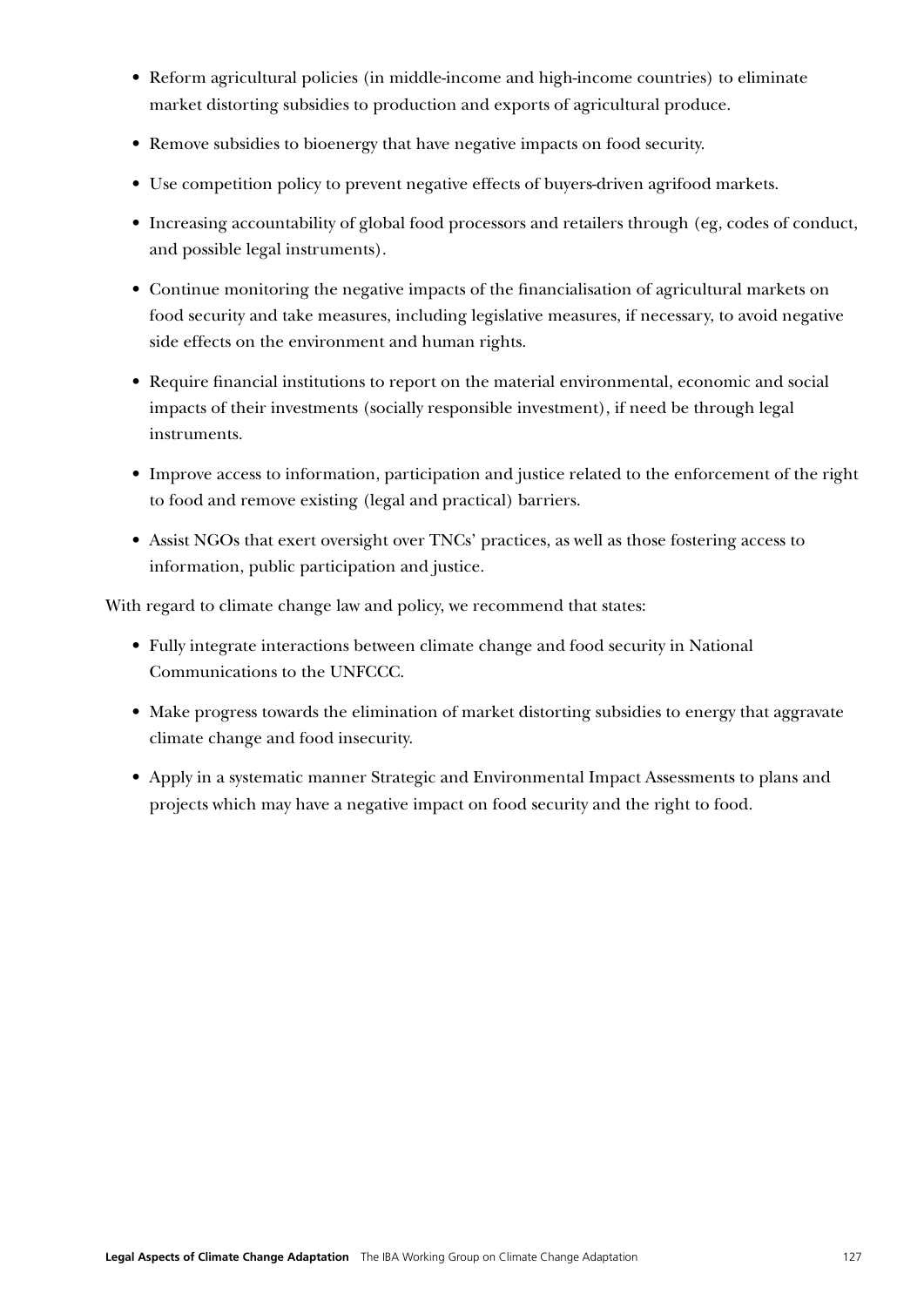- Reform agricultural policies (in middle-income and high-income countries) to eliminate market distorting subsidies to production and exports of agricultural produce.
- Remove subsidies to bioenergy that have negative impacts on food security.
- Use competition policy to prevent negative effects of buyers-driven agrifood markets.
- Increasing accountability of global food processors and retailers through (eg, codes of conduct, and possible legal instruments).
- Continue monitoring the negative impacts of the financialisation of agricultural markets on food security and take measures, including legislative measures, if necessary, to avoid negative side effects on the environment and human rights.
- Require financial institutions to report on the material environmental, economic and social impacts of their investments (socially responsible investment), if need be through legal instruments.
- Improve access to information, participation and justice related to the enforcement of the right to food and remove existing (legal and practical) barriers.
- Assist NGOs that exert oversight over TNCs' practices, as well as those fostering access to information, public participation and justice.

With regard to climate change law and policy, we recommend that states:

- Fully integrate interactions between climate change and food security in National Communications to the UNFCCC.
- Make progress towards the elimination of market distorting subsidies to energy that aggravate climate change and food insecurity.
- Apply in a systematic manner Strategic and Environmental Impact Assessments to plans and projects which may have a negative impact on food security and the right to food.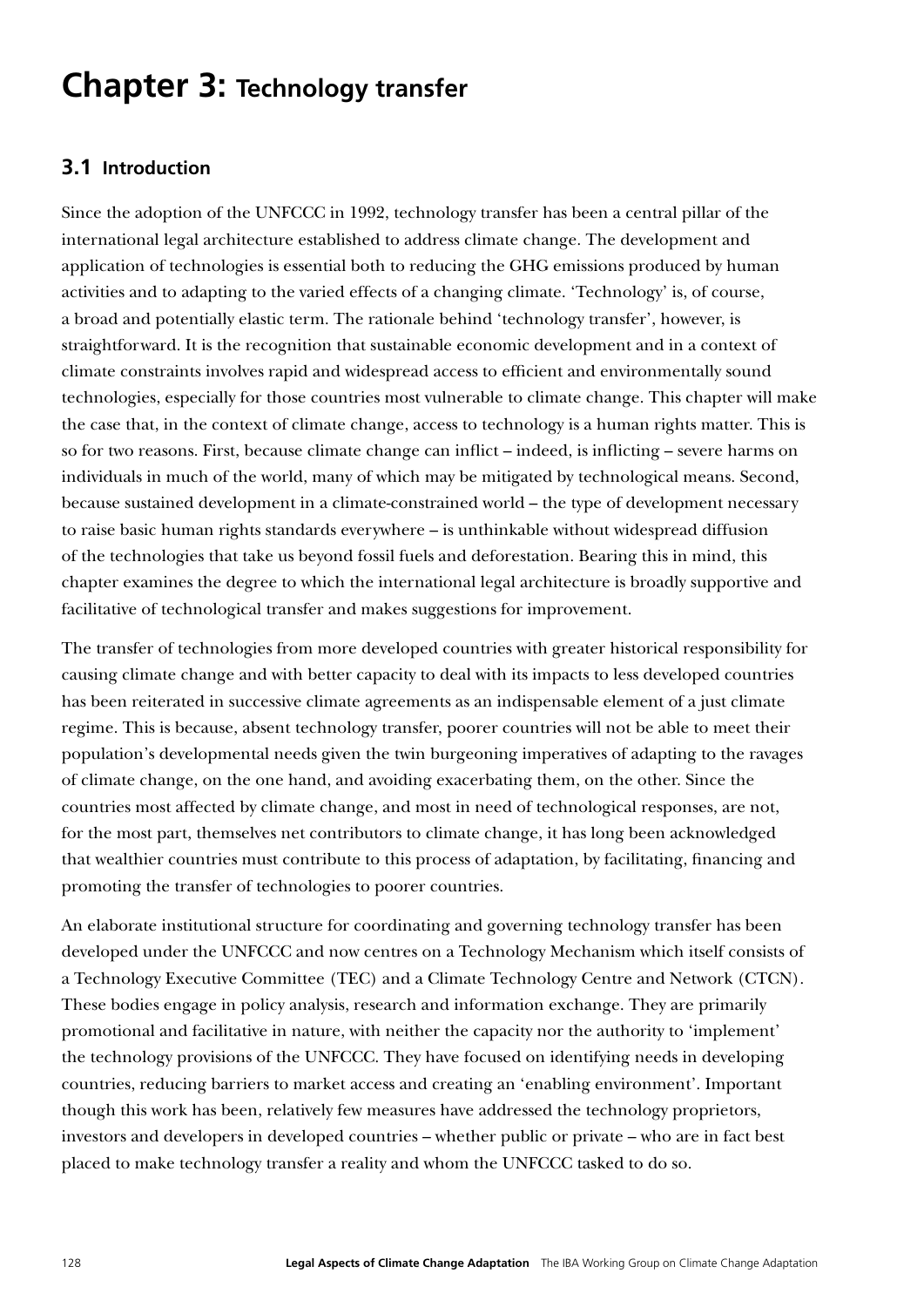# Chapter 3: Technology transfer

## 3.1 Introduction

Since the adoption of the UNFCCC in 1992, technology transfer has been a central pillar of the international legal architecture established to address climate change. The development and application of technologies is essential both to reducing the GHG emissions produced by human activities and to adapting to the varied effects of a changing climate. 'Technology' is, of course, a broad and potentially elastic term. The rationale behind 'technology transfer', however, is straightforward. It is the recognition that sustainable economic development and in a context of climate constraints involves rapid and widespread access to efficient and environmentally sound technologies, especially for those countries most vulnerable to climate change. This chapter will make the case that, in the context of climate change, access to technology is a human rights matter. This is so for two reasons. First, because climate change can inflict – indeed, is inflicting – severe harms on individuals in much of the world, many of which may be mitigated by technological means. Second, because sustained development in a climate-constrained world – the type of development necessary to raise basic human rights standards everywhere – is unthinkable without widespread diffusion of the technologies that take us beyond fossil fuels and deforestation. Bearing this in mind, this chapter examines the degree to which the international legal architecture is broadly supportive and facilitative of technological transfer and makes suggestions for improvement.

The transfer of technologies from more developed countries with greater historical responsibility for causing climate change and with better capacity to deal with its impacts to less developed countries has been reiterated in successive climate agreements as an indispensable element of a just climate regime. This is because, absent technology transfer, poorer countries will not be able to meet their population's developmental needs given the twin burgeoning imperatives of adapting to the ravages of climate change, on the one hand, and avoiding exacerbating them, on the other. Since the countries most affected by climate change, and most in need of technological responses, are not, for the most part, themselves net contributors to climate change, it has long been acknowledged that wealthier countries must contribute to this process of adaptation, by facilitating, financing and promoting the transfer of technologies to poorer countries.

An elaborate institutional structure for coordinating and governing technology transfer has been developed under the UNFCCC and now centres on a Technology Mechanism which itself consists of a Technology Executive Committee (TEC) and a Climate Technology Centre and Network (CTCN). These bodies engage in policy analysis, research and information exchange. They are primarily promotional and facilitative in nature, with neither the capacity nor the authority to 'implement' the technology provisions of the UNFCCC. They have focused on identifying needs in developing countries, reducing barriers to market access and creating an 'enabling environment'. Important though this work has been, relatively few measures have addressed the technology proprietors, investors and developers in developed countries – whether public or private – who are in fact best placed to make technology transfer a reality and whom the UNFCCC tasked to do so.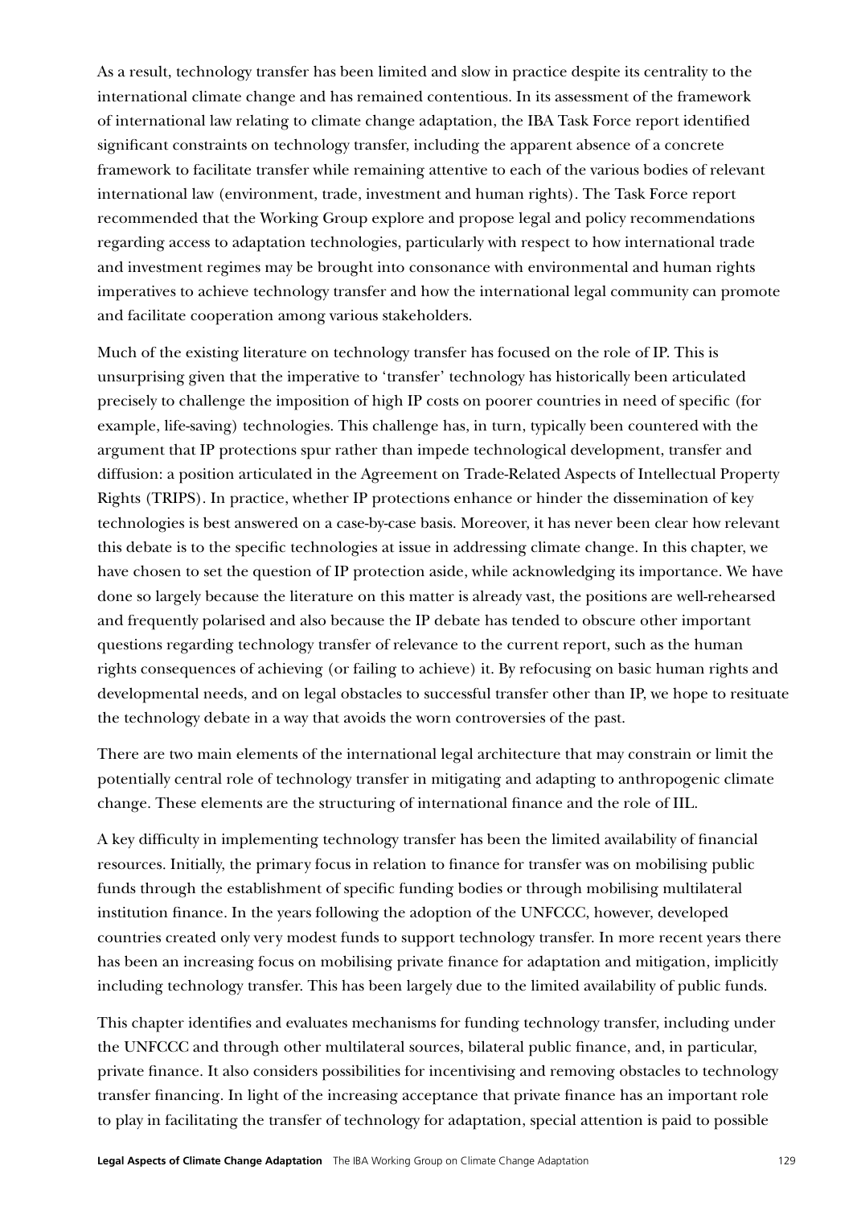As a result, technology transfer has been limited and slow in practice despite its centrality to the international climate change and has remained contentious. In its assessment of the framework of international law relating to climate change adaptation, the IBA Task Force report identified significant constraints on technology transfer, including the apparent absence of a concrete framework to facilitate transfer while remaining attentive to each of the various bodies of relevant international law (environment, trade, investment and human rights). The Task Force report recommended that the Working Group explore and propose legal and policy recommendations regarding access to adaptation technologies, particularly with respect to how international trade and investment regimes may be brought into consonance with environmental and human rights imperatives to achieve technology transfer and how the international legal community can promote and facilitate cooperation among various stakeholders.

Much of the existing literature on technology transfer has focused on the role of IP. This is unsurprising given that the imperative to 'transfer' technology has historically been articulated precisely to challenge the imposition of high IP costs on poorer countries in need of specific (for example, life-saving) technologies. This challenge has, in turn, typically been countered with the argument that IP protections spur rather than impede technological development, transfer and diffusion: a position articulated in the Agreement on Trade-Related Aspects of Intellectual Property Rights (TRIPS). In practice, whether IP protections enhance or hinder the dissemination of key technologies is best answered on a case-by-case basis. Moreover, it has never been clear how relevant this debate is to the specific technologies at issue in addressing climate change. In this chapter, we have chosen to set the question of IP protection aside, while acknowledging its importance. We have done so largely because the literature on this matter is already vast, the positions are well-rehearsed and frequently polarised and also because the IP debate has tended to obscure other important questions regarding technology transfer of relevance to the current report, such as the human rights consequences of achieving (or failing to achieve) it. By refocusing on basic human rights and developmental needs, and on legal obstacles to successful transfer other than IP, we hope to resituate the technology debate in a way that avoids the worn controversies of the past.

There are two main elements of the international legal architecture that may constrain or limit the potentially central role of technology transfer in mitigating and adapting to anthropogenic climate change. These elements are the structuring of international finance and the role of IIL.

A key difficulty in implementing technology transfer has been the limited availability of financial resources. Initially, the primary focus in relation to finance for transfer was on mobilising public funds through the establishment of specific funding bodies or through mobilising multilateral institution finance. In the years following the adoption of the UNFCCC, however, developed countries created only very modest funds to support technology transfer. In more recent years there has been an increasing focus on mobilising private finance for adaptation and mitigation, implicitly including technology transfer. This has been largely due to the limited availability of public funds.

This chapter identifies and evaluates mechanisms for funding technology transfer, including under the UNFCCC and through other multilateral sources, bilateral public finance, and, in particular, private finance. It also considers possibilities for incentivising and removing obstacles to technology transfer financing. In light of the increasing acceptance that private finance has an important role to play in facilitating the transfer of technology for adaptation, special attention is paid to possible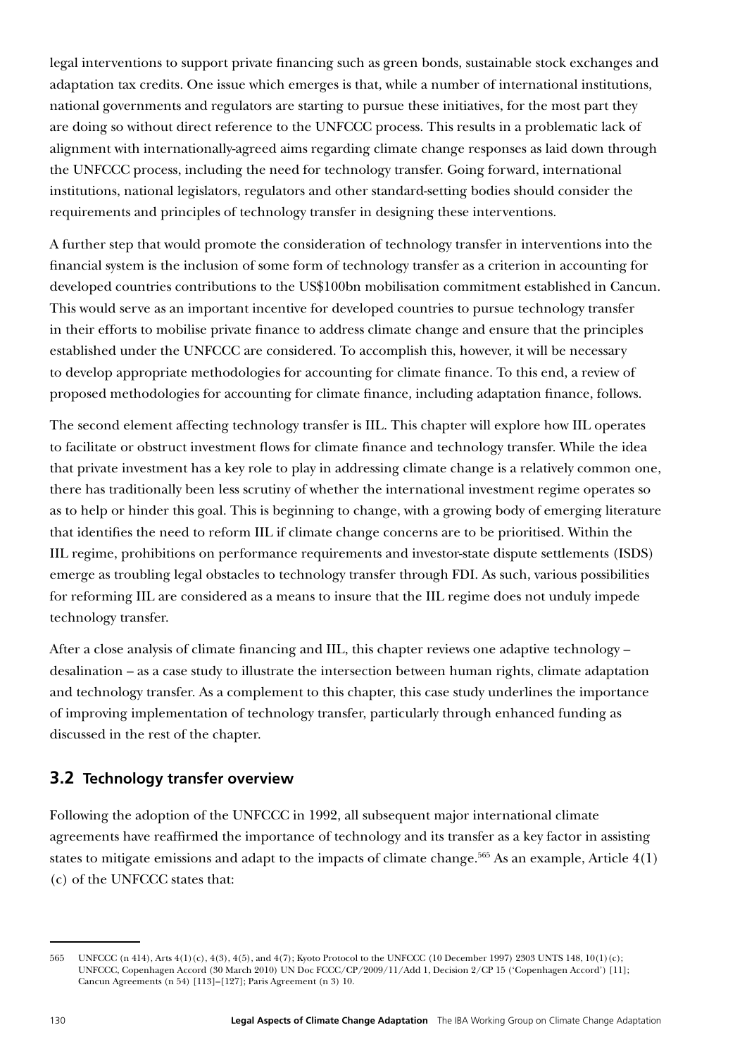legal interventions to support private financing such as green bonds, sustainable stock exchanges and adaptation tax credits. One issue which emerges is that, while a number of international institutions, national governments and regulators are starting to pursue these initiatives, for the most part they are doing so without direct reference to the UNFCCC process. This results in a problematic lack of alignment with internationally-agreed aims regarding climate change responses as laid down through the UNFCCC process, including the need for technology transfer. Going forward, international institutions, national legislators, regulators and other standard-setting bodies should consider the requirements and principles of technology transfer in designing these interventions.

A further step that would promote the consideration of technology transfer in interventions into the financial system is the inclusion of some form of technology transfer as a criterion in accounting for developed countries contributions to the US$100bn mobilisation commitment established in Cancun. This would serve as an important incentive for developed countries to pursue technology transfer in their efforts to mobilise private finance to address climate change and ensure that the principles established under the UNFCCC are considered. To accomplish this, however, it will be necessary to develop appropriate methodologies for accounting for climate finance. To this end, a review of proposed methodologies for accounting for climate finance, including adaptation finance, follows.

The second element affecting technology transfer is IIL. This chapter will explore how IIL operates to facilitate or obstruct investment flows for climate finance and technology transfer. While the idea that private investment has a key role to play in addressing climate change is a relatively common one, there has traditionally been less scrutiny of whether the international investment regime operates so as to help or hinder this goal. This is beginning to change, with a growing body of emerging literature that identifies the need to reform IIL if climate change concerns are to be prioritised. Within the IIL regime, prohibitions on performance requirements and investor-state dispute settlements (ISDS) emerge as troubling legal obstacles to technology transfer through FDI. As such, various possibilities for reforming IIL are considered as a means to insure that the IIL regime does not unduly impede technology transfer.

After a close analysis of climate financing and IIL, this chapter reviews one adaptive technology – desalination – as a case study to illustrate the intersection between human rights, climate adaptation and technology transfer. As a complement to this chapter, this case study underlines the importance of improving implementation of technology transfer, particularly through enhanced funding as discussed in the rest of the chapter.

## 3.2 Technology transfer overview

Following the adoption of the UNFCCC in 1992, all subsequent major international climate agreements have reaffirmed the importance of technology and its transfer as a key factor in assisting states to mitigate emissions and adapt to the impacts of climate change.[565] As an example, Article 4(1)(c) of the UNFCCC states that:

---

565 UNFCCC (n 414), Arts 4(1)(c), 4(3), 4(5), and 4(7); Kyoto Protocol to the UNFCCC (10 December 1997) 2303 UNTS 148, 10(1)(c); UNFCCC, Copenhagen Accord (30 March 2010) UN Doc FCCC/CP/2009/11/Add 1, Decision 2/CP 15 ('Copenhagen Accord') [11]; Cancun Agreements (n 54) [113]–[127]; Paris Agreement (n 3) 10.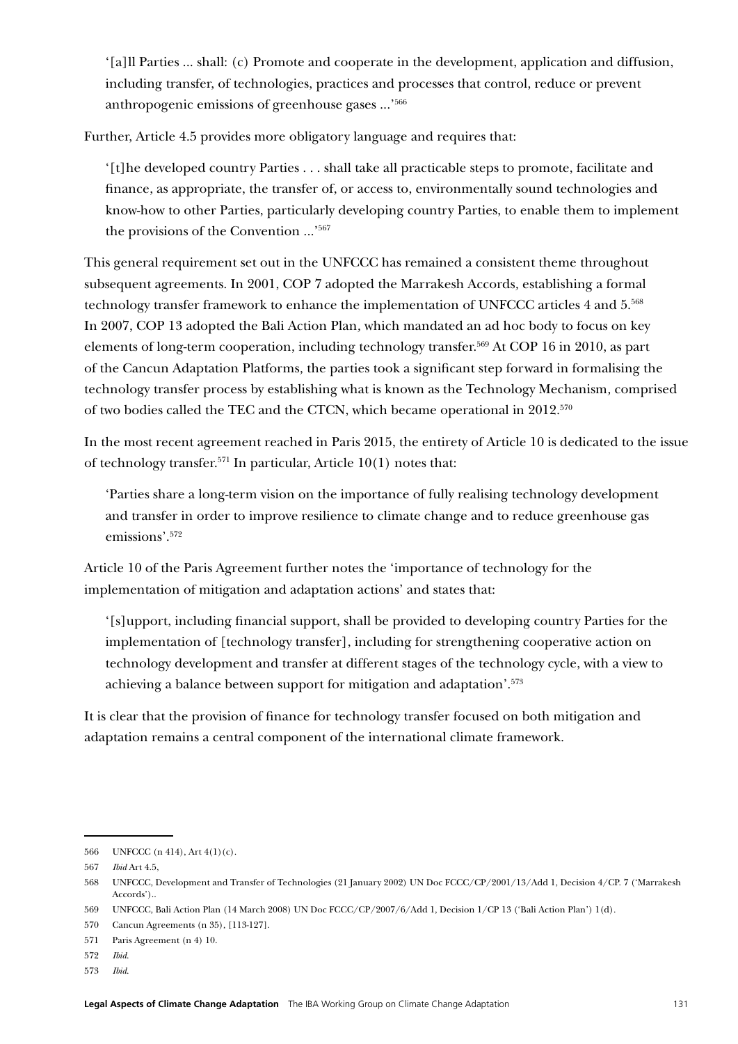> '[a]ll Parties ... shall: (c) Promote and cooperate in the development, application and diffusion, including transfer, of technologies, practices and processes that control, reduce or prevent anthropogenic emissions of greenhouse gases ...'[566]

Further, Article 4.5 provides more obligatory language and requires that:

> '[t]he developed country Parties . . . shall take all practicable steps to promote, facilitate and finance, as appropriate, the transfer of, or access to, environmentally sound technologies and know-how to other Parties, particularly developing country Parties, to enable them to implement the provisions of the Convention ...'[567]

This general requirement set out in the UNFCCC has remained a consistent theme throughout subsequent agreements. In 2001, COP 7 adopted the Marrakesh Accords, establishing a formal technology transfer framework to enhance the implementation of UNFCCC articles 4 and 5.[568] In 2007, COP 13 adopted the Bali Action Plan, which mandated an ad hoc body to focus on key elements of long-term cooperation, including technology transfer.[569] At COP 16 in 2010, as part of the Cancun Adaptation Platforms, the parties took a significant step forward in formalising the technology transfer process by establishing what is known as the Technology Mechanism, comprised of two bodies called the TEC and the CTCN, which became operational in 2012.[570]

In the most recent agreement reached in Paris 2015, the entirety of Article 10 is dedicated to the issue of technology transfer.[571] In particular, Article 10(1) notes that:

> 'Parties share a long-term vision on the importance of fully realising technology development and transfer in order to improve resilience to climate change and to reduce greenhouse gas emissions'.[572]

Article 10 of the Paris Agreement further notes the 'importance of technology for the implementation of mitigation and adaptation actions' and states that:

> '[s]upport, including financial support, shall be provided to developing country Parties for the implementation of [technology transfer], including for strengthening cooperative action on technology development and transfer at different stages of the technology cycle, with a view to achieving a balance between support for mitigation and adaptation'.[573]

It is clear that the provision of finance for technology transfer focused on both mitigation and adaptation remains a central component of the international climate framework.

---

566 UNFCCC (n 414), Art 4(1)(c).

567 *Ibid* Art 4.5,

568 UNFCCC, Development and Transfer of Technologies (21 January 2002) UN Doc FCCC/CP/2001/13/Add 1, Decision 4/CP. 7 ('Marrakesh Accords')..

569 UNFCCC, Bali Action Plan (14 March 2008) UN Doc FCCC/CP/2007/6/Add 1, Decision 1/CP 13 ('Bali Action Plan') 1(d).

570 Cancun Agreements (n 35), [113-127].

571 Paris Agreement (n 4) 10.

572 *Ibid*.

573 *Ibid*.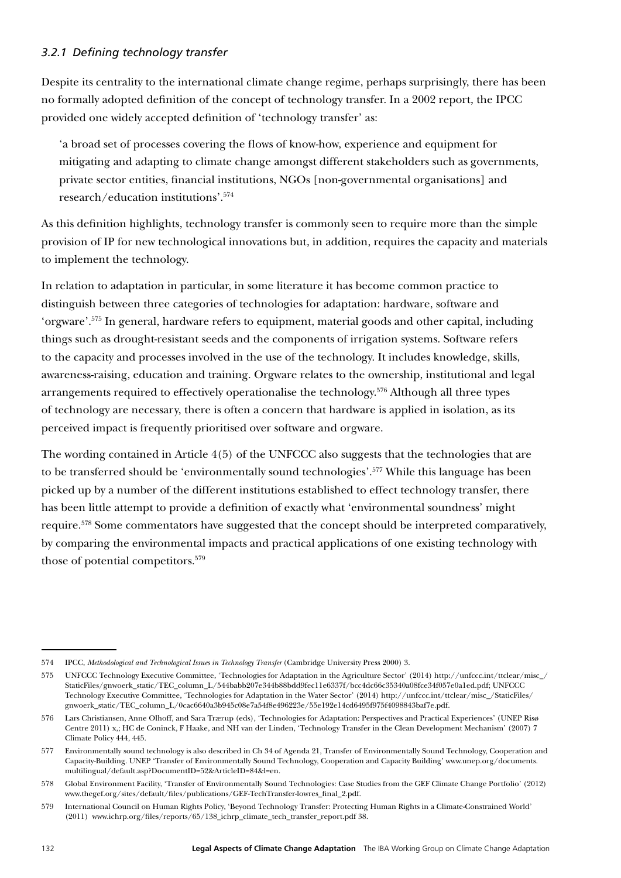### *3.2.1 Defining technology transfer*

Despite its centrality to the international climate change regime, perhaps surprisingly, there has been no formally adopted definition of the concept of technology transfer. In a 2002 report, the IPCC provided one widely accepted definition of 'technology transfer' as:

> 'a broad set of processes covering the flows of know-how, experience and equipment for mitigating and adapting to climate change amongst different stakeholders such as governments, private sector entities, financial institutions, NGOs [non-governmental organisations] and research/education institutions'.[574]

As this definition highlights, technology transfer is commonly seen to require more than the simple provision of IP for new technological innovations but, in addition, requires the capacity and materials to implement the technology.

In relation to adaptation in particular, in some literature it has become common practice to distinguish between three categories of technologies for adaptation: hardware, software and 'orgware'.[575] In general, hardware refers to equipment, material goods and other capital, including things such as drought-resistant seeds and the components of irrigation systems. Software refers to the capacity and processes involved in the use of the technology. It includes knowledge, skills, awareness-raising, education and training. Orgware relates to the ownership, institutional and legal arrangements required to effectively operationalise the technology.[576] Although all three types of technology are necessary, there is often a concern that hardware is applied in isolation, as its perceived impact is frequently prioritised over software and orgware.

The wording contained in Article 4(5) of the UNFCCC also suggests that the technologies that are to be transferred should be 'environmentally sound technologies'.[577] While this language has been picked up by a number of the different institutions established to effect technology transfer, there has been little attempt to provide a definition of exactly what 'environmental soundness' might require.[578] Some commentators have suggested that the concept should be interpreted comparatively, by comparing the environmental impacts and practical applications of one existing technology with those of potential competitors.[579]

---

574 IPCC, *Methodological and Technological Issues in Technology Transfer* (Cambridge University Press 2000) 3.

575 UNFCCC Technology Executive Committee, 'Technologies for Adaptation in the Agriculture Sector' (2014) http://unfccc.int/ttclear/misc_/StaticFiles/gnwoerk_static/TEC_column_L/544babb207e344b88bdd9fec11e6337f/bcc4dc66c35340a08fce34f057e0a1ed.pdf; UNFCCC Technology Executive Committee, 'Technologies for Adaptation in the Water Sector' (2014) http://unfccc.int/ttclear/misc_/StaticFiles/gnwoerk_static/TEC_column_L/0cac6640a3b945c08e7a54f8e496223e/55e192e14cd6495f975f4098843baf7e.pdf.

576 Lars Christiansen, Anne Olhoff, and Sara Trærup (eds), 'Technologies for Adaptation: Perspectives and Practical Experiences' (UNEP Risø Centre 2011) x,; HC de Coninck, F Haake, and NH van der Linden, 'Technology Transfer in the Clean Development Mechanism' (2007) 7 Climate Policy 444, 445.

577 Environmentally sound technology is also described in Ch 34 of Agenda 21, Transfer of Environmentally Sound Technology, Cooperation and Capacity-Building. UNEP 'Transfer of Environmentally Sound Technology, Cooperation and Capacity Building' www.unep.org/documents.multilingual/default.asp?DocumentID=52&ArticleID=84&l=en.

578 Global Environment Facility, 'Transfer of Environmentally Sound Technologies: Case Studies from the GEF Climate Change Portfolio' (2012) www.thegef.org/sites/default/files/publications/GEF-TechTransfer-lowres_final_2.pdf.

579 International Council on Human Rights Policy, 'Beyond Technology Transfer: Protecting Human Rights in a Climate-Constrained World' (2011) www.ichrp.org/files/reports/65/138_ichrp_climate_tech_transfer_report.pdf 38.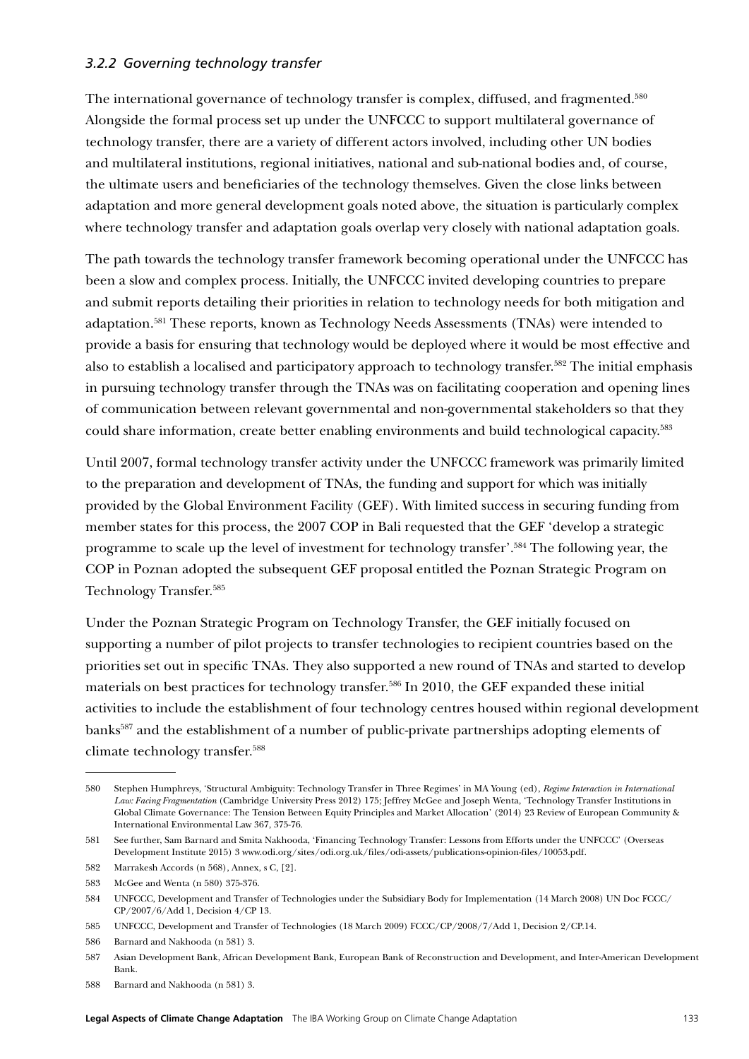### *3.2.2 Governing technology transfer*

The international governance of technology transfer is complex, diffused, and fragmented.[580] Alongside the formal process set up under the UNFCCC to support multilateral governance of technology transfer, there are a variety of different actors involved, including other UN bodies and multilateral institutions, regional initiatives, national and sub-national bodies and, of course, the ultimate users and beneficiaries of the technology themselves. Given the close links between adaptation and more general development goals noted above, the situation is particularly complex where technology transfer and adaptation goals overlap very closely with national adaptation goals.

The path towards the technology transfer framework becoming operational under the UNFCCC has been a slow and complex process. Initially, the UNFCCC invited developing countries to prepare and submit reports detailing their priorities in relation to technology needs for both mitigation and adaptation.[581] These reports, known as Technology Needs Assessments (TNAs) were intended to provide a basis for ensuring that technology would be deployed where it would be most effective and also to establish a localised and participatory approach to technology transfer.[582] The initial emphasis in pursuing technology transfer through the TNAs was on facilitating cooperation and opening lines of communication between relevant governmental and non-governmental stakeholders so that they could share information, create better enabling environments and build technological capacity.[583]

Until 2007, formal technology transfer activity under the UNFCCC framework was primarily limited to the preparation and development of TNAs, the funding and support for which was initially provided by the Global Environment Facility (GEF). With limited success in securing funding from member states for this process, the 2007 COP in Bali requested that the GEF 'develop a strategic programme to scale up the level of investment for technology transfer'.[584] The following year, the COP in Poznan adopted the subsequent GEF proposal entitled the Poznan Strategic Program on Technology Transfer.[585]

Under the Poznan Strategic Program on Technology Transfer, the GEF initially focused on supporting a number of pilot projects to transfer technologies to recipient countries based on the priorities set out in specific TNAs. They also supported a new round of TNAs and started to develop materials on best practices for technology transfer.[586] In 2010, the GEF expanded these initial activities to include the establishment of four technology centres housed within regional development banks[587] and the establishment of a number of public-private partnerships adopting elements of climate technology transfer.[588]

---

580 Stephen Humphreys, 'Structural Ambiguity: Technology Transfer in Three Regimes' in MA Young (ed), *Regime Interaction in International Law: Facing Fragmentation* (Cambridge University Press 2012) 175; Jeffrey McGee and Joseph Wenta, 'Technology Transfer Institutions in Global Climate Governance: The Tension Between Equity Principles and Market Allocation' (2014) 23 Review of European Community & International Environmental Law 367, 375-76.

581 See further, Sam Barnard and Smita Nakhooda, 'Financing Technology Transfer: Lessons from Efforts under the UNFCCC' (Overseas Development Institute 2015) 3 www.odi.org/sites/odi.org.uk/files/odi-assets/publications-opinion-files/10053.pdf.

582 Marrakesh Accords (n 568), Annex, s C, [2].

583 McGee and Wenta (n 580) 375-376.

584 UNFCCC, Development and Transfer of Technologies under the Subsidiary Body for Implementation (14 March 2008) UN Doc FCCC/CP/2007/6/Add 1, Decision 4/CP 13.

585 UNFCCC, Development and Transfer of Technologies (18 March 2009) FCCC/CP/2008/7/Add 1, Decision 2/CP.14.

586 Barnard and Nakhooda (n 581) 3.

587 Asian Development Bank, African Development Bank, European Bank of Reconstruction and Development, and Inter-American Development Bank.

588 Barnard and Nakhooda (n 581) 3.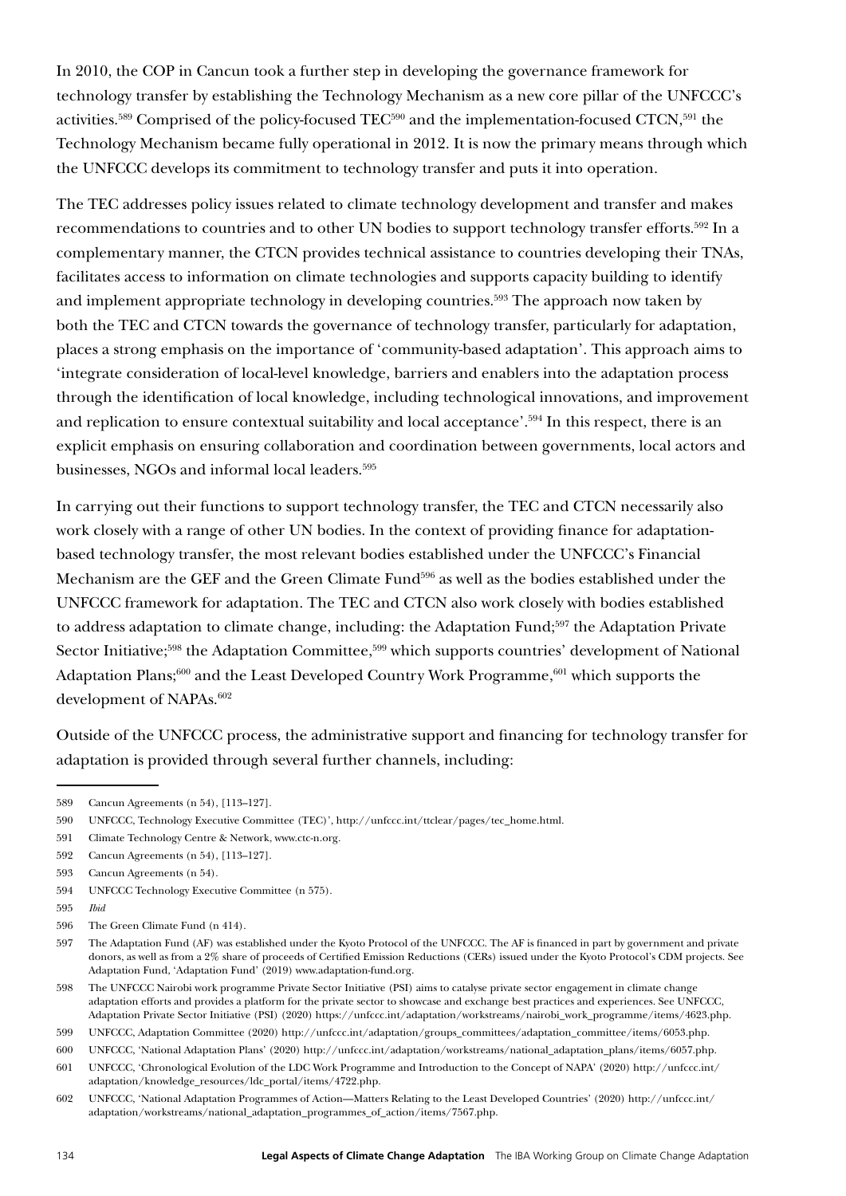In 2010, the COP in Cancun took a further step in developing the governance framework for technology transfer by establishing the Technology Mechanism as a new core pillar of the UNFCCC's activities.[589] Comprised of the policy-focused TEC[590] and the implementation-focused CTCN,[591] the Technology Mechanism became fully operational in 2012. It is now the primary means through which the UNFCCC develops its commitment to technology transfer and puts it into operation.

The TEC addresses policy issues related to climate technology development and transfer and makes recommendations to countries and to other UN bodies to support technology transfer efforts.[592] In a complementary manner, the CTCN provides technical assistance to countries developing their TNAs, facilitates access to information on climate technologies and supports capacity building to identify and implement appropriate technology in developing countries.[593] The approach now taken by both the TEC and CTCN towards the governance of technology transfer, particularly for adaptation, places a strong emphasis on the importance of 'community-based adaptation'. This approach aims to 'integrate consideration of local-level knowledge, barriers and enablers into the adaptation process through the identification of local knowledge, including technological innovations, and improvement and replication to ensure contextual suitability and local acceptance'.[594] In this respect, there is an explicit emphasis on ensuring collaboration and coordination between governments, local actors and businesses, NGOs and informal local leaders.[595]

In carrying out their functions to support technology transfer, the TEC and CTCN necessarily also work closely with a range of other UN bodies. In the context of providing finance for adaptation-based technology transfer, the most relevant bodies established under the UNFCCC's Financial Mechanism are the GEF and the Green Climate Fund[596] as well as the bodies established under the UNFCCC framework for adaptation. The TEC and CTCN also work closely with bodies established to address adaptation to climate change, including: the Adaptation Fund;[597] the Adaptation Private Sector Initiative;[598] the Adaptation Committee,[599] which supports countries' development of National Adaptation Plans;[600] and the Least Developed Country Work Programme,[601] which supports the development of NAPAs.[602]

Outside of the UNFCCC process, the administrative support and financing for technology transfer for adaptation is provided through several further channels, including:

---

589 Cancun Agreements (n 54), [113–127].

590 UNFCCC, Technology Executive Committee (TEC)', http://unfccc.int/ttclear/pages/tec_home.html.

591 Climate Technology Centre & Network, www.ctc-n.org.

592 Cancun Agreements (n 54), [113–127].

593 Cancun Agreements (n 54).

594 UNFCCC Technology Executive Committee (n 575).

595 *Ibid*

596 The Green Climate Fund (n 414).

597 The Adaptation Fund (AF) was established under the Kyoto Protocol of the UNFCCC. The AF is financed in part by government and private donors, as well as from a 2% share of proceeds of Certified Emission Reductions (CERs) issued under the Kyoto Protocol's CDM projects. See Adaptation Fund, 'Adaptation Fund' (2019) www.adaptation-fund.org.

598 The UNFCCC Nairobi work programme Private Sector Initiative (PSI) aims to catalyse private sector engagement in climate change adaptation efforts and provides a platform for the private sector to showcase and exchange best practices and experiences. See UNFCCC, Adaptation Private Sector Initiative (PSI) (2020) https://unfccc.int/adaptation/workstreams/nairobi_work_programme/items/4623.php.

599 UNFCCC, Adaptation Committee (2020) http://unfccc.int/adaptation/groups_committees/adaptation_committee/items/6053.php.

600 UNFCCC, 'National Adaptation Plans' (2020) http://unfccc.int/adaptation/workstreams/national_adaptation_plans/items/6057.php.

601 UNFCCC, 'Chronological Evolution of the LDC Work Programme and Introduction to the Concept of NAPA' (2020) http://unfccc.int/adaptation/knowledge_resources/ldc_portal/items/4722.php.

602 UNFCCC, 'National Adaptation Programmes of Action—Matters Relating to the Least Developed Countries' (2020) http://unfccc.int/adaptation/workstreams/national_adaptation_programmes_of_action/items/7567.php.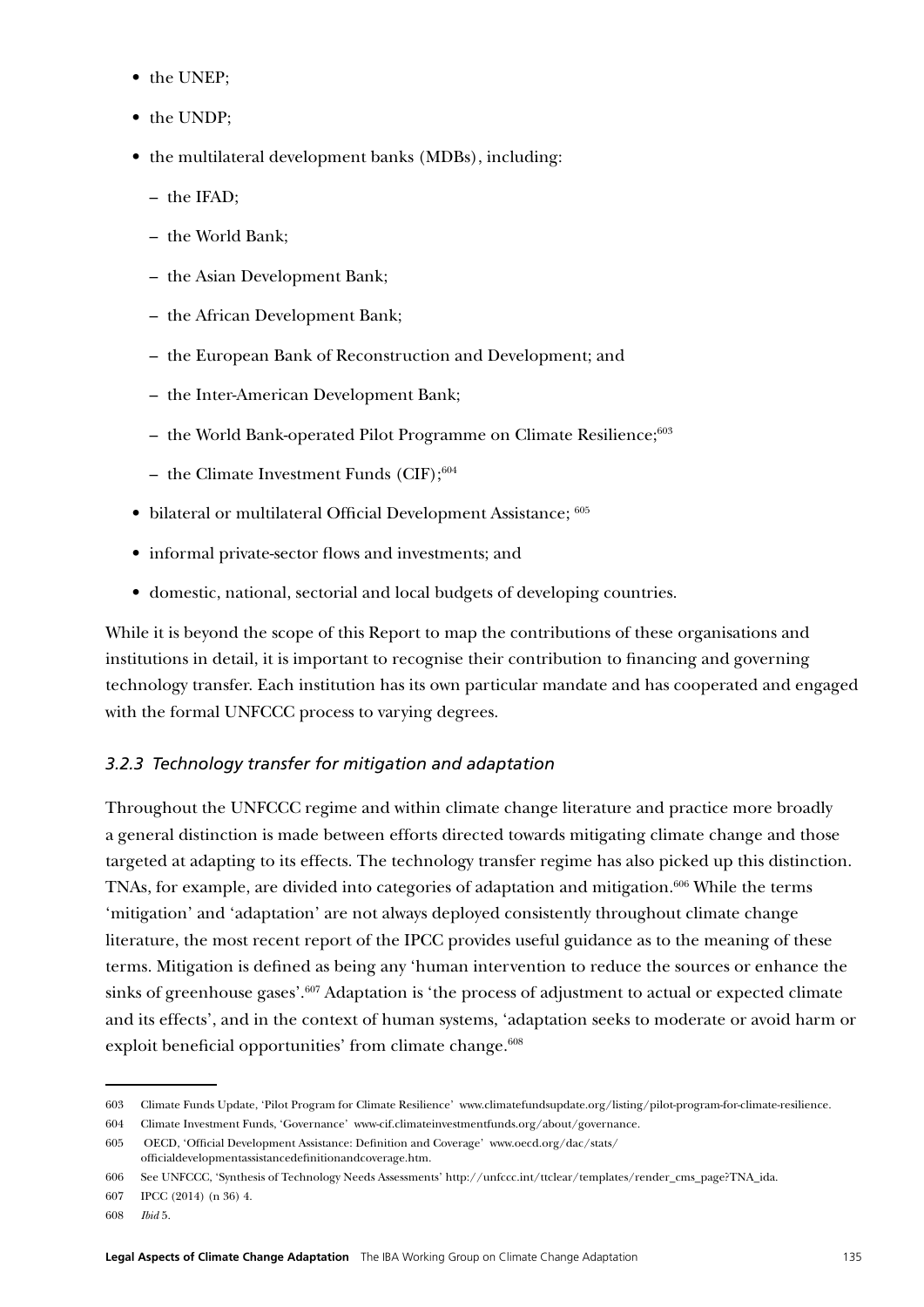- the UNEP;
- the UNDP;
- the multilateral development banks (MDBs), including:
  - the IFAD;
  - the World Bank;
  - the Asian Development Bank;
  - the African Development Bank;
  - the European Bank of Reconstruction and Development; and
  - the Inter-American Development Bank;
  - the World Bank-operated Pilot Programme on Climate Resilience;[603]
  - the Climate Investment Funds (CIF);[604]
- bilateral or multilateral Official Development Assistance; [605]
- informal private-sector flows and investments; and
- domestic, national, sectorial and local budgets of developing countries.

While it is beyond the scope of this Report to map the contributions of these organisations and institutions in detail, it is important to recognise their contribution to financing and governing technology transfer. Each institution has its own particular mandate and has cooperated and engaged with the formal UNFCCC process to varying degrees.

### *3.2.3 Technology transfer for mitigation and adaptation*

Throughout the UNFCCC regime and within climate change literature and practice more broadly a general distinction is made between efforts directed towards mitigating climate change and those targeted at adapting to its effects. The technology transfer regime has also picked up this distinction. TNAs, for example, are divided into categories of adaptation and mitigation.[606] While the terms 'mitigation' and 'adaptation' are not always deployed consistently throughout climate change literature, the most recent report of the IPCC provides useful guidance as to the meaning of these terms. Mitigation is defined as being any 'human intervention to reduce the sources or enhance the sinks of greenhouse gases'.[607] Adaptation is 'the process of adjustment to actual or expected climate and its effects', and in the context of human systems, 'adaptation seeks to moderate or avoid harm or exploit beneficial opportunities' from climate change.[608]

---

603 Climate Funds Update, 'Pilot Program for Climate Resilience' www.climatefundsupdate.org/listing/pilot-program-for-climate-resilience.

604 Climate Investment Funds, 'Governance' www-cif.climateinvestmentfunds.org/about/governance.

605 OECD, 'Official Development Assistance: Definition and Coverage' www.oecd.org/dac/stats/officialdevelopmentassistancedefinitionandcoverage.htm.

606 See UNFCCC, 'Synthesis of Technology Needs Assessments' http://unfccc.int/ttclear/templates/render_cms_page?TNA_ida.

607 IPCC (2014) (n 36) 4.

608 *Ibid* 5.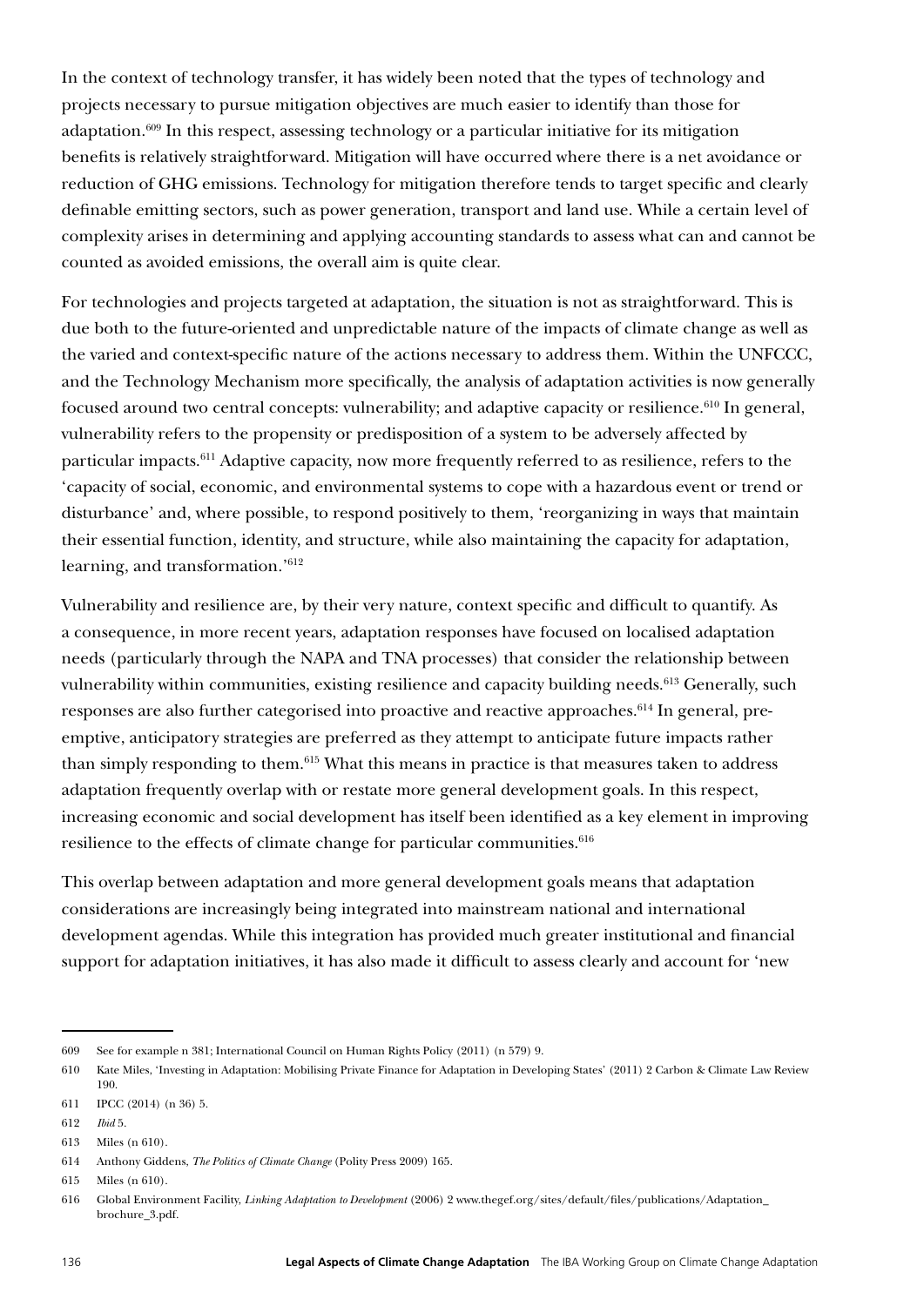In the context of technology transfer, it has widely been noted that the types of technology and projects necessary to pursue mitigation objectives are much easier to identify than those for adaptation.[609] In this respect, assessing technology or a particular initiative for its mitigation benefits is relatively straightforward. Mitigation will have occurred where there is a net avoidance or reduction of GHG emissions. Technology for mitigation therefore tends to target specific and clearly definable emitting sectors, such as power generation, transport and land use. While a certain level of complexity arises in determining and applying accounting standards to assess what can and cannot be counted as avoided emissions, the overall aim is quite clear.

For technologies and projects targeted at adaptation, the situation is not as straightforward. This is due both to the future-oriented and unpredictable nature of the impacts of climate change as well as the varied and context-specific nature of the actions necessary to address them. Within the UNFCCC, and the Technology Mechanism more specifically, the analysis of adaptation activities is now generally focused around two central concepts: vulnerability; and adaptive capacity or resilience.[610] In general, vulnerability refers to the propensity or predisposition of a system to be adversely affected by particular impacts.[611] Adaptive capacity, now more frequently referred to as resilience, refers to the 'capacity of social, economic, and environmental systems to cope with a hazardous event or trend or disturbance' and, where possible, to respond positively to them, 'reorganizing in ways that maintain their essential function, identity, and structure, while also maintaining the capacity for adaptation, learning, and transformation.'[612]

Vulnerability and resilience are, by their very nature, context specific and difficult to quantify. As a consequence, in more recent years, adaptation responses have focused on localised adaptation needs (particularly through the NAPA and TNA processes) that consider the relationship between vulnerability within communities, existing resilience and capacity building needs.[613] Generally, such responses are also further categorised into proactive and reactive approaches.[614] In general, pre-emptive, anticipatory strategies are preferred as they attempt to anticipate future impacts rather than simply responding to them.[615] What this means in practice is that measures taken to address adaptation frequently overlap with or restate more general development goals. In this respect, increasing economic and social development has itself been identified as a key element in improving resilience to the effects of climate change for particular communities.[616]

This overlap between adaptation and more general development goals means that adaptation considerations are increasingly being integrated into mainstream national and international development agendas. While this integration has provided much greater institutional and financial support for adaptation initiatives, it has also made it difficult to assess clearly and account for 'new

---

609 See for example n 381; International Council on Human Rights Policy (2011) (n 579) 9.

610 Kate Miles, 'Investing in Adaptation: Mobilising Private Finance for Adaptation in Developing States' (2011) 2 Carbon & Climate Law Review 190.

611 IPCC (2014) (n 36) 5.

612 *Ibid* 5.

613 Miles (n 610).

614 Anthony Giddens, *The Politics of Climate Change* (Polity Press 2009) 165.

615 Miles (n 610).

616 Global Environment Facility, *Linking Adaptation to Development* (2006) 2 www.thegef.org/sites/default/files/publications/Adaptation_brochure_3.pdf.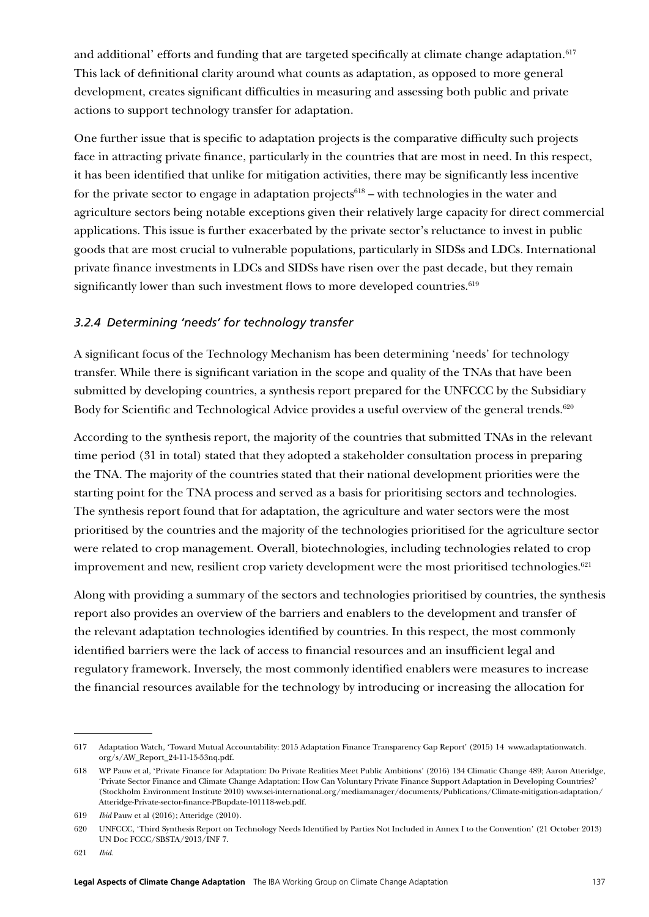and additional' efforts and funding that are targeted specifically at climate change adaptation.[617] This lack of definitional clarity around what counts as adaptation, as opposed to more general development, creates significant difficulties in measuring and assessing both public and private actions to support technology transfer for adaptation.

One further issue that is specific to adaptation projects is the comparative difficulty such projects face in attracting private finance, particularly in the countries that are most in need. In this respect, it has been identified that unlike for mitigation activities, there may be significantly less incentive for the private sector to engage in adaptation projects[618] – with technologies in the water and agriculture sectors being notable exceptions given their relatively large capacity for direct commercial applications. This issue is further exacerbated by the private sector's reluctance to invest in public goods that are most crucial to vulnerable populations, particularly in SIDSs and LDCs. International private finance investments in LDCs and SIDSs have risen over the past decade, but they remain significantly lower than such investment flows to more developed countries.[619]

### *3.2.4 Determining 'needs' for technology transfer*

A significant focus of the Technology Mechanism has been determining 'needs' for technology transfer. While there is significant variation in the scope and quality of the TNAs that have been submitted by developing countries, a synthesis report prepared for the UNFCCC by the Subsidiary Body for Scientific and Technological Advice provides a useful overview of the general trends.[620]

According to the synthesis report, the majority of the countries that submitted TNAs in the relevant time period (31 in total) stated that they adopted a stakeholder consultation process in preparing the TNA. The majority of the countries stated that their national development priorities were the starting point for the TNA process and served as a basis for prioritising sectors and technologies. The synthesis report found that for adaptation, the agriculture and water sectors were the most prioritised by the countries and the majority of the technologies prioritised for the agriculture sector were related to crop management. Overall, biotechnologies, including technologies related to crop improvement and new, resilient crop variety development were the most prioritised technologies.[621]

Along with providing a summary of the sectors and technologies prioritised by countries, the synthesis report also provides an overview of the barriers and enablers to the development and transfer of the relevant adaptation technologies identified by countries. In this respect, the most commonly identified barriers were the lack of access to financial resources and an insufficient legal and regulatory framework. Inversely, the most commonly identified enablers were measures to increase the financial resources available for the technology by introducing or increasing the allocation for

---

617 Adaptation Watch, 'Toward Mutual Accountability: 2015 Adaptation Finance Transparency Gap Report' (2015) 14 www.adaptationwatch.org/s/AW_Report_24-11-15-53nq.pdf.

618 WP Pauw et al, 'Private Finance for Adaptation: Do Private Realities Meet Public Ambitions' (2016) 134 Climatic Change 489; Aaron Atteridge, 'Private Sector Finance and Climate Change Adaptation: How Can Voluntary Private Finance Support Adaptation in Developing Countries?' (Stockholm Environment Institute 2010) www.sei-international.org/mediamanager/documents/Publications/Climate-mitigation-adaptation/Atteridge-Private-sector-finance-PBupdate-101118-web.pdf.

619 *Ibid* Pauw et al (2016); Atteridge (2010).

620 UNFCCC, 'Third Synthesis Report on Technology Needs Identified by Parties Not Included in Annex I to the Convention' (21 October 2013) UN Doc FCCC/SBSTA/2013/INF 7.

621 *Ibid.*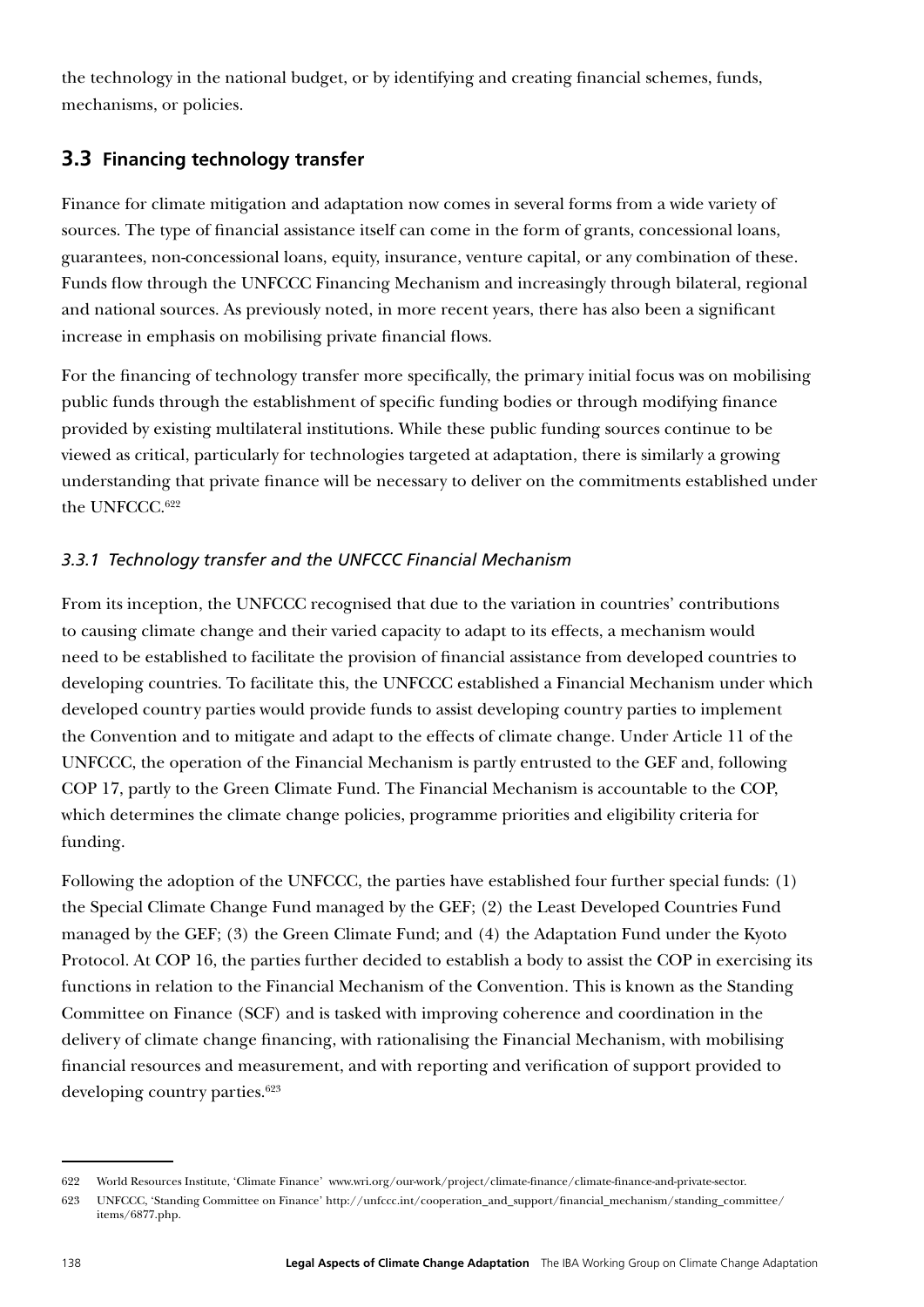the technology in the national budget, or by identifying and creating financial schemes, funds, mechanisms, or policies.

## 3.3 Financing technology transfer

Finance for climate mitigation and adaptation now comes in several forms from a wide variety of sources. The type of financial assistance itself can come in the form of grants, concessional loans, guarantees, non-concessional loans, equity, insurance, venture capital, or any combination of these. Funds flow through the UNFCCC Financing Mechanism and increasingly through bilateral, regional and national sources. As previously noted, in more recent years, there has also been a significant increase in emphasis on mobilising private financial flows.

For the financing of technology transfer more specifically, the primary initial focus was on mobilising public funds through the establishment of specific funding bodies or through modifying finance provided by existing multilateral institutions. While these public funding sources continue to be viewed as critical, particularly for technologies targeted at adaptation, there is similarly a growing understanding that private finance will be necessary to deliver on the commitments established under the UNFCCC.[622]

### *3.3.1 Technology transfer and the UNFCCC Financial Mechanism*

From its inception, the UNFCCC recognised that due to the variation in countries' contributions to causing climate change and their varied capacity to adapt to its effects, a mechanism would need to be established to facilitate the provision of financial assistance from developed countries to developing countries. To facilitate this, the UNFCCC established a Financial Mechanism under which developed country parties would provide funds to assist developing country parties to implement the Convention and to mitigate and adapt to the effects of climate change. Under Article 11 of the UNFCCC, the operation of the Financial Mechanism is partly entrusted to the GEF and, following COP 17, partly to the Green Climate Fund. The Financial Mechanism is accountable to the COP, which determines the climate change policies, programme priorities and eligibility criteria for funding.

Following the adoption of the UNFCCC, the parties have established four further special funds: (1) the Special Climate Change Fund managed by the GEF; (2) the Least Developed Countries Fund managed by the GEF; (3) the Green Climate Fund; and (4) the Adaptation Fund under the Kyoto Protocol. At COP 16, the parties further decided to establish a body to assist the COP in exercising its functions in relation to the Financial Mechanism of the Convention. This is known as the Standing Committee on Finance (SCF) and is tasked with improving coherence and coordination in the delivery of climate change financing, with rationalising the Financial Mechanism, with mobilising financial resources and measurement, and with reporting and verification of support provided to developing country parties.[623]

---

622 World Resources Institute, 'Climate Finance' www.wri.org/our-work/project/climate-finance/climate-finance-and-private-sector.

623 UNFCCC, 'Standing Committee on Finance' http://unfccc.int/cooperation_and_support/financial_mechanism/standing_committee/items/6877.php.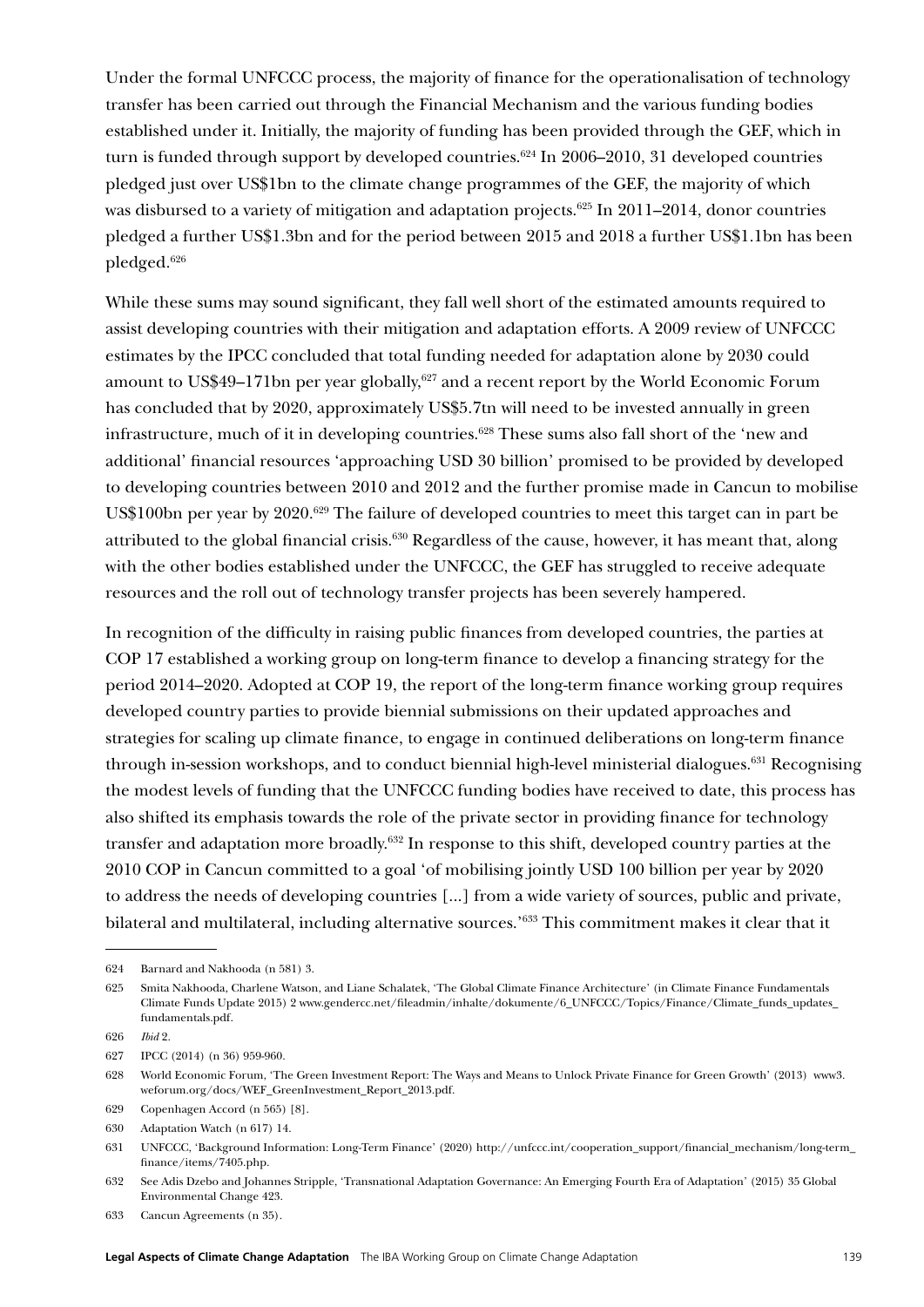Under the formal UNFCCC process, the majority of finance for the operationalisation of technology transfer has been carried out through the Financial Mechanism and the various funding bodies established under it. Initially, the majority of funding has been provided through the GEF, which in turn is funded through support by developed countries.[624] In 2006–2010, 31 developed countries pledged just over US$1bn to the climate change programmes of the GEF, the majority of which was disbursed to a variety of mitigation and adaptation projects.[625] In 2011–2014, donor countries pledged a further US$1.3bn and for the period between 2015 and 2018 a further US$1.1bn has been pledged.[626]

While these sums may sound significant, they fall well short of the estimated amounts required to assist developing countries with their mitigation and adaptation efforts. A 2009 review of UNFCCC estimates by the IPCC concluded that total funding needed for adaptation alone by 2030 could amount to US$49–171bn per year globally,[627] and a recent report by the World Economic Forum has concluded that by 2020, approximately US$5.7tn will need to be invested annually in green infrastructure, much of it in developing countries.[628] These sums also fall short of the 'new and additional' financial resources 'approaching USD 30 billion' promised to be provided by developed to developing countries between 2010 and 2012 and the further promise made in Cancun to mobilise US$100bn per year by 2020.[629] The failure of developed countries to meet this target can in part be attributed to the global financial crisis.[630] Regardless of the cause, however, it has meant that, along with the other bodies established under the UNFCCC, the GEF has struggled to receive adequate resources and the roll out of technology transfer projects has been severely hampered.

In recognition of the difficulty in raising public finances from developed countries, the parties at COP 17 established a working group on long-term finance to develop a financing strategy for the period 2014–2020. Adopted at COP 19, the report of the long-term finance working group requires developed country parties to provide biennial submissions on their updated approaches and strategies for scaling up climate finance, to engage in continued deliberations on long-term finance through in-session workshops, and to conduct biennial high-level ministerial dialogues.[631] Recognising the modest levels of funding that the UNFCCC funding bodies have received to date, this process has also shifted its emphasis towards the role of the private sector in providing finance for technology transfer and adaptation more broadly.[632] In response to this shift, developed country parties at the 2010 COP in Cancun committed to a goal 'of mobilising jointly USD 100 billion per year by 2020 to address the needs of developing countries [...] from a wide variety of sources, public and private, bilateral and multilateral, including alternative sources.'[633] This commitment makes it clear that it

---

624 Barnard and Nakhooda (n 581) 3.

625 Smita Nakhooda, Charlene Watson, and Liane Schalatek, 'The Global Climate Finance Architecture' (in Climate Finance Fundamentals Climate Funds Update 2015) 2 www.gendercc.net/fileadmin/inhalte/dokumente/6_UNFCCC/Topics/Finance/Climate_funds_updates_fundamentals.pdf.

626 *Ibid* 2.

627 IPCC (2014) (n 36) 959-960.

628 World Economic Forum, 'The Green Investment Report: The Ways and Means to Unlock Private Finance for Green Growth' (2013) www3.weforum.org/docs/WEF_GreenInvestment_Report_2013.pdf.

629 Copenhagen Accord (n 565) [8].

630 Adaptation Watch (n 617) 14.

631 UNFCCC, 'Background Information: Long-Term Finance' (2020) http://unfccc.int/cooperation_support/financial_mechanism/long-term_finance/items/7405.php.

632 See Adis Dzebo and Johannes Stripple, 'Transnational Adaptation Governance: An Emerging Fourth Era of Adaptation' (2015) 35 Global Environmental Change 423.

633 Cancun Agreements (n 35).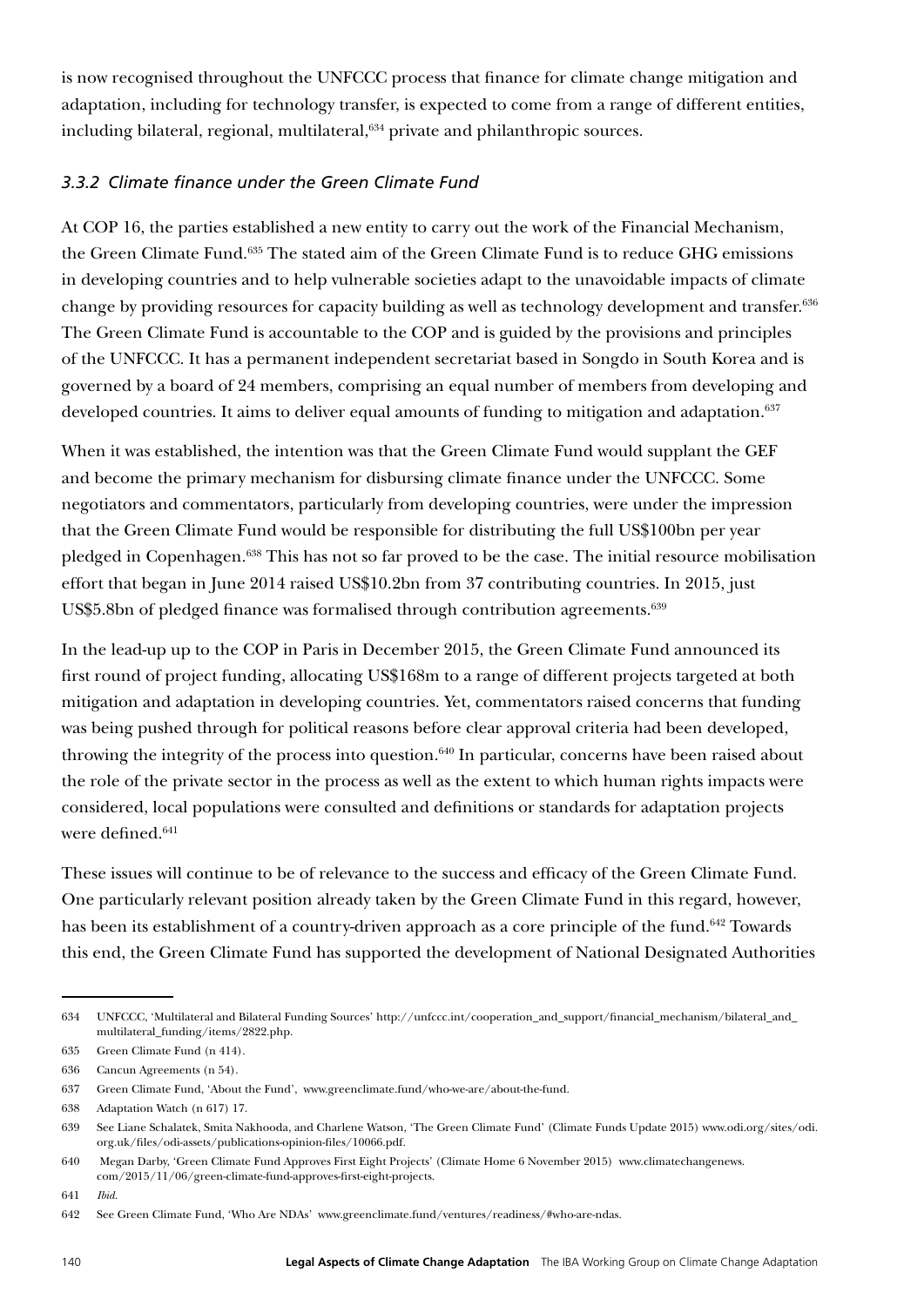is now recognised throughout the UNFCCC process that finance for climate change mitigation and adaptation, including for technology transfer, is expected to come from a range of different entities, including bilateral, regional, multilateral,[634] private and philanthropic sources.

### *3.3.2 Climate finance under the Green Climate Fund*

At COP 16, the parties established a new entity to carry out the work of the Financial Mechanism, the Green Climate Fund.[635] The stated aim of the Green Climate Fund is to reduce GHG emissions in developing countries and to help vulnerable societies adapt to the unavoidable impacts of climate change by providing resources for capacity building as well as technology development and transfer.[636] The Green Climate Fund is accountable to the COP and is guided by the provisions and principles of the UNFCCC. It has a permanent independent secretariat based in Songdo in South Korea and is governed by a board of 24 members, comprising an equal number of members from developing and developed countries. It aims to deliver equal amounts of funding to mitigation and adaptation.[637]

When it was established, the intention was that the Green Climate Fund would supplant the GEF and become the primary mechanism for disbursing climate finance under the UNFCCC. Some negotiators and commentators, particularly from developing countries, were under the impression that the Green Climate Fund would be responsible for distributing the full US$100bn per year pledged in Copenhagen.[638] This has not so far proved to be the case. The initial resource mobilisation effort that began in June 2014 raised US$10.2bn from 37 contributing countries. In 2015, just US$5.8bn of pledged finance was formalised through contribution agreements.[639]

In the lead-up up to the COP in Paris in December 2015, the Green Climate Fund announced its first round of project funding, allocating US$168m to a range of different projects targeted at both mitigation and adaptation in developing countries. Yet, commentators raised concerns that funding was being pushed through for political reasons before clear approval criteria had been developed, throwing the integrity of the process into question.[640] In particular, concerns have been raised about the role of the private sector in the process as well as the extent to which human rights impacts were considered, local populations were consulted and definitions or standards for adaptation projects were defined.[641]

These issues will continue to be of relevance to the success and efficacy of the Green Climate Fund. One particularly relevant position already taken by the Green Climate Fund in this regard, however, has been its establishment of a country-driven approach as a core principle of the fund.[642] Towards this end, the Green Climate Fund has supported the development of National Designated Authorities

---

634 UNFCCC, 'Multilateral and Bilateral Funding Sources' http://unfccc.int/cooperation_and_support/financial_mechanism/bilateral_and_multilateral_funding/items/2822.php.

635 Green Climate Fund (n 414).

636 Cancun Agreements (n 54).

637 Green Climate Fund, 'About the Fund', www.greenclimate.fund/who-we-are/about-the-fund.

638 Adaptation Watch (n 617) 17.

639 See Liane Schalatek, Smita Nakhooda, and Charlene Watson, 'The Green Climate Fund' (Climate Funds Update 2015) www.odi.org/sites/odi.org.uk/files/odi-assets/publications-opinion-files/10066.pdf.

640 Megan Darby, 'Green Climate Fund Approves First Eight Projects' (Climate Home 6 November 2015) www.climatechangenews.com/2015/11/06/green-climate-fund-approves-first-eight-projects.

641 *Ibid.*

642 See Green Climate Fund, 'Who Are NDAs' www.greenclimate.fund/ventures/readiness/#who-are-ndas.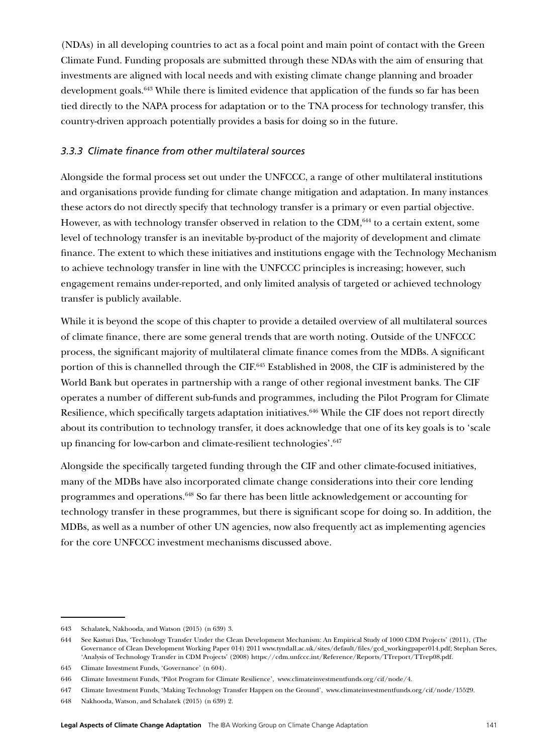(NDAs) in all developing countries to act as a focal point and main point of contact with the Green Climate Fund. Funding proposals are submitted through these NDAs with the aim of ensuring that investments are aligned with local needs and with existing climate change planning and broader development goals.[643] While there is limited evidence that application of the funds so far has been tied directly to the NAPA process for adaptation or to the TNA process for technology transfer, this country-driven approach potentially provides a basis for doing so in the future.

### *3.3.3 Climate finance from other multilateral sources*

Alongside the formal process set out under the UNFCCC, a range of other multilateral institutions and organisations provide funding for climate change mitigation and adaptation. In many instances these actors do not directly specify that technology transfer is a primary or even partial objective. However, as with technology transfer observed in relation to the CDM,[644] to a certain extent, some level of technology transfer is an inevitable by-product of the majority of development and climate finance. The extent to which these initiatives and institutions engage with the Technology Mechanism to achieve technology transfer in line with the UNFCCC principles is increasing; however, such engagement remains under-reported, and only limited analysis of targeted or achieved technology transfer is publicly available.

While it is beyond the scope of this chapter to provide a detailed overview of all multilateral sources of climate finance, there are some general trends that are worth noting. Outside of the UNFCCC process, the significant majority of multilateral climate finance comes from the MDBs. A significant portion of this is channelled through the CIF.[645] Established in 2008, the CIF is administered by the World Bank but operates in partnership with a range of other regional investment banks. The CIF operates a number of different sub-funds and programmes, including the Pilot Program for Climate Resilience, which specifically targets adaptation initiatives.[646] While the CIF does not report directly about its contribution to technology transfer, it does acknowledge that one of its key goals is to 'scale up financing for low-carbon and climate-resilient technologies'.[647]

Alongside the specifically targeted funding through the CIF and other climate-focused initiatives, many of the MDBs have also incorporated climate change considerations into their core lending programmes and operations.[648] So far there has been little acknowledgement or accounting for technology transfer in these programmes, but there is significant scope for doing so. In addition, the MDBs, as well as a number of other UN agencies, now also frequently act as implementing agencies for the core UNFCCC investment mechanisms discussed above.

---

643 Schalatek, Nakhooda, and Watson (2015) (n 639) 3.

644 See Kasturi Das, 'Technology Transfer Under the Clean Development Mechanism: An Empirical Study of 1000 CDM Projects' (2011), (The Governance of Clean Development Working Paper 014) 2011 www.tyndall.ac.uk/sites/default/files/gcd_workingpaper014.pdf; Stephan Seres, 'Analysis of Technology Transfer in CDM Projects' (2008) https://cdm.unfccc.int/Reference/Reports/TTreport/TTrep08.pdf.

645 Climate Investment Funds, 'Governance' (n 604).

646 Climate Investment Funds, 'Pilot Program for Climate Resilience', www.climateinvestmentfunds.org/cif/node/4.

647 Climate Investment Funds, 'Making Technology Transfer Happen on the Ground', www.climateinvestmentfunds.org/cif/node/15529.

648 Nakhooda, Watson, and Schalatek (2015) (n 639) 2.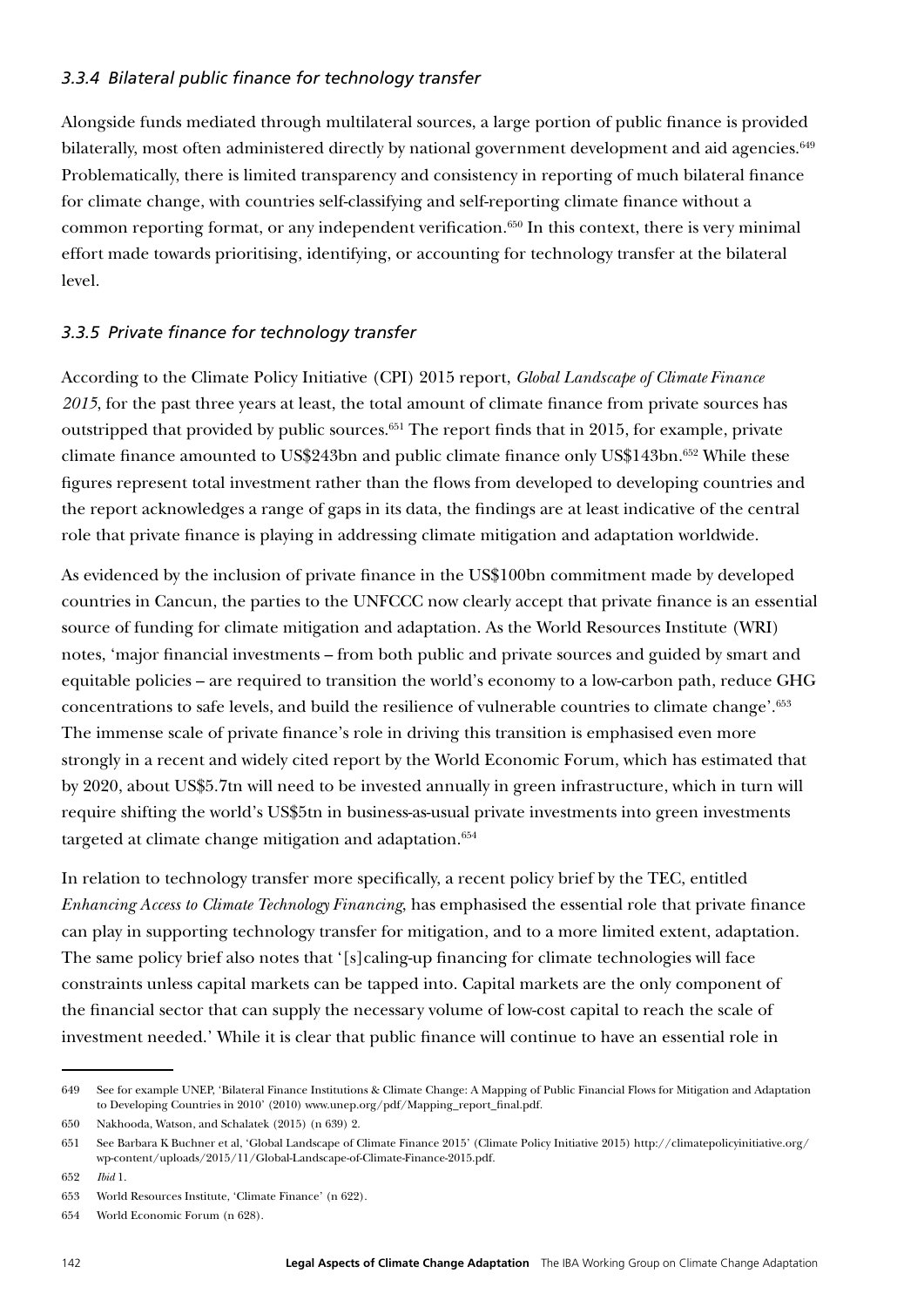### *3.3.4 Bilateral public finance for technology transfer*

Alongside funds mediated through multilateral sources, a large portion of public finance is provided bilaterally, most often administered directly by national government development and aid agencies.[649] Problematically, there is limited transparency and consistency in reporting of much bilateral finance for climate change, with countries self-classifying and self-reporting climate finance without a common reporting format, or any independent verification.[650] In this context, there is very minimal effort made towards prioritising, identifying, or accounting for technology transfer at the bilateral level.

### *3.3.5 Private finance for technology transfer*

According to the Climate Policy Initiative (CPI) 2015 report, *Global Landscape of Climate Finance 2015*, for the past three years at least, the total amount of climate finance from private sources has outstripped that provided by public sources.[651] The report finds that in 2015, for example, private climate finance amounted to US$243bn and public climate finance only US$143bn.[652] While these figures represent total investment rather than the flows from developed to developing countries and the report acknowledges a range of gaps in its data, the findings are at least indicative of the central role that private finance is playing in addressing climate mitigation and adaptation worldwide.

As evidenced by the inclusion of private finance in the US$100bn commitment made by developed countries in Cancun, the parties to the UNFCCC now clearly accept that private finance is an essential source of funding for climate mitigation and adaptation. As the World Resources Institute (WRI) notes, 'major financial investments – from both public and private sources and guided by smart and equitable policies – are required to transition the world's economy to a low-carbon path, reduce GHG concentrations to safe levels, and build the resilience of vulnerable countries to climate change'.[653] The immense scale of private finance's role in driving this transition is emphasised even more strongly in a recent and widely cited report by the World Economic Forum, which has estimated that by 2020, about US$5.7tn will need to be invested annually in green infrastructure, which in turn will require shifting the world's US$5tn in business-as-usual private investments into green investments targeted at climate change mitigation and adaptation.[654]

In relation to technology transfer more specifically, a recent policy brief by the TEC, entitled *Enhancing Access to Climate Technology Financing*, has emphasised the essential role that private finance can play in supporting technology transfer for mitigation, and to a more limited extent, adaptation. The same policy brief also notes that '[s]caling-up financing for climate technologies will face constraints unless capital markets can be tapped into. Capital markets are the only component of the financial sector that can supply the necessary volume of low-cost capital to reach the scale of investment needed.' While it is clear that public finance will continue to have an essential role in

---

649 See for example UNEP, 'Bilateral Finance Institutions & Climate Change: A Mapping of Public Financial Flows for Mitigation and Adaptation to Developing Countries in 2010' (2010) www.unep.org/pdf/Mapping_report_final.pdf.

650 Nakhooda, Watson, and Schalatek (2015) (n 639) 2.

651 See Barbara K Buchner et al, 'Global Landscape of Climate Finance 2015' (Climate Policy Initiative 2015) http://climatepolicyinitiative.org/wp-content/uploads/2015/11/Global-Landscape-of-Climate-Finance-2015.pdf.

652 *Ibid* 1.

653 World Resources Institute, 'Climate Finance' (n 622).

654 World Economic Forum (n 628).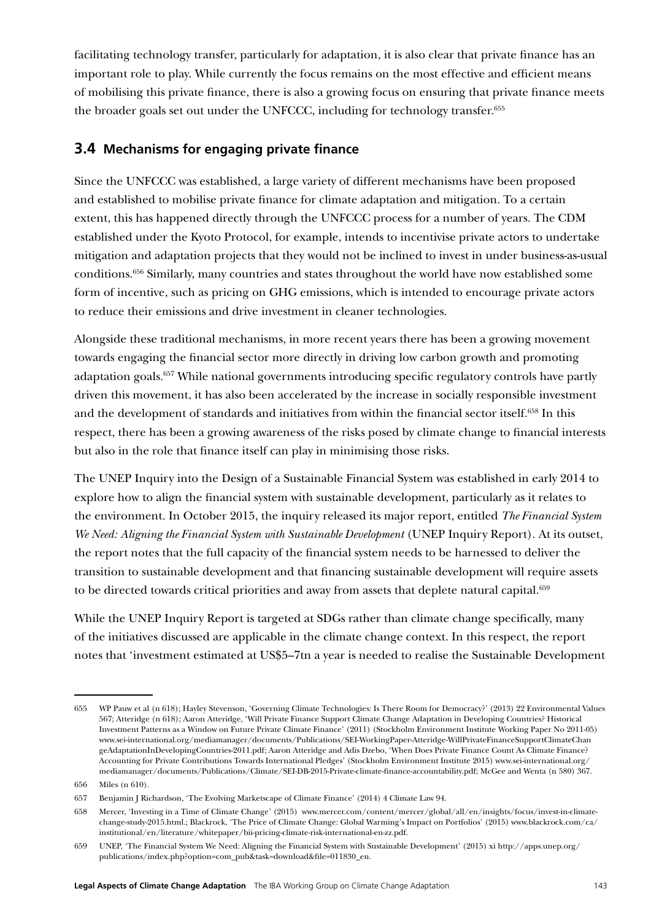facilitating technology transfer, particularly for adaptation, it is also clear that private finance has an important role to play. While currently the focus remains on the most effective and efficient means of mobilising this private finance, there is also a growing focus on ensuring that private finance meets the broader goals set out under the UNFCCC, including for technology transfer.[655]

## 3.4 Mechanisms for engaging private finance

Since the UNFCCC was established, a large variety of different mechanisms have been proposed and established to mobilise private finance for climate adaptation and mitigation. To a certain extent, this has happened directly through the UNFCCC process for a number of years. The CDM established under the Kyoto Protocol, for example, intends to incentivise private actors to undertake mitigation and adaptation projects that they would not be inclined to invest in under business-as-usual conditions.[656] Similarly, many countries and states throughout the world have now established some form of incentive, such as pricing on GHG emissions, which is intended to encourage private actors to reduce their emissions and drive investment in cleaner technologies.

Alongside these traditional mechanisms, in more recent years there has been a growing movement towards engaging the financial sector more directly in driving low carbon growth and promoting adaptation goals.[657] While national governments introducing specific regulatory controls have partly driven this movement, it has also been accelerated by the increase in socially responsible investment and the development of standards and initiatives from within the financial sector itself.[658] In this respect, there has been a growing awareness of the risks posed by climate change to financial interests but also in the role that finance itself can play in minimising those risks.

The UNEP Inquiry into the Design of a Sustainable Financial System was established in early 2014 to explore how to align the financial system with sustainable development, particularly as it relates to the environment. In October 2015, the inquiry released its major report, entitled *The Financial System We Need: Aligning the Financial System with Sustainable Development* (UNEP Inquiry Report). At its outset, the report notes that the full capacity of the financial system needs to be harnessed to deliver the transition to sustainable development and that financing sustainable development will require assets to be directed towards critical priorities and away from assets that deplete natural capital.[659]

While the UNEP Inquiry Report is targeted at SDGs rather than climate change specifically, many of the initiatives discussed are applicable in the climate change context. In this respect, the report notes that 'investment estimated at US$5–7tn a year is needed to realise the Sustainable Development

---

655 WP Pauw et al (n 618); Hayley Stevenson, 'Governing Climate Technologies: Is There Room for Democracy?' (2013) 22 Environmental Values 567; Atteridge (n 618); Aaron Atteridge, 'Will Private Finance Support Climate Change Adaptation in Developing Countries? Historical Investment Patterns as a Window on Future Private Climate Finance' (2011) (Stockholm Environment Institute Working Paper No 2011-05) www.sei-international.org/mediamanager/documents/Publications/SEI-WorkingPaper-Atteridge-WillPrivateFinanceSupportClimateChangeAdaptationInDevelopingCountries-2011.pdf; Aaron Atteridge and Adis Dzebo, 'When Does Private Finance Count As Climate Finance? Accounting for Private Contributions Towards International Pledges' (Stockholm Environment Institute 2015) www.sei-international.org/mediamanager/documents/Publications/Climate/SEI-DB-2015-Private-climate-finance-accountability.pdf; McGee and Wenta (n 580) 367.

656 Miles (n 610).

657 Benjamin J Richardson, 'The Evolving Marketscape of Climate Finance' (2014) 4 Climate Law 94.

658 Mercer, 'Investing in a Time of Climate Change' (2015) www.mercer.com/content/mercer/global/all/en/insights/focus/invest-in-climate-change-study-2015.html.; Blackrock, 'The Price of Climate Change: Global Warming's Impact on Portfolios' (2015) www.blackrock.com/ca/institutional/en/literature/whitepaper/bii-pricing-climate-risk-international-en-zz.pdf.

659 UNEP, 'The Financial System We Need: Aligning the Financial System with Sustainable Development' (2015) xi http://apps.unep.org/publications/index.php?option=com_pub&task=download&file=011830_en.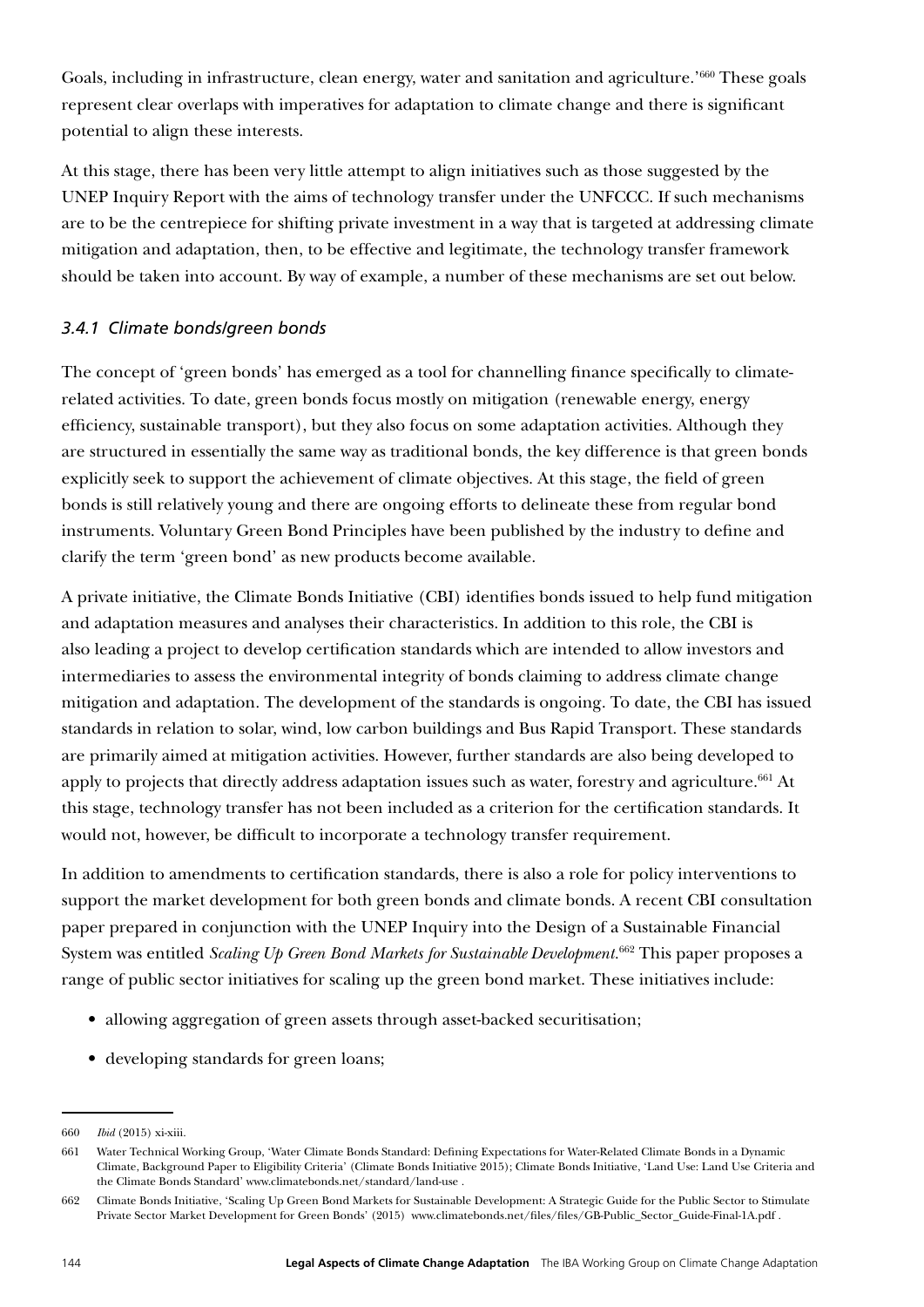Goals, including in infrastructure, clean energy, water and sanitation and agriculture.'[660] These goals represent clear overlaps with imperatives for adaptation to climate change and there is significant potential to align these interests.

At this stage, there has been very little attempt to align initiatives such as those suggested by the UNEP Inquiry Report with the aims of technology transfer under the UNFCCC. If such mechanisms are to be the centrepiece for shifting private investment in a way that is targeted at addressing climate mitigation and adaptation, then, to be effective and legitimate, the technology transfer framework should be taken into account. By way of example, a number of these mechanisms are set out below.

### *3.4.1 Climate bonds/green bonds*

The concept of 'green bonds' has emerged as a tool for channelling finance specifically to climate-related activities. To date, green bonds focus mostly on mitigation (renewable energy, energy efficiency, sustainable transport), but they also focus on some adaptation activities. Although they are structured in essentially the same way as traditional bonds, the key difference is that green bonds explicitly seek to support the achievement of climate objectives. At this stage, the field of green bonds is still relatively young and there are ongoing efforts to delineate these from regular bond instruments. Voluntary Green Bond Principles have been published by the industry to define and clarify the term 'green bond' as new products become available.

A private initiative, the Climate Bonds Initiative (CBI) identifies bonds issued to help fund mitigation and adaptation measures and analyses their characteristics. In addition to this role, the CBI is also leading a project to develop certification standards which are intended to allow investors and intermediaries to assess the environmental integrity of bonds claiming to address climate change mitigation and adaptation. The development of the standards is ongoing. To date, the CBI has issued standards in relation to solar, wind, low carbon buildings and Bus Rapid Transport. These standards are primarily aimed at mitigation activities. However, further standards are also being developed to apply to projects that directly address adaptation issues such as water, forestry and agriculture.[661] At this stage, technology transfer has not been included as a criterion for the certification standards. It would not, however, be difficult to incorporate a technology transfer requirement.

In addition to amendments to certification standards, there is also a role for policy interventions to support the market development for both green bonds and climate bonds. A recent CBI consultation paper prepared in conjunction with the UNEP Inquiry into the Design of a Sustainable Financial System was entitled *Scaling Up Green Bond Markets for Sustainable Development*.[662] This paper proposes a range of public sector initiatives for scaling up the green bond market. These initiatives include:

- allowing aggregation of green assets through asset-backed securitisation;
- developing standards for green loans;

---

660 *Ibid* (2015) xi-xiii.

661 Water Technical Working Group, 'Water Climate Bonds Standard: Defining Expectations for Water-Related Climate Bonds in a Dynamic Climate, Background Paper to Eligibility Criteria' (Climate Bonds Initiative 2015); Climate Bonds Initiative, 'Land Use: Land Use Criteria and the Climate Bonds Standard' www.climatebonds.net/standard/land-use .

662 Climate Bonds Initiative, 'Scaling Up Green Bond Markets for Sustainable Development: A Strategic Guide for the Public Sector to Stimulate Private Sector Market Development for Green Bonds' (2015) www.climatebonds.net/files/files/GB-Public_Sector_Guide-Final-1A.pdf .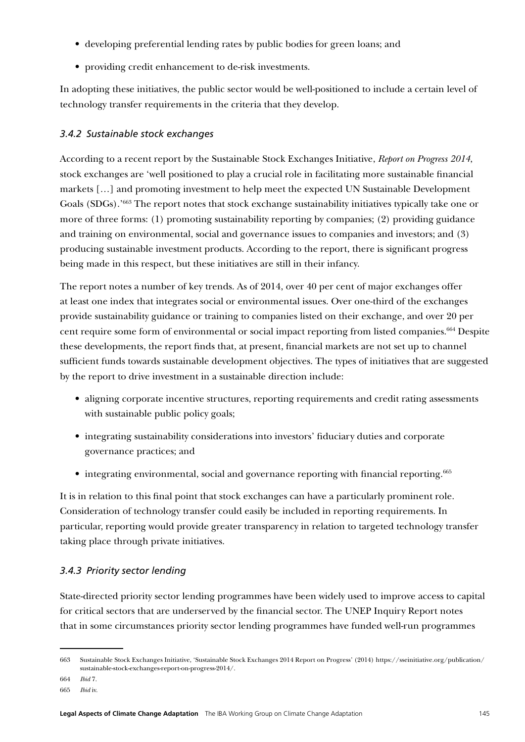- developing preferential lending rates by public bodies for green loans; and
- providing credit enhancement to de-risk investments.

In adopting these initiatives, the public sector would be well-positioned to include a certain level of technology transfer requirements in the criteria that they develop.

### *3.4.2 Sustainable stock exchanges*

According to a recent report by the Sustainable Stock Exchanges Initiative, *Report on Progress 2014*, stock exchanges are 'well positioned to play a crucial role in facilitating more sustainable financial markets […] and promoting investment to help meet the expected UN Sustainable Development Goals (SDGs).'[663] The report notes that stock exchange sustainability initiatives typically take one or more of three forms: (1) promoting sustainability reporting by companies; (2) providing guidance and training on environmental, social and governance issues to companies and investors; and (3) producing sustainable investment products. According to the report, there is significant progress being made in this respect, but these initiatives are still in their infancy.

The report notes a number of key trends. As of 2014, over 40 per cent of major exchanges offer at least one index that integrates social or environmental issues. Over one-third of the exchanges provide sustainability guidance or training to companies listed on their exchange, and over 20 per cent require some form of environmental or social impact reporting from listed companies.[664] Despite these developments, the report finds that, at present, financial markets are not set up to channel sufficient funds towards sustainable development objectives. The types of initiatives that are suggested by the report to drive investment in a sustainable direction include:

- aligning corporate incentive structures, reporting requirements and credit rating assessments with sustainable public policy goals;
- integrating sustainability considerations into investors' fiduciary duties and corporate governance practices; and
- integrating environmental, social and governance reporting with financial reporting.[665]

It is in relation to this final point that stock exchanges can have a particularly prominent role. Consideration of technology transfer could easily be included in reporting requirements. In particular, reporting would provide greater transparency in relation to targeted technology transfer taking place through private initiatives.

### *3.4.3 Priority sector lending*

State-directed priority sector lending programmes have been widely used to improve access to capital for critical sectors that are underserved by the financial sector. The UNEP Inquiry Report notes that in some circumstances priority sector lending programmes have funded well-run programmes

---

663 Sustainable Stock Exchanges Initiative, 'Sustainable Stock Exchanges 2014 Report on Progress' (2014) https://sseinitiative.org/publication/sustainable-stock-exchanges-report-on-progress-2014/.

664 *Ibid* 7.

665 *Ibid* iv.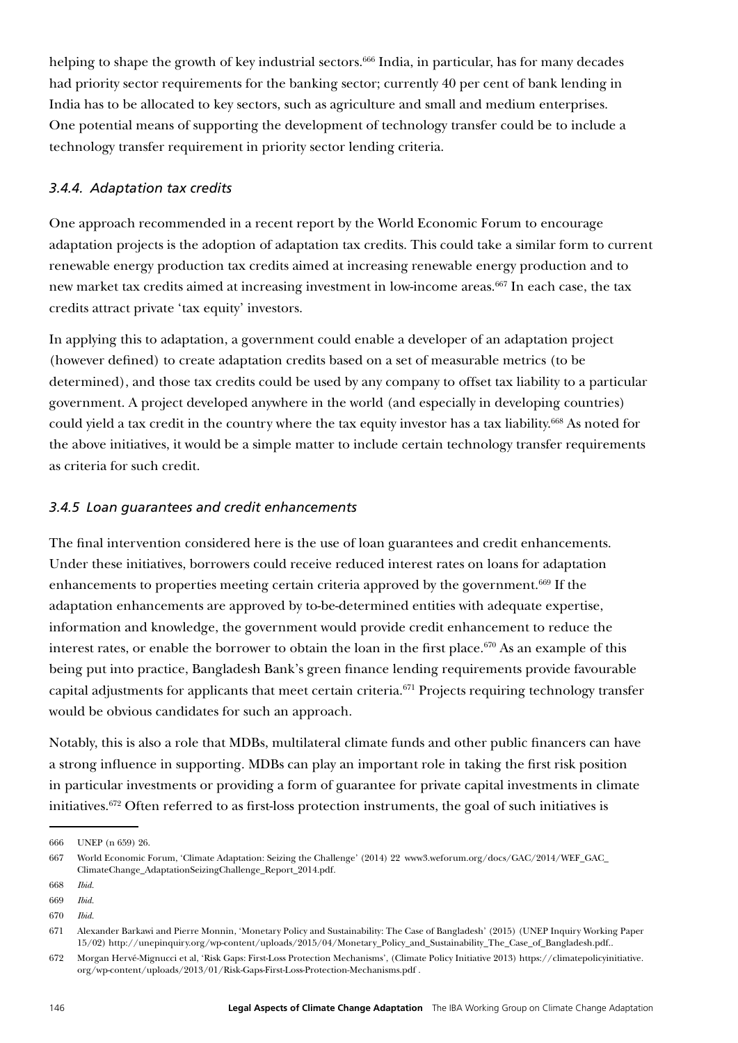helping to shape the growth of key industrial sectors.[666] India, in particular, has for many decades had priority sector requirements for the banking sector; currently 40 per cent of bank lending in India has to be allocated to key sectors, such as agriculture and small and medium enterprises. One potential means of supporting the development of technology transfer could be to include a technology transfer requirement in priority sector lending criteria.

### *3.4.4. Adaptation tax credits*

One approach recommended in a recent report by the World Economic Forum to encourage adaptation projects is the adoption of adaptation tax credits. This could take a similar form to current renewable energy production tax credits aimed at increasing renewable energy production and to new market tax credits aimed at increasing investment in low-income areas.[667] In each case, the tax credits attract private 'tax equity' investors.

In applying this to adaptation, a government could enable a developer of an adaptation project (however defined) to create adaptation credits based on a set of measurable metrics (to be determined), and those tax credits could be used by any company to offset tax liability to a particular government. A project developed anywhere in the world (and especially in developing countries) could yield a tax credit in the country where the tax equity investor has a tax liability.[668] As noted for the above initiatives, it would be a simple matter to include certain technology transfer requirements as criteria for such credit.

### *3.4.5 Loan guarantees and credit enhancements*

The final intervention considered here is the use of loan guarantees and credit enhancements. Under these initiatives, borrowers could receive reduced interest rates on loans for adaptation enhancements to properties meeting certain criteria approved by the government.[669] If the adaptation enhancements are approved by to-be-determined entities with adequate expertise, information and knowledge, the government would provide credit enhancement to reduce the interest rates, or enable the borrower to obtain the loan in the first place.[670] As an example of this being put into practice, Bangladesh Bank's green finance lending requirements provide favourable capital adjustments for applicants that meet certain criteria.[671] Projects requiring technology transfer would be obvious candidates for such an approach.

Notably, this is also a role that MDBs, multilateral climate funds and other public financers can have a strong influence in supporting. MDBs can play an important role in taking the first risk position in particular investments or providing a form of guarantee for private capital investments in climate initiatives.[672] Often referred to as first-loss protection instruments, the goal of such initiatives is

---

666 UNEP (n 659) 26.

667 World Economic Forum, 'Climate Adaptation: Seizing the Challenge' (2014) 22 www3.weforum.org/docs/GAC/2014/WEF_GAC_ClimateChange_AdaptationSeizingChallenge_Report_2014.pdf.

668 *Ibid.*

669 *Ibid.*

670 *Ibid.*

671 Alexander Barkawi and Pierre Monnin, 'Monetary Policy and Sustainability: The Case of Bangladesh' (2015) (UNEP Inquiry Working Paper 15/02) http://unepinquiry.org/wp-content/uploads/2015/04/Monetary_Policy_and_Sustainability_The_Case_of_Bangladesh.pdf..

672 Morgan Hervé-Mignucci et al, 'Risk Gaps: First-Loss Protection Mechanisms', (Climate Policy Initiative 2013) https://climatepolicyinitiative.org/wp-content/uploads/2013/01/Risk-Gaps-First-Loss-Protection-Mechanisms.pdf .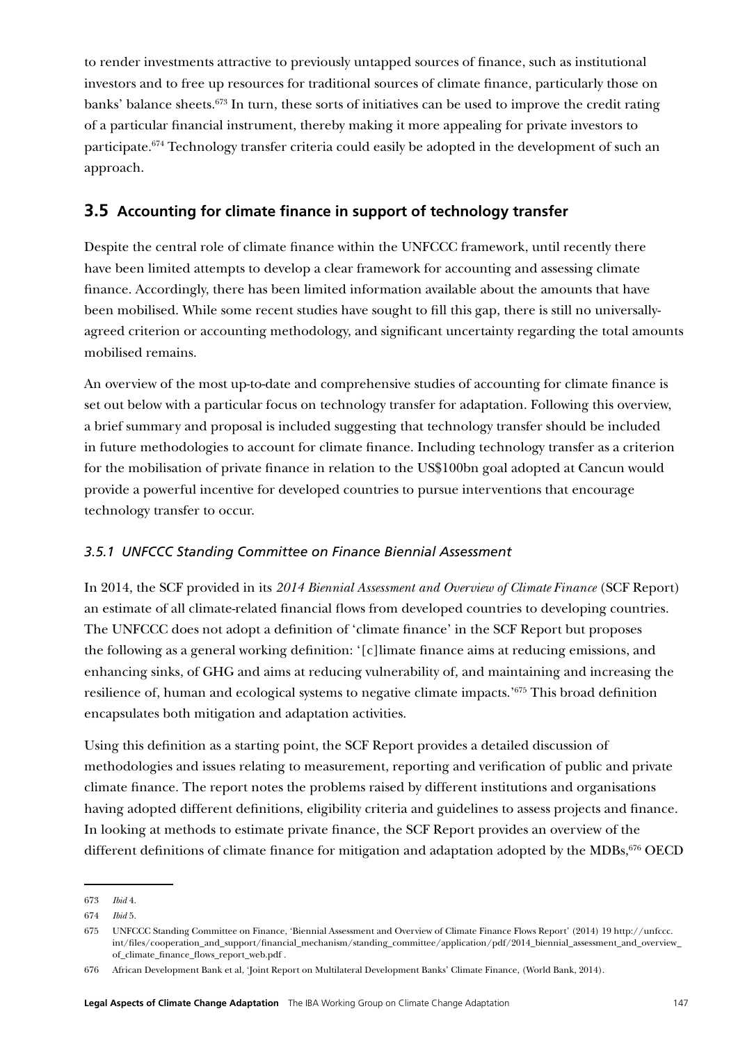to render investments attractive to previously untapped sources of finance, such as institutional investors and to free up resources for traditional sources of climate finance, particularly those on banks' balance sheets.[673] In turn, these sorts of initiatives can be used to improve the credit rating of a particular financial instrument, thereby making it more appealing for private investors to participate.[674] Technology transfer criteria could easily be adopted in the development of such an approach.

## 3.5 Accounting for climate finance in support of technology transfer

Despite the central role of climate finance within the UNFCCC framework, until recently there have been limited attempts to develop a clear framework for accounting and assessing climate finance. Accordingly, there has been limited information available about the amounts that have been mobilised. While some recent studies have sought to fill this gap, there is still no universally-agreed criterion or accounting methodology, and significant uncertainty regarding the total amounts mobilised remains.

An overview of the most up-to-date and comprehensive studies of accounting for climate finance is set out below with a particular focus on technology transfer for adaptation. Following this overview, a brief summary and proposal is included suggesting that technology transfer should be included in future methodologies to account for climate finance. Including technology transfer as a criterion for the mobilisation of private finance in relation to the US$100bn goal adopted at Cancun would provide a powerful incentive for developed countries to pursue interventions that encourage technology transfer to occur.

### *3.5.1 UNFCCC Standing Committee on Finance Biennial Assessment*

In 2014, the SCF provided in its *2014 Biennial Assessment and Overview of Climate Finance* (SCF Report) an estimate of all climate-related financial flows from developed countries to developing countries. The UNFCCC does not adopt a definition of 'climate finance' in the SCF Report but proposes the following as a general working definition: '[c]limate finance aims at reducing emissions, and enhancing sinks, of GHG and aims at reducing vulnerability of, and maintaining and increasing the resilience of, human and ecological systems to negative climate impacts.'[675] This broad definition encapsulates both mitigation and adaptation activities.

Using this definition as a starting point, the SCF Report provides a detailed discussion of methodologies and issues relating to measurement, reporting and verification of public and private climate finance. The report notes the problems raised by different institutions and organisations having adopted different definitions, eligibility criteria and guidelines to assess projects and finance. In looking at methods to estimate private finance, the SCF Report provides an overview of the different definitions of climate finance for mitigation and adaptation adopted by the MDBs,[676] OECD

---

673 *Ibid* 4.

674 *Ibid* 5.

675 UNFCCC Standing Committee on Finance, 'Biennial Assessment and Overview of Climate Finance Flows Report' (2014) 19 http://unfccc.int/files/cooperation_and_support/financial_mechanism/standing_committee/application/pdf/2014_biennial_assessment_and_overview_of_climate_finance_flows_report_web.pdf .

676 African Development Bank et al, 'Joint Report on Multilateral Development Banks' Climate Finance, (World Bank, 2014).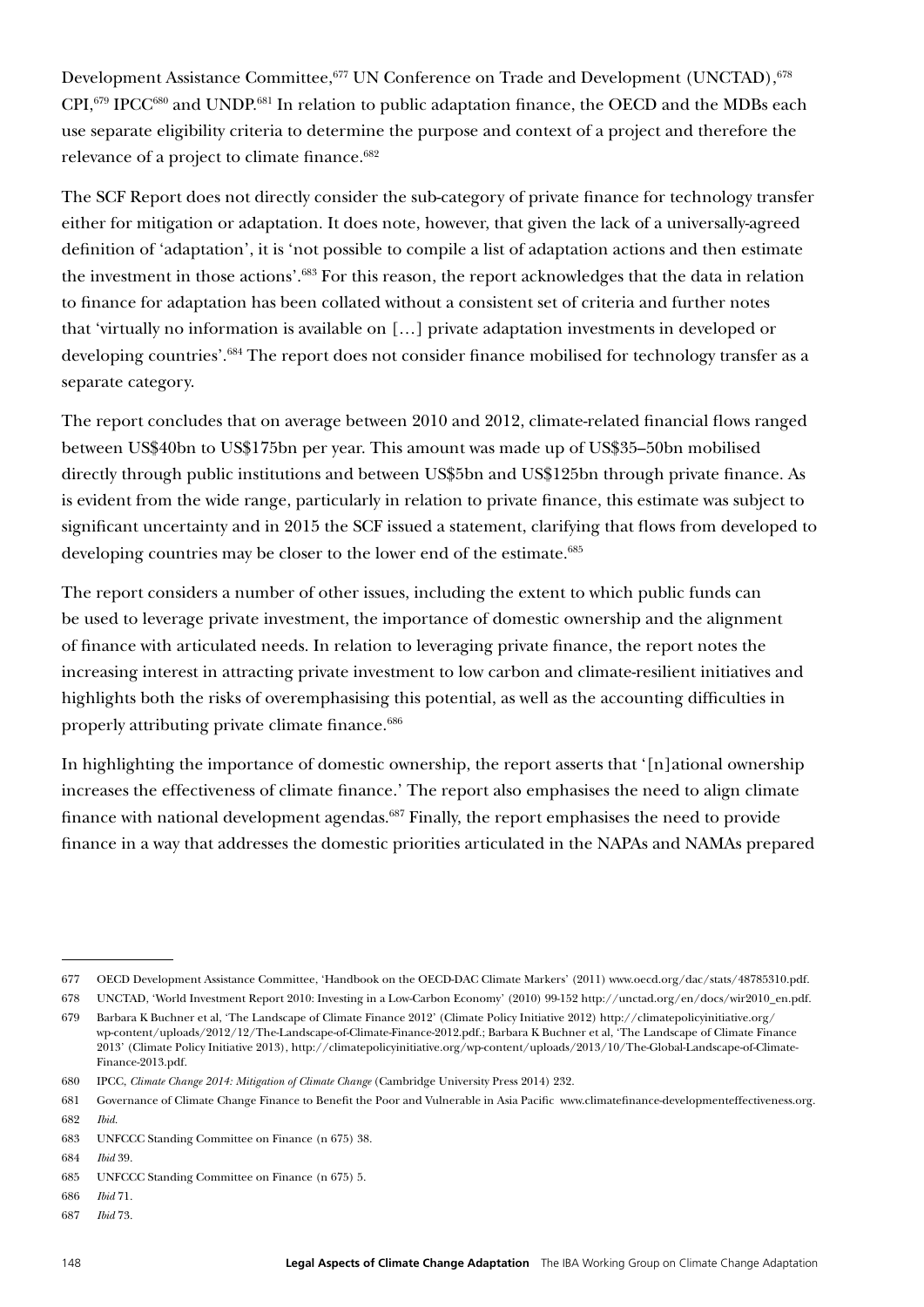Development Assistance Committee,[677] UN Conference on Trade and Development (UNCTAD),[678] CPI,[679] IPCC[680] and UNDP.[681] In relation to public adaptation finance, the OECD and the MDBs each use separate eligibility criteria to determine the purpose and context of a project and therefore the relevance of a project to climate finance.[682]

The SCF Report does not directly consider the sub-category of private finance for technology transfer either for mitigation or adaptation. It does note, however, that given the lack of a universally-agreed definition of 'adaptation', it is 'not possible to compile a list of adaptation actions and then estimate the investment in those actions'.[683] For this reason, the report acknowledges that the data in relation to finance for adaptation has been collated without a consistent set of criteria and further notes that 'virtually no information is available on […] private adaptation investments in developed or developing countries'.[684] The report does not consider finance mobilised for technology transfer as a separate category.

The report concludes that on average between 2010 and 2012, climate-related financial flows ranged between US$40bn to US$175bn per year. This amount was made up of US$35–50bn mobilised directly through public institutions and between US$5bn and US$125bn through private finance. As is evident from the wide range, particularly in relation to private finance, this estimate was subject to significant uncertainty and in 2015 the SCF issued a statement, clarifying that flows from developed to developing countries may be closer to the lower end of the estimate.[685]

The report considers a number of other issues, including the extent to which public funds can be used to leverage private investment, the importance of domestic ownership and the alignment of finance with articulated needs. In relation to leveraging private finance, the report notes the increasing interest in attracting private investment to low carbon and climate-resilient initiatives and highlights both the risks of overemphasising this potential, as well as the accounting difficulties in properly attributing private climate finance.[686]

In highlighting the importance of domestic ownership, the report asserts that '[n]ational ownership increases the effectiveness of climate finance.' The report also emphasises the need to align climate finance with national development agendas.[687] Finally, the report emphasises the need to provide finance in a way that addresses the domestic priorities articulated in the NAPAs and NAMAs prepared

---

677 OECD Development Assistance Committee, 'Handbook on the OECD-DAC Climate Markers' (2011) www.oecd.org/dac/stats/48785310.pdf.

678 UNCTAD, 'World Investment Report 2010: Investing in a Low-Carbon Economy' (2010) 99-152 http://unctad.org/en/docs/wir2010_en.pdf.

679 Barbara K Buchner et al, 'The Landscape of Climate Finance 2012' (Climate Policy Initiative 2012) http://climatepolicyinitiative.org/wp-content/uploads/2012/12/The-Landscape-of-Climate-Finance-2012.pdf.; Barbara K Buchner et al, 'The Landscape of Climate Finance 2013' (Climate Policy Initiative 2013), http://climatepolicyinitiative.org/wp-content/uploads/2013/10/The-Global-Landscape-of-Climate-Finance-2013.pdf.

680 IPCC, *Climate Change 2014: Mitigation of Climate Change* (Cambridge University Press 2014) 232.

681 Governance of Climate Change Finance to Benefit the Poor and Vulnerable in Asia Pacific www.climatefinance-developmenteffectiveness.org.

682 *Ibid.*

683 UNFCCC Standing Committee on Finance (n 675) 38.

684 *Ibid* 39.

685 UNFCCC Standing Committee on Finance (n 675) 5.

686 *Ibid* 71.

687 *Ibid* 73.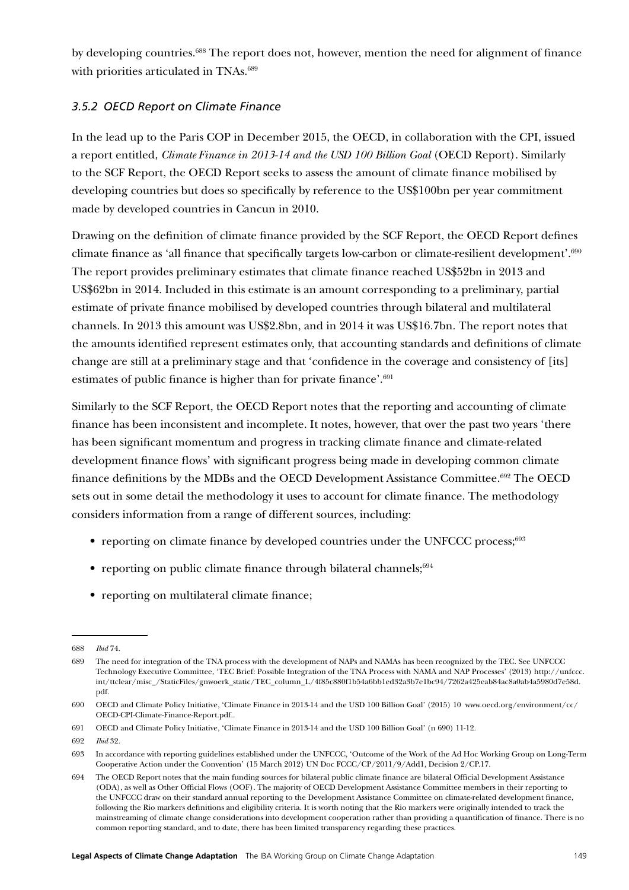by developing countries.[688] The report does not, however, mention the need for alignment of finance with priorities articulated in TNAs.[689]

### *3.5.2 OECD Report on Climate Finance*

In the lead up to the Paris COP in December 2015, the OECD, in collaboration with the CPI, issued a report entitled, *Climate Finance in 2013-14 and the USD 100 Billion Goal* (OECD Report). Similarly to the SCF Report, the OECD Report seeks to assess the amount of climate finance mobilised by developing countries but does so specifically by reference to the US$100bn per year commitment made by developed countries in Cancun in 2010.

Drawing on the definition of climate finance provided by the SCF Report, the OECD Report defines climate finance as 'all finance that specifically targets low-carbon or climate-resilient development'.[690] The report provides preliminary estimates that climate finance reached US$52bn in 2013 and US$62bn in 2014. Included in this estimate is an amount corresponding to a preliminary, partial estimate of private finance mobilised by developed countries through bilateral and multilateral channels. In 2013 this amount was US$2.8bn, and in 2014 it was US$16.7bn. The report notes that the amounts identified represent estimates only, that accounting standards and definitions of climate change are still at a preliminary stage and that 'confidence in the coverage and consistency of [its] estimates of public finance is higher than for private finance'.[691]

Similarly to the SCF Report, the OECD Report notes that the reporting and accounting of climate finance has been inconsistent and incomplete. It notes, however, that over the past two years 'there has been significant momentum and progress in tracking climate finance and climate-related development finance flows' with significant progress being made in developing common climate finance definitions by the MDBs and the OECD Development Assistance Committee.[692] The OECD sets out in some detail the methodology it uses to account for climate finance. The methodology considers information from a range of different sources, including:

- reporting on climate finance by developed countries under the UNFCCC process;[693]
- reporting on public climate finance through bilateral channels;[694]
- reporting on multilateral climate finance;

---

688 *Ibid* 74.

689 The need for integration of the TNA process with the development of NAPs and NAMAs has been recognized by the TEC. See UNFCCC Technology Executive Committee, 'TEC Brief: Possible Integration of the TNA Process with NAMA and NAP Processes' (2013) http://unfccc.int/ttclear/misc_/StaticFiles/gnwoerk_static/TEC_column_L/4f85c880f1b54a6bb1ed32a3b7e1bc94/7262a425eab84ac8a0ab4a5980d7e58d.pdf.

690 OECD and Climate Policy Initiative, 'Climate Finance in 2013-14 and the USD 100 Billion Goal' (2015) 10 www.oecd.org/environment/cc/OECD-CPI-Climate-Finance-Report.pdf..

691 OECD and Climate Policy Initiative, 'Climate Finance in 2013-14 and the USD 100 Billion Goal' (n 690) 11-12.

692 *Ibid* 32.

693 In accordance with reporting guidelines established under the UNFCCC, 'Outcome of the Work of the Ad Hoc Working Group on Long-Term Cooperative Action under the Convention' (15 March 2012) UN Doc FCCC/CP/2011/9/Add1, Decision 2/CP.17.

694 The OECD Report notes that the main funding sources for bilateral public climate finance are bilateral Official Development Assistance (ODA), as well as Other Official Flows (OOF). The majority of OECD Development Assistance Committee members in their reporting to the UNFCCC draw on their standard annual reporting to the Development Assistance Committee on climate-related development finance, following the Rio markers definitions and eligibility criteria. It is worth noting that the Rio markers were originally intended to track the mainstreaming of climate change considerations into development cooperation rather than providing a quantification of finance. There is no common reporting standard, and to date, there has been limited transparency regarding these practices.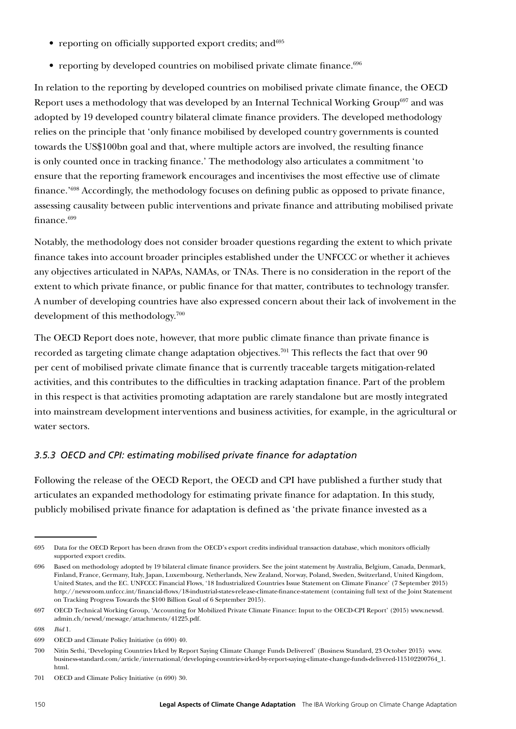- reporting on officially supported export credits; and[695]
- reporting by developed countries on mobilised private climate finance.[696]

In relation to the reporting by developed countries on mobilised private climate finance, the OECD Report uses a methodology that was developed by an Internal Technical Working Group[697] and was adopted by 19 developed country bilateral climate finance providers. The developed methodology relies on the principle that 'only finance mobilised by developed country governments is counted towards the US$100bn goal and that, where multiple actors are involved, the resulting finance is only counted once in tracking finance.' The methodology also articulates a commitment 'to ensure that the reporting framework encourages and incentivises the most effective use of climate finance.'[698] Accordingly, the methodology focuses on defining public as opposed to private finance, assessing causality between public interventions and private finance and attributing mobilised private finance.[699]

Notably, the methodology does not consider broader questions regarding the extent to which private finance takes into account broader principles established under the UNFCCC or whether it achieves any objectives articulated in NAPAs, NAMAs, or TNAs. There is no consideration in the report of the extent to which private finance, or public finance for that matter, contributes to technology transfer. A number of developing countries have also expressed concern about their lack of involvement in the development of this methodology.[700]

The OECD Report does note, however, that more public climate finance than private finance is recorded as targeting climate change adaptation objectives.[701] This reflects the fact that over 90 per cent of mobilised private climate finance that is currently traceable targets mitigation-related activities, and this contributes to the difficulties in tracking adaptation finance. Part of the problem in this respect is that activities promoting adaptation are rarely standalone but are mostly integrated into mainstream development interventions and business activities, for example, in the agricultural or water sectors.

### *3.5.3 OECD and CPI: estimating mobilised private finance for adaptation*

Following the release of the OECD Report, the OECD and CPI have published a further study that articulates an expanded methodology for estimating private finance for adaptation. In this study, publicly mobilised private finance for adaptation is defined as 'the private finance invested as a

---

695 Data for the OECD Report has been drawn from the OECD's export credits individual transaction database, which monitors officially supported export credits.

696 Based on methodology adopted by 19 bilateral climate finance providers. See the joint statement by Australia, Belgium, Canada, Denmark, Finland, France, Germany, Italy, Japan, Luxembourg, Netherlands, New Zealand, Norway, Poland, Sweden, Switzerland, United Kingdom, United States, and the EC. UNFCCC Financial Flows, '18 Industrialized Countries Issue Statement on Climate Finance' (7 September 2015) http://newsroom.unfccc.int/financial-flows/18-industrial-states-release-climate-finance-statement (containing full text of the Joint Statement on Tracking Progress Towards the $100 Billion Goal of 6 September 2015).

697 OECD Technical Working Group, 'Accounting for Mobilized Private Climate Finance: Input to the OECD-CPI Report' (2015) www.newsd.admin.ch/newsd/message/attachments/41225.pdf.

698 *Ibid* 1.

699 OECD and Climate Policy Initiative (n 690) 40.

700 Nitin Sethi, 'Developing Countries Irked by Report Saying Climate Change Funds Delivered' (Business Standard, 23 October 2015) www.business-standard.com/article/international/developing-countries-irked-by-report-saying-climate-change-funds-delivered-115102200764_1.html.

701 OECD and Climate Policy Initiative (n 690) 30.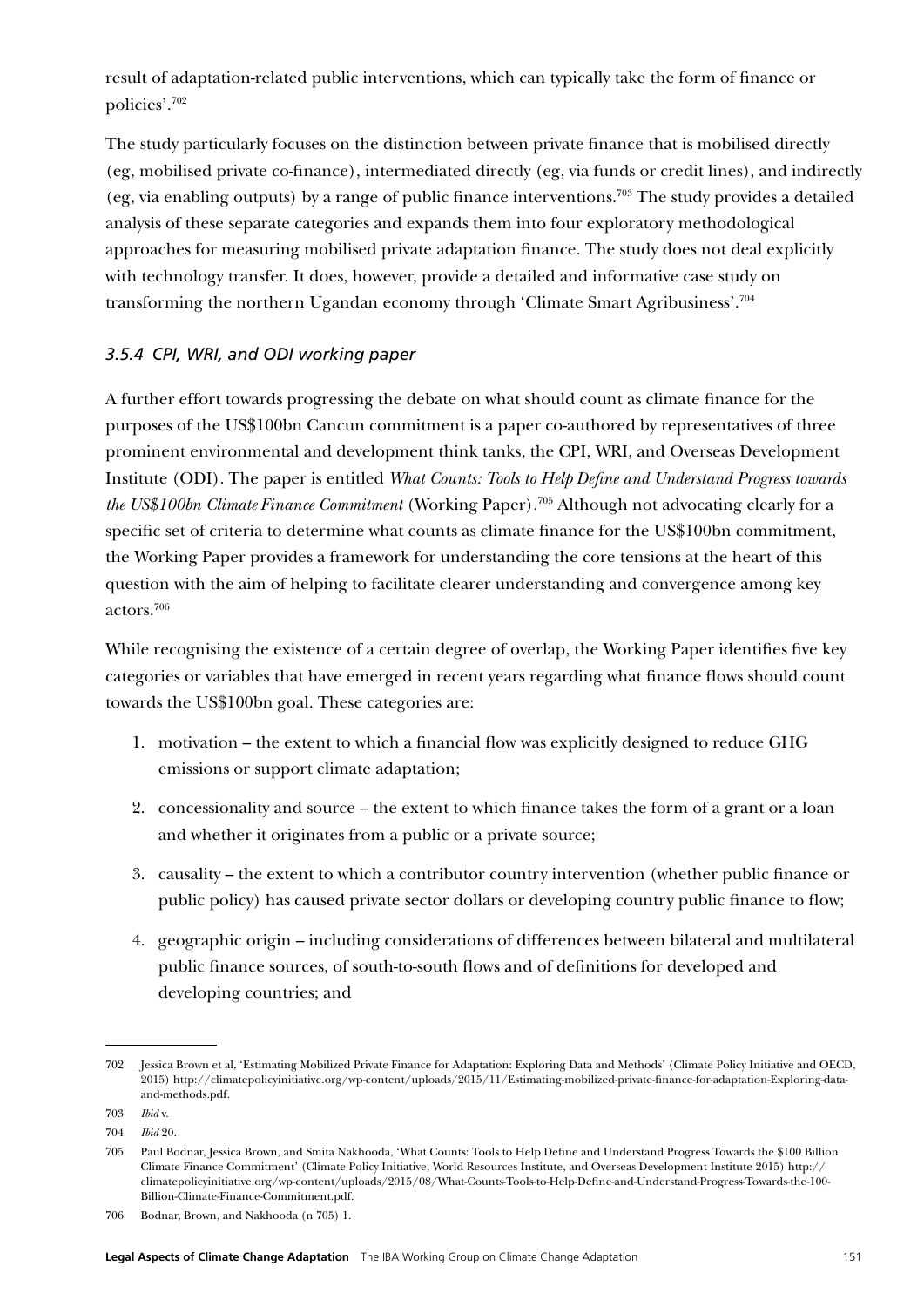result of adaptation-related public interventions, which can typically take the form of finance or policies'.[702]

The study particularly focuses on the distinction between private finance that is mobilised directly (eg, mobilised private co-finance), intermediated directly (eg, via funds or credit lines), and indirectly (eg, via enabling outputs) by a range of public finance interventions.[703] The study provides a detailed analysis of these separate categories and expands them into four exploratory methodological approaches for measuring mobilised private adaptation finance. The study does not deal explicitly with technology transfer. It does, however, provide a detailed and informative case study on transforming the northern Ugandan economy through 'Climate Smart Agribusiness'.[704]

### *3.5.4 CPI, WRI, and ODI working paper*

A further effort towards progressing the debate on what should count as climate finance for the purposes of the US$100bn Cancun commitment is a paper co-authored by representatives of three prominent environmental and development think tanks, the CPI, WRI, and Overseas Development Institute (ODI). The paper is entitled *What Counts: Tools to Help Define and Understand Progress towards the US$100bn Climate Finance Commitment* (Working Paper).[705] Although not advocating clearly for a specific set of criteria to determine what counts as climate finance for the US$100bn commitment, the Working Paper provides a framework for understanding the core tensions at the heart of this question with the aim of helping to facilitate clearer understanding and convergence among key actors.[706]

While recognising the existence of a certain degree of overlap, the Working Paper identifies five key categories or variables that have emerged in recent years regarding what finance flows should count towards the US$100bn goal. These categories are:

1. motivation – the extent to which a financial flow was explicitly designed to reduce GHG emissions or support climate adaptation;
2. concessionality and source – the extent to which finance takes the form of a grant or a loan and whether it originates from a public or a private source;
3. causality – the extent to which a contributor country intervention (whether public finance or public policy) has caused private sector dollars or developing country public finance to flow;
4. geographic origin – including considerations of differences between bilateral and multilateral public finance sources, of south-to-south flows and of definitions for developed and developing countries; and

---

702 Jessica Brown et al, 'Estimating Mobilized Private Finance for Adaptation: Exploring Data and Methods' (Climate Policy Initiative and OECD, 2015) http://climatepolicyinitiative.org/wp-content/uploads/2015/11/Estimating-mobilized-private-finance-for-adaptation-Exploring-data-and-methods.pdf.

703 *Ibid* v.

704 *Ibid* 20.

705 Paul Bodnar, Jessica Brown, and Smita Nakhooda, 'What Counts: Tools to Help Define and Understand Progress Towards the $100 Billion Climate Finance Commitment' (Climate Policy Initiative, World Resources Institute, and Overseas Development Institute 2015) http://climatepolicyinitiative.org/wp-content/uploads/2015/08/What-Counts-Tools-to-Help-Define-and-Understand-Progress-Towards-the-100-Billion-Climate-Finance-Commitment.pdf.

706 Bodnar, Brown, and Nakhooda (n 705) 1.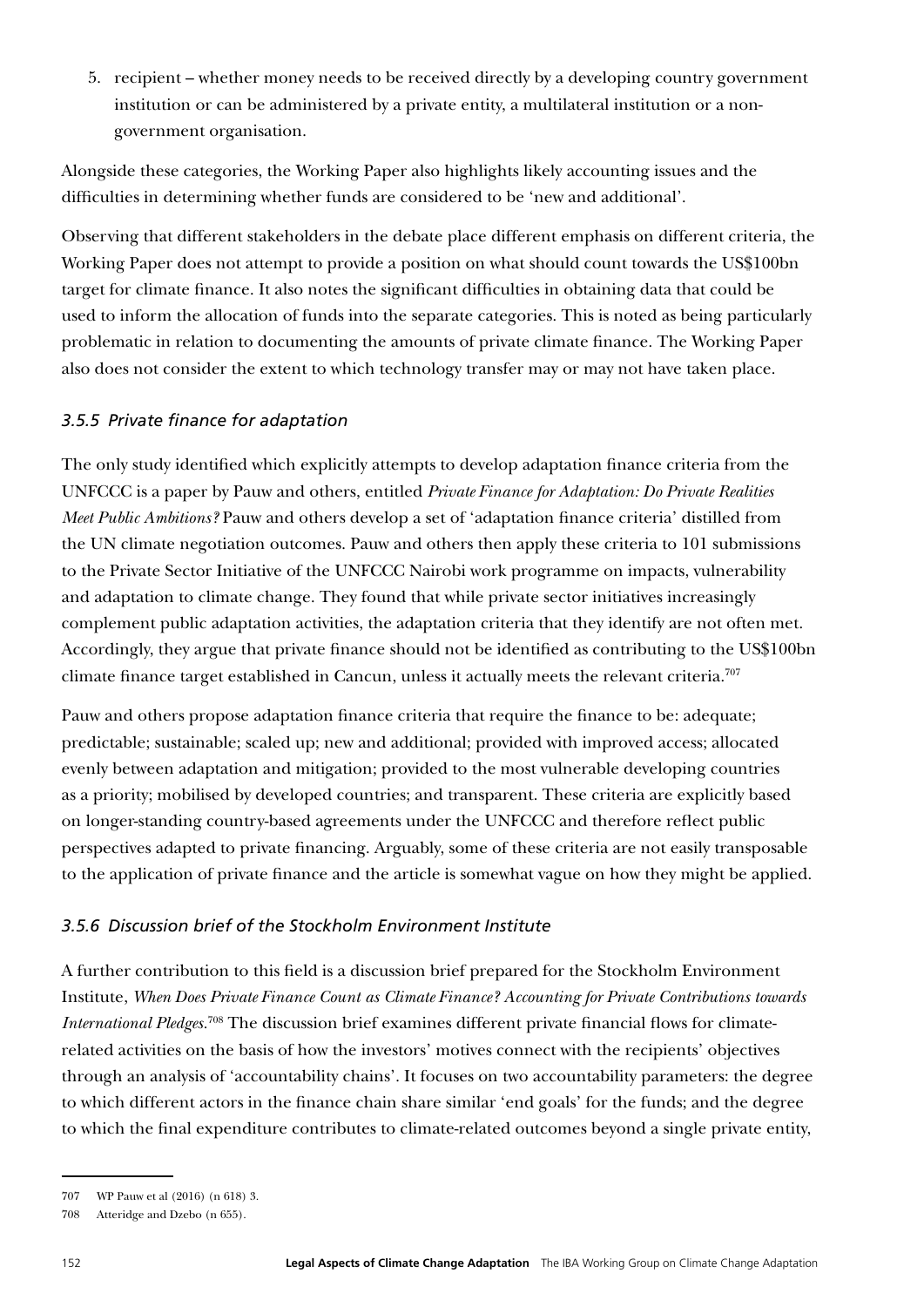5. recipient – whether money needs to be received directly by a developing country government institution or can be administered by a private entity, a multilateral institution or a non-government organisation.

Alongside these categories, the Working Paper also highlights likely accounting issues and the difficulties in determining whether funds are considered to be 'new and additional'.

Observing that different stakeholders in the debate place different emphasis on different criteria, the Working Paper does not attempt to provide a position on what should count towards the US$100bn target for climate finance. It also notes the significant difficulties in obtaining data that could be used to inform the allocation of funds into the separate categories. This is noted as being particularly problematic in relation to documenting the amounts of private climate finance. The Working Paper also does not consider the extent to which technology transfer may or may not have taken place.

### *3.5.5 Private finance for adaptation*

The only study identified which explicitly attempts to develop adaptation finance criteria from the UNFCCC is a paper by Pauw and others, entitled *Private Finance for Adaptation: Do Private Realities Meet Public Ambitions?* Pauw and others develop a set of 'adaptation finance criteria' distilled from the UN climate negotiation outcomes. Pauw and others then apply these criteria to 101 submissions to the Private Sector Initiative of the UNFCCC Nairobi work programme on impacts, vulnerability and adaptation to climate change. They found that while private sector initiatives increasingly complement public adaptation activities, the adaptation criteria that they identify are not often met. Accordingly, they argue that private finance should not be identified as contributing to the US$100bn climate finance target established in Cancun, unless it actually meets the relevant criteria.[707]

Pauw and others propose adaptation finance criteria that require the finance to be: adequate; predictable; sustainable; scaled up; new and additional; provided with improved access; allocated evenly between adaptation and mitigation; provided to the most vulnerable developing countries as a priority; mobilised by developed countries; and transparent. These criteria are explicitly based on longer-standing country-based agreements under the UNFCCC and therefore reflect public perspectives adapted to private financing. Arguably, some of these criteria are not easily transposable to the application of private finance and the article is somewhat vague on how they might be applied.

### *3.5.6 Discussion brief of the Stockholm Environment Institute*

A further contribution to this field is a discussion brief prepared for the Stockholm Environment Institute, *When Does Private Finance Count as Climate Finance? Accounting for Private Contributions towards International Pledges*.[708] The discussion brief examines different private financial flows for climate-related activities on the basis of how the investors' motives connect with the recipients' objectives through an analysis of 'accountability chains'. It focuses on two accountability parameters: the degree to which different actors in the finance chain share similar 'end goals' for the funds; and the degree to which the final expenditure contributes to climate-related outcomes beyond a single private entity,

---

707 WP Pauw et al (2016) (n 618) 3.

708 Atteridge and Dzebo (n 655).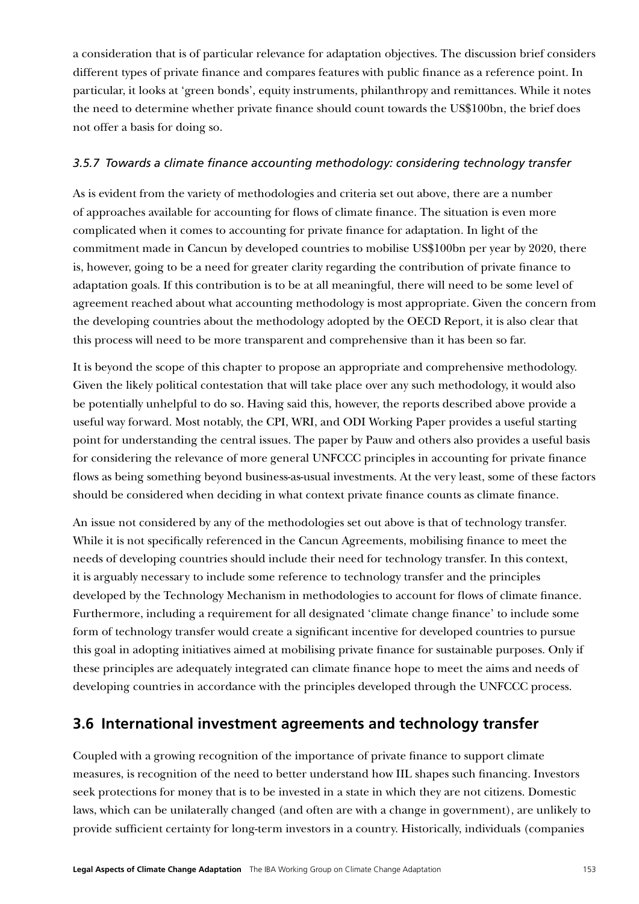a consideration that is of particular relevance for adaptation objectives. The discussion brief considers different types of private finance and compares features with public finance as a reference point. In particular, it looks at 'green bonds', equity instruments, philanthropy and remittances. While it notes the need to determine whether private finance should count towards the US$100bn, the brief does not offer a basis for doing so.

#### *3.5.7 Towards a climate finance accounting methodology: considering technology transfer*

As is evident from the variety of methodologies and criteria set out above, there are a number of approaches available for accounting for flows of climate finance. The situation is even more complicated when it comes to accounting for private finance for adaptation. In light of the commitment made in Cancun by developed countries to mobilise US$100bn per year by 2020, there is, however, going to be a need for greater clarity regarding the contribution of private finance to adaptation goals. If this contribution is to be at all meaningful, there will need to be some level of agreement reached about what accounting methodology is most appropriate. Given the concern from the developing countries about the methodology adopted by the OECD Report, it is also clear that this process will need to be more transparent and comprehensive than it has been so far.

It is beyond the scope of this chapter to propose an appropriate and comprehensive methodology. Given the likely political contestation that will take place over any such methodology, it would also be potentially unhelpful to do so. Having said this, however, the reports described above provide a useful way forward. Most notably, the CPI, WRI, and ODI Working Paper provides a useful starting point for understanding the central issues. The paper by Pauw and others also provides a useful basis for considering the relevance of more general UNFCCC principles in accounting for private finance flows as being something beyond business-as-usual investments. At the very least, some of these factors should be considered when deciding in what context private finance counts as climate finance.

An issue not considered by any of the methodologies set out above is that of technology transfer. While it is not specifically referenced in the Cancun Agreements, mobilising finance to meet the needs of developing countries should include their need for technology transfer. In this context, it is arguably necessary to include some reference to technology transfer and the principles developed by the Technology Mechanism in methodologies to account for flows of climate finance. Furthermore, including a requirement for all designated 'climate change finance' to include some form of technology transfer would create a significant incentive for developed countries to pursue this goal in adopting initiatives aimed at mobilising private finance for sustainable purposes. Only if these principles are adequately integrated can climate finance hope to meet the aims and needs of developing countries in accordance with the principles developed through the UNFCCC process.

## 3.6 International investment agreements and technology transfer

Coupled with a growing recognition of the importance of private finance to support climate measures, is recognition of the need to better understand how IIL shapes such financing. Investors seek protections for money that is to be invested in a state in which they are not citizens. Domestic laws, which can be unilaterally changed (and often are with a change in government), are unlikely to provide sufficient certainty for long-term investors in a country. Historically, individuals (companies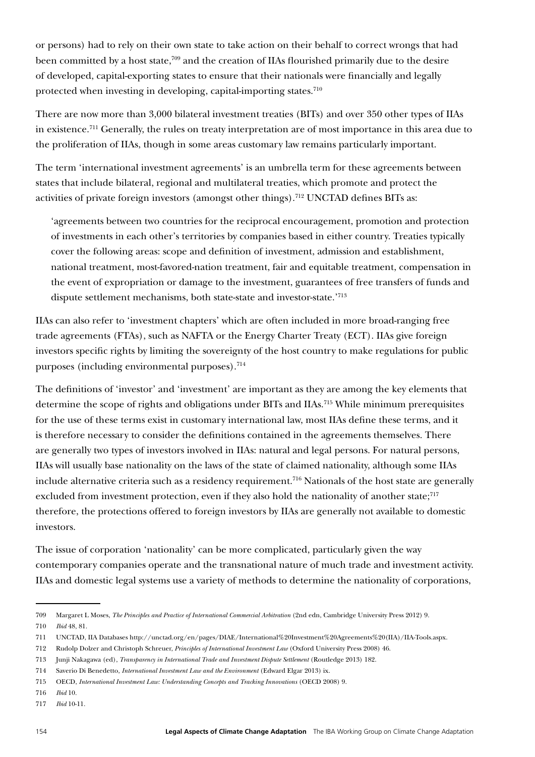or persons) had to rely on their own state to take action on their behalf to correct wrongs that had been committed by a host state,[709] and the creation of IIAs flourished primarily due to the desire of developed, capital-exporting states to ensure that their nationals were financially and legally protected when investing in developing, capital-importing states.[710]

There are now more than 3,000 bilateral investment treaties (BITs) and over 350 other types of IIAs in existence.[711] Generally, the rules on treaty interpretation are of most importance in this area due to the proliferation of IIAs, though in some areas customary law remains particularly important.

The term 'international investment agreements' is an umbrella term for these agreements between states that include bilateral, regional and multilateral treaties, which promote and protect the activities of private foreign investors (amongst other things).[712] UNCTAD defines BITs as:

> 'agreements between two countries for the reciprocal encouragement, promotion and protection of investments in each other's territories by companies based in either country. Treaties typically cover the following areas: scope and definition of investment, admission and establishment, national treatment, most-favored-nation treatment, fair and equitable treatment, compensation in the event of expropriation or damage to the investment, guarantees of free transfers of funds and dispute settlement mechanisms, both state-state and investor-state.'[713]

IIAs can also refer to 'investment chapters' which are often included in more broad-ranging free trade agreements (FTAs), such as NAFTA or the Energy Charter Treaty (ECT). IIAs give foreign investors specific rights by limiting the sovereignty of the host country to make regulations for public purposes (including environmental purposes).[714]

The definitions of 'investor' and 'investment' are important as they are among the key elements that determine the scope of rights and obligations under BITs and IIAs.[715] While minimum prerequisites for the use of these terms exist in customary international law, most IIAs define these terms, and it is therefore necessary to consider the definitions contained in the agreements themselves. There are generally two types of investors involved in IIAs: natural and legal persons. For natural persons, IIAs will usually base nationality on the laws of the state of claimed nationality, although some IIAs include alternative criteria such as a residency requirement.[716] Nationals of the host state are generally excluded from investment protection, even if they also hold the nationality of another state;[717] therefore, the protections offered to foreign investors by IIAs are generally not available to domestic investors.

The issue of corporation 'nationality' can be more complicated, particularly given the way contemporary companies operate and the transnational nature of much trade and investment activity. IIAs and domestic legal systems use a variety of methods to determine the nationality of corporations,

---

709 Margaret L Moses, *The Principles and Practice of International Commercial Arbitration* (2nd edn, Cambridge University Press 2012) 9.

710 *Ibid* 48, 81.

711 UNCTAD, IIA Databases http://unctad.org/en/pages/DIAE/International%20Investment%20Agreements%20(IIA)/IIA-Tools.aspx.

712 Rudolp Dolzer and Christoph Schreuer, *Principles of International Investment Law* (Oxford University Press 2008) 46.

713 Junji Nakagawa (ed), *Transparency in International Trade and Investment Dispute Settlement* (Routledge 2013) 182.

714 Saverio Di Benedetto, *International Investment Law and the Environment* (Edward Elgar 2013) ix.

715 OECD, *International Investment Law: Understanding Concepts and Tracking Innovations* (OECD 2008) 9.

716 *Ibid* 10.

717 *Ibid* 10-11.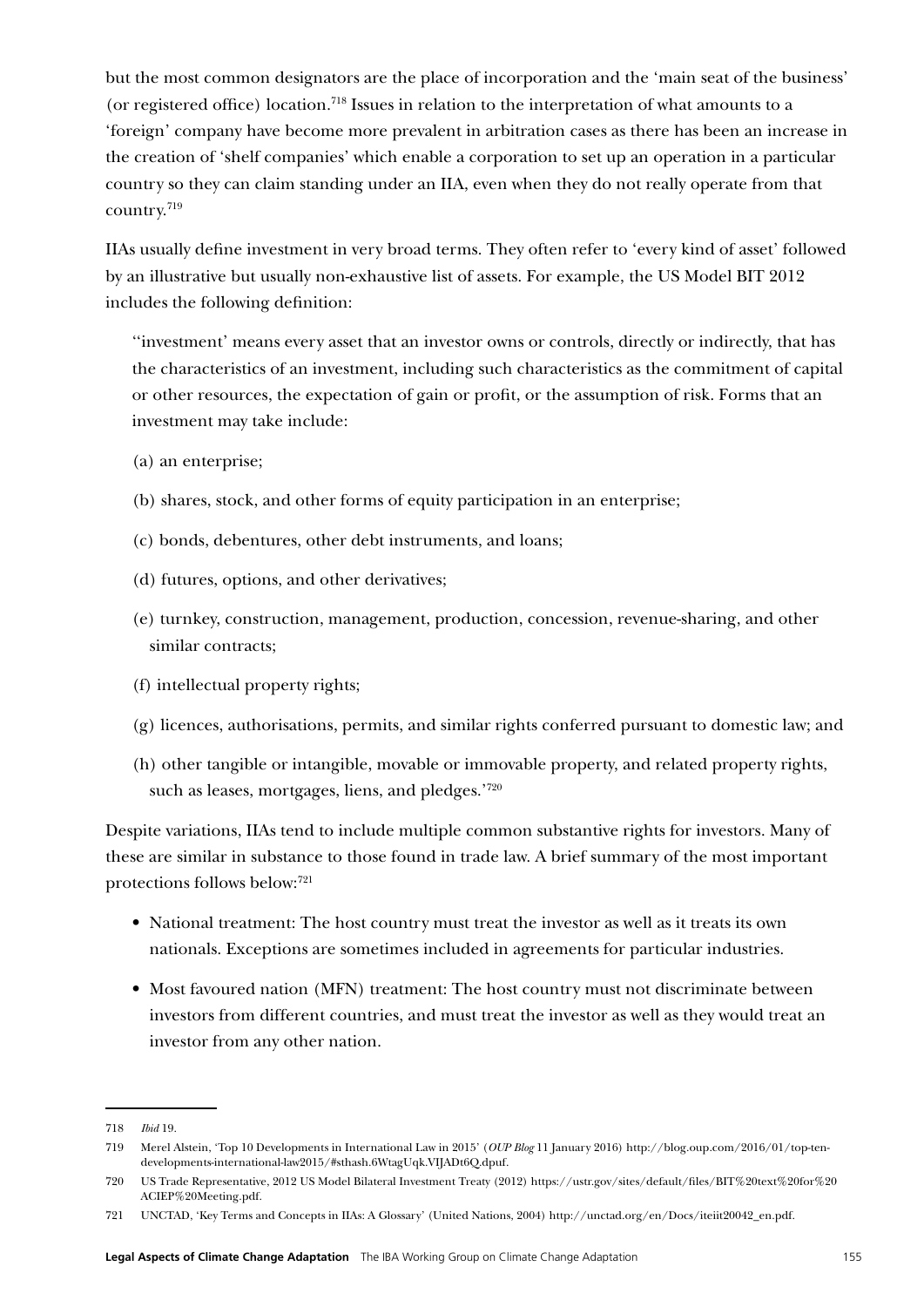but the most common designators are the place of incorporation and the 'main seat of the business' (or registered office) location.[718] Issues in relation to the interpretation of what amounts to a 'foreign' company have become more prevalent in arbitration cases as there has been an increase in the creation of 'shelf companies' which enable a corporation to set up an operation in a particular country so they can claim standing under an IIA, even when they do not really operate from that country.[719]

IIAs usually define investment in very broad terms. They often refer to 'every kind of asset' followed by an illustrative but usually non-exhaustive list of assets. For example, the US Model BIT 2012 includes the following definition:

> ''investment' means every asset that an investor owns or controls, directly or indirectly, that has the characteristics of an investment, including such characteristics as the commitment of capital or other resources, the expectation of gain or profit, or the assumption of risk. Forms that an investment may take include:
>
> (a) an enterprise;
>
> (b) shares, stock, and other forms of equity participation in an enterprise;
>
> (c) bonds, debentures, other debt instruments, and loans;
>
> (d) futures, options, and other derivatives;
>
> (e) turnkey, construction, management, production, concession, revenue-sharing, and other similar contracts;
>
> (f) intellectual property rights;
>
> (g) licences, authorisations, permits, and similar rights conferred pursuant to domestic law; and
>
> (h) other tangible or intangible, movable or immovable property, and related property rights, such as leases, mortgages, liens, and pledges.'[720]

Despite variations, IIAs tend to include multiple common substantive rights for investors. Many of these are similar in substance to those found in trade law. A brief summary of the most important protections follows below:[721]

- National treatment: The host country must treat the investor as well as it treats its own nationals. Exceptions are sometimes included in agreements for particular industries.
- Most favoured nation (MFN) treatment: The host country must not discriminate between investors from different countries, and must treat the investor as well as they would treat an investor from any other nation.

---

718 *Ibid* 19.

719 Merel Alstein, 'Top 10 Developments in International Law in 2015' (*OUP Blog* 11 January 2016) http://blog.oup.com/2016/01/top-ten-developments-international-law2015/#sthash.6WtagUqk.VIJADt6Q.dpuf.

720 US Trade Representative, 2012 US Model Bilateral Investment Treaty (2012) https://ustr.gov/sites/default/files/BIT%20text%20for%20ACIEP%20Meeting.pdf.

721 UNCTAD, 'Key Terms and Concepts in IIAs: A Glossary' (United Nations, 2004) http://unctad.org/en/Docs/iteiit20042_en.pdf.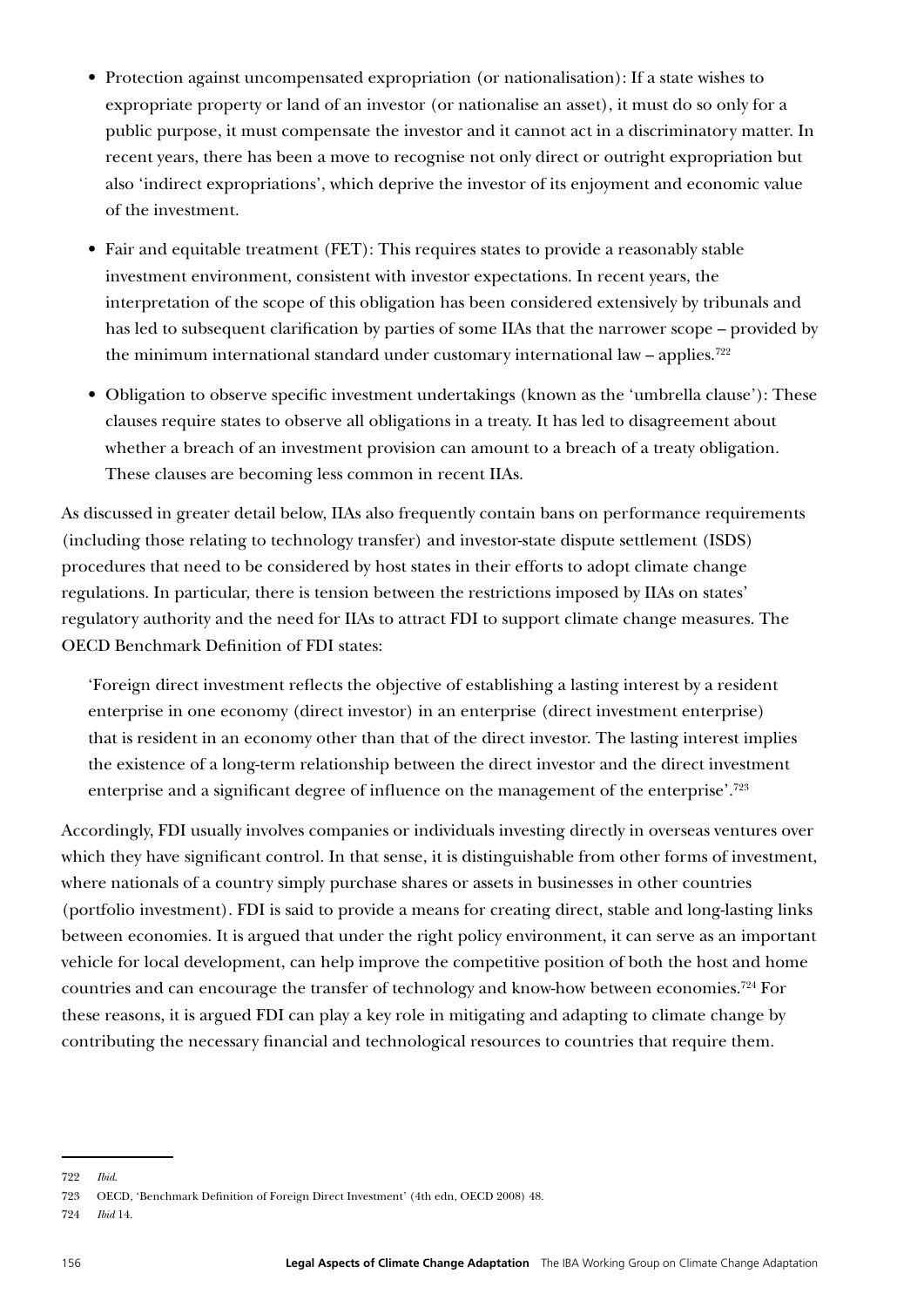- Protection against uncompensated expropriation (or nationalisation): If a state wishes to expropriate property or land of an investor (or nationalise an asset), it must do so only for a public purpose, it must compensate the investor and it cannot act in a discriminatory matter. In recent years, there has been a move to recognise not only direct or outright expropriation but also 'indirect expropriations', which deprive the investor of its enjoyment and economic value of the investment.
- Fair and equitable treatment (FET): This requires states to provide a reasonably stable investment environment, consistent with investor expectations. In recent years, the interpretation of the scope of this obligation has been considered extensively by tribunals and has led to subsequent clarification by parties of some IIAs that the narrower scope – provided by the minimum international standard under customary international law – applies.[722]
- Obligation to observe specific investment undertakings (known as the 'umbrella clause'): These clauses require states to observe all obligations in a treaty. It has led to disagreement about whether a breach of an investment provision can amount to a breach of a treaty obligation. These clauses are becoming less common in recent IIAs.

As discussed in greater detail below, IIAs also frequently contain bans on performance requirements (including those relating to technology transfer) and investor-state dispute settlement (ISDS) procedures that need to be considered by host states in their efforts to adopt climate change regulations. In particular, there is tension between the restrictions imposed by IIAs on states' regulatory authority and the need for IIAs to attract FDI to support climate change measures. The OECD Benchmark Definition of FDI states:

> 'Foreign direct investment reflects the objective of establishing a lasting interest by a resident enterprise in one economy (direct investor) in an enterprise (direct investment enterprise) that is resident in an economy other than that of the direct investor. The lasting interest implies the existence of a long-term relationship between the direct investor and the direct investment enterprise and a significant degree of influence on the management of the enterprise'.[723]

Accordingly, FDI usually involves companies or individuals investing directly in overseas ventures over which they have significant control. In that sense, it is distinguishable from other forms of investment, where nationals of a country simply purchase shares or assets in businesses in other countries (portfolio investment). FDI is said to provide a means for creating direct, stable and long-lasting links between economies. It is argued that under the right policy environment, it can serve as an important vehicle for local development, can help improve the competitive position of both the host and home countries and can encourage the transfer of technology and know-how between economies.[724] For these reasons, it is argued FDI can play a key role in mitigating and adapting to climate change by contributing the necessary financial and technological resources to countries that require them.

---

722 *Ibid.*

723 OECD, 'Benchmark Definition of Foreign Direct Investment' (4th edn, OECD 2008) 48.

724 *Ibid* 14.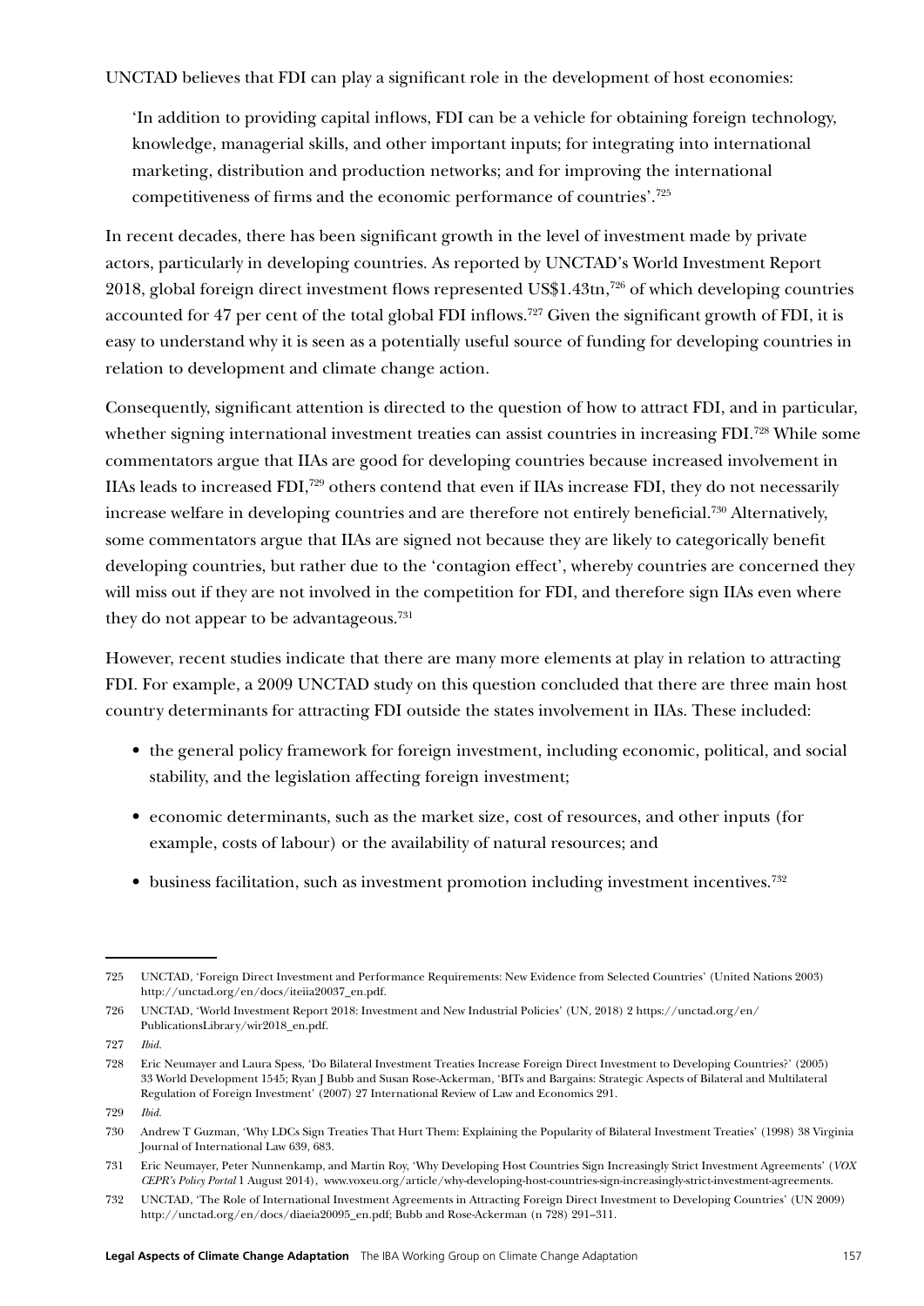UNCTAD believes that FDI can play a significant role in the development of host economies:

> 'In addition to providing capital inflows, FDI can be a vehicle for obtaining foreign technology, knowledge, managerial skills, and other important inputs; for integrating into international marketing, distribution and production networks; and for improving the international competitiveness of firms and the economic performance of countries'.[725]

In recent decades, there has been significant growth in the level of investment made by private actors, particularly in developing countries. As reported by UNCTAD's World Investment Report 2018, global foreign direct investment flows represented US$1.43tn,[726] of which developing countries accounted for 47 per cent of the total global FDI inflows.[727] Given the significant growth of FDI, it is easy to understand why it is seen as a potentially useful source of funding for developing countries in relation to development and climate change action.

Consequently, significant attention is directed to the question of how to attract FDI, and in particular, whether signing international investment treaties can assist countries in increasing FDI.[728] While some commentators argue that IIAs are good for developing countries because increased involvement in IIAs leads to increased FDI,[729] others contend that even if IIAs increase FDI, they do not necessarily increase welfare in developing countries and are therefore not entirely beneficial.[730] Alternatively, some commentators argue that IIAs are signed not because they are likely to categorically benefit developing countries, but rather due to the 'contagion effect', whereby countries are concerned they will miss out if they are not involved in the competition for FDI, and therefore sign IIAs even where they do not appear to be advantageous.[731]

However, recent studies indicate that there are many more elements at play in relation to attracting FDI. For example, a 2009 UNCTAD study on this question concluded that there are three main host country determinants for attracting FDI outside the states involvement in IIAs. These included:

- the general policy framework for foreign investment, including economic, political, and social stability, and the legislation affecting foreign investment;
- economic determinants, such as the market size, cost of resources, and other inputs (for example, costs of labour) or the availability of natural resources; and
- business facilitation, such as investment promotion including investment incentives.[732]

---

725 UNCTAD, 'Foreign Direct Investment and Performance Requirements: New Evidence from Selected Countries' (United Nations 2003) http://unctad.org/en/docs/iteiia20037_en.pdf.

726 UNCTAD, 'World Investment Report 2018: Investment and New Industrial Policies' (UN, 2018) 2 https://unctad.org/en/PublicationsLibrary/wir2018_en.pdf.

727 *Ibid.*

728 Eric Neumayer and Laura Spess, 'Do Bilateral Investment Treaties Increase Foreign Direct Investment to Developing Countries?' (2005) 33 World Development 1545; Ryan J Bubb and Susan Rose-Ackerman, 'BITs and Bargains: Strategic Aspects of Bilateral and Multilateral Regulation of Foreign Investment' (2007) 27 International Review of Law and Economics 291.

729 *Ibid.*

730 Andrew T Guzman, 'Why LDCs Sign Treaties That Hurt Them: Explaining the Popularity of Bilateral Investment Treaties' (1998) 38 Virginia Journal of International Law 639, 683.

731 Eric Neumayer, Peter Nunnenkamp, and Martin Roy, 'Why Developing Host Countries Sign Increasingly Strict Investment Agreements' (*VOX CEPR's Policy Portal* 1 August 2014), www.voxeu.org/article/why-developing-host-countries-sign-increasingly-strict-investment-agreements.

732 UNCTAD, 'The Role of International Investment Agreements in Attracting Foreign Direct Investment to Developing Countries' (UN 2009) http://unctad.org/en/docs/diaeia20095_en.pdf; Bubb and Rose-Ackerman (n 728) 291–311.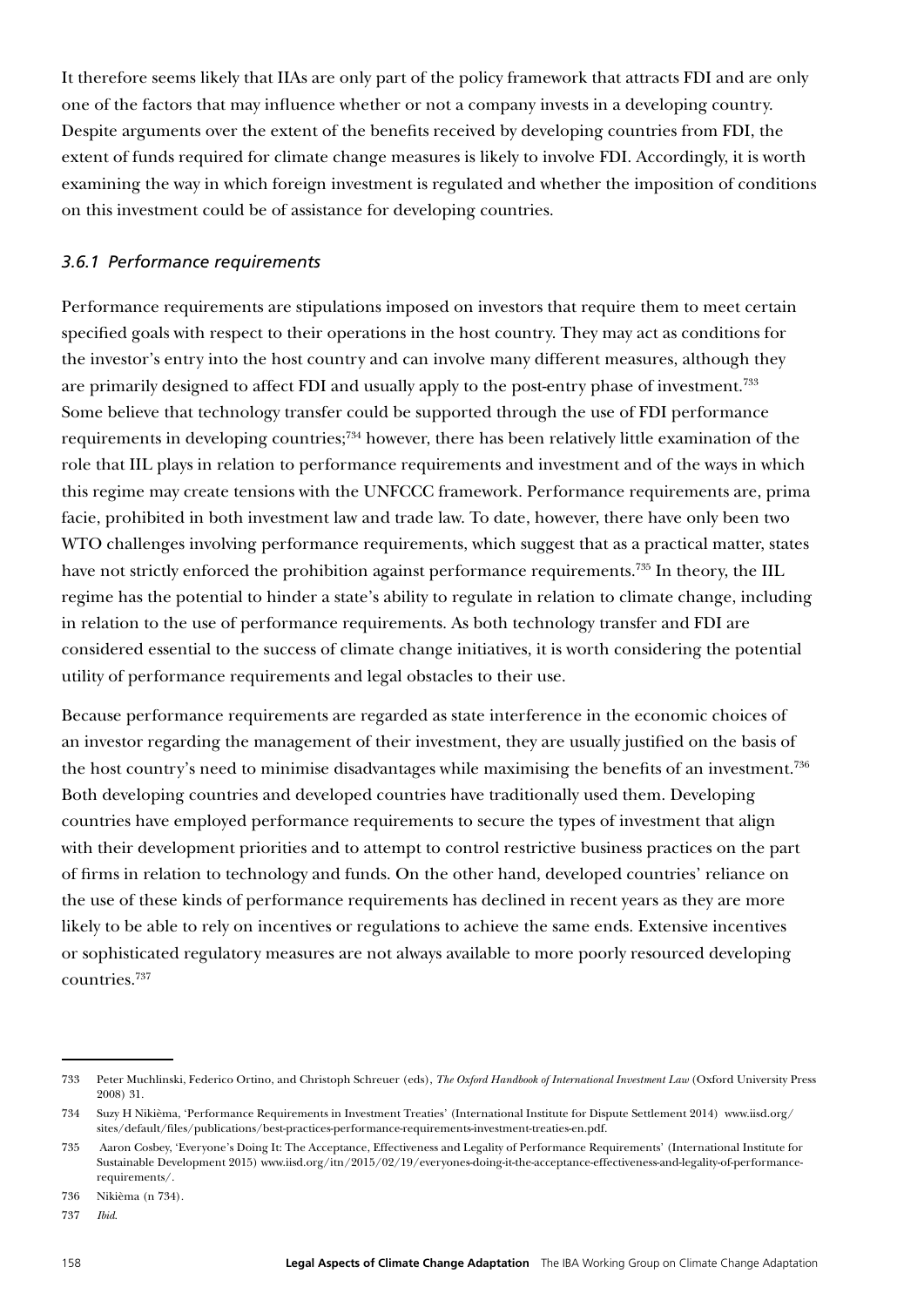It therefore seems likely that IIAs are only part of the policy framework that attracts FDI and are only one of the factors that may influence whether or not a company invests in a developing country. Despite arguments over the extent of the benefits received by developing countries from FDI, the extent of funds required for climate change measures is likely to involve FDI. Accordingly, it is worth examining the way in which foreign investment is regulated and whether the imposition of conditions on this investment could be of assistance for developing countries.

### *3.6.1 Performance requirements*

Performance requirements are stipulations imposed on investors that require them to meet certain specified goals with respect to their operations in the host country. They may act as conditions for the investor's entry into the host country and can involve many different measures, although they are primarily designed to affect FDI and usually apply to the post-entry phase of investment.[733] Some believe that technology transfer could be supported through the use of FDI performance requirements in developing countries;[734] however, there has been relatively little examination of the role that IIL plays in relation to performance requirements and investment and of the ways in which this regime may create tensions with the UNFCCC framework. Performance requirements are, prima facie, prohibited in both investment law and trade law. To date, however, there have only been two WTO challenges involving performance requirements, which suggest that as a practical matter, states have not strictly enforced the prohibition against performance requirements.[735] In theory, the IIL regime has the potential to hinder a state's ability to regulate in relation to climate change, including in relation to the use of performance requirements. As both technology transfer and FDI are considered essential to the success of climate change initiatives, it is worth considering the potential utility of performance requirements and legal obstacles to their use.

Because performance requirements are regarded as state interference in the economic choices of an investor regarding the management of their investment, they are usually justified on the basis of the host country's need to minimise disadvantages while maximising the benefits of an investment.[736] Both developing countries and developed countries have traditionally used them. Developing countries have employed performance requirements to secure the types of investment that align with their development priorities and to attempt to control restrictive business practices on the part of firms in relation to technology and funds. On the other hand, developed countries' reliance on the use of these kinds of performance requirements has declined in recent years as they are more likely to be able to rely on incentives or regulations to achieve the same ends. Extensive incentives or sophisticated regulatory measures are not always available to more poorly resourced developing countries.[737]

---

733 Peter Muchlinski, Federico Ortino, and Christoph Schreuer (eds), *The Oxford Handbook of International Investment Law* (Oxford University Press 2008) 31.

734 Suzy H Nikièma, 'Performance Requirements in Investment Treaties' (International Institute for Dispute Settlement 2014) www.iisd.org/sites/default/files/publications/best-practices-performance-requirements-investment-treaties-en.pdf.

735 Aaron Cosbey, 'Everyone's Doing It: The Acceptance, Effectiveness and Legality of Performance Requirements' (International Institute for Sustainable Development 2015) www.iisd.org/itn/2015/02/19/everyones-doing-it-the-acceptance-effectiveness-and-legality-of-performance-requirements/.

736 Nikièma (n 734).

737 *Ibid.*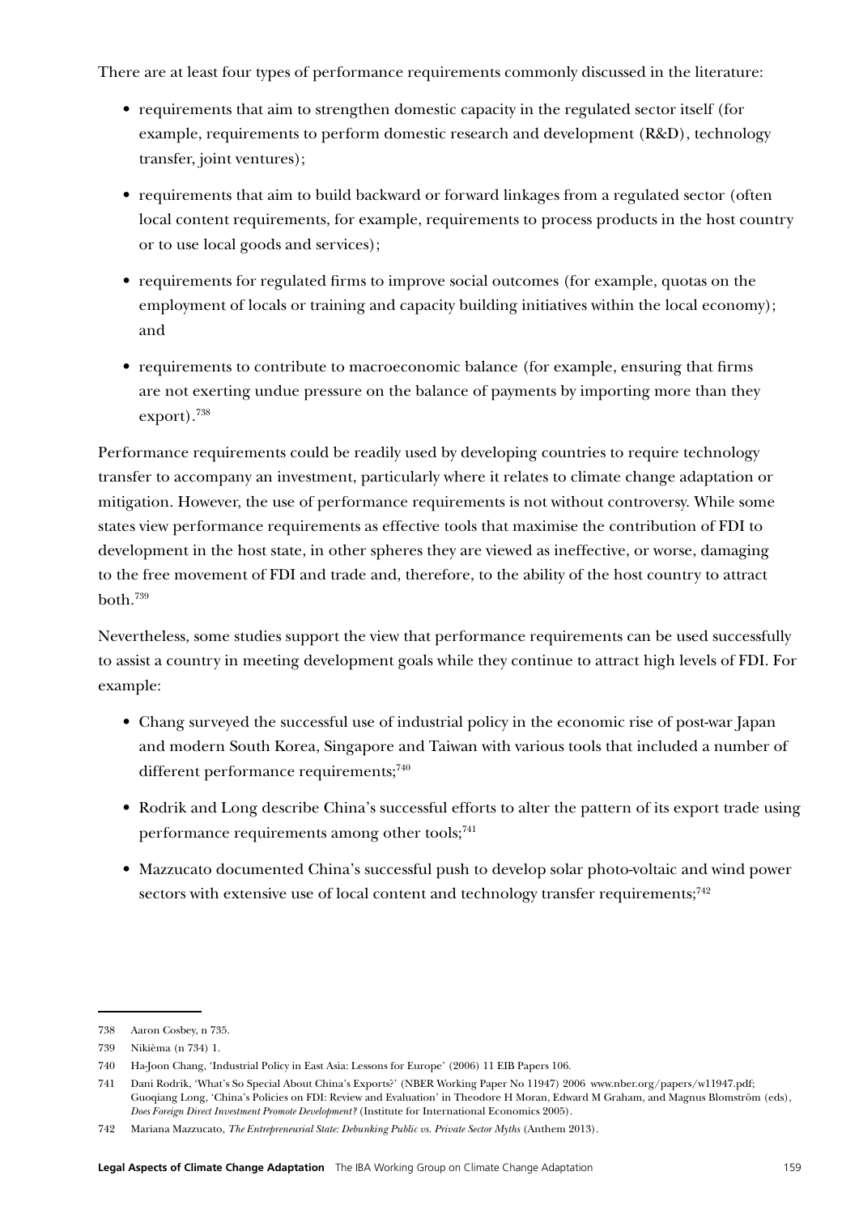There are at least four types of performance requirements commonly discussed in the literature:

- requirements that aim to strengthen domestic capacity in the regulated sector itself (for example, requirements to perform domestic research and development (R&D), technology transfer, joint ventures);
- requirements that aim to build backward or forward linkages from a regulated sector (often local content requirements, for example, requirements to process products in the host country or to use local goods and services);
- requirements for regulated firms to improve social outcomes (for example, quotas on the employment of locals or training and capacity building initiatives within the local economy); and
- requirements to contribute to macroeconomic balance (for example, ensuring that firms are not exerting undue pressure on the balance of payments by importing more than they export).[738]

Performance requirements could be readily used by developing countries to require technology transfer to accompany an investment, particularly where it relates to climate change adaptation or mitigation. However, the use of performance requirements is not without controversy. While some states view performance requirements as effective tools that maximise the contribution of FDI to development in the host state, in other spheres they are viewed as ineffective, or worse, damaging to the free movement of FDI and trade and, therefore, to the ability of the host country to attract both.[739]

Nevertheless, some studies support the view that performance requirements can be used successfully to assist a country in meeting development goals while they continue to attract high levels of FDI. For example:

- Chang surveyed the successful use of industrial policy in the economic rise of post-war Japan and modern South Korea, Singapore and Taiwan with various tools that included a number of different performance requirements;[740]
- Rodrik and Long describe China's successful efforts to alter the pattern of its export trade using performance requirements among other tools;[741]
- Mazzucato documented China's successful push to develop solar photo-voltaic and wind power sectors with extensive use of local content and technology transfer requirements;[742]

---

738 Aaron Cosbey, n 735.

739 Nikièma (n 734) 1.

740 Ha-Joon Chang, 'Industrial Policy in East Asia: Lessons for Europe' (2006) 11 EIB Papers 106.

741 Dani Rodrik, 'What's So Special About China's Exports?' (NBER Working Paper No 11947) 2006 www.nber.org/papers/w11947.pdf; Guoqiang Long, 'China's Policies on FDI: Review and Evaluation' in Theodore H Moran, Edward M Graham, and Magnus Blomström (eds), *Does Foreign Direct Investment Promote Development?* (Institute for International Economics 2005).

742 Mariana Mazzucato, *The Entrepreneurial State: Debunking Public vs. Private Sector Myths* (Anthem 2013).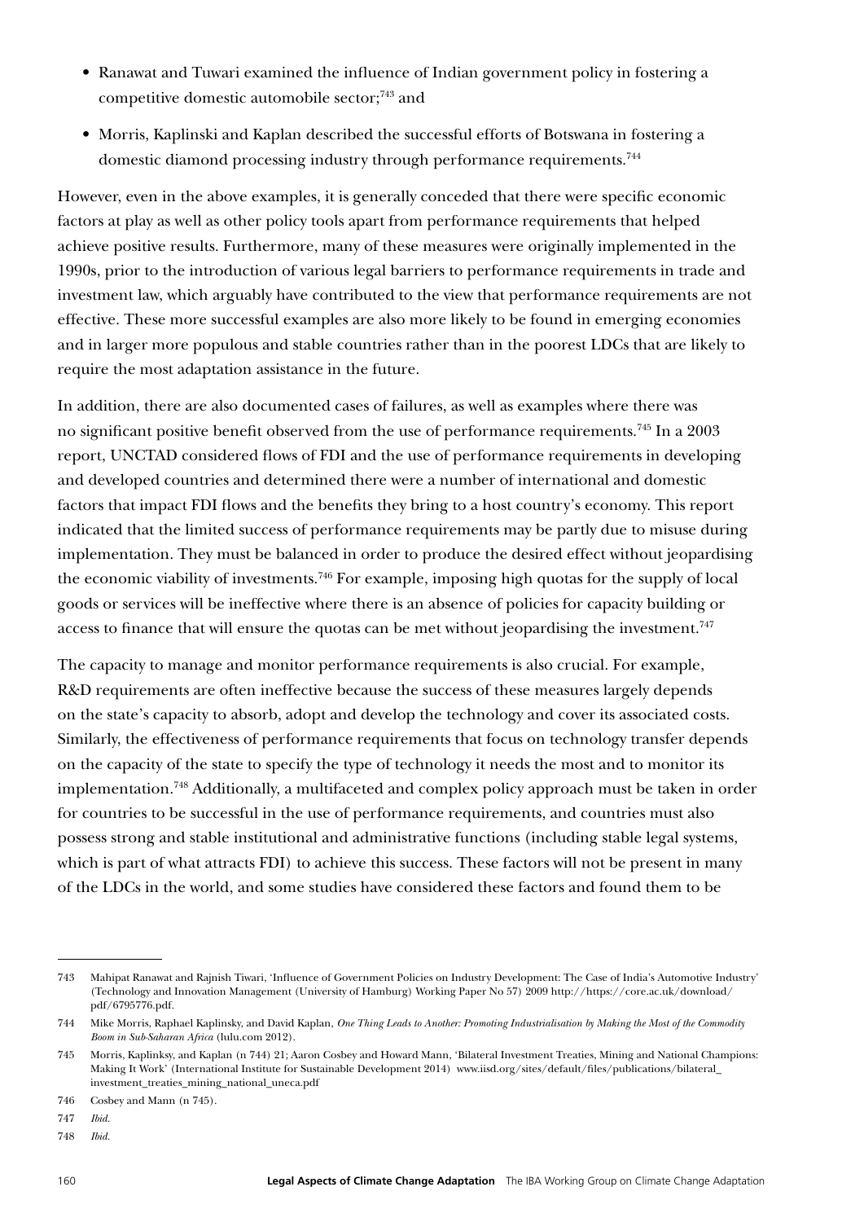- Ranawat and Tuwari examined the influence of Indian government policy in fostering a competitive domestic automobile sector;[743] and
- Morris, Kaplinski and Kaplan described the successful efforts of Botswana in fostering a domestic diamond processing industry through performance requirements.[744]

However, even in the above examples, it is generally conceded that there were specific economic factors at play as well as other policy tools apart from performance requirements that helped achieve positive results. Furthermore, many of these measures were originally implemented in the 1990s, prior to the introduction of various legal barriers to performance requirements in trade and investment law, which arguably have contributed to the view that performance requirements are not effective. These more successful examples are also more likely to be found in emerging economies and in larger more populous and stable countries rather than in the poorest LDCs that are likely to require the most adaptation assistance in the future.

In addition, there are also documented cases of failures, as well as examples where there was no significant positive benefit observed from the use of performance requirements.[745] In a 2003 report, UNCTAD considered flows of FDI and the use of performance requirements in developing and developed countries and determined there were a number of international and domestic factors that impact FDI flows and the benefits they bring to a host country's economy. This report indicated that the limited success of performance requirements may be partly due to misuse during implementation. They must be balanced in order to produce the desired effect without jeopardising the economic viability of investments.[746] For example, imposing high quotas for the supply of local goods or services will be ineffective where there is an absence of policies for capacity building or access to finance that will ensure the quotas can be met without jeopardising the investment.[747]

The capacity to manage and monitor performance requirements is also crucial. For example, R&D requirements are often ineffective because the success of these measures largely depends on the state's capacity to absorb, adopt and develop the technology and cover its associated costs. Similarly, the effectiveness of performance requirements that focus on technology transfer depends on the capacity of the state to specify the type of technology it needs the most and to monitor its implementation.[748] Additionally, a multifaceted and complex policy approach must be taken in order for countries to be successful in the use of performance requirements, and countries must also possess strong and stable institutional and administrative functions (including stable legal systems, which is part of what attracts FDI) to achieve this success. These factors will not be present in many of the LDCs in the world, and some studies have considered these factors and found them to be

---

743 Mahipat Ranawat and Rajnish Tiwari, 'Influence of Government Policies on Industry Development: The Case of India's Automotive Industry' (Technology and Innovation Management (University of Hamburg) Working Paper No 57) 2009 http://https://core.ac.uk/download/pdf/6795776.pdf.

744 Mike Morris, Raphael Kaplinsky, and David Kaplan, *One Thing Leads to Another: Promoting Industrialisation by Making the Most of the Commodity Boom in Sub-Saharan Africa* (lulu.com 2012).

745 Morris, Kaplinksy, and Kaplan (n 744) 21; Aaron Cosbey and Howard Mann, 'Bilateral Investment Treaties, Mining and National Champions: Making It Work' (International Institute for Sustainable Development 2014) www.iisd.org/sites/default/files/publications/bilateral_investment_treaties_mining_national_uneca.pdf

746 Cosbey and Mann (n 745).

747 *Ibid.*

748 *Ibid.*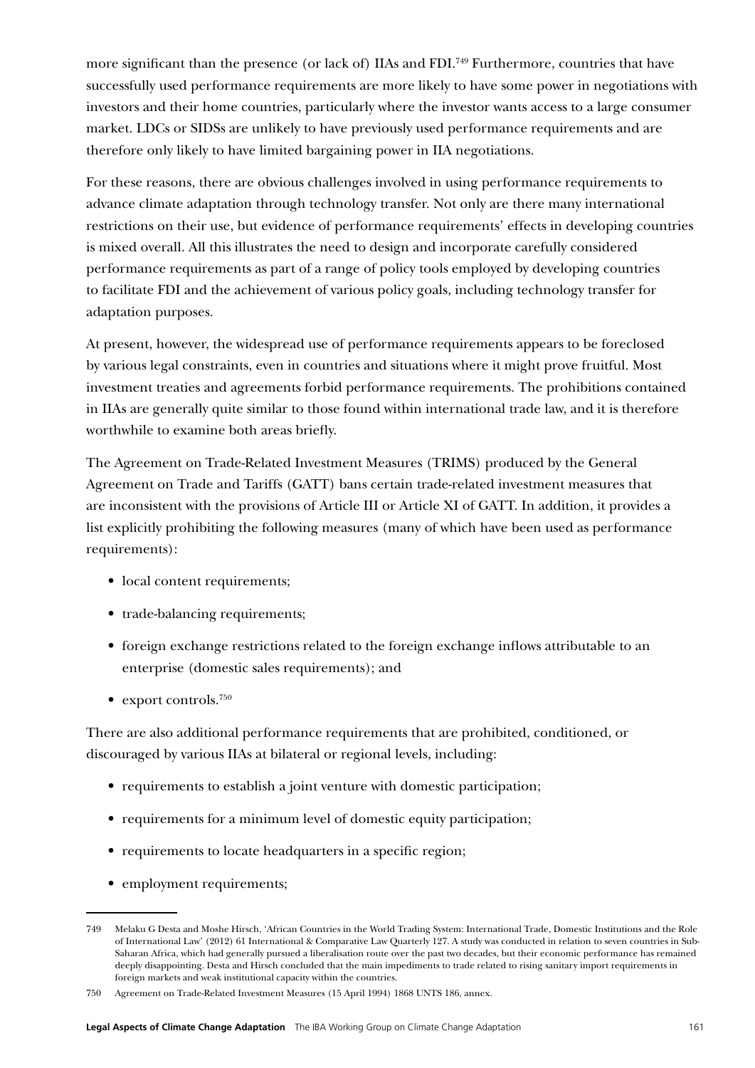more significant than the presence (or lack of) IIAs and FDI.[749] Furthermore, countries that have successfully used performance requirements are more likely to have some power in negotiations with investors and their home countries, particularly where the investor wants access to a large consumer market. LDCs or SIDSs are unlikely to have previously used performance requirements and are therefore only likely to have limited bargaining power in IIA negotiations.

For these reasons, there are obvious challenges involved in using performance requirements to advance climate adaptation through technology transfer. Not only are there many international restrictions on their use, but evidence of performance requirements' effects in developing countries is mixed overall. All this illustrates the need to design and incorporate carefully considered performance requirements as part of a range of policy tools employed by developing countries to facilitate FDI and the achievement of various policy goals, including technology transfer for adaptation purposes.

At present, however, the widespread use of performance requirements appears to be foreclosed by various legal constraints, even in countries and situations where it might prove fruitful. Most investment treaties and agreements forbid performance requirements. The prohibitions contained in IIAs are generally quite similar to those found within international trade law, and it is therefore worthwhile to examine both areas briefly.

The Agreement on Trade-Related Investment Measures (TRIMS) produced by the General Agreement on Trade and Tariffs (GATT) bans certain trade-related investment measures that are inconsistent with the provisions of Article III or Article XI of GATT. In addition, it provides a list explicitly prohibiting the following measures (many of which have been used as performance requirements):

- local content requirements;
- trade-balancing requirements;
- foreign exchange restrictions related to the foreign exchange inflows attributable to an enterprise (domestic sales requirements); and
- export controls.[750]

There are also additional performance requirements that are prohibited, conditioned, or discouraged by various IIAs at bilateral or regional levels, including:

- requirements to establish a joint venture with domestic participation;
- requirements for a minimum level of domestic equity participation;
- requirements to locate headquarters in a specific region;
- employment requirements;

---

749 Melaku G Desta and Moshe Hirsch, 'African Countries in the World Trading System: International Trade, Domestic Institutions and the Role of International Law' (2012) 61 International & Comparative Law Quarterly 127. A study was conducted in relation to seven countries in Sub-Saharan Africa, which had generally pursued a liberalisation route over the past two decades, but their economic performance has remained deeply disappointing. Desta and Hirsch concluded that the main impediments to trade related to rising sanitary import requirements in foreign markets and weak institutional capacity within the countries.

750 Agreement on Trade-Related Investment Measures (15 April 1994) 1868 UNTS 186, annex.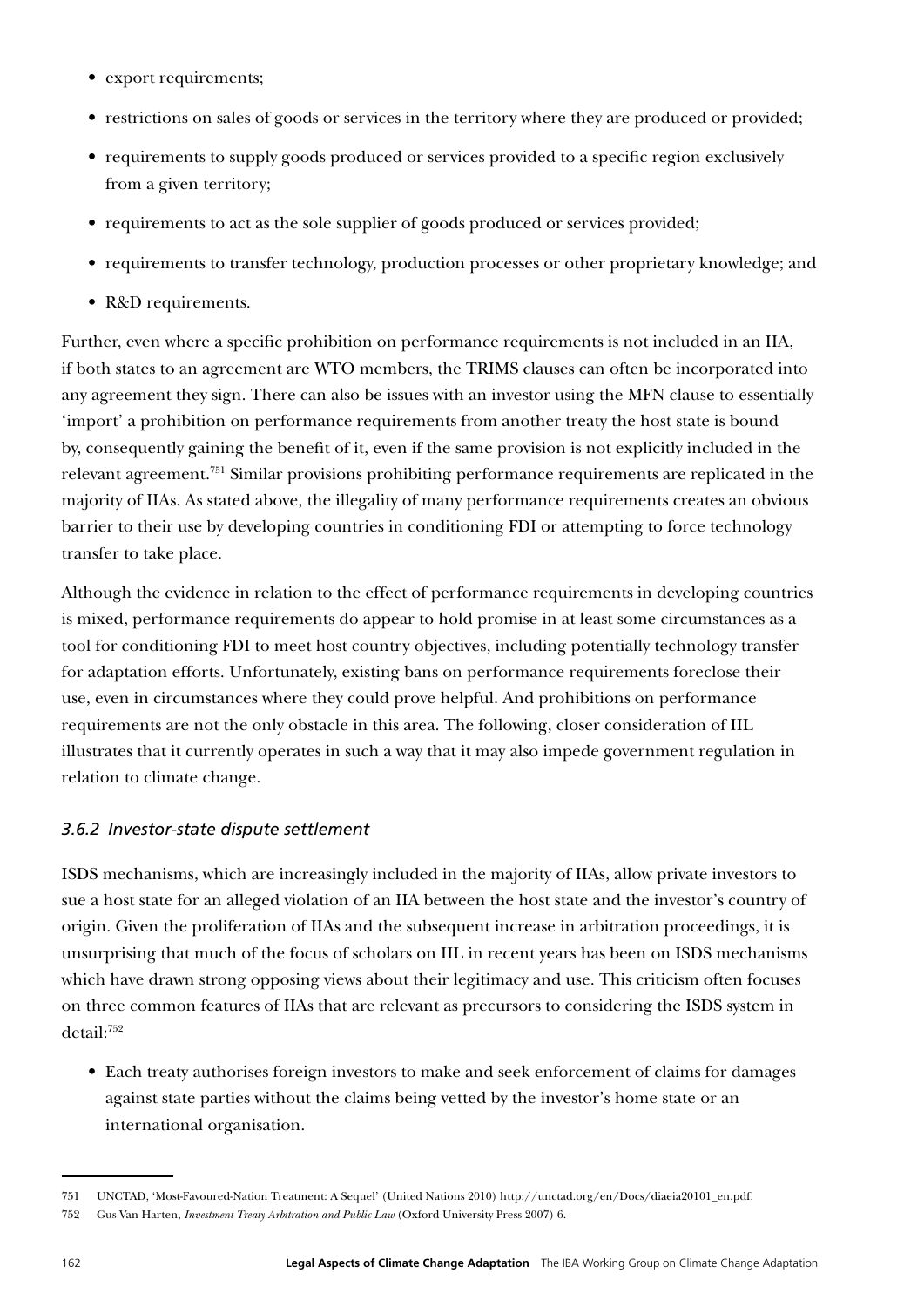- export requirements;
- restrictions on sales of goods or services in the territory where they are produced or provided;
- requirements to supply goods produced or services provided to a specific region exclusively from a given territory;
- requirements to act as the sole supplier of goods produced or services provided;
- requirements to transfer technology, production processes or other proprietary knowledge; and
- R&D requirements.

Further, even where a specific prohibition on performance requirements is not included in an IIA, if both states to an agreement are WTO members, the TRIMS clauses can often be incorporated into any agreement they sign. There can also be issues with an investor using the MFN clause to essentially 'import' a prohibition on performance requirements from another treaty the host state is bound by, consequently gaining the benefit of it, even if the same provision is not explicitly included in the relevant agreement.[751] Similar provisions prohibiting performance requirements are replicated in the majority of IIAs. As stated above, the illegality of many performance requirements creates an obvious barrier to their use by developing countries in conditioning FDI or attempting to force technology transfer to take place.

Although the evidence in relation to the effect of performance requirements in developing countries is mixed, performance requirements do appear to hold promise in at least some circumstances as a tool for conditioning FDI to meet host country objectives, including potentially technology transfer for adaptation efforts. Unfortunately, existing bans on performance requirements foreclose their use, even in circumstances where they could prove helpful. And prohibitions on performance requirements are not the only obstacle in this area. The following, closer consideration of IIL illustrates that it currently operates in such a way that it may also impede government regulation in relation to climate change.

### *3.6.2 Investor-state dispute settlement*

ISDS mechanisms, which are increasingly included in the majority of IIAs, allow private investors to sue a host state for an alleged violation of an IIA between the host state and the investor's country of origin. Given the proliferation of IIAs and the subsequent increase in arbitration proceedings, it is unsurprising that much of the focus of scholars on IIL in recent years has been on ISDS mechanisms which have drawn strong opposing views about their legitimacy and use. This criticism often focuses on three common features of IIAs that are relevant as precursors to considering the ISDS system in detail:[752]

- Each treaty authorises foreign investors to make and seek enforcement of claims for damages against state parties without the claims being vetted by the investor's home state or an international organisation.

---

751 UNCTAD, 'Most-Favoured-Nation Treatment: A Sequel' (United Nations 2010) http://unctad.org/en/Docs/diaeia20101_en.pdf.

752 Gus Van Harten, *Investment Treaty Arbitration and Public Law* (Oxford University Press 2007) 6.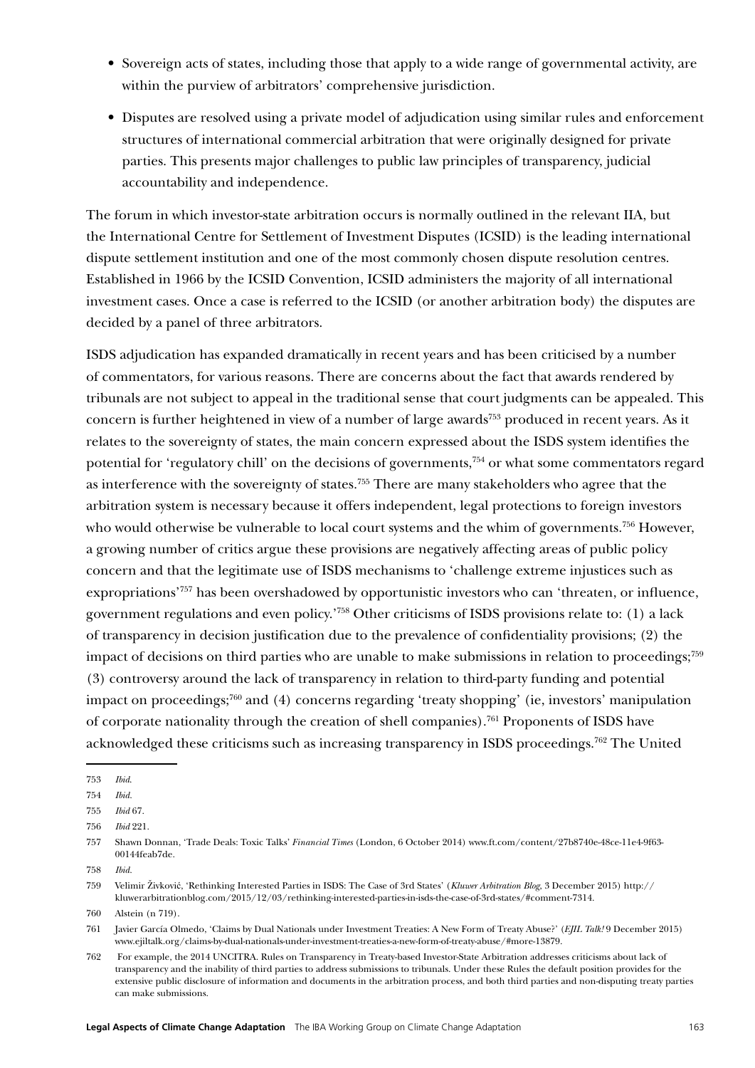- Sovereign acts of states, including those that apply to a wide range of governmental activity, are within the purview of arbitrators' comprehensive jurisdiction.
- Disputes are resolved using a private model of adjudication using similar rules and enforcement structures of international commercial arbitration that were originally designed for private parties. This presents major challenges to public law principles of transparency, judicial accountability and independence.

The forum in which investor-state arbitration occurs is normally outlined in the relevant IIA, but the International Centre for Settlement of Investment Disputes (ICSID) is the leading international dispute settlement institution and one of the most commonly chosen dispute resolution centres. Established in 1966 by the ICSID Convention, ICSID administers the majority of all international investment cases. Once a case is referred to the ICSID (or another arbitration body) the disputes are decided by a panel of three arbitrators.

ISDS adjudication has expanded dramatically in recent years and has been criticised by a number of commentators, for various reasons. There are concerns about the fact that awards rendered by tribunals are not subject to appeal in the traditional sense that court judgments can be appealed. This concern is further heightened in view of a number of large awards[753] produced in recent years. As it relates to the sovereignty of states, the main concern expressed about the ISDS system identifies the potential for 'regulatory chill' on the decisions of governments,[754] or what some commentators regard as interference with the sovereignty of states.[755] There are many stakeholders who agree that the arbitration system is necessary because it offers independent, legal protections to foreign investors who would otherwise be vulnerable to local court systems and the whim of governments.[756] However, a growing number of critics argue these provisions are negatively affecting areas of public policy concern and that the legitimate use of ISDS mechanisms to 'challenge extreme injustices such as expropriations'[757] has been overshadowed by opportunistic investors who can 'threaten, or influence, government regulations and even policy.'[758] Other criticisms of ISDS provisions relate to: (1) a lack of transparency in decision justification due to the prevalence of confidentiality provisions; (2) the impact of decisions on third parties who are unable to make submissions in relation to proceedings;[759] (3) controversy around the lack of transparency in relation to third-party funding and potential impact on proceedings;[760] and (4) concerns regarding 'treaty shopping' (ie, investors' manipulation of corporate nationality through the creation of shell companies).[761] Proponents of ISDS have acknowledged these criticisms such as increasing transparency in ISDS proceedings.[762] The United

---

753 *Ibid.*

754 *Ibid.*

755 *Ibid* 67.

756 *Ibid* 221.

757 Shawn Donnan, 'Trade Deals: Toxic Talks' *Financial Times* (London, 6 October 2014) www.ft.com/content/27b8740e-48ce-11e4-9f63-00144feab7de.

758 *Ibid.*

759 Velimir Živković, 'Rethinking Interested Parties in ISDS: The Case of 3rd States' (*Kluwer Arbitration Blog*, 3 December 2015) http://kluwerarbitrationblog.com/2015/12/03/rethinking-interested-parties-in-isds-the-case-of-3rd-states/#comment-7314.

760 Alstein (n 719).

761 Javier García Olmedo, 'Claims by Dual Nationals under Investment Treaties: A New Form of Treaty Abuse?' (*EJIL Talk!* 9 December 2015) www.ejiltalk.org/claims-by-dual-nationals-under-investment-treaties-a-new-form-of-treaty-abuse/#more-13879.

762 For example, the 2014 UNCITRA. Rules on Transparency in Treaty-based Investor-State Arbitration addresses criticisms about lack of transparency and the inability of third parties to address submissions to tribunals. Under these Rules the default position provides for the extensive public disclosure of information and documents in the arbitration process, and both third parties and non-disputing treaty parties can make submissions.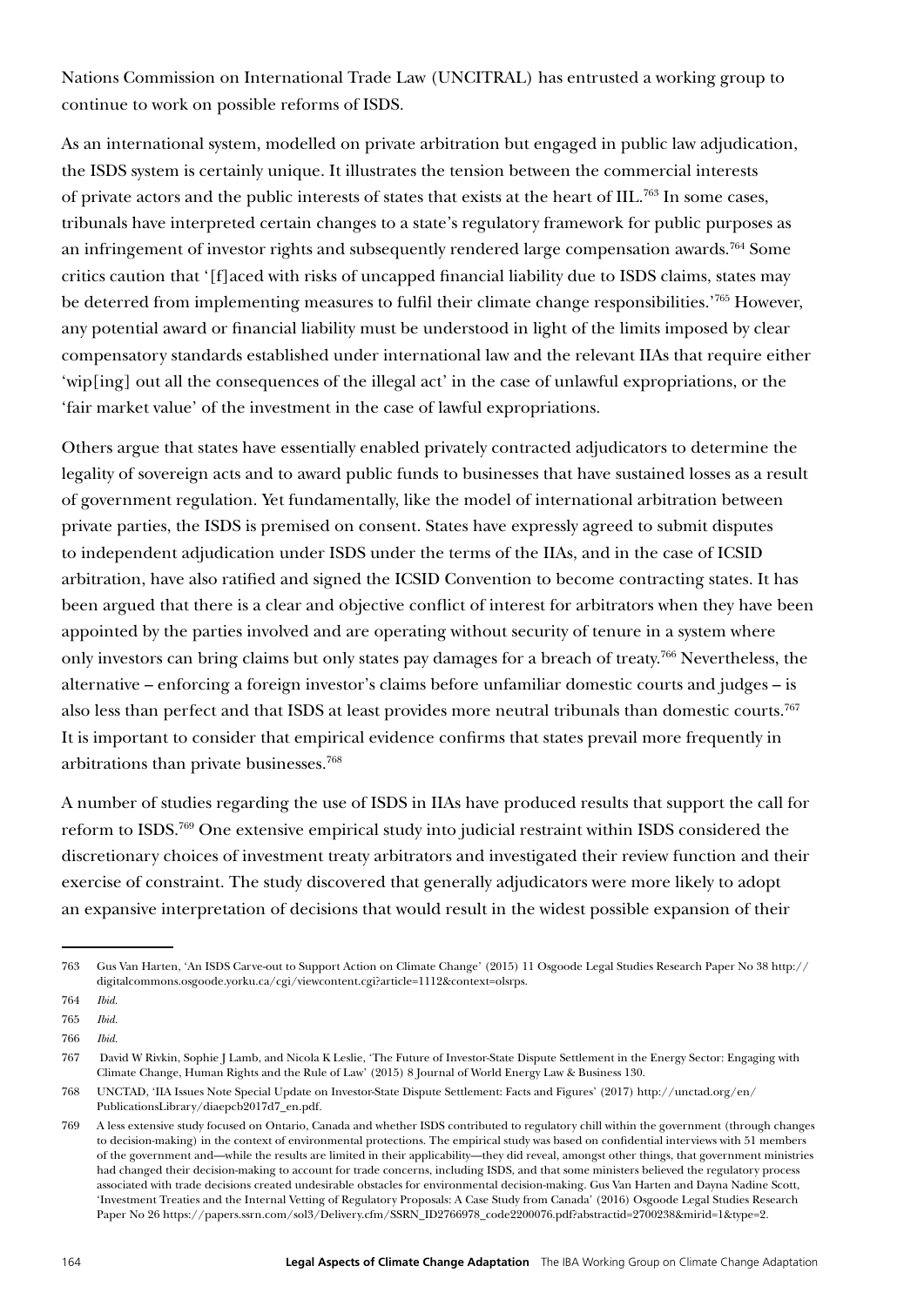Nations Commission on International Trade Law (UNCITRAL) has entrusted a working group to continue to work on possible reforms of ISDS.

As an international system, modelled on private arbitration but engaged in public law adjudication, the ISDS system is certainly unique. It illustrates the tension between the commercial interests of private actors and the public interests of states that exists at the heart of IIL.[763] In some cases, tribunals have interpreted certain changes to a state's regulatory framework for public purposes as an infringement of investor rights and subsequently rendered large compensation awards.[764] Some critics caution that '[f]aced with risks of uncapped financial liability due to ISDS claims, states may be deterred from implementing measures to fulfil their climate change responsibilities.'[765] However, any potential award or financial liability must be understood in light of the limits imposed by clear compensatory standards established under international law and the relevant IIAs that require either 'wip[ing] out all the consequences of the illegal act' in the case of unlawful expropriations, or the 'fair market value' of the investment in the case of lawful expropriations.

Others argue that states have essentially enabled privately contracted adjudicators to determine the legality of sovereign acts and to award public funds to businesses that have sustained losses as a result of government regulation. Yet fundamentally, like the model of international arbitration between private parties, the ISDS is premised on consent. States have expressly agreed to submit disputes to independent adjudication under ISDS under the terms of the IIAs, and in the case of ICSID arbitration, have also ratified and signed the ICSID Convention to become contracting states. It has been argued that there is a clear and objective conflict of interest for arbitrators when they have been appointed by the parties involved and are operating without security of tenure in a system where only investors can bring claims but only states pay damages for a breach of treaty.[766] Nevertheless, the alternative – enforcing a foreign investor's claims before unfamiliar domestic courts and judges – is also less than perfect and that ISDS at least provides more neutral tribunals than domestic courts.[767] It is important to consider that empirical evidence confirms that states prevail more frequently in arbitrations than private businesses.[768]

A number of studies regarding the use of ISDS in IIAs have produced results that support the call for reform to ISDS.[769] One extensive empirical study into judicial restraint within ISDS considered the discretionary choices of investment treaty arbitrators and investigated their review function and their exercise of constraint. The study discovered that generally adjudicators were more likely to adopt an expansive interpretation of decisions that would result in the widest possible expansion of their

---

763 Gus Van Harten, 'An ISDS Carve-out to Support Action on Climate Change' (2015) 11 Osgoode Legal Studies Research Paper No 38 http://digitalcommons.osgoode.yorku.ca/cgi/viewcontent.cgi?article=1112&context=olsrps.

764 *Ibid.*

765 *Ibid.*

766 *Ibid.*

767 David W Rivkin, Sophie J Lamb, and Nicola K Leslie, 'The Future of Investor-State Dispute Settlement in the Energy Sector: Engaging with Climate Change, Human Rights and the Rule of Law' (2015) 8 Journal of World Energy Law & Business 130.

768 UNCTAD, 'IIA Issues Note Special Update on Investor-State Dispute Settlement: Facts and Figures' (2017) http://unctad.org/en/PublicationsLibrary/diaepcb2017d7_en.pdf.

769 A less extensive study focused on Ontario, Canada and whether ISDS contributed to regulatory chill within the government (through changes to decision-making) in the context of environmental protections. The empirical study was based on confidential interviews with 51 members of the government and—while the results are limited in their applicability—they did reveal, amongst other things, that government ministries had changed their decision-making to account for trade concerns, including ISDS, and that some ministers believed the regulatory process associated with trade decisions created undesirable obstacles for environmental decision-making. Gus Van Harten and Dayna Nadine Scott, 'Investment Treaties and the Internal Vetting of Regulatory Proposals: A Case Study from Canada' (2016) Osgoode Legal Studies Research Paper No 26 https://papers.ssrn.com/sol3/Delivery.cfm/SSRN_ID2766978_code2200076.pdf?abstractid=2700238&mirid=1&type=2.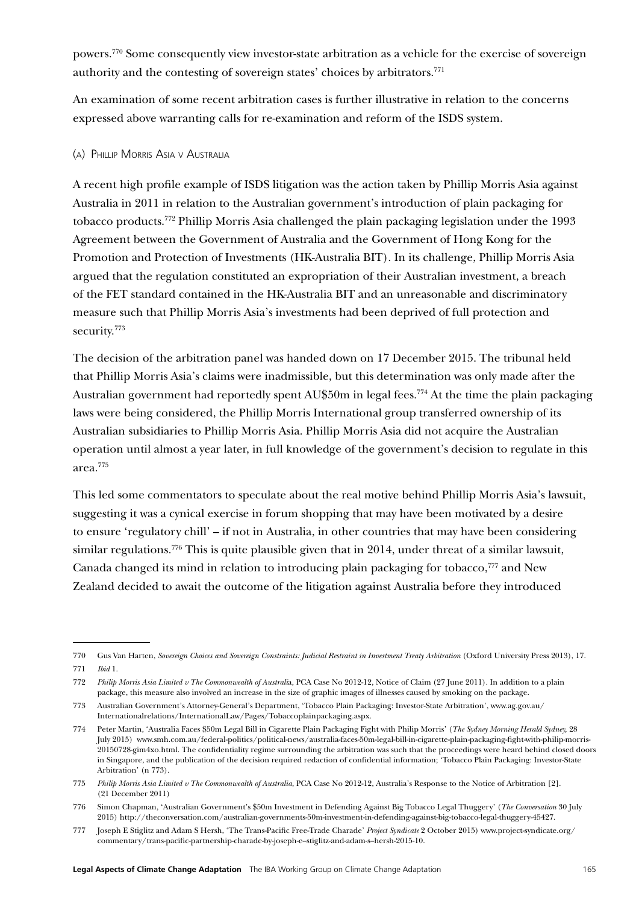powers.[770] Some consequently view investor-state arbitration as a vehicle for the exercise of sovereign authority and the contesting of sovereign states' choices by arbitrators.[771]

An examination of some recent arbitration cases is further illustrative in relation to the concerns expressed above warranting calls for re-examination and reform of the ISDS system.

### (a) Phillip Morris Asia v Australia

A recent high profile example of ISDS litigation was the action taken by Phillip Morris Asia against Australia in 2011 in relation to the Australian government's introduction of plain packaging for tobacco products.[772] Phillip Morris Asia challenged the plain packaging legislation under the 1993 Agreement between the Government of Australia and the Government of Hong Kong for the Promotion and Protection of Investments (HK-Australia BIT). In its challenge, Phillip Morris Asia argued that the regulation constituted an expropriation of their Australian investment, a breach of the FET standard contained in the HK-Australia BIT and an unreasonable and discriminatory measure such that Phillip Morris Asia's investments had been deprived of full protection and security.[773]

The decision of the arbitration panel was handed down on 17 December 2015. The tribunal held that Phillip Morris Asia's claims were inadmissible, but this determination was only made after the Australian government had reportedly spent AU$50m in legal fees.[774] At the time the plain packaging laws were being considered, the Phillip Morris International group transferred ownership of its Australian subsidiaries to Phillip Morris Asia. Phillip Morris Asia did not acquire the Australian operation until almost a year later, in full knowledge of the government's decision to regulate in this area.[775]

This led some commentators to speculate about the real motive behind Phillip Morris Asia's lawsuit, suggesting it was a cynical exercise in forum shopping that may have been motivated by a desire to ensure 'regulatory chill' – if not in Australia, in other countries that may have been considering similar regulations.[776] This is quite plausible given that in 2014, under threat of a similar lawsuit, Canada changed its mind in relation to introducing plain packaging for tobacco,[777] and New Zealand decided to await the outcome of the litigation against Australia before they introduced

---

770 Gus Van Harten, *Sovereign Choices and Sovereign Constraints: Judicial Restraint in Investment Treaty Arbitration* (Oxford University Press 2013), 17.

771 *Ibid* 1.

772 *Philip Morris Asia Limited v The Commonwealth of Australia*, PCA Case No 2012-12, Notice of Claim (27 June 2011). In addition to a plain package, this measure also involved an increase in the size of graphic images of illnesses caused by smoking on the package.

773 Australian Government's Attorney-General's Department, 'Tobacco Plain Packaging: Investor-State Arbitration', www.ag.gov.au/Internationalrelations/InternationalLaw/Pages/Tobaccoplainpackaging.aspx.

774 Peter Martin, 'Australia Faces $50m Legal Bill in Cigarette Plain Packaging Fight with Philip Morris' (*The Sydney Morning Herald Sydney*, 28 July 2015) www.smh.com.au/federal-politics/political-news/australia-faces-50m-legal-bill-in-cigarette-plain-packaging-fight-with-philip-morris-20150728-gim4xo.html. The confidentiality regime surrounding the arbitration was such that the proceedings were heard behind closed doors in Singapore, and the publication of the decision required redaction of confidential information; 'Tobacco Plain Packaging: Investor-State Arbitration' (n 773).

775 *Philip Morris Asia Limited v The Commonwealth of Australia*, PCA Case No 2012-12, Australia's Response to the Notice of Arbitration [2]. (21 December 2011)

776 Simon Chapman, 'Australian Government's $50m Investment in Defending Against Big Tobacco Legal Thuggery' (*The Conversation* 30 July 2015) http://theconversation.com/australian-governments-50m-investment-in-defending-against-big-tobacco-legal-thuggery-45427.

777 Joseph E Stiglitz and Adam S Hersh, 'The Trans-Pacific Free-Trade Charade' *Project Syndicate* 2 October 2015) www.project-syndicate.org/commentary/trans-pacific-partnership-charade-by-joseph-e--stiglitz-and-adam-s--hersh-2015-10.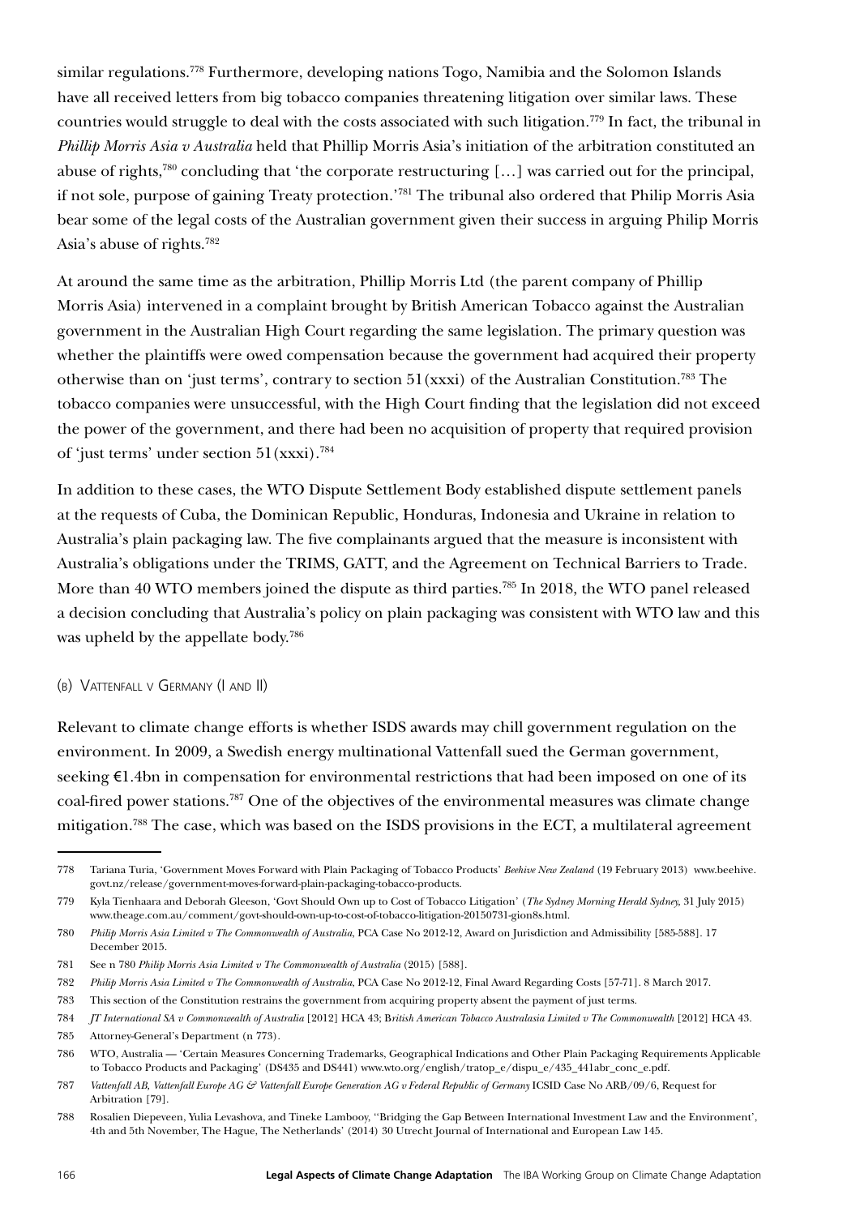similar regulations.[778] Furthermore, developing nations Togo, Namibia and the Solomon Islands have all received letters from big tobacco companies threatening litigation over similar laws. These countries would struggle to deal with the costs associated with such litigation.[779] In fact, the tribunal in *Phillip Morris Asia v Australia* held that Phillip Morris Asia's initiation of the arbitration constituted an abuse of rights,[780] concluding that 'the corporate restructuring […] was carried out for the principal, if not sole, purpose of gaining Treaty protection.'[781] The tribunal also ordered that Philip Morris Asia bear some of the legal costs of the Australian government given their success in arguing Philip Morris Asia's abuse of rights.[782]

At around the same time as the arbitration, Phillip Morris Ltd (the parent company of Phillip Morris Asia) intervened in a complaint brought by British American Tobacco against the Australian government in the Australian High Court regarding the same legislation. The primary question was whether the plaintiffs were owed compensation because the government had acquired their property otherwise than on 'just terms', contrary to section 51(xxxi) of the Australian Constitution.[783] The tobacco companies were unsuccessful, with the High Court finding that the legislation did not exceed the power of the government, and there had been no acquisition of property that required provision of 'just terms' under section 51(xxxi).[784]

In addition to these cases, the WTO Dispute Settlement Body established dispute settlement panels at the requests of Cuba, the Dominican Republic, Honduras, Indonesia and Ukraine in relation to Australia's plain packaging law. The five complainants argued that the measure is inconsistent with Australia's obligations under the TRIMS, GATT, and the Agreement on Technical Barriers to Trade. More than 40 WTO members joined the dispute as third parties.[785] In 2018, the WTO panel released a decision concluding that Australia's policy on plain packaging was consistent with WTO law and this was upheld by the appellate body.[786]

(b) Vattenfall v Germany (I and II)

Relevant to climate change efforts is whether ISDS awards may chill government regulation on the environment. In 2009, a Swedish energy multinational Vattenfall sued the German government, seeking €1.4bn in compensation for environmental restrictions that had been imposed on one of its coal-fired power stations.[787] One of the objectives of the environmental measures was climate change mitigation.[788] The case, which was based on the ISDS provisions in the ECT, a multilateral agreement

---

778 Tariana Turia, 'Government Moves Forward with Plain Packaging of Tobacco Products' *Beehive New Zealand* (19 February 2013) www.beehive.govt.nz/release/government-moves-forward-plain-packaging-tobacco-products.

779 Kyla Tienhaara and Deborah Gleeson, 'Govt Should Own up to Cost of Tobacco Litigation' (*The Sydney Morning Herald Sydney*, 31 July 2015) www.theage.com.au/comment/govt-should-own-up-to-cost-of-tobacco-litigation-20150731-gion8s.html.

780 *Philip Morris Asia Limited v The Commonwealth of Australia*, PCA Case No 2012-12, Award on Jurisdiction and Admissibility [585-588]. 17 December 2015.

781 See n 780 *Philip Morris Asia Limited v The Commonwealth of Australia* (2015) [588].

782 *Philip Morris Asia Limited v The Commonwealth of Australia*, PCA Case No 2012-12, Final Award Regarding Costs [57-71]. 8 March 2017.

783 This section of the Constitution restrains the government from acquiring property absent the payment of just terms.

784 *JT International SA v Commonwealth of Australia* [2012] HCA 43; B*ritish American Tobacco Australasia Limited v The Commonwealth* [2012] HCA 43.

785 Attorney-General's Department (n 773).

786 WTO, Australia — 'Certain Measures Concerning Trademarks, Geographical Indications and Other Plain Packaging Requirements Applicable to Tobacco Products and Packaging' (DS435 and DS441) www.wto.org/english/tratop_e/dispu_e/435_441abr_conc_e.pdf.

787 *Vattenfall AB, Vattenfall Europe AG & Vattenfall Europe Generation AG v Federal Republic of Germany* ICSID Case No ARB/09/6, Request for Arbitration [79].

788 Rosalien Diepeveen, Yulia Levashova, and Tineke Lambooy, ''Bridging the Gap Between International Investment Law and the Environment', 4th and 5th November, The Hague, The Netherlands' (2014) 30 Utrecht Journal of International and European Law 145.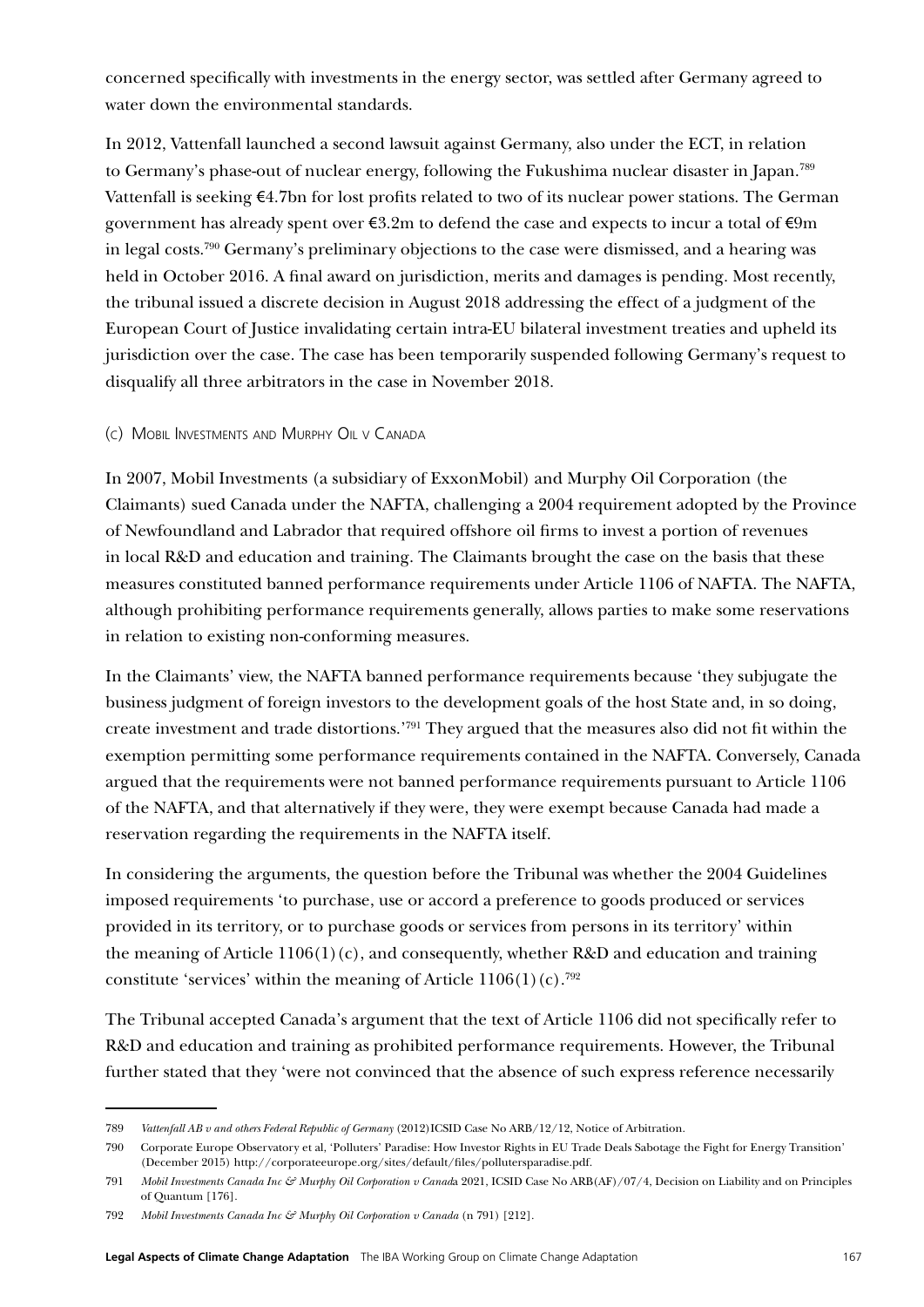concerned specifically with investments in the energy sector, was settled after Germany agreed to water down the environmental standards.

In 2012, Vattenfall launched a second lawsuit against Germany, also under the ECT, in relation to Germany's phase-out of nuclear energy, following the Fukushima nuclear disaster in Japan.[789] Vattenfall is seeking €4.7bn for lost profits related to two of its nuclear power stations. The German government has already spent over €3.2m to defend the case and expects to incur a total of €9m in legal costs.[790] Germany's preliminary objections to the case were dismissed, and a hearing was held in October 2016. A final award on jurisdiction, merits and damages is pending. Most recently, the tribunal issued a discrete decision in August 2018 addressing the effect of a judgment of the European Court of Justice invalidating certain intra-EU bilateral investment treaties and upheld its jurisdiction over the case. The case has been temporarily suspended following Germany's request to disqualify all three arbitrators in the case in November 2018.

#### (c) Mobil Investments and Murphy Oil v Canada

In 2007, Mobil Investments (a subsidiary of ExxonMobil) and Murphy Oil Corporation (the Claimants) sued Canada under the NAFTA, challenging a 2004 requirement adopted by the Province of Newfoundland and Labrador that required offshore oil firms to invest a portion of revenues in local R&D and education and training. The Claimants brought the case on the basis that these measures constituted banned performance requirements under Article 1106 of NAFTA. The NAFTA, although prohibiting performance requirements generally, allows parties to make some reservations in relation to existing non-conforming measures.

In the Claimants' view, the NAFTA banned performance requirements because 'they subjugate the business judgment of foreign investors to the development goals of the host State and, in so doing, create investment and trade distortions.'[791] They argued that the measures also did not fit within the exemption permitting some performance requirements contained in the NAFTA. Conversely, Canada argued that the requirements were not banned performance requirements pursuant to Article 1106 of the NAFTA, and that alternatively if they were, they were exempt because Canada had made a reservation regarding the requirements in the NAFTA itself.

In considering the arguments, the question before the Tribunal was whether the 2004 Guidelines imposed requirements 'to purchase, use or accord a preference to goods produced or services provided in its territory, or to purchase goods or services from persons in its territory' within the meaning of Article 1106(1)(c), and consequently, whether R&D and education and training constitute 'services' within the meaning of Article 1106(1)(c).[792]

The Tribunal accepted Canada's argument that the text of Article 1106 did not specifically refer to R&D and education and training as prohibited performance requirements. However, the Tribunal further stated that they 'were not convinced that the absence of such express reference necessarily

---

789 *Vattenfall AB v and others Federal Republic of Germany* (2012)ICSID Case No ARB/12/12, Notice of Arbitration.

790 Corporate Europe Observatory et al, 'Polluters' Paradise: How Investor Rights in EU Trade Deals Sabotage the Fight for Energy Transition' (December 2015) http://corporateeurope.org/sites/default/files/pollutersparadise.pdf.

791 *Mobil Investments Canada Inc & Murphy Oil Corporation v Canada* 2021, ICSID Case No ARB(AF)/07/4, Decision on Liability and on Principles of Quantum [176].

792 *Mobil Investments Canada Inc & Murphy Oil Corporation v Canada* (n 791) [212].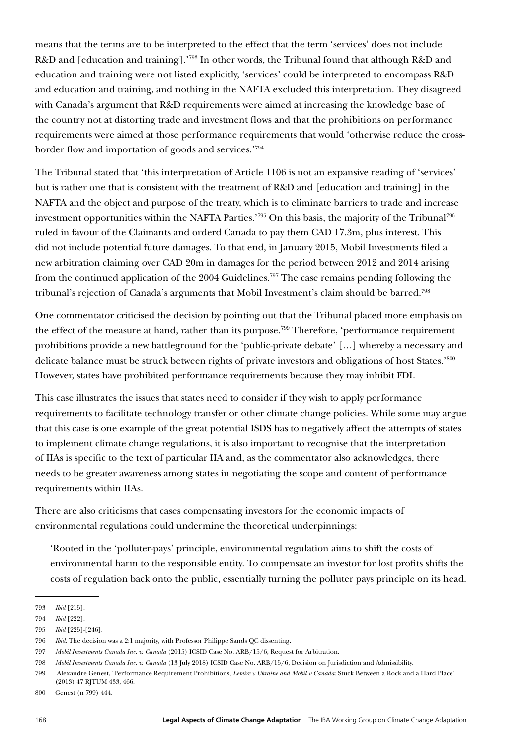means that the terms are to be interpreted to the effect that the term 'services' does not include R&D and [education and training].'[793] In other words, the Tribunal found that although R&D and education and training were not listed explicitly, 'services' could be interpreted to encompass R&D and education and training, and nothing in the NAFTA excluded this interpretation. They disagreed with Canada's argument that R&D requirements were aimed at increasing the knowledge base of the country not at distorting trade and investment flows and that the prohibitions on performance requirements were aimed at those performance requirements that would 'otherwise reduce the cross-border flow and importation of goods and services.'[794]

The Tribunal stated that 'this interpretation of Article 1106 is not an expansive reading of 'services' but is rather one that is consistent with the treatment of R&D and [education and training] in the NAFTA and the object and purpose of the treaty, which is to eliminate barriers to trade and increase investment opportunities within the NAFTA Parties.'[795] On this basis, the majority of the Tribunal[796] ruled in favour of the Claimants and orderd Canada to pay them CAD 17.3m, plus interest. This did not include potential future damages. To that end, in January 2015, Mobil Investments filed a new arbitration claiming over CAD 20m in damages for the period between 2012 and 2014 arising from the continued application of the 2004 Guidelines.[797] The case remains pending following the tribunal's rejection of Canada's arguments that Mobil Investment's claim should be barred.[798]

One commentator criticised the decision by pointing out that the Tribunal placed more emphasis on the effect of the measure at hand, rather than its purpose.[799] Therefore, 'performance requirement prohibitions provide a new battleground for the 'public-private debate' […] whereby a necessary and delicate balance must be struck between rights of private investors and obligations of host States.'[800] However, states have prohibited performance requirements because they may inhibit FDI.

This case illustrates the issues that states need to consider if they wish to apply performance requirements to facilitate technology transfer or other climate change policies. While some may argue that this case is one example of the great potential ISDS has to negatively affect the attempts of states to implement climate change regulations, it is also important to recognise that the interpretation of IIAs is specific to the text of particular IIA and, as the commentator also acknowledges, there needs to be greater awareness among states in negotiating the scope and content of performance requirements within IIAs.

There are also criticisms that cases compensating investors for the economic impacts of environmental regulations could undermine the theoretical underpinnings:

> 'Rooted in the 'polluter-pays' principle, environmental regulation aims to shift the costs of environmental harm to the responsible entity. To compensate an investor for lost profits shifts the costs of regulation back onto the public, essentially turning the polluter pays principle on its head.

---

793 *Ibid* [215].

794 *Ibid* [222].

795 *Ibid* [225]-[246].

796 *Ibid*. The decision was a 2:1 majority, with Professor Philippe Sands QC dissenting.

797 *Mobil Investments Canada Inc. v. Canada* (2015) ICSID Case No. ARB/15/6, Request for Arbitration.

798 *Mobil Investments Canada Inc. v. Canada* (13 July 2018) ICSID Case No. ARB/15/6, Decision on Jurisdiction and Admissibility.

799 Alexandre Genest, 'Performance Requirement Prohibitions, *Lemire v Ukraine and Mobil v Canada:* Stuck Between a Rock and a Hard Place' (2013) 47 RJTUM 433, 466.

800 Genest (n 799) 444.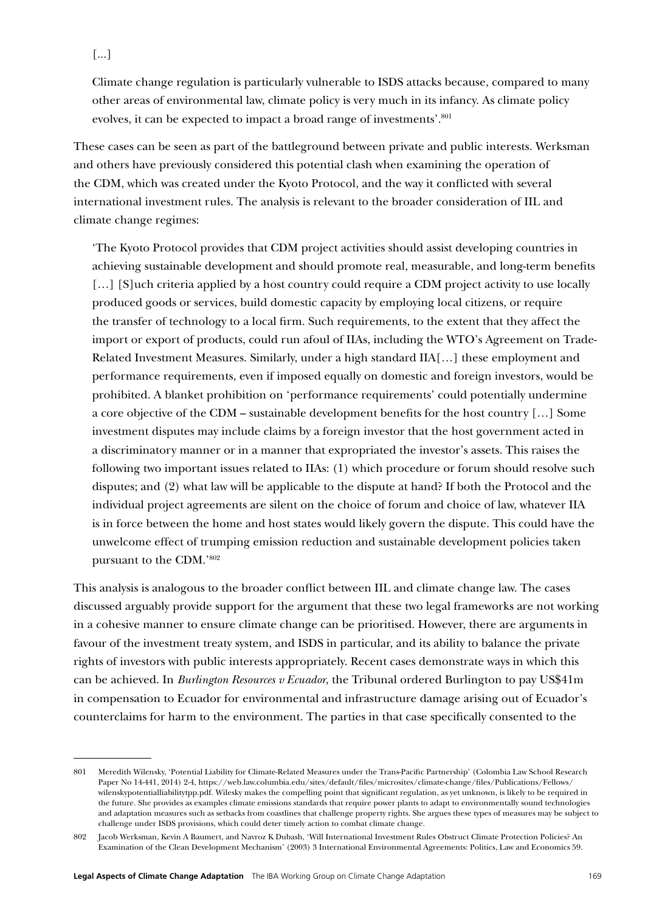[...]

> Climate change regulation is particularly vulnerable to ISDS attacks because, compared to many other areas of environmental law, climate policy is very much in its infancy. As climate policy evolves, it can be expected to impact a broad range of investments'.[801]

These cases can be seen as part of the battleground between private and public interests. Werksman and others have previously considered this potential clash when examining the operation of the CDM, which was created under the Kyoto Protocol, and the way it conflicted with several international investment rules. The analysis is relevant to the broader consideration of IIL and climate change regimes:

> 'The Kyoto Protocol provides that CDM project activities should assist developing countries in achieving sustainable development and should promote real, measurable, and long-term benefits […] [S]uch criteria applied by a host country could require a CDM project activity to use locally produced goods or services, build domestic capacity by employing local citizens, or require the transfer of technology to a local firm. Such requirements, to the extent that they affect the import or export of products, could run afoul of IIAs, including the WTO's Agreement on Trade-Related Investment Measures. Similarly, under a high standard IIA[…] these employment and performance requirements, even if imposed equally on domestic and foreign investors, would be prohibited. A blanket prohibition on 'performance requirements' could potentially undermine a core objective of the CDM – sustainable development benefits for the host country […] Some investment disputes may include claims by a foreign investor that the host government acted in a discriminatory manner or in a manner that expropriated the investor's assets. This raises the following two important issues related to IIAs: (1) which procedure or forum should resolve such disputes; and (2) what law will be applicable to the dispute at hand? If both the Protocol and the individual project agreements are silent on the choice of forum and choice of law, whatever IIA is in force between the home and host states would likely govern the dispute. This could have the unwelcome effect of trumping emission reduction and sustainable development policies taken pursuant to the CDM.'[802]

This analysis is analogous to the broader conflict between IIL and climate change law. The cases discussed arguably provide support for the argument that these two legal frameworks are not working in a cohesive manner to ensure climate change can be prioritised. However, there are arguments in favour of the investment treaty system, and ISDS in particular, and its ability to balance the private rights of investors with public interests appropriately. Recent cases demonstrate ways in which this can be achieved. In *Burlington Resources v Ecuador*, the Tribunal ordered Burlington to pay US$41m in compensation to Ecuador for environmental and infrastructure damage arising out of Ecuador's counterclaims for harm to the environment. The parties in that case specifically consented to the

---

801 Meredith Wilensky, 'Potential Liability for Climate-Related Measures under the Trans-Pacific Partnership' (Colombia Law School Research Paper No 14-441, 2014) 2-4, https://web.law.columbia.edu/sites/default/files/microsites/climate-change/files/Publications/Fellows/wilenskypotentialliabilitytpp.pdf. Wilesky makes the compelling point that significant regulation, as yet unknown, is likely to be required in the future. She provides as examples climate emissions standards that require power plants to adapt to environmentally sound technologies and adaptation measures such as setbacks from coastlines that challenge property rights. She argues these types of measures may be subject to challenge under ISDS provisions, which could deter timely action to combat climate change.

802 Jacob Werksman, Kevin A Baumert, and Navroz K Dubash, 'Will International Investment Rules Obstruct Climate Protection Policies? An Examination of the Clean Development Mechanism' (2003) 3 International Environmental Agreements: Politics, Law and Economics 59.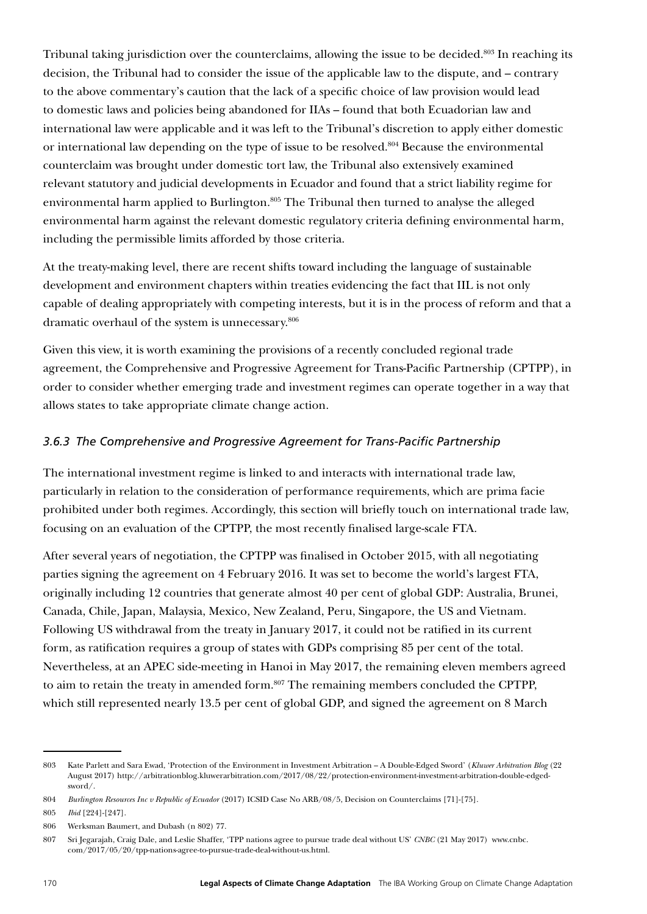Tribunal taking jurisdiction over the counterclaims, allowing the issue to be decided.[803] In reaching its decision, the Tribunal had to consider the issue of the applicable law to the dispute, and – contrary to the above commentary's caution that the lack of a specific choice of law provision would lead to domestic laws and policies being abandoned for IIAs – found that both Ecuadorian law and international law were applicable and it was left to the Tribunal's discretion to apply either domestic or international law depending on the type of issue to be resolved.[804] Because the environmental counterclaim was brought under domestic tort law, the Tribunal also extensively examined relevant statutory and judicial developments in Ecuador and found that a strict liability regime for environmental harm applied to Burlington.[805] The Tribunal then turned to analyse the alleged environmental harm against the relevant domestic regulatory criteria defining environmental harm, including the permissible limits afforded by those criteria.

At the treaty-making level, there are recent shifts toward including the language of sustainable development and environment chapters within treaties evidencing the fact that IIL is not only capable of dealing appropriately with competing interests, but it is in the process of reform and that a dramatic overhaul of the system is unnecessary.[806]

Given this view, it is worth examining the provisions of a recently concluded regional trade agreement, the Comprehensive and Progressive Agreement for Trans-Pacific Partnership (CPTPP), in order to consider whether emerging trade and investment regimes can operate together in a way that allows states to take appropriate climate change action.

### *3.6.3 The Comprehensive and Progressive Agreement for Trans-Pacific Partnership*

The international investment regime is linked to and interacts with international trade law, particularly in relation to the consideration of performance requirements, which are prima facie prohibited under both regimes. Accordingly, this section will briefly touch on international trade law, focusing on an evaluation of the CPTPP, the most recently finalised large-scale FTA.

After several years of negotiation, the CPTPP was finalised in October 2015, with all negotiating parties signing the agreement on 4 February 2016. It was set to become the world's largest FTA, originally including 12 countries that generate almost 40 per cent of global GDP: Australia, Brunei, Canada, Chile, Japan, Malaysia, Mexico, New Zealand, Peru, Singapore, the US and Vietnam. Following US withdrawal from the treaty in January 2017, it could not be ratified in its current form, as ratification requires a group of states with GDPs comprising 85 per cent of the total. Nevertheless, at an APEC side-meeting in Hanoi in May 2017, the remaining eleven members agreed to aim to retain the treaty in amended form.[807] The remaining members concluded the CPTPP, which still represented nearly 13.5 per cent of global GDP, and signed the agreement on 8 March

---

803 Kate Parlett and Sara Ewad, 'Protection of the Environment in Investment Arbitration – A Double-Edged Sword' (*Kluwer Arbitration Blog* (22 August 2017) http://arbitrationblog.kluwerarbitration.com/2017/08/22/protection-environment-investment-arbitration-double-edged-sword/.

804 *Burlington Resources Inc v Republic of Ecuador* (2017) ICSID Case No ARB/08/5, Decision on Counterclaims [71]-[75].

805 *Ibid* [224]-[247].

806 Werksman Baumert, and Dubash (n 802) 77.

807 Sri Jegarajah, Craig Dale, and Leslie Shaffer, 'TPP nations agree to pursue trade deal without US' *CNBC* (21 May 2017) www.cnbc.com/2017/05/20/tpp-nations-agree-to-pursue-trade-deal-without-us.html.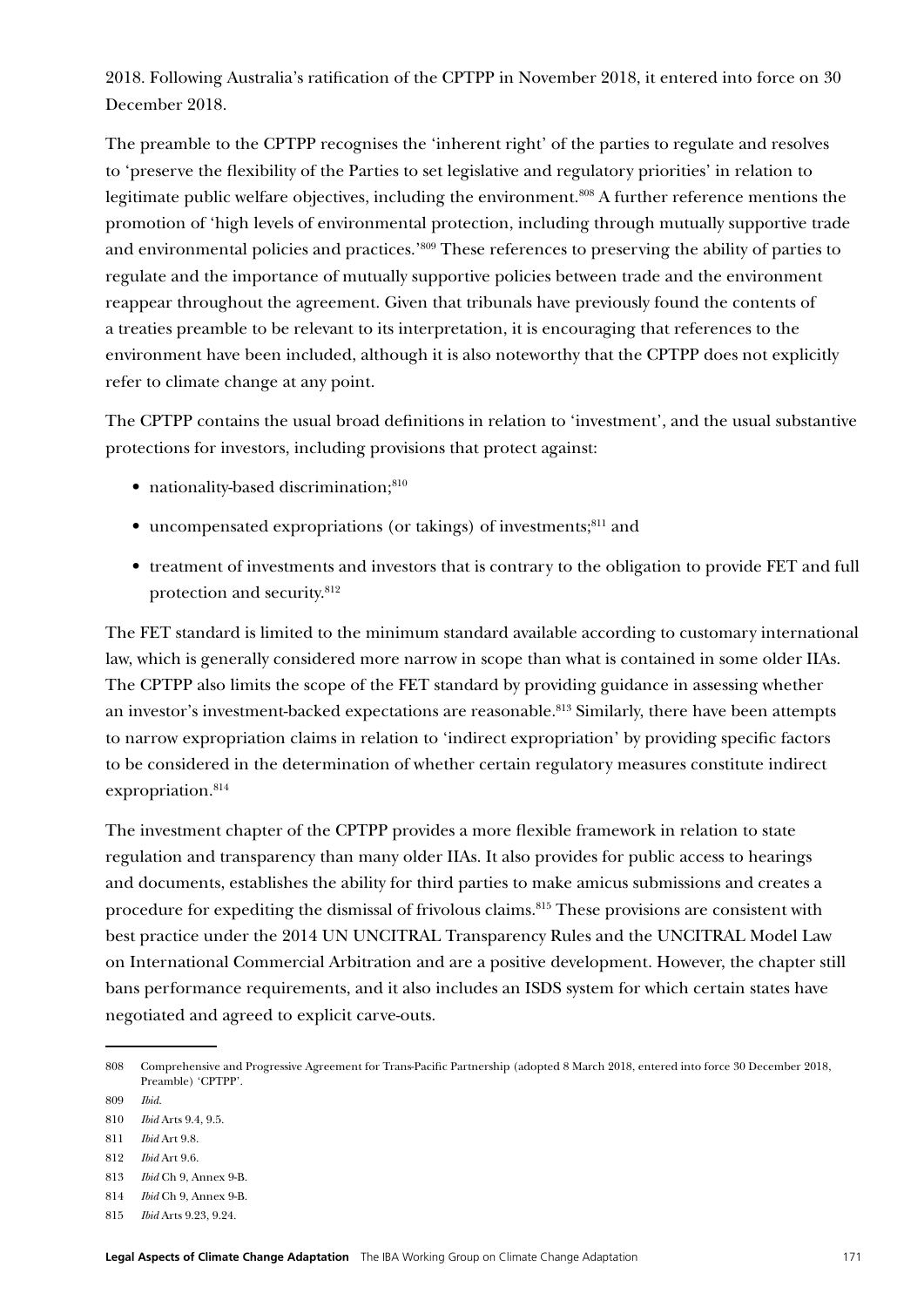2018. Following Australia's ratification of the CPTPP in November 2018, it entered into force on 30 December 2018.

The preamble to the CPTPP recognises the 'inherent right' of the parties to regulate and resolves to 'preserve the flexibility of the Parties to set legislative and regulatory priorities' in relation to legitimate public welfare objectives, including the environment.[808] A further reference mentions the promotion of 'high levels of environmental protection, including through mutually supportive trade and environmental policies and practices.'[809] These references to preserving the ability of parties to regulate and the importance of mutually supportive policies between trade and the environment reappear throughout the agreement. Given that tribunals have previously found the contents of a treaties preamble to be relevant to its interpretation, it is encouraging that references to the environment have been included, although it is also noteworthy that the CPTPP does not explicitly refer to climate change at any point.

The CPTPP contains the usual broad definitions in relation to 'investment', and the usual substantive protections for investors, including provisions that protect against:

- nationality-based discrimination;[810]
- uncompensated expropriations (or takings) of investments;[811] and
- treatment of investments and investors that is contrary to the obligation to provide FET and full protection and security.[812]

The FET standard is limited to the minimum standard available according to customary international law, which is generally considered more narrow in scope than what is contained in some older IIAs. The CPTPP also limits the scope of the FET standard by providing guidance in assessing whether an investor's investment-backed expectations are reasonable.[813] Similarly, there have been attempts to narrow expropriation claims in relation to 'indirect expropriation' by providing specific factors to be considered in the determination of whether certain regulatory measures constitute indirect expropriation.[814]

The investment chapter of the CPTPP provides a more flexible framework in relation to state regulation and transparency than many older IIAs. It also provides for public access to hearings and documents, establishes the ability for third parties to make amicus submissions and creates a procedure for expediting the dismissal of frivolous claims.[815] These provisions are consistent with best practice under the 2014 UN UNCITRAL Transparency Rules and the UNCITRAL Model Law on International Commercial Arbitration and are a positive development. However, the chapter still bans performance requirements, and it also includes an ISDS system for which certain states have negotiated and agreed to explicit carve-outs.

---

808 Comprehensive and Progressive Agreement for Trans-Pacific Partnership (adopted 8 March 2018, entered into force 30 December 2018, Preamble) 'CPTPP'.

809 *Ibid*.

810 *Ibid* Arts 9.4, 9.5.

811 *Ibid* Art 9.8.

812 *Ibid* Art 9.6.

813 *Ibid* Ch 9, Annex 9-B.

814 *Ibid* Ch 9, Annex 9-B.

815 *Ibid* Arts 9.23, 9.24.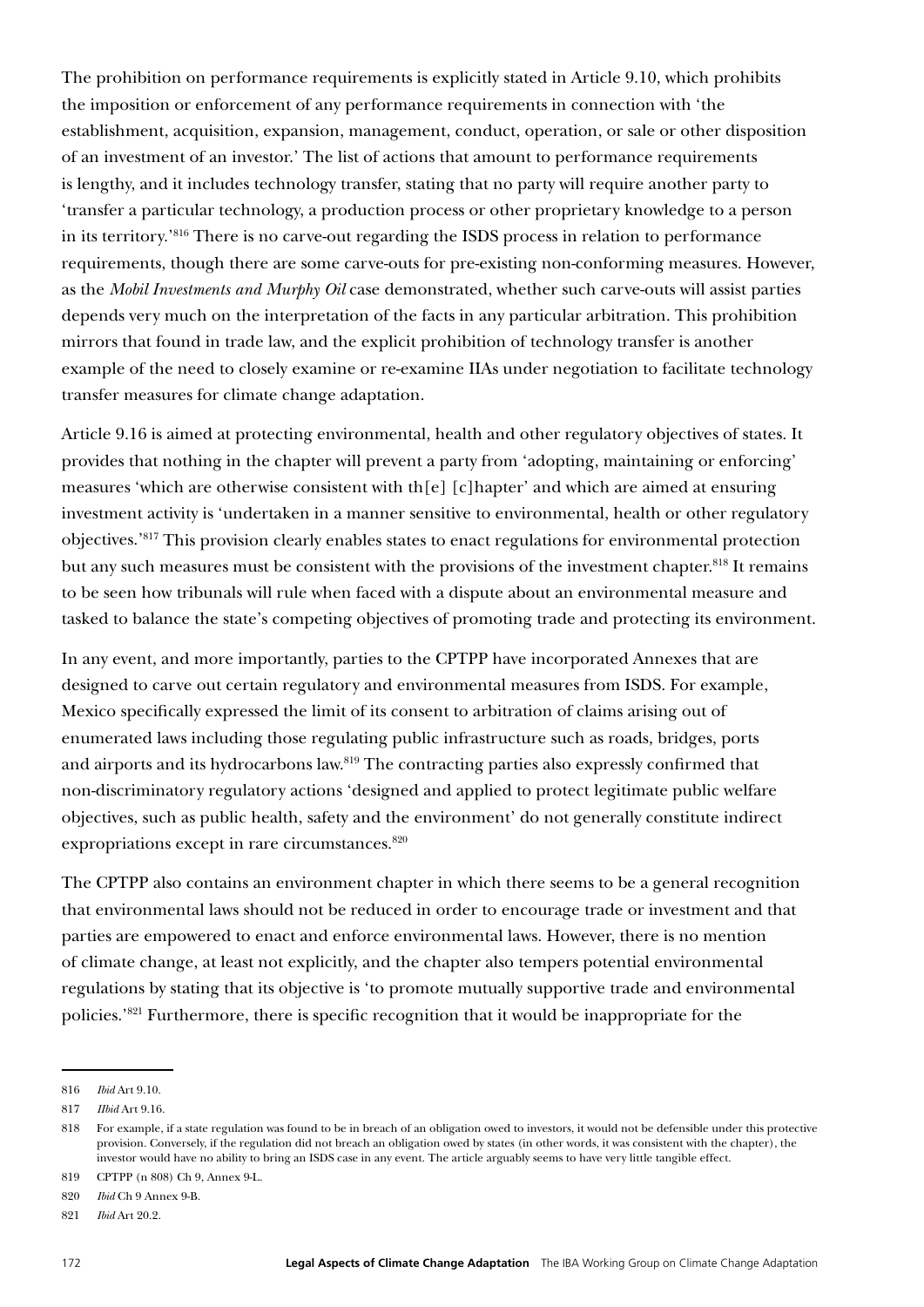The prohibition on performance requirements is explicitly stated in Article 9.10, which prohibits the imposition or enforcement of any performance requirements in connection with 'the establishment, acquisition, expansion, management, conduct, operation, or sale or other disposition of an investment of an investor.' The list of actions that amount to performance requirements is lengthy, and it includes technology transfer, stating that no party will require another party to 'transfer a particular technology, a production process or other proprietary knowledge to a person in its territory.'[816] There is no carve-out regarding the ISDS process in relation to performance requirements, though there are some carve-outs for pre-existing non-conforming measures. However, as the *Mobil Investments and Murphy Oil* case demonstrated, whether such carve-outs will assist parties depends very much on the interpretation of the facts in any particular arbitration. This prohibition mirrors that found in trade law, and the explicit prohibition of technology transfer is another example of the need to closely examine or re-examine IIAs under negotiation to facilitate technology transfer measures for climate change adaptation.

Article 9.16 is aimed at protecting environmental, health and other regulatory objectives of states. It provides that nothing in the chapter will prevent a party from 'adopting, maintaining or enforcing' measures 'which are otherwise consistent with th[e] [c]hapter' and which are aimed at ensuring investment activity is 'undertaken in a manner sensitive to environmental, health or other regulatory objectives.'[817] This provision clearly enables states to enact regulations for environmental protection but any such measures must be consistent with the provisions of the investment chapter.[818] It remains to be seen how tribunals will rule when faced with a dispute about an environmental measure and tasked to balance the state's competing objectives of promoting trade and protecting its environment.

In any event, and more importantly, parties to the CPTPP have incorporated Annexes that are designed to carve out certain regulatory and environmental measures from ISDS. For example, Mexico specifically expressed the limit of its consent to arbitration of claims arising out of enumerated laws including those regulating public infrastructure such as roads, bridges, ports and airports and its hydrocarbons law.[819] The contracting parties also expressly confirmed that non-discriminatory regulatory actions 'designed and applied to protect legitimate public welfare objectives, such as public health, safety and the environment' do not generally constitute indirect expropriations except in rare circumstances.[820]

The CPTPP also contains an environment chapter in which there seems to be a general recognition that environmental laws should not be reduced in order to encourage trade or investment and that parties are empowered to enact and enforce environmental laws. However, there is no mention of climate change, at least not explicitly, and the chapter also tempers potential environmental regulations by stating that its objective is 'to promote mutually supportive trade and environmental policies.'[821] Furthermore, there is specific recognition that it would be inappropriate for the

---

816 *Ibid* Art 9.10.

817 *IIbid* Art 9.16.

818 For example, if a state regulation was found to be in breach of an obligation owed to investors, it would not be defensible under this protective provision. Conversely, if the regulation did not breach an obligation owed by states (in other words, it was consistent with the chapter), the investor would have no ability to bring an ISDS case in any event. The article arguably seems to have very little tangible effect.

819 CPTPP (n 808) Ch 9, Annex 9-L.

820 *Ibid* Ch 9 Annex 9-B.

821 *Ibid* Art 20.2.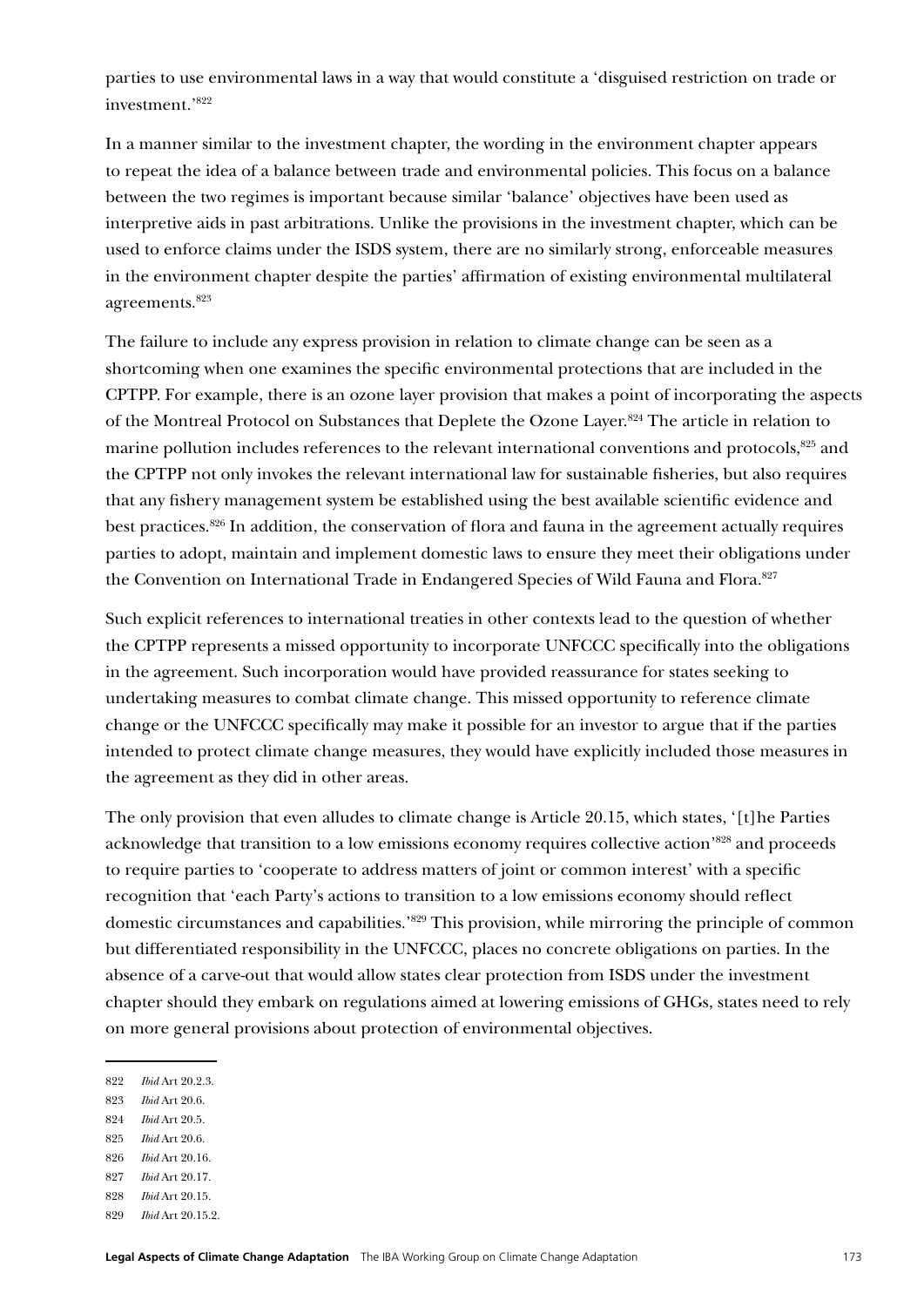parties to use environmental laws in a way that would constitute a 'disguised restriction on trade or investment.'[822]

In a manner similar to the investment chapter, the wording in the environment chapter appears to repeat the idea of a balance between trade and environmental policies. This focus on a balance between the two regimes is important because similar 'balance' objectives have been used as interpretive aids in past arbitrations. Unlike the provisions in the investment chapter, which can be used to enforce claims under the ISDS system, there are no similarly strong, enforceable measures in the environment chapter despite the parties' affirmation of existing environmental multilateral agreements.[823]

The failure to include any express provision in relation to climate change can be seen as a shortcoming when one examines the specific environmental protections that are included in the CPTPP. For example, there is an ozone layer provision that makes a point of incorporating the aspects of the Montreal Protocol on Substances that Deplete the Ozone Layer.[824] The article in relation to marine pollution includes references to the relevant international conventions and protocols,[825] and the CPTPP not only invokes the relevant international law for sustainable fisheries, but also requires that any fishery management system be established using the best available scientific evidence and best practices.[826] In addition, the conservation of flora and fauna in the agreement actually requires parties to adopt, maintain and implement domestic laws to ensure they meet their obligations under the Convention on International Trade in Endangered Species of Wild Fauna and Flora.[827]

Such explicit references to international treaties in other contexts lead to the question of whether the CPTPP represents a missed opportunity to incorporate UNFCCC specifically into the obligations in the agreement. Such incorporation would have provided reassurance for states seeking to undertaking measures to combat climate change. This missed opportunity to reference climate change or the UNFCCC specifically may make it possible for an investor to argue that if the parties intended to protect climate change measures, they would have explicitly included those measures in the agreement as they did in other areas.

The only provision that even alludes to climate change is Article 20.15, which states, '[t]he Parties acknowledge that transition to a low emissions economy requires collective action'[828] and proceeds to require parties to 'cooperate to address matters of joint or common interest' with a specific recognition that 'each Party's actions to transition to a low emissions economy should reflect domestic circumstances and capabilities.'[829] This provision, while mirroring the principle of common but differentiated responsibility in the UNFCCC, places no concrete obligations on parties. In the absence of a carve-out that would allow states clear protection from ISDS under the investment chapter should they embark on regulations aimed at lowering emissions of GHGs, states need to rely on more general provisions about protection of environmental objectives.

---

822 *Ibid* Art 20.2.3.

823 *Ibid* Art 20.6.

824 *Ibid* Art 20.5.

825 *Ibid* Art 20.6.

826 *Ibid* Art 20.16.

827 *Ibid* Art 20.17.

828 *Ibid* Art 20.15.

829 *Ibid* Art 20.15.2.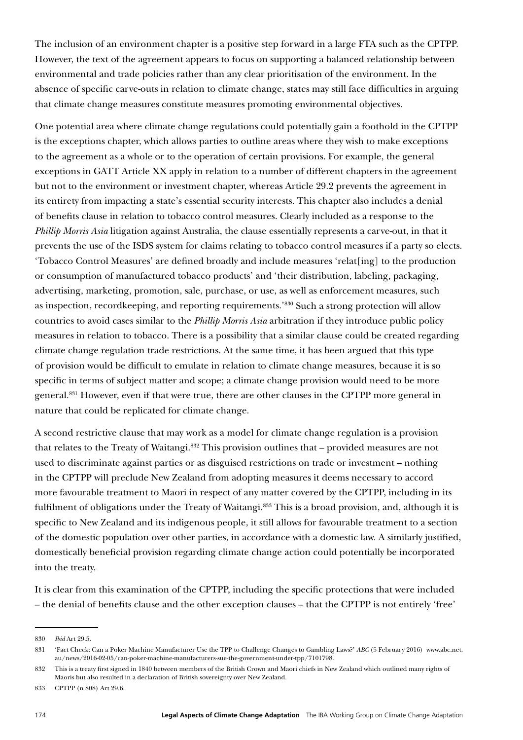The inclusion of an environment chapter is a positive step forward in a large FTA such as the CPTPP. However, the text of the agreement appears to focus on supporting a balanced relationship between environmental and trade policies rather than any clear prioritisation of the environment. In the absence of specific carve-outs in relation to climate change, states may still face difficulties in arguing that climate change measures constitute measures promoting environmental objectives.

One potential area where climate change regulations could potentially gain a foothold in the CPTPP is the exceptions chapter, which allows parties to outline areas where they wish to make exceptions to the agreement as a whole or to the operation of certain provisions. For example, the general exceptions in GATT Article XX apply in relation to a number of different chapters in the agreement but not to the environment or investment chapter, whereas Article 29.2 prevents the agreement in its entirety from impacting a state's essential security interests. This chapter also includes a denial of benefits clause in relation to tobacco control measures. Clearly included as a response to the *Phillip Morris Asia* litigation against Australia, the clause essentially represents a carve-out, in that it prevents the use of the ISDS system for claims relating to tobacco control measures if a party so elects. 'Tobacco Control Measures' are defined broadly and include measures 'relat[ing] to the production or consumption of manufactured tobacco products' and 'their distribution, labeling, packaging, advertising, marketing, promotion, sale, purchase, or use, as well as enforcement measures, such as inspection, recordkeeping, and reporting requirements.'[830] Such a strong protection will allow countries to avoid cases similar to the *Phillip Morris Asia* arbitration if they introduce public policy measures in relation to tobacco. There is a possibility that a similar clause could be created regarding climate change regulation trade restrictions. At the same time, it has been argued that this type of provision would be difficult to emulate in relation to climate change measures, because it is so specific in terms of subject matter and scope; a climate change provision would need to be more general.[831] However, even if that were true, there are other clauses in the CPTPP more general in nature that could be replicated for climate change.

A second restrictive clause that may work as a model for climate change regulation is a provision that relates to the Treaty of Waitangi.[832] This provision outlines that – provided measures are not used to discriminate against parties or as disguised restrictions on trade or investment – nothing in the CPTPP will preclude New Zealand from adopting measures it deems necessary to accord more favourable treatment to Maori in respect of any matter covered by the CPTPP, including in its fulfilment of obligations under the Treaty of Waitangi.[833] This is a broad provision, and, although it is specific to New Zealand and its indigenous people, it still allows for favourable treatment to a section of the domestic population over other parties, in accordance with a domestic law. A similarly justified, domestically beneficial provision regarding climate change action could potentially be incorporated into the treaty.

It is clear from this examination of the CPTPP, including the specific protections that were included – the denial of benefits clause and the other exception clauses – that the CPTPP is not entirely 'free'

---

830 *Ibid* Art 29.5.

831 'Fact Check: Can a Poker Machine Manufacturer Use the TPP to Challenge Changes to Gambling Laws?' *ABC* (5 February 2016) www.abc.net.au/news/2016-02-05/can-poker-machine-manufacturers-sue-the-government-under-tpp/7101798.

832 This is a treaty first signed in 1840 between members of the British Crown and Maori chiefs in New Zealand which outlined many rights of Maoris but also resulted in a declaration of British sovereignty over New Zealand.

833 CPTPP (n 808) Art 29.6.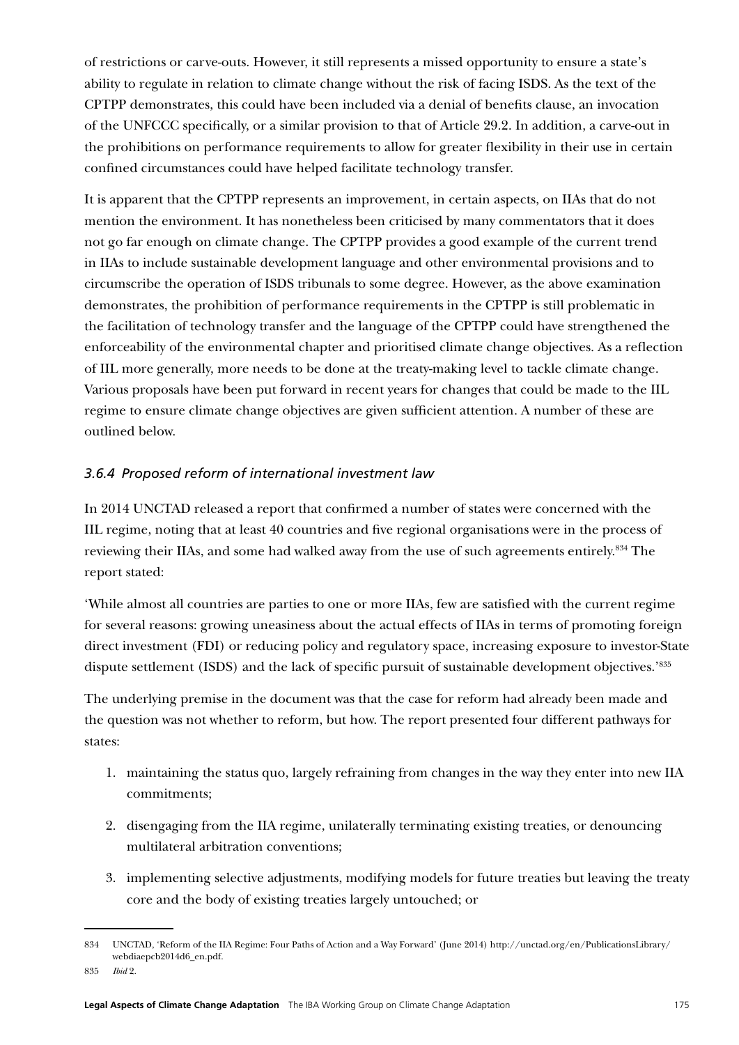of restrictions or carve-outs. However, it still represents a missed opportunity to ensure a state's ability to regulate in relation to climate change without the risk of facing ISDS. As the text of the CPTPP demonstrates, this could have been included via a denial of benefits clause, an invocation of the UNFCCC specifically, or a similar provision to that of Article 29.2. In addition, a carve-out in the prohibitions on performance requirements to allow for greater flexibility in their use in certain confined circumstances could have helped facilitate technology transfer.

It is apparent that the CPTPP represents an improvement, in certain aspects, on IIAs that do not mention the environment. It has nonetheless been criticised by many commentators that it does not go far enough on climate change. The CPTPP provides a good example of the current trend in IIAs to include sustainable development language and other environmental provisions and to circumscribe the operation of ISDS tribunals to some degree. However, as the above examination demonstrates, the prohibition of performance requirements in the CPTPP is still problematic in the facilitation of technology transfer and the language of the CPTPP could have strengthened the enforceability of the environmental chapter and prioritised climate change objectives. As a reflection of IIL more generally, more needs to be done at the treaty-making level to tackle climate change. Various proposals have been put forward in recent years for changes that could be made to the IIL regime to ensure climate change objectives are given sufficient attention. A number of these are outlined below.

### *3.6.4 Proposed reform of international investment law*

In 2014 UNCTAD released a report that confirmed a number of states were concerned with the IIL regime, noting that at least 40 countries and five regional organisations were in the process of reviewing their IIAs, and some had walked away from the use of such agreements entirely.[834] The report stated:

'While almost all countries are parties to one or more IIAs, few are satisfied with the current regime for several reasons: growing uneasiness about the actual effects of IIAs in terms of promoting foreign direct investment (FDI) or reducing policy and regulatory space, increasing exposure to investor-State dispute settlement (ISDS) and the lack of specific pursuit of sustainable development objectives.'[835]

The underlying premise in the document was that the case for reform had already been made and the question was not whether to reform, but how. The report presented four different pathways for states:

1. maintaining the status quo, largely refraining from changes in the way they enter into new IIA commitments;
2. disengaging from the IIA regime, unilaterally terminating existing treaties, or denouncing multilateral arbitration conventions;
3. implementing selective adjustments, modifying models for future treaties but leaving the treaty core and the body of existing treaties largely untouched; or

---

834 UNCTAD, 'Reform of the IIA Regime: Four Paths of Action and a Way Forward' (June 2014) http://unctad.org/en/PublicationsLibrary/webdiaepcb2014d6_en.pdf.

835 *Ibid* 2.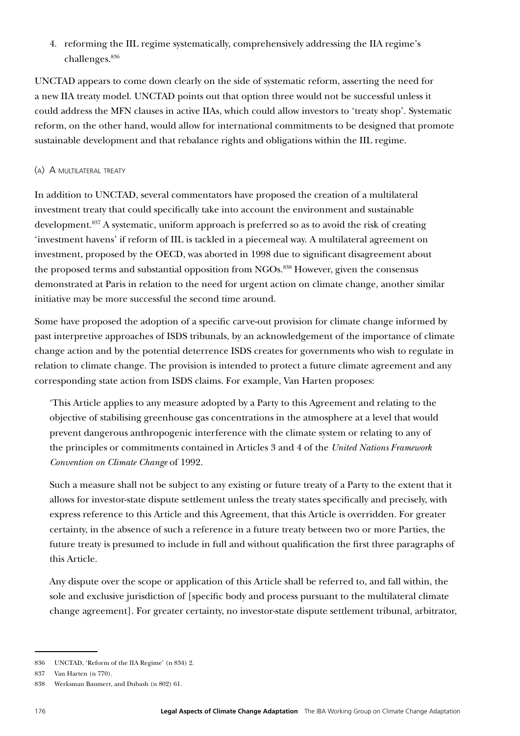4. reforming the IIL regime systematically, comprehensively addressing the IIA regime's challenges.[836]

UNCTAD appears to come down clearly on the side of systematic reform, asserting the need for a new IIA treaty model. UNCTAD points out that option three would not be successful unless it could address the MFN clauses in active IIAs, which could allow investors to 'treaty shop'. Systematic reform, on the other hand, would allow for international commitments to be designed that promote sustainable development and that rebalance rights and obligations within the IIL regime.

#### (a) A multilateral treaty

In addition to UNCTAD, several commentators have proposed the creation of a multilateral investment treaty that could specifically take into account the environment and sustainable development.[837] A systematic, uniform approach is preferred so as to avoid the risk of creating 'investment havens' if reform of IIL is tackled in a piecemeal way. A multilateral agreement on investment, proposed by the OECD, was aborted in 1998 due to significant disagreement about the proposed terms and substantial opposition from NGOs.[838] However, given the consensus demonstrated at Paris in relation to the need for urgent action on climate change, another similar initiative may be more successful the second time around.

Some have proposed the adoption of a specific carve-out provision for climate change informed by past interpretive approaches of ISDS tribunals, by an acknowledgement of the importance of climate change action and by the potential deterrence ISDS creates for governments who wish to regulate in relation to climate change. The provision is intended to protect a future climate agreement and any corresponding state action from ISDS claims. For example, Van Harten proposes:

> 'This Article applies to any measure adopted by a Party to this Agreement and relating to the objective of stabilising greenhouse gas concentrations in the atmosphere at a level that would prevent dangerous anthropogenic interference with the climate system or relating to any of the principles or commitments contained in Articles 3 and 4 of the *United Nations Framework Convention on Climate Change* of 1992.
>
> Such a measure shall not be subject to any existing or future treaty of a Party to the extent that it allows for investor-state dispute settlement unless the treaty states specifically and precisely, with express reference to this Article and this Agreement, that this Article is overridden. For greater certainty, in the absence of such a reference in a future treaty between two or more Parties, the future treaty is presumed to include in full and without qualification the first three paragraphs of this Article.
>
> Any dispute over the scope or application of this Article shall be referred to, and fall within, the sole and exclusive jurisdiction of [specific body and process pursuant to the multilateral climate change agreement]. For greater certainty, no investor-state dispute settlement tribunal, arbitrator,

---

836 UNCTAD, 'Reform of the IIA Regime' (n 834) 2.

837 Van Harten (n 770).

838 Werksman Baumert, and Dubash (n 802) 61.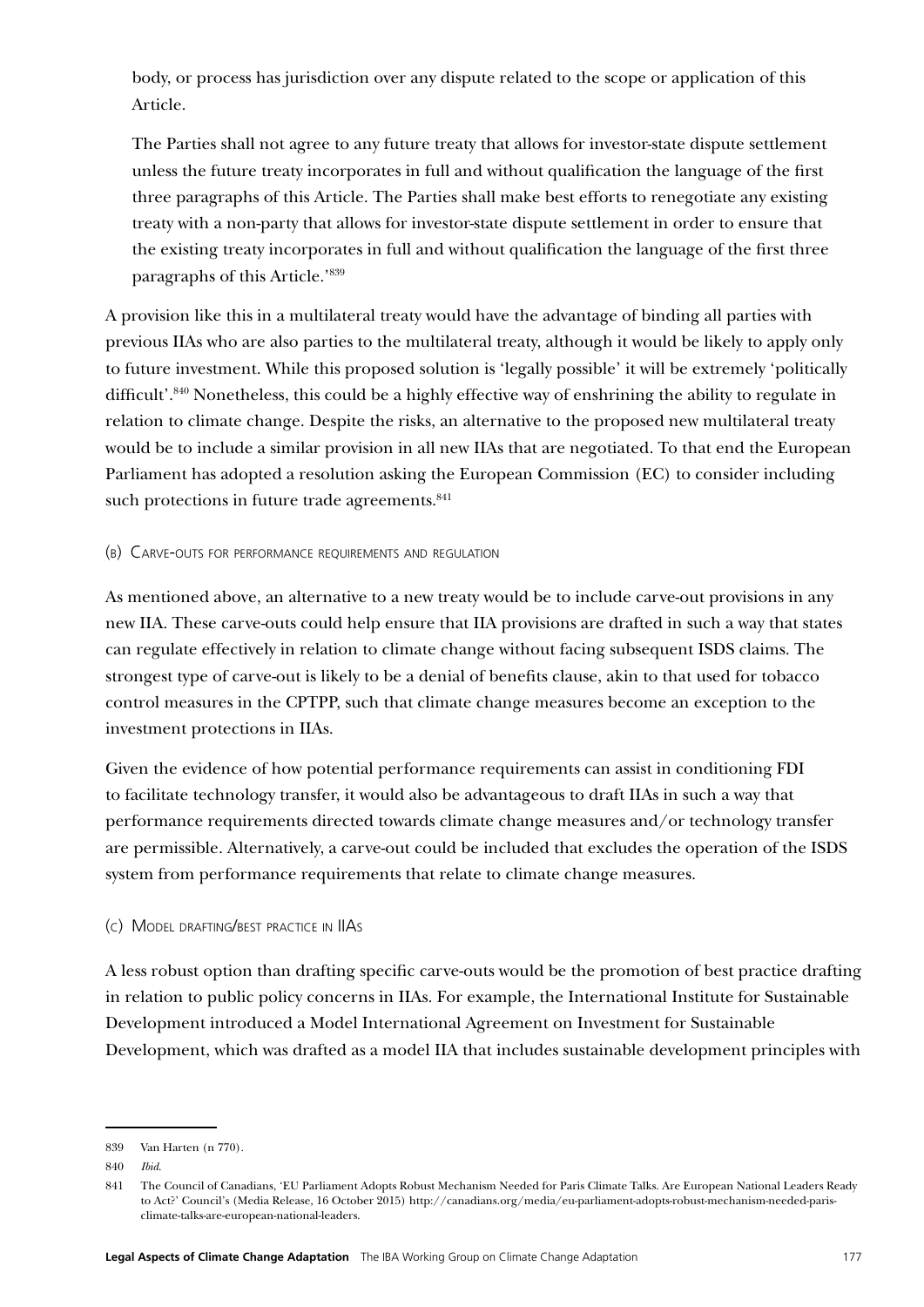body, or process has jurisdiction over any dispute related to the scope or application of this Article.

The Parties shall not agree to any future treaty that allows for investor-state dispute settlement unless the future treaty incorporates in full and without qualification the language of the first three paragraphs of this Article. The Parties shall make best efforts to renegotiate any existing treaty with a non-party that allows for investor-state dispute settlement in order to ensure that the existing treaty incorporates in full and without qualification the language of the first three paragraphs of this Article.'[839]

A provision like this in a multilateral treaty would have the advantage of binding all parties with previous IIAs who are also parties to the multilateral treaty, although it would be likely to apply only to future investment. While this proposed solution is 'legally possible' it will be extremely 'politically difficult'.[840] Nonetheless, this could be a highly effective way of enshrining the ability to regulate in relation to climate change. Despite the risks, an alternative to the proposed new multilateral treaty would be to include a similar provision in all new IIAs that are negotiated. To that end the European Parliament has adopted a resolution asking the European Commission (EC) to consider including such protections in future trade agreements.[841]

#### (b) Carve-outs for performance requirements and regulation

As mentioned above, an alternative to a new treaty would be to include carve-out provisions in any new IIA. These carve-outs could help ensure that IIA provisions are drafted in such a way that states can regulate effectively in relation to climate change without facing subsequent ISDS claims. The strongest type of carve-out is likely to be a denial of benefits clause, akin to that used for tobacco control measures in the CPTPP, such that climate change measures become an exception to the investment protections in IIAs.

Given the evidence of how potential performance requirements can assist in conditioning FDI to facilitate technology transfer, it would also be advantageous to draft IIAs in such a way that performance requirements directed towards climate change measures and/or technology transfer are permissible. Alternatively, a carve-out could be included that excludes the operation of the ISDS system from performance requirements that relate to climate change measures.

#### (c) Model drafting/best practice in IIAs

A less robust option than drafting specific carve-outs would be the promotion of best practice drafting in relation to public policy concerns in IIAs. For example, the International Institute for Sustainable Development introduced a Model International Agreement on Investment for Sustainable Development, which was drafted as a model IIA that includes sustainable development principles with

---

839 Van Harten (n 770).

840 *Ibid*.

841 The Council of Canadians, 'EU Parliament Adopts Robust Mechanism Needed for Paris Climate Talks. Are European National Leaders Ready to Act?' Council's (Media Release, 16 October 2015) http://canadians.org/media/eu-parliament-adopts-robust-mechanism-needed-paris-climate-talks-are-european-national-leaders.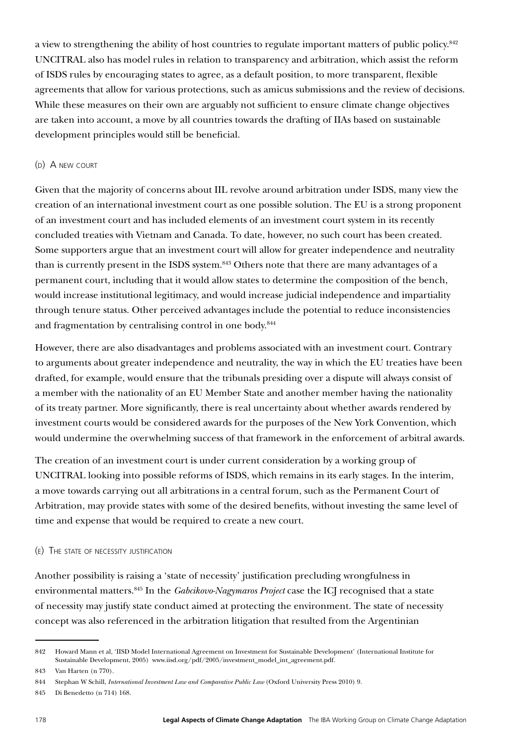a view to strengthening the ability of host countries to regulate important matters of public policy.[842] UNCITRAL also has model rules in relation to transparency and arbitration, which assist the reform of ISDS rules by encouraging states to agree, as a default position, to more transparent, flexible agreements that allow for various protections, such as amicus submissions and the review of decisions. While these measures on their own are arguably not sufficient to ensure climate change objectives are taken into account, a move by all countries towards the drafting of IIAs based on sustainable development principles would still be beneficial.

#### (d) A new court

Given that the majority of concerns about IIL revolve around arbitration under ISDS, many view the creation of an international investment court as one possible solution. The EU is a strong proponent of an investment court and has included elements of an investment court system in its recently concluded treaties with Vietnam and Canada. To date, however, no such court has been created. Some supporters argue that an investment court will allow for greater independence and neutrality than is currently present in the ISDS system.[843] Others note that there are many advantages of a permanent court, including that it would allow states to determine the composition of the bench, would increase institutional legitimacy, and would increase judicial independence and impartiality through tenure status. Other perceived advantages include the potential to reduce inconsistencies and fragmentation by centralising control in one body.[844]

However, there are also disadvantages and problems associated with an investment court. Contrary to arguments about greater independence and neutrality, the way in which the EU treaties have been drafted, for example, would ensure that the tribunals presiding over a dispute will always consist of a member with the nationality of an EU Member State and another member having the nationality of its treaty partner. More significantly, there is real uncertainty about whether awards rendered by investment courts would be considered awards for the purposes of the New York Convention, which would undermine the overwhelming success of that framework in the enforcement of arbitral awards.

The creation of an investment court is under current consideration by a working group of UNCITRAL looking into possible reforms of ISDS, which remains in its early stages. In the interim, a move towards carrying out all arbitrations in a central forum, such as the Permanent Court of Arbitration, may provide states with some of the desired benefits, without investing the same level of time and expense that would be required to create a new court.

#### (e) The state of necessity justification

Another possibility is raising a 'state of necessity' justification precluding wrongfulness in environmental matters.[845] In the *Gabcikovo-Nagymaros Project* case the ICJ recognised that a state of necessity may justify state conduct aimed at protecting the environment. The state of necessity concept was also referenced in the arbitration litigation that resulted from the Argentinian

---

842 Howard Mann et al, 'IISD Model International Agreement on Investment for Sustainable Development' (International Institute for Sustainable Development, 2005) www.iisd.org/pdf/2005/investment_model_int_agreement.pdf.

843 Van Harten (n 770).

844 Stephan W Schill, *International Investment Law and Comparative Public Law* (Oxford University Press 2010) 9.

845 Di Benedetto (n 714) 168.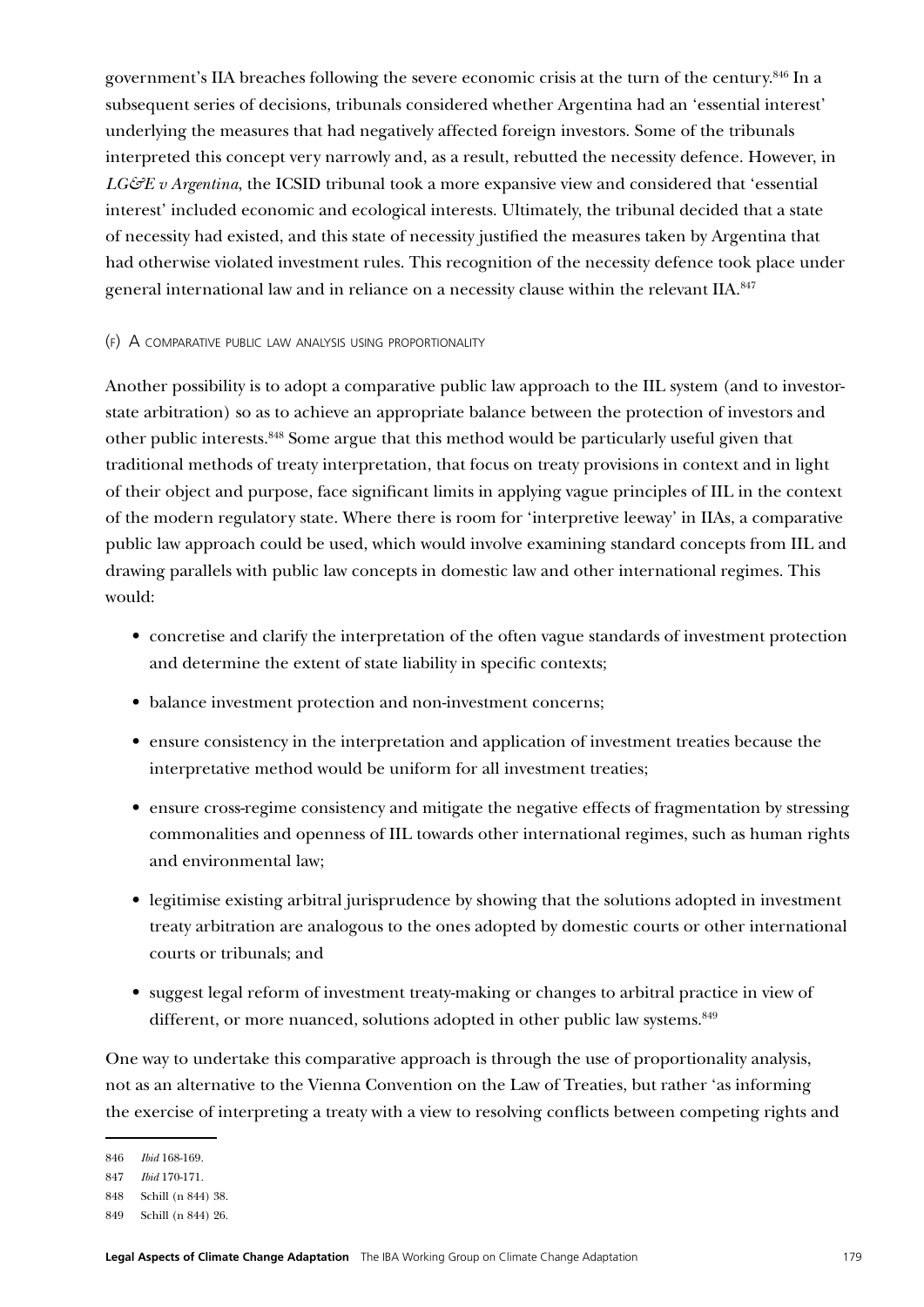government's IIA breaches following the severe economic crisis at the turn of the century.[846] In a subsequent series of decisions, tribunals considered whether Argentina had an 'essential interest' underlying the measures that had negatively affected foreign investors. Some of the tribunals interpreted this concept very narrowly and, as a result, rebutted the necessity defence. However, in *LG&E v Argentina*, the ICSID tribunal took a more expansive view and considered that 'essential interest' included economic and ecological interests. Ultimately, the tribunal decided that a state of necessity had existed, and this state of necessity justified the measures taken by Argentina that had otherwise violated investment rules. This recognition of the necessity defence took place under general international law and in reliance on a necessity clause within the relevant IIA.[847]

#### (f) A comparative public law analysis using proportionality

Another possibility is to adopt a comparative public law approach to the IIL system (and to investor-state arbitration) so as to achieve an appropriate balance between the protection of investors and other public interests.[848] Some argue that this method would be particularly useful given that traditional methods of treaty interpretation, that focus on treaty provisions in context and in light of their object and purpose, face significant limits in applying vague principles of IIL in the context of the modern regulatory state. Where there is room for 'interpretive leeway' in IIAs, a comparative public law approach could be used, which would involve examining standard concepts from IIL and drawing parallels with public law concepts in domestic law and other international regimes. This would:

- concretise and clarify the interpretation of the often vague standards of investment protection and determine the extent of state liability in specific contexts;
- balance investment protection and non-investment concerns;
- ensure consistency in the interpretation and application of investment treaties because the interpretative method would be uniform for all investment treaties;
- ensure cross-regime consistency and mitigate the negative effects of fragmentation by stressing commonalities and openness of IIL towards other international regimes, such as human rights and environmental law;
- legitimise existing arbitral jurisprudence by showing that the solutions adopted in investment treaty arbitration are analogous to the ones adopted by domestic courts or other international courts or tribunals; and
- suggest legal reform of investment treaty-making or changes to arbitral practice in view of different, or more nuanced, solutions adopted in other public law systems.[849]

One way to undertake this comparative approach is through the use of proportionality analysis, not as an alternative to the Vienna Convention on the Law of Treaties, but rather 'as informing the exercise of interpreting a treaty with a view to resolving conflicts between competing rights and

---

846 *Ibid* 168-169.

847 *Ibid* 170-171.

848 Schill (n 844) 38.

849 Schill (n 844) 26.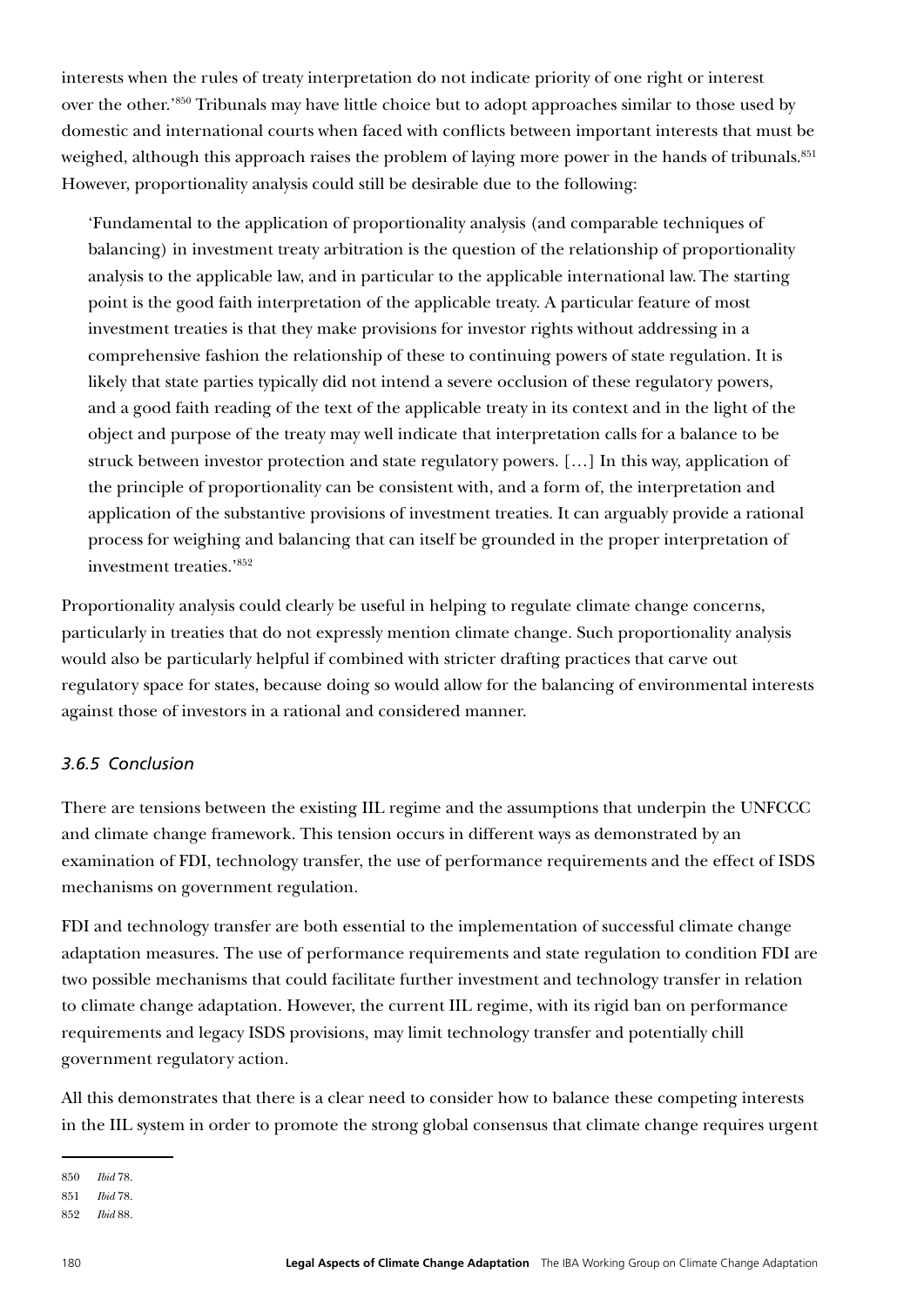interests when the rules of treaty interpretation do not indicate priority of one right or interest over the other.'[850] Tribunals may have little choice but to adopt approaches similar to those used by domestic and international courts when faced with conflicts between important interests that must be weighed, although this approach raises the problem of laying more power in the hands of tribunals.[851] However, proportionality analysis could still be desirable due to the following:

> 'Fundamental to the application of proportionality analysis (and comparable techniques of balancing) in investment treaty arbitration is the question of the relationship of proportionality analysis to the applicable law, and in particular to the applicable international law. The starting point is the good faith interpretation of the applicable treaty. A particular feature of most investment treaties is that they make provisions for investor rights without addressing in a comprehensive fashion the relationship of these to continuing powers of state regulation. It is likely that state parties typically did not intend a severe occlusion of these regulatory powers, and a good faith reading of the text of the applicable treaty in its context and in the light of the object and purpose of the treaty may well indicate that interpretation calls for a balance to be struck between investor protection and state regulatory powers. […] In this way, application of the principle of proportionality can be consistent with, and a form of, the interpretation and application of the substantive provisions of investment treaties. It can arguably provide a rational process for weighing and balancing that can itself be grounded in the proper interpretation of investment treaties.'[852]

Proportionality analysis could clearly be useful in helping to regulate climate change concerns, particularly in treaties that do not expressly mention climate change. Such proportionality analysis would also be particularly helpful if combined with stricter drafting practices that carve out regulatory space for states, because doing so would allow for the balancing of environmental interests against those of investors in a rational and considered manner.

### *3.6.5 Conclusion*

There are tensions between the existing IIL regime and the assumptions that underpin the UNFCCC and climate change framework. This tension occurs in different ways as demonstrated by an examination of FDI, technology transfer, the use of performance requirements and the effect of ISDS mechanisms on government regulation.

FDI and technology transfer are both essential to the implementation of successful climate change adaptation measures. The use of performance requirements and state regulation to condition FDI are two possible mechanisms that could facilitate further investment and technology transfer in relation to climate change adaptation. However, the current IIL regime, with its rigid ban on performance requirements and legacy ISDS provisions, may limit technology transfer and potentially chill government regulatory action.

All this demonstrates that there is a clear need to consider how to balance these competing interests in the IIL system in order to promote the strong global consensus that climate change requires urgent

---

850 *Ibid* 78.

851 *Ibid* 78.

852 *Ibid* 88.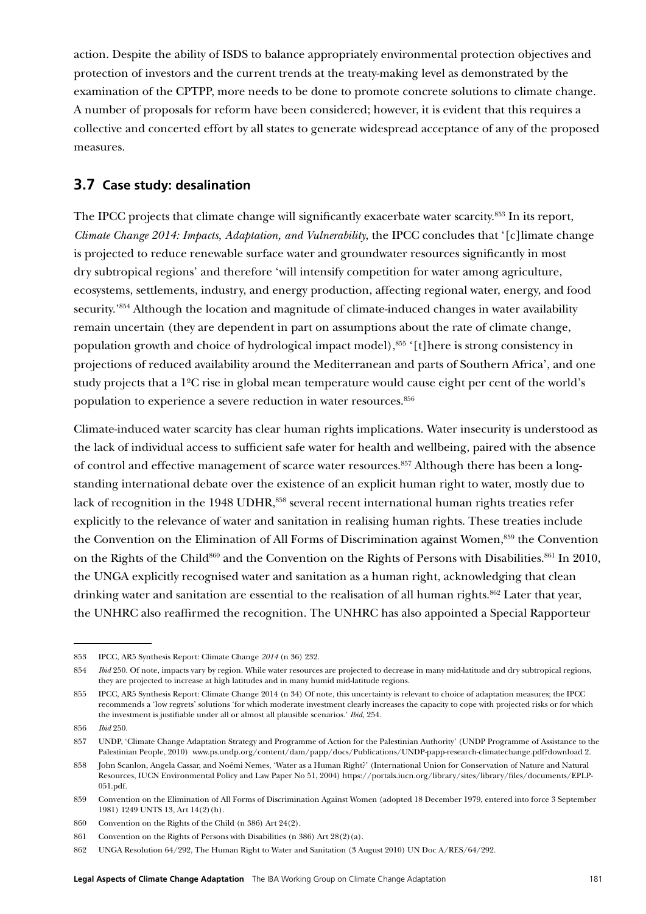action. Despite the ability of ISDS to balance appropriately environmental protection objectives and protection of investors and the current trends at the treaty-making level as demonstrated by the examination of the CPTPP, more needs to be done to promote concrete solutions to climate change. A number of proposals for reform have been considered; however, it is evident that this requires a collective and concerted effort by all states to generate widespread acceptance of any of the proposed measures.

## 3.7 Case study: desalination

The IPCC projects that climate change will significantly exacerbate water scarcity.[853] In its report, *Climate Change 2014: Impacts, Adaptation, and Vulnerability*, the IPCC concludes that '[c]limate change is projected to reduce renewable surface water and groundwater resources significantly in most dry subtropical regions' and therefore 'will intensify competition for water among agriculture, ecosystems, settlements, industry, and energy production, affecting regional water, energy, and food security.'[854] Although the location and magnitude of climate-induced changes in water availability remain uncertain (they are dependent in part on assumptions about the rate of climate change, population growth and choice of hydrological impact model),[855] '[t]here is strong consistency in projections of reduced availability around the Mediterranean and parts of Southern Africa', and one study projects that a 1ºC rise in global mean temperature would cause eight per cent of the world's population to experience a severe reduction in water resources.[856]

Climate-induced water scarcity has clear human rights implications. Water insecurity is understood as the lack of individual access to sufficient safe water for health and wellbeing, paired with the absence of control and effective management of scarce water resources.[857] Although there has been a long-standing international debate over the existence of an explicit human right to water, mostly due to lack of recognition in the 1948 UDHR,[858] several recent international human rights treaties refer explicitly to the relevance of water and sanitation in realising human rights. These treaties include the Convention on the Elimination of All Forms of Discrimination against Women,[859] the Convention on the Rights of the Child[860] and the Convention on the Rights of Persons with Disabilities.[861] In 2010, the UNGA explicitly recognised water and sanitation as a human right, acknowledging that clean drinking water and sanitation are essential to the realisation of all human rights.[862] Later that year, the UNHRC also reaffirmed the recognition. The UNHRC has also appointed a Special Rapporteur

---

853 IPCC, AR5 Synthesis Report: Climate Change *2014* (n 36) 232.

854 *Ibid* 250. Of note, impacts vary by region. While water resources are projected to decrease in many mid-latitude and dry subtropical regions, they are projected to increase at high latitudes and in many humid mid-latitude regions.

855 IPCC, AR5 Synthesis Report: Climate Change 2014 (n 34) Of note, this uncertainty is relevant to choice of adaptation measures; the IPCC recommends a 'low regrets' solutions 'for which moderate investment clearly increases the capacity to cope with projected risks or for which the investment is justifiable under all or almost all plausible scenarios.' *Ibid*, 254.

856 *Ibid* 250.

857 UNDP, 'Climate Change Adaptation Strategy and Programme of Action for the Palestinian Authority' (UNDP Programme of Assistance to the Palestinian People, 2010) www.ps.undp.org/content/dam/papp/docs/Publications/UNDP-papp-research-climatechange.pdf?download 2.

858 John Scanlon, Angela Cassar, and Noémi Nemes, 'Water as a Human Right?' (International Union for Conservation of Nature and Natural Resources, IUCN Environmental Policy and Law Paper No 51, 2004) https://portals.iucn.org/library/sites/library/files/documents/EPLP-051.pdf.

859 Convention on the Elimination of All Forms of Discrimination Against Women (adopted 18 December 1979, entered into force 3 September 1981) 1249 UNTS 13, Art 14(2)(h).

860 Convention on the Rights of the Child (n 386) Art 24(2).

861 Convention on the Rights of Persons with Disabilities (n 386) Art 28(2)(a).

862 UNGA Resolution 64/292, The Human Right to Water and Sanitation (3 August 2010) UN Doc A/RES/64/292.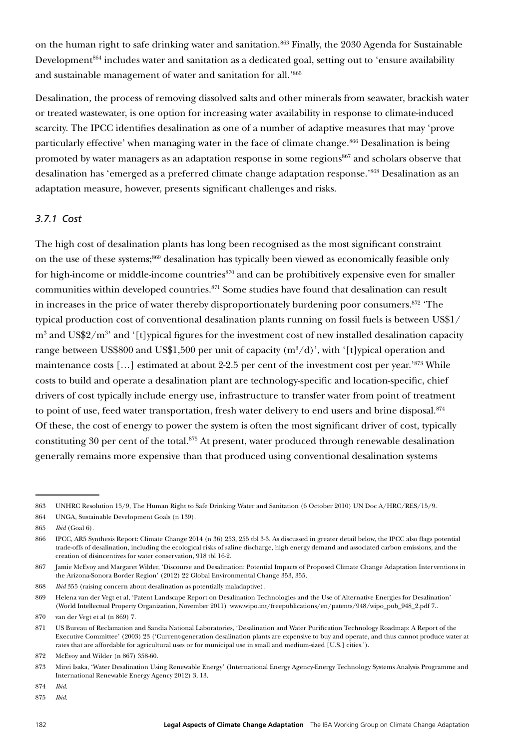on the human right to safe drinking water and sanitation.[863] Finally, the 2030 Agenda for Sustainable Development[864] includes water and sanitation as a dedicated goal, setting out to 'ensure availability and sustainable management of water and sanitation for all.'[865]

Desalination, the process of removing dissolved salts and other minerals from seawater, brackish water or treated wastewater, is one option for increasing water availability in response to climate-induced scarcity. The IPCC identifies desalination as one of a number of adaptive measures that may 'prove particularly effective' when managing water in the face of climate change.[866] Desalination is being promoted by water managers as an adaptation response in some regions[867] and scholars observe that desalination has 'emerged as a preferred climate change adaptation response.'[868] Desalination as an adaptation measure, however, presents significant challenges and risks.

### *3.7.1 Cost*

The high cost of desalination plants has long been recognised as the most significant constraint on the use of these systems;[869] desalination has typically been viewed as economically feasible only for high-income or middle-income countries[870] and can be prohibitively expensive even for smaller communities within developed countries.[871] Some studies have found that desalination can result in increases in the price of water thereby disproportionately burdening poor consumers.[872] 'The typical production cost of conventional desalination plants running on fossil fuels is between US$1/$m^3$ and US$2/$m^3$' and '[t]ypical figures for the investment cost of new installed desalination capacity range between US$800 and US$1,500 per unit of capacity ($m^3$/d)', with '[t]ypical operation and maintenance costs […] estimated at about 2-2.5 per cent of the investment cost per year.'[873] While costs to build and operate a desalination plant are technology-specific and location-specific, chief drivers of cost typically include energy use, infrastructure to transfer water from point of treatment to point of use, feed water transportation, fresh water delivery to end users and brine disposal.[874] Of these, the cost of energy to power the system is often the most significant driver of cost, typically constituting 30 per cent of the total.[875] At present, water produced through renewable desalination generally remains more expensive than that produced using conventional desalination systems

---

863 UNHRC Resolution 15/9, The Human Right to Safe Drinking Water and Sanitation (6 October 2010) UN Doc A/HRC/RES/15/9.

864 UNGA, Sustainable Development Goals (n 139).

865 *Ibid* (Goal 6).

866 IPCC, AR5 Synthesis Report: Climate Change 2014 (n 36) 253, 255 tbl 3-3. As discussed in greater detail below, the IPCC also flags potential trade-offs of desalination, including the ecological risks of saline discharge, high energy demand and associated carbon emissions, and the creation of disincentives for water conservation, 918 tbl 16-2.

867 Jamie McEvoy and Margaret Wilder, 'Discourse and Desalination: Potential Impacts of Proposed Climate Change Adaptation Interventions in the Arizona-Sonora Border Region' (2012) 22 Global Environmental Change 353, 355.

868 *Ibid* 355 (raising concern about desalination as potentially maladaptive).

869 Helena van der Vegt et al, 'Patent Landscape Report on Desalination Technologies and the Use of Alternative Energies for Desalination' (World Intellectual Property Organization, November 2011) www.wipo.int/freepublications/en/patents/948/wipo_pub_948_2.pdf 7..

870 van der Vegt et al (n 869) 7.

871 US Bureau of Reclamation and Sandia National Laboratories, 'Desalination and Water Purification Technology Roadmap: A Report of the Executive Committee' (2003) 23 ('Current-generation desalination plants are expensive to buy and operate, and thus cannot produce water at rates that are affordable for agricultural uses or for municipal use in small and medium-sized [U.S.] cities.').

872 McEvoy and Wilder (n 867) 358-60.

873 Mirei Isaka, 'Water Desalination Using Renewable Energy' (International Energy Agency-Energy Technology Systems Analysis Programme and International Renewable Energy Agency 2012) 3, 13.

874 *Ibid*.

875 *Ibid*.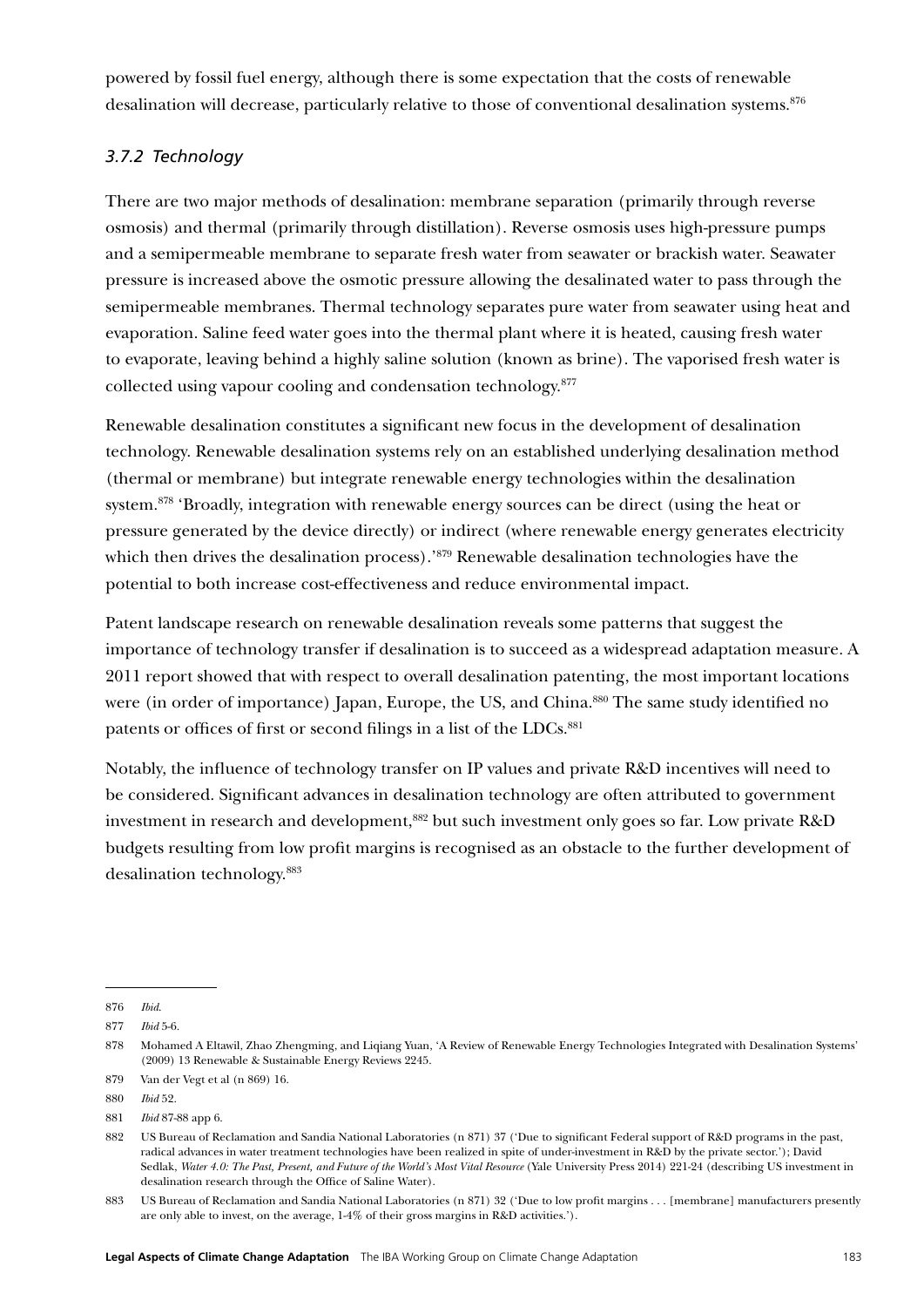powered by fossil fuel energy, although there is some expectation that the costs of renewable desalination will decrease, particularly relative to those of conventional desalination systems.[876]

### *3.7.2 Technology*

There are two major methods of desalination: membrane separation (primarily through reverse osmosis) and thermal (primarily through distillation). Reverse osmosis uses high-pressure pumps and a semipermeable membrane to separate fresh water from seawater or brackish water. Seawater pressure is increased above the osmotic pressure allowing the desalinated water to pass through the semipermeable membranes. Thermal technology separates pure water from seawater using heat and evaporation. Saline feed water goes into the thermal plant where it is heated, causing fresh water to evaporate, leaving behind a highly saline solution (known as brine). The vaporised fresh water is collected using vapour cooling and condensation technology.[877]

Renewable desalination constitutes a significant new focus in the development of desalination technology. Renewable desalination systems rely on an established underlying desalination method (thermal or membrane) but integrate renewable energy technologies within the desalination system.[878] 'Broadly, integration with renewable energy sources can be direct (using the heat or pressure generated by the device directly) or indirect (where renewable energy generates electricity which then drives the desalination process).'[879] Renewable desalination technologies have the potential to both increase cost-effectiveness and reduce environmental impact.

Patent landscape research on renewable desalination reveals some patterns that suggest the importance of technology transfer if desalination is to succeed as a widespread adaptation measure. A 2011 report showed that with respect to overall desalination patenting, the most important locations were (in order of importance) Japan, Europe, the US, and China.[880] The same study identified no patents or offices of first or second filings in a list of the LDCs.[881]

Notably, the influence of technology transfer on IP values and private R&D incentives will need to be considered. Significant advances in desalination technology are often attributed to government investment in research and development,[882] but such investment only goes so far. Low private R&D budgets resulting from low profit margins is recognised as an obstacle to the further development of desalination technology.[883]

---

876 *Ibid*.

877 *Ibid* 5-6.

878 Mohamed A Eltawil, Zhao Zhengming, and Liqiang Yuan, 'A Review of Renewable Energy Technologies Integrated with Desalination Systems' (2009) 13 Renewable & Sustainable Energy Reviews 2245.

879 Van der Vegt et al (n 869) 16.

880 *Ibid* 52.

881 *Ibid* 87-88 app 6.

882 US Bureau of Reclamation and Sandia National Laboratories (n 871) 37 ('Due to significant Federal support of R&D programs in the past, radical advances in water treatment technologies have been realized in spite of under-investment in R&D by the private sector.'); David Sedlak, *Water 4.0: The Past, Present, and Future of the World's Most Vital Resource* (Yale University Press 2014) 221-24 (describing US investment in desalination research through the Office of Saline Water).

883 US Bureau of Reclamation and Sandia National Laboratories (n 871) 32 ('Due to low profit margins . . . [membrane] manufacturers presently are only able to invest, on the average, 1-4% of their gross margins in R&D activities.').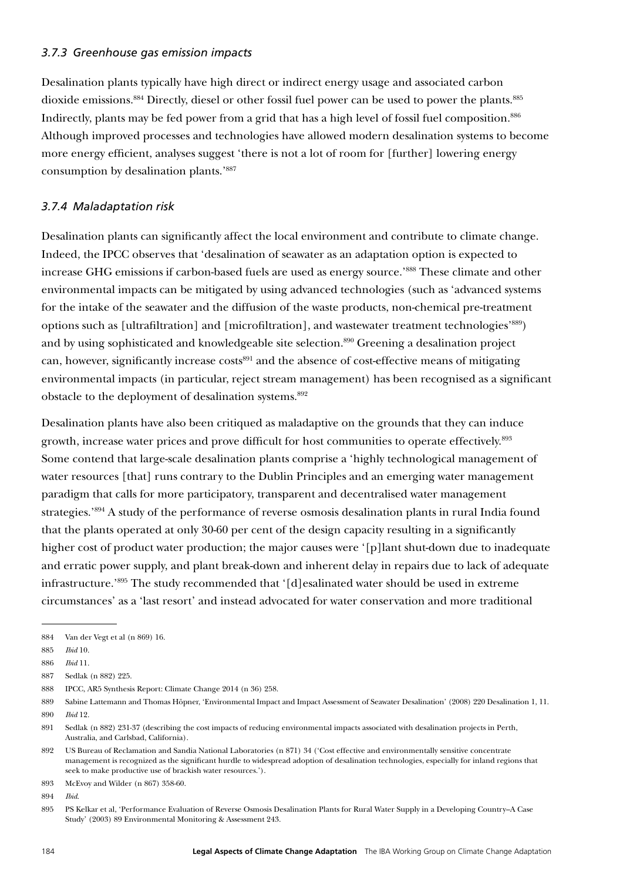### *3.7.3 Greenhouse gas emission impacts*

Desalination plants typically have high direct or indirect energy usage and associated carbon dioxide emissions.[884] Directly, diesel or other fossil fuel power can be used to power the plants.[885] Indirectly, plants may be fed power from a grid that has a high level of fossil fuel composition.[886] Although improved processes and technologies have allowed modern desalination systems to become more energy efficient, analyses suggest 'there is not a lot of room for [further] lowering energy consumption by desalination plants.'[887]

### *3.7.4 Maladaptation risk*

Desalination plants can significantly affect the local environment and contribute to climate change. Indeed, the IPCC observes that 'desalination of seawater as an adaptation option is expected to increase GHG emissions if carbon-based fuels are used as energy source.'[888] These climate and other environmental impacts can be mitigated by using advanced technologies (such as 'advanced systems for the intake of the seawater and the diffusion of the waste products, non-chemical pre-treatment options such as [ultrafiltration] and [microfiltration], and wastewater treatment technologies'[889]) and by using sophisticated and knowledgeable site selection.[890] Greening a desalination project can, however, significantly increase costs[891] and the absence of cost-effective means of mitigating environmental impacts (in particular, reject stream management) has been recognised as a significant obstacle to the deployment of desalination systems.[892]

Desalination plants have also been critiqued as maladaptive on the grounds that they can induce growth, increase water prices and prove difficult for host communities to operate effectively.[893] Some contend that large-scale desalination plants comprise a 'highly technological management of water resources [that] runs contrary to the Dublin Principles and an emerging water management paradigm that calls for more participatory, transparent and decentralised water management strategies.'[894] A study of the performance of reverse osmosis desalination plants in rural India found that the plants operated at only 30-60 per cent of the design capacity resulting in a significantly higher cost of product water production; the major causes were '[p]lant shut-down due to inadequate and erratic power supply, and plant break-down and inherent delay in repairs due to lack of adequate infrastructure.'[895] The study recommended that '[d]esalinated water should be used in extreme circumstances' as a 'last resort' and instead advocated for water conservation and more traditional

---

884 Van der Vegt et al (n 869) 16.

885 *Ibid* 10.

886 *Ibid* 11.

887 Sedlak (n 882) 225.

888 IPCC, AR5 Synthesis Report: Climate Change 2014 (n 36) 258.

889 Sabine Lattemann and Thomas Höpner, 'Environmental Impact and Impact Assessment of Seawater Desalination' (2008) 220 Desalination 1, 11.

890 *Ibid* 12.

891 Sedlak (n 882) 231-37 (describing the cost impacts of reducing environmental impacts associated with desalination projects in Perth, Australia, and Carlsbad, California).

892 US Bureau of Reclamation and Sandia National Laboratories (n 871) 34 ('Cost effective and environmentally sensitive concentrate management is recognized as the significant hurdle to widespread adoption of desalination technologies, especially for inland regions that seek to make productive use of brackish water resources.').

893 McEvoy and Wilder (n 867) 358-60.

894 *Ibid*.

895 PS Kelkar et al, 'Performance Evaluation of Reverse Osmosis Desalination Plants for Rural Water Supply in a Developing Country–A Case Study' (2003) 89 Environmental Monitoring & Assessment 243.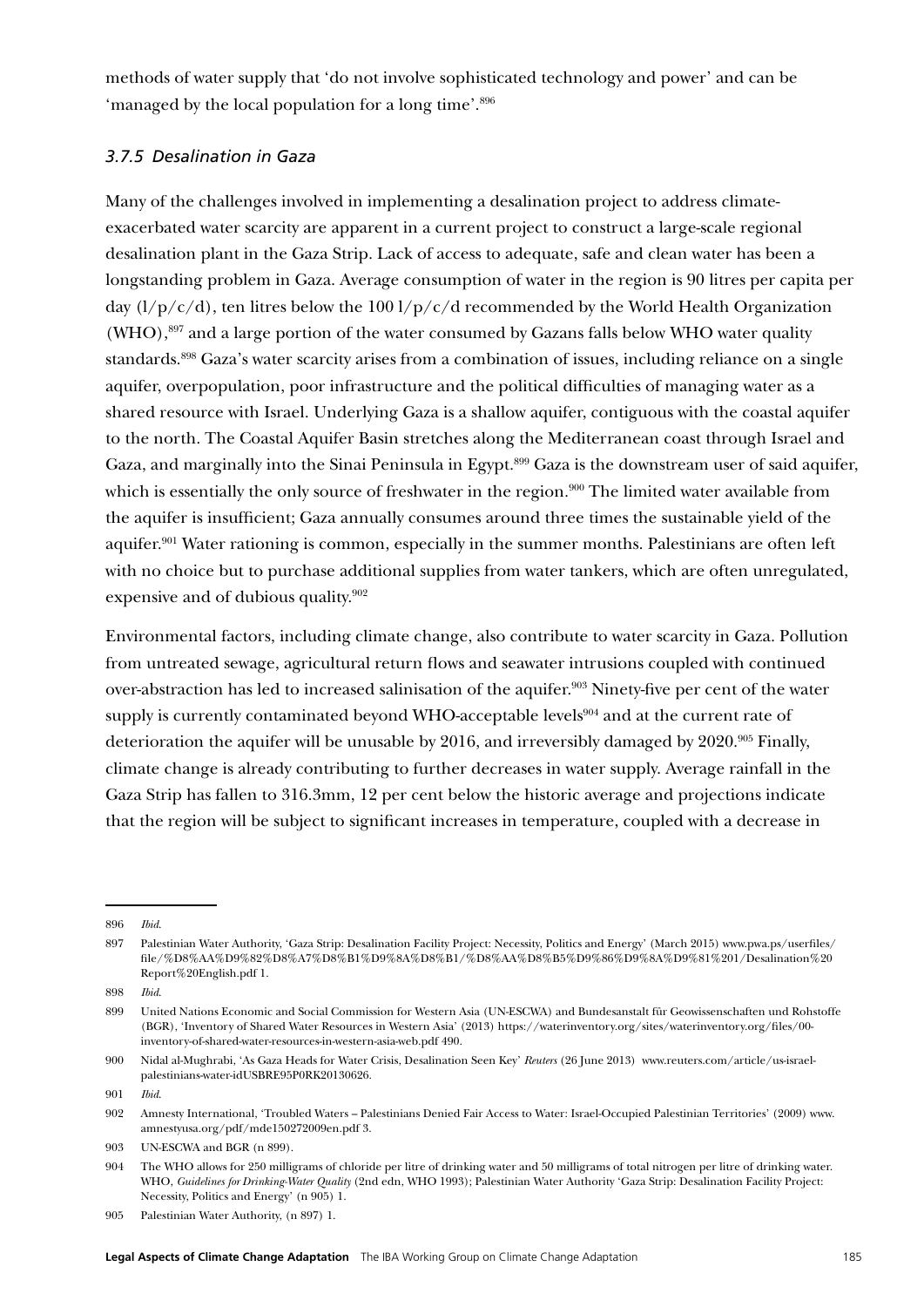methods of water supply that 'do not involve sophisticated technology and power' and can be 'managed by the local population for a long time'.[896]

### *3.7.5 Desalination in Gaza*

Many of the challenges involved in implementing a desalination project to address climate-exacerbated water scarcity are apparent in a current project to construct a large-scale regional desalination plant in the Gaza Strip. Lack of access to adequate, safe and clean water has been a longstanding problem in Gaza. Average consumption of water in the region is 90 litres per capita per day (l/p/c/d), ten litres below the 100 l/p/c/d recommended by the World Health Organization (WHO),[897] and a large portion of the water consumed by Gazans falls below WHO water quality standards.[898] Gaza's water scarcity arises from a combination of issues, including reliance on a single aquifer, overpopulation, poor infrastructure and the political difficulties of managing water as a shared resource with Israel. Underlying Gaza is a shallow aquifer, contiguous with the coastal aquifer to the north. The Coastal Aquifer Basin stretches along the Mediterranean coast through Israel and Gaza, and marginally into the Sinai Peninsula in Egypt.[899] Gaza is the downstream user of said aquifer, which is essentially the only source of freshwater in the region.[900] The limited water available from the aquifer is insufficient; Gaza annually consumes around three times the sustainable yield of the aquifer.[901] Water rationing is common, especially in the summer months. Palestinians are often left with no choice but to purchase additional supplies from water tankers, which are often unregulated, expensive and of dubious quality.[902]

Environmental factors, including climate change, also contribute to water scarcity in Gaza. Pollution from untreated sewage, agricultural return flows and seawater intrusions coupled with continued over-abstraction has led to increased salinisation of the aquifer.[903] Ninety-five per cent of the water supply is currently contaminated beyond WHO-acceptable levels[904] and at the current rate of deterioration the aquifer will be unusable by 2016, and irreversibly damaged by 2020.[905] Finally, climate change is already contributing to further decreases in water supply. Average rainfall in the Gaza Strip has fallen to 316.3mm, 12 per cent below the historic average and projections indicate that the region will be subject to significant increases in temperature, coupled with a decrease in

---

896 *Ibid*.

897 Palestinian Water Authority, 'Gaza Strip: Desalination Facility Project: Necessity, Politics and Energy' (March 2015) www.pwa.ps/userfiles/file/%D8%AA%D9%82%D8%A7%D8%B1%D9%8A%D8%B1/%D8%AA%D8%B5%D9%86%D9%8A%D9%81%201/Desalination%20Report%20English.pdf 1.

898 *Ibid*.

899 United Nations Economic and Social Commission for Western Asia (UN-ESCWA) and Bundesanstalt für Geowissenschaften und Rohstoffe (BGR), 'Inventory of Shared Water Resources in Western Asia' (2013) https://waterinventory.org/sites/waterinventory.org/files/00-inventory-of-shared-water-resources-in-western-asia-web.pdf 490.

900 Nidal al-Mughrabi, 'As Gaza Heads for Water Crisis, Desalination Seen Key' *Reuters* (26 June 2013) www.reuters.com/article/us-israel-palestinians-water-idUSBRE95P0RK20130626.

901 *Ibid*.

902 Amnesty International, 'Troubled Waters – Palestinians Denied Fair Access to Water: Israel-Occupied Palestinian Territories' (2009) www.amnestyusa.org/pdf/mde150272009en.pdf 3.

903 UN-ESCWA and BGR (n 899).

904 The WHO allows for 250 milligrams of chloride per litre of drinking water and 50 milligrams of total nitrogen per litre of drinking water. WHO, *Guidelines for Drinking-Water Quality* (2nd edn, WHO 1993); Palestinian Water Authority 'Gaza Strip: Desalination Facility Project: Necessity, Politics and Energy' (n 905) 1.

905 Palestinian Water Authority, (n 897) 1.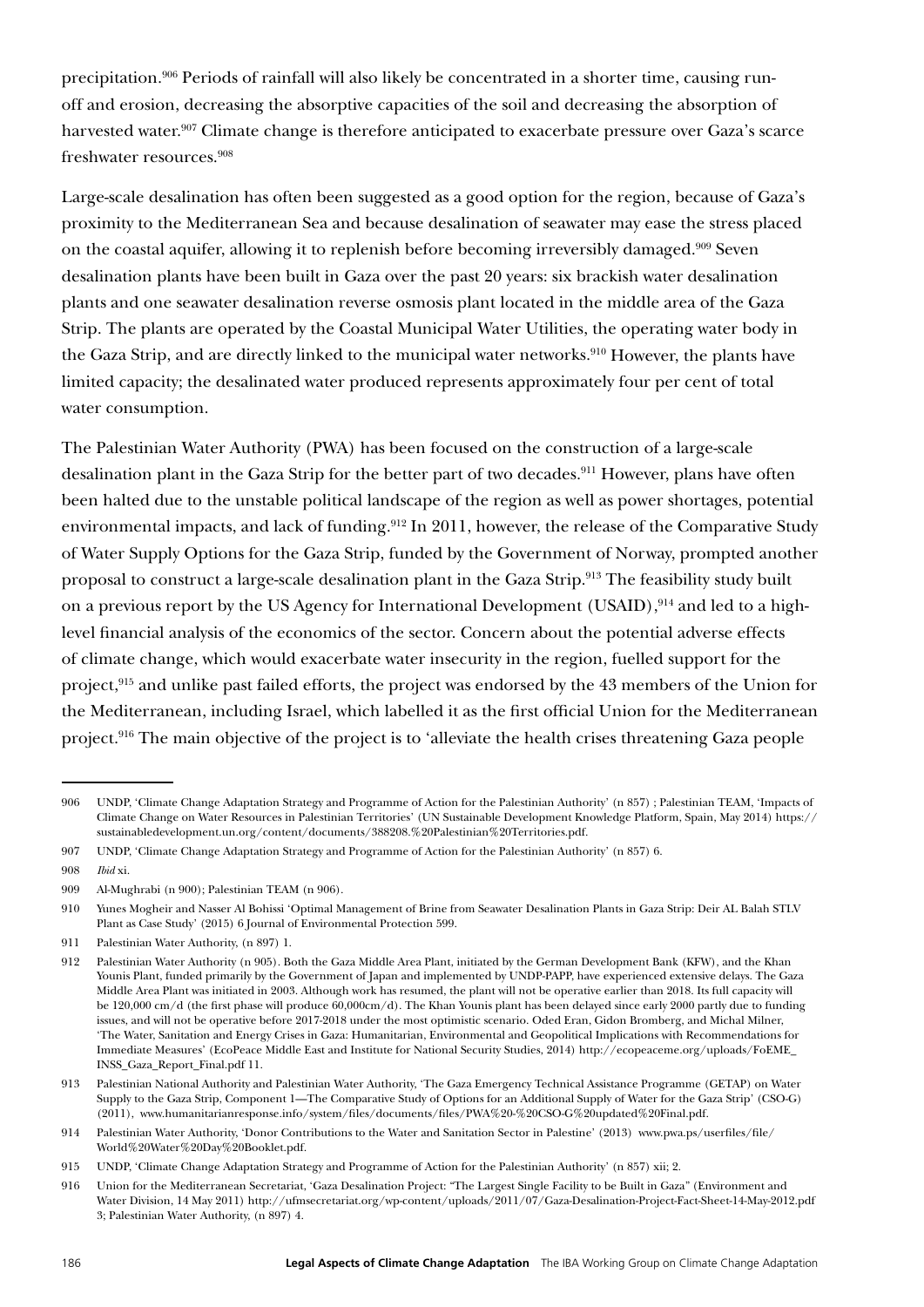precipitation.[906] Periods of rainfall will also likely be concentrated in a shorter time, causing run-off and erosion, decreasing the absorptive capacities of the soil and decreasing the absorption of harvested water.[907] Climate change is therefore anticipated to exacerbate pressure over Gaza's scarce freshwater resources.[908]

Large-scale desalination has often been suggested as a good option for the region, because of Gaza's proximity to the Mediterranean Sea and because desalination of seawater may ease the stress placed on the coastal aquifer, allowing it to replenish before becoming irreversibly damaged.[909] Seven desalination plants have been built in Gaza over the past 20 years: six brackish water desalination plants and one seawater desalination reverse osmosis plant located in the middle area of the Gaza Strip. The plants are operated by the Coastal Municipal Water Utilities, the operating water body in the Gaza Strip, and are directly linked to the municipal water networks.[910] However, the plants have limited capacity; the desalinated water produced represents approximately four per cent of total water consumption.

The Palestinian Water Authority (PWA) has been focused on the construction of a large-scale desalination plant in the Gaza Strip for the better part of two decades.[911] However, plans have often been halted due to the unstable political landscape of the region as well as power shortages, potential environmental impacts, and lack of funding.[912] In 2011, however, the release of the Comparative Study of Water Supply Options for the Gaza Strip, funded by the Government of Norway, prompted another proposal to construct a large-scale desalination plant in the Gaza Strip.[913] The feasibility study built on a previous report by the US Agency for International Development (USAID),[914] and led to a high-level financial analysis of the economics of the sector. Concern about the potential adverse effects of climate change, which would exacerbate water insecurity in the region, fuelled support for the project,[915] and unlike past failed efforts, the project was endorsed by the 43 members of the Union for the Mediterranean, including Israel, which labelled it as the first official Union for the Mediterranean project.[916] The main objective of the project is to 'alleviate the health crises threatening Gaza people

---

906 UNDP, 'Climate Change Adaptation Strategy and Programme of Action for the Palestinian Authority' (n 857) ; Palestinian TEAM, 'Impacts of Climate Change on Water Resources in Palestinian Territories' (UN Sustainable Development Knowledge Platform, Spain, May 2014) https://sustainabledevelopment.un.org/content/documents/388208.%20Palestinian%20Territories.pdf.

907 UNDP, 'Climate Change Adaptation Strategy and Programme of Action for the Palestinian Authority' (n 857) 6.

908 *Ibid* xi.

909 Al-Mughrabi (n 900); Palestinian TEAM (n 906).

910 Yunes Mogheir and Nasser Al Bohissi 'Optimal Management of Brine from Seawater Desalination Plants in Gaza Strip: Deir AL Balah STLV Plant as Case Study' (2015) 6 Journal of Environmental Protection 599.

911 Palestinian Water Authority, (n 897) 1.

912 Palestinian Water Authority (n 905). Both the Gaza Middle Area Plant, initiated by the German Development Bank (KFW), and the Khan Younis Plant, funded primarily by the Government of Japan and implemented by UNDP-PAPP, have experienced extensive delays. The Gaza Middle Area Plant was initiated in 2003. Although work has resumed, the plant will not be operative earlier than 2018. Its full capacity will be 120,000 cm/d (the first phase will produce 60,000cm/d). The Khan Younis plant has been delayed since early 2000 partly due to funding issues, and will not be operative before 2017-2018 under the most optimistic scenario. Oded Eran, Gidon Bromberg, and Michal Milner, 'The Water, Sanitation and Energy Crises in Gaza: Humanitarian, Environmental and Geopolitical Implications with Recommendations for Immediate Measures' (EcoPeace Middle East and Institute for National Security Studies, 2014) http://ecopeaceme.org/uploads/FoEME_INSS_Gaza_Report_Final.pdf 11.

913 Palestinian National Authority and Palestinian Water Authority, 'The Gaza Emergency Technical Assistance Programme (GETAP) on Water Supply to the Gaza Strip, Component 1—The Comparative Study of Options for an Additional Supply of Water for the Gaza Strip' (CSO-G) (2011), www.humanitarianresponse.info/system/files/documents/files/PWA%20-%20CSO-G%20updated%20Final.pdf.

914 Palestinian Water Authority, 'Donor Contributions to the Water and Sanitation Sector in Palestine' (2013) www.pwa.ps/userfiles/file/World%20Water%20Day%20Booklet.pdf.

915 UNDP, 'Climate Change Adaptation Strategy and Programme of Action for the Palestinian Authority' (n 857) xii; 2.

916 Union for the Mediterranean Secretariat, 'Gaza Desalination Project: "The Largest Single Facility to be Built in Gaza" (Environment and Water Division, 14 May 2011) http://ufmsecretariat.org/wp-content/uploads/2011/07/Gaza-Desalination-Project-Fact-Sheet-14-May-2012.pdf 3; Palestinian Water Authority, (n 897) 4.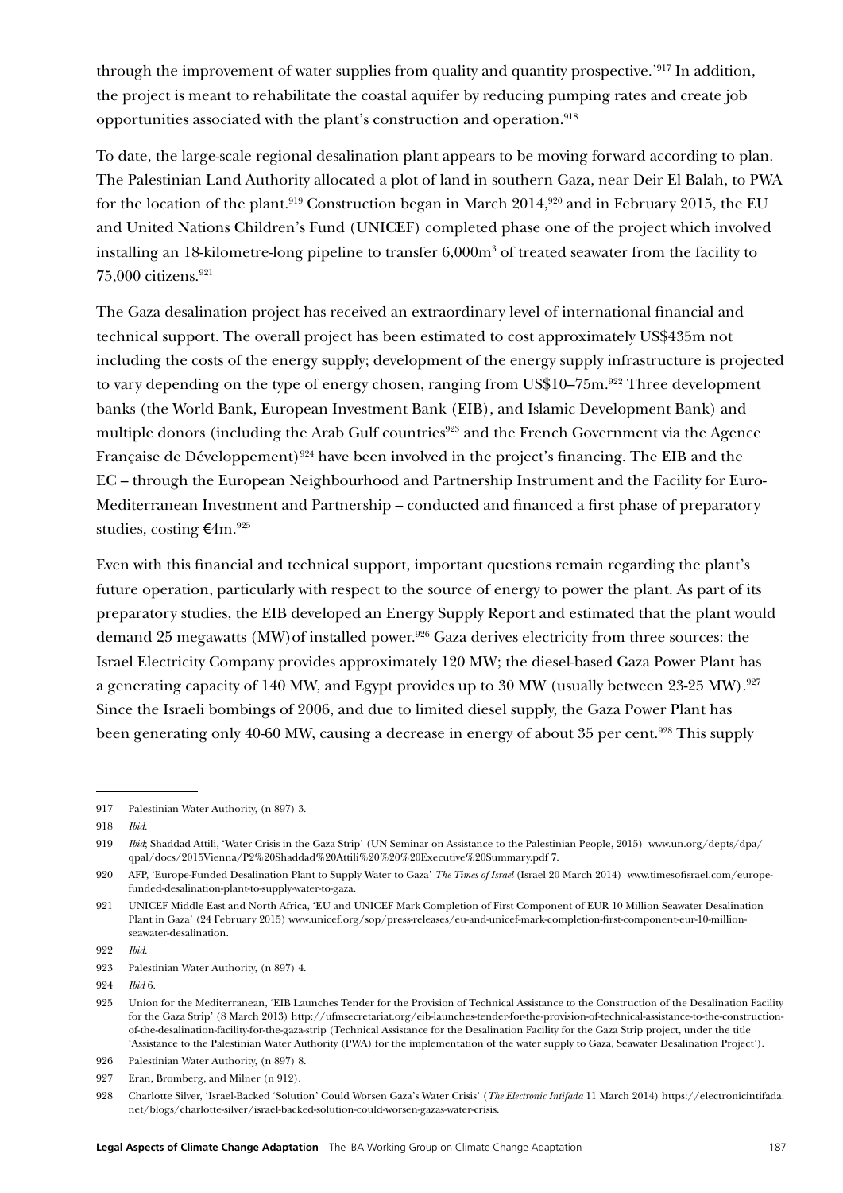through the improvement of water supplies from quality and quantity prospective.'[917] In addition, the project is meant to rehabilitate the coastal aquifer by reducing pumping rates and create job opportunities associated with the plant's construction and operation.[918]

To date, the large-scale regional desalination plant appears to be moving forward according to plan. The Palestinian Land Authority allocated a plot of land in southern Gaza, near Deir El Balah, to PWA for the location of the plant.[919] Construction began in March 2014,[920] and in February 2015, the EU and United Nations Children's Fund (UNICEF) completed phase one of the project which involved installing an 18-kilometre-long pipeline to transfer 6,000m$^3$ of treated seawater from the facility to 75,000 citizens.[921]

The Gaza desalination project has received an extraordinary level of international financial and technical support. The overall project has been estimated to cost approximately US$435m not including the costs of the energy supply; development of the energy supply infrastructure is projected to vary depending on the type of energy chosen, ranging from US$10–75m.[922] Three development banks (the World Bank, European Investment Bank (EIB), and Islamic Development Bank) and multiple donors (including the Arab Gulf countries[923] and the French Government via the Agence Française de Développement)[924] have been involved in the project's financing. The EIB and the EC – through the European Neighbourhood and Partnership Instrument and the Facility for Euro-Mediterranean Investment and Partnership – conducted and financed a first phase of preparatory studies, costing €4m.[925]

Even with this financial and technical support, important questions remain regarding the plant's future operation, particularly with respect to the source of energy to power the plant. As part of its preparatory studies, the EIB developed an Energy Supply Report and estimated that the plant would demand 25 megawatts (MW)of installed power.[926] Gaza derives electricity from three sources: the Israel Electricity Company provides approximately 120 MW; the diesel-based Gaza Power Plant has a generating capacity of 140 MW, and Egypt provides up to 30 MW (usually between 23-25 MW).[927] Since the Israeli bombings of 2006, and due to limited diesel supply, the Gaza Power Plant has been generating only 40-60 MW, causing a decrease in energy of about 35 per cent.[928] This supply

---

917 Palestinian Water Authority, (n 897) 3.

918 *Ibid*.

919 *Ibid*; Shaddad Attili, 'Water Crisis in the Gaza Strip' (UN Seminar on Assistance to the Palestinian People, 2015) www.un.org/depts/dpa/qpal/docs/2015Vienna/P2%20Shaddad%20Attili%20%20%20Executive%20Summary.pdf 7.

920 AFP, 'Europe-Funded Desalination Plant to Supply Water to Gaza' *The Times of Israel* (Israel 20 March 2014) www.timesofisrael.com/europe-funded-desalination-plant-to-supply-water-to-gaza.

921 UNICEF Middle East and North Africa, 'EU and UNICEF Mark Completion of First Component of EUR 10 Million Seawater Desalination Plant in Gaza' (24 February 2015) www.unicef.org/sop/press-releases/eu-and-unicef-mark-completion-first-component-eur-10-million-seawater-desalination.

922 *Ibid*.

923 Palestinian Water Authority, (n 897) 4.

924 *Ibid* 6.

925 Union for the Mediterranean, 'EIB Launches Tender for the Provision of Technical Assistance to the Construction of the Desalination Facility for the Gaza Strip' (8 March 2013) http://ufmsecretariat.org/eib-launches-tender-for-the-provision-of-technical-assistance-to-the-construction-of-the-desalination-facility-for-the-gaza-strip (Technical Assistance for the Desalination Facility for the Gaza Strip project, under the title 'Assistance to the Palestinian Water Authority (PWA) for the implementation of the water supply to Gaza, Seawater Desalination Project').

926 Palestinian Water Authority, (n 897) 8.

927 Eran, Bromberg, and Milner (n 912).

928 Charlotte Silver, 'Israel-Backed 'Solution' Could Worsen Gaza's Water Crisis' (*The Electronic Intifada* 11 March 2014) https://electronicintifada.net/blogs/charlotte-silver/israel-backed-solution-could-worsen-gazas-water-crisis.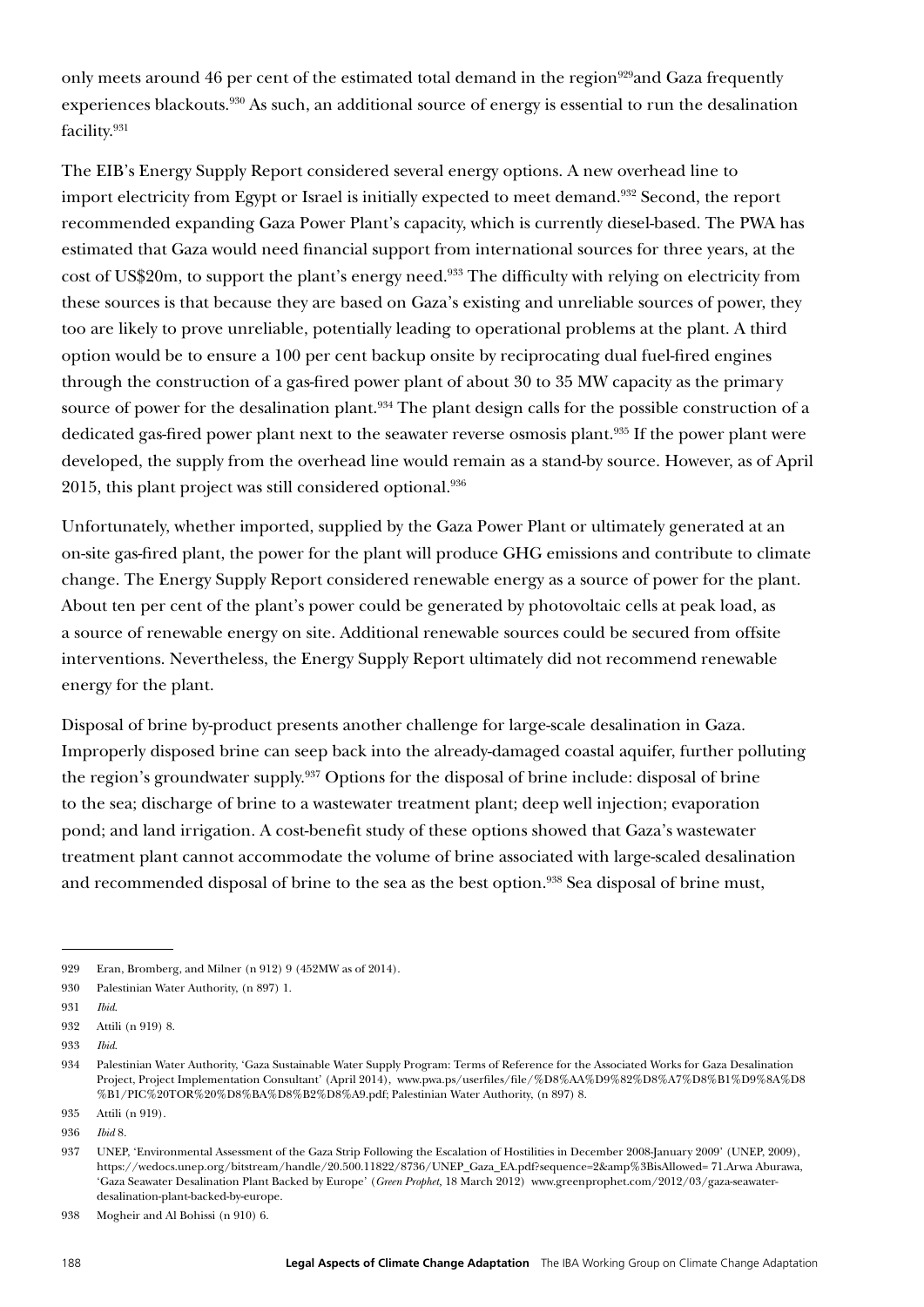only meets around 46 per cent of the estimated total demand in the region[929]and Gaza frequently experiences blackouts.[930] As such, an additional source of energy is essential to run the desalination facility.[931]

The EIB's Energy Supply Report considered several energy options. A new overhead line to import electricity from Egypt or Israel is initially expected to meet demand.[932] Second, the report recommended expanding Gaza Power Plant's capacity, which is currently diesel-based. The PWA has estimated that Gaza would need financial support from international sources for three years, at the cost of US$20m, to support the plant's energy need.[933] The difficulty with relying on electricity from these sources is that because they are based on Gaza's existing and unreliable sources of power, they too are likely to prove unreliable, potentially leading to operational problems at the plant. A third option would be to ensure a 100 per cent backup onsite by reciprocating dual fuel-fired engines through the construction of a gas-fired power plant of about 30 to 35 MW capacity as the primary source of power for the desalination plant.[934] The plant design calls for the possible construction of a dedicated gas-fired power plant next to the seawater reverse osmosis plant.[935] If the power plant were developed, the supply from the overhead line would remain as a stand-by source. However, as of April 2015, this plant project was still considered optional.[936]

Unfortunately, whether imported, supplied by the Gaza Power Plant or ultimately generated at an on-site gas-fired plant, the power for the plant will produce GHG emissions and contribute to climate change. The Energy Supply Report considered renewable energy as a source of power for the plant. About ten per cent of the plant's power could be generated by photovoltaic cells at peak load, as a source of renewable energy on site. Additional renewable sources could be secured from offsite interventions. Nevertheless, the Energy Supply Report ultimately did not recommend renewable energy for the plant.

Disposal of brine by-product presents another challenge for large-scale desalination in Gaza. Improperly disposed brine can seep back into the already-damaged coastal aquifer, further polluting the region's groundwater supply.[937] Options for the disposal of brine include: disposal of brine to the sea; discharge of brine to a wastewater treatment plant; deep well injection; evaporation pond; and land irrigation. A cost-benefit study of these options showed that Gaza's wastewater treatment plant cannot accommodate the volume of brine associated with large-scaled desalination and recommended disposal of brine to the sea as the best option.[938] Sea disposal of brine must,

---

929 Eran, Bromberg, and Milner (n 912) 9 (452MW as of 2014).

930 Palestinian Water Authority, (n 897) 1.

931 *Ibid*.

932 Attili (n 919) 8.

933 *Ibid*.

934 Palestinian Water Authority, 'Gaza Sustainable Water Supply Program: Terms of Reference for the Associated Works for Gaza Desalination Project, Project Implementation Consultant' (April 2014), www.pwa.ps/userfiles/file/%D8%AA%D9%82%D8%A7%D8%B1%D9%8A%D8%B1/PIC%20TOR%20%D8%BA%D8%B2%D8%A9.pdf; Palestinian Water Authority, (n 897) 8.

935 Attili (n 919).

936 *Ibid* 8.

937 UNEP, 'Environmental Assessment of the Gaza Strip Following the Escalation of Hostilities in December 2008-January 2009' (UNEP, 2009), https://wedocs.unep.org/bitstream/handle/20.500.11822/8736/UNEP_Gaza_EA.pdf?sequence=2&amp%3BisAllowed= 71.Arwa Aburawa, 'Gaza Seawater Desalination Plant Backed by Europe' (*Green Prophet*, 18 March 2012) www.greenprophet.com/2012/03/gaza-seawater-desalination-plant-backed-by-europe.

938 Mogheir and Al Bohissi (n 910) 6.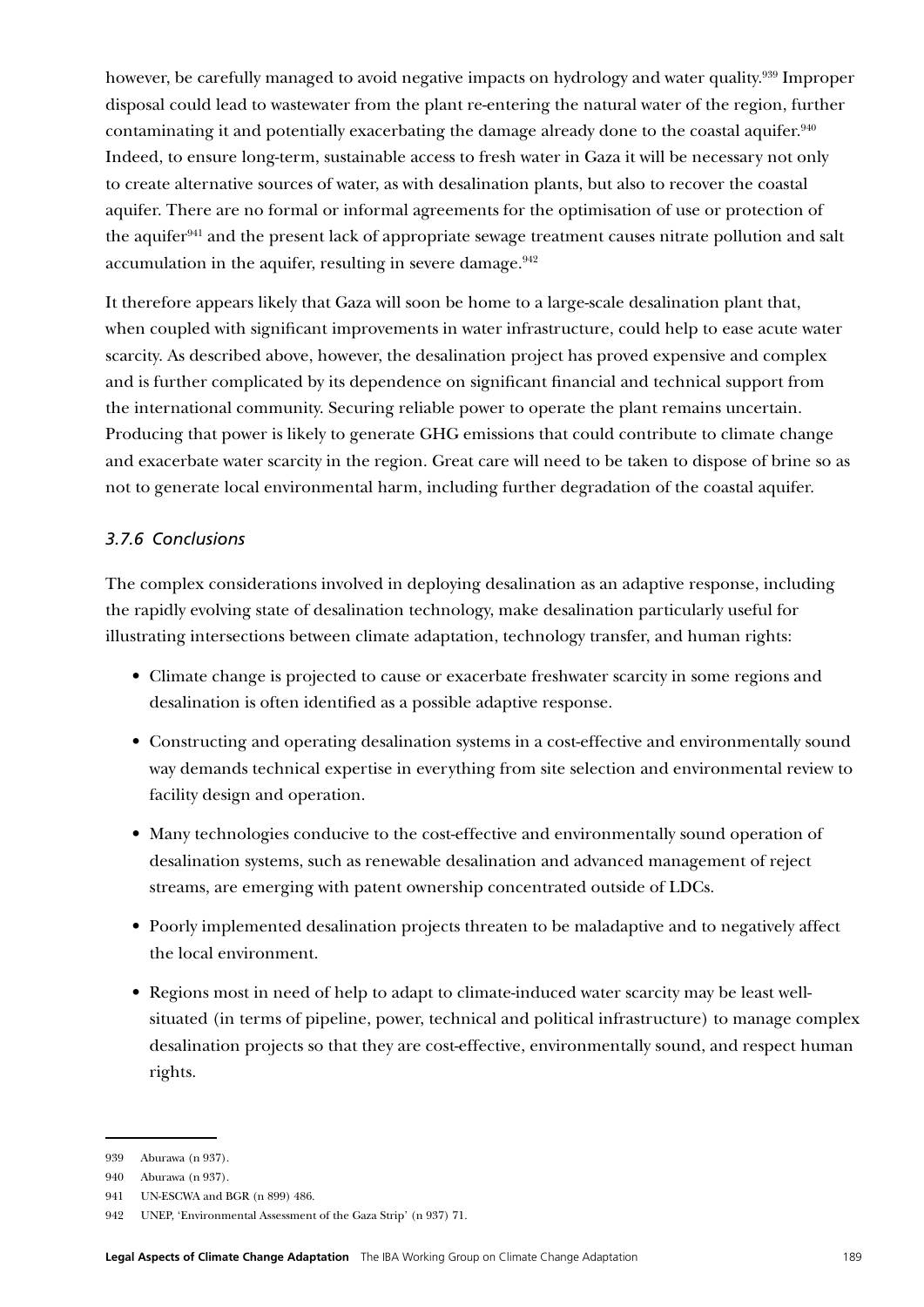however, be carefully managed to avoid negative impacts on hydrology and water quality.[939] Improper disposal could lead to wastewater from the plant re-entering the natural water of the region, further contaminating it and potentially exacerbating the damage already done to the coastal aquifer.[940] Indeed, to ensure long-term, sustainable access to fresh water in Gaza it will be necessary not only to create alternative sources of water, as with desalination plants, but also to recover the coastal aquifer. There are no formal or informal agreements for the optimisation of use or protection of the aquifer[941] and the present lack of appropriate sewage treatment causes nitrate pollution and salt accumulation in the aquifer, resulting in severe damage.[942]

It therefore appears likely that Gaza will soon be home to a large-scale desalination plant that, when coupled with significant improvements in water infrastructure, could help to ease acute water scarcity. As described above, however, the desalination project has proved expensive and complex and is further complicated by its dependence on significant financial and technical support from the international community. Securing reliable power to operate the plant remains uncertain. Producing that power is likely to generate GHG emissions that could contribute to climate change and exacerbate water scarcity in the region. Great care will need to be taken to dispose of brine so as not to generate local environmental harm, including further degradation of the coastal aquifer.

### *3.7.6 Conclusions*

The complex considerations involved in deploying desalination as an adaptive response, including the rapidly evolving state of desalination technology, make desalination particularly useful for illustrating intersections between climate adaptation, technology transfer, and human rights:

- Climate change is projected to cause or exacerbate freshwater scarcity in some regions and desalination is often identified as a possible adaptive response.
- Constructing and operating desalination systems in a cost-effective and environmentally sound way demands technical expertise in everything from site selection and environmental review to facility design and operation.
- Many technologies conducive to the cost-effective and environmentally sound operation of desalination systems, such as renewable desalination and advanced management of reject streams, are emerging with patent ownership concentrated outside of LDCs.
- Poorly implemented desalination projects threaten to be maladaptive and to negatively affect the local environment.
- Regions most in need of help to adapt to climate-induced water scarcity may be least well-situated (in terms of pipeline, power, technical and political infrastructure) to manage complex desalination projects so that they are cost-effective, environmentally sound, and respect human rights.

---

939 Aburawa (n 937).

940 Aburawa (n 937).

941 UN-ESCWA and BGR (n 899) 486.

942 UNEP, 'Environmental Assessment of the Gaza Strip' (n 937) 71.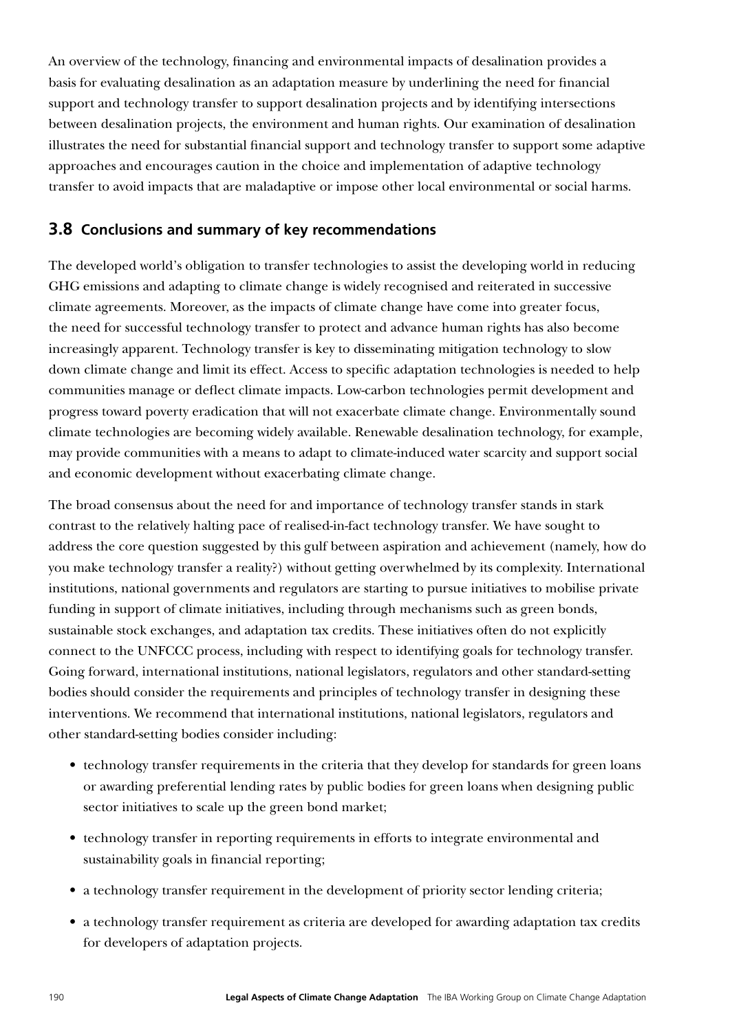An overview of the technology, financing and environmental impacts of desalination provides a basis for evaluating desalination as an adaptation measure by underlining the need for financial support and technology transfer to support desalination projects and by identifying intersections between desalination projects, the environment and human rights. Our examination of desalination illustrates the need for substantial financial support and technology transfer to support some adaptive approaches and encourages caution in the choice and implementation of adaptive technology transfer to avoid impacts that are maladaptive or impose other local environmental or social harms.

## 3.8 Conclusions and summary of key recommendations

The developed world's obligation to transfer technologies to assist the developing world in reducing GHG emissions and adapting to climate change is widely recognised and reiterated in successive climate agreements. Moreover, as the impacts of climate change have come into greater focus, the need for successful technology transfer to protect and advance human rights has also become increasingly apparent. Technology transfer is key to disseminating mitigation technology to slow down climate change and limit its effect. Access to specific adaptation technologies is needed to help communities manage or deflect climate impacts. Low-carbon technologies permit development and progress toward poverty eradication that will not exacerbate climate change. Environmentally sound climate technologies are becoming widely available. Renewable desalination technology, for example, may provide communities with a means to adapt to climate-induced water scarcity and support social and economic development without exacerbating climate change.

The broad consensus about the need for and importance of technology transfer stands in stark contrast to the relatively halting pace of realised-in-fact technology transfer. We have sought to address the core question suggested by this gulf between aspiration and achievement (namely, how do you make technology transfer a reality?) without getting overwhelmed by its complexity. International institutions, national governments and regulators are starting to pursue initiatives to mobilise private funding in support of climate initiatives, including through mechanisms such as green bonds, sustainable stock exchanges, and adaptation tax credits. These initiatives often do not explicitly connect to the UNFCCC process, including with respect to identifying goals for technology transfer. Going forward, international institutions, national legislators, regulators and other standard-setting bodies should consider the requirements and principles of technology transfer in designing these interventions. We recommend that international institutions, national legislators, regulators and other standard-setting bodies consider including:

- technology transfer requirements in the criteria that they develop for standards for green loans or awarding preferential lending rates by public bodies for green loans when designing public sector initiatives to scale up the green bond market;
- technology transfer in reporting requirements in efforts to integrate environmental and sustainability goals in financial reporting;
- a technology transfer requirement in the development of priority sector lending criteria;
- a technology transfer requirement as criteria are developed for awarding adaptation tax credits for developers of adaptation projects.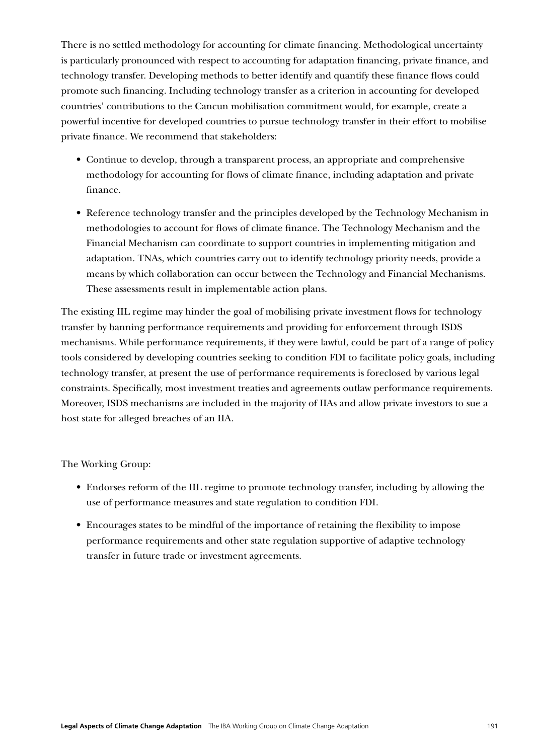There is no settled methodology for accounting for climate financing. Methodological uncertainty is particularly pronounced with respect to accounting for adaptation financing, private finance, and technology transfer. Developing methods to better identify and quantify these finance flows could promote such financing. Including technology transfer as a criterion in accounting for developed countries' contributions to the Cancun mobilisation commitment would, for example, create a powerful incentive for developed countries to pursue technology transfer in their effort to mobilise private finance. We recommend that stakeholders:

- Continue to develop, through a transparent process, an appropriate and comprehensive methodology for accounting for flows of climate finance, including adaptation and private finance.
- Reference technology transfer and the principles developed by the Technology Mechanism in methodologies to account for flows of climate finance. The Technology Mechanism and the Financial Mechanism can coordinate to support countries in implementing mitigation and adaptation. TNAs, which countries carry out to identify technology priority needs, provide a means by which collaboration can occur between the Technology and Financial Mechanisms. These assessments result in implementable action plans.

The existing IIL regime may hinder the goal of mobilising private investment flows for technology transfer by banning performance requirements and providing for enforcement through ISDS mechanisms. While performance requirements, if they were lawful, could be part of a range of policy tools considered by developing countries seeking to condition FDI to facilitate policy goals, including technology transfer, at present the use of performance requirements is foreclosed by various legal constraints. Specifically, most investment treaties and agreements outlaw performance requirements. Moreover, ISDS mechanisms are included in the majority of IIAs and allow private investors to sue a host state for alleged breaches of an IIA.

The Working Group:

- Endorses reform of the IIL regime to promote technology transfer, including by allowing the use of performance measures and state regulation to condition FDI.
- Encourages states to be mindful of the importance of retaining the flexibility to impose performance requirements and other state regulation supportive of adaptive technology transfer in future trade or investment agreements.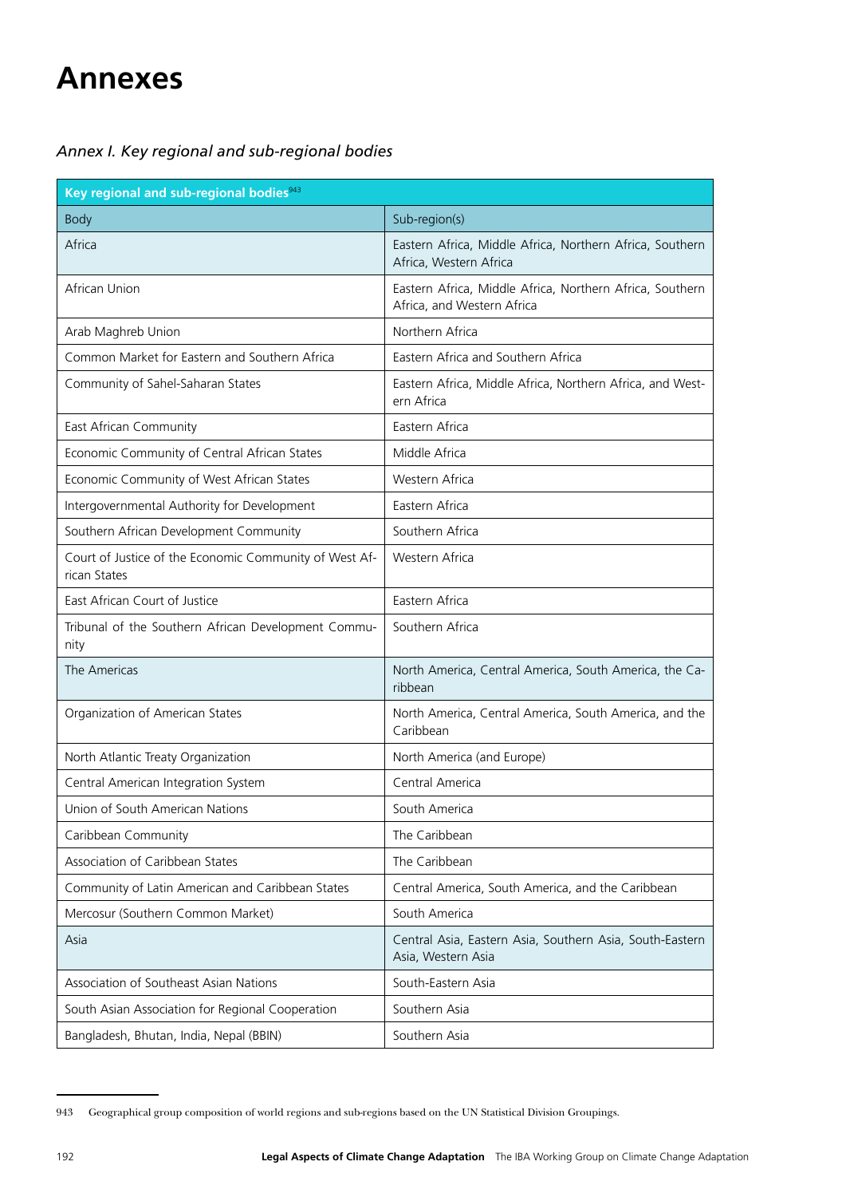# Annexes

*Annex I. Key regional and sub-regional bodies*

| Key regional and sub-regional bodies[943] | |
|---|---|
| Body | Sub-region(s) |
| Africa | Eastern Africa, Middle Africa, Northern Africa, Southern Africa, Western Africa |
| African Union | Eastern Africa, Middle Africa, Northern Africa, Southern Africa, and Western Africa |
| Arab Maghreb Union | Northern Africa |
| Common Market for Eastern and Southern Africa | Eastern Africa and Southern Africa |
| Community of Sahel-Saharan States | Eastern Africa, Middle Africa, Northern Africa, and Western Africa |
| East African Community | Eastern Africa |
| Economic Community of Central African States | Middle Africa |
| Economic Community of West African States | Western Africa |
| Intergovernmental Authority for Development | Eastern Africa |
| Southern African Development Community | Southern Africa |
| Court of Justice of the Economic Community of West African States | Western Africa |
| East African Court of Justice | Eastern Africa |
| Tribunal of the Southern African Development Community | Southern Africa |
| The Americas | North America, Central America, South America, the Caribbean |
| Organization of American States | North America, Central America, South America, and the Caribbean |
| North Atlantic Treaty Organization | North America (and Europe) |
| Central American Integration System | Central America |
| Union of South American Nations | South America |
| Caribbean Community | The Caribbean |
| Association of Caribbean States | The Caribbean |
| Community of Latin American and Caribbean States | Central America, South America, and the Caribbean |
| Mercosur (Southern Common Market) | South America |
| Asia | Central Asia, Eastern Asia, Southern Asia, South-Eastern Asia, Western Asia |
| Association of Southeast Asian Nations | South-Eastern Asia |
| South Asian Association for Regional Cooperation | Southern Asia |
| Bangladesh, Bhutan, India, Nepal (BBIN) | Southern Asia |

943 Geographical group composition of world regions and sub-regions based on the UN Statistical Division Groupings.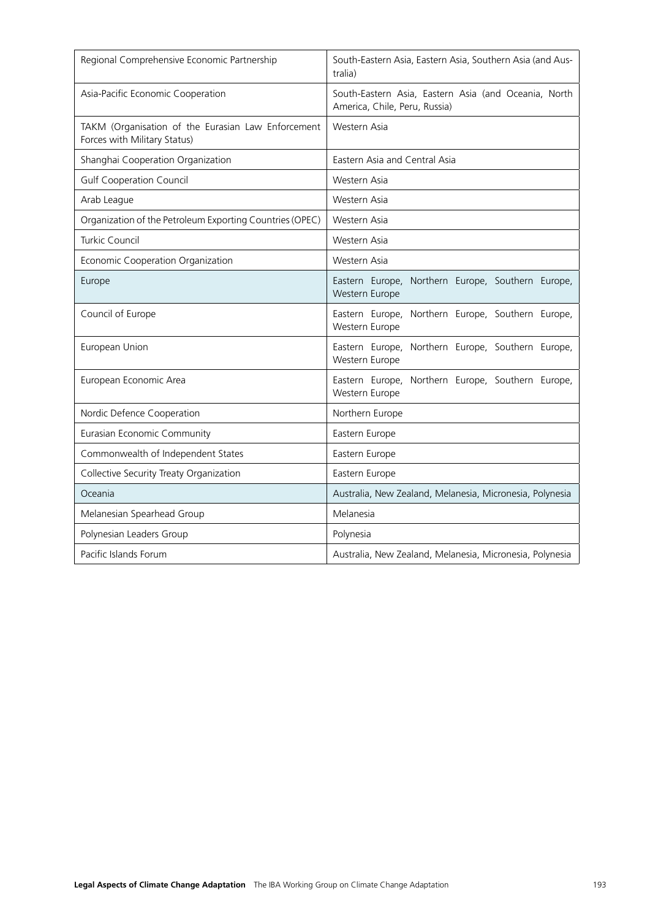| Regional Comprehensive Economic Partnership | South-Eastern Asia, Eastern Asia, Southern Asia (and Australia) |
|---|---|
| Asia-Pacific Economic Cooperation | South-Eastern Asia, Eastern Asia (and Oceania, North America, Chile, Peru, Russia) |
| TAKM (Organisation of the Eurasian Law Enforcement Forces with Military Status) | Western Asia |
| Shanghai Cooperation Organization | Eastern Asia and Central Asia |
| Gulf Cooperation Council | Western Asia |
| Arab League | Western Asia |
| Organization of the Petroleum Exporting Countries (OPEC) | Western Asia |
| Turkic Council | Western Asia |
| Economic Cooperation Organization | Western Asia |
| Europe | Eastern Europe, Northern Europe, Southern Europe, Western Europe |
| Council of Europe | Eastern Europe, Northern Europe, Southern Europe, Western Europe |
| European Union | Eastern Europe, Northern Europe, Southern Europe, Western Europe |
| European Economic Area | Eastern Europe, Northern Europe, Southern Europe, Western Europe |
| Nordic Defence Cooperation | Northern Europe |
| Eurasian Economic Community | Eastern Europe |
| Commonwealth of Independent States | Eastern Europe |
| Collective Security Treaty Organization | Eastern Europe |
| Oceania | Australia, New Zealand, Melanesia, Micronesia, Polynesia |
| Melanesian Spearhead Group | Melanesia |
| Polynesian Leaders Group | Polynesia |
| Pacific Islands Forum | Australia, New Zealand, Melanesia, Micronesia, Polynesia |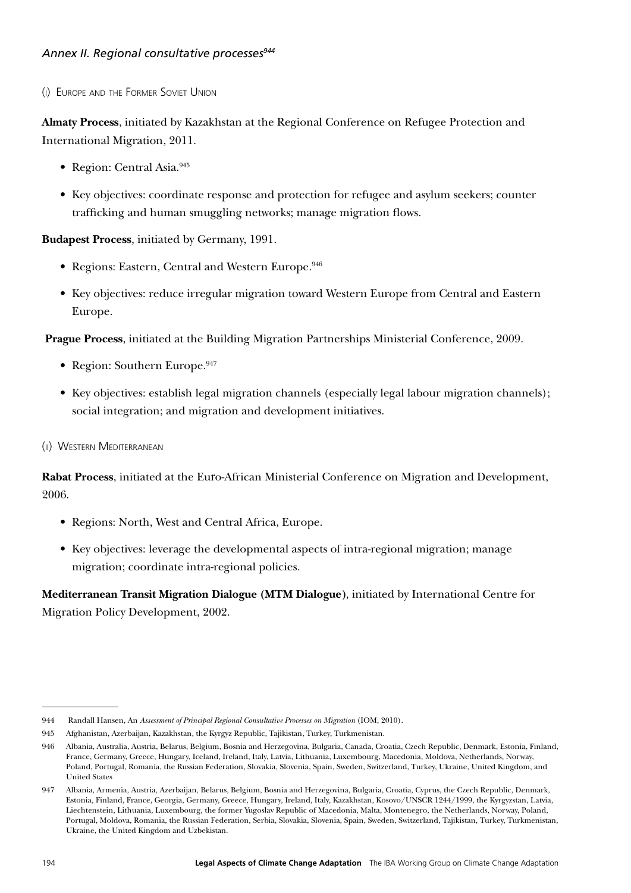## *Annex II. Regional consultative processes*[944]

### (i) Europe and the Former Soviet Union

**Almaty Process**, initiated by Kazakhstan at the Regional Conference on Refugee Protection and International Migration, 2011.

- Region: Central Asia.[945]
- Key objectives: coordinate response and protection for refugee and asylum seekers; counter trafficking and human smuggling networks; manage migration flows.

**Budapest Process**, initiated by Germany, 1991.

- Regions: Eastern, Central and Western Europe.[946]
- Key objectives: reduce irregular migration toward Western Europe from Central and Eastern Europe.

**Prague Process**, initiated at the Building Migration Partnerships Ministerial Conference, 2009.

- Region: Southern Europe.[947]
- Key objectives: establish legal migration channels (especially legal labour migration channels); social integration; and migration and development initiatives.

### (ii) Western Mediterranean

**Rabat Process**, initiated at the Euro-African Ministerial Conference on Migration and Development, 2006.

- Regions: North, West and Central Africa, Europe.
- Key objectives: leverage the developmental aspects of intra-regional migration; manage migration; coordinate intra-regional policies.

**Mediterranean Transit Migration Dialogue (MTM Dialogue)**, initiated by International Centre for Migration Policy Development, 2002.

---

944 Randall Hansen, An *Assessment of Principal Regional Consultative Processes on Migration* (IOM, 2010).

945 Afghanistan, Azerbaijan, Kazakhstan, the Kyrgyz Republic, Tajikistan, Turkey, Turkmenistan.

946 Albania, Australia, Austria, Belarus, Belgium, Bosnia and Herzegovina, Bulgaria, Canada, Croatia, Czech Republic, Denmark, Estonia, Finland, France, Germany, Greece, Hungary, Iceland, Ireland, Italy, Latvia, Lithuania, Luxembourg, Macedonia, Moldova, Netherlands, Norway, Poland, Portugal, Romania, the Russian Federation, Slovakia, Slovenia, Spain, Sweden, Switzerland, Turkey, Ukraine, United Kingdom, and United States

947 Albania, Armenia, Austria, Azerbaijan, Belarus, Belgium, Bosnia and Herzegovina, Bulgaria, Croatia, Cyprus, the Czech Republic, Denmark, Estonia, Finland, France, Georgia, Germany, Greece, Hungary, Ireland, Italy, Kazakhstan, Kosovo/UNSCR 1244/1999, the Kyrgyzstan, Latvia, Liechtenstein, Lithuania, Luxembourg, the former Yugoslav Republic of Macedonia, Malta, Montenegro, the Netherlands, Norway, Poland, Portugal, Moldova, Romania, the Russian Federation, Serbia, Slovakia, Slovenia, Spain, Sweden, Switzerland, Tajikistan, Turkey, Turkmenistan, Ukraine, the United Kingdom and Uzbekistan.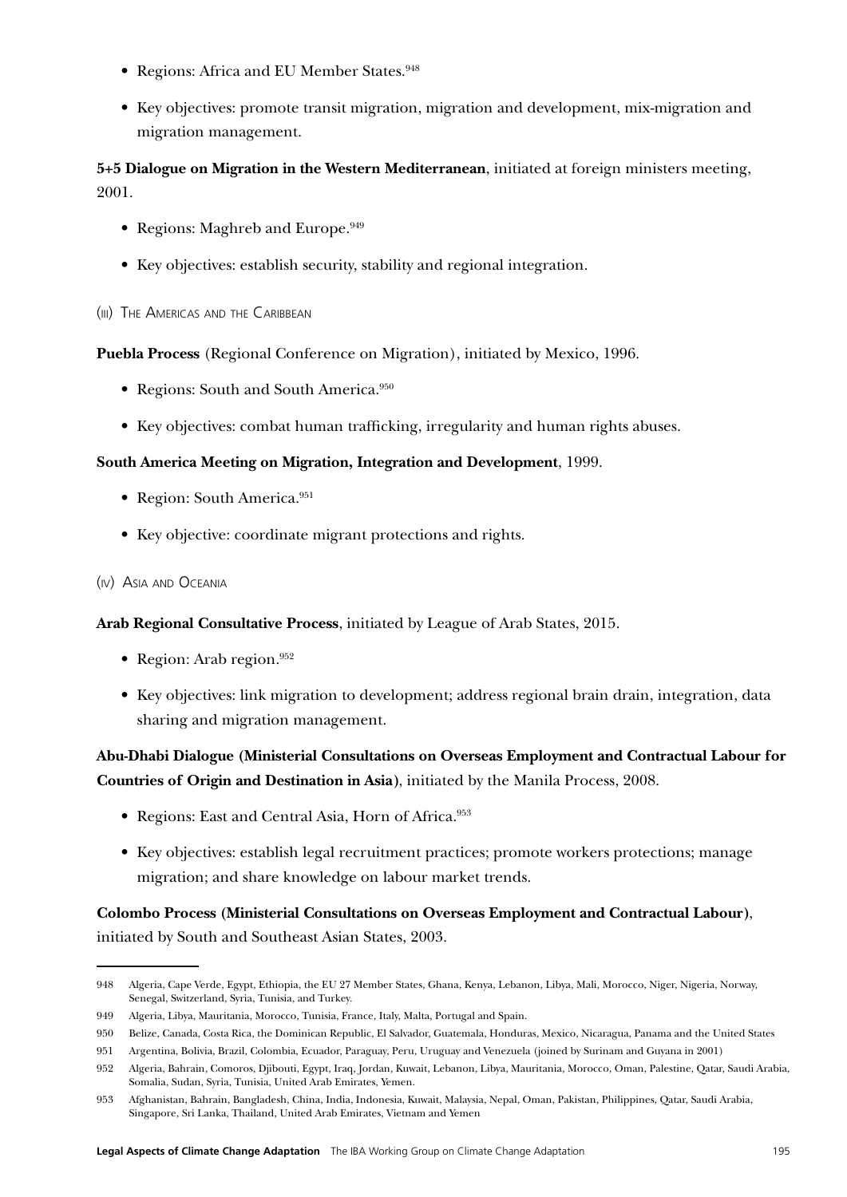- Regions: Africa and EU Member States.[948]
- Key objectives: promote transit migration, migration and development, mix-migration and migration management.

**5+5 Dialogue on Migration in the Western Mediterranean**, initiated at foreign ministers meeting, 2001.

- Regions: Maghreb and Europe.[949]
- Key objectives: establish security, stability and regional integration.

(iii) The Americas and the Caribbean

**Puebla Process** (Regional Conference on Migration), initiated by Mexico, 1996.

- Regions: South and South America.[950]
- Key objectives: combat human trafficking, irregularity and human rights abuses.

**South America Meeting on Migration, Integration and Development**, 1999.

- Region: South America.[951]
- Key objective: coordinate migrant protections and rights.

(iv) Asia and Oceania

**Arab Regional Consultative Process**, initiated by League of Arab States, 2015.

- Region: Arab region.[952]
- Key objectives: link migration to development; address regional brain drain, integration, data sharing and migration management.

**Abu-Dhabi Dialogue (Ministerial Consultations on Overseas Employment and Contractual Labour for Countries of Origin and Destination in Asia)**, initiated by the Manila Process, 2008.

- Regions: East and Central Asia, Horn of Africa.[953]
- Key objectives: establish legal recruitment practices; promote workers protections; manage migration; and share knowledge on labour market trends.

**Colombo Process (Ministerial Consultations on Overseas Employment and Contractual Labour)**, initiated by South and Southeast Asian States, 2003.

---

948 Algeria, Cape Verde, Egypt, Ethiopia, the EU 27 Member States, Ghana, Kenya, Lebanon, Libya, Mali, Morocco, Niger, Nigeria, Norway, Senegal, Switzerland, Syria, Tunisia, and Turkey.

949 Algeria, Libya, Mauritania, Morocco, Tunisia, France, Italy, Malta, Portugal and Spain.

950 Belize, Canada, Costa Rica, the Dominican Republic, El Salvador, Guatemala, Honduras, Mexico, Nicaragua, Panama and the United States

951 Argentina, Bolivia, Brazil, Colombia, Ecuador, Paraguay, Peru, Uruguay and Venezuela (joined by Surinam and Guyana in 2001)

952 Algeria, Bahrain, Comoros, Djibouti, Egypt, Iraq, Jordan, Kuwait, Lebanon, Libya, Mauritania, Morocco, Oman, Palestine, Qatar, Saudi Arabia, Somalia, Sudan, Syria, Tunisia, United Arab Emirates, Yemen.

953 Afghanistan, Bahrain, Bangladesh, China, India, Indonesia, Kuwait, Malaysia, Nepal, Oman, Pakistan, Philippines, Qatar, Saudi Arabia, Singapore, Sri Lanka, Thailand, United Arab Emirates, Vietnam and Yemen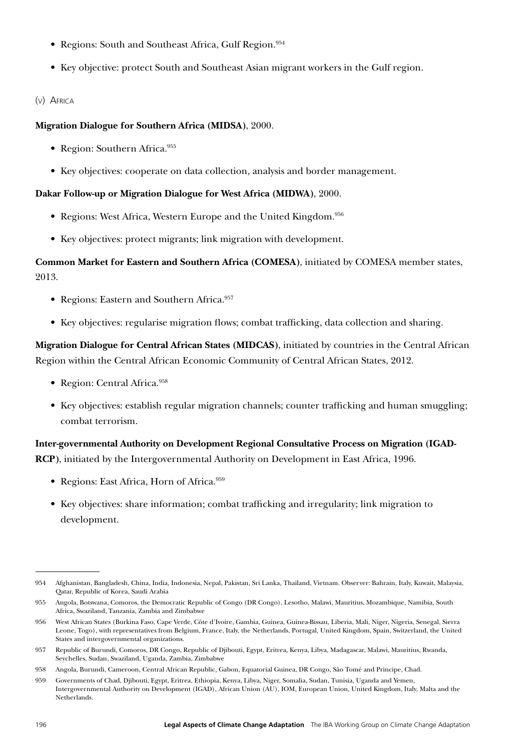- Regions: South and Southeast Africa, Gulf Region.[954]
- Key objective: protect South and Southeast Asian migrant workers in the Gulf region.

(v) Africa

**Migration Dialogue for Southern Africa (MIDSA)**, 2000.

- Region: Southern Africa.[955]
- Key objectives: cooperate on data collection, analysis and border management.

**Dakar Follow-up or Migration Dialogue for West Africa (MIDWA)**, 2000.

- Regions: West Africa, Western Europe and the United Kingdom.[956]
- Key objectives: protect migrants; link migration with development.

**Common Market for Eastern and Southern Africa (COMESA)**, initiated by COMESA member states, 2013.

- Regions: Eastern and Southern Africa.[957]
- Key objectives: regularise migration flows; combat trafficking, data collection and sharing.

**Migration Dialogue for Central African States (MIDCAS)**, initiated by countries in the Central African Region within the Central African Economic Community of Central African States, 2012.

- Region: Central Africa.[958]
- Key objectives: establish regular migration channels; counter trafficking and human smuggling; combat terrorism.

**Inter-governmental Authority on Development Regional Consultative Process on Migration (IGAD-RCP)**, initiated by the Intergovernmental Authority on Development in East Africa, 1996.

- Regions: East Africa, Horn of Africa.[959]
- Key objectives: share information; combat trafficking and irregularity; link migration to development.

---

954 Afghanistan, Bangladesh, China, India, Indonesia, Nepal, Pakistan, Sri Lanka, Thailand, Vietnam. Observer: Bahrain, Italy, Kuwait, Malaysia, Qatar, Republic of Korea, Saudi Arabia

955 Angola, Botswana, Comoros, the Democratic Republic of Congo (DR Congo), Lesotho, Malawi, Mauritius, Mozambique, Namibia, South Africa, Swaziland, Tanzania, Zambia and Zimbabwe

956 West African States (Burkina Faso, Cape Verde, Côte d'Ivoire, Gambia, Guinea, Guinea-Bissau, Liberia, Mali, Niger, Nigeria, Senegal, Sierra Leone, Togo), with representatives from Belgium, France, Italy, the Netherlands, Portugal, United Kingdom, Spain, Switzerland, the United States and intergovernmental organizations.

957 Republic of Burundi, Comoros, DR Congo, Republic of Djibouti, Egypt, Eritrea, Kenya, Libya, Madagascar, Malawi, Mauritius, Rwanda, Seychelles, Sudan, Swaziland, Uganda, Zambia, Zimbabwe

958 Angola, Burundi, Cameroon, Central African Republic, Gabon, Equatorial Guinea, DR Congo, São Tomé and Principe, Chad.

959 Governments of Chad, Djibouti, Egypt, Eritrea, Ethiopia, Kenya, Libya, Niger, Somalia, Sudan, Tunisia, Uganda and Yemen, Intergovernmental Authority on Development (IGAD), African Union (AU), IOM, European Union, United Kingdom, Italy, Malta and the Netherlands.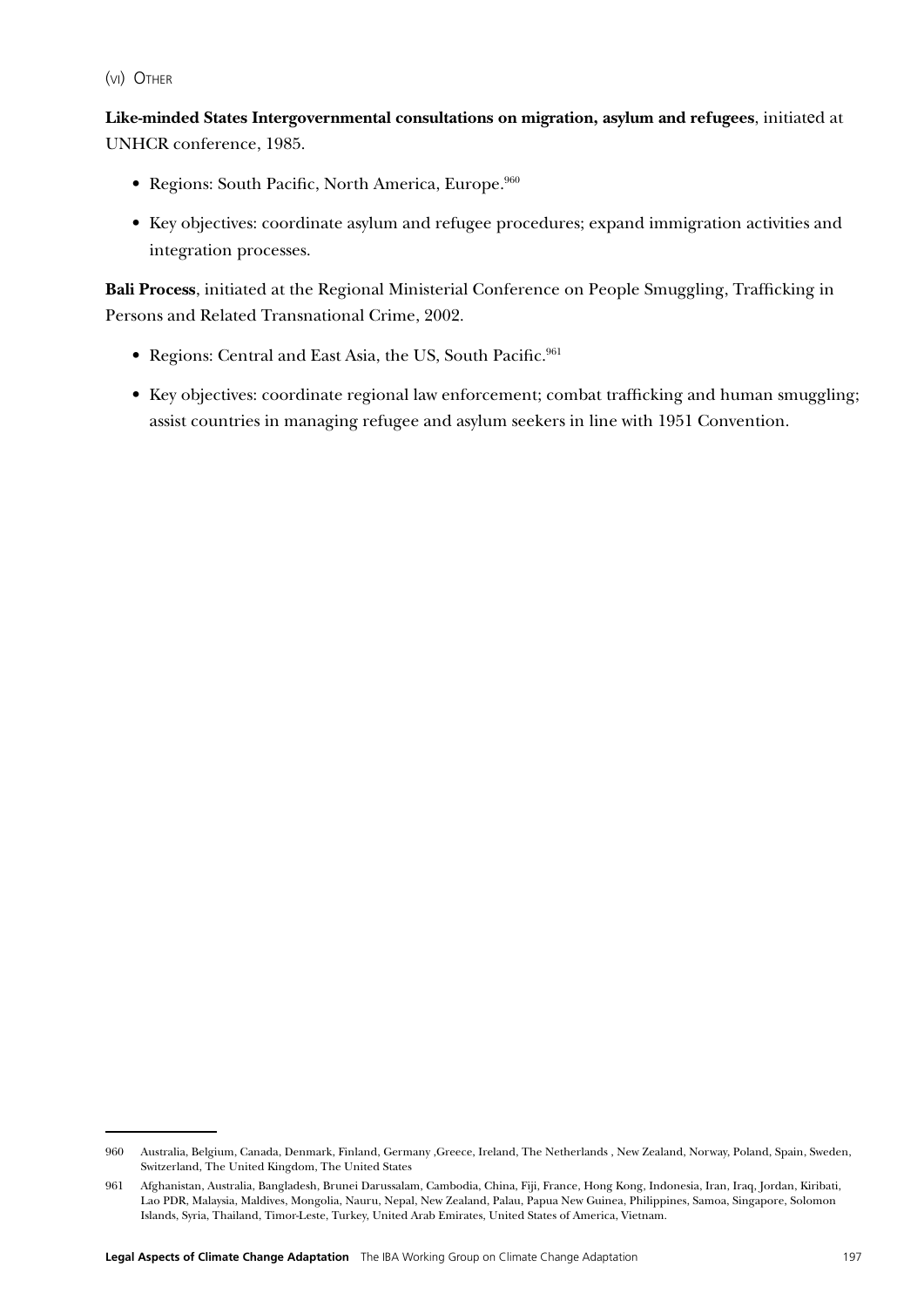(vi) Other

**Like-minded States Intergovernmental consultations on migration, asylum and refugees**, initiated at UNHCR conference, 1985.

- Regions: South Pacific, North America, Europe.[960]
- Key objectives: coordinate asylum and refugee procedures; expand immigration activities and integration processes.

**Bali Process**, initiated at the Regional Ministerial Conference on People Smuggling, Trafficking in Persons and Related Transnational Crime, 2002.

- Regions: Central and East Asia, the US, South Pacific.[961]
- Key objectives: coordinate regional law enforcement; combat trafficking and human smuggling; assist countries in managing refugee and asylum seekers in line with 1951 Convention.

---

960 Australia, Belgium, Canada, Denmark, Finland, Germany ,Greece, Ireland, The Netherlands , New Zealand, Norway, Poland, Spain, Sweden, Switzerland, The United Kingdom, The United States

961 Afghanistan, Australia, Bangladesh, Brunei Darussalam, Cambodia, China, Fiji, France, Hong Kong, Indonesia, Iran, Iraq, Jordan, Kiribati, Lao PDR, Malaysia, Maldives, Mongolia, Nauru, Nepal, New Zealand, Palau, Papua New Guinea, Philippines, Samoa, Singapore, Solomon Islands, Syria, Thailand, Timor-Leste, Turkey, United Arab Emirates, United States of America, Vietnam.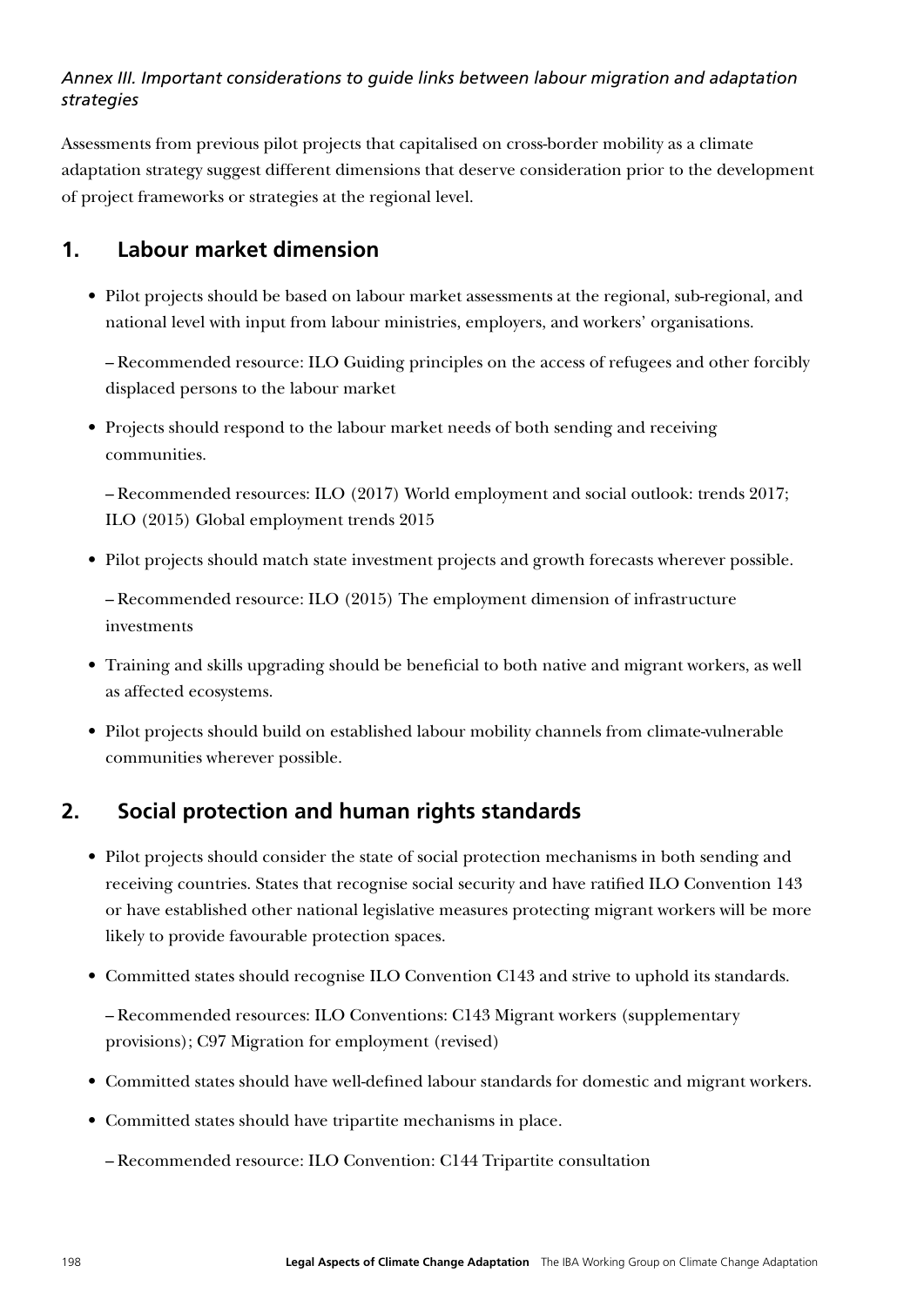*Annex III. Important considerations to guide links between labour migration and adaptation strategies*

Assessments from previous pilot projects that capitalised on cross-border mobility as a climate adaptation strategy suggest different dimensions that deserve consideration prior to the development of project frameworks or strategies at the regional level.

## 1. Labour market dimension

- Pilot projects should be based on labour market assessments at the regional, sub-regional, and national level with input from labour ministries, employers, and workers' organisations.

  – Recommended resource: ILO Guiding principles on the access of refugees and other forcibly displaced persons to the labour market

- Projects should respond to the labour market needs of both sending and receiving communities.

  – Recommended resources: ILO (2017) World employment and social outlook: trends 2017; ILO (2015) Global employment trends 2015

- Pilot projects should match state investment projects and growth forecasts wherever possible.

  – Recommended resource: ILO (2015) The employment dimension of infrastructure investments

- Training and skills upgrading should be beneficial to both native and migrant workers, as well as affected ecosystems.
- Pilot projects should build on established labour mobility channels from climate-vulnerable communities wherever possible.

## 2. Social protection and human rights standards

- Pilot projects should consider the state of social protection mechanisms in both sending and receiving countries. States that recognise social security and have ratified ILO Convention 143 or have established other national legislative measures protecting migrant workers will be more likely to provide favourable protection spaces.
- Committed states should recognise ILO Convention C143 and strive to uphold its standards.

  – Recommended resources: ILO Conventions: C143 Migrant workers (supplementary provisions); C97 Migration for employment (revised)

- Committed states should have well-defined labour standards for domestic and migrant workers.
- Committed states should have tripartite mechanisms in place.

  – Recommended resource: ILO Convention: C144 Tripartite consultation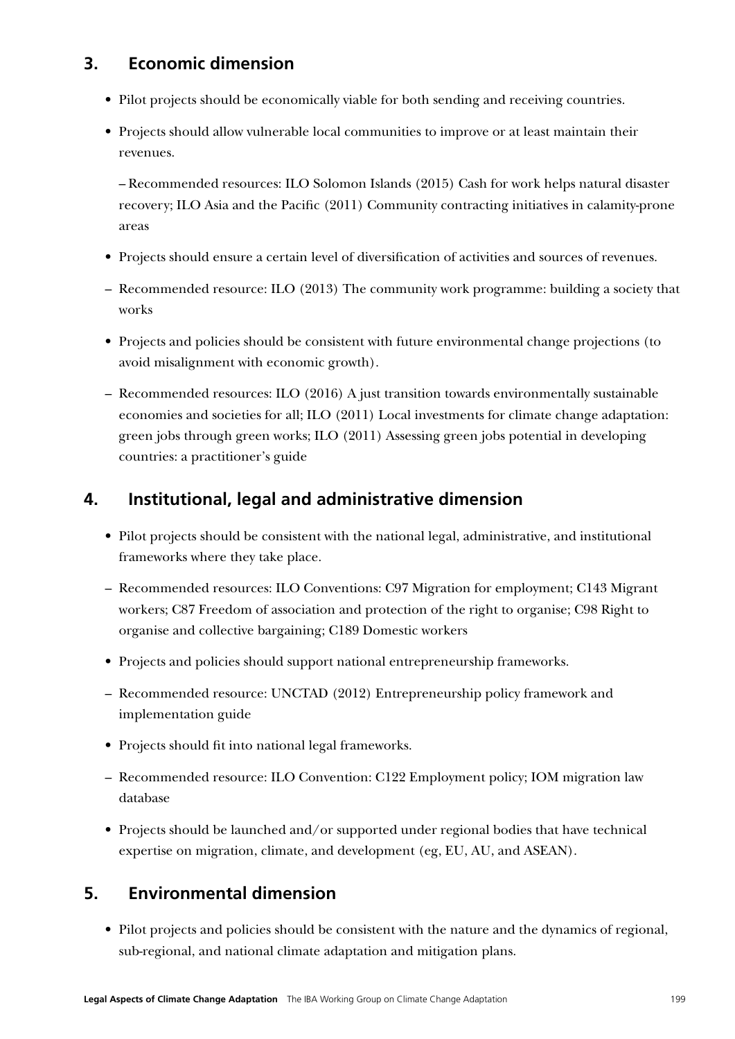## 3. Economic dimension

- Pilot projects should be economically viable for both sending and receiving countries.
- Projects should allow vulnerable local communities to improve or at least maintain their revenues.

  – Recommended resources: ILO Solomon Islands (2015) Cash for work helps natural disaster recovery; ILO Asia and the Pacific (2011) Community contracting initiatives in calamity-prone areas

- Projects should ensure a certain level of diversification of activities and sources of revenues.

– Recommended resource: ILO (2013) The community work programme: building a society that works

- Projects and policies should be consistent with future environmental change projections (to avoid misalignment with economic growth).

– Recommended resources: ILO (2016) A just transition towards environmentally sustainable economies and societies for all; ILO (2011) Local investments for climate change adaptation: green jobs through green works; ILO (2011) Assessing green jobs potential in developing countries: a practitioner's guide

## 4. Institutional, legal and administrative dimension

- Pilot projects should be consistent with the national legal, administrative, and institutional frameworks where they take place.

– Recommended resources: ILO Conventions: C97 Migration for employment; C143 Migrant workers; C87 Freedom of association and protection of the right to organise; C98 Right to organise and collective bargaining; C189 Domestic workers

- Projects and policies should support national entrepreneurship frameworks.

– Recommended resource: UNCTAD (2012) Entrepreneurship policy framework and implementation guide

- Projects should fit into national legal frameworks.

– Recommended resource: ILO Convention: C122 Employment policy; IOM migration law database

- Projects should be launched and/or supported under regional bodies that have technical expertise on migration, climate, and development (eg, EU, AU, and ASEAN).

## 5. Environmental dimension

- Pilot projects and policies should be consistent with the nature and the dynamics of regional, sub-regional, and national climate adaptation and mitigation plans.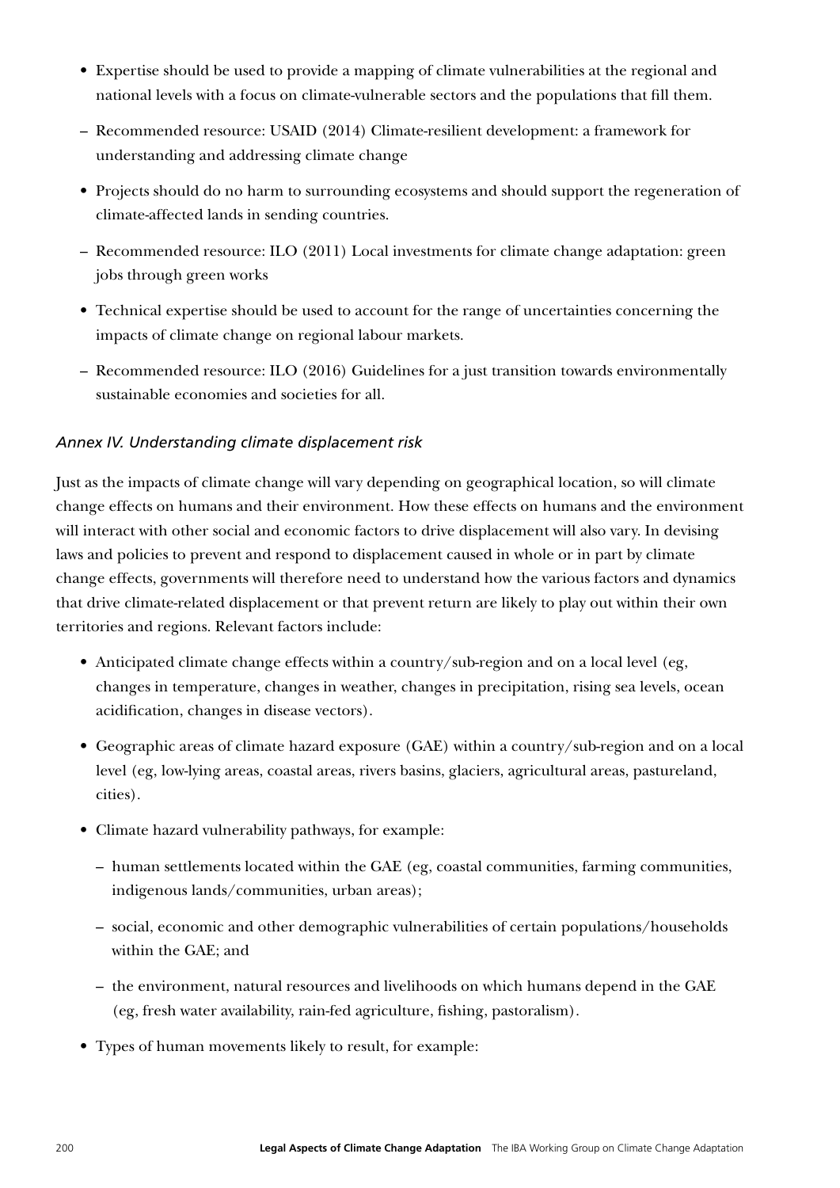- Expertise should be used to provide a mapping of climate vulnerabilities at the regional and national levels with a focus on climate-vulnerable sectors and the populations that fill them.
  - Recommended resource: USAID (2014) Climate-resilient development: a framework for understanding and addressing climate change
- Projects should do no harm to surrounding ecosystems and should support the regeneration of climate-affected lands in sending countries.
  - Recommended resource: ILO (2011) Local investments for climate change adaptation: green jobs through green works
- Technical expertise should be used to account for the range of uncertainties concerning the impacts of climate change on regional labour markets.
  - Recommended resource: ILO (2016) Guidelines for a just transition towards environmentally sustainable economies and societies for all.

### *Annex IV. Understanding climate displacement risk*

Just as the impacts of climate change will vary depending on geographical location, so will climate change effects on humans and their environment. How these effects on humans and the environment will interact with other social and economic factors to drive displacement will also vary. In devising laws and policies to prevent and respond to displacement caused in whole or in part by climate change effects, governments will therefore need to understand how the various factors and dynamics that drive climate-related displacement or that prevent return are likely to play out within their own territories and regions. Relevant factors include:

- Anticipated climate change effects within a country/sub-region and on a local level (eg, changes in temperature, changes in weather, changes in precipitation, rising sea levels, ocean acidification, changes in disease vectors).
- Geographic areas of climate hazard exposure (GAE) within a country/sub-region and on a local level (eg, low-lying areas, coastal areas, rivers basins, glaciers, agricultural areas, pastureland, cities).
- Climate hazard vulnerability pathways, for example:
  - human settlements located within the GAE (eg, coastal communities, farming communities, indigenous lands/communities, urban areas);
  - social, economic and other demographic vulnerabilities of certain populations/households within the GAE; and
  - the environment, natural resources and livelihoods on which humans depend in the GAE (eg, fresh water availability, rain-fed agriculture, fishing, pastoralism).
- Types of human movements likely to result, for example: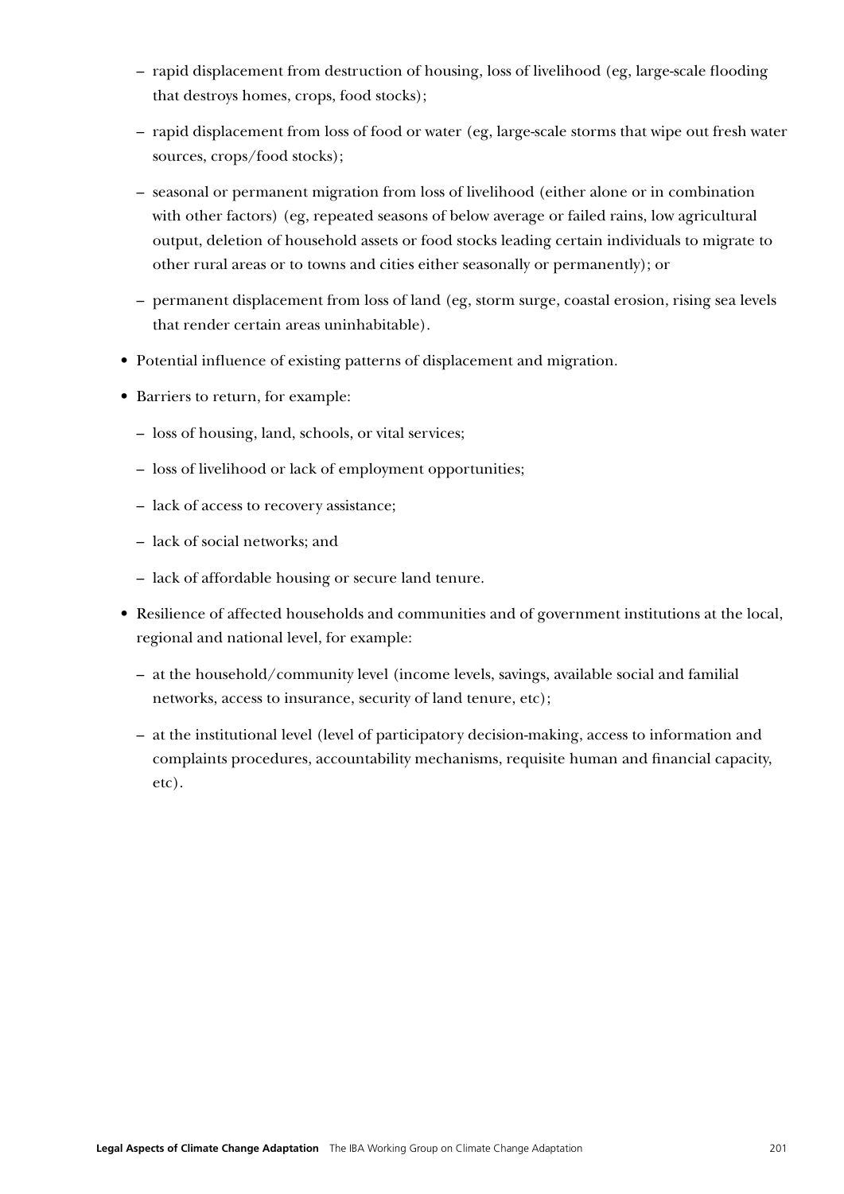- rapid displacement from destruction of housing, loss of livelihood (eg, large-scale flooding that destroys homes, crops, food stocks);
  - rapid displacement from loss of food or water (eg, large-scale storms that wipe out fresh water sources, crops/food stocks);
  - seasonal or permanent migration from loss of livelihood (either alone or in combination with other factors) (eg, repeated seasons of below average or failed rains, low agricultural output, deletion of household assets or food stocks leading certain individuals to migrate to other rural areas or to towns and cities either seasonally or permanently); or
  - permanent displacement from loss of land (eg, storm surge, coastal erosion, rising sea levels that render certain areas uninhabitable).
- Potential influence of existing patterns of displacement and migration.
- Barriers to return, for example:
  - loss of housing, land, schools, or vital services;
  - loss of livelihood or lack of employment opportunities;
  - lack of access to recovery assistance;
  - lack of social networks; and
  - lack of affordable housing or secure land tenure.
- Resilience of affected households and communities and of government institutions at the local, regional and national level, for example:
  - at the household/community level (income levels, savings, available social and familial networks, access to insurance, security of land tenure, etc);
  - at the institutional level (level of participatory decision-making, access to information and complaints procedures, accountability mechanisms, requisite human and financial capacity, etc).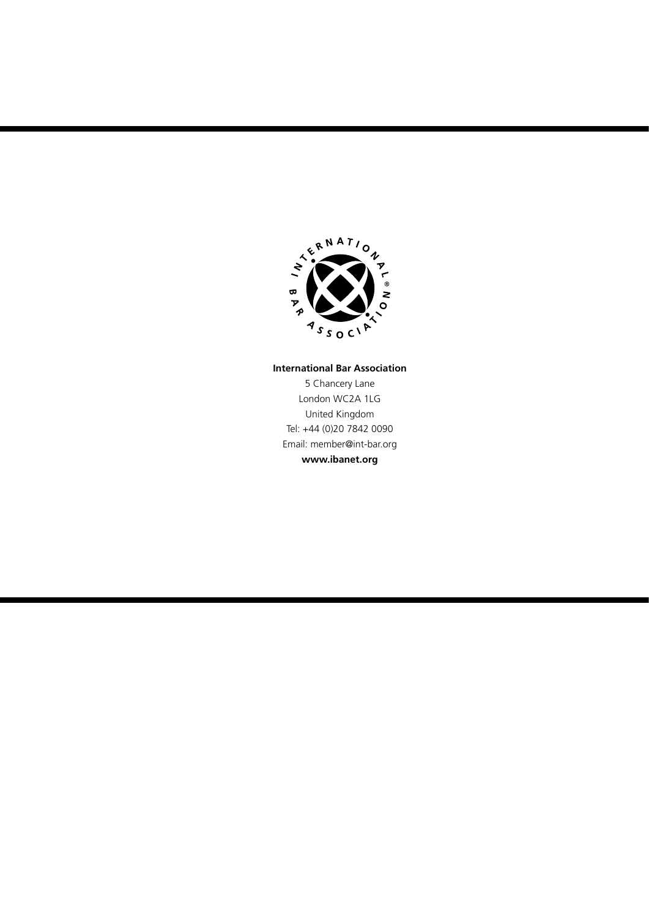**International Bar Association**

5 Chancery Lane

London WC2A 1LG

United Kingdom

Tel: +44 (0)20 7842 0090

Email: member@int-bar.org

**www.ibanet.org**